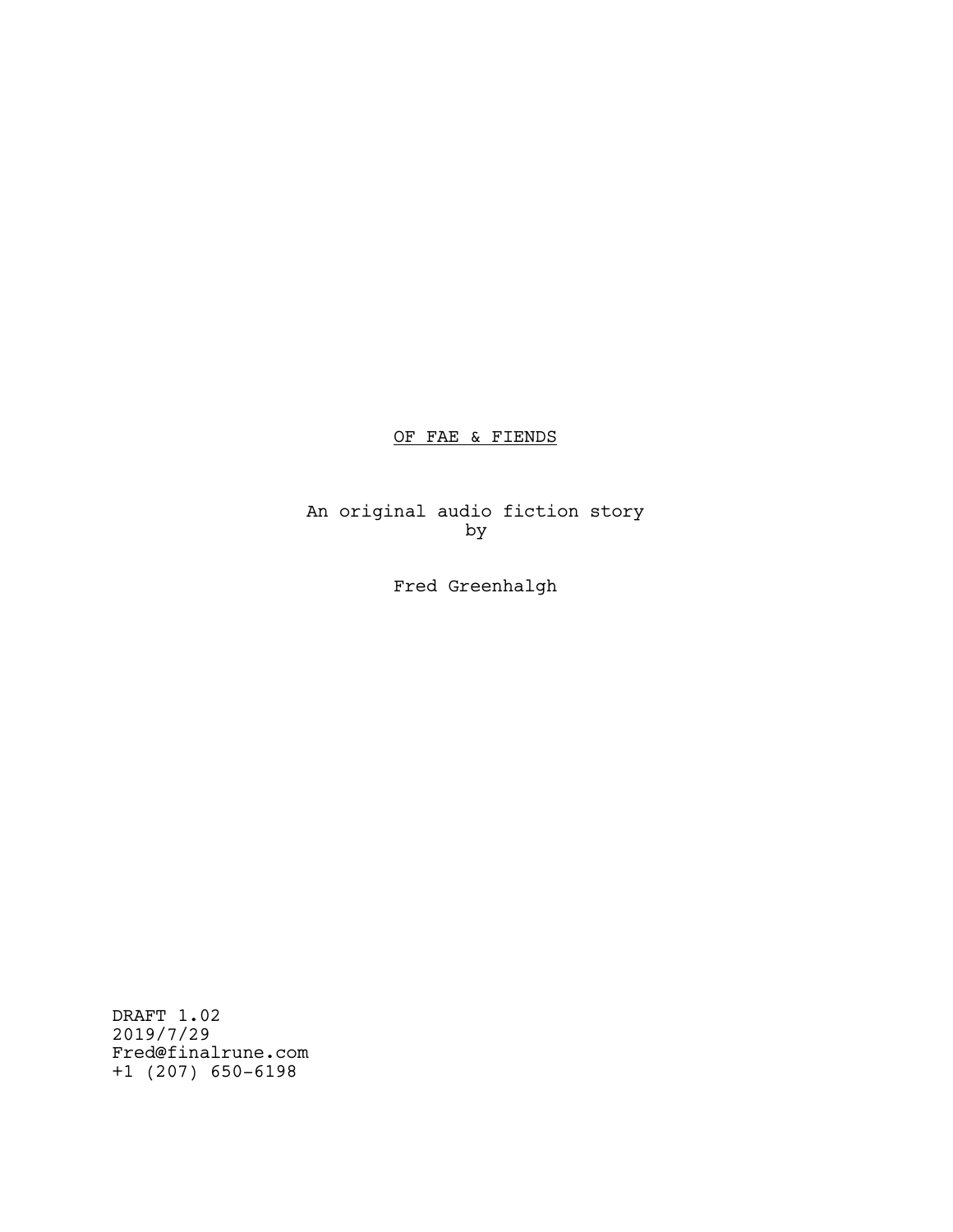# OF FAE & FIENDS

An original audio fiction story
by

Fred Greenhalgh

DRAFT 1.02
2019/7/29
Fred@finalrune.com
+1 (207) 650-6198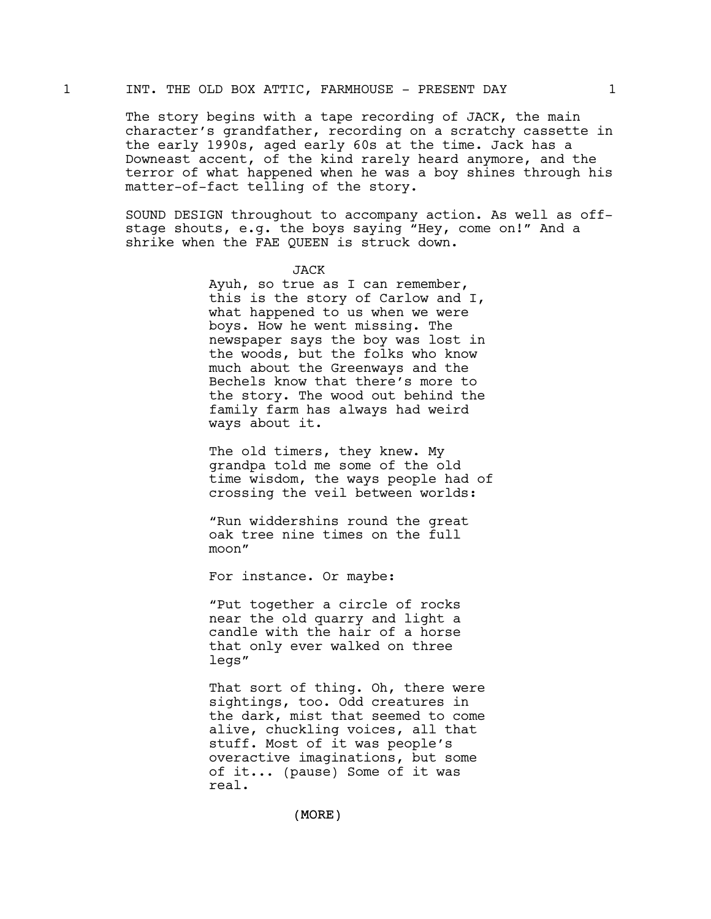1 INT. THE OLD BOX ATTIC, FARMHOUSE - PRESENT DAY 1

The story begins with a tape recording of JACK, the main character's grandfather, recording on a scratchy cassette in the early 1990s, aged early 60s at the time. Jack has a Downeast accent, of the kind rarely heard anymore, and the terror of what happened when he was a boy shines through his matter-of-fact telling of the story.

SOUND DESIGN throughout to accompany action. As well as off-stage shouts, e.g. the boys saying "Hey, come on!" And a shrike when the FAE QUEEN is struck down.

JACK

Ayuh, so true as I can remember, this is the story of Carlow and I, what happened to us when we were boys. How he went missing. The newspaper says the boy was lost in the woods, but the folks who know much about the Greenways and the Bechels know that there's more to the story. The wood out behind the family farm has always had weird ways about it.

The old timers, they knew. My grandpa told me some of the old time wisdom, the ways people had of crossing the veil between worlds:

"Run widdershins round the great oak tree nine times on the full moon"

For instance. Or maybe:

"Put together a circle of rocks near the old quarry and light a candle with the hair of a horse that only ever walked on three legs"

That sort of thing. Oh, there were sightings, too. Odd creatures in the dark, mist that seemed to come alive, chuckling voices, all that stuff. Most of it was people's overactive imaginations, but some of it... (pause) Some of it was real.

(MORE)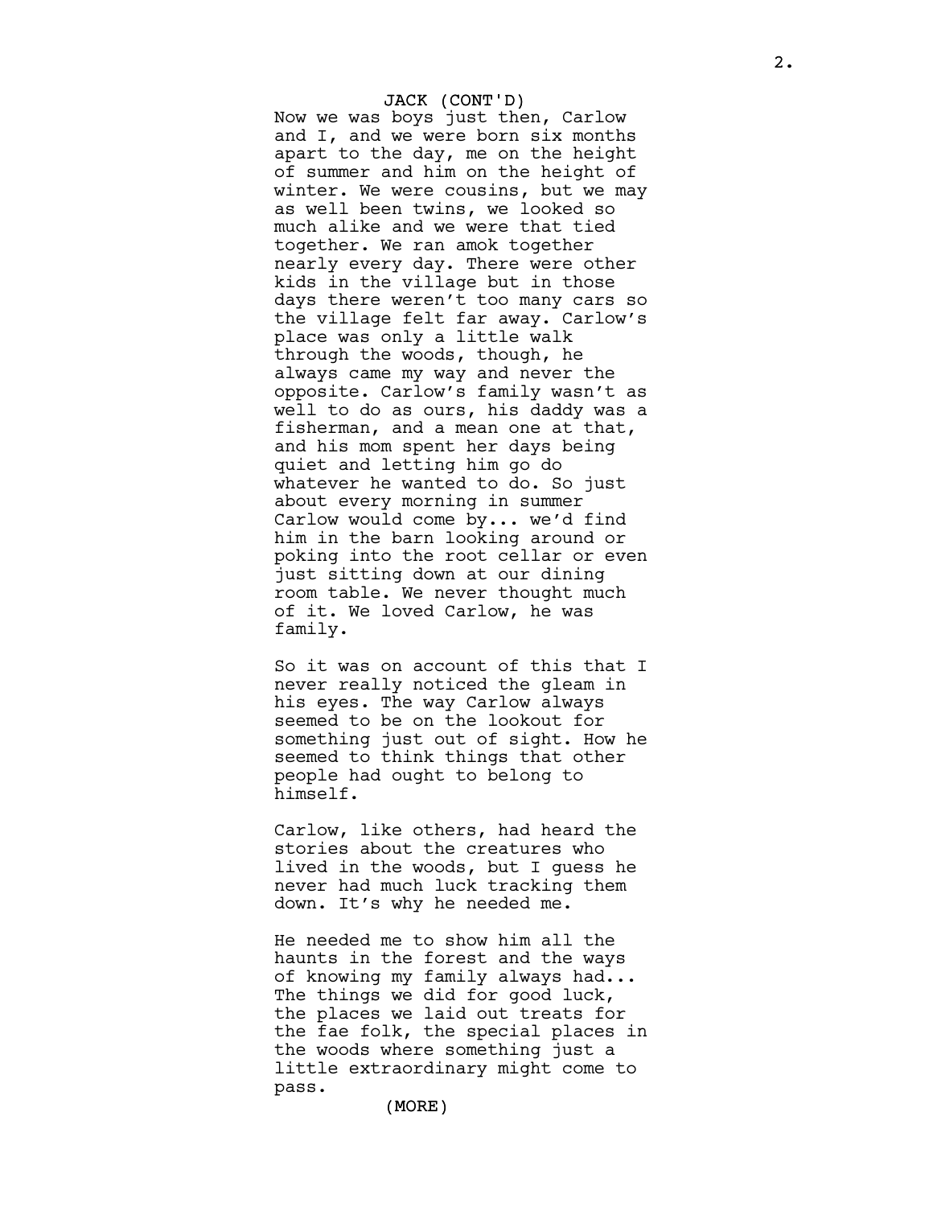JACK (CONT'D)

Now we was boys just then, Carlow and I, and we were born six months apart to the day, me on the height of summer and him on the height of winter. We were cousins, but we may as well been twins, we looked so much alike and we were that tied together. We ran amok together nearly every day. There were other kids in the village but in those days there weren't too many cars so the village felt far away. Carlow's place was only a little walk through the woods, though, he always came my way and never the opposite. Carlow's family wasn't as well to do as ours, his daddy was a fisherman, and a mean one at that, and his mom spent her days being quiet and letting him go do whatever he wanted to do. So just about every morning in summer Carlow would come by... we'd find him in the barn looking around or poking into the root cellar or even just sitting down at our dining room table. We never thought much of it. We loved Carlow, he was family.

So it was on account of this that I never really noticed the gleam in his eyes. The way Carlow always seemed to be on the lookout for something just out of sight. How he seemed to think things that other people had ought to belong to himself.

Carlow, like others, had heard the stories about the creatures who lived in the woods, but I guess he never had much luck tracking them down. It's why he needed me.

He needed me to show him all the haunts in the forest and the ways of knowing my family always had... The things we did for good luck, the places we laid out treats for the fae folk, the special places in the woods where something just a little extraordinary might come to pass.

(MORE)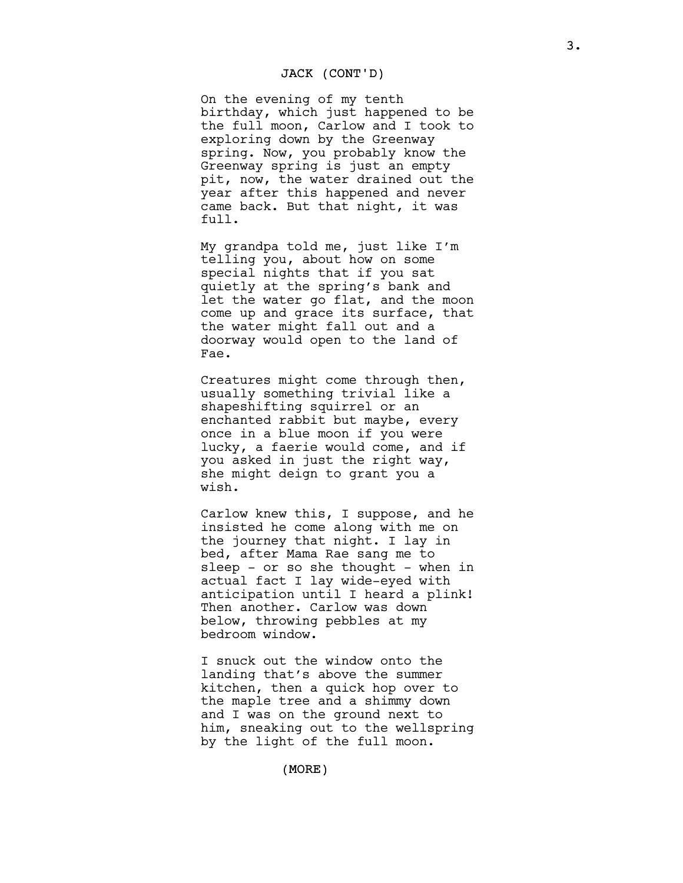JACK (CONT'D)

On the evening of my tenth birthday, which just happened to be the full moon, Carlow and I took to exploring down by the Greenway spring. Now, you probably know the Greenway spring is just an empty pit, now, the water drained out the year after this happened and never came back. But that night, it was full.

My grandpa told me, just like I'm telling you, about how on some special nights that if you sat quietly at the spring's bank and let the water go flat, and the moon come up and grace its surface, that the water might fall out and a doorway would open to the land of Fae.

Creatures might come through then, usually something trivial like a shapeshifting squirrel or an enchanted rabbit but maybe, every once in a blue moon if you were lucky, a faerie would come, and if you asked in just the right way, she might deign to grant you a wish.

Carlow knew this, I suppose, and he insisted he come along with me on the journey that night. I lay in bed, after Mama Rae sang me to sleep - or so she thought - when in actual fact I lay wide-eyed with anticipation until I heard a plink! Then another. Carlow was down below, throwing pebbles at my bedroom window.

I snuck out the window onto the landing that's above the summer kitchen, then a quick hop over to the maple tree and a shimmy down and I was on the ground next to him, sneaking out to the wellspring by the light of the full moon.

(MORE)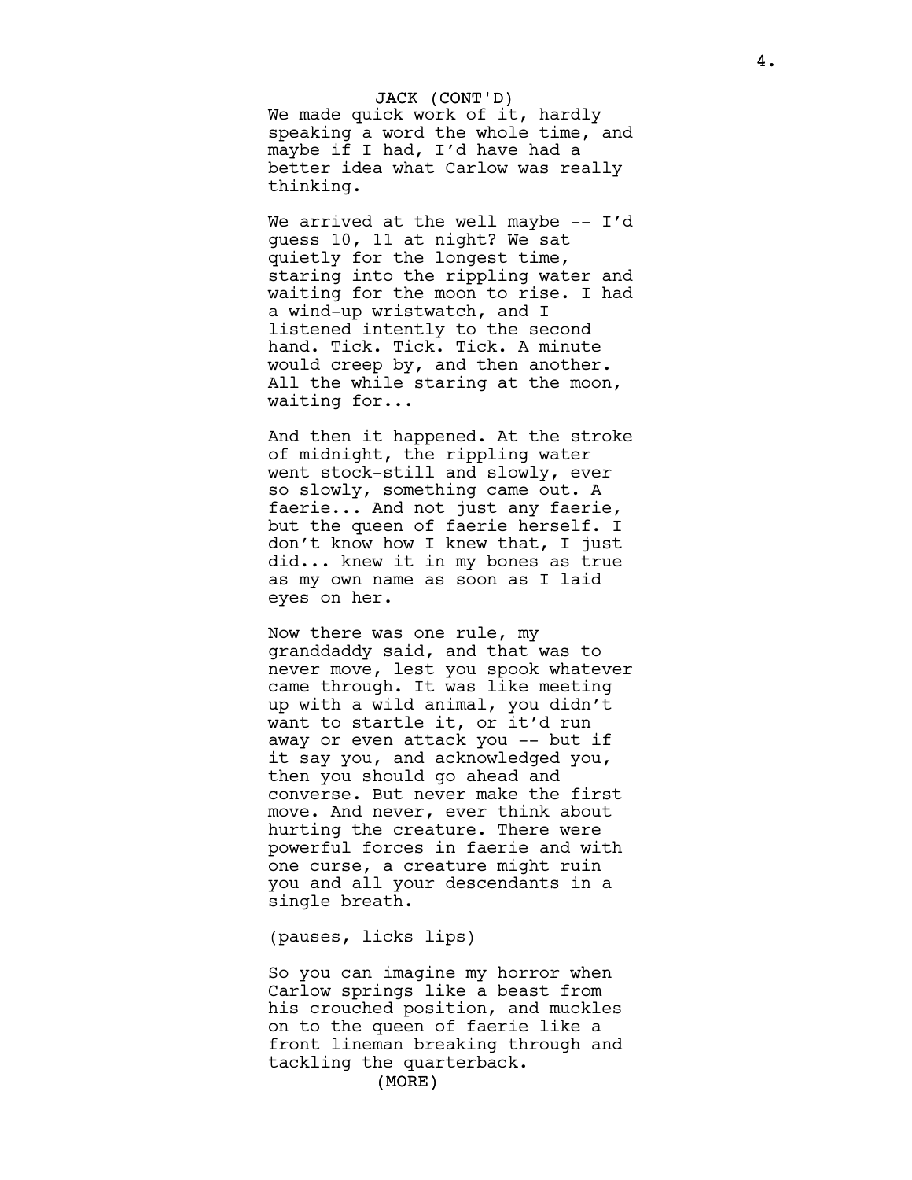JACK (CONT'D)

We made quick work of it, hardly speaking a word the whole time, and maybe if I had, I'd have had a better idea what Carlow was really thinking.

We arrived at the well maybe -- I'd guess 10, 11 at night? We sat quietly for the longest time, staring into the rippling water and waiting for the moon to rise. I had a wind-up wristwatch, and I listened intently to the second hand. Tick. Tick. Tick. A minute would creep by, and then another. All the while staring at the moon, waiting for...

And then it happened. At the stroke of midnight, the rippling water went stock-still and slowly, ever so slowly, something came out. A faerie... And not just any faerie, but the queen of faerie herself. I don't know how I knew that, I just did... knew it in my bones as true as my own name as soon as I laid eyes on her.

Now there was one rule, my granddaddy said, and that was to never move, lest you spook whatever came through. It was like meeting up with a wild animal, you didn't want to startle it, or it'd run away or even attack you -- but if it say you, and acknowledged you, then you should go ahead and converse. But never make the first move. And never, ever think about hurting the creature. There were powerful forces in faerie and with one curse, a creature might ruin you and all your descendants in a single breath.

(pauses, licks lips)

So you can imagine my horror when Carlow springs like a beast from his crouched position, and muckles on to the queen of faerie like a front lineman breaking through and tackling the quarterback.

(MORE)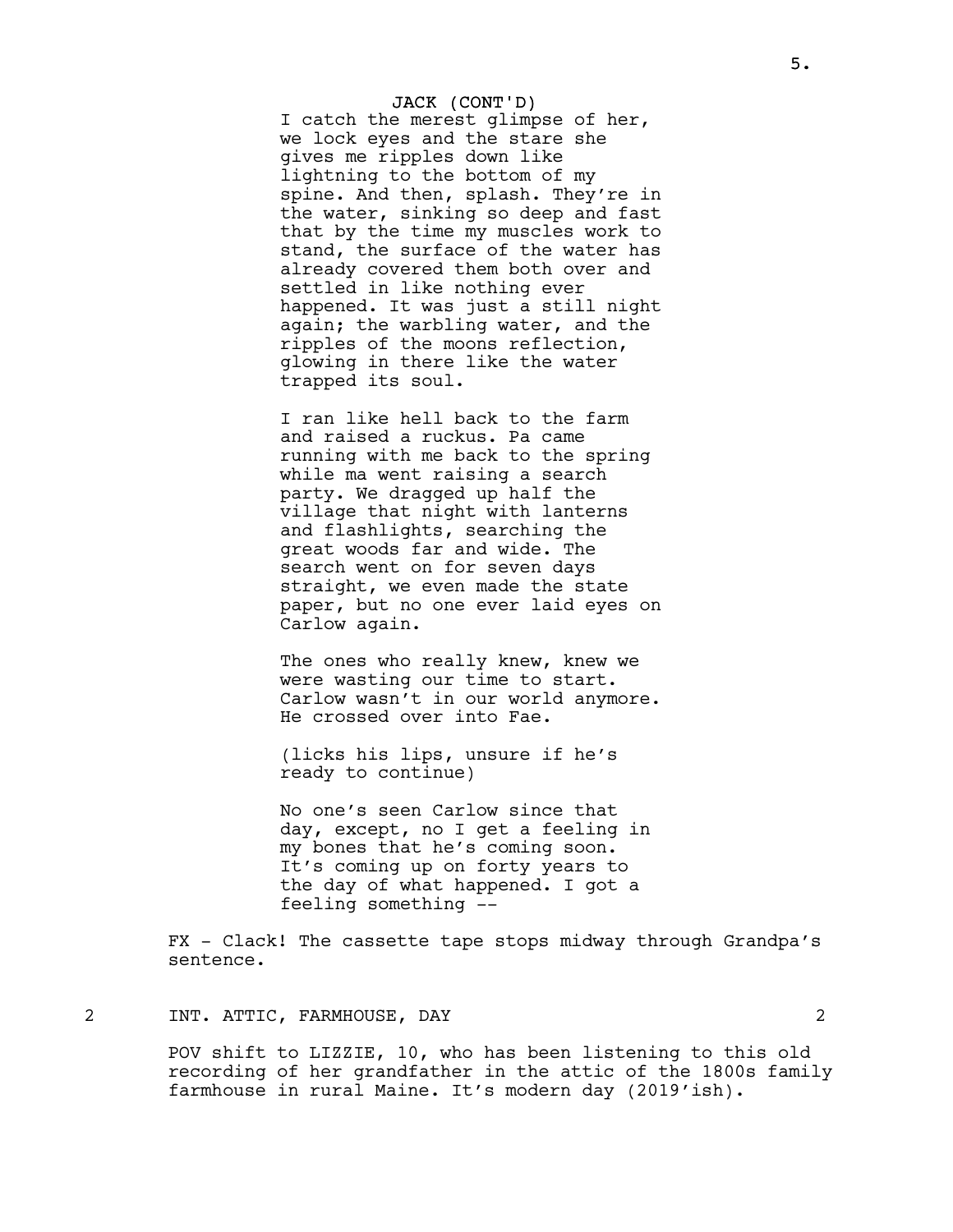JACK (CONT'D)

I catch the merest glimpse of her, we lock eyes and the stare she gives me ripples down like lightning to the bottom of my spine. And then, splash. They're in the water, sinking so deep and fast that by the time my muscles work to stand, the surface of the water has already covered them both over and settled in like nothing ever happened. It was just a still night again; the warbling water, and the ripples of the moons reflection, glowing in there like the water trapped its soul.

I ran like hell back to the farm and raised a ruckus. Pa came running with me back to the spring while ma went raising a search party. We dragged up half the village that night with lanterns and flashlights, searching the great woods far and wide. The search went on for seven days straight, we even made the state paper, but no one ever laid eyes on Carlow again.

The ones who really knew, knew we were wasting our time to start. Carlow wasn't in our world anymore. He crossed over into Fae.

(licks his lips, unsure if he's ready to continue)

No one's seen Carlow since that day, except, no I get a feeling in my bones that he's coming soon. It's coming up on forty years to the day of what happened. I got a feeling something --

FX - Clack! The cassette tape stops midway through Grandpa's sentence.

2 INT. ATTIC, FARMHOUSE, DAY 2

POV shift to LIZZIE, 10, who has been listening to this old recording of her grandfather in the attic of the 1800s family farmhouse in rural Maine. It's modern day (2019'ish).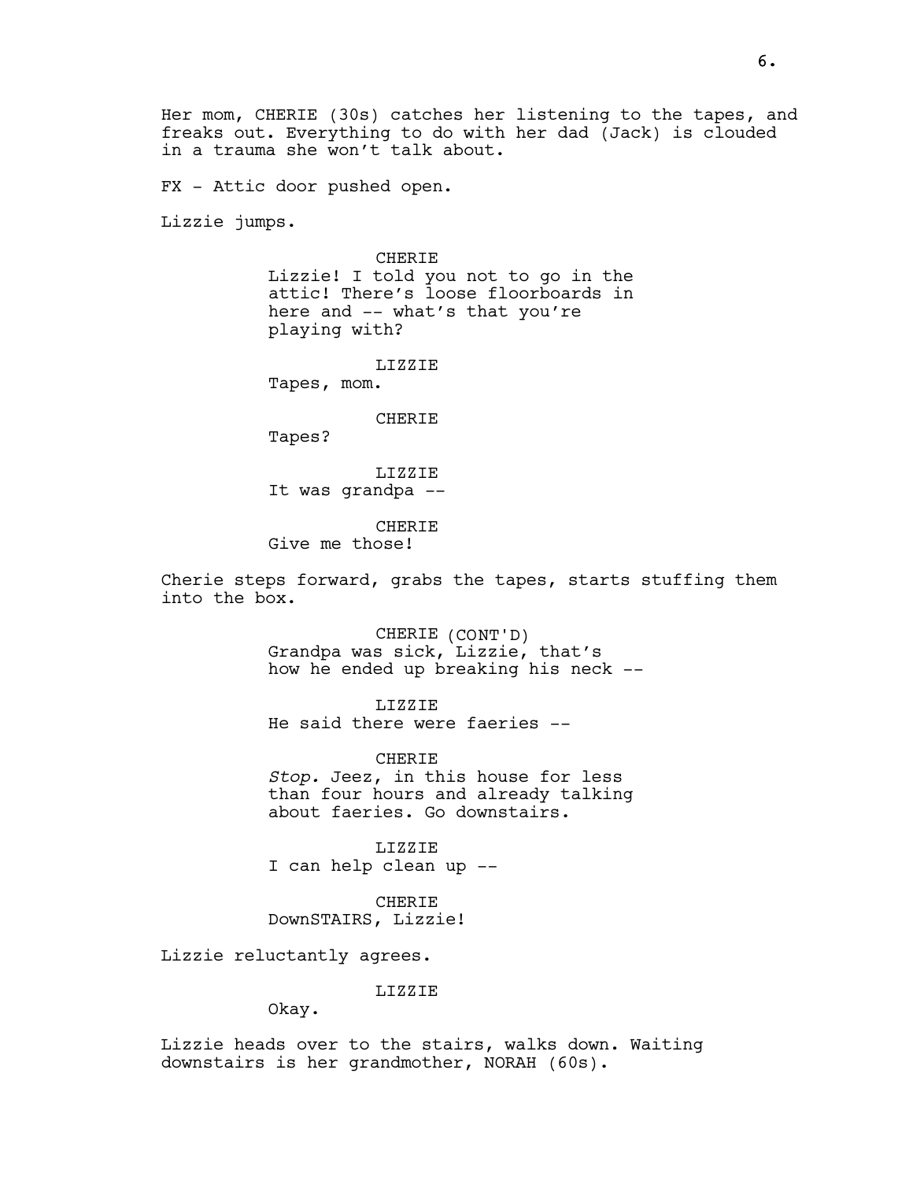Her mom, CHERIE (30s) catches her listening to the tapes, and freaks out. Everything to do with her dad (Jack) is clouded in a trauma she won't talk about.

FX - Attic door pushed open.

Lizzie jumps.

CHERIE
Lizzie! I told you not to go in the attic! There's loose floorboards in here and -- what's that you're playing with?

LIZZIE
Tapes, mom.

CHERIE
Tapes?

LIZZIE
It was grandpa --

CHERIE
Give me those!

Cherie steps forward, grabs the tapes, starts stuffing them into the box.

CHERIE (CONT'D)
Grandpa was sick, Lizzie, that's how he ended up breaking his neck --

LIZZIE
He said there were faeries --

CHERIE
*Stop.* Jeez, in this house for less than four hours and already talking about faeries. Go downstairs.

LIZZIE
I can help clean up --

CHERIE
DownSTAIRS, Lizzie!

Lizzie reluctantly agrees.

LIZZIE
Okay.

Lizzie heads over to the stairs, walks down. Waiting downstairs is her grandmother, NORAH (60s).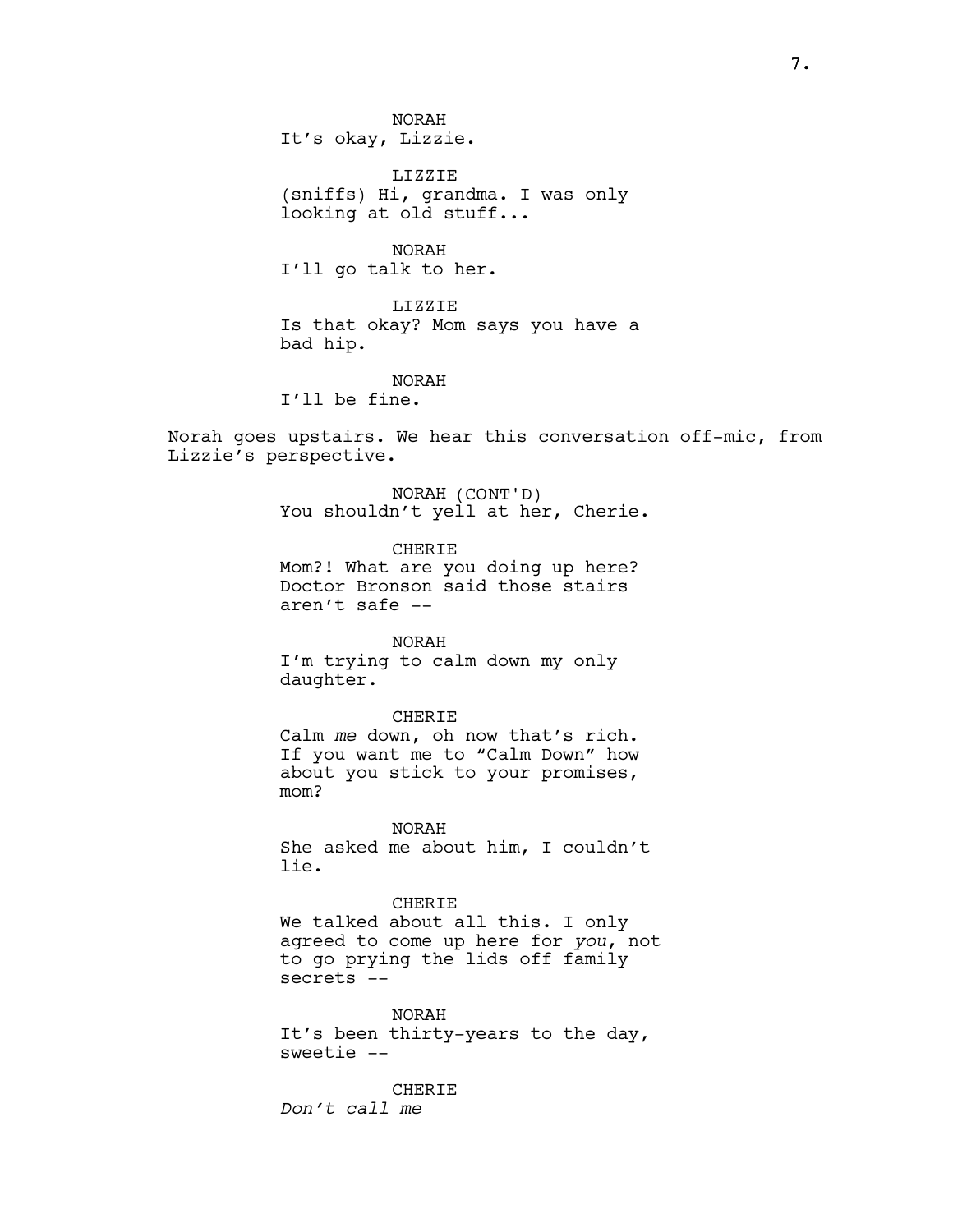NORAH
It's okay, Lizzie.

LIZZIE
(sniffs) Hi, grandma. I was only looking at old stuff...

NORAH
I'll go talk to her.

LIZZIE
Is that okay? Mom says you have a bad hip.

NORAH
I'll be fine.

Norah goes upstairs. We hear this conversation off-mic, from Lizzie's perspective.

NORAH (CONT'D)
You shouldn't yell at her, Cherie.

CHERIE
Mom?! What are you doing up here? Doctor Bronson said those stairs aren't safe --

NORAH
I'm trying to calm down my only daughter.

CHERIE
Calm *me* down, oh now that's rich. If you want me to "Calm Down" how about you stick to your promises, mom?

NORAH
She asked me about him, I couldn't lie.

CHERIE
We talked about all this. I only agreed to come up here for *you*, not to go prying the lids off family secrets --

NORAH
It's been thirty-years to the day, sweetie --

CHERIE
*Don't call me*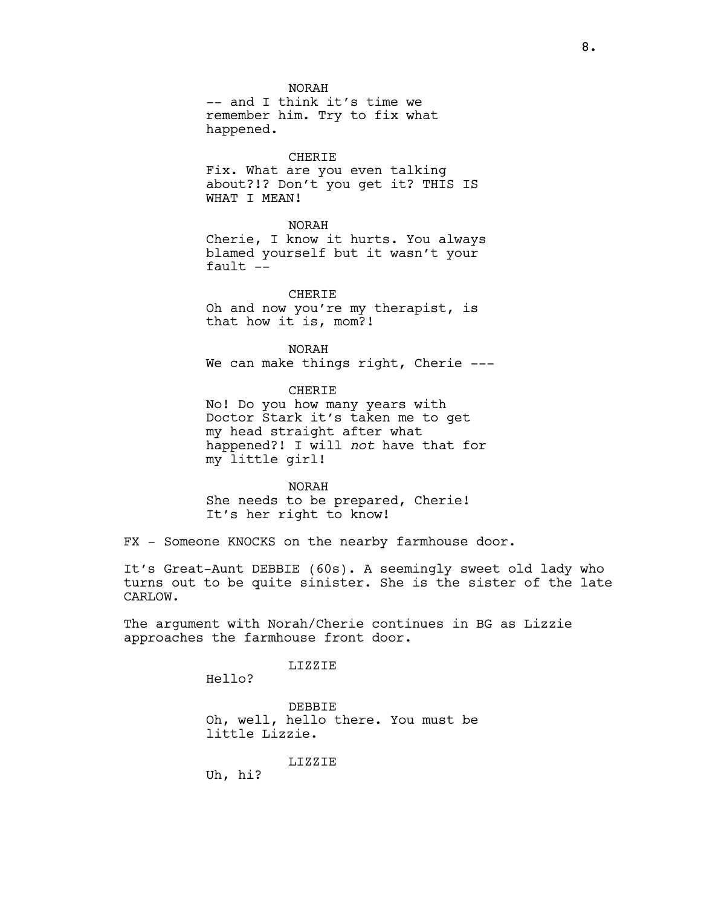NORAH
-- and I think it's time we remember him. Try to fix what happened.

CHERIE
Fix. What are you even talking about?!? Don't you get it? THIS IS WHAT I MEAN!

NORAH
Cherie, I know it hurts. You always blamed yourself but it wasn't your fault --

CHERIE
Oh and now you're my therapist, is that how it is, mom?!

NORAH
We can make things right, Cherie ---

CHERIE
No! Do you how many years with Doctor Stark it's taken me to get my head straight after what happened?! I will *not* have that for my little girl!

NORAH
She needs to be prepared, Cherie! It's her right to know!

FX - Someone KNOCKS on the nearby farmhouse door.

It's Great-Aunt DEBBIE (60s). A seemingly sweet old lady who turns out to be quite sinister. She is the sister of the late CARLOW.

The argument with Norah/Cherie continues in BG as Lizzie approaches the farmhouse front door.

LIZZIE
Hello?

DEBBIE
Oh, well, hello there. You must be little Lizzie.

LIZZIE
Uh, hi?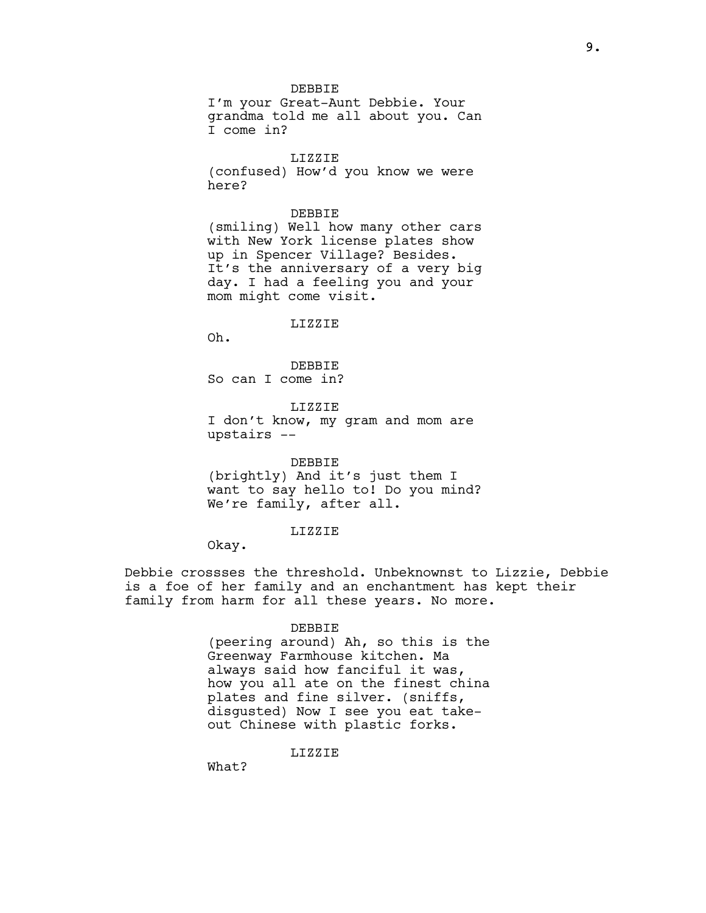DEBBIE

I'm your Great-Aunt Debbie. Your grandma told me all about you. Can I come in?

LIZZIE

(confused) How'd you know we were here?

DEBBIE

(smiling) Well how many other cars with New York license plates show up in Spencer Village? Besides. It's the anniversary of a very big day. I had a feeling you and your mom might come visit.

LIZZIE

Oh.

DEBBIE

So can I come in?

LIZZIE

I don't know, my gram and mom are upstairs --

DEBBIE

(brightly) And it's just them I want to say hello to! Do you mind? We're family, after all.

LIZZIE

Okay.

Debbie crossses the threshold. Unbeknownst to Lizzie, Debbie is a foe of her family and an enchantment has kept their family from harm for all these years. No more.

DEBBIE

(peering around) Ah, so this is the Greenway Farmhouse kitchen. Ma always said how fanciful it was, how you all ate on the finest china plates and fine silver. (sniffs, disgusted) Now I see you eat take-out Chinese with plastic forks.

LIZZIE

What?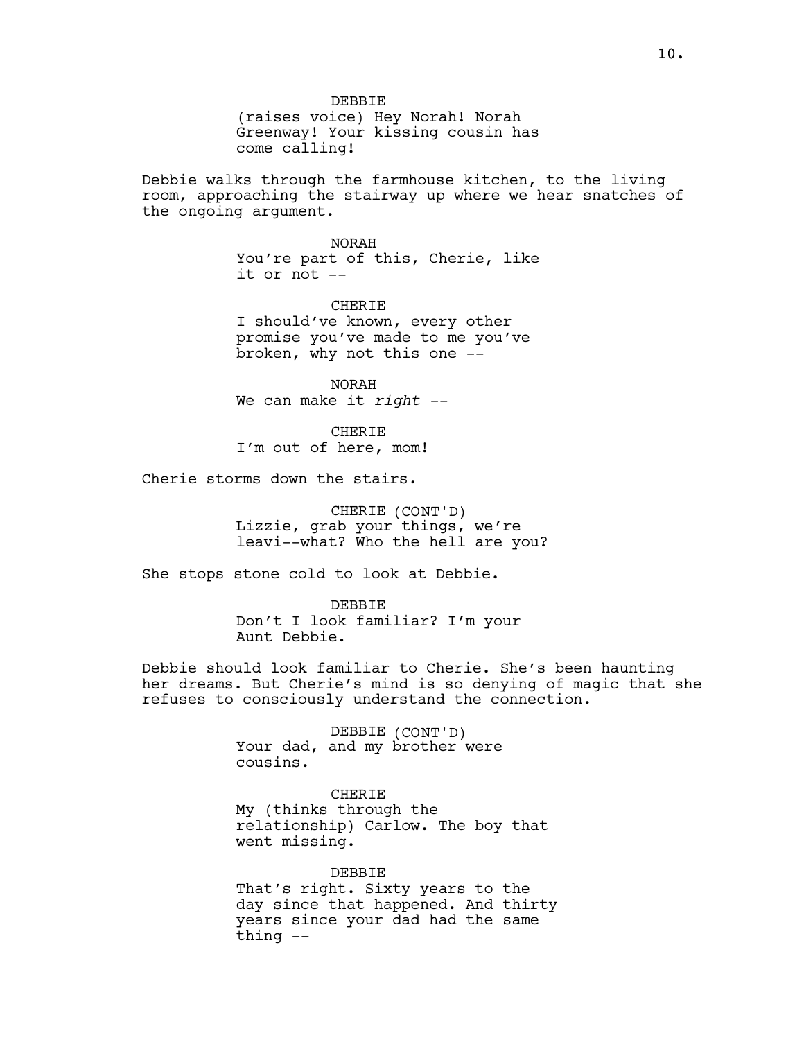DEBBIE
(raises voice) Hey Norah! Norah Greenway! Your kissing cousin has come calling!

Debbie walks through the farmhouse kitchen, to the living room, approaching the stairway up where we hear snatches of the ongoing argument.

NORAH
You're part of this, Cherie, like it or not --

CHERIE
I should've known, every other promise you've made to me you've broken, why not this one --

NORAH
We can make it *right* --

CHERIE
I'm out of here, mom!

Cherie storms down the stairs.

CHERIE (CONT'D)
Lizzie, grab your things, we're leavi--what? Who the hell are you?

She stops stone cold to look at Debbie.

DEBBIE
Don't I look familiar? I'm your Aunt Debbie.

Debbie should look familiar to Cherie. She's been haunting her dreams. But Cherie's mind is so denying of magic that she refuses to consciously understand the connection.

DEBBIE (CONT'D)
Your dad, and my brother were cousins.

CHERIE
My (thinks through the relationship) Carlow. The boy that went missing.

DEBBIE
That's right. Sixty years to the day since that happened. And thirty years since your dad had the same thing --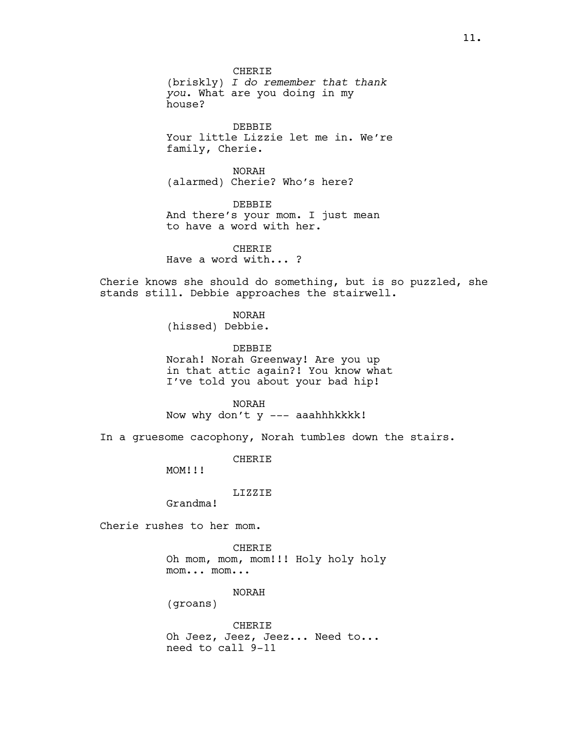CHERIE
(briskly) *I do remember that thank you*. What are you doing in my house?

DEBBIE
Your little Lizzie let me in. We're family, Cherie.

NORAH
(alarmed) Cherie? Who's here?

DEBBIE
And there's your mom. I just mean to have a word with her.

CHERIE
Have a word with... ?

Cherie knows she should do something, but is so puzzled, she stands still. Debbie approaches the stairwell.

NORAH
(hissed) Debbie.

DEBBIE
Norah! Norah Greenway! Are you up in that attic again?! You know what I've told you about your bad hip!

NORAH
Now why don't y --- aaahhhkkkk!

In a gruesome cacophony, Norah tumbles down the stairs.

CHERIE
MOM!!!

LIZZIE
Grandma!

Cherie rushes to her mom.

CHERIE
Oh mom, mom, mom!!! Holy holy holy mom... mom...

NORAH
(groans)

CHERIE
Oh Jeez, Jeez, Jeez... Need to... need to call 9-11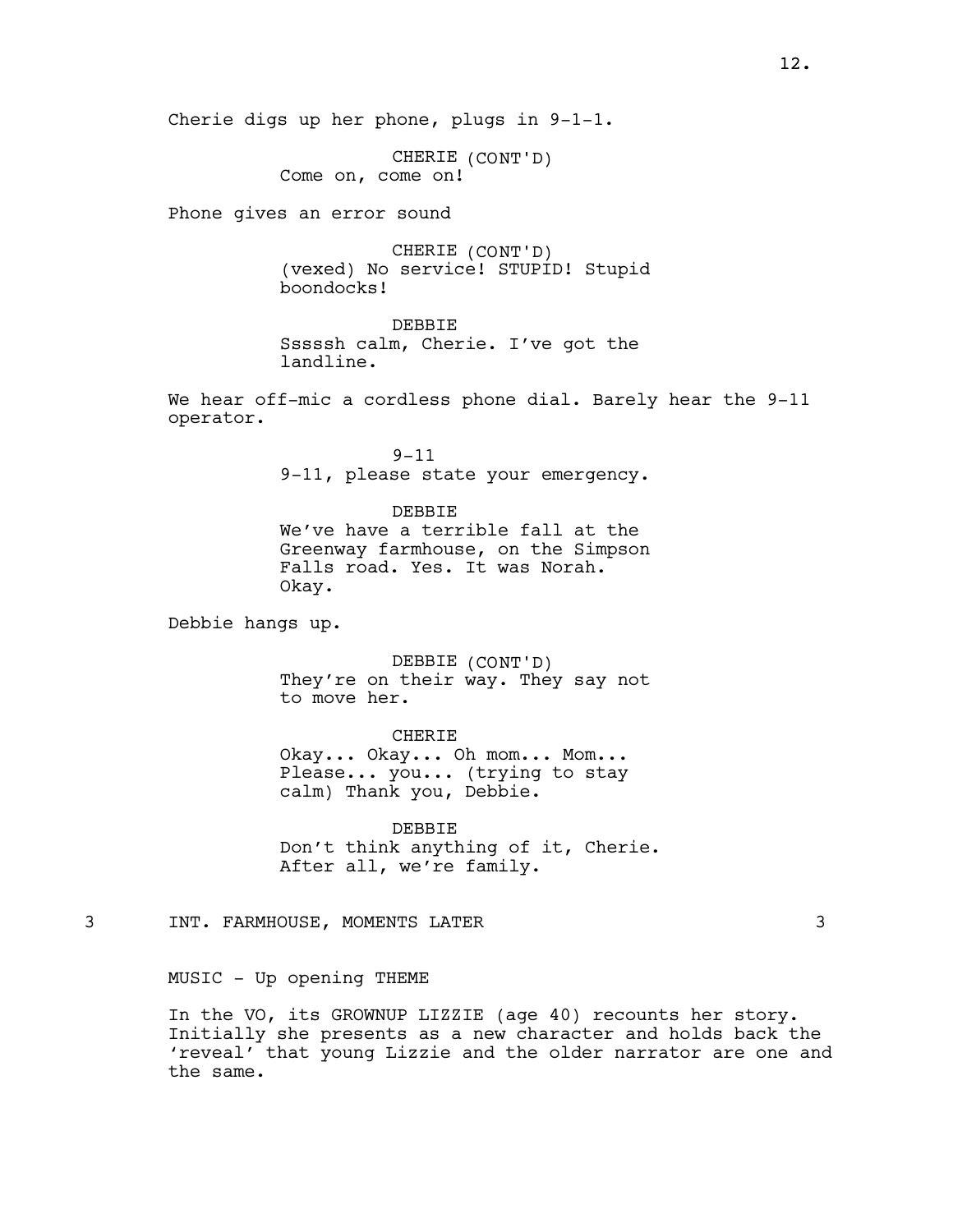Cherie digs up her phone, plugs in 9-1-1.

CHERIE (CONT'D)
Come on, come on!

Phone gives an error sound

CHERIE (CONT'D)
(vexed) No service! STUPID! Stupid boondocks!

DEBBIE
Sssssh calm, Cherie. I’ve got the landline.

We hear off-mic a cordless phone dial. Barely hear the 9-11 operator.

9-11
9-11, please state your emergency.

DEBBIE
We’ve have a terrible fall at the Greenway farmhouse, on the Simpson Falls road. Yes. It was Norah. Okay.

Debbie hangs up.

DEBBIE (CONT'D)
They’re on their way. They say not to move her.

CHERIE
Okay... Okay... Oh mom... Mom... Please... you... (trying to stay calm) Thank you, Debbie.

DEBBIE
Don’t think anything of it, Cherie. After all, we’re family.

3 INT. FARMHOUSE, MOMENTS LATER 3

MUSIC - Up opening THEME

In the VO, its GROWNUP LIZZIE (age 40) recounts her story. Initially she presents as a new character and holds back the ‘reveal’ that young Lizzie and the older narrator are one and the same.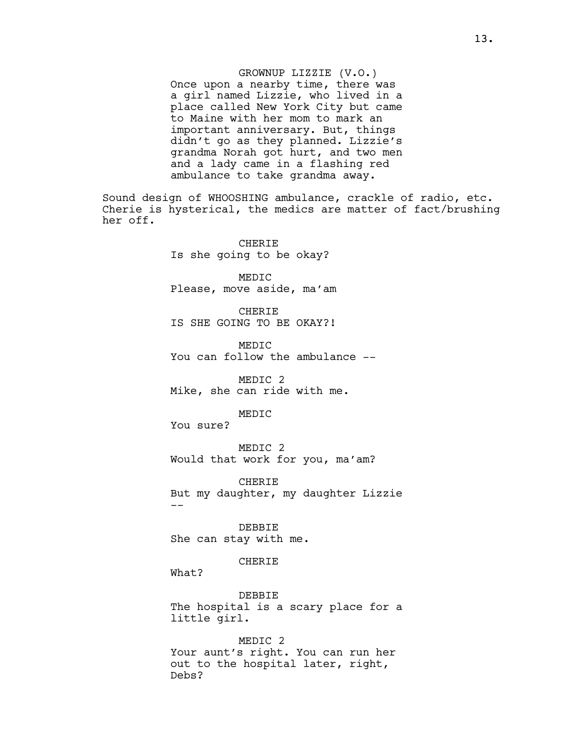GROWNUP LIZZIE (V.O.)
Once upon a nearby time, there was a girl named Lizzie, who lived in a place called New York City but came to Maine with her mom to mark an important anniversary. But, things didn't go as they planned. Lizzie's grandma Norah got hurt, and two men and a lady came in a flashing red ambulance to take grandma away.

Sound design of WHOOSHING ambulance, crackle of radio, etc. Cherie is hysterical, the medics are matter of fact/brushing her off.

CHERIE
Is she going to be okay?

MEDIC
Please, move aside, ma'am

CHERIE
IS SHE GOING TO BE OKAY?!

MEDIC
You can follow the ambulance --

MEDIC 2
Mike, she can ride with me.

MEDIC
You sure?

MEDIC 2
Would that work for you, ma'am?

CHERIE
But my daughter, my daughter Lizzie --

DEBBIE
She can stay with me.

CHERIE
What?

DEBBIE
The hospital is a scary place for a little girl.

MEDIC 2
Your aunt's right. You can run her out to the hospital later, right, Debs?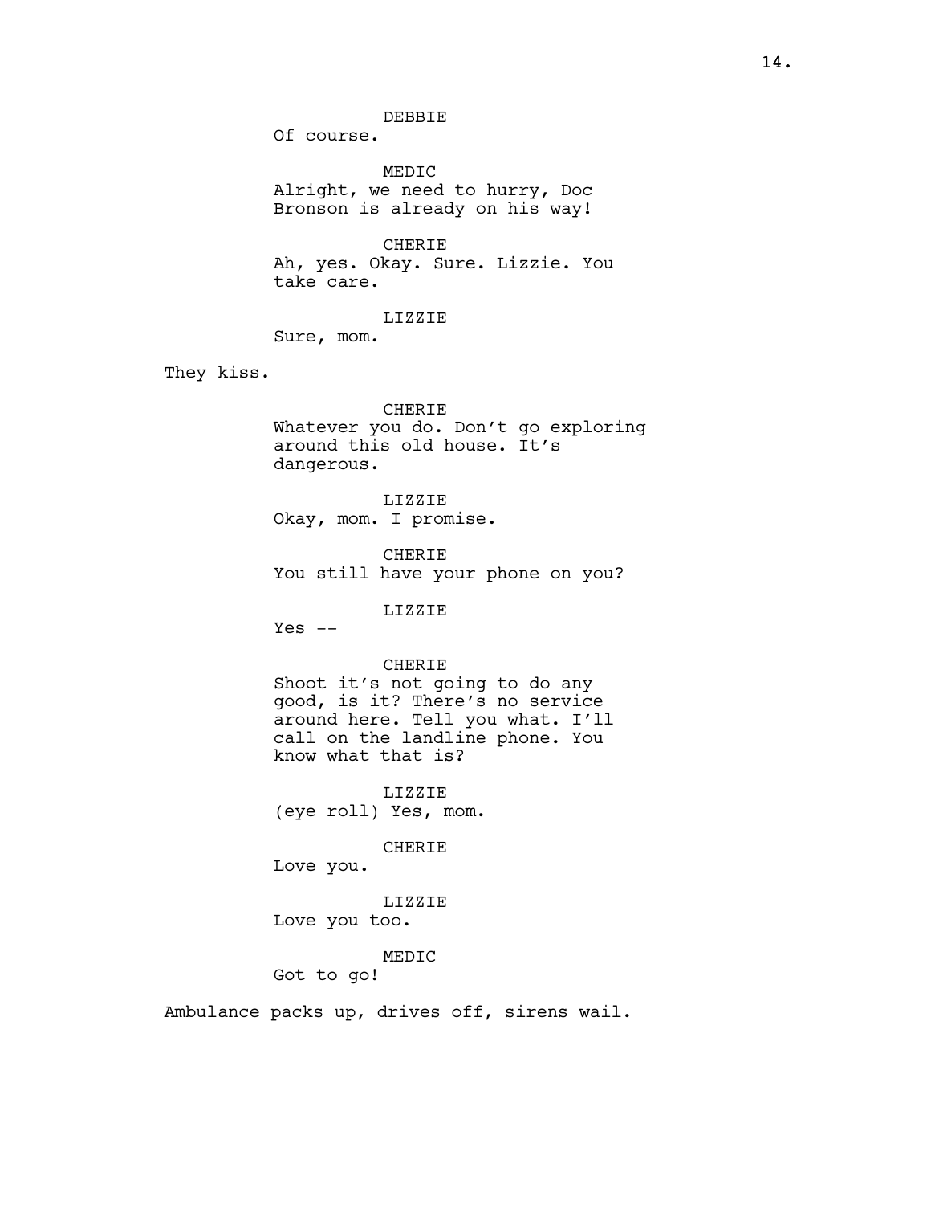DEBBIE
Of course.

MEDIC
Alright, we need to hurry, Doc Bronson is already on his way!

CHERIE
Ah, yes. Okay. Sure. Lizzie. You take care.

LIZZIE
Sure, mom.

They kiss.

CHERIE
Whatever you do. Don't go exploring around this old house. It's dangerous.

LIZZIE
Okay, mom. I promise.

CHERIE
You still have your phone on you?

LIZZIE
Yes --

CHERIE
Shoot it's not going to do any good, is it? There's no service around here. Tell you what. I'll call on the landline phone. You know what that is?

LIZZIE
(eye roll) Yes, mom.

CHERIE
Love you.

LIZZIE
Love you too.

MEDIC
Got to go!

Ambulance packs up, drives off, sirens wail.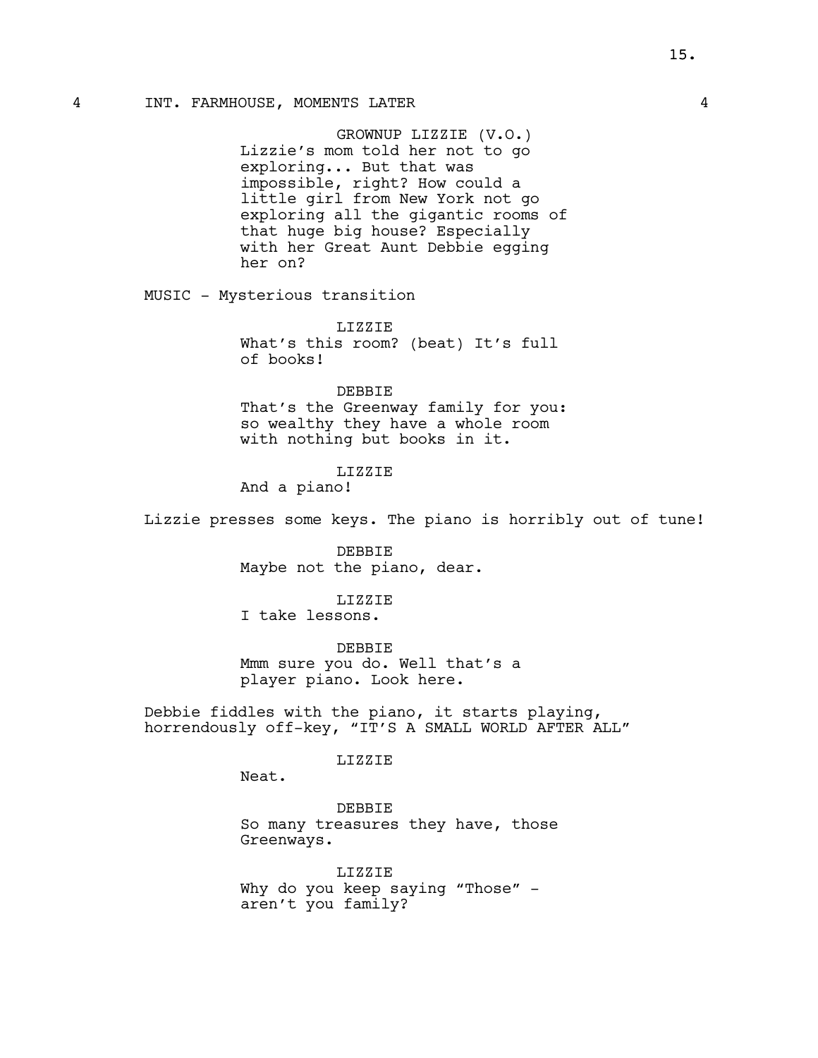4 INT. FARMHOUSE, MOMENTS LATER 4

GROWNUP LIZZIE (V.O.)
Lizzie's mom told her not to go exploring... But that was impossible, right? How could a little girl from New York not go exploring all the gigantic rooms of that huge big house? Especially with her Great Aunt Debbie egging her on?

MUSIC - Mysterious transition

LIZZIE
What's this room? (beat) It's full of books!

DEBBIE
That's the Greenway family for you: so wealthy they have a whole room with nothing but books in it.

LIZZIE
And a piano!

Lizzie presses some keys. The piano is horribly out of tune!

DEBBIE
Maybe not the piano, dear.

LIZZIE
I take lessons.

DEBBIE
Mmm sure you do. Well that's a player piano. Look here.

Debbie fiddles with the piano, it starts playing, horrendously off-key, "IT'S A SMALL WORLD AFTER ALL"

LIZZIE
Neat.

DEBBIE
So many treasures they have, those Greenways.

LIZZIE
Why do you keep saying "Those" - aren't you family?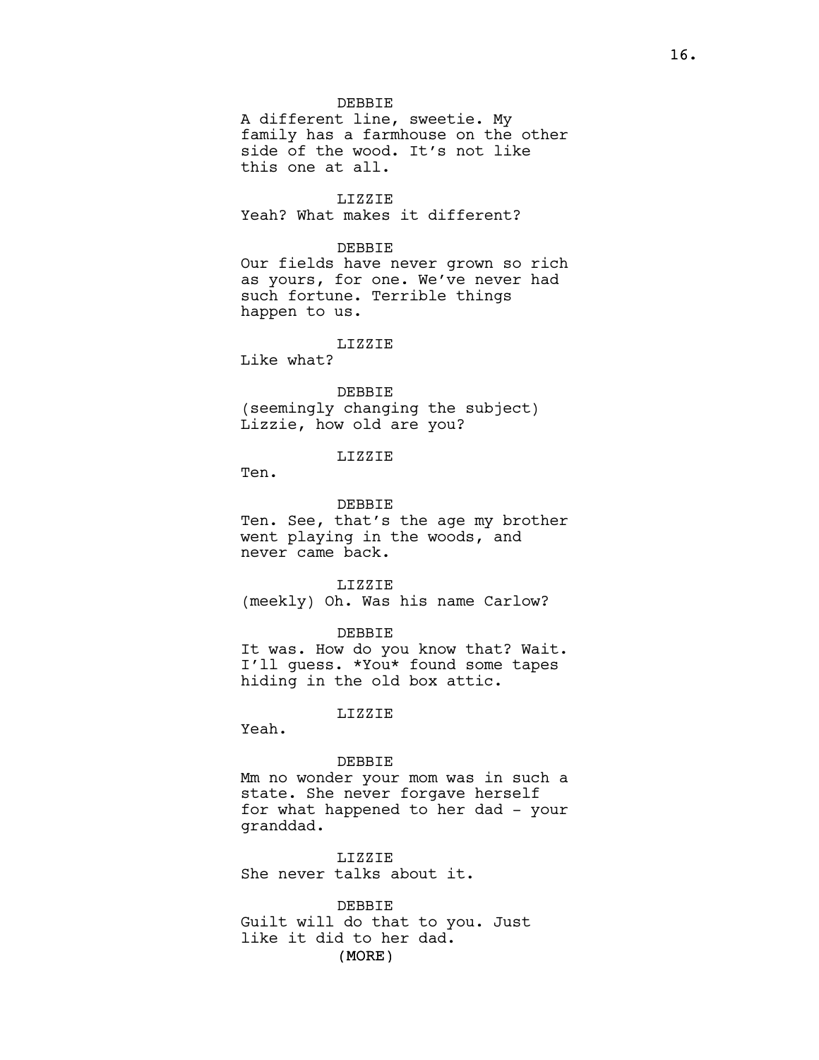DEBBIE
A different line, sweetie. My family has a farmhouse on the other side of the wood. It's not like this one at all.

LIZZIE
Yeah? What makes it different?

DEBBIE
Our fields have never grown so rich as yours, for one. We've never had such fortune. Terrible things happen to us.

LIZZIE
Like what?

DEBBIE
(seemingly changing the subject)
Lizzie, how old are you?

LIZZIE
Ten.

DEBBIE
Ten. See, that's the age my brother went playing in the woods, and never came back.

LIZZIE
(meekly) Oh. Was his name Carlow?

DEBBIE
It was. How do you know that? Wait. I'll guess. *You* found some tapes hiding in the old box attic.

LIZZIE
Yeah.

DEBBIE
Mm no wonder your mom was in such a state. She never forgave herself for what happened to her dad - your granddad.

LIZZIE
She never talks about it.

DEBBIE
Guilt will do that to you. Just like it did to her dad.
(MORE)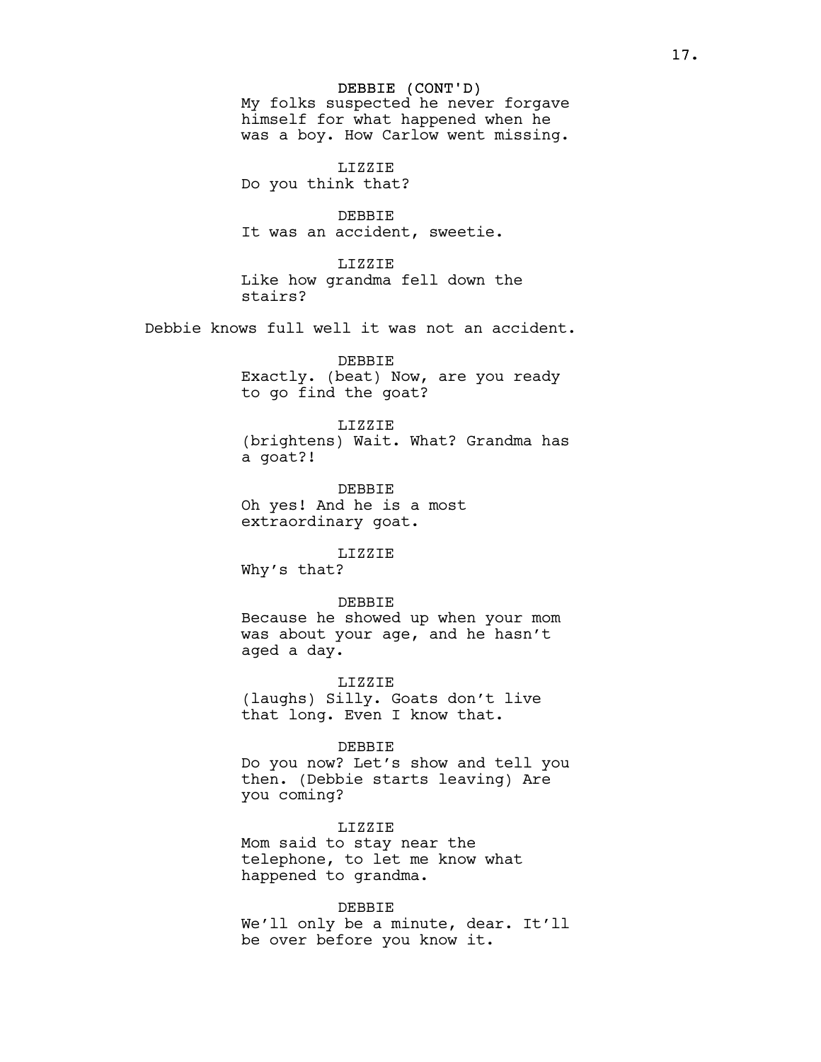DEBBIE (CONT'D)
My folks suspected he never forgave himself for what happened when he was a boy. How Carlow went missing.

LIZZIE
Do you think that?

DEBBIE
It was an accident, sweetie.

LIZZIE
Like how grandma fell down the stairs?

Debbie knows full well it was not an accident.

DEBBIE
Exactly. (beat) Now, are you ready to go find the goat?

LIZZIE
(brightens) Wait. What? Grandma has a goat?!

DEBBIE
Oh yes! And he is a most extraordinary goat.

LIZZIE
Why's that?

DEBBIE
Because he showed up when your mom was about your age, and he hasn't aged a day.

LIZZIE
(laughs) Silly. Goats don't live that long. Even I know that.

DEBBIE
Do you now? Let's show and tell you then. (Debbie starts leaving) Are you coming?

LIZZIE
Mom said to stay near the telephone, to let me know what happened to grandma.

DEBBIE
We'll only be a minute, dear. It'll be over before you know it.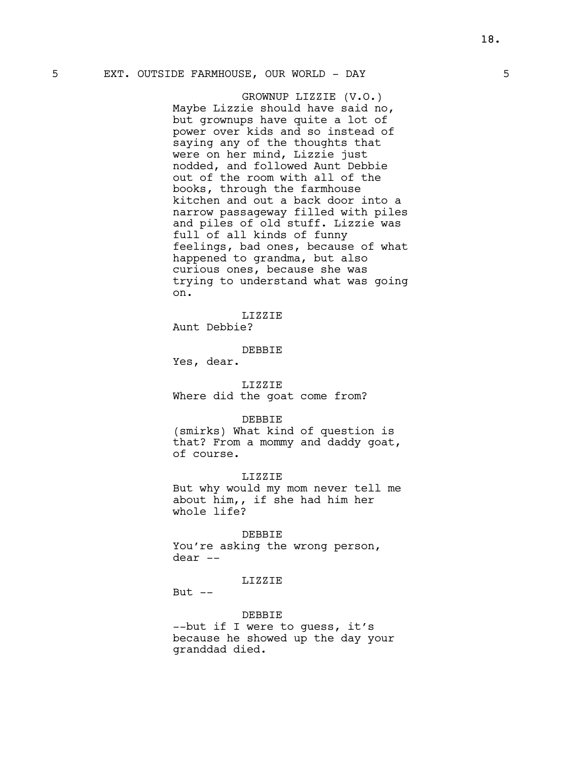5 EXT. OUTSIDE FARMHOUSE, OUR WORLD - DAY 5

GROWNUP LIZZIE (V.O.)
Maybe Lizzie should have said no, but grownups have quite a lot of power over kids and so instead of saying any of the thoughts that were on her mind, Lizzie just nodded, and followed Aunt Debbie out of the room with all of the books, through the farmhouse kitchen and out a back door into a narrow passageway filled with piles and piles of old stuff. Lizzie was full of all kinds of funny feelings, bad ones, because of what happened to grandma, but also curious ones, because she was trying to understand what was going on.

LIZZIE
Aunt Debbie?

DEBBIE
Yes, dear.

LIZZIE
Where did the goat come from?

DEBBIE
(smirks) What kind of question is that? From a mommy and daddy goat, of course.

LIZZIE
But why would my mom never tell me about him,, if she had him her whole life?

DEBBIE
You're asking the wrong person, dear --

LIZZIE
But --

DEBBIE
--but if I were to guess, it's because he showed up the day your granddad died.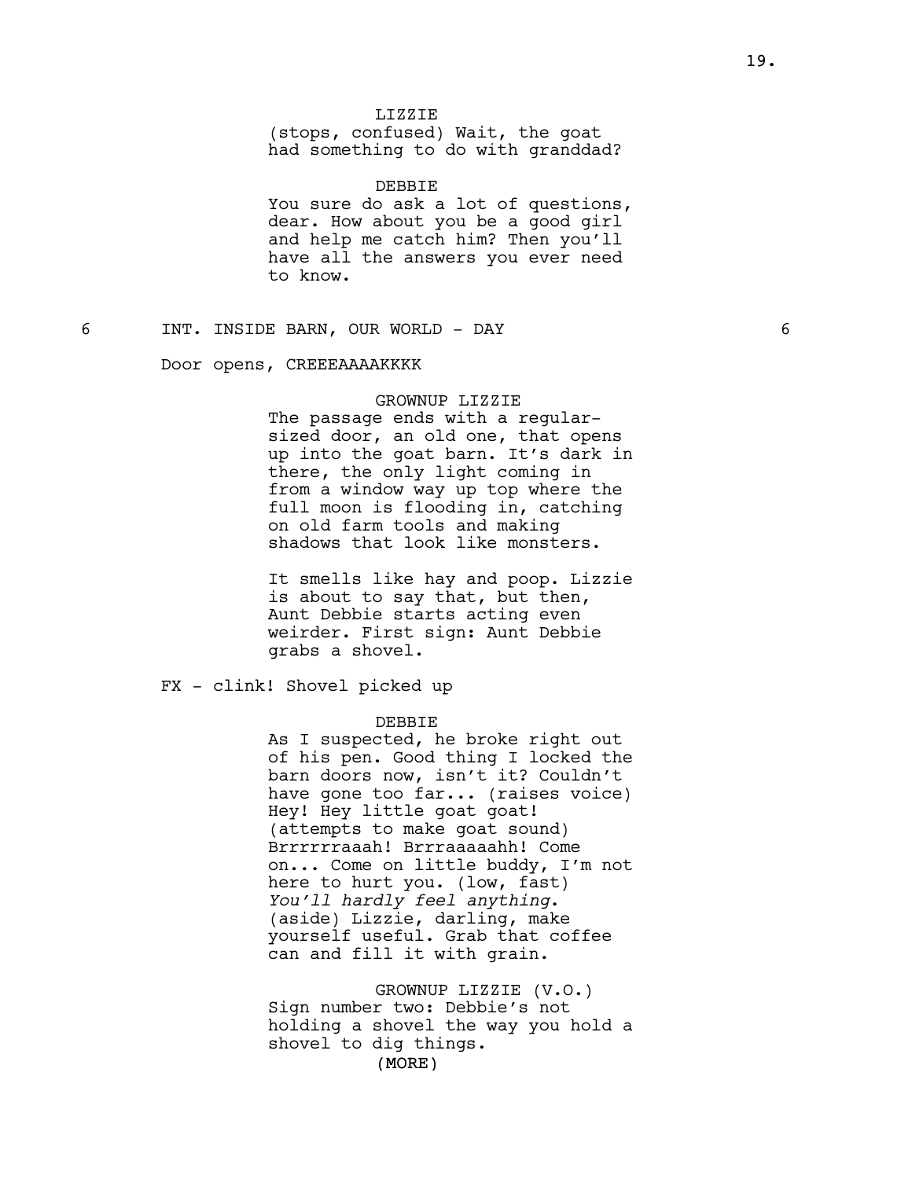LIZZIE

(stops, confused) Wait, the goat had something to do with granddad?

DEBBIE

You sure do ask a lot of questions, dear. How about you be a good girl and help me catch him? Then you'll have all the answers you ever need to know.

6 INT. INSIDE BARN, OUR WORLD - DAY 6

Door opens, CREEEAAAAKKKK

GROWNUP LIZZIE

The passage ends with a regular-sized door, an old one, that opens up into the goat barn. It's dark in there, the only light coming in from a window way up top where the full moon is flooding in, catching on old farm tools and making shadows that look like monsters.

It smells like hay and poop. Lizzie is about to say that, but then, Aunt Debbie starts acting even weirder. First sign: Aunt Debbie grabs a shovel.

FX - clink! Shovel picked up

DEBBIE

As I suspected, he broke right out of his pen. Good thing I locked the barn doors now, isn't it? Couldn't have gone too far... (raises voice) Hey! Hey little goat goat! (attempts to make goat sound) Brrrrrraaah! Brrraaaaahh! Come on... Come on little buddy, I'm not here to hurt you. (low, fast) *You'll hardly feel anything.* (aside) Lizzie, darling, make yourself useful. Grab that coffee can and fill it with grain.

GROWNUP LIZZIE (V.O.)

Sign number two: Debbie's not holding a shovel the way you hold a shovel to dig things.

(MORE)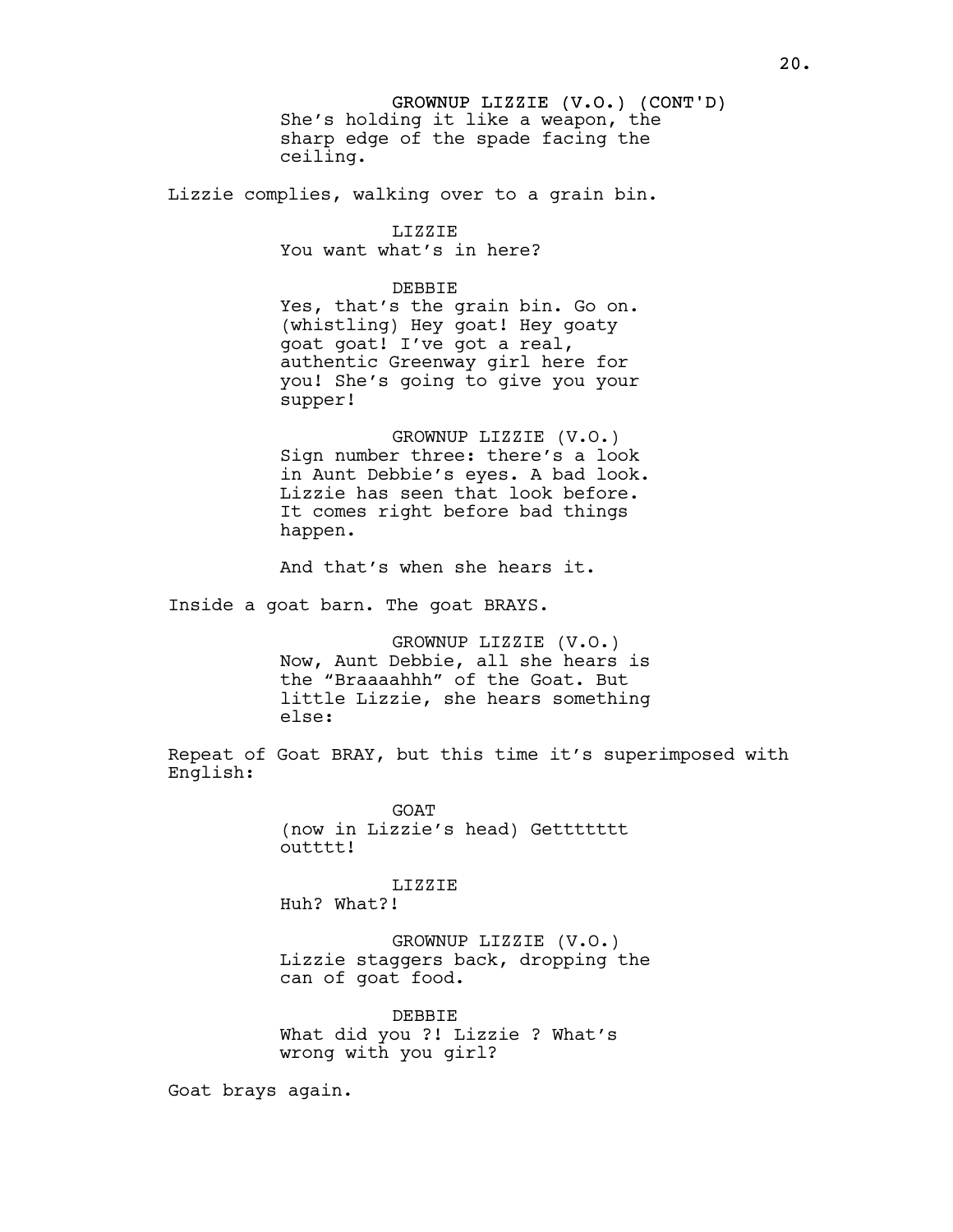GROWNUP LIZZIE (V.O.) (CONT'D)
She's holding it like a weapon, the sharp edge of the spade facing the ceiling.

Lizzie complies, walking over to a grain bin.

LIZZIE
You want what's in here?

DEBBIE
Yes, that's the grain bin. Go on. (whistling) Hey goat! Hey goaty goat goat! I've got a real, authentic Greenway girl here for you! She's going to give you your supper!

GROWNUP LIZZIE (V.O.)
Sign number three: there's a look in Aunt Debbie's eyes. A bad look. Lizzie has seen that look before. It comes right before bad things happen.

And that's when she hears it.

Inside a goat barn. The goat BRAYS.

GROWNUP LIZZIE (V.O.)
Now, Aunt Debbie, all she hears is the "Braaaahhh" of the Goat. But little Lizzie, she hears something else:

Repeat of Goat BRAY, but this time it's superimposed with English:

GOAT
(now in Lizzie's head) Getttttt outttt!

LIZZIE
Huh? What?!

GROWNUP LIZZIE (V.O.)
Lizzie staggers back, dropping the can of goat food.

DEBBIE
What did you ?! Lizzie ? What's wrong with you girl?

Goat brays again.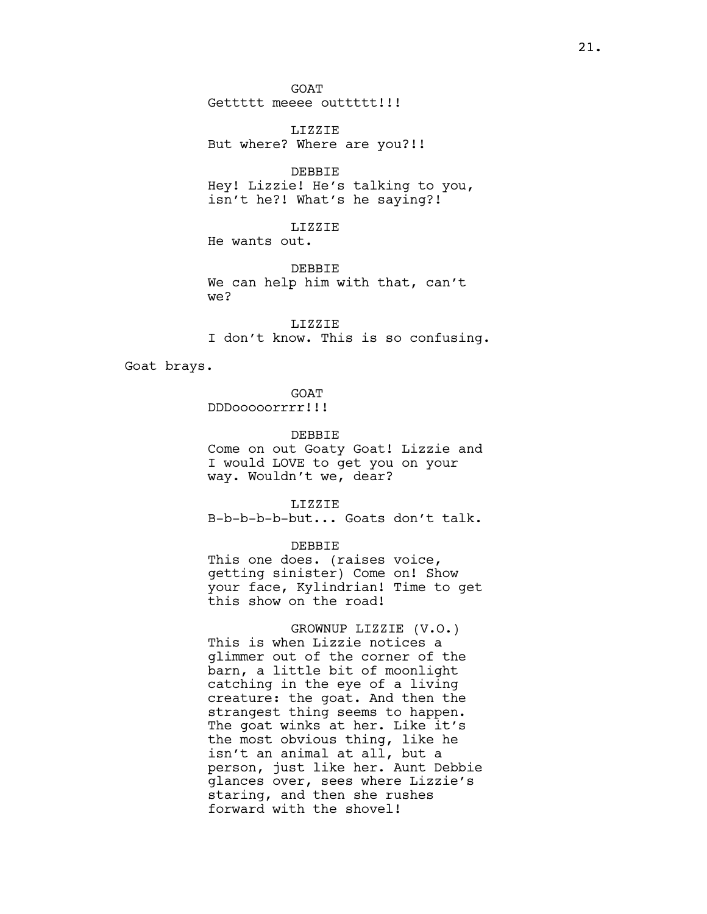GOAT

Gettttt meeee outttttt!!!

LIZZIE

But where? Where are you?!!

DEBBIE

Hey! Lizzie! He's talking to you, isn't he?! What's he saying?!

LIZZIE

He wants out.

DEBBIE

We can help him with that, can't we?

LIZZIE

I don't know. This is so confusing.

Goat brays.

GOAT

DDDooooorrrr!!!

DEBBIE

Come on out Goaty Goat! Lizzie and I would LOVE to get you on your way. Wouldn't we, dear?

LIZZIE

B-b-b-b-b-but... Goats don't talk.

DEBBIE

This one does. (raises voice, getting sinister) Come on! Show your face, Kylindrian! Time to get this show on the road!

GROWNUP LIZZIE (V.O.)

This is when Lizzie notices a glimmer out of the corner of the barn, a little bit of moonlight catching in the eye of a living creature: the goat. And then the strangest thing seems to happen. The goat winks at her. Like it's the most obvious thing, like he isn't an animal at all, but a person, just like her. Aunt Debbie glances over, sees where Lizzie's staring, and then she rushes forward with the shovel!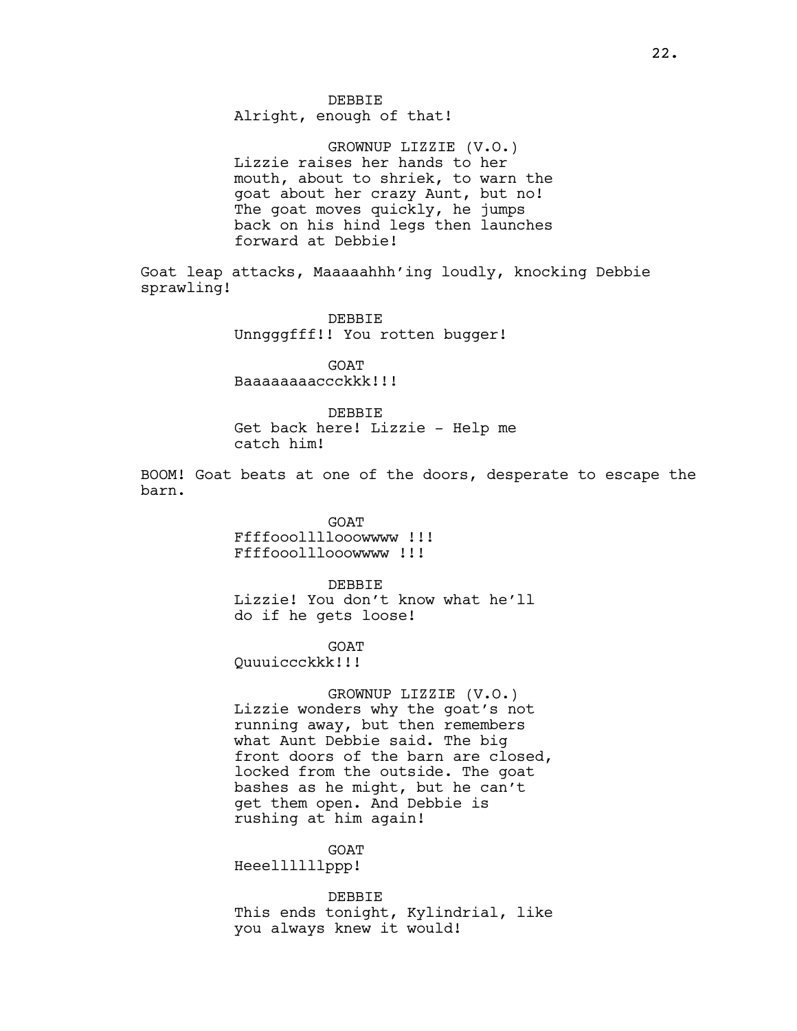DEBBIE
Alright, enough of that!

GROWNUP LIZZIE (V.O.)
Lizzie raises her hands to her mouth, about to shriek, to warn the goat about her crazy Aunt, but no! The goat moves quickly, he jumps back on his hind legs then launches forward at Debbie!

Goat leap attacks, Maaaaahhh'ing loudly, knocking Debbie sprawling!

DEBBIE
Unngggfff!! You rotten bugger!

GOAT
Baaaaaaaaccckkk!!!

DEBBIE
Get back here! Lizzie - Help me catch him!

BOOM! Goat beats at one of the doors, desperate to escape the barn.

GOAT
Ffffooollllooowwww !!!
Ffffooollllooowwww !!!

DEBBIE
Lizzie! You don't know what he'll do if he gets loose!

GOAT
Quuuiccckkk!!!

GROWNUP LIZZIE (V.O.)
Lizzie wonders why the goat's not running away, but then remembers what Aunt Debbie said. The big front doors of the barn are closed, locked from the outside. The goat bashes as he might, but he can't get them open. And Debbie is rushing at him again!

GOAT
Heeellllllppp!

DEBBIE
This ends tonight, Kylindrial, like you always knew it would!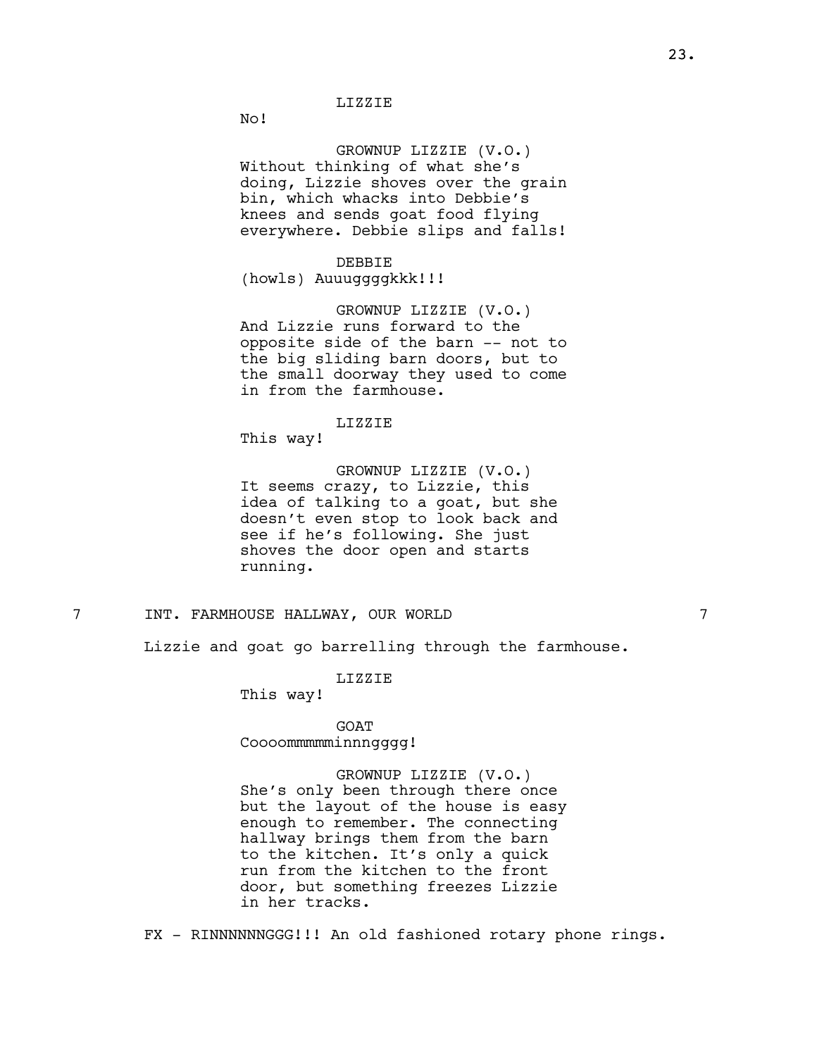LIZZIE

No!

GROWNUP LIZZIE (V.O.)

Without thinking of what she's doing, Lizzie shoves over the grain bin, which whacks into Debbie's knees and sends goat food flying everywhere. Debbie slips and falls!

DEBBIE

(howls) Auuuggggkkk!!!

GROWNUP LIZZIE (V.O.)

And Lizzie runs forward to the opposite side of the barn -- not to the big sliding barn doors, but to the small doorway they used to come in from the farmhouse.

LIZZIE

This way!

GROWNUP LIZZIE (V.O.)

It seems crazy, to Lizzie, this idea of talking to a goat, but she doesn't even stop to look back and see if he's following. She just shoves the door open and starts running.

7 INT. FARMHOUSE HALLWAY, OUR WORLD 7

Lizzie and goat go barrelling through the farmhouse.

LIZZIE

This way!

GOAT

Coooommmmminnngggg!

GROWNUP LIZZIE (V.O.)

She's only been through there once but the layout of the house is easy enough to remember. The connecting hallway brings them from the barn to the kitchen. It's only a quick run from the kitchen to the front door, but something freezes Lizzie in her tracks.

FX - RINNNNNNGGG!!! An old fashioned rotary phone rings.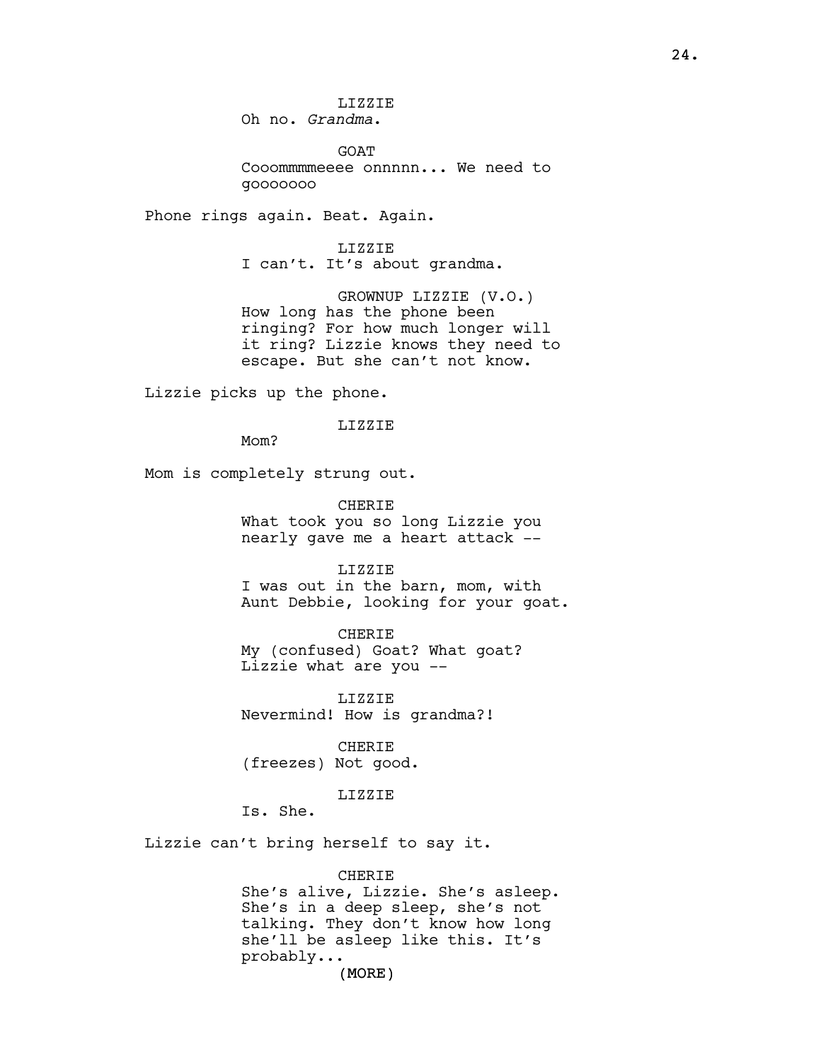LIZZIE
Oh no. *Grandma*.

GOAT
Cooommmmeeee onnnnn... We need to gooooooo

Phone rings again. Beat. Again.

LIZZIE
I can't. It's about grandma.

GROWNUP LIZZIE (V.O.)
How long has the phone been ringing? For how much longer will it ring? Lizzie knows they need to escape. But she can't not know.

Lizzie picks up the phone.

LIZZIE
Mom?

Mom is completely strung out.

CHERIE
What took you so long Lizzie you nearly gave me a heart attack --

LIZZIE
I was out in the barn, mom, with Aunt Debbie, looking for your goat.

CHERIE
My (confused) Goat? What goat? Lizzie what are you --

LIZZIE
Nevermind! How is grandma?!

CHERIE
(freezes) Not good.

LIZZIE
Is. She.

Lizzie can't bring herself to say it.

CHERIE
She's alive, Lizzie. She's asleep. She's in a deep sleep, she's not talking. They don't know how long she'll be asleep like this. It's probably...
(MORE)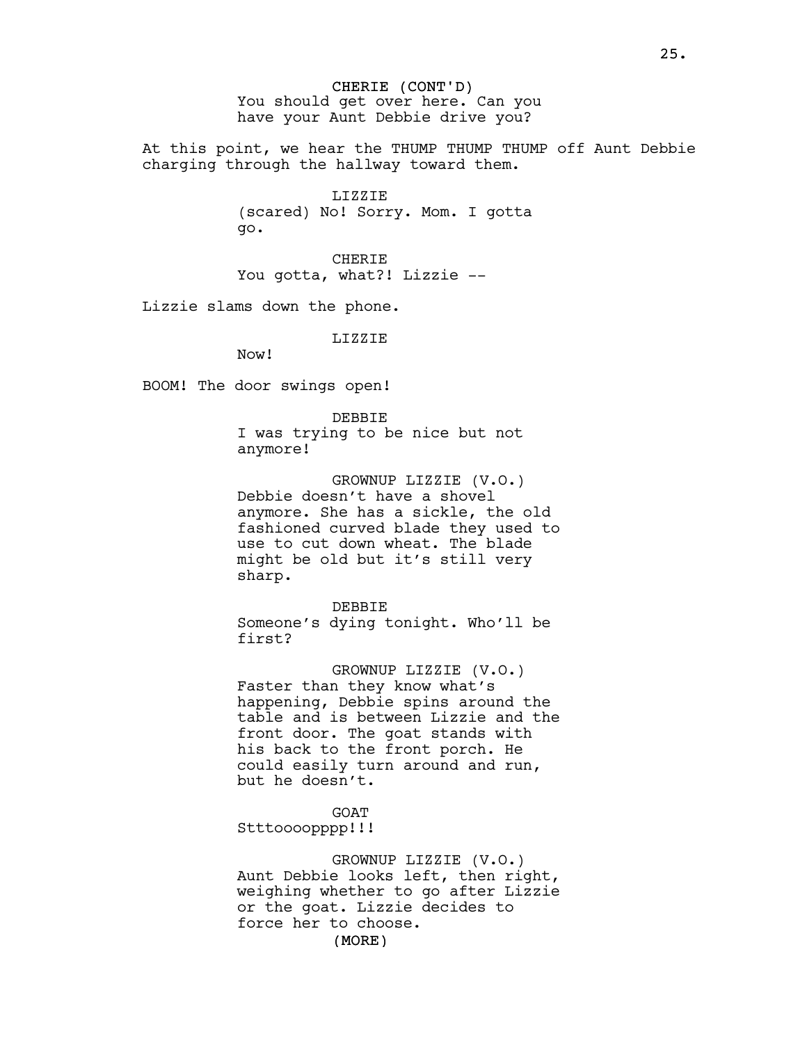CHERIE (CONT'D)

You should get over here. Can you have your Aunt Debbie drive you?

At this point, we hear the THUMP THUMP THUMP off Aunt Debbie charging through the hallway toward them.

LIZZIE

(scared) No! Sorry. Mom. I gotta go.

CHERIE

You gotta, what?! Lizzie --

Lizzie slams down the phone.

LIZZIE

Now!

BOOM! The door swings open!

DEBBIE

I was trying to be nice but not anymore!

GROWNUP LIZZIE (V.O.)

Debbie doesn't have a shovel anymore. She has a sickle, the old fashioned curved blade they used to use to cut down wheat. The blade might be old but it's still very sharp.

DEBBIE

Someone's dying tonight. Who'll be first?

GROWNUP LIZZIE (V.O.)

Faster than they know what's happening, Debbie spins around the table and is between Lizzie and the front door. The goat stands with his back to the front porch. He could easily turn around and run, but he doesn't.

GOAT

Stttooooopppp!!!

GROWNUP LIZZIE (V.O.)

Aunt Debbie looks left, then right, weighing whether to go after Lizzie or the goat. Lizzie decides to force her to choose.

(MORE)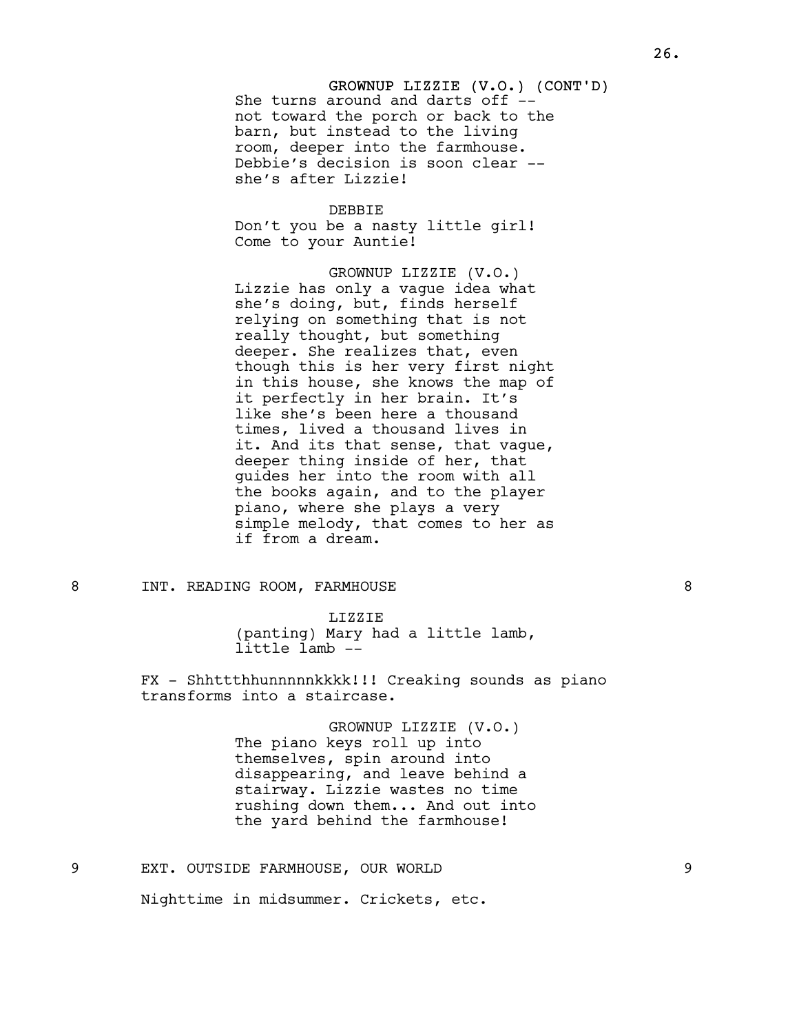GROWNUP LIZZIE (V.O.) (CONT'D)
She turns around and darts off -- not toward the porch or back to the barn, but instead to the living room, deeper into the farmhouse. Debbie's decision is soon clear -- she's after Lizzie!

DEBBIE
Don't you be a nasty little girl! Come to your Auntie!

GROWNUP LIZZIE (V.O.)
Lizzie has only a vague idea what she's doing, but, finds herself relying on something that is not really thought, but something deeper. She realizes that, even though this is her very first night in this house, she knows the map of it perfectly in her brain. It's like she's been here a thousand times, lived a thousand lives in it. And its that sense, that vague, deeper thing inside of her, that guides her into the room with all the books again, and to the player piano, where she plays a very simple melody, that comes to her as if from a dream.

8 INT. READING ROOM, FARMHOUSE 8

LIZZIE
(panting) Mary had a little lamb, little lamb --

FX - Shhttthhunnnnnkkkk!!! Creaking sounds as piano transforms into a staircase.

GROWNUP LIZZIE (V.O.)
The piano keys roll up into themselves, spin around into disappearing, and leave behind a stairway. Lizzie wastes no time rushing down them... And out into the yard behind the farmhouse!

9 EXT. OUTSIDE FARMHOUSE, OUR WORLD 9

Nighttime in midsummer. Crickets, etc.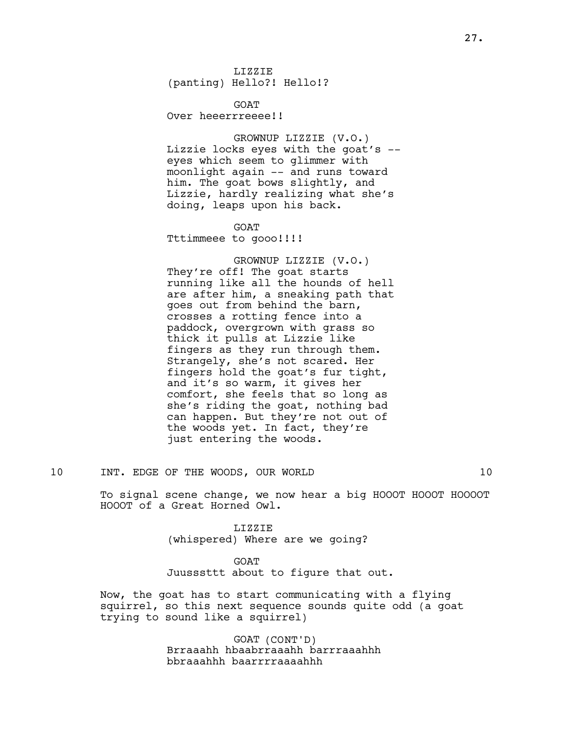LIZZIE
(panting) Hello?! Hello!?

GOAT
Over heeerrreeee!!

GROWNUP LIZZIE (V.O.)
Lizzie locks eyes with the goat's -- eyes which seem to glimmer with moonlight again -- and runs toward him. The goat bows slightly, and Lizzie, hardly realizing what she's doing, leaps upon his back.

GOAT
Tttimmeee to gooo!!!!

GROWNUP LIZZIE (V.O.)
They're off! The goat starts running like all the hounds of hell are after him, a sneaking path that goes out from behind the barn, crosses a rotting fence into a paddock, overgrown with grass so thick it pulls at Lizzie like fingers as they run through them. Strangely, she's not scared. Her fingers hold the goat's fur tight, and it's so warm, it gives her comfort, she feels that so long as she's riding the goat, nothing bad can happen. But they're not out of the woods yet. In fact, they're just entering the woods.

10 INT. EDGE OF THE WOODS, OUR WORLD 10

To signal scene change, we now hear a big HOOOT HOOOT HOOOOT HOOOT of a Great Horned Owl.

LIZZIE
(whispered) Where are we going?

GOAT
Juusssttt about to figure that out.

Now, the goat has to start communicating with a flying squirrel, so this next sequence sounds quite odd (a goat trying to sound like a squirrel)

GOAT (CONT'D)
Brraaahh hbaabrraaahh barrraaahhh bbraaahhh baarrrraaaahhh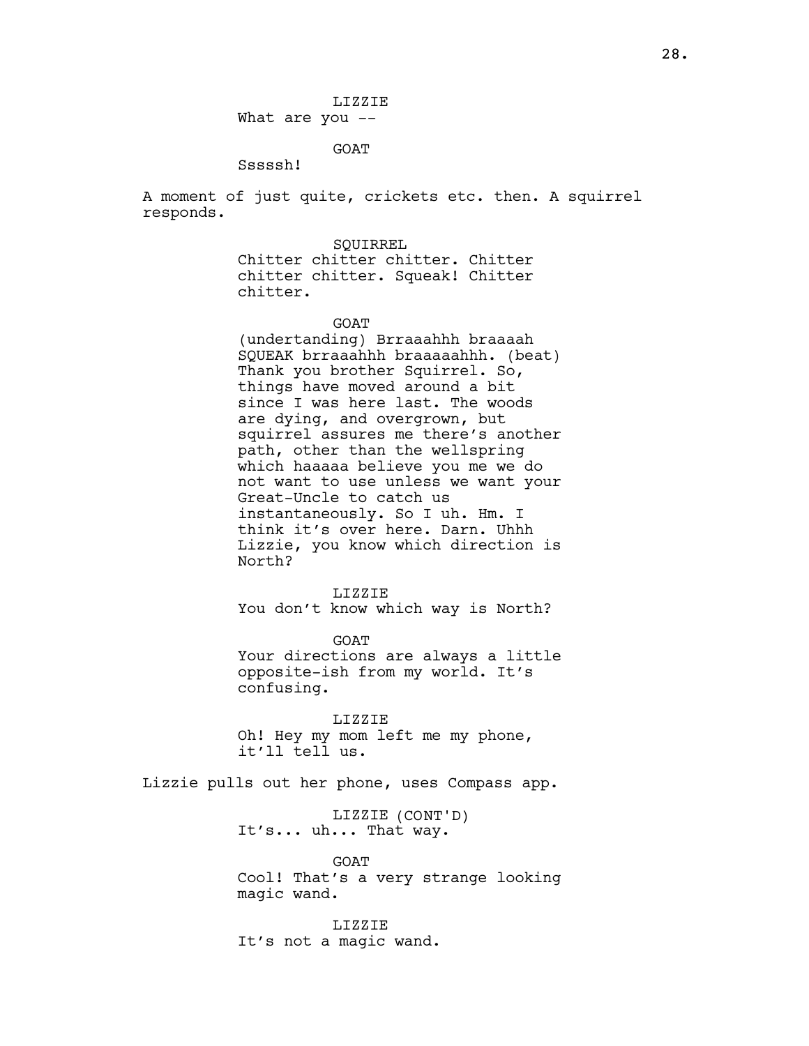LIZZIE
What are you --

GOAT
Sssssh!

A moment of just quite, crickets etc. then. A squirrel responds.

SQUIRREL
Chitter chitter chitter. Chitter chitter chitter. Squeak! Chitter chitter.

GOAT
(undertanding) Brraaahhh braaaah SQUEAK brraaahhh braaaaahhh. (beat) Thank you brother Squirrel. So, things have moved around a bit since I was here last. The woods are dying, and overgrown, but squirrel assures me there's another path, other than the wellspring which haaaaa believe you me we do not want to use unless we want your Great-Uncle to catch us instantaneously. So I uh. Hm. I think it's over here. Darn. Uhhh Lizzie, you know which direction is North?

LIZZIE
You don't know which way is North?

GOAT
Your directions are always a little opposite-ish from my world. It's confusing.

LIZZIE
Oh! Hey my mom left me my phone, it'll tell us.

Lizzie pulls out her phone, uses Compass app.

LIZZIE (CONT'D)
It's... uh... That way.

GOAT
Cool! That's a very strange looking magic wand.

LIZZIE
It's not a magic wand.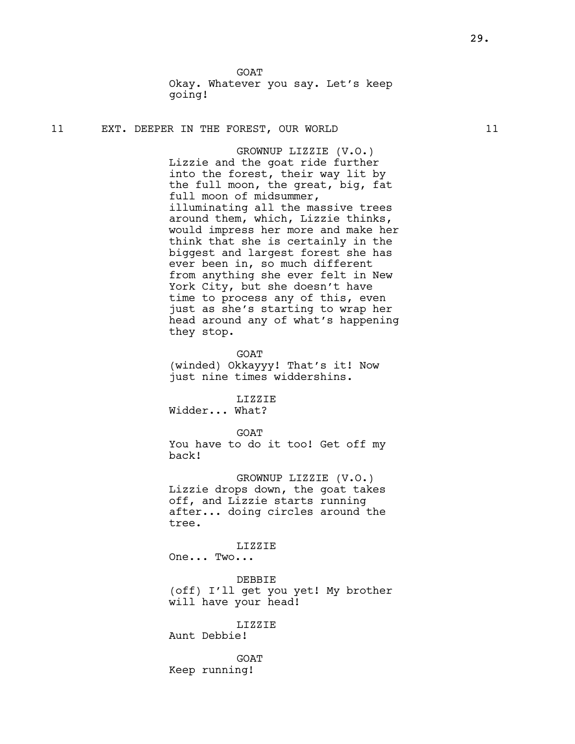GOAT
Okay. Whatever you say. Let's keep going!

11 EXT. DEEPER IN THE FOREST, OUR WORLD 11

GROWNUP LIZZIE (V.O.)
Lizzie and the goat ride further into the forest, their way lit by the full moon, the great, big, fat full moon of midsummer, illuminating all the massive trees around them, which, Lizzie thinks, would impress her more and make her think that she is certainly in the biggest and largest forest she has ever been in, so much different from anything she ever felt in New York City, but she doesn't have time to process any of this, even just as she's starting to wrap her head around any of what's happening they stop.

GOAT
(winded) Okkayyy! That's it! Now just nine times widdershins.

LIZZIE
Widder... What?

GOAT
You have to do it too! Get off my back!

GROWNUP LIZZIE (V.O.)
Lizzie drops down, the goat takes off, and Lizzie starts running after... doing circles around the tree.

LIZZIE
One... Two...

DEBBIE
(off) I'll get you yet! My brother will have your head!

LIZZIE
Aunt Debbie!

GOAT
Keep running!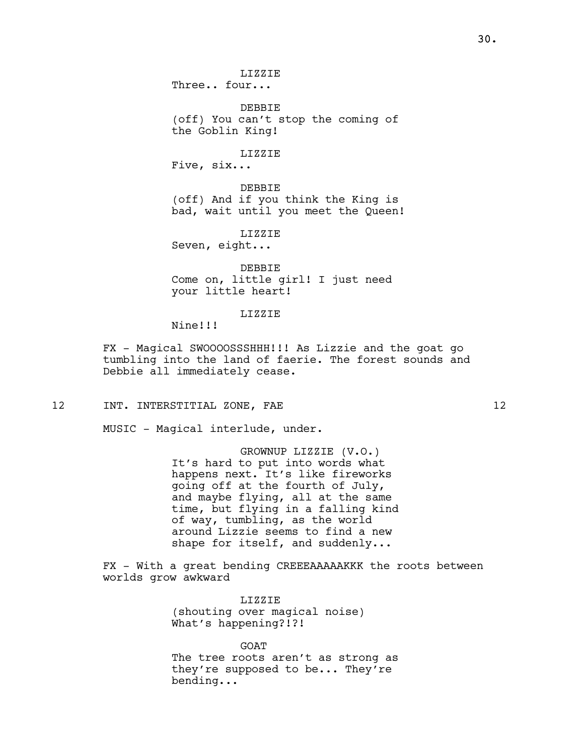LIZZIE
Three.. four...

DEBBIE
(off) You can't stop the coming of the Goblin King!

LIZZIE
Five, six...

DEBBIE
(off) And if you think the King is bad, wait until you meet the Queen!

LIZZIE
Seven, eight...

DEBBIE
Come on, little girl! I just need your little heart!

LIZZIE
Nine!!!

FX - Magical SWOOOOSSSHHH!!! As Lizzie and the goat go tumbling into the land of faerie. The forest sounds and Debbie all immediately cease.

12 INT. INTERSTITIAL ZONE, FAE 12

MUSIC - Magical interlude, under.

GROWNUP LIZZIE (V.O.)
It's hard to put into words what happens next. It's like fireworks going off at the fourth of July, and maybe flying, all at the same time, but flying in a falling kind of way, tumbling, as the world around Lizzie seems to find a new shape for itself, and suddenly...

FX - With a great bending CREEEAAAAAKKK the roots between worlds grow awkward

LIZZIE
(shouting over magical noise)
What's happening?!?!

GOAT
The tree roots aren't as strong as they're supposed to be... They're bending...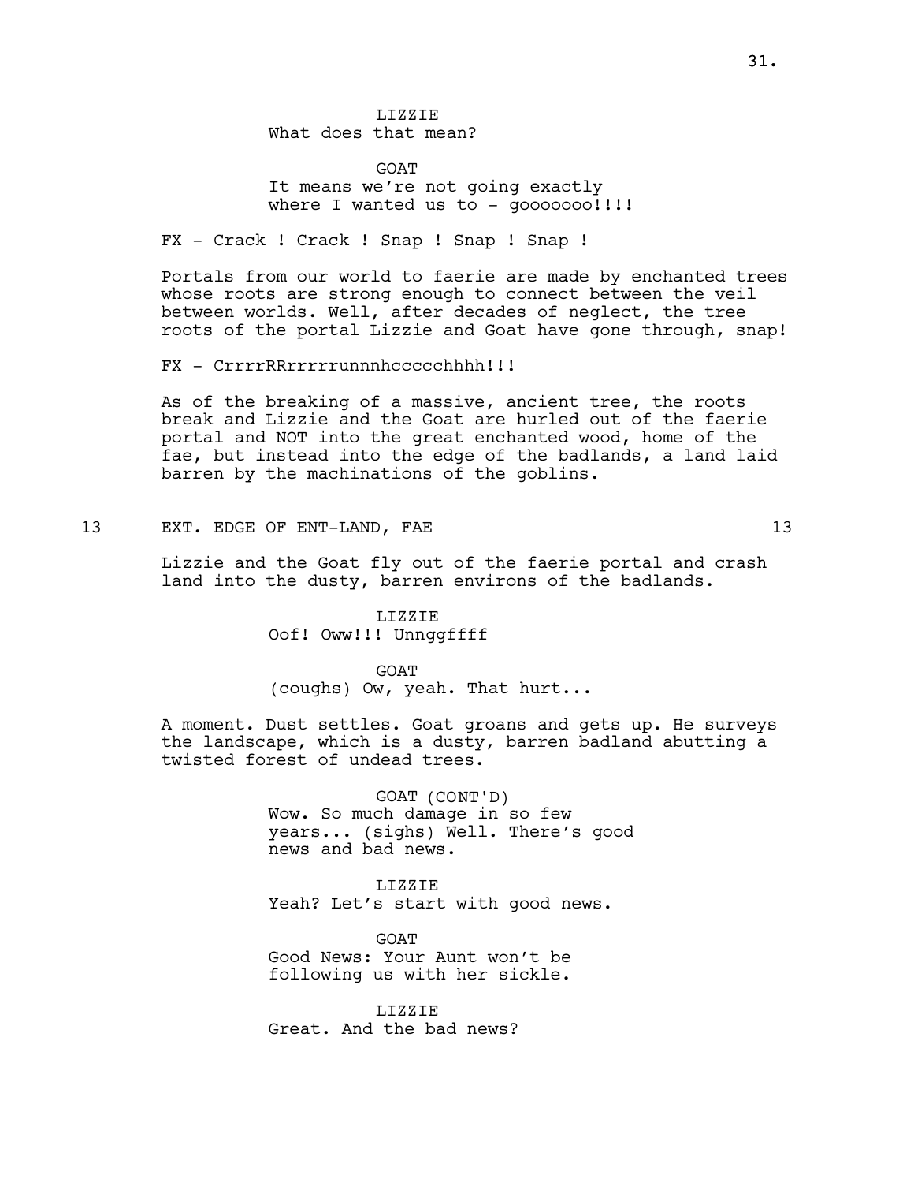LIZZIE
What does that mean?

GOAT
It means we're not going exactly where I wanted us to - gooooooo!!!!

FX - Crack ! Crack ! Snap ! Snap ! Snap !

Portals from our world to faerie are made by enchanted trees whose roots are strong enough to connect between the veil between worlds. Well, after decades of neglect, the tree roots of the portal Lizzie and Goat have gone through, snap!

FX - CrrrrRRrrrrrunnnhccccchhhh!!!

As of the breaking of a massive, ancient tree, the roots break and Lizzie and the Goat are hurled out of the faerie portal and NOT into the great enchanted wood, home of the fae, but instead into the edge of the badlands, a land laid barren by the machinations of the goblins.

13 EXT. EDGE OF ENT-LAND, FAE 13

Lizzie and the Goat fly out of the faerie portal and crash land into the dusty, barren environs of the badlands.

LIZZIE
Oof! Oww!!! Unnggffff

GOAT
(coughs) Ow, yeah. That hurt...

A moment. Dust settles. Goat groans and gets up. He surveys the landscape, which is a dusty, barren badland abutting a twisted forest of undead trees.

GOAT (CONT'D)
Wow. So much damage in so few years... (sighs) Well. There's good news and bad news.

LIZZIE
Yeah? Let's start with good news.

GOAT
Good News: Your Aunt won't be following us with her sickle.

LIZZIE
Great. And the bad news?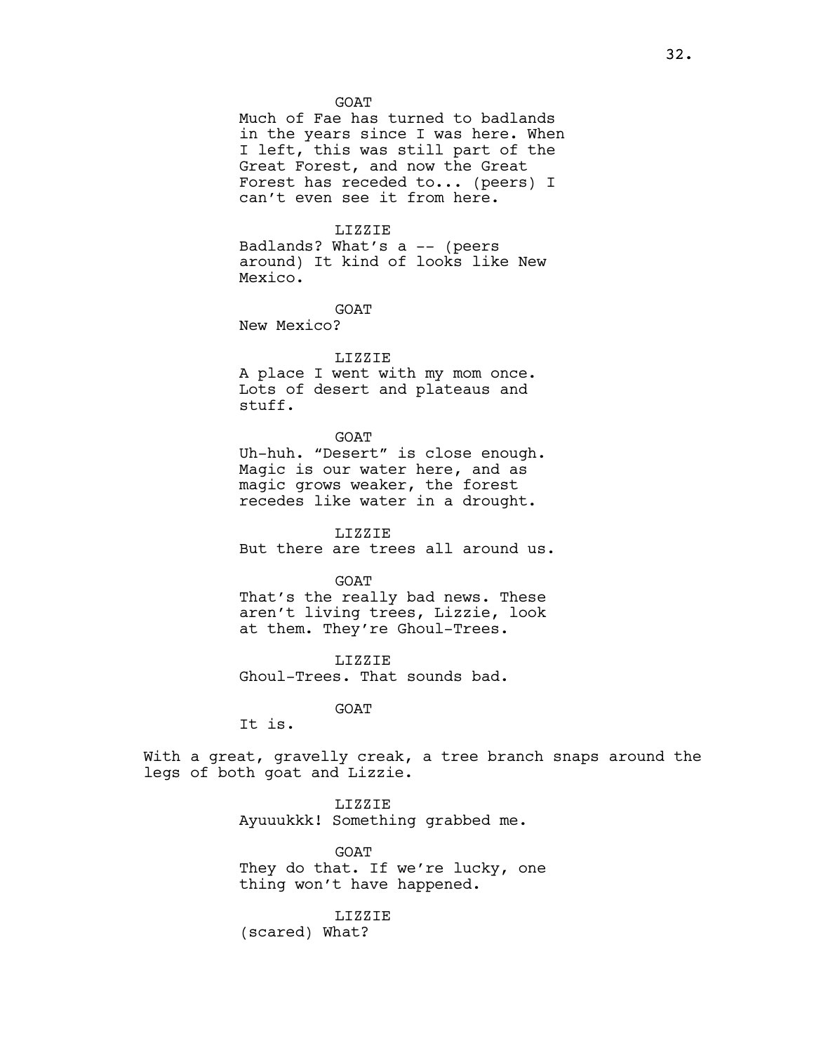GOAT

Much of Fae has turned to badlands in the years since I was here. When I left, this was still part of the Great Forest, and now the Great Forest has receded to... (peers) I can't even see it from here.

LIZZIE

Badlands? What's a -- (peers around) It kind of looks like New Mexico.

GOAT

New Mexico?

LIZZIE

A place I went with my mom once. Lots of desert and plateaus and stuff.

GOAT

Uh-huh. "Desert" is close enough. Magic is our water here, and as magic grows weaker, the forest recedes like water in a drought.

LIZZIE

But there are trees all around us.

GOAT

That's the really bad news. These aren't living trees, Lizzie, look at them. They're Ghoul-Trees.

LIZZIE

Ghoul-Trees. That sounds bad.

GOAT

It is.

With a great, gravelly creak, a tree branch snaps around the legs of both goat and Lizzie.

LIZZIE

Ayuuukkk! Something grabbed me.

GOAT

They do that. If we're lucky, one thing won't have happened.

LIZZIE

(scared) What?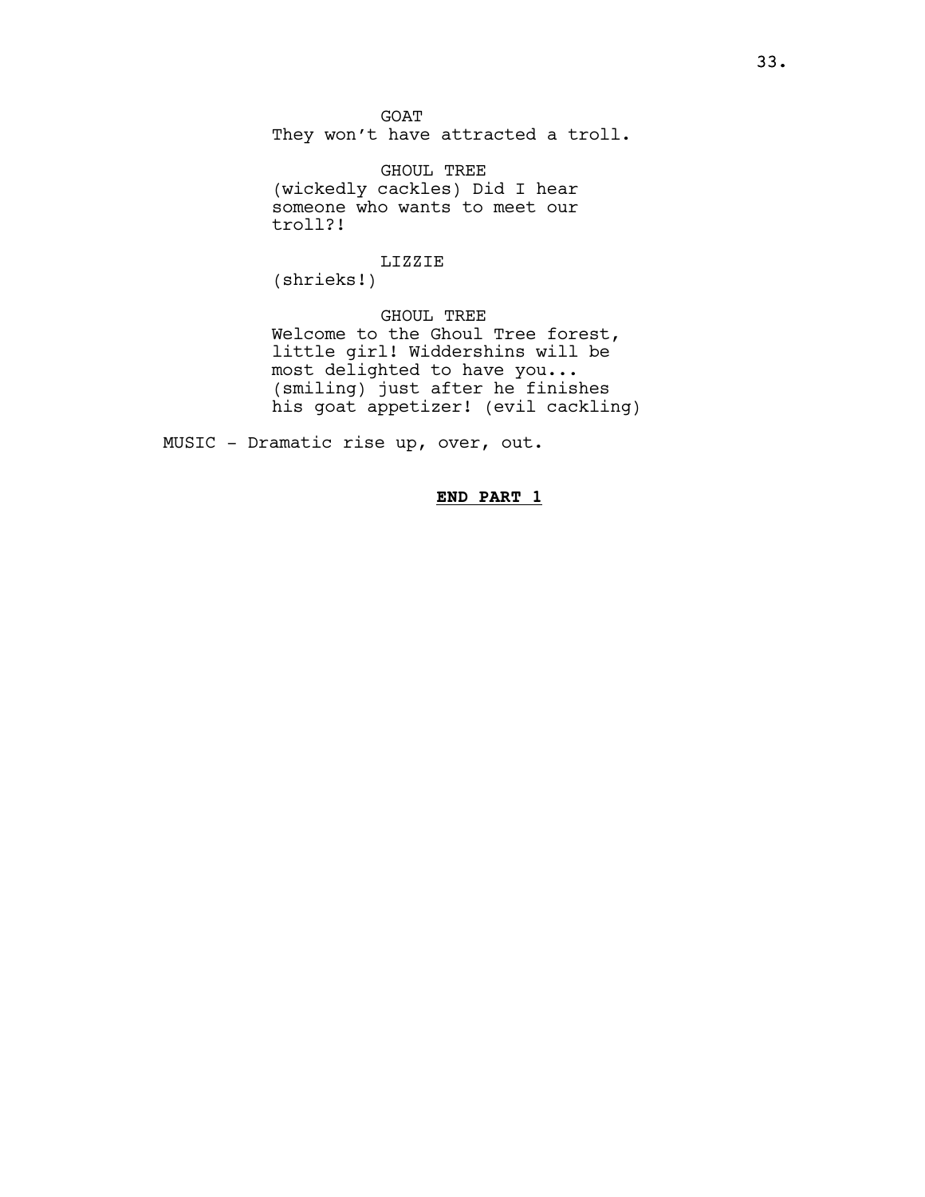GOAT
They won't have attracted a troll.

GHOUL TREE
(wickedly cackles) Did I hear someone who wants to meet our troll?!

LIZZIE
(shrieks!)

GHOUL TREE
Welcome to the Ghoul Tree forest, little girl! Widdershins will be most delighted to have you... (smiling) just after he finishes his goat appetizer! (evil cackling)

MUSIC - Dramatic rise up, over, out.

**END PART 1**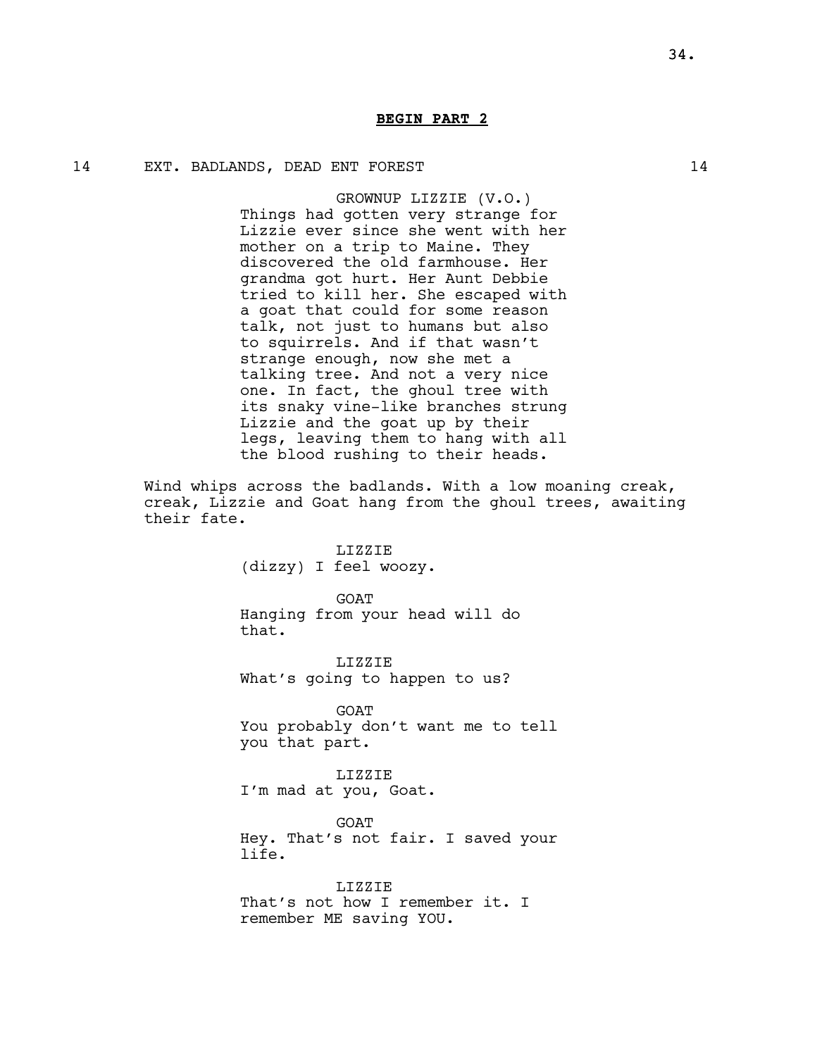**BEGIN PART 2**

14 EXT. BADLANDS, DEAD ENT FOREST 14

GROWNUP LIZZIE (V.O.)
Things had gotten very strange for Lizzie ever since she went with her mother on a trip to Maine. They discovered the old farmhouse. Her grandma got hurt. Her Aunt Debbie tried to kill her. She escaped with a goat that could for some reason talk, not just to humans but also to squirrels. And if that wasn't strange enough, now she met a talking tree. And not a very nice one. In fact, the ghoul tree with its snaky vine-like branches strung Lizzie and the goat up by their legs, leaving them to hang with all the blood rushing to their heads.

Wind whips across the badlands. With a low moaning creak, creak, Lizzie and Goat hang from the ghoul trees, awaiting their fate.

LIZZIE
(dizzy) I feel woozy.

GOAT
Hanging from your head will do that.

LIZZIE
What's going to happen to us?

GOAT
You probably don't want me to tell you that part.

LIZZIE
I'm mad at you, Goat.

GOAT
Hey. That's not fair. I saved your life.

LIZZIE
That's not how I remember it. I remember ME saving YOU.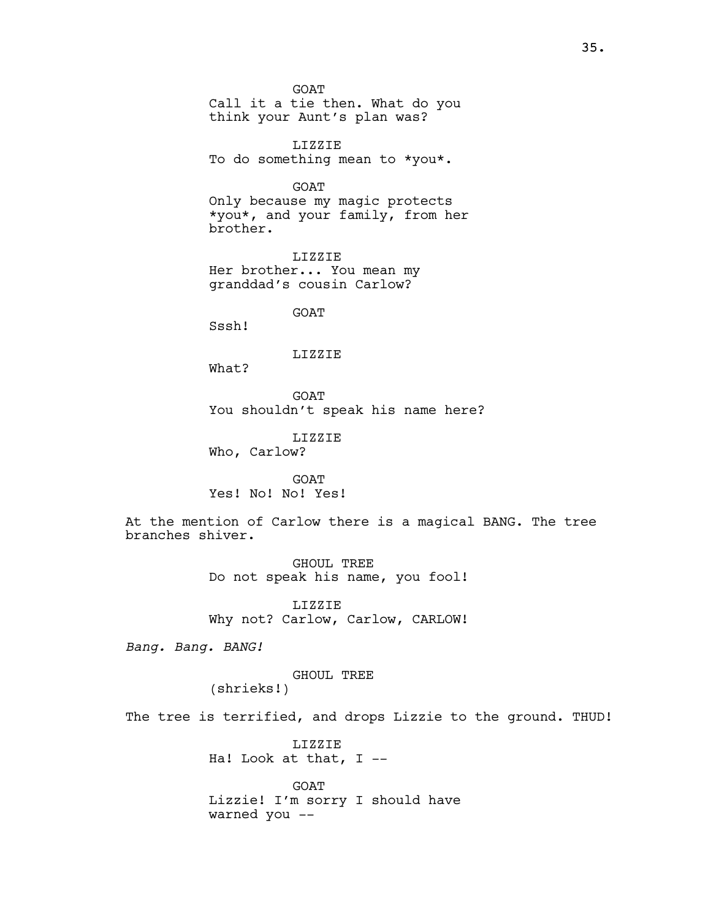GOAT
Call it a tie then. What do you think your Aunt's plan was?

LIZZIE
To do something mean to *you*.

GOAT
Only because my magic protects *you*, and your family, from her brother.

LIZZIE
Her brother... You mean my granddad's cousin Carlow?

GOAT
Sssh!

LIZZIE
What?

GOAT
You shouldn't speak his name here?

LIZZIE
Who, Carlow?

GOAT
Yes! No! No! Yes!

At the mention of Carlow there is a magical BANG. The tree branches shiver.

GHOUL TREE
Do not speak his name, you fool!

LIZZIE
Why not? Carlow, Carlow, CARLOW!

*Bang. Bang. BANG!*

GHOUL TREE
(shrieks!)

The tree is terrified, and drops Lizzie to the ground. THUD!

LIZZIE
Ha! Look at that, I --

GOAT
Lizzie! I'm sorry I should have warned you --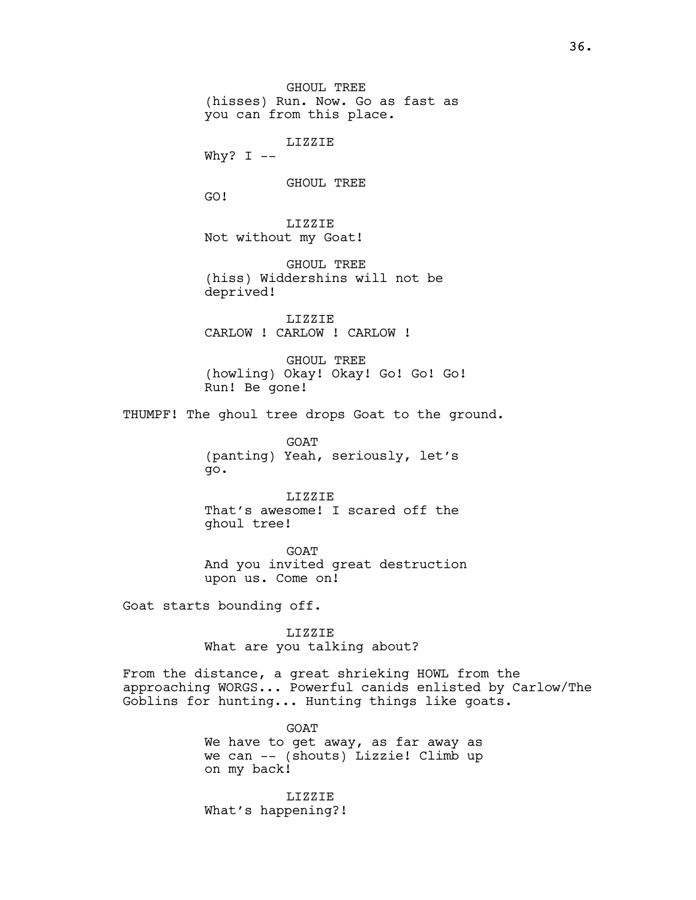GHOUL TREE
(hisses) Run. Now. Go as fast as you can from this place.

LIZZIE
Why? I --

GHOUL TREE
GO!

LIZZIE
Not without my Goat!

GHOUL TREE
(hiss) Widdershins will not be deprived!

LIZZIE
CARLOW ! CARLOW ! CARLOW !

GHOUL TREE
(howling) Okay! Okay! Go! Go! Go! Run! Be gone!

THUMPF! The ghoul tree drops Goat to the ground.

GOAT
(panting) Yeah, seriously, let's go.

LIZZIE
That's awesome! I scared off the ghoul tree!

GOAT
And you invited great destruction upon us. Come on!

Goat starts bounding off.

LIZZIE
What are you talking about?

From the distance, a great shrieking HOWL from the approaching WORGS... Powerful canids enlisted by Carlow/The Goblins for hunting... Hunting things like goats.

GOAT
We have to get away, as far away as we can -- (shouts) Lizzie! Climb up on my back!

LIZZIE
What's happening?!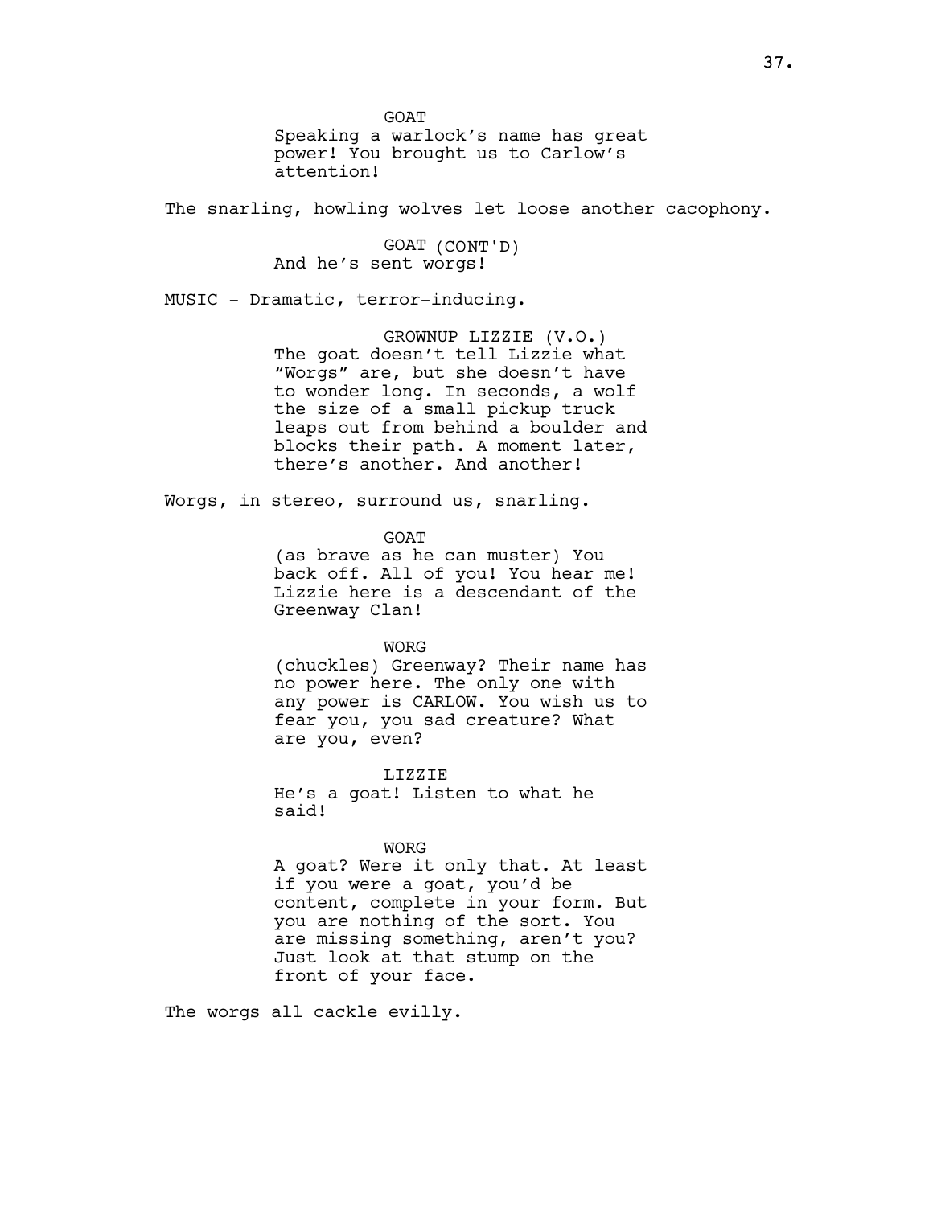GOAT

Speaking a warlock's name has great power! You brought us to Carlow's attention!

The snarling, howling wolves let loose another cacophony.

GOAT (CONT'D)

And he's sent worgs!

MUSIC - Dramatic, terror-inducing.

GROWNUP LIZZIE (V.O.)

The goat doesn't tell Lizzie what "Worgs" are, but she doesn't have to wonder long. In seconds, a wolf the size of a small pickup truck leaps out from behind a boulder and blocks their path. A moment later, there's another. And another!

Worgs, in stereo, surround us, snarling.

GOAT

(as brave as he can muster) You back off. All of you! You hear me! Lizzie here is a descendant of the Greenway Clan!

WORG

(chuckles) Greenway? Their name has no power here. The only one with any power is CARLOW. You wish us to fear you, you sad creature? What are you, even?

LIZZIE

He's a goat! Listen to what he said!

WORG

A goat? Were it only that. At least if you were a goat, you'd be content, complete in your form. But you are nothing of the sort. You are missing something, aren't you? Just look at that stump on the front of your face.

The worgs all cackle evilly.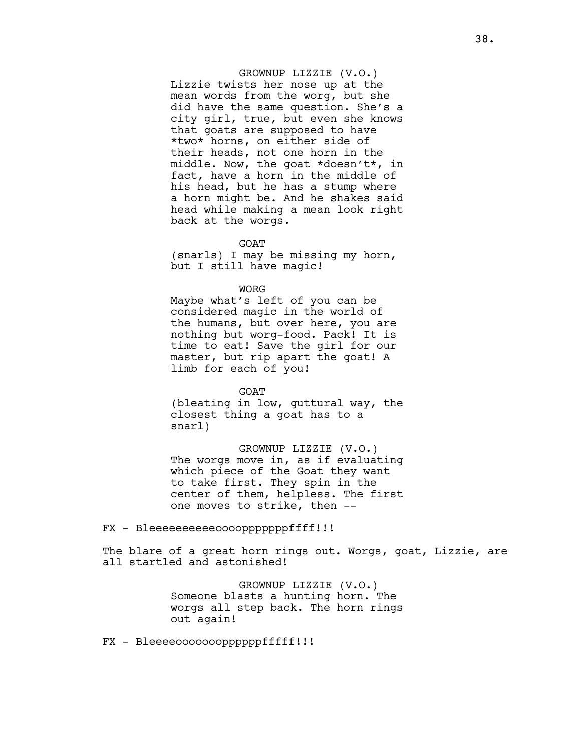GROWNUP LIZZIE (V.O.)
Lizzie twists her nose up at the mean words from the worg, but she did have the same question. She's a city girl, true, but even she knows that goats are supposed to have *two* horns, on either side of their heads, not one horn in the middle. Now, the goat *doesn't*, in fact, have a horn in the middle of his head, but he has a stump where a horn might be. And he shakes said head while making a mean look right back at the worgs.

GOAT
(snarls) I may be missing my horn, but I still have magic!

WORG
Maybe what's left of you can be considered magic in the world of the humans, but over here, you are nothing but worg-food. Pack! It is time to eat! Save the girl for our master, but rip apart the goat! A limb for each of you!

GOAT
(bleating in low, guttural way, the closest thing a goat has to a snarl)

GROWNUP LIZZIE (V.O.)
The worgs move in, as if evaluating which piece of the Goat they want to take first. They spin in the center of them, helpless. The first one moves to strike, then --

FX - Bleeeeeeeeeeoooopppppppffff!!!

The blare of a great horn rings out. Worgs, goat, Lizzie, are all startled and astonished!

GROWNUP LIZZIE (V.O.)
Someone blasts a hunting horn. The worgs all step back. The horn rings out again!

FX - Bleeeeoooooooppppppfffff!!!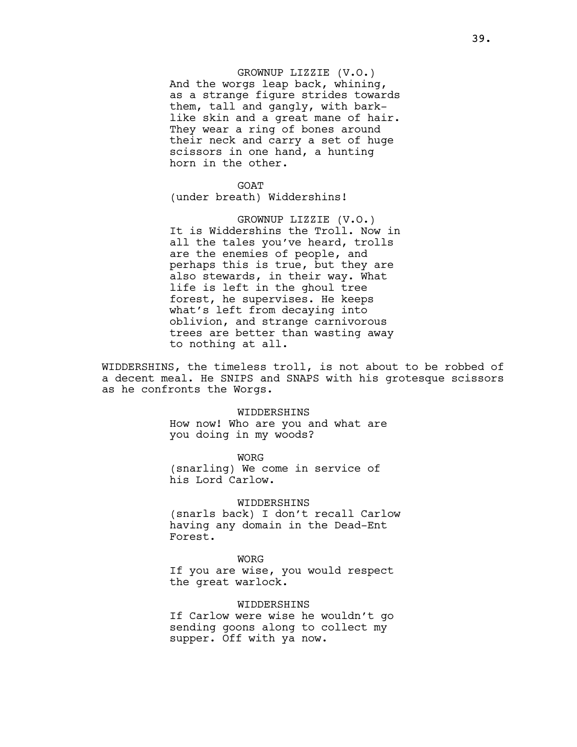GROWNUP LIZZIE (V.O.)
And the worgs leap back, whining, as a strange figure strides towards them, tall and gangly, with bark-like skin and a great mane of hair. They wear a ring of bones around their neck and carry a set of huge scissors in one hand, a hunting horn in the other.

GOAT
(under breath) Widdershins!

GROWNUP LIZZIE (V.O.)
It is Widdershins the Troll. Now in all the tales you've heard, trolls are the enemies of people, and perhaps this is true, but they are also stewards, in their way. What life is left in the ghoul tree forest, he supervises. He keeps what's left from decaying into oblivion, and strange carnivorous trees are better than wasting away to nothing at all.

WIDDERSHINS, the timeless troll, is not about to be robbed of a decent meal. He SNIPS and SNAPS with his grotesque scissors as he confronts the Worgs.

WIDDERSHINS
How now! Who are you and what are you doing in my woods?

WORG
(snarling) We come in service of his Lord Carlow.

WIDDERSHINS
(snarls back) I don't recall Carlow having any domain in the Dead-Ent Forest.

WORG
If you are wise, you would respect the great warlock.

WIDDERSHINS
If Carlow were wise he wouldn't go sending goons along to collect my supper. Off with ya now.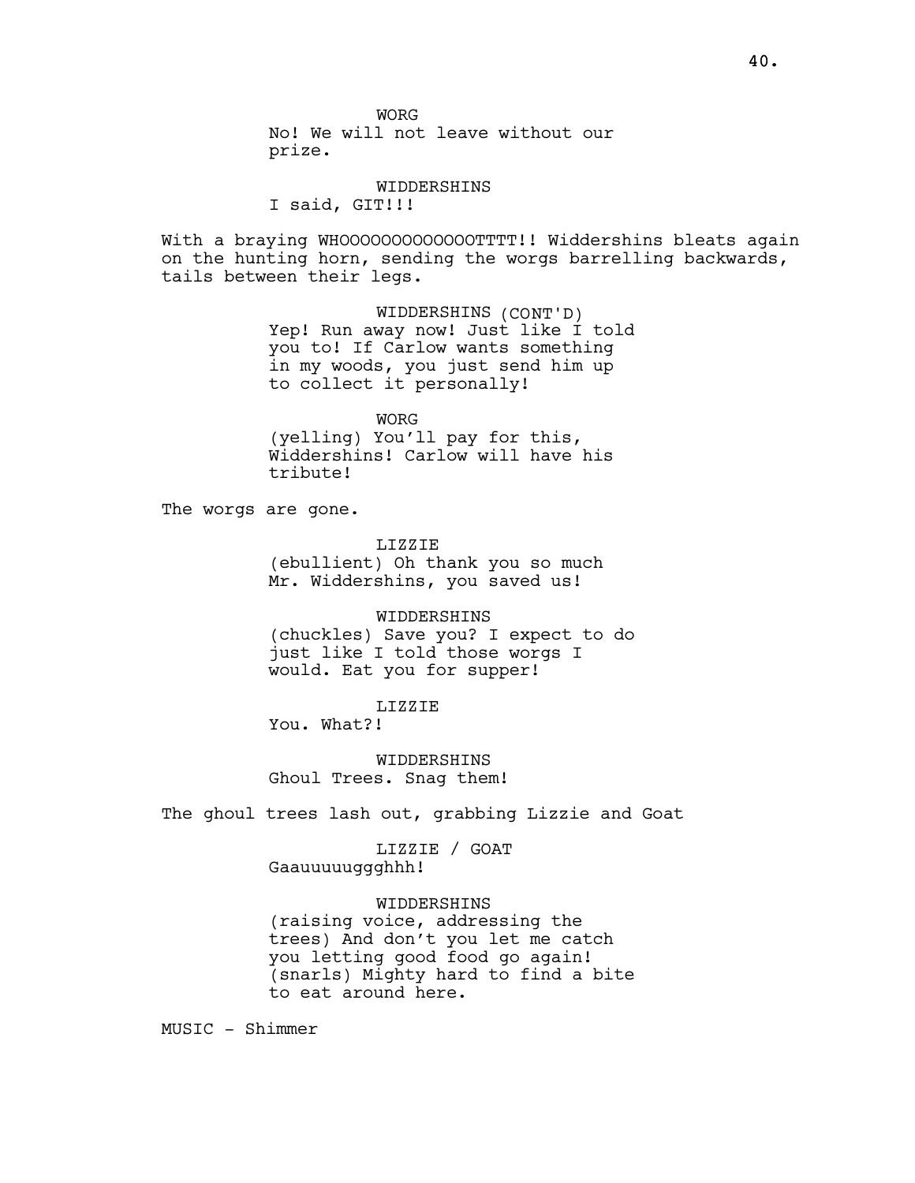WORG

No! We will not leave without our prize.

WIDDERSHINS

I said, GIT!!!

With a braying WHOOOOOOOOOOOOOTTTT!! Widdershins bleats again on the hunting horn, sending the worgs barrelling backwards, tails between their legs.

WIDDERSHINS (CONT'D)

Yep! Run away now! Just like I told you to! If Carlow wants something in my woods, you just send him up to collect it personally!

WORG

(yelling) You'll pay for this, Widdershins! Carlow will have his tribute!

The worgs are gone.

LIZZIE

(ebullient) Oh thank you so much Mr. Widdershins, you saved us!

WIDDERSHINS

(chuckles) Save you? I expect to do just like I told those worgs I would. Eat you for supper!

LIZZIE

You. What?!

WIDDERSHINS

Ghoul Trees. Snag them!

The ghoul trees lash out, grabbing Lizzie and Goat

LIZZIE / GOAT

Gaauuuuuggghhh!

WIDDERSHINS

(raising voice, addressing the trees) And don't you let me catch you letting good food go again! (snarls) Mighty hard to find a bite to eat around here.

MUSIC - Shimmer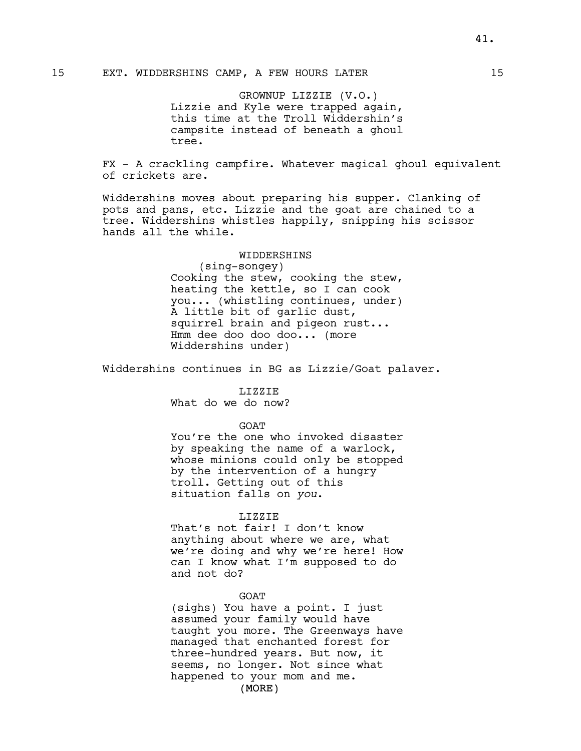15 EXT. WIDDERSHINS CAMP, A FEW HOURS LATER 15

GROWNUP LIZZIE (V.O.)
Lizzie and Kyle were trapped again, this time at the Troll Widdershin's campsite instead of beneath a ghoul tree.

FX - A crackling campfire. Whatever magical ghoul equivalent of crickets are.

Widdershins moves about preparing his supper. Clanking of pots and pans, etc. Lizzie and the goat are chained to a tree. Widdershins whistles happily, snipping his scissor hands all the while.

WIDDERSHINS
(sing-songey)
Cooking the stew, cooking the stew, heating the kettle, so I can cook you... (whistling continues, under) A little bit of garlic dust, squirrel brain and pigeon rust... Hmm dee doo doo doo... (more Widdershins under)

Widdershins continues in BG as Lizzie/Goat palaver.

LIZZIE
What do we do now?

GOAT
You're the one who invoked disaster by speaking the name of a warlock, whose minions could only be stopped by the intervention of a hungry troll. Getting out of this situation falls on *you*.

LIZZIE
That's not fair! I don't know anything about where we are, what we're doing and why we're here! How can I know what I'm supposed to do and not do?

GOAT
(sighs) You have a point. I just assumed your family would have taught you more. The Greenways have managed that enchanted forest for three-hundred years. But now, it seems, no longer. Not since what happened to your mom and me.
(MORE)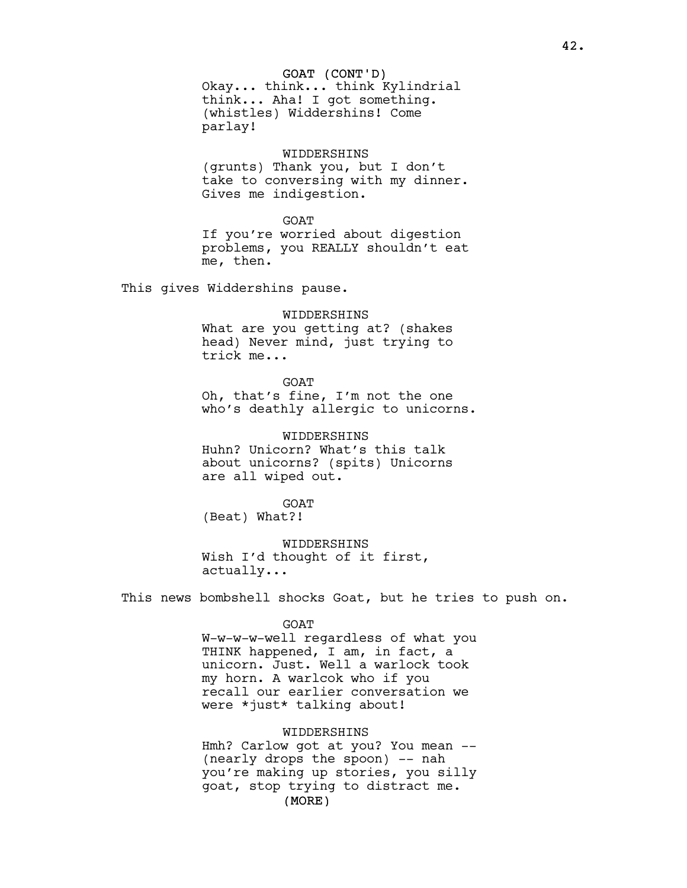GOAT (CONT'D)
Okay... think... think Kylindrial think... Aha! I got something. (whistles) Widdershins! Come parlay!

WIDDERSHINS
(grunts) Thank you, but I don't take to conversing with my dinner. Gives me indigestion.

GOAT
If you're worried about digestion problems, you REALLY shouldn't eat me, then.

This gives Widdershins pause.

WIDDERSHINS
What are you getting at? (shakes head) Never mind, just trying to trick me...

GOAT
Oh, that's fine, I'm not the one who's deathly allergic to unicorns.

WIDDERSHINS
Huhn? Unicorn? What's this talk about unicorns? (spits) Unicorns are all wiped out.

GOAT
(Beat) What?!

WIDDERSHINS
Wish I'd thought of it first, actually...

This news bombshell shocks Goat, but he tries to push on.

GOAT
W-w-w-w-well regardless of what you THINK happened, I am, in fact, a unicorn. Just. Well a warlock took my horn. A warlcok who if you recall our earlier conversation we were *just* talking about!

WIDDERSHINS
Hmh? Carlow got at you? You mean -- (nearly drops the spoon) -- nah you're making up stories, you silly goat, stop trying to distract me.
(MORE)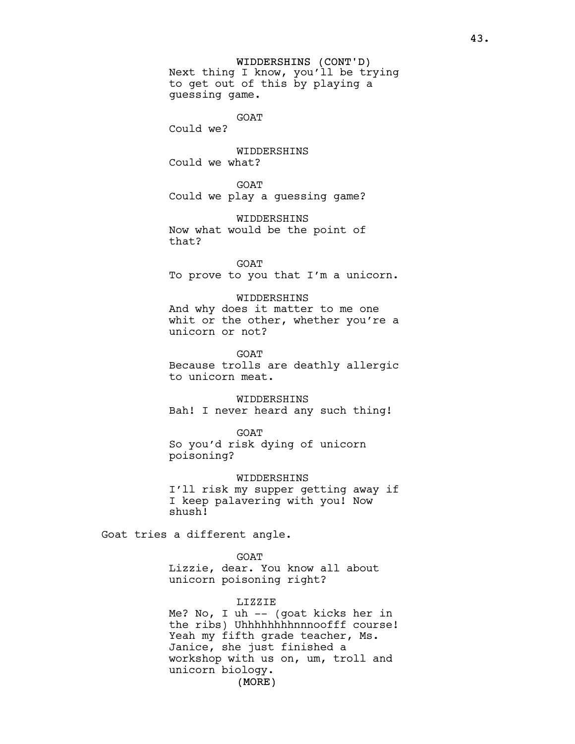WIDDERSHINS (CONT'D)
Next thing I know, you'll be trying to get out of this by playing a guessing game.

GOAT
Could we?

WIDDERSHINS
Could we what?

GOAT
Could we play a guessing game?

WIDDERSHINS
Now what would be the point of that?

GOAT
To prove to you that I'm a unicorn.

WIDDERSHINS
And why does it matter to me one whit or the other, whether you're a unicorn or not?

GOAT
Because trolls are deathly allergic to unicorn meat.

WIDDERSHINS
Bah! I never heard any such thing!

GOAT
So you'd risk dying of unicorn poisoning?

WIDDERSHINS
I'll risk my supper getting away if I keep palavering with you! Now shush!

Goat tries a different angle.

GOAT
Lizzie, dear. You know all about unicorn poisoning right?

LIZZIE
Me? No, I uh -- (goat kicks her in the ribs) Uhhhhhhhhnnnoofff course! Yeah my fifth grade teacher, Ms. Janice, she just finished a workshop with us on, um, troll and unicorn biology.
(MORE)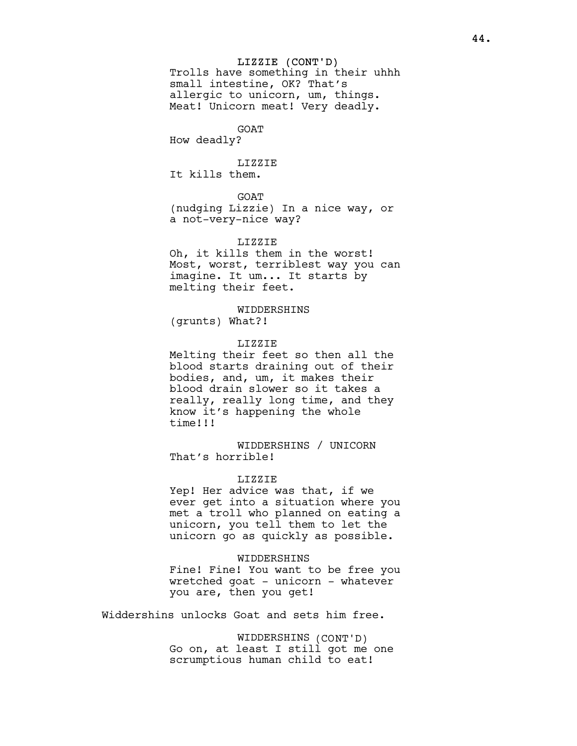LIZZIE (CONT'D)
Trolls have something in their uhhh small intestine, OK? That's allergic to unicorn, um, things. Meat! Unicorn meat! Very deadly.

GOAT
How deadly?

LIZZIE
It kills them.

GOAT
(nudging Lizzie) In a nice way, or a not-very-nice way?

LIZZIE
Oh, it kills them in the worst! Most, worst, terriblest way you can imagine. It um... It starts by melting their feet.

WIDDERSHINS
(grunts) What?!

LIZZIE
Melting their feet so then all the blood starts draining out of their bodies, and, um, it makes their blood drain slower so it takes a really, really long time, and they know it's happening the whole time!!!

WIDDERSHINS / UNICORN
That's horrible!

LIZZIE
Yep! Her advice was that, if we ever get into a situation where you met a troll who planned on eating a unicorn, you tell them to let the unicorn go as quickly as possible.

WIDDERSHINS
Fine! Fine! You want to be free you wretched goat - unicorn - whatever you are, then you get!

Widdershins unlocks Goat and sets him free.

WIDDERSHINS (CONT'D)
Go on, at least I still got me one scrumptious human child to eat!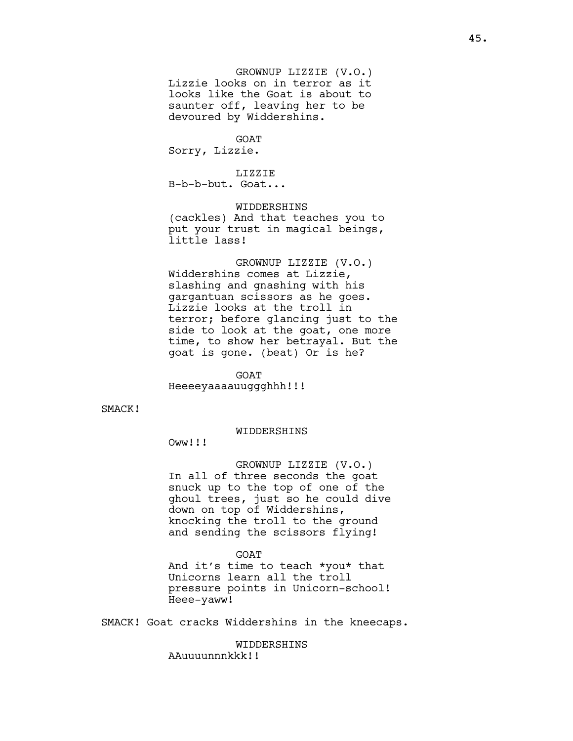GROWNUP LIZZIE (V.O.)
Lizzie looks on in terror as it looks like the Goat is about to saunter off, leaving her to be devoured by Widdershins.

GOAT
Sorry, Lizzie.

LIZZIE
B-b-b-but. Goat...

WIDDERSHINS
(cackles) And that teaches you to put your trust in magical beings, little lass!

GROWNUP LIZZIE (V.O.)
Widdershins comes at Lizzie, slashing and gnashing with his gargantuan scissors as he goes. Lizzie looks at the troll in terror; before glancing just to the side to look at the goat, one more time, to show her betrayal. But the goat is gone. (beat) Or is he?

GOAT
Heeeeyaaaauuggghhh!!!

SMACK!

WIDDERSHINS
Oww!!!

GROWNUP LIZZIE (V.O.)
In all of three seconds the goat snuck up to the top of one of the ghoul trees, just so he could dive down on top of Widdershins, knocking the troll to the ground and sending the scissors flying!

GOAT
And it's time to teach *you* that Unicorns learn all the troll pressure points in Unicorn-school! Heee-yaww!

SMACK! Goat cracks Widdershins in the kneecaps.

WIDDERSHINS
AAuuuunnnkkk!!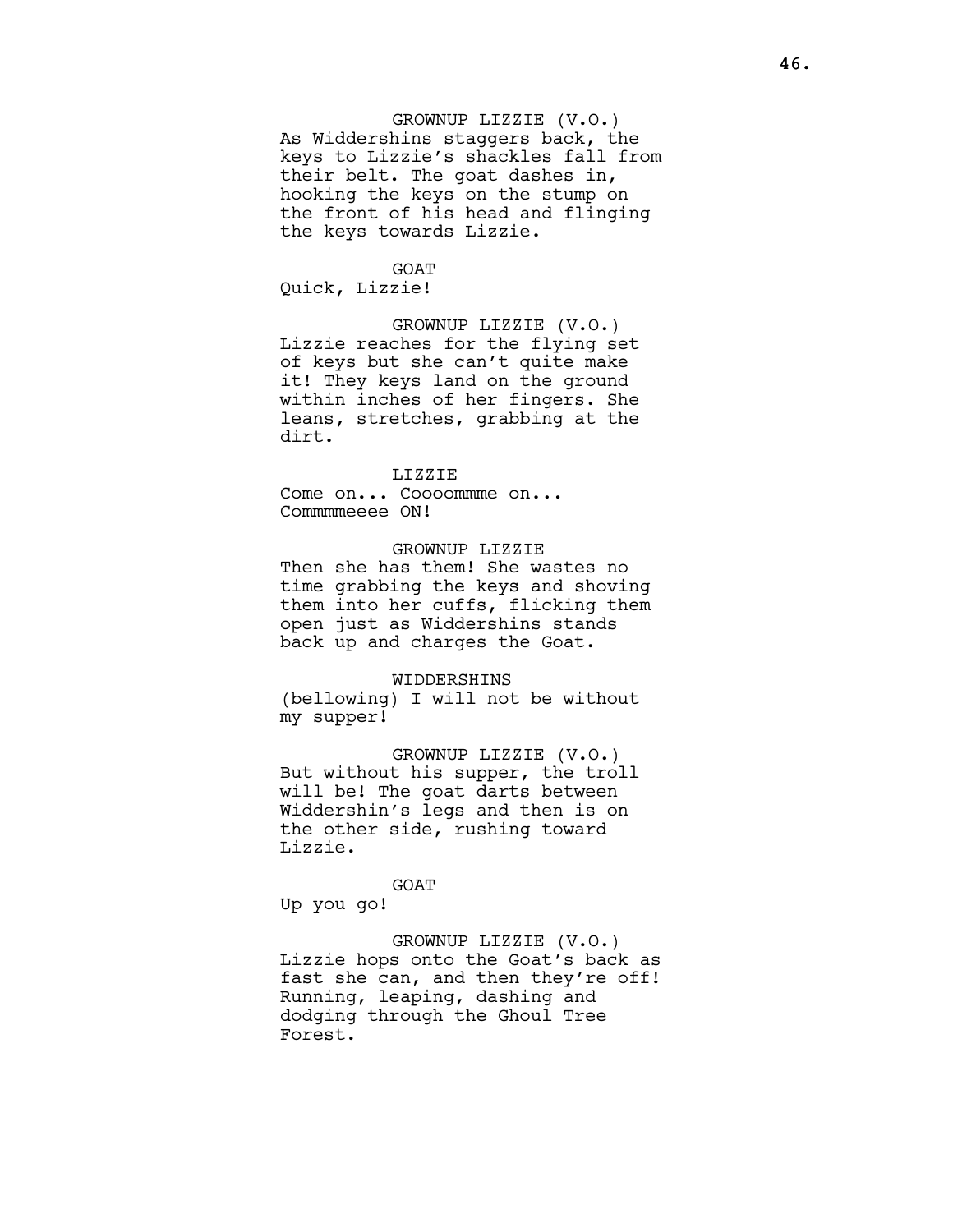GROWNUP LIZZIE (V.O.)
As Widdershins staggers back, the keys to Lizzie's shackles fall from their belt. The goat dashes in, hooking the keys on the stump on the front of his head and flinging the keys towards Lizzie.

GOAT
Quick, Lizzie!

GROWNUP LIZZIE (V.O.)
Lizzie reaches for the flying set of keys but she can't quite make it! They keys land on the ground within inches of her fingers. She leans, stretches, grabbing at the dirt.

LIZZIE
Come on... Coooommme on... Commmmeeee ON!

GROWNUP LIZZIE
Then she has them! She wastes no time grabbing the keys and shoving them into her cuffs, flicking them open just as Widdershins stands back up and charges the Goat.

WIDDERSHINS
(bellowing) I will not be without my supper!

GROWNUP LIZZIE (V.O.)
But without his supper, the troll will be! The goat darts between Widdershin's legs and then is on the other side, rushing toward Lizzie.

GOAT
Up you go!

GROWNUP LIZZIE (V.O.)
Lizzie hops onto the Goat's back as fast she can, and then they're off! Running, leaping, dashing and dodging through the Ghoul Tree Forest.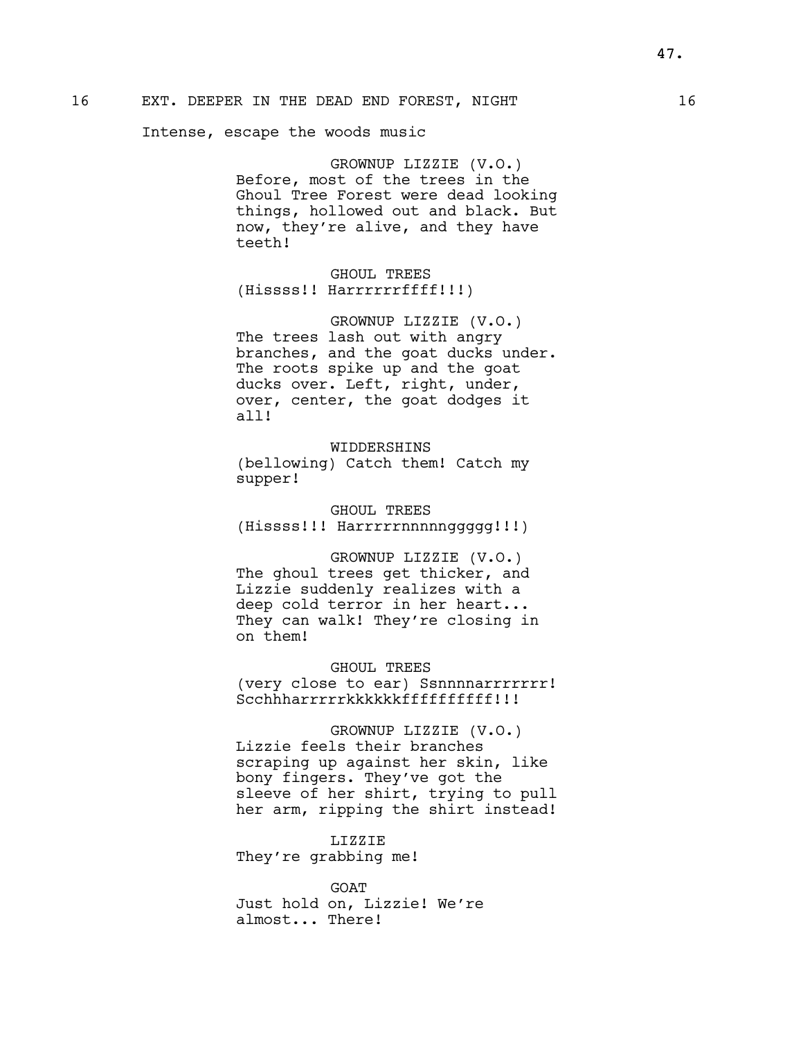16 EXT. DEEPER IN THE DEAD END FOREST, NIGHT 16

Intense, escape the woods music

GROWNUP LIZZIE (V.O.)
Before, most of the trees in the Ghoul Tree Forest were dead looking things, hollowed out and black. But now, they're alive, and they have teeth!

GHOUL TREES
(Hissss!! Harrrrrrffff!!!)

GROWNUP LIZZIE (V.O.)
The trees lash out with angry branches, and the goat ducks under. The roots spike up and the goat ducks over. Left, right, under, over, center, the goat dodges it all!

WIDDERSHINS
(bellowing) Catch them! Catch my supper!

GHOUL TREES
(Hissss!!! Harrrrrnnnnngggggg!!!)

GROWNUP LIZZIE (V.O.)
The ghoul trees get thicker, and Lizzie suddenly realizes with a deep cold terror in her heart... They can walk! They're closing in on them!

GHOUL TREES
(very close to ear) Ssnnnnarrrrrrr! Scchhharrrrrkkkkkkffffffffff!!!

GROWNUP LIZZIE (V.O.)
Lizzie feels their branches scraping up against her skin, like bony fingers. They've got the sleeve of her shirt, trying to pull her arm, ripping the shirt instead!

LIZZIE
They're grabbing me!

GOAT
Just hold on, Lizzie! We're almost... There!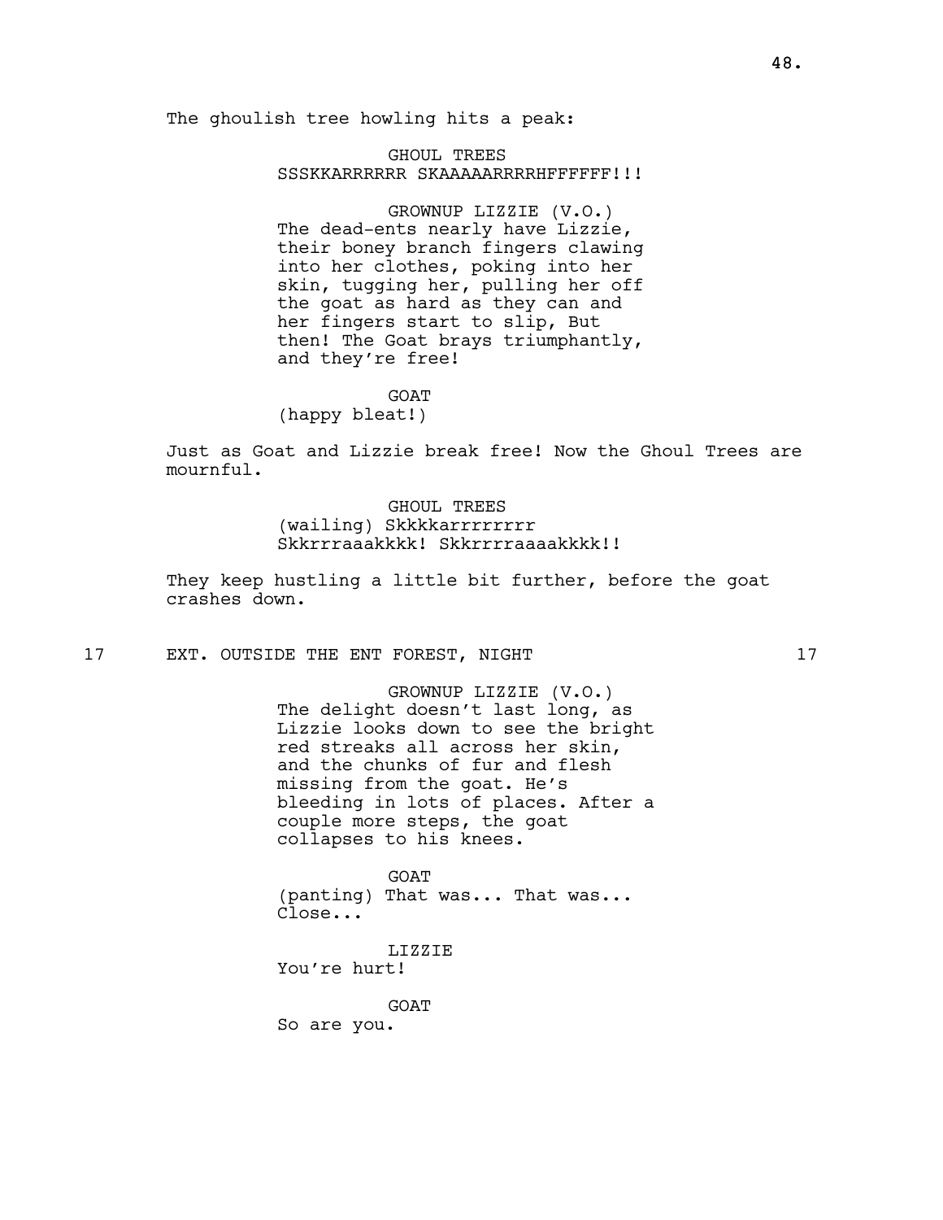The ghoulish tree howling hits a peak:

GHOUL TREES
SSSKKARRRRRR SKAAAAARRRRHFFFFFF!!!

GROWNUP LIZZIE (V.O.)
The dead-ents nearly have Lizzie, their boney branch fingers clawing into her clothes, poking into her skin, tugging her, pulling her off the goat as hard as they can and her fingers start to slip, But then! The Goat brays triumphantly, and they're free!

GOAT
(happy bleat!)

Just as Goat and Lizzie break free! Now the Ghoul Trees are mournful.

GHOUL TREES
(wailing) Skkkkarrrrrrrr Skkrrraaakkkk! Skkrrrraaaakkkk!!

They keep hustling a little bit further, before the goat crashes down.

17 EXT. OUTSIDE THE ENT FOREST, NIGHT 17

GROWNUP LIZZIE (V.O.)
The delight doesn't last long, as Lizzie looks down to see the bright red streaks all across her skin, and the chunks of fur and flesh missing from the goat. He's bleeding in lots of places. After a couple more steps, the goat collapses to his knees.

GOAT
(panting) That was... That was... Close...

LIZZIE
You're hurt!

GOAT
So are you.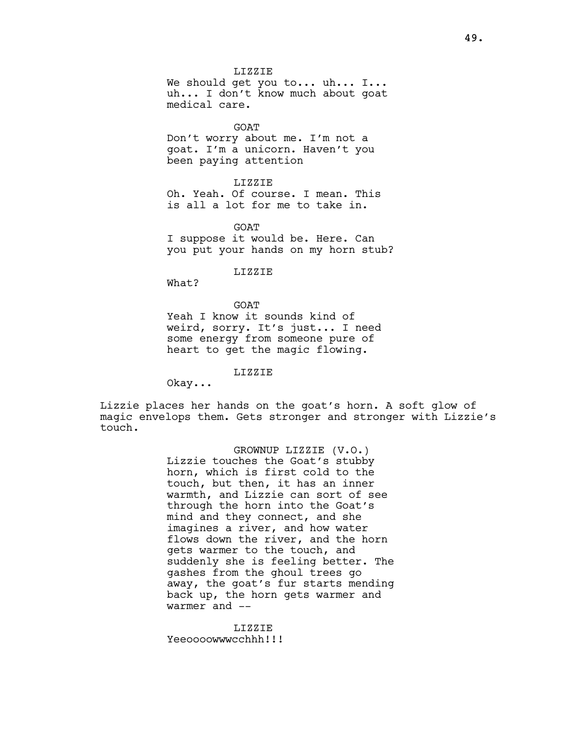LIZZIE

We should get you to... uh... I... uh... I don't know much about goat medical care.

GOAT

Don't worry about me. I'm not a goat. I'm a unicorn. Haven't you been paying attention

LIZZIE

Oh. Yeah. Of course. I mean. This is all a lot for me to take in.

GOAT

I suppose it would be. Here. Can you put your hands on my horn stub?

LIZZIE

What?

GOAT

Yeah I know it sounds kind of weird, sorry. It's just... I need some energy from someone pure of heart to get the magic flowing.

LIZZIE

Okay...

Lizzie places her hands on the goat's horn. A soft glow of magic envelops them. Gets stronger and stronger with Lizzie's touch.

GROWNUP LIZZIE (V.O.)

Lizzie touches the Goat's stubby horn, which is first cold to the touch, but then, it has an inner warmth, and Lizzie can sort of see through the horn into the Goat's mind and they connect, and she imagines a river, and how water flows down the river, and the horn gets warmer to the touch, and suddenly she is feeling better. The gashes from the ghoul trees go away, the goat's fur starts mending back up, the horn gets warmer and warmer and --

LIZZIE

Yeeoooowwwcchhh!!!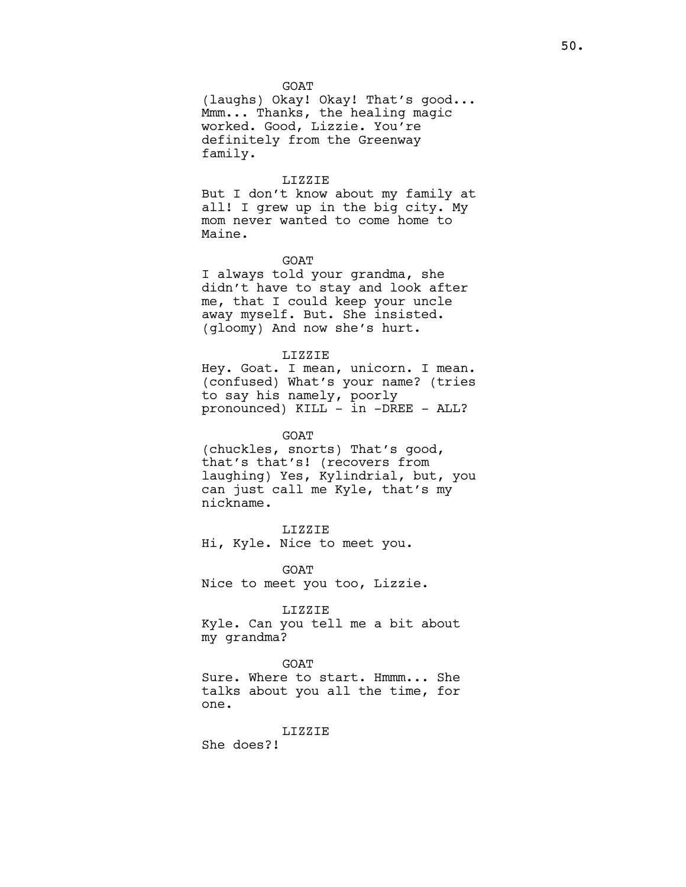GOAT

(laughs) Okay! Okay! That's good... Mmm... Thanks, the healing magic worked. Good, Lizzie. You're definitely from the Greenway family.

LIZZIE

But I don't know about my family at all! I grew up in the big city. My mom never wanted to come home to Maine.

GOAT

I always told your grandma, she didn't have to stay and look after me, that I could keep your uncle away myself. But. She insisted. (gloomy) And now she's hurt.

LIZZIE

Hey. Goat. I mean, unicorn. I mean. (confused) What's your name? (tries to say his namely, poorly pronounced) KILL - in -DREE - ALL?

GOAT

(chuckles, snorts) That's good, that's that's! (recovers from laughing) Yes, Kylindrial, but, you can just call me Kyle, that's my nickname.

LIZZIE

Hi, Kyle. Nice to meet you.

GOAT

Nice to meet you too, Lizzie.

LIZZIE

Kyle. Can you tell me a bit about my grandma?

GOAT

Sure. Where to start. Hmmm... She talks about you all the time, for one.

LIZZIE

She does?!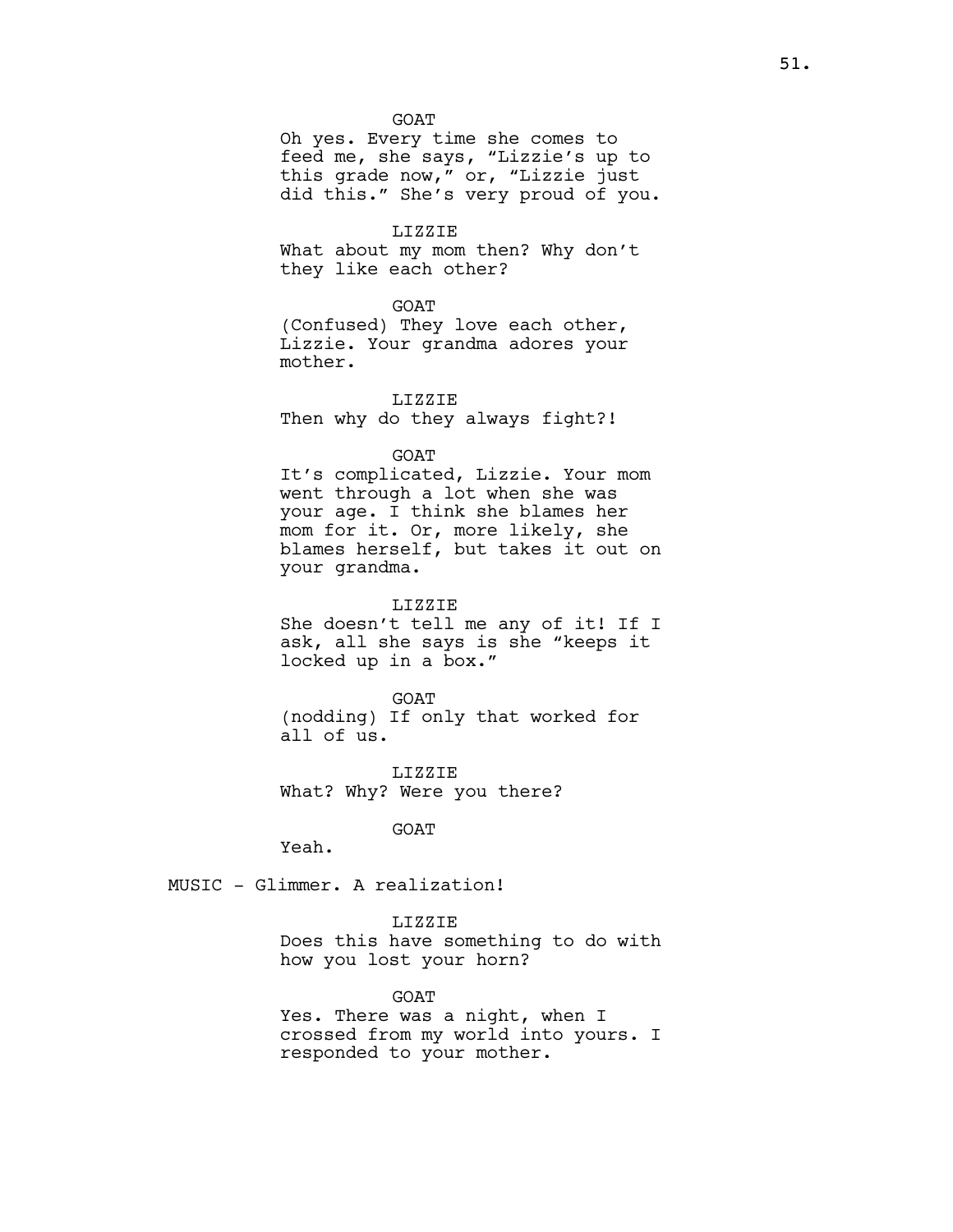GOAT

Oh yes. Every time she comes to feed me, she says, “Lizzie’s up to this grade now,” or, “Lizzie just did this.” She’s very proud of you.

LIZZIE

What about my mom then? Why don’t they like each other?

GOAT

(Confused) They love each other, Lizzie. Your grandma adores your mother.

LIZZIE

Then why do they always fight?!

GOAT

It’s complicated, Lizzie. Your mom went through a lot when she was your age. I think she blames her mom for it. Or, more likely, she blames herself, but takes it out on your grandma.

LIZZIE

She doesn’t tell me any of it! If I ask, all she says is she “keeps it locked up in a box.”

GOAT

(nodding) If only that worked for all of us.

LIZZIE

What? Why? Were you there?

GOAT

Yeah.

MUSIC - Glimmer. A realization!

LIZZIE

Does this have something to do with how you lost your horn?

GOAT

Yes. There was a night, when I crossed from my world into yours. I responded to your mother.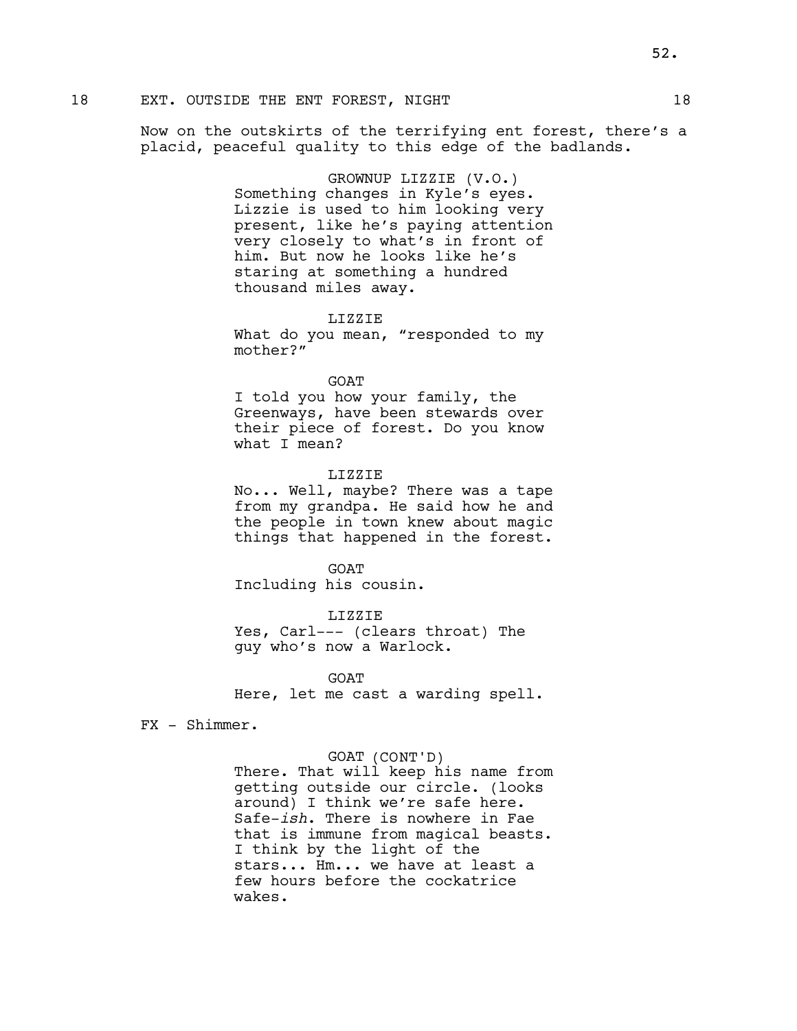18 EXT. OUTSIDE THE ENT FOREST, NIGHT 18

Now on the outskirts of the terrifying ent forest, there's a placid, peaceful quality to this edge of the badlands.

GROWNUP LIZZIE (V.O.)
Something changes in Kyle's eyes. Lizzie is used to him looking very present, like he's paying attention very closely to what's in front of him. But now he looks like he's staring at something a hundred thousand miles away.

LIZZIE
What do you mean, "responded to my mother?"

GOAT
I told you how your family, the Greenways, have been stewards over their piece of forest. Do you know what I mean?

LIZZIE
No... Well, maybe? There was a tape from my grandpa. He said how he and the people in town knew about magic things that happened in the forest.

GOAT
Including his cousin.

LIZZIE
Yes, Carl--- (clears throat) The guy who's now a Warlock.

GOAT
Here, let me cast a warding spell.

FX - Shimmer.

GOAT (CONT'D)
There. That will keep his name from getting outside our circle. (looks around) I think we're safe here. Safe-*ish*. There is nowhere in Fae that is immune from magical beasts. I think by the light of the stars... Hm... we have at least a few hours before the cockatrice wakes.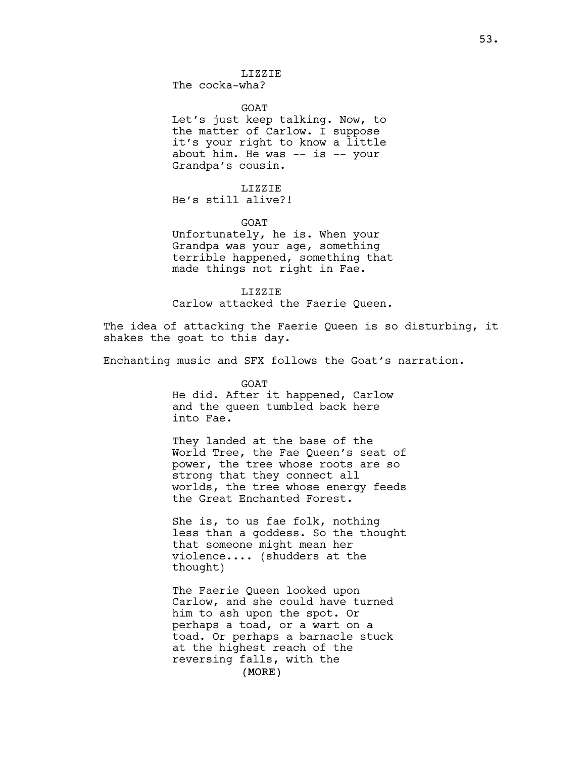LIZZIE
The cocka-wha?

GOAT
Let's just keep talking. Now, to the matter of Carlow. I suppose it's your right to know a little about him. He was -- is -- your Grandpa's cousin.

LIZZIE
He's still alive?!

GOAT
Unfortunately, he is. When your Grandpa was your age, something terrible happened, something that made things not right in Fae.

LIZZIE
Carlow attacked the Faerie Queen.

The idea of attacking the Faerie Queen is so disturbing, it shakes the goat to this day.

Enchanting music and SFX follows the Goat's narration.

GOAT
He did. After it happened, Carlow and the queen tumbled back here into Fae.

They landed at the base of the World Tree, the Fae Queen's seat of power, the tree whose roots are so strong that they connect all worlds, the tree whose energy feeds the Great Enchanted Forest.

She is, to us fae folk, nothing less than a goddess. So the thought that someone might mean her violence.... (shudders at the thought)

The Faerie Queen looked upon Carlow, and she could have turned him to ash upon the spot. Or perhaps a toad, or a wart on a toad. Or perhaps a barnacle stuck at the highest reach of the reversing falls, with the

(MORE)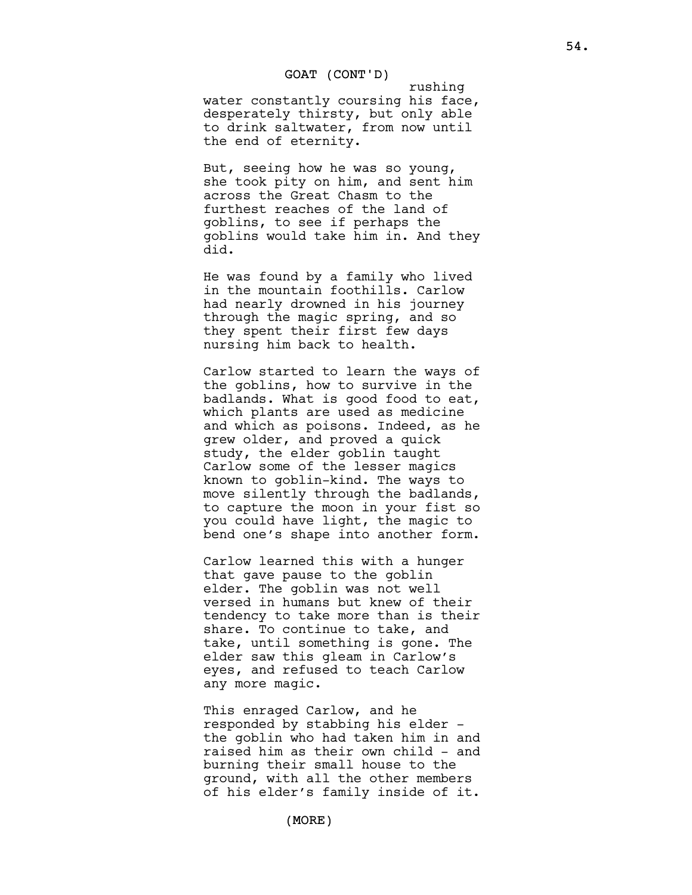GOAT (CONT'D)

rushing water constantly coursing his face, desperately thirsty, but only able to drink saltwater, from now until the end of eternity.

But, seeing how he was so young, she took pity on him, and sent him across the Great Chasm to the furthest reaches of the land of goblins, to see if perhaps the goblins would take him in. And they did.

He was found by a family who lived in the mountain foothills. Carlow had nearly drowned in his journey through the magic spring, and so they spent their first few days nursing him back to health.

Carlow started to learn the ways of the goblins, how to survive in the badlands. What is good food to eat, which plants are used as medicine and which as poisons. Indeed, as he grew older, and proved a quick study, the elder goblin taught Carlow some of the lesser magics known to goblin-kind. The ways to move silently through the badlands, to capture the moon in your fist so you could have light, the magic to bend one's shape into another form.

Carlow learned this with a hunger that gave pause to the goblin elder. The goblin was not well versed in humans but knew of their tendency to take more than is their share. To continue to take, and take, until something is gone. The elder saw this gleam in Carlow's eyes, and refused to teach Carlow any more magic.

This enraged Carlow, and he responded by stabbing his elder - the goblin who had taken him in and raised him as their own child - and burning their small house to the ground, with all the other members of his elder's family inside of it.

(MORE)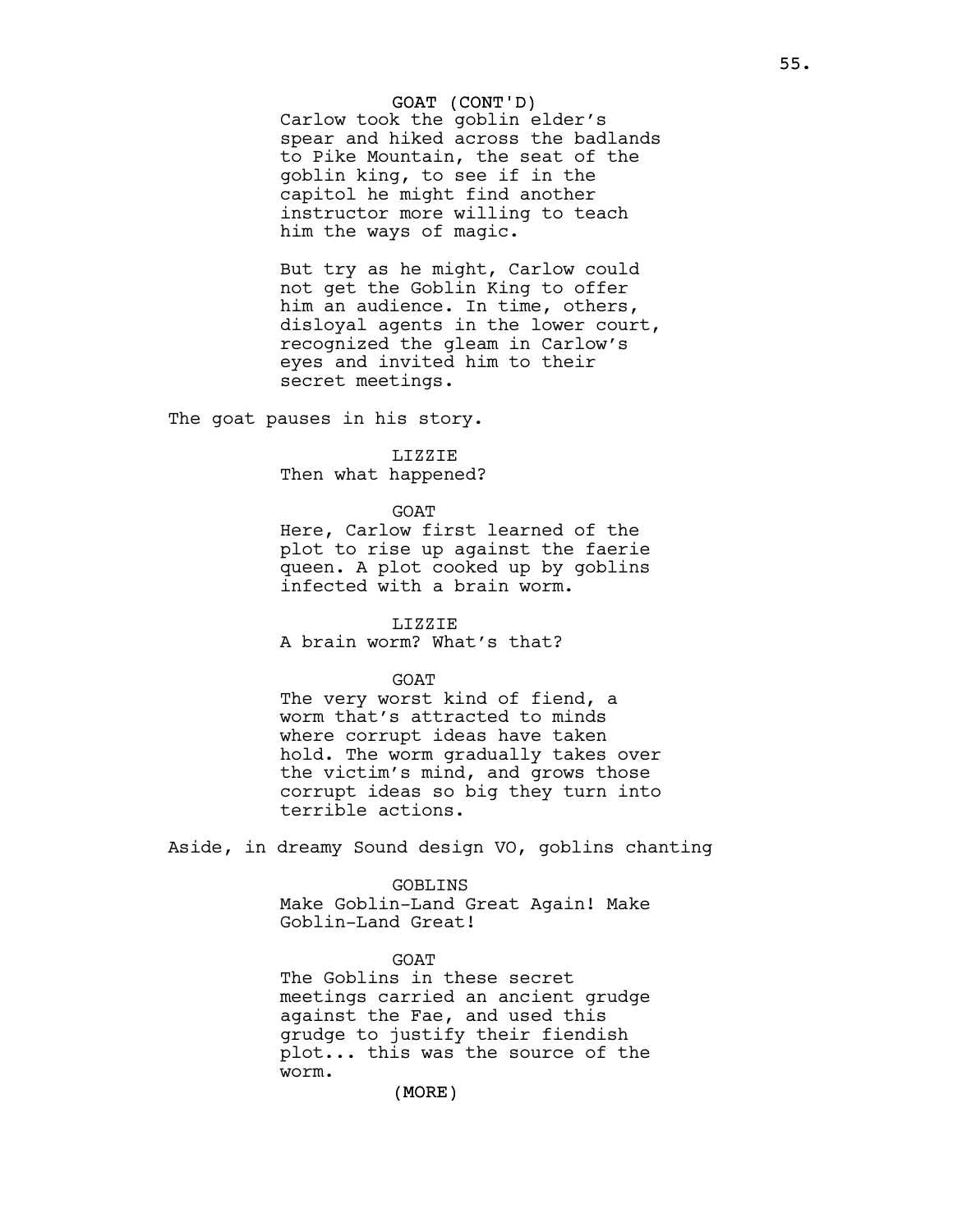GOAT (CONT'D)
Carlow took the goblin elder's spear and hiked across the badlands to Pike Mountain, the seat of the goblin king, to see if in the capitol he might find another instructor more willing to teach him the ways of magic.

But try as he might, Carlow could not get the Goblin King to offer him an audience. In time, others, disloyal agents in the lower court, recognized the gleam in Carlow's eyes and invited him to their secret meetings.

The goat pauses in his story.

LIZZIE
Then what happened?

GOAT
Here, Carlow first learned of the plot to rise up against the faerie queen. A plot cooked up by goblins infected with a brain worm.

LIZZIE
A brain worm? What's that?

GOAT
The very worst kind of fiend, a worm that's attracted to minds where corrupt ideas have taken hold. The worm gradually takes over the victim's mind, and grows those corrupt ideas so big they turn into terrible actions.

Aside, in dreamy Sound design VO, goblins chanting

GOBLINS
Make Goblin-Land Great Again! Make Goblin-Land Great!

GOAT
The Goblins in these secret meetings carried an ancient grudge against the Fae, and used this grudge to justify their fiendish plot... this was the source of the worm.

(MORE)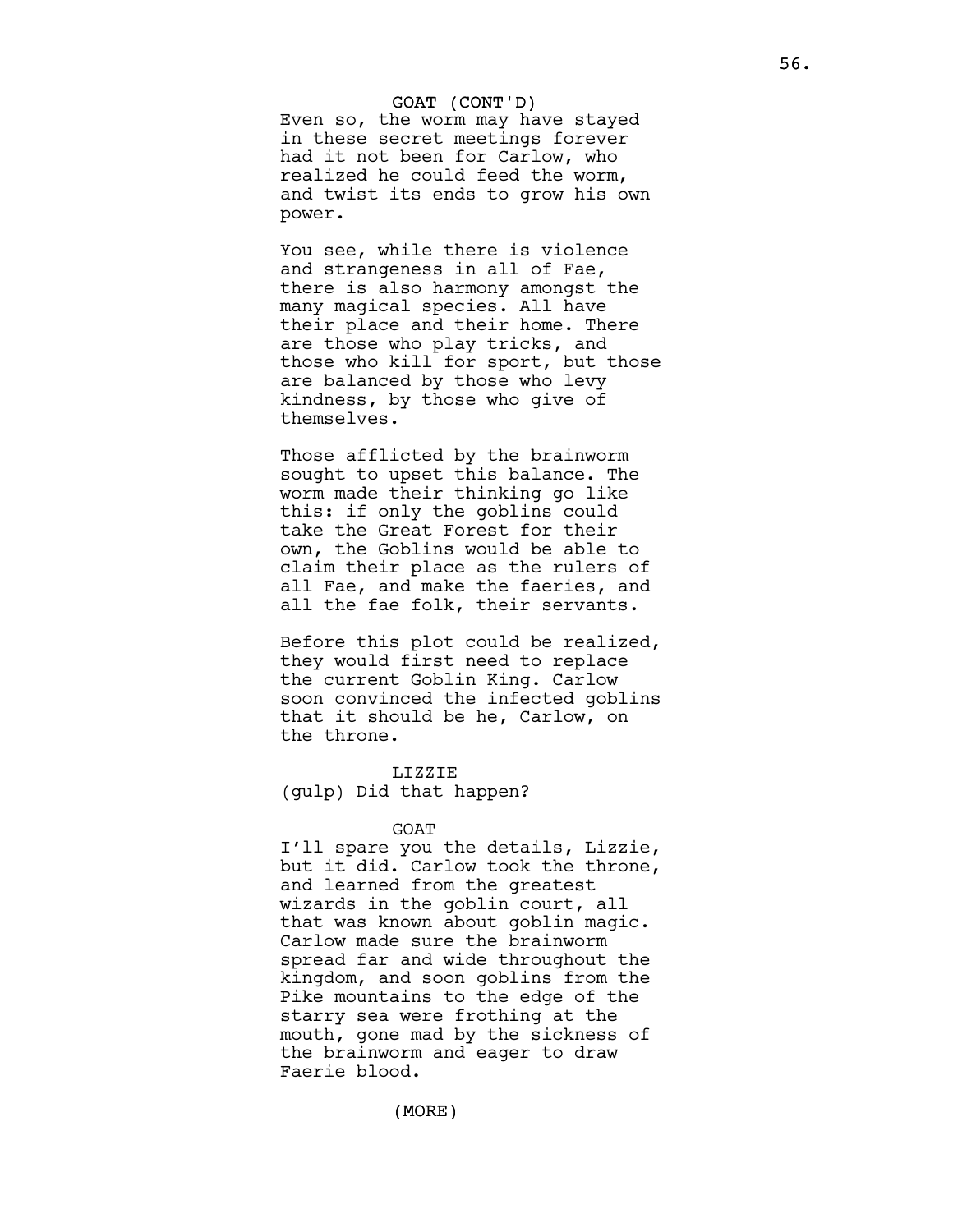GOAT (CONT'D)

Even so, the worm may have stayed in these secret meetings forever had it not been for Carlow, who realized he could feed the worm, and twist its ends to grow his own power.

You see, while there is violence and strangeness in all of Fae, there is also harmony amongst the many magical species. All have their place and their home. There are those who play tricks, and those who kill for sport, but those are balanced by those who levy kindness, by those who give of themselves.

Those afflicted by the brainworm sought to upset this balance. The worm made their thinking go like this: if only the goblins could take the Great Forest for their own, the Goblins would be able to claim their place as the rulers of all Fae, and make the faeries, and all the fae folk, their servants.

Before this plot could be realized, they would first need to replace the current Goblin King. Carlow soon convinced the infected goblins that it should be he, Carlow, on the throne.

LIZZIE

(gulp) Did that happen?

GOAT

I'll spare you the details, Lizzie, but it did. Carlow took the throne, and learned from the greatest wizards in the goblin court, all that was known about goblin magic. Carlow made sure the brainworm spread far and wide throughout the kingdom, and soon goblins from the Pike mountains to the edge of the starry sea were frothing at the mouth, gone mad by the sickness of the brainworm and eager to draw Faerie blood.

(MORE)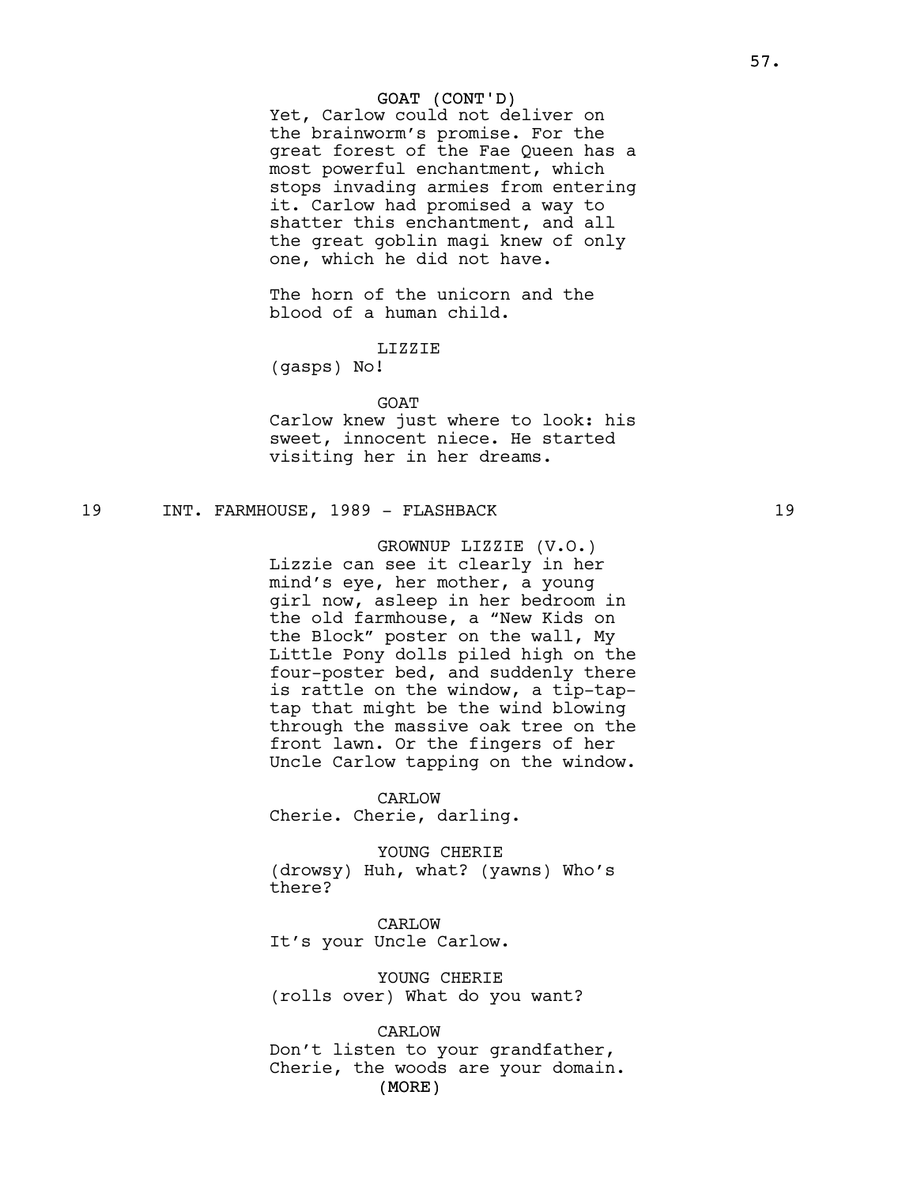GOAT (CONT'D)
Yet, Carlow could not deliver on the brainworm's promise. For the great forest of the Fae Queen has a most powerful enchantment, which stops invading armies from entering it. Carlow had promised a way to shatter this enchantment, and all the great goblin magi knew of only one, which he did not have.

The horn of the unicorn and the blood of a human child.

LIZZIE
(gasps) No!

GOAT
Carlow knew just where to look: his sweet, innocent niece. He started visiting her in her dreams.

19 INT. FARMHOUSE, 1989 - FLASHBACK 19

GROWNUP LIZZIE (V.O.)
Lizzie can see it clearly in her mind's eye, her mother, a young girl now, asleep in her bedroom in the old farmhouse, a "New Kids on the Block" poster on the wall, My Little Pony dolls piled high on the four-poster bed, and suddenly there is rattle on the window, a tip-tap-tap that might be the wind blowing through the massive oak tree on the front lawn. Or the fingers of her Uncle Carlow tapping on the window.

CARLOW
Cherie. Cherie, darling.

YOUNG CHERIE
(drowsy) Huh, what? (yawns) Who's there?

CARLOW
It's your Uncle Carlow.

YOUNG CHERIE
(rolls over) What do you want?

CARLOW
Don't listen to your grandfather, Cherie, the woods are your domain.
(MORE)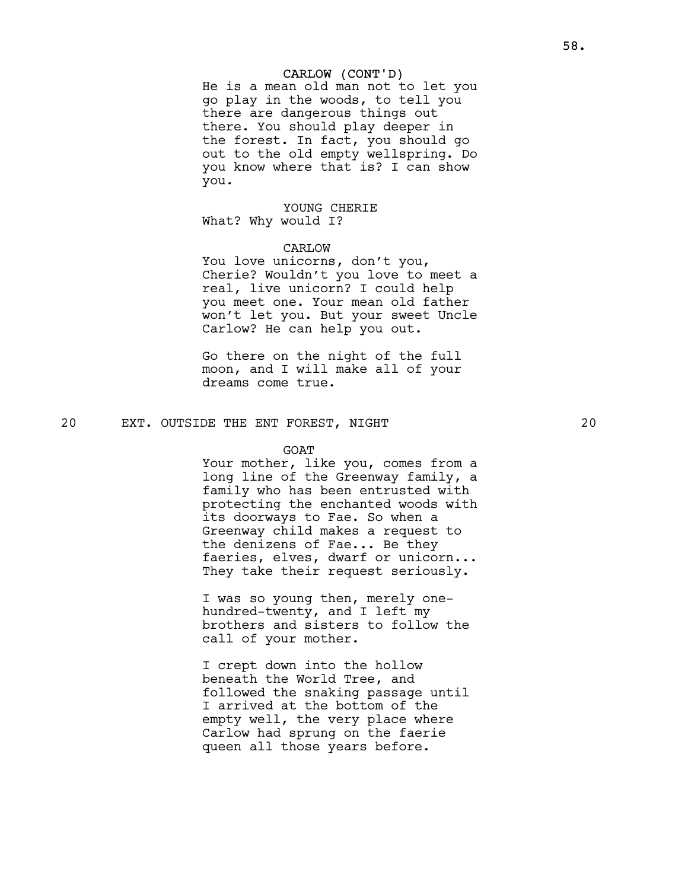CARLOW (CONT'D)

He is a mean old man not to let you go play in the woods, to tell you there are dangerous things out there. You should play deeper in the forest. In fact, you should go out to the old empty wellspring. Do you know where that is? I can show you.

YOUNG CHERIE

What? Why would I?

CARLOW

You love unicorns, don't you, Cherie? Wouldn't you love to meet a real, live unicorn? I could help you meet one. Your mean old father won't let you. But your sweet Uncle Carlow? He can help you out.

Go there on the night of the full moon, and I will make all of your dreams come true.

20 EXT. OUTSIDE THE ENT FOREST, NIGHT 20

GOAT

Your mother, like you, comes from a long line of the Greenway family, a family who has been entrusted with protecting the enchanted woods with its doorways to Fae. So when a Greenway child makes a request to the denizens of Fae... Be they faeries, elves, dwarf or unicorn... They take their request seriously.

I was so young then, merely one-hundred-twenty, and I left my brothers and sisters to follow the call of your mother.

I crept down into the hollow beneath the World Tree, and followed the snaking passage until I arrived at the bottom of the empty well, the very place where Carlow had sprung on the faerie queen all those years before.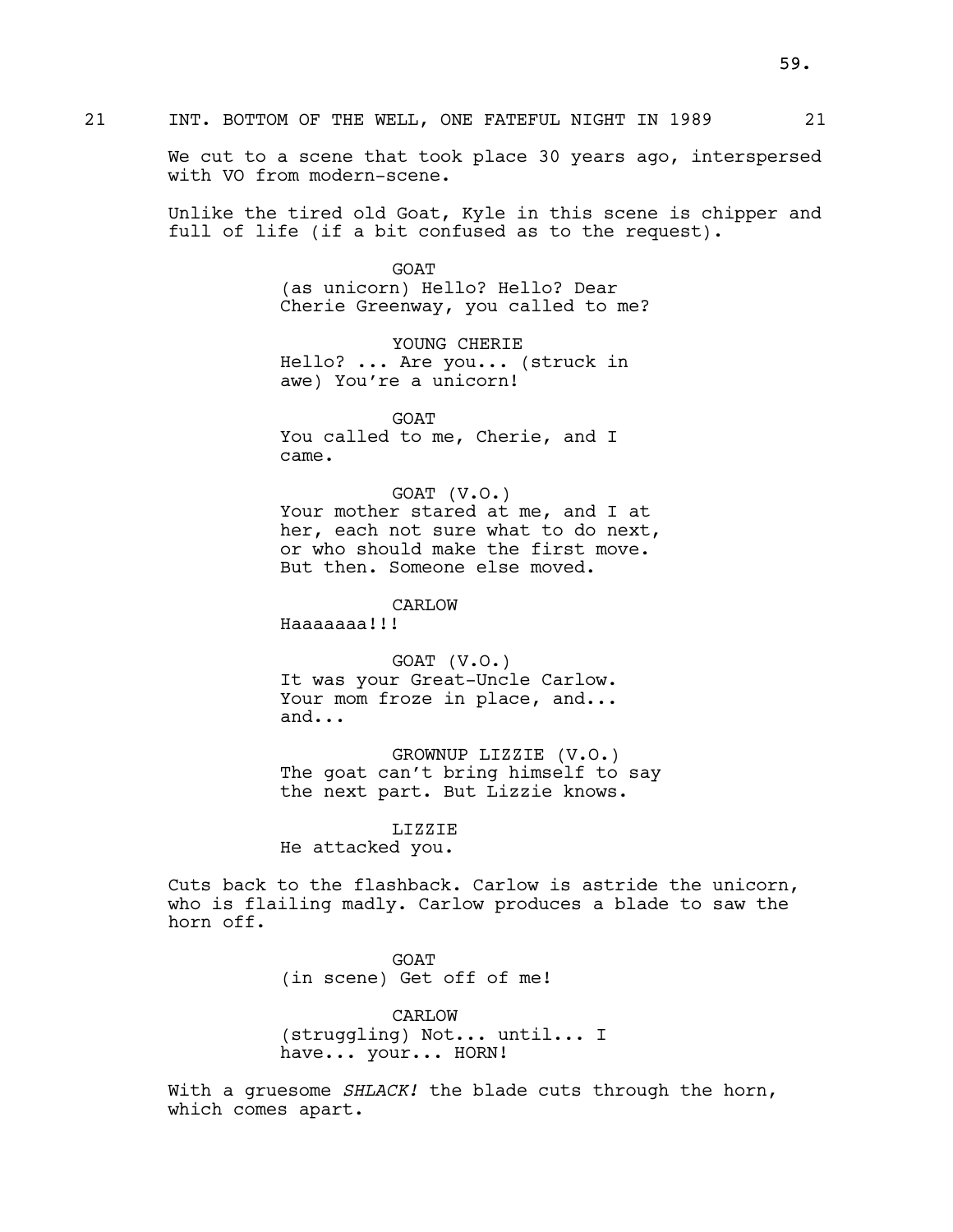21 INT. BOTTOM OF THE WELL, ONE FATEFUL NIGHT IN 1989 21

We cut to a scene that took place 30 years ago, interspersed with VO from modern-scene.

Unlike the tired old Goat, Kyle in this scene is chipper and full of life (if a bit confused as to the request).

GOAT
(as unicorn) Hello? Hello? Dear Cherie Greenway, you called to me?

YOUNG CHERIE
Hello? ... Are you... (struck in awe) You're a unicorn!

GOAT
You called to me, Cherie, and I came.

GOAT (V.O.)
Your mother stared at me, and I at her, each not sure what to do next, or who should make the first move. But then. Someone else moved.

CARLOW
Haaaaaaa!!!

GOAT (V.O.)
It was your Great-Uncle Carlow. Your mom froze in place, and... and...

GROWNUP LIZZIE (V.O.)
The goat can't bring himself to say the next part. But Lizzie knows.

LIZZIE
He attacked you.

Cuts back to the flashback. Carlow is astride the unicorn, who is flailing madly. Carlow produces a blade to saw the horn off.

GOAT
(in scene) Get off of me!

CARLOW
(struggling) Not... until... I have... your... HORN!

With a gruesome *SHLACK!* the blade cuts through the horn, which comes apart.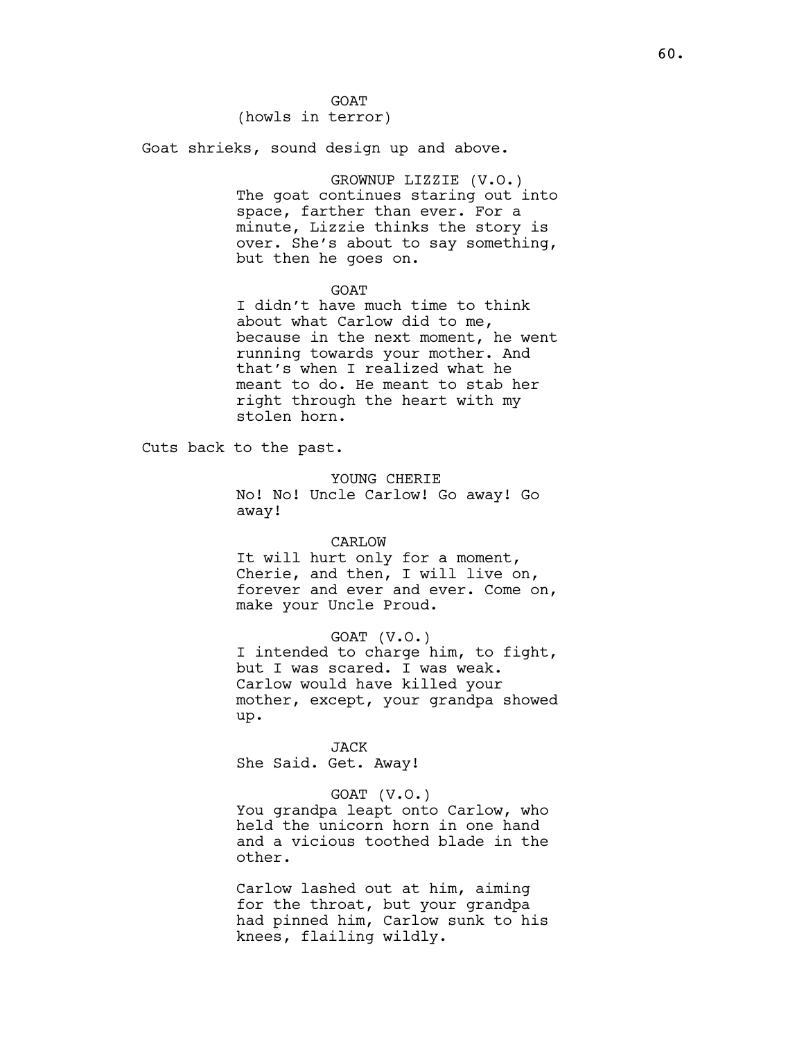GOAT
(howls in terror)

Goat shrieks, sound design up and above.

GROWNUP LIZZIE (V.O.)
The goat continues staring out into space, farther than ever. For a minute, Lizzie thinks the story is over. She's about to say something, but then he goes on.

GOAT
I didn't have much time to think about what Carlow did to me, because in the next moment, he went running towards your mother. And that's when I realized what he meant to do. He meant to stab her right through the heart with my stolen horn.

Cuts back to the past.

YOUNG CHERIE
No! No! Uncle Carlow! Go away! Go away!

CARLOW
It will hurt only for a moment, Cherie, and then, I will live on, forever and ever and ever. Come on, make your Uncle Proud.

GOAT (V.O.)
I intended to charge him, to fight, but I was scared. I was weak. Carlow would have killed your mother, except, your grandpa showed up.

JACK
She Said. Get. Away!

GOAT (V.O.)
You grandpa leapt onto Carlow, who held the unicorn horn in one hand and a vicious toothed blade in the other.

Carlow lashed out at him, aiming for the throat, but your grandpa had pinned him, Carlow sunk to his knees, flailing wildly.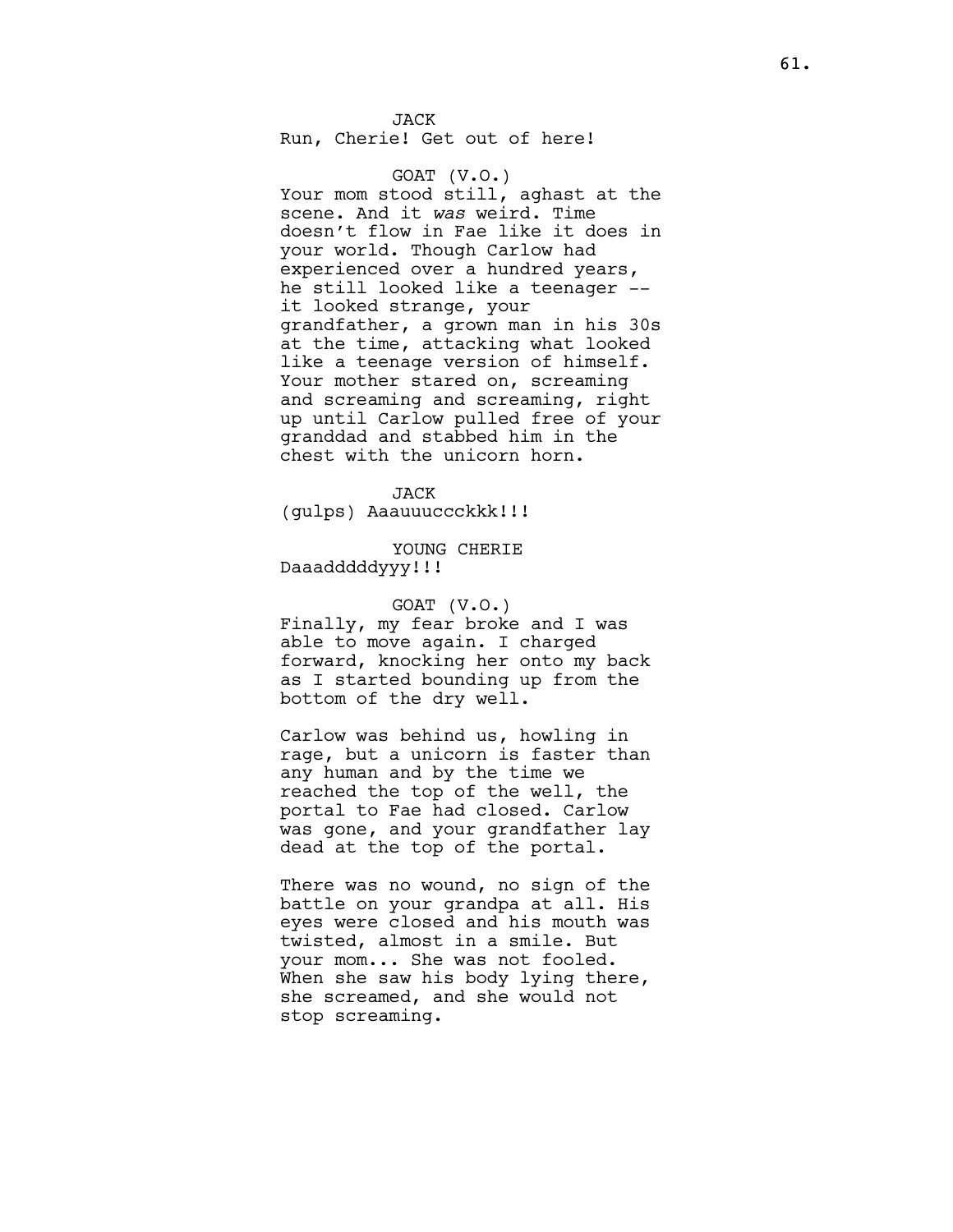JACK
Run, Cherie! Get out of here!

GOAT (V.O.)
Your mom stood still, aghast at the scene. And it *was* weird. Time doesn't flow in Fae like it does in your world. Though Carlow had experienced over a hundred years, he still looked like a teenager -- it looked strange, your grandfather, a grown man in his 30s at the time, attacking what looked like a teenage version of himself. Your mother stared on, screaming and screaming and screaming, right up until Carlow pulled free of your granddad and stabbed him in the chest with the unicorn horn.

JACK
(gulps) Aaauuuccckkk!!!

YOUNG CHERIE
Daaaddddyyy!!!

GOAT (V.O.)
Finally, my fear broke and I was able to move again. I charged forward, knocking her onto my back as I started bounding up from the bottom of the dry well.

Carlow was behind us, howling in rage, but a unicorn is faster than any human and by the time we reached the top of the well, the portal to Fae had closed. Carlow was gone, and your grandfather lay dead at the top of the portal.

There was no wound, no sign of the battle on your grandpa at all. His eyes were closed and his mouth was twisted, almost in a smile. But your mom... She was not fooled. When she saw his body lying there, she screamed, and she would not stop screaming.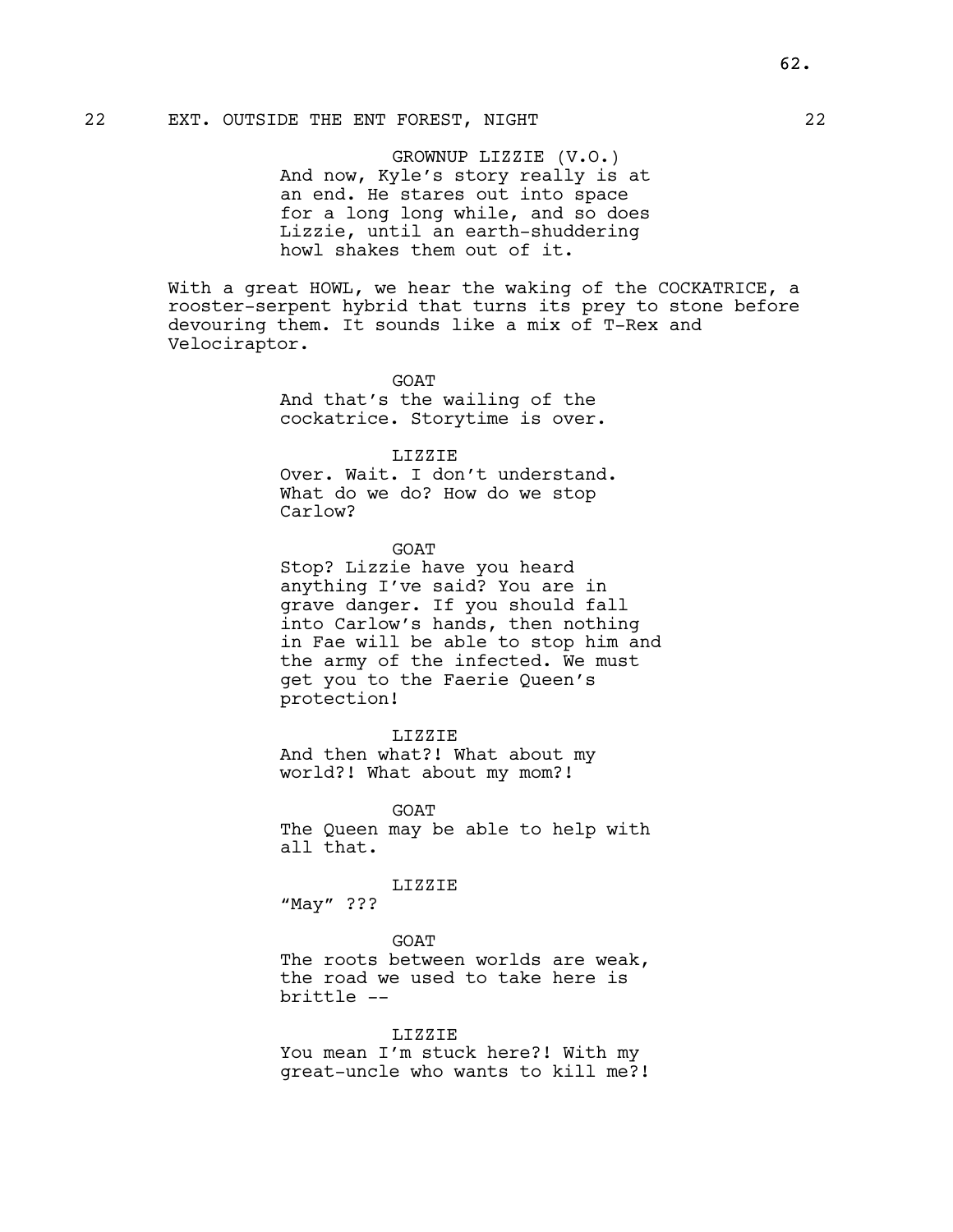22 EXT. OUTSIDE THE ENT FOREST, NIGHT 22

GROWNUP LIZZIE (V.O.)
And now, Kyle's story really is at an end. He stares out into space for a long long while, and so does Lizzie, until an earth-shuddering howl shakes them out of it.

With a great HOWL, we hear the waking of the COCKATRICE, a rooster-serpent hybrid that turns its prey to stone before devouring them. It sounds like a mix of T-Rex and Velociraptor.

GOAT
And that's the wailing of the cockatrice. Storytime is over.

LIZZIE
Over. Wait. I don't understand. What do we do? How do we stop Carlow?

GOAT
Stop? Lizzie have you heard anything I've said? You are in grave danger. If you should fall into Carlow's hands, then nothing in Fae will be able to stop him and the army of the infected. We must get you to the Faerie Queen's protection!

LIZZIE
And then what?! What about my world?! What about my mom?!

GOAT
The Queen may be able to help with all that.

LIZZIE
"May" ???

GOAT
The roots between worlds are weak, the road we used to take here is brittle --

LIZZIE
You mean I'm stuck here?! With my great-uncle who wants to kill me?!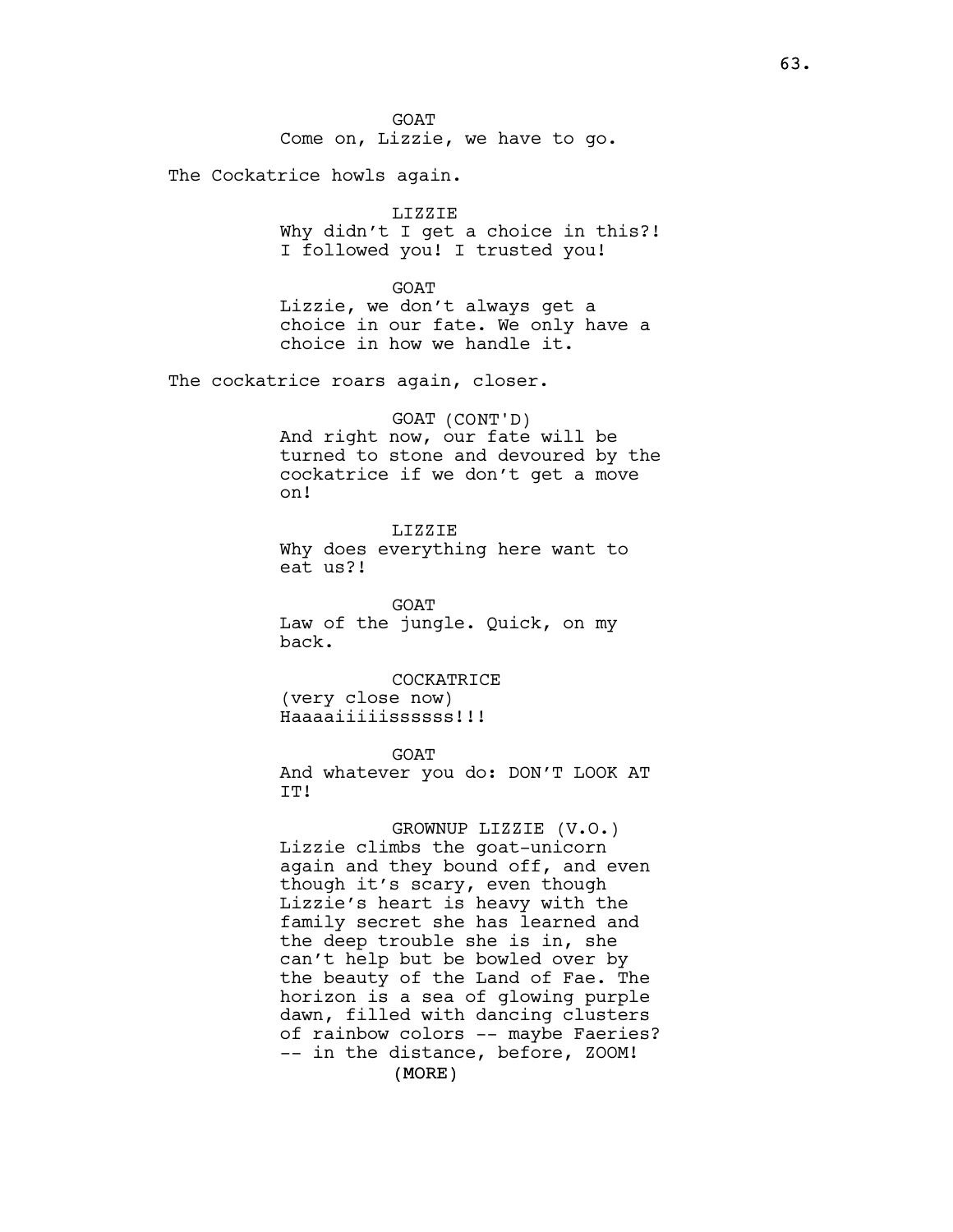GOAT
Come on, Lizzie, we have to go.

The Cockatrice howls again.

LIZZIE
Why didn't I get a choice in this?! I followed you! I trusted you!

GOAT
Lizzie, we don't always get a choice in our fate. We only have a choice in how we handle it.

The cockatrice roars again, closer.

GOAT (CONT'D)
And right now, our fate will be turned to stone and devoured by the cockatrice if we don't get a move on!

LIZZIE
Why does everything here want to eat us?!

GOAT
Law of the jungle. Quick, on my back.

COCKATRICE
(very close now)
Haaaaiiiiissssss!!!

GOAT
And whatever you do: DON'T LOOK AT IT!

GROWNUP LIZZIE (V.O.)
Lizzie climbs the goat-unicorn again and they bound off, and even though it's scary, even though Lizzie's heart is heavy with the family secret she has learned and the deep trouble she is in, she can't help but be bowled over by the beauty of the Land of Fae. The horizon is a sea of glowing purple dawn, filled with dancing clusters of rainbow colors -- maybe Faeries? -- in the distance, before, ZOOM!
(MORE)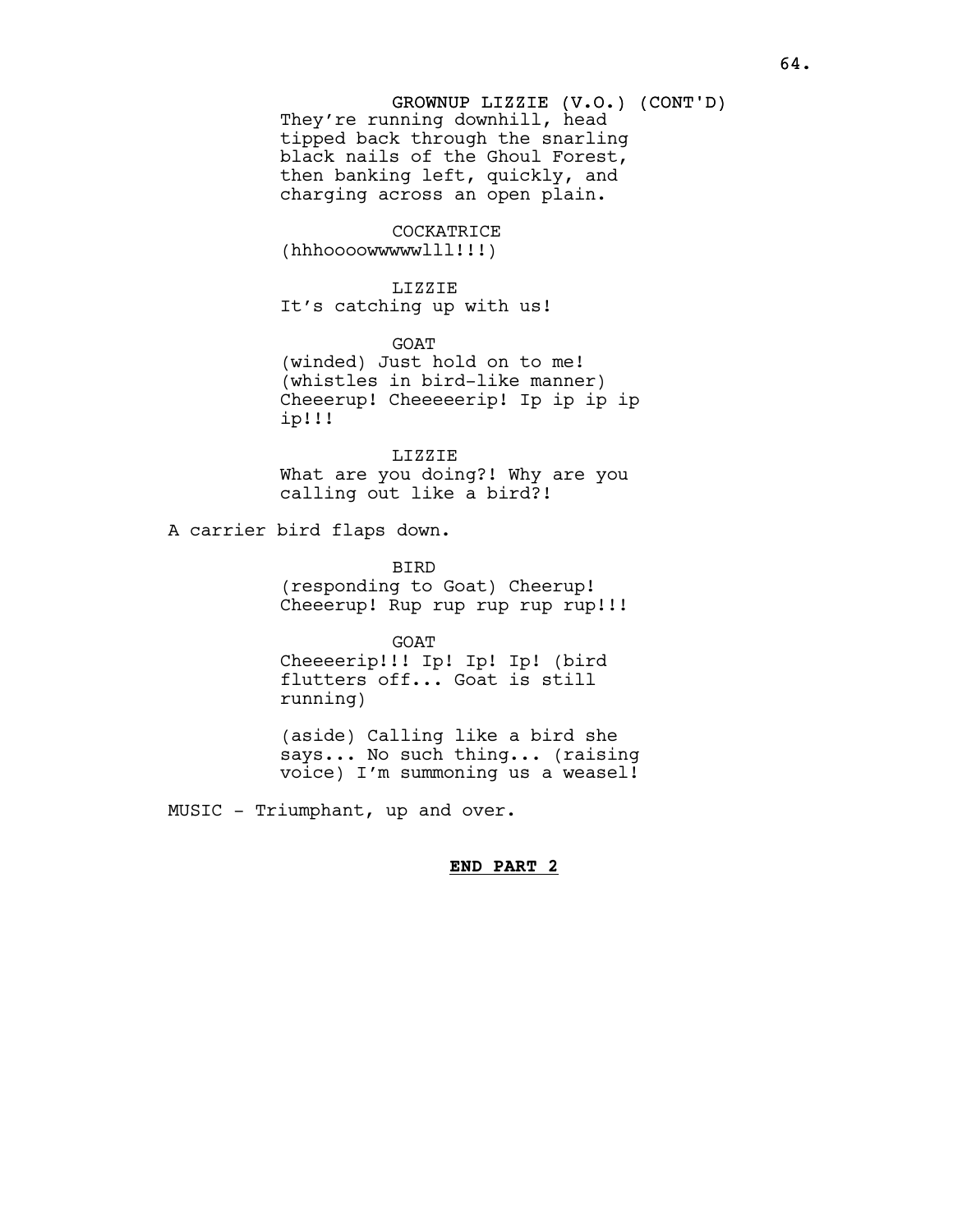GROWNUP LIZZIE (V.O.) (CONT'D)
They're running downhill, head tipped back through the snarling black nails of the Ghoul Forest, then banking left, quickly, and charging across an open plain.

COCKATRICE
(hhhoooowwwwwlll!!!)

LIZZIE
It's catching up with us!

GOAT
(winded) Just hold on to me! (whistles in bird-like manner) Cheeerup! Cheeeeerip! Ip ip ip ip ip!!!

LIZZIE
What are you doing?! Why are you calling out like a bird?!

A carrier bird flaps down.

BIRD
(responding to Goat) Cheerup! Cheeerup! Rup rup rup rup rup!!!

GOAT
Cheeeerip!!! Ip! Ip! Ip! (bird flutters off... Goat is still running)

(aside) Calling like a bird she says... No such thing... (raising voice) I'm summoning us a weasel!

MUSIC - Triumphant, up and over.

**END PART 2**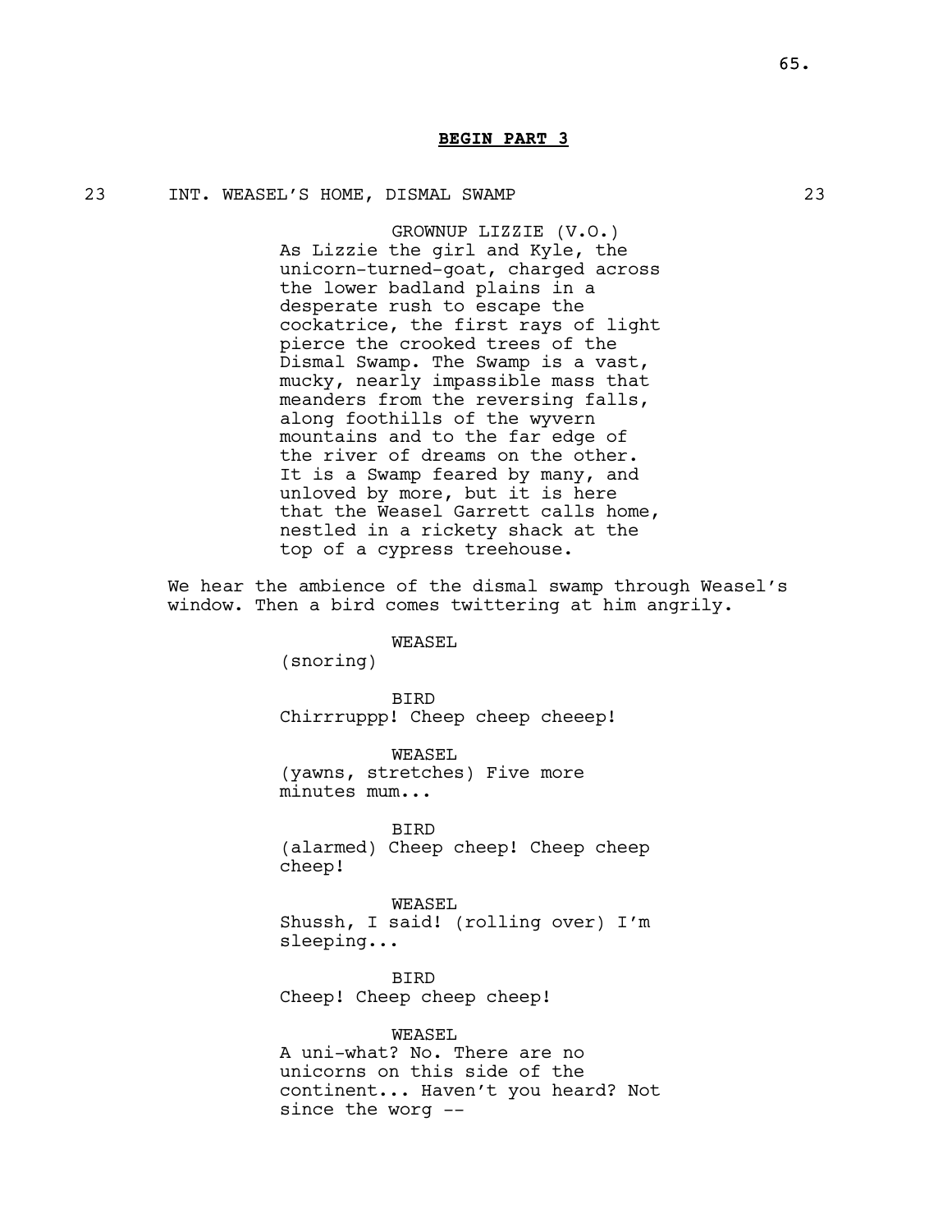**BEGIN PART 3**

23 INT. WEASEL'S HOME, DISMAL SWAMP 23

GROWNUP LIZZIE (V.O.)
As Lizzie the girl and Kyle, the unicorn-turned-goat, charged across the lower badland plains in a desperate rush to escape the cockatrice, the first rays of light pierce the crooked trees of the Dismal Swamp. The Swamp is a vast, mucky, nearly impassible mass that meanders from the reversing falls, along foothills of the wyvern mountains and to the far edge of the river of dreams on the other. It is a Swamp feared by many, and unloved by more, but it is here that the Weasel Garrett calls home, nestled in a rickety shack at the top of a cypress treehouse.

We hear the ambience of the dismal swamp through Weasel's window. Then a bird comes twittering at him angrily.

WEASEL
(snoring)

BIRD
Chirrruppp! Cheep cheep cheeep!

WEASEL
(yawns, stretches) Five more minutes mum...

BIRD
(alarmed) Cheep cheep! Cheep cheep cheep!

WEASEL
Shussh, I said! (rolling over) I'm sleeping...

BIRD
Cheep! Cheep cheep cheep!

WEASEL
A uni-what? No. There are no unicorns on this side of the continent... Haven't you heard? Not since the worg --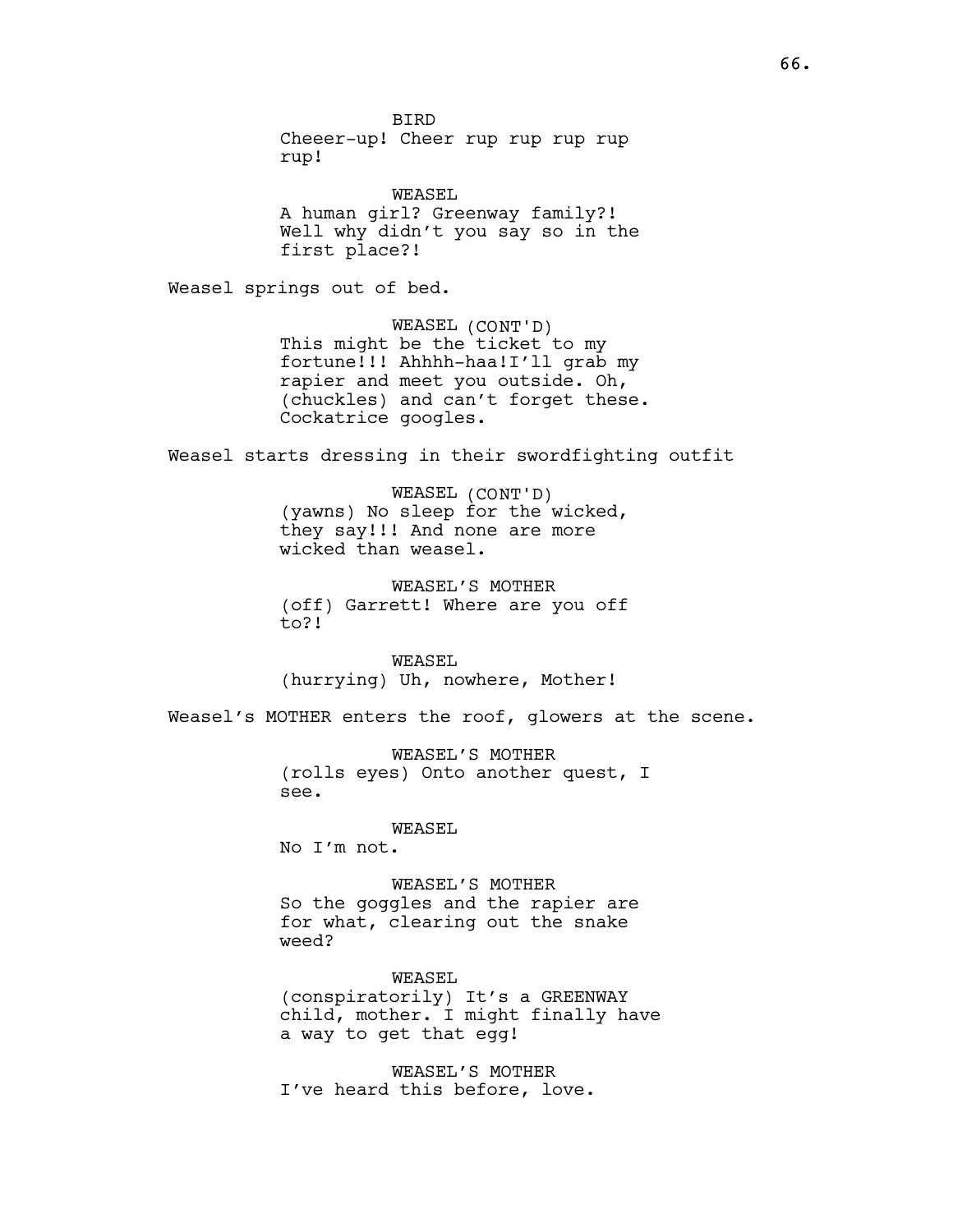BIRD
Cheeer-up! Cheer rup rup rup rup rup!

WEASEL
A human girl? Greenway family?! Well why didn't you say so in the first place?!

Weasel springs out of bed.

WEASEL (CONT'D)
This might be the ticket to my fortune!!! Ahhhh-haa!I'll grab my rapier and meet you outside. Oh, (chuckles) and can't forget these. Cockatrice googles.

Weasel starts dressing in their swordfighting outfit

WEASEL (CONT'D)
(yawns) No sleep for the wicked, they say!!! And none are more wicked than weasel.

WEASEL'S MOTHER
(off) Garrett! Where are you off to?!

WEASEL
(hurrying) Uh, nowhere, Mother!

Weasel's MOTHER enters the roof, glowers at the scene.

WEASEL'S MOTHER
(rolls eyes) Onto another quest, I see.

WEASEL
No I'm not.

WEASEL'S MOTHER
So the goggles and the rapier are for what, clearing out the snake weed?

WEASEL
(conspiratorily) It's a GREENWAY child, mother. I might finally have a way to get that egg!

WEASEL'S MOTHER
I've heard this before, love.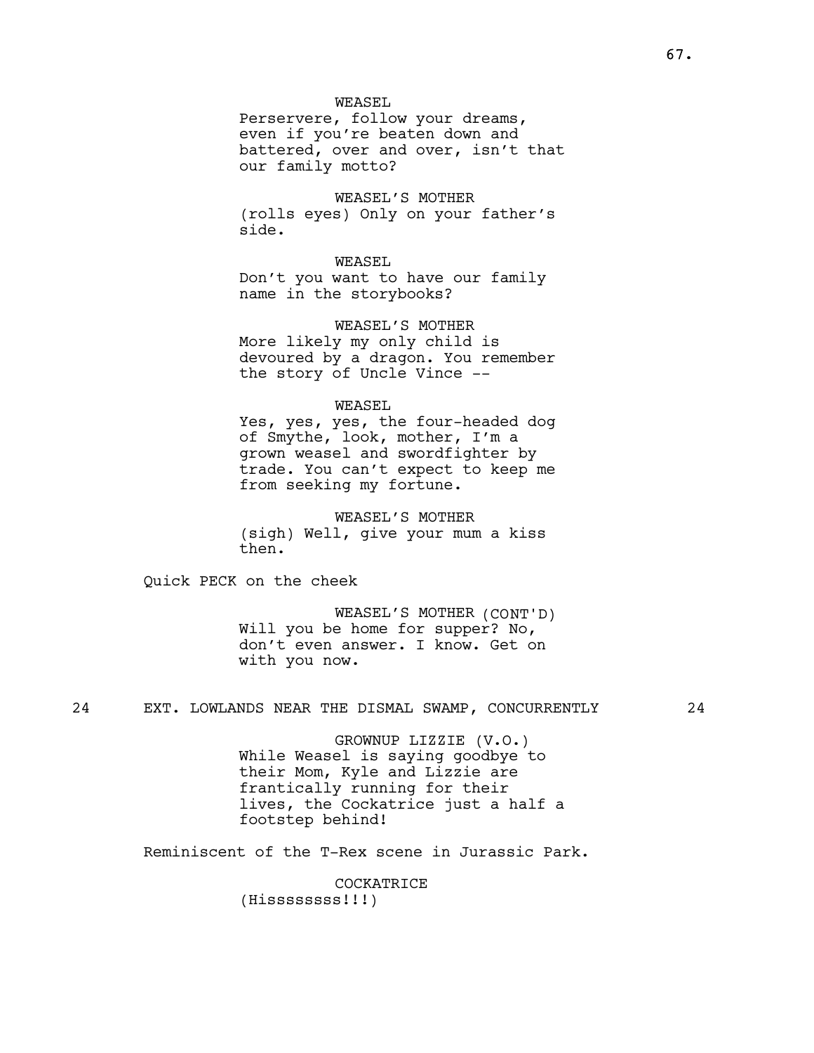WEASEL
Perservere, follow your dreams, even if you're beaten down and battered, over and over, isn't that our family motto?

WEASEL'S MOTHER
(rolls eyes) Only on your father's side.

WEASEL
Don't you want to have our family name in the storybooks?

WEASEL'S MOTHER
More likely my only child is devoured by a dragon. You remember the story of Uncle Vince --

WEASEL
Yes, yes, yes, the four-headed dog of Smythe, look, mother, I'm a grown weasel and swordfighter by trade. You can't expect to keep me from seeking my fortune.

WEASEL'S MOTHER
(sigh) Well, give your mum a kiss then.

Quick PECK on the cheek

WEASEL'S MOTHER (CONT'D)
Will you be home for supper? No, don't even answer. I know. Get on with you now.

24 EXT. LOWLANDS NEAR THE DISMAL SWAMP, CONCURRENTLY 24

GROWNUP LIZZIE (V.O.)
While Weasel is saying goodbye to their Mom, Kyle and Lizzie are frantically running for their lives, the Cockatrice just a half a footstep behind!

Reminiscent of the T-Rex scene in Jurassic Park.

COCKATRICE
(Hisssssssss!!!)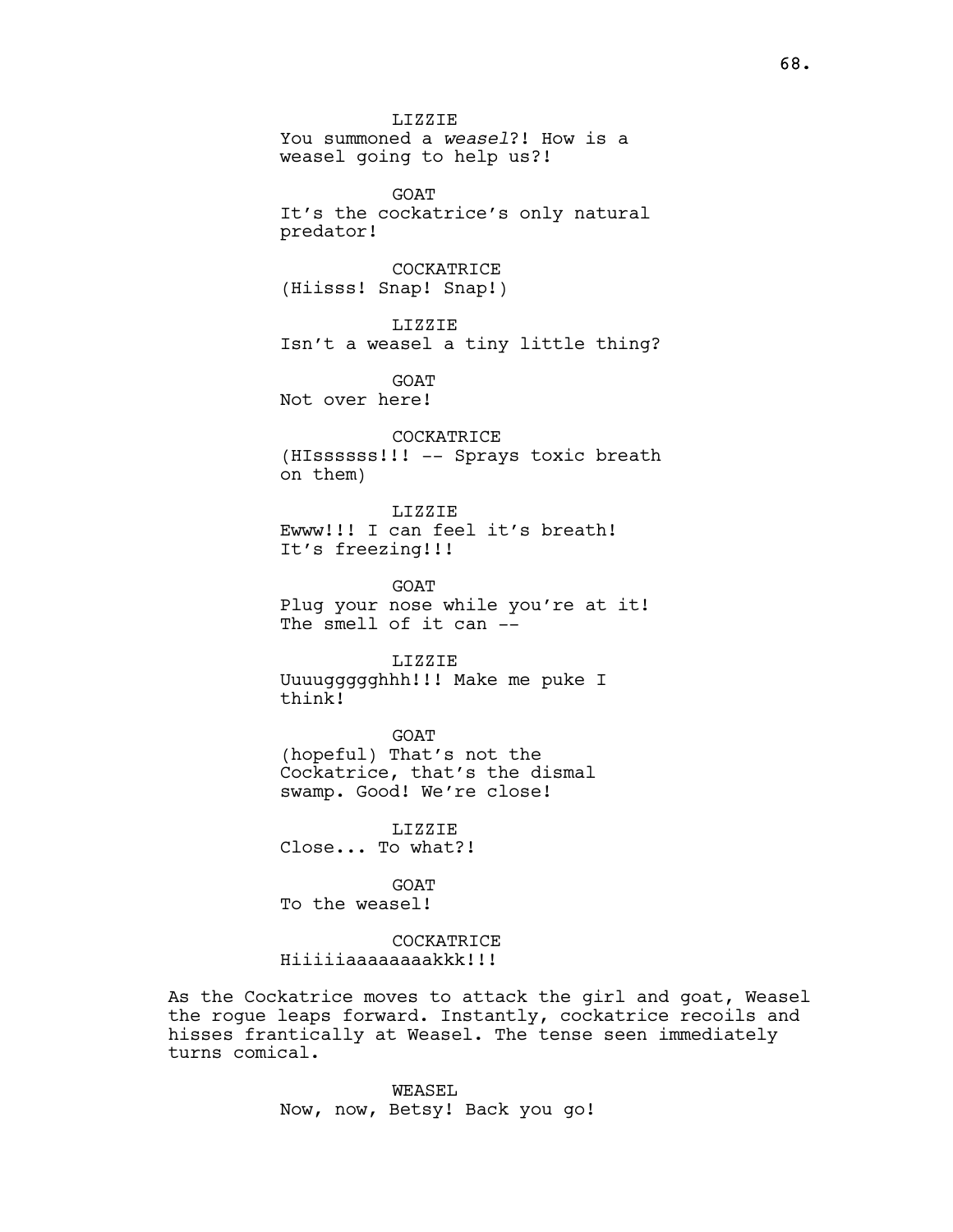LIZZIE
You summoned a *weasel*?! How is a weasel going to help us?!

GOAT
It's the cockatrice's only natural predator!

COCKATRICE
(Hiisss! Snap! Snap!)

LIZZIE
Isn't a weasel a tiny little thing?

GOAT
Not over here!

COCKATRICE
(HIssssss!!! -- Sprays toxic breath on them)

LIZZIE
Ewww!!! I can feel it's breath! It's freezing!!!

GOAT
Plug your nose while you're at it! The smell of it can --

LIZZIE
Uuuuggggghhh!!! Make me puke I think!

GOAT
(hopeful) That's not the Cockatrice, that's the dismal swamp. Good! We're close!

LIZZIE
Close... To what?!

GOAT
To the weasel!

COCKATRICE
Hiiiiiaaaaaaaakkk!!!

As the Cockatrice moves to attack the girl and goat, Weasel the rogue leaps forward. Instantly, cockatrice recoils and hisses frantically at Weasel. The tense seen immediately turns comical.

WEASEL
Now, now, Betsy! Back you go!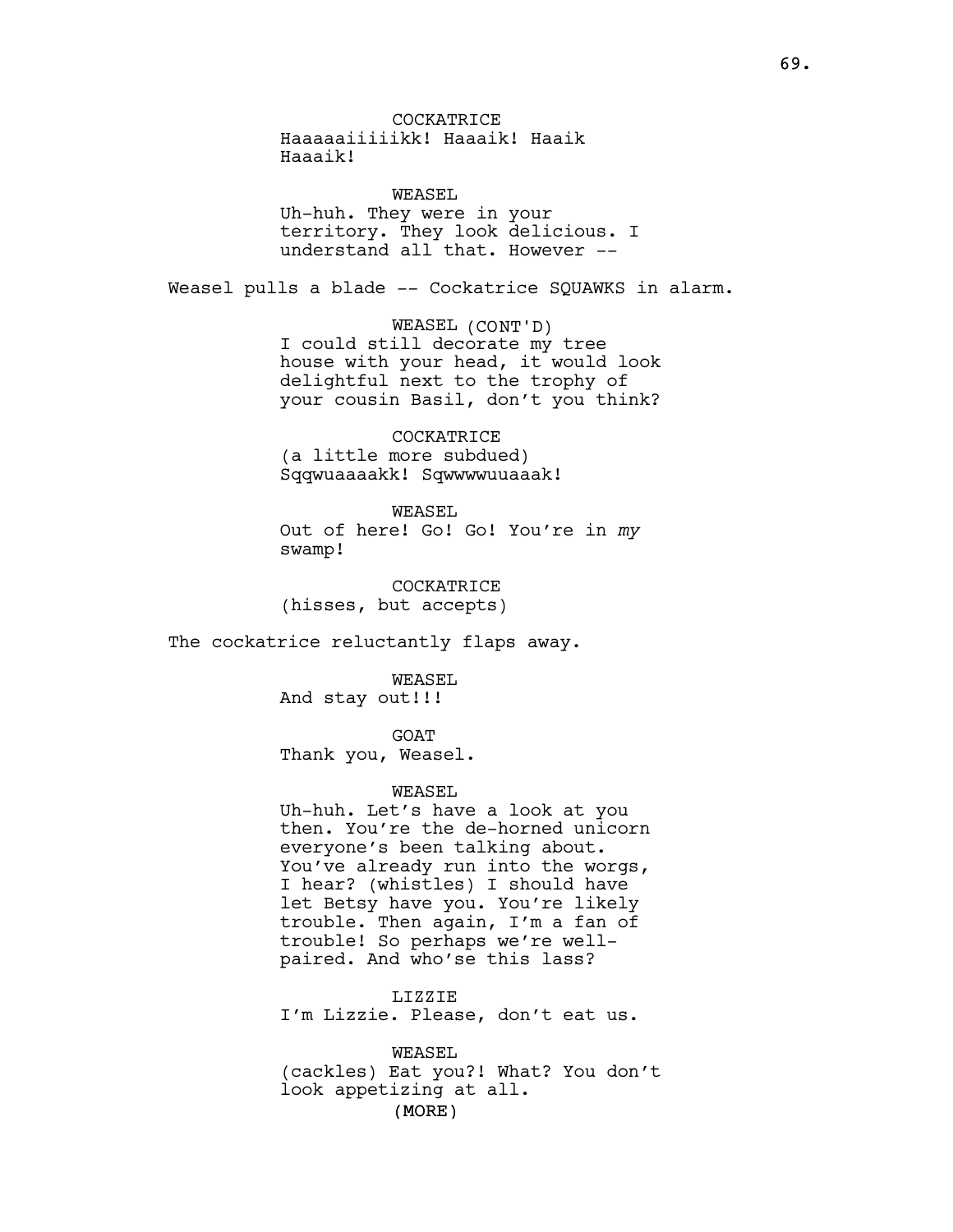COCKATRICE
Haaaaaiiiiikk! Haaaik! Haaik
Haaaik!

WEASEL
Uh-huh. They were in your
territory. They look delicious. I
understand all that. However --

Weasel pulls a blade -- Cockatrice SQUAWKS in alarm.

WEASEL (CONT'D)
I could still decorate my tree
house with your head, it would look
delightful next to the trophy of
your cousin Basil, don't you think?

COCKATRICE
(a little more subdued)
Sqqwuaaaakk! Sqwwwwuuaaak!

WEASEL
Out of here! Go! Go! You're in *my*
swamp!

COCKATRICE
(hisses, but accepts)

The cockatrice reluctantly flaps away.

WEASEL
And stay out!!!

GOAT
Thank you, Weasel.

WEASEL
Uh-huh. Let's have a look at you
then. You're the de-horned unicorn
everyone's been talking about.
You've already run into the worgs,
I hear? (whistles) I should have
let Betsy have you. You're likely
trouble. Then again, I'm a fan of
trouble! So perhaps we're well-
paired. And who'se this lass?

LIZZIE
I'm Lizzie. Please, don't eat us.

WEASEL
(cackles) Eat you?! What? You don't
look appetizing at all.
(MORE)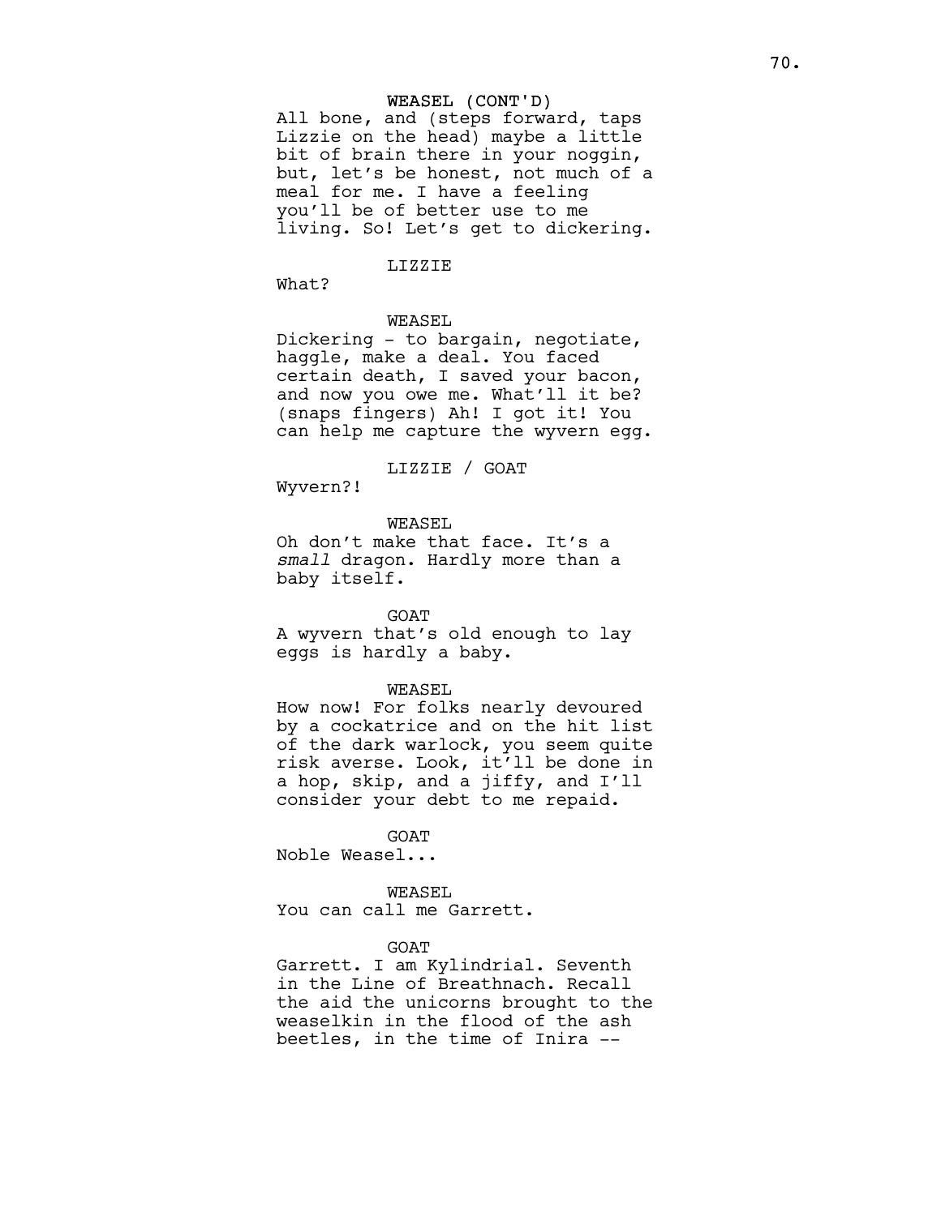WEASEL (CONT'D)
All bone, and (steps forward, taps Lizzie on the head) maybe a little bit of brain there in your noggin, but, let's be honest, not much of a meal for me. I have a feeling you'll be of better use to me living. So! Let's get to dickering.

LIZZIE
What?

WEASEL
Dickering - to bargain, negotiate, haggle, make a deal. You faced certain death, I saved your bacon, and now you owe me. What'll it be? (snaps fingers) Ah! I got it! You can help me capture the wyvern egg.

LIZZIE / GOAT
Wyvern?!

WEASEL
Oh don't make that face. It's a *small* dragon. Hardly more than a baby itself.

GOAT
A wyvern that's old enough to lay eggs is hardly a baby.

WEASEL
How now! For folks nearly devoured by a cockatrice and on the hit list of the dark warlock, you seem quite risk averse. Look, it'll be done in a hop, skip, and a jiffy, and I'll consider your debt to me repaid.

GOAT
Noble Weasel...

WEASEL
You can call me Garrett.

GOAT
Garrett. I am Kylindrial. Seventh in the Line of Breathnach. Recall the aid the unicorns brought to the weaselkin in the flood of the ash beetles, in the time of Inira --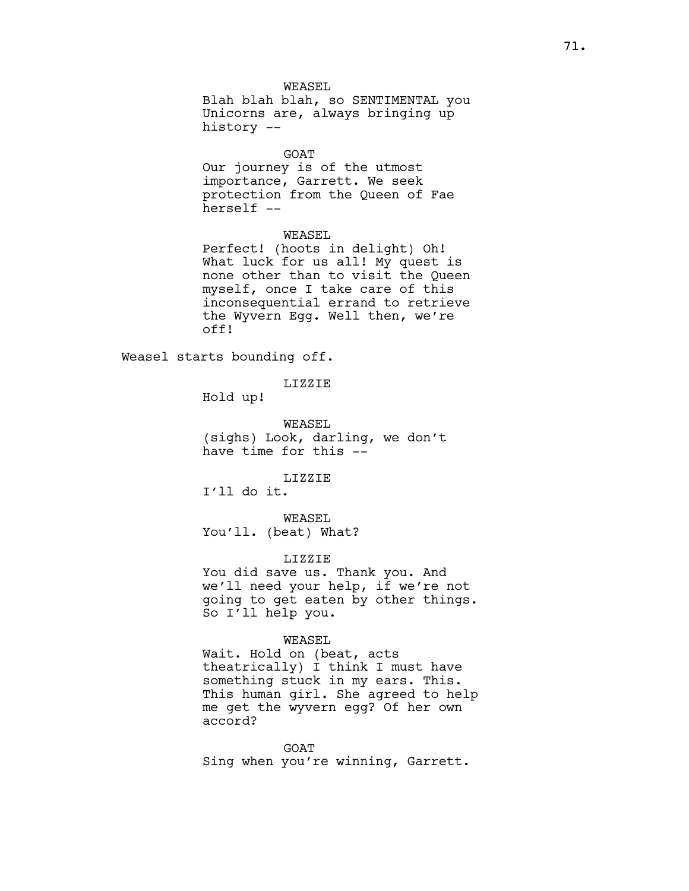WEASEL
Blah blah blah, so SENTIMENTAL you Unicorns are, always bringing up history --

GOAT
Our journey is of the utmost importance, Garrett. We seek protection from the Queen of Fae herself --

WEASEL
Perfect! (hoots in delight) Oh! What luck for us all! My quest is none other than to visit the Queen myself, once I take care of this inconsequential errand to retrieve the Wyvern Egg. Well then, we're off!

Weasel starts bounding off.

LIZZIE
Hold up!

WEASEL
(sighs) Look, darling, we don't have time for this --

LIZZIE
I'll do it.

WEASEL
You'll. (beat) What?

LIZZIE
You did save us. Thank you. And we'll need your help, if we're not going to get eaten by other things. So I'll help you.

WEASEL
Wait. Hold on (beat, acts theatrically) I think I must have something stuck in my ears. This. This human girl. She agreed to help me get the wyvern egg? Of her own accord?

GOAT
Sing when you're winning, Garrett.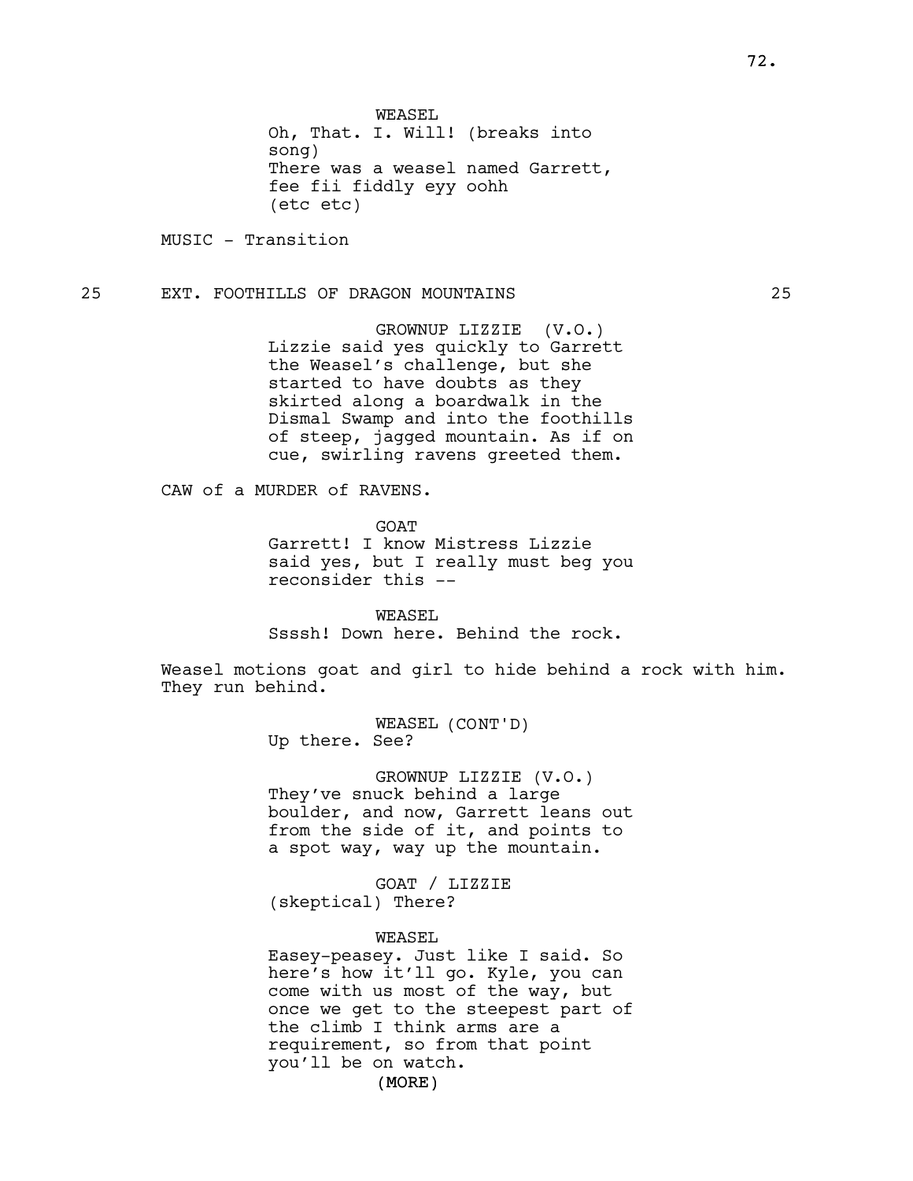WEASEL
Oh, That. I. Will! (breaks into song)
There was a weasel named Garrett,
fee fii fiddly eyy oohh
(etc etc)

MUSIC - Transition

25 EXT. FOOTHILLS OF DRAGON MOUNTAINS 25

GROWNUP LIZZIE (V.O.)
Lizzie said yes quickly to Garrett the Weasel's challenge, but she started to have doubts as they skirted along a boardwalk in the Dismal Swamp and into the foothills of steep, jagged mountain. As if on cue, swirling ravens greeted them.

CAW of a MURDER of RAVENS.

GOAT
Garrett! I know Mistress Lizzie said yes, but I really must beg you reconsider this --

WEASEL
Ssssh! Down here. Behind the rock.

Weasel motions goat and girl to hide behind a rock with him. They run behind.

WEASEL (CONT'D)
Up there. See?

GROWNUP LIZZIE (V.O.)
They've snuck behind a large boulder, and now, Garrett leans out from the side of it, and points to a spot way, way up the mountain.

GOAT / LIZZIE
(skeptical) There?

WEASEL
Easey-peasey. Just like I said. So here's how it'll go. Kyle, you can come with us most of the way, but once we get to the steepest part of the climb I think arms are a requirement, so from that point you'll be on watch.
(MORE)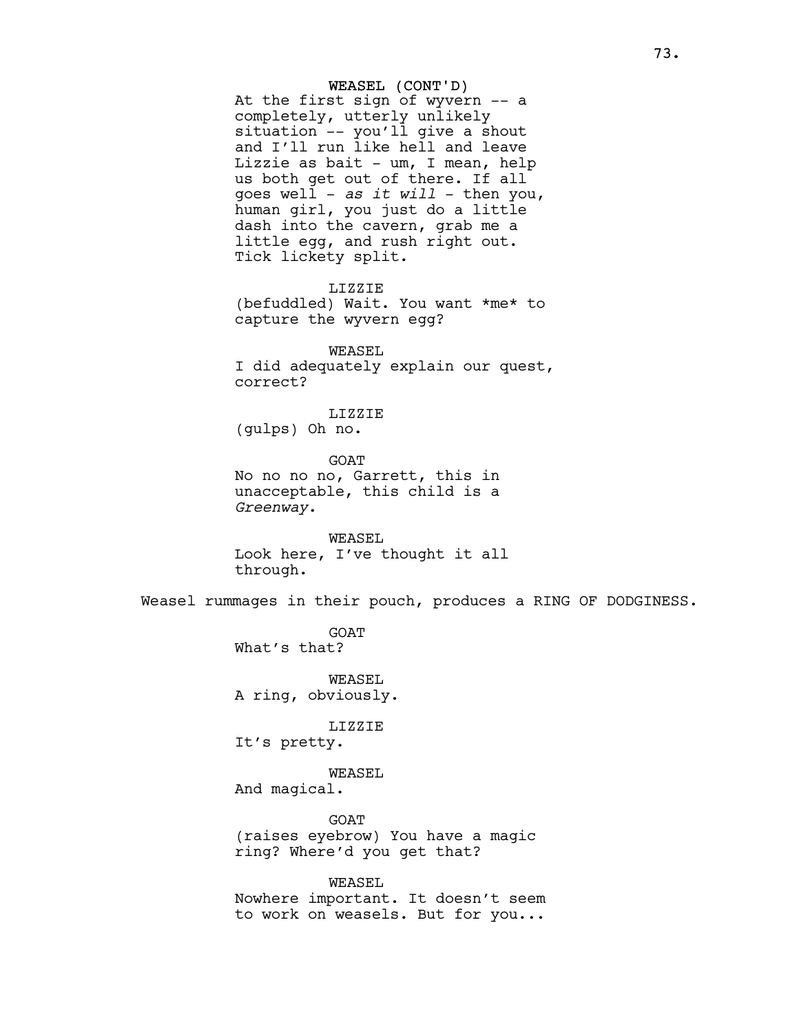WEASEL (CONT'D)
At the first sign of wyvern -- a completely, utterly unlikely situation -- you'll give a shout and I'll run like hell and leave Lizzie as bait - um, I mean, help us both get out of there. If all goes well - *as it will* - then you, human girl, you just do a little dash into the cavern, grab me a little egg, and rush right out. Tick lickety split.

LIZZIE
(befuddled) Wait. You want *me* to capture the wyvern egg?

WEASEL
I did adequately explain our quest, correct?

LIZZIE
(gulps) Oh no.

GOAT
No no no no, Garrett, this in unacceptable, this child is a *Greenway*.

WEASEL
Look here, I've thought it all through.

Weasel rummages in their pouch, produces a RING OF DODGINESS.

GOAT
What's that?

WEASEL
A ring, obviously.

LIZZIE
It's pretty.

WEASEL
And magical.

GOAT
(raises eyebrow) You have a magic ring? Where'd you get that?

WEASEL
Nowhere important. It doesn't seem to work on weasels. But for you...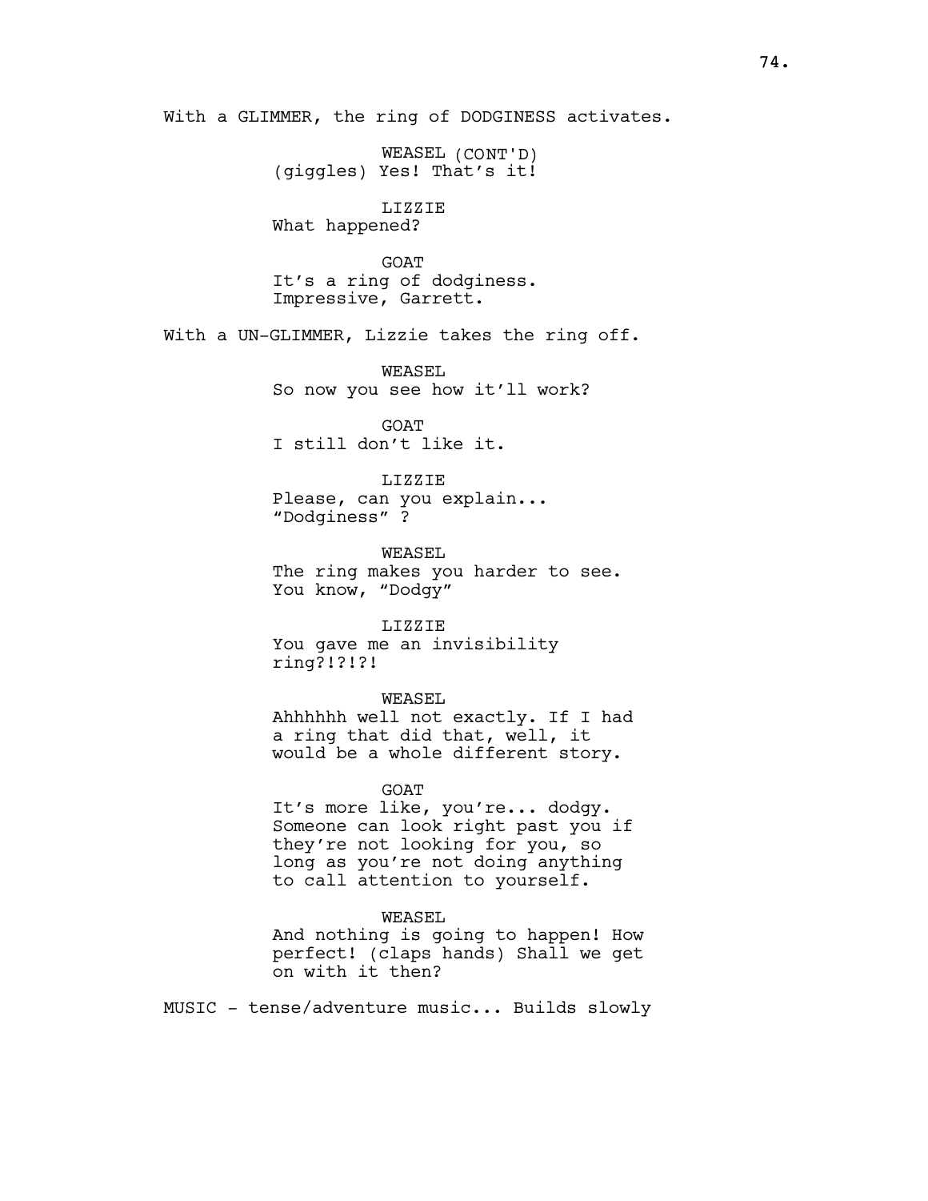With a GLIMMER, the ring of DODGINESS activates.

WEASEL (CONT'D)
(giggles) Yes! That's it!

LIZZIE
What happened?

GOAT
It's a ring of dodginess.
Impressive, Garrett.

With a UN-GLIMMER, Lizzie takes the ring off.

WEASEL
So now you see how it'll work?

GOAT
I still don't like it.

LIZZIE
Please, can you explain...
"Dodginess" ?

WEASEL
The ring makes you harder to see.
You know, "Dodgy"

LIZZIE
You gave me an invisibility
ring?!?!?!

WEASEL
Ahhhhhh well not exactly. If I had
a ring that did that, well, it
would be a whole different story.

GOAT
It's more like, you're... dodgy.
Someone can look right past you if
they're not looking for you, so
long as you're not doing anything
to call attention to yourself.

WEASEL
And nothing is going to happen! How
perfect! (claps hands) Shall we get
on with it then?

MUSIC - tense/adventure music... Builds slowly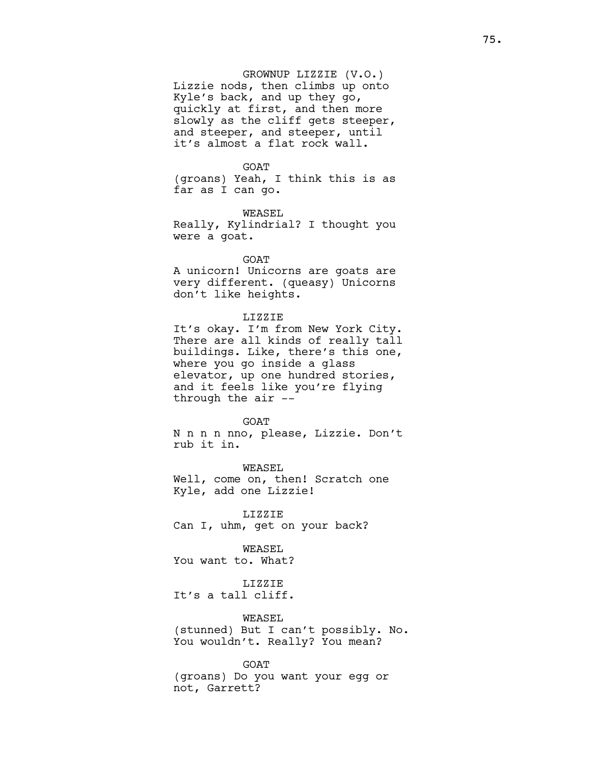GROWNUP LIZZIE (V.O.)
Lizzie nods, then climbs up onto Kyle's back, and up they go, quickly at first, and then more slowly as the cliff gets steeper, and steeper, and steeper, until it's almost a flat rock wall.

GOAT
(groans) Yeah, I think this is as far as I can go.

WEASEL
Really, Kylindrial? I thought you were a goat.

GOAT
A unicorn! Unicorns are goats are very different. (queasy) Unicorns don't like heights.

LIZZIE
It's okay. I'm from New York City. There are all kinds of really tall buildings. Like, there's this one, where you go inside a glass elevator, up one hundred stories, and it feels like you're flying through the air --

GOAT
N n n n nno, please, Lizzie. Don't rub it in.

WEASEL
Well, come on, then! Scratch one Kyle, add one Lizzie!

LIZZIE
Can I, uhm, get on your back?

WEASEL
You want to. What?

LIZZIE
It's a tall cliff.

WEASEL
(stunned) But I can't possibly. No. You wouldn't. Really? You mean?

GOAT
(groans) Do you want your egg or not, Garrett?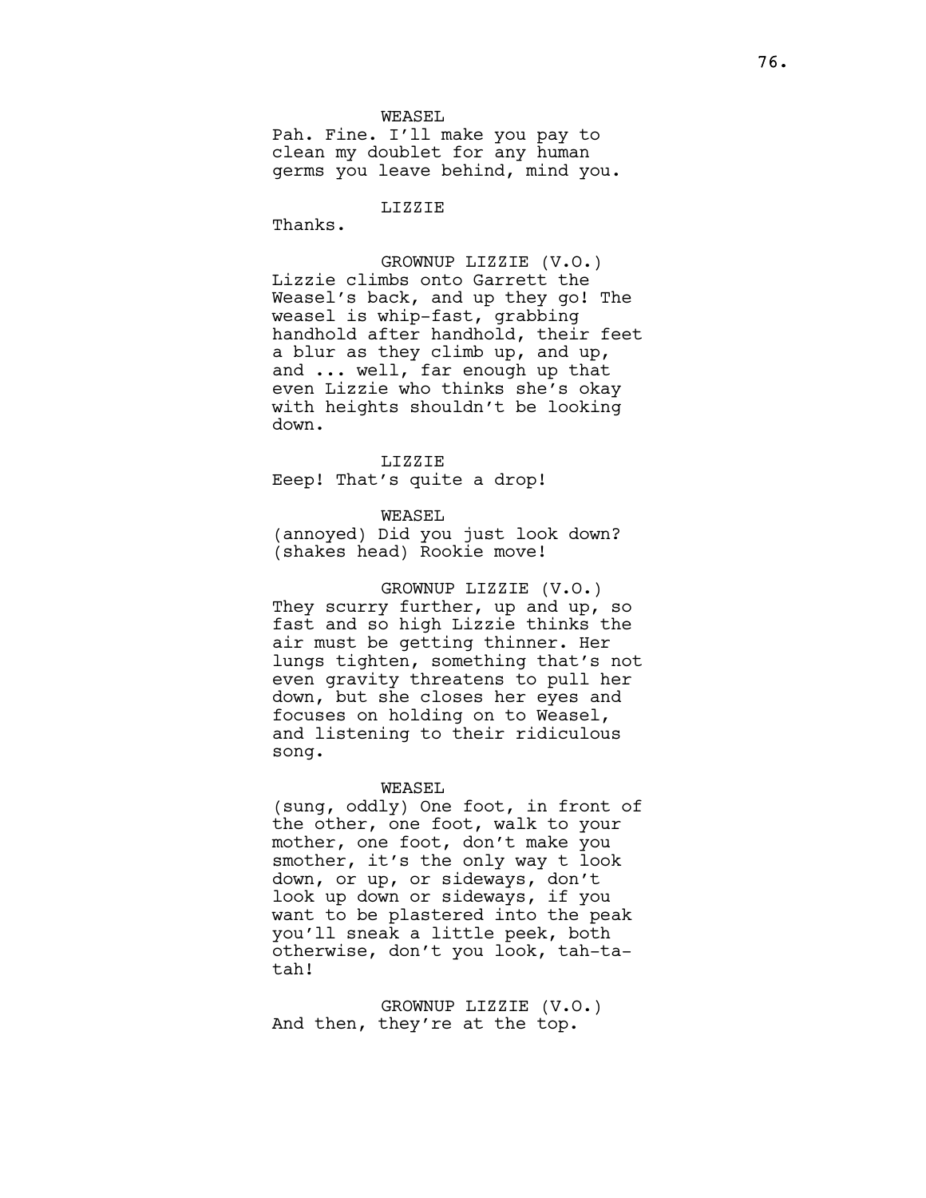WEASEL

Pah. Fine. I'll make you pay to clean my doublet for any human germs you leave behind, mind you.

LIZZIE

Thanks.

GROWNUP LIZZIE (V.O.)

Lizzie climbs onto Garrett the Weasel's back, and up they go! The weasel is whip-fast, grabbing handhold after handhold, their feet a blur as they climb up, and up, and ... well, far enough up that even Lizzie who thinks she's okay with heights shouldn't be looking down.

LIZZIE

Eeep! That's quite a drop!

WEASEL

(annoyed) Did you just look down? (shakes head) Rookie move!

GROWNUP LIZZIE (V.O.)

They scurry further, up and up, so fast and so high Lizzie thinks the air must be getting thinner. Her lungs tighten, something that's not even gravity threatens to pull her down, but she closes her eyes and focuses on holding on to Weasel, and listening to their ridiculous song.

WEASEL

(sung, oddly) One foot, in front of the other, one foot, walk to your mother, one foot, don't make you smother, it's the only way t look down, or up, or sideways, don't look up down or sideways, if you want to be plastered into the peak you'll sneak a little peek, both otherwise, don't you look, tah-ta-tah!

GROWNUP LIZZIE (V.O.)

And then, they're at the top.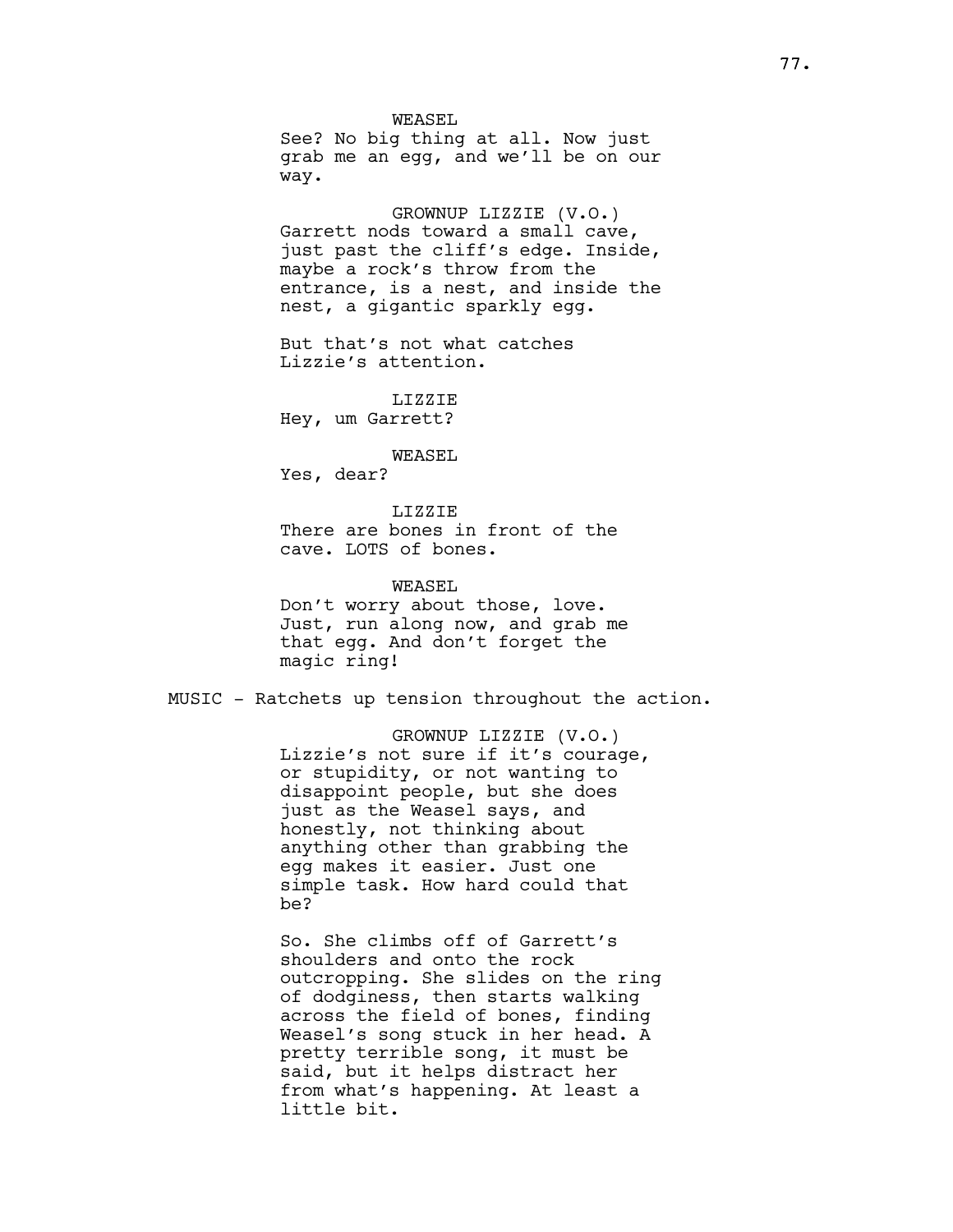WEASEL
See? No big thing at all. Now just grab me an egg, and we'll be on our way.

GROWNUP LIZZIE (V.O.)
Garrett nods toward a small cave, just past the cliff's edge. Inside, maybe a rock's throw from the entrance, is a nest, and inside the nest, a gigantic sparkly egg.

But that's not what catches Lizzie's attention.

LIZZIE
Hey, um Garrett?

WEASEL
Yes, dear?

LIZZIE
There are bones in front of the cave. LOTS of bones.

WEASEL
Don't worry about those, love. Just, run along now, and grab me that egg. And don't forget the magic ring!

MUSIC - Ratchets up tension throughout the action.

GROWNUP LIZZIE (V.O.)
Lizzie's not sure if it's courage, or stupidity, or not wanting to disappoint people, but she does just as the Weasel says, and honestly, not thinking about anything other than grabbing the egg makes it easier. Just one simple task. How hard could that be?

So. She climbs off of Garrett's shoulders and onto the rock outcropping. She slides on the ring of dodginess, then starts walking across the field of bones, finding Weasel's song stuck in her head. A pretty terrible song, it must be said, but it helps distract her from what's happening. At least a little bit.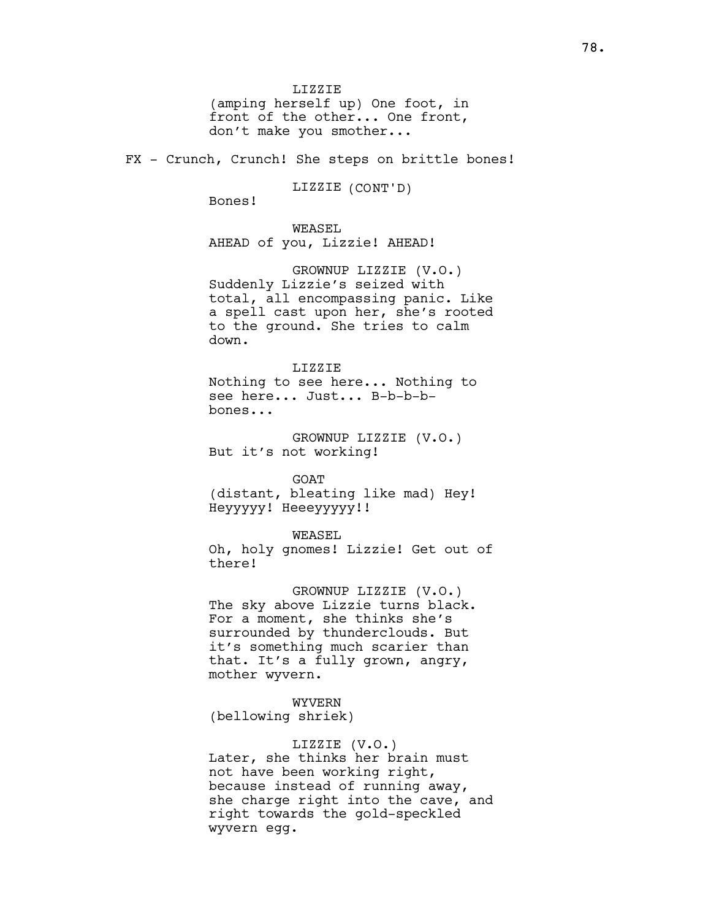LIZZIE
(amping herself up) One foot, in front of the other... One front, don't make you smother...

FX - Crunch, Crunch! She steps on brittle bones!

LIZZIE (CONT'D)
Bones!

WEASEL
AHEAD of you, Lizzie! AHEAD!

GROWNUP LIZZIE (V.O.)
Suddenly Lizzie's seized with total, all encompassing panic. Like a spell cast upon her, she's rooted to the ground. She tries to calm down.

LIZZIE
Nothing to see here... Nothing to see here... Just... B-b-b-b-bones...

GROWNUP LIZZIE (V.O.)
But it's not working!

GOAT
(distant, bleating like mad) Hey! Heyyyyy! Heeeyyyyy!!

WEASEL
Oh, holy gnomes! Lizzie! Get out of there!

GROWNUP LIZZIE (V.O.)
The sky above Lizzie turns black. For a moment, she thinks she's surrounded by thunderclouds. But it's something much scarier than that. It's a fully grown, angry, mother wyvern.

WYVERN
(bellowing shriek)

LIZZIE (V.O.)
Later, she thinks her brain must not have been working right, because instead of running away, she charge right into the cave, and right towards the gold-speckled wyvern egg.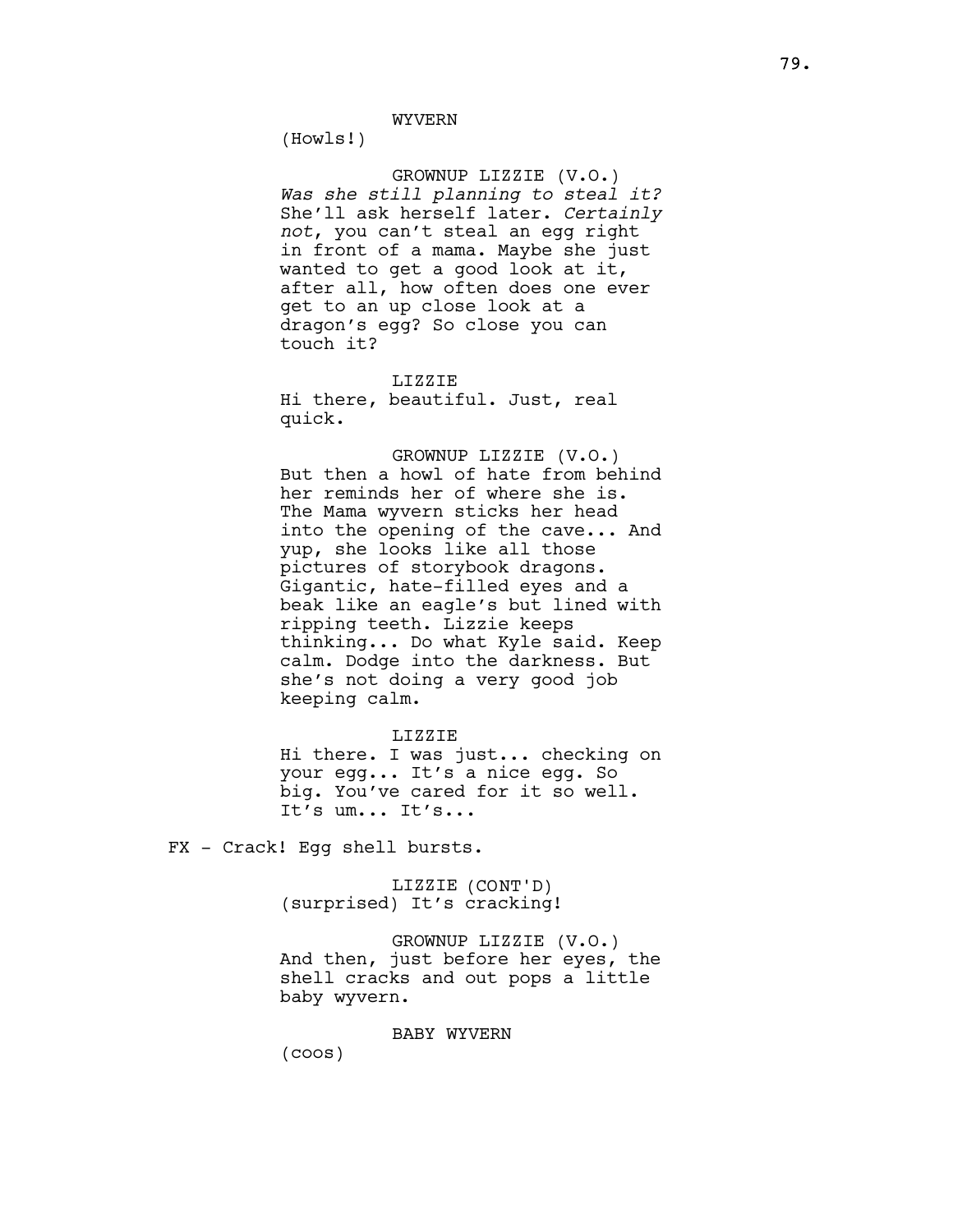WYVERN

(Howls!)

GROWNUP LIZZIE (V.O.)

*Was she still planning to steal it?* She'll ask herself later. *Certainly not*, you can't steal an egg right in front of a mama. Maybe she just wanted to get a good look at it, after all, how often does one ever get to an up close look at a dragon's egg? So close you can touch it?

LIZZIE

Hi there, beautiful. Just, real quick.

GROWNUP LIZZIE (V.O.)

But then a howl of hate from behind her reminds her of where she is. The Mama wyvern sticks her head into the opening of the cave... And yup, she looks like all those pictures of storybook dragons. Gigantic, hate-filled eyes and a beak like an eagle's but lined with ripping teeth. Lizzie keeps thinking... Do what Kyle said. Keep calm. Dodge into the darkness. But she's not doing a very good job keeping calm.

LIZZIE

Hi there. I was just... checking on your egg... It's a nice egg. So big. You've cared for it so well. It's um... It's...

FX - Crack! Egg shell bursts.

LIZZIE (CONT'D)

(surprised) It's cracking!

GROWNUP LIZZIE (V.O.)

And then, just before her eyes, the shell cracks and out pops a little baby wyvern.

BABY WYVERN

(coos)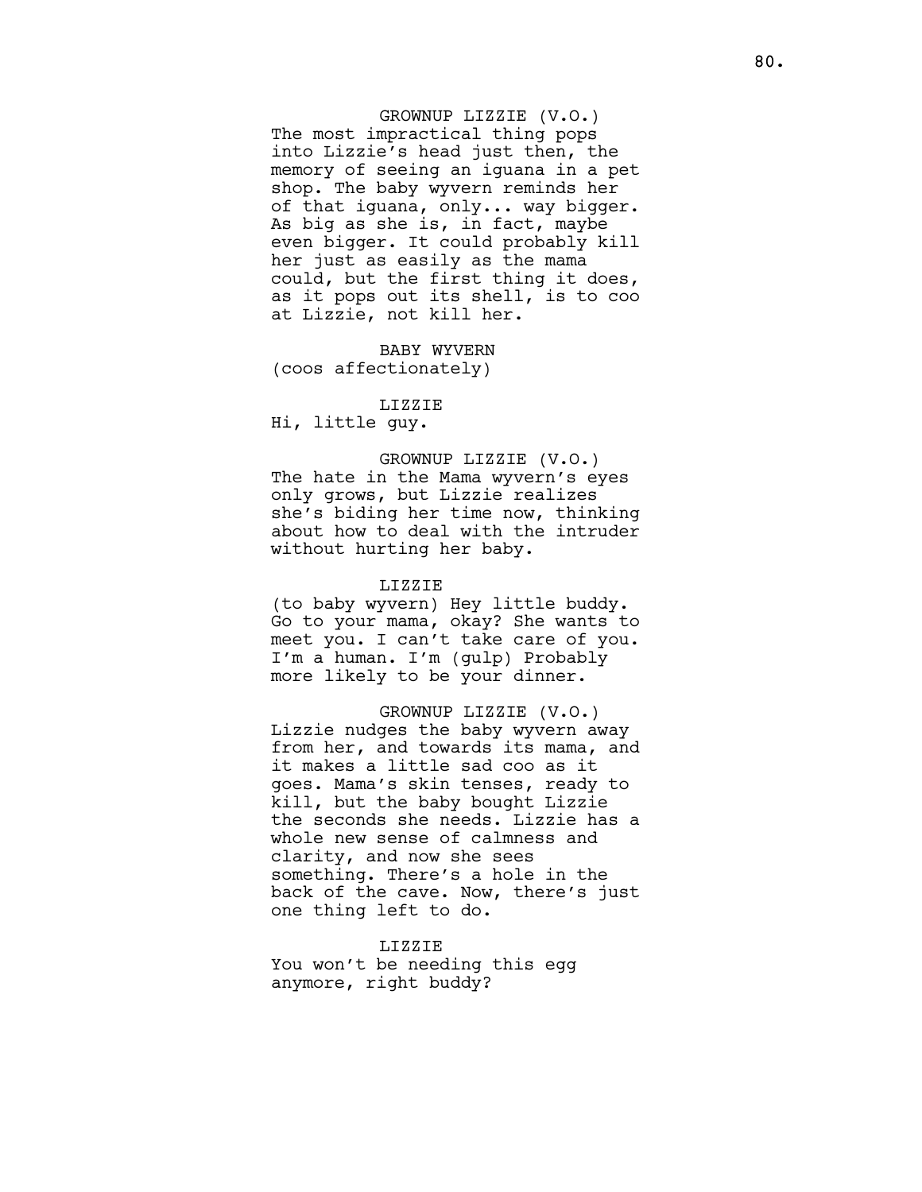GROWNUP LIZZIE (V.O.)

The most impractical thing pops into Lizzie's head just then, the memory of seeing an iguana in a pet shop. The baby wyvern reminds her of that iguana, only... way bigger. As big as she is, in fact, maybe even bigger. It could probably kill her just as easily as the mama could, but the first thing it does, as it pops out its shell, is to coo at Lizzie, not kill her.

BABY WYVERN

(coos affectionately)

LIZZIE

Hi, little guy.

GROWNUP LIZZIE (V.O.)

The hate in the Mama wyvern's eyes only grows, but Lizzie realizes she's biding her time now, thinking about how to deal with the intruder without hurting her baby.

LIZZIE

(to baby wyvern) Hey little buddy. Go to your mama, okay? She wants to meet you. I can't take care of you. I'm a human. I'm (gulp) Probably more likely to be your dinner.

GROWNUP LIZZIE (V.O.)

Lizzie nudges the baby wyvern away from her, and towards its mama, and it makes a little sad coo as it goes. Mama's skin tenses, ready to kill, but the baby bought Lizzie the seconds she needs. Lizzie has a whole new sense of calmness and clarity, and now she sees something. There's a hole in the back of the cave. Now, there's just one thing left to do.

LIZZIE

You won't be needing this egg anymore, right buddy?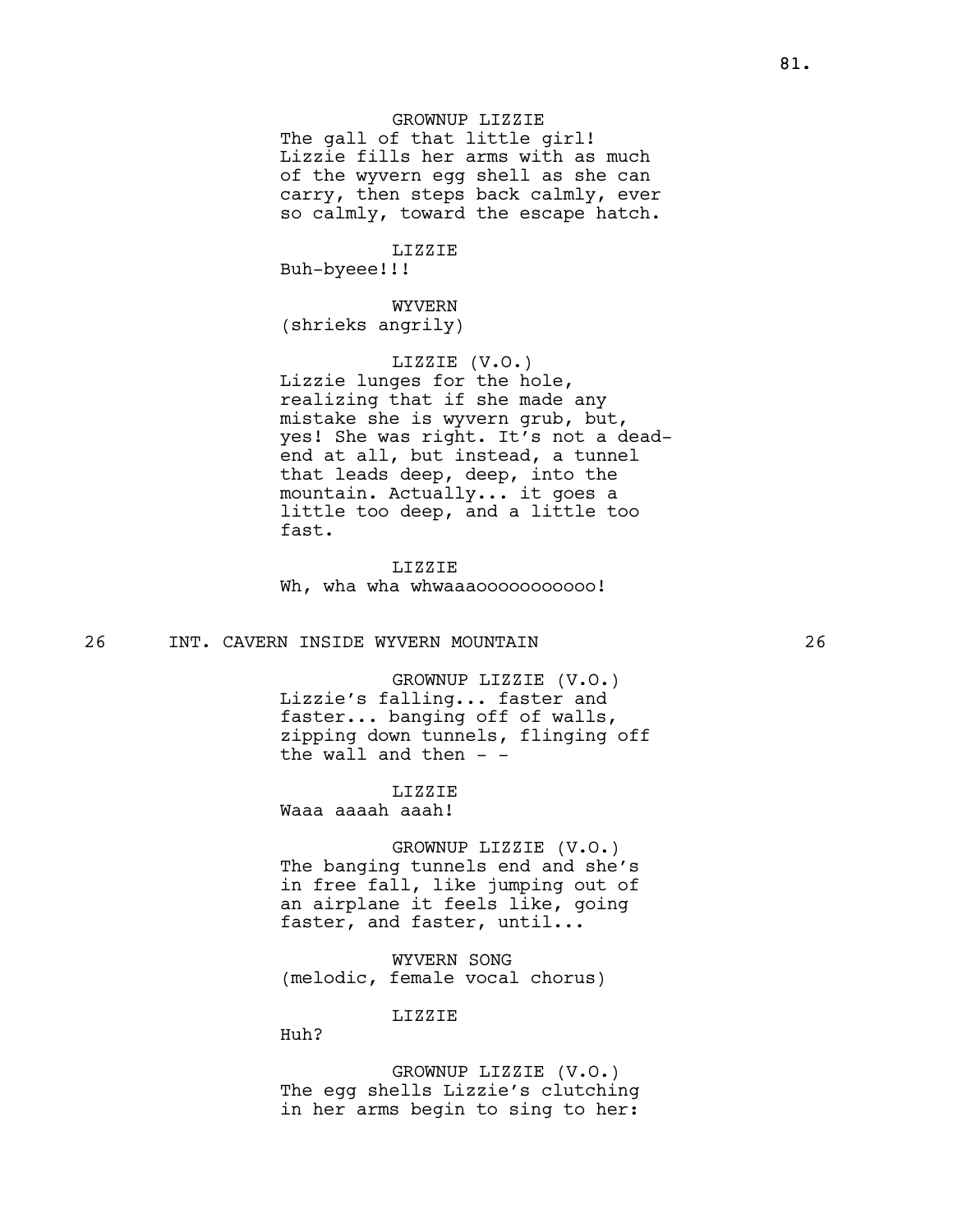GROWNUP LIZZIE
The gall of that little girl! Lizzie fills her arms with as much of the wyvern egg shell as she can carry, then steps back calmly, ever so calmly, toward the escape hatch.

LIZZIE
Buh-byeee!!!

WYVERN
(shrieks angrily)

LIZZIE (V.O.)
Lizzie lunges for the hole, realizing that if she made any mistake she is wyvern grub, but, yes! She was right. It's not a dead-end at all, but instead, a tunnel that leads deep, deep, into the mountain. Actually... it goes a little too deep, and a little too fast.

LIZZIE
Wh, wha wha whwaaaoooooooooooo!

26 INT. CAVERN INSIDE WYVERN MOUNTAIN 26

GROWNUP LIZZIE (V.O.)
Lizzie's falling... faster and faster... banging off of walls, zipping down tunnels, flinging off the wall and then - -

LIZZIE
Waaa aaaah aaah!

GROWNUP LIZZIE (V.O.)
The banging tunnels end and she's in free fall, like jumping out of an airplane it feels like, going faster, and faster, until...

WYVERN SONG
(melodic, female vocal chorus)

LIZZIE
Huh?

GROWNUP LIZZIE (V.O.)
The egg shells Lizzie's clutching in her arms begin to sing to her: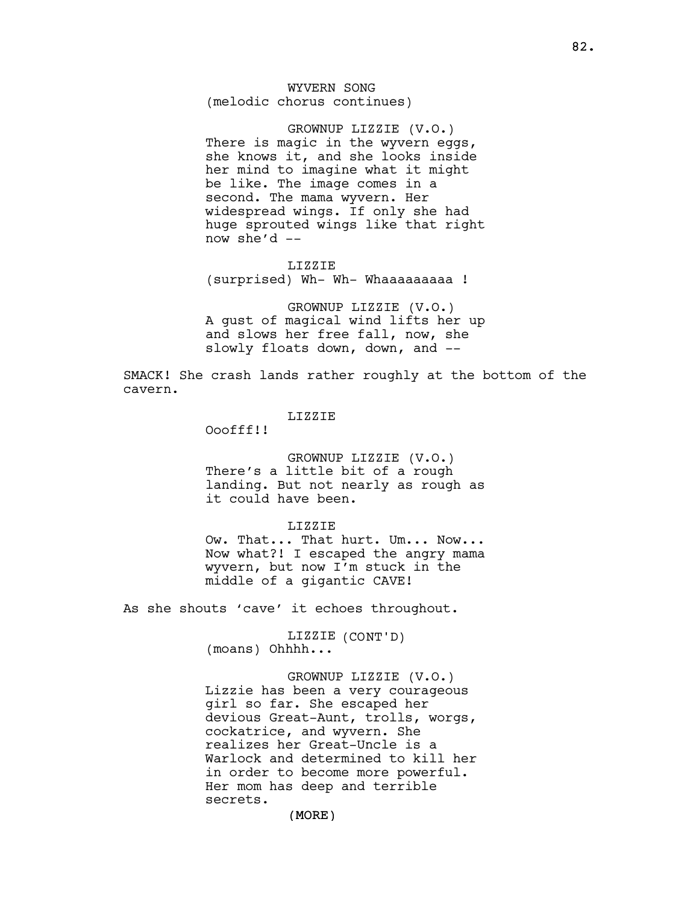WYVERN SONG
(melodic chorus continues)

GROWNUP LIZZIE (V.O.)
There is magic in the wyvern eggs, she knows it, and she looks inside her mind to imagine what it might be like. The image comes in a second. The mama wyvern. Her widespread wings. If only she had huge sprouted wings like that right now she'd --

LIZZIE
(surprised) Wh- Wh- Whaaaaaaaaa !

GROWNUP LIZZIE (V.O.)
A gust of magical wind lifts her up and slows her free fall, now, she slowly floats down, down, and --

SMACK! She crash lands rather roughly at the bottom of the cavern.

LIZZIE
Ooofff!!

GROWNUP LIZZIE (V.O.)
There's a little bit of a rough landing. But not nearly as rough as it could have been.

LIZZIE
Ow. That... That hurt. Um... Now... Now what?! I escaped the angry mama wyvern, but now I'm stuck in the middle of a gigantic CAVE!

As she shouts 'cave' it echoes throughout.

LIZZIE (CONT'D)
(moans) Ohhhh...

GROWNUP LIZZIE (V.O.)
Lizzie has been a very courageous girl so far. She escaped her devious Great-Aunt, trolls, worgs, cockatrice, and wyvern. She realizes her Great-Uncle is a Warlock and determined to kill her in order to become more powerful. Her mom has deep and terrible secrets.

(MORE)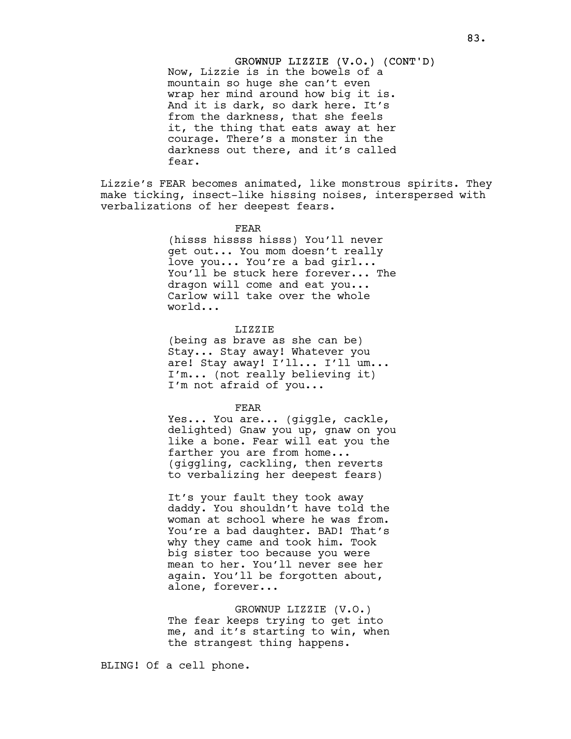GROWNUP LIZZIE (V.O.) (CONT'D)

Now, Lizzie is in the bowels of a mountain so huge she can't even wrap her mind around how big it is. And it is dark, so dark here. It's from the darkness, that she feels it, the thing that eats away at her courage. There's a monster in the darkness out there, and it's called fear.

Lizzie's FEAR becomes animated, like monstrous spirits. They make ticking, insect-like hissing noises, interspersed with verbalizations of her deepest fears.

FEAR

(hisss hissss hisss) You'll never get out... You mom doesn't really love you... You're a bad girl... You'll be stuck here forever... The dragon will come and eat you... Carlow will take over the whole world...

LIZZIE

(being as brave as she can be) Stay... Stay away! Whatever you are! Stay away! I'll... I'll um... I'm... (not really believing it) I'm not afraid of you...

FEAR

Yes... You are... (giggle, cackle, delighted) Gnaw you up, gnaw on you like a bone. Fear will eat you the farther you are from home... (giggling, cackling, then reverts to verbalizing her deepest fears)

It's your fault they took away daddy. You shouldn't have told the woman at school where he was from. You're a bad daughter. BAD! That's why they came and took him. Took big sister too because you were mean to her. You'll never see her again. You'll be forgotten about, alone, forever...

GROWNUP LIZZIE (V.O.)

The fear keeps trying to get into me, and it's starting to win, when the strangest thing happens.

BLING! Of a cell phone.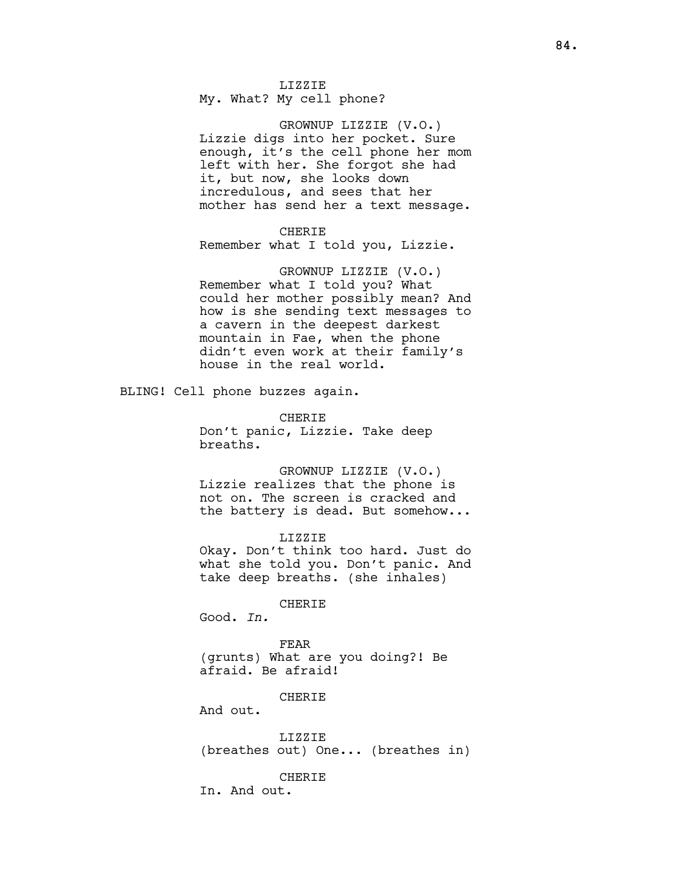LIZZIE
My. What? My cell phone?

GROWNUP LIZZIE (V.O.)
Lizzie digs into her pocket. Sure enough, it's the cell phone her mom left with her. She forgot she had it, but now, she looks down incredulous, and sees that her mother has send her a text message.

CHERIE
Remember what I told you, Lizzie.

GROWNUP LIZZIE (V.O.)
Remember what I told you? What could her mother possibly mean? And how is she sending text messages to a cavern in the deepest darkest mountain in Fae, when the phone didn't even work at their family's house in the real world.

BLING! Cell phone buzzes again.

CHERIE
Don't panic, Lizzie. Take deep breaths.

GROWNUP LIZZIE (V.O.)
Lizzie realizes that the phone is not on. The screen is cracked and the battery is dead. But somehow...

LIZZIE
Okay. Don't think too hard. Just do what she told you. Don't panic. And take deep breaths. (she inhales)

CHERIE
Good. *In.*

FEAR
(grunts) What are you doing?! Be afraid. Be afraid!

CHERIE
And out.

LIZZIE
(breathes out) One... (breathes in)

CHERIE
In. And out.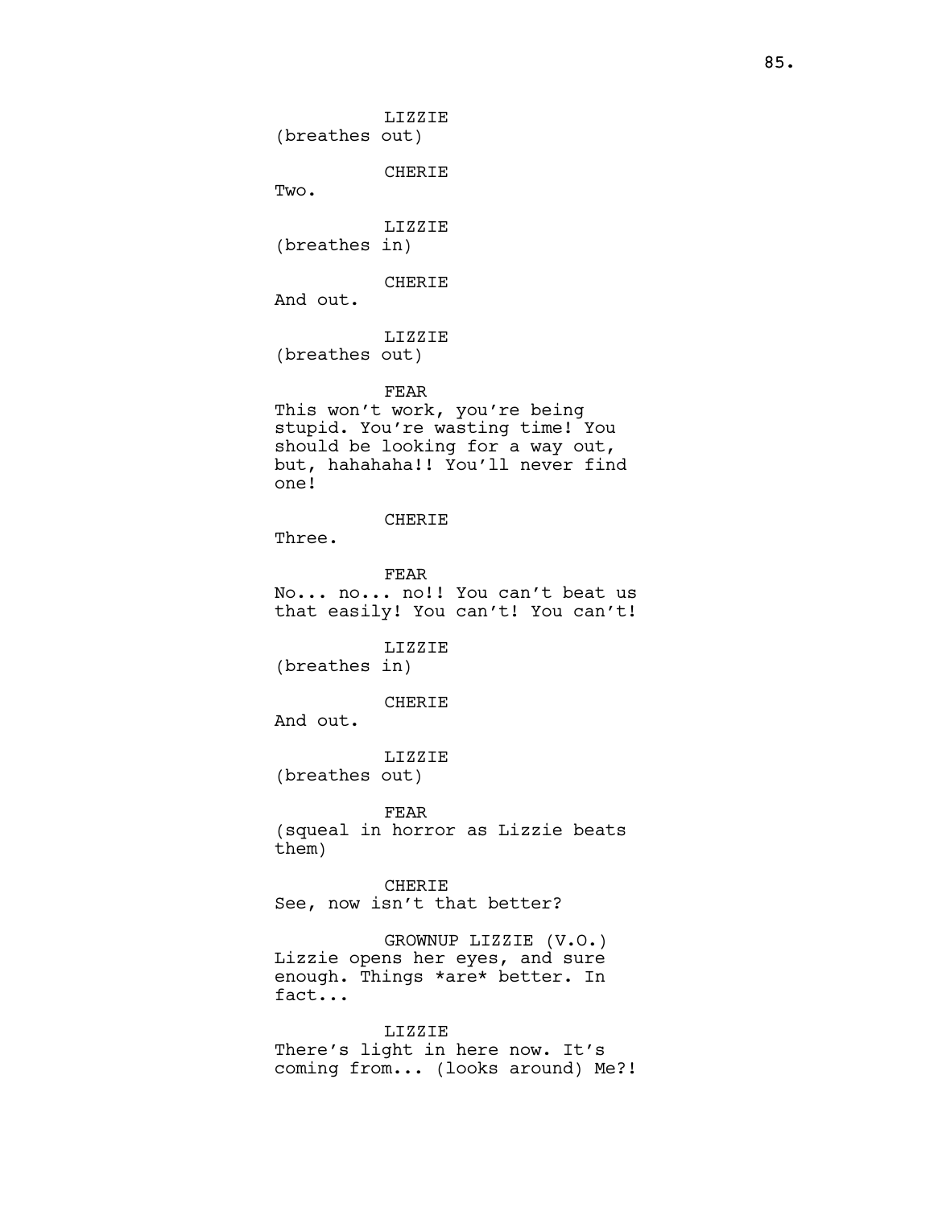LIZZIE
(breathes out)

CHERIE
Two.

LIZZIE
(breathes in)

CHERIE
And out.

LIZZIE
(breathes out)

FEAR
This won't work, you're being stupid. You're wasting time! You should be looking for a way out, but, hahahaha!! You'll never find one!

CHERIE
Three.

FEAR
No... no... no!! You can't beat us that easily! You can't! You can't!

LIZZIE
(breathes in)

CHERIE
And out.

LIZZIE
(breathes out)

FEAR
(squeal in horror as Lizzie beats them)

CHERIE
See, now isn't that better?

GROWNUP LIZZIE (V.O.)
Lizzie opens her eyes, and sure enough. Things *are* better. In fact...

LIZZIE
There's light in here now. It's coming from... (looks around) Me?!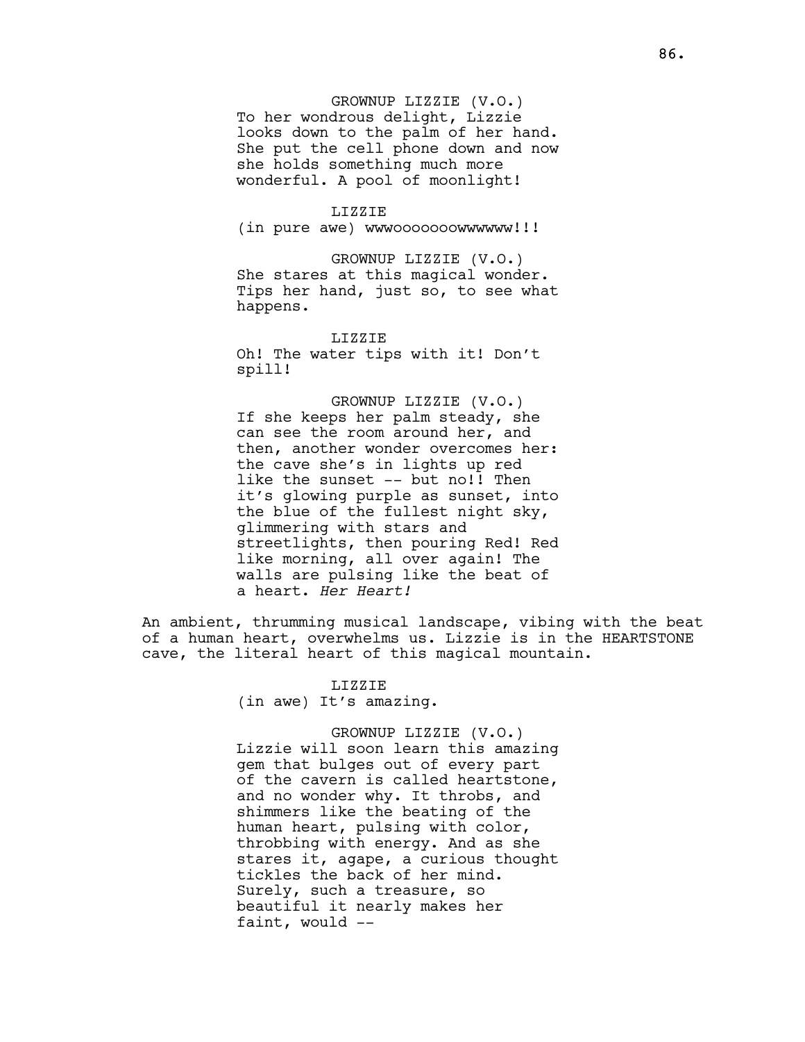GROWNUP LIZZIE (V.O.)
To her wondrous delight, Lizzie looks down to the palm of her hand. She put the cell phone down and now she holds something much more wonderful. A pool of moonlight!

LIZZIE
(in pure awe) wwwoooooooowwwwww!!!

GROWNUP LIZZIE (V.O.)
She stares at this magical wonder. Tips her hand, just so, to see what happens.

LIZZIE
Oh! The water tips with it! Don't spill!

GROWNUP LIZZIE (V.O.)
If she keeps her palm steady, she can see the room around her, and then, another wonder overcomes her: the cave she's in lights up red like the sunset -- but no!! Then it's glowing purple as sunset, into the blue of the fullest night sky, glimmering with stars and streetlights, then pouring Red! Red like morning, all over again! The walls are pulsing like the beat of a heart. *Her Heart!*

An ambient, thrumming musical landscape, vibing with the beat of a human heart, overwhelms us. Lizzie is in the HEARTSTONE cave, the literal heart of this magical mountain.

LIZZIE
(in awe) It's amazing.

GROWNUP LIZZIE (V.O.)
Lizzie will soon learn this amazing gem that bulges out of every part of the cavern is called heartstone, and no wonder why. It throbs, and shimmers like the beating of the human heart, pulsing with color, throbbing with energy. And as she stares it, agape, a curious thought tickles the back of her mind. Surely, such a treasure, so beautiful it nearly makes her faint, would --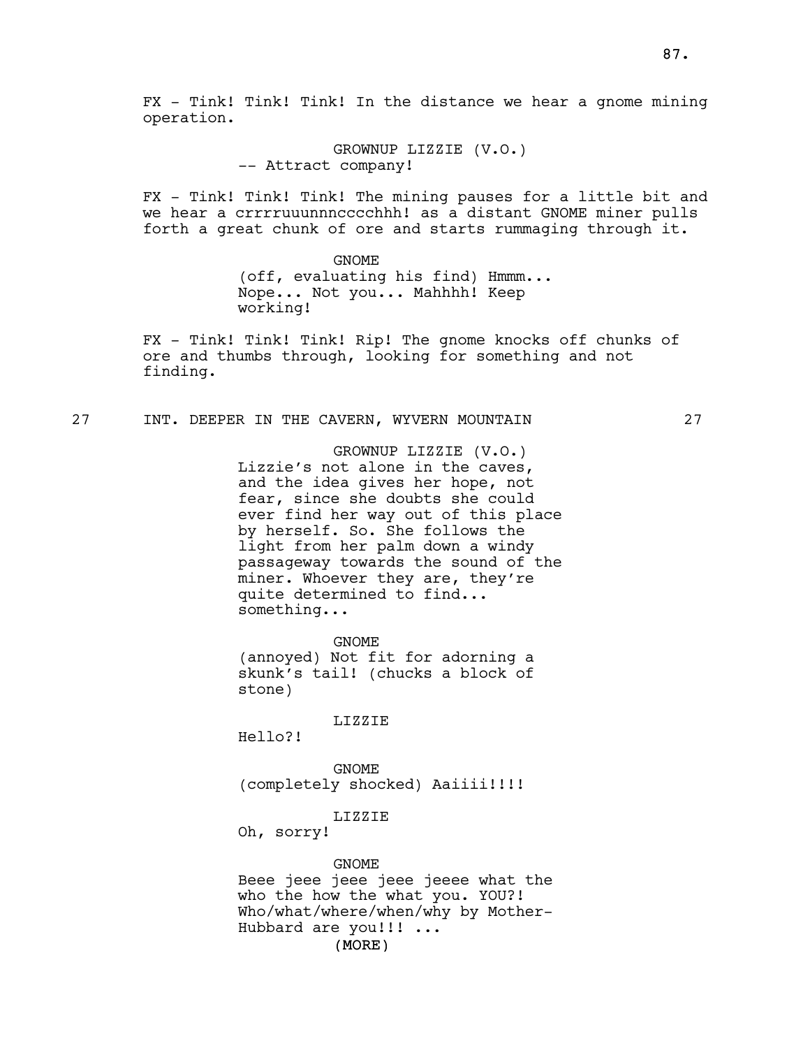FX - Tink! Tink! Tink! In the distance we hear a gnome mining operation.

GROWNUP LIZZIE (V.O.)
-- Attract company!

FX - Tink! Tink! Tink! The mining pauses for a little bit and we hear a crrrruuunnnccccchhh! as a distant GNOME miner pulls forth a great chunk of ore and starts rummaging through it.

GNOME
(off, evaluating his find) Hmmm... Nope... Not you... Mahhhh! Keep working!

FX - Tink! Tink! Tink! Rip! The gnome knocks off chunks of ore and thumbs through, looking for something and not finding.

## 27 INT. DEEPER IN THE CAVERN, WYVERN MOUNTAIN 27

GROWNUP LIZZIE (V.O.)
Lizzie's not alone in the caves, and the idea gives her hope, not fear, since she doubts she could ever find her way out of this place by herself. So. She follows the light from her palm down a windy passageway towards the sound of the miner. Whoever they are, they're quite determined to find... something...

GNOME
(annoyed) Not fit for adorning a skunk's tail! (chucks a block of stone)

LIZZIE
Hello?!

GNOME
(completely shocked) Aaiiii!!!!

LIZZIE
Oh, sorry!

GNOME
Beee jeee jeee jeee jeeee what the who the how the what you. YOU?! Who/what/where/when/why by Mother-Hubbard are you!!! ...
(MORE)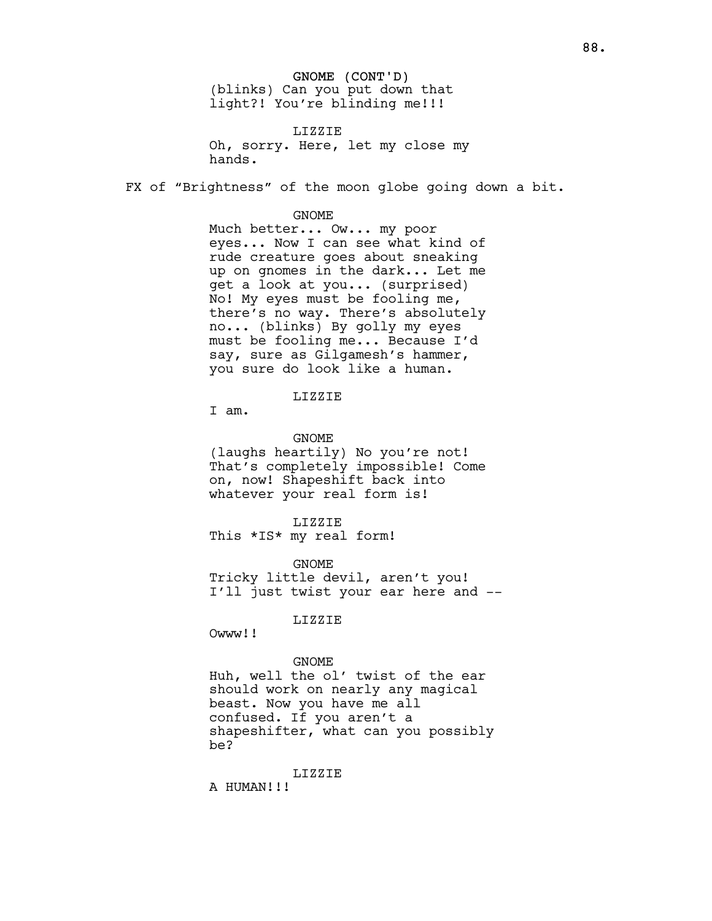GNOME (CONT'D)
(blinks) Can you put down that light?! You're blinding me!!!

LIZZIE
Oh, sorry. Here, let my close my hands.

FX of "Brightness" of the moon globe going down a bit.

GNOME
Much better... Ow... my poor eyes... Now I can see what kind of rude creature goes about sneaking up on gnomes in the dark... Let me get a look at you... (surprised) No! My eyes must be fooling me, there's no way. There's absolutely no... (blinks) By golly my eyes must be fooling me... Because I'd say, sure as Gilgamesh's hammer, you sure do look like a human.

LIZZIE
I am.

GNOME
(laughs heartily) No you're not! That's completely impossible! Come on, now! Shapeshift back into whatever your real form is!

LIZZIE
This *IS* my real form!

GNOME
Tricky little devil, aren't you! I'll just twist your ear here and --

LIZZIE
Owww!!

GNOME
Huh, well the ol' twist of the ear should work on nearly any magical beast. Now you have me all confused. If you aren't a shapeshifter, what can you possibly be?

LIZZIE
A HUMAN!!!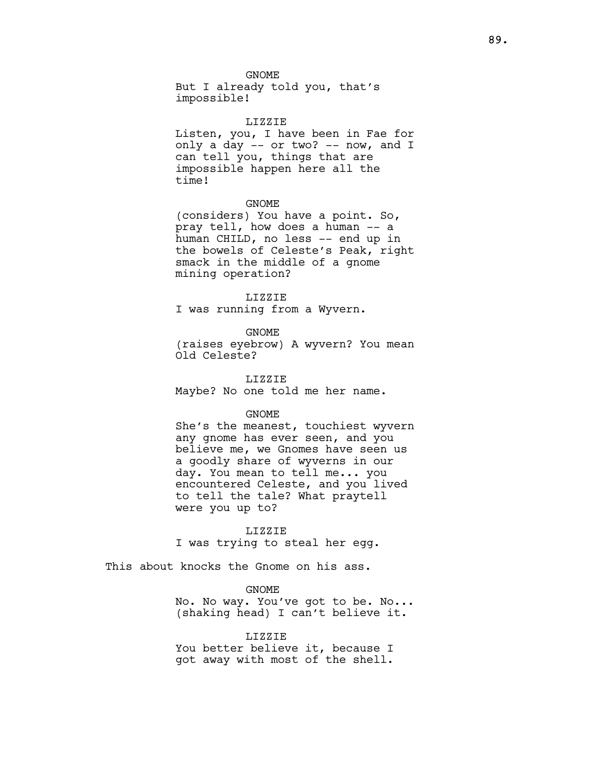GNOME
But I already told you, that's impossible!

LIZZIE
Listen, you, I have been in Fae for only a day -- or two? -- now, and I can tell you, things that are impossible happen here all the time!

GNOME
(considers) You have a point. So, pray tell, how does a human -- a human CHILD, no less -- end up in the bowels of Celeste's Peak, right smack in the middle of a gnome mining operation?

LIZZIE
I was running from a Wyvern.

GNOME
(raises eyebrow) A wyvern? You mean Old Celeste?

LIZZIE
Maybe? No one told me her name.

GNOME
She's the meanest, touchiest wyvern any gnome has ever seen, and you believe me, we Gnomes have seen us a goodly share of wyverns in our day. You mean to tell me... you encountered Celeste, and you lived to tell the tale? What praytell were you up to?

LIZZIE
I was trying to steal her egg.

This about knocks the Gnome on his ass.

GNOME
No. No way. You've got to be. No... (shaking head) I can't believe it.

LIZZIE
You better believe it, because I got away with most of the shell.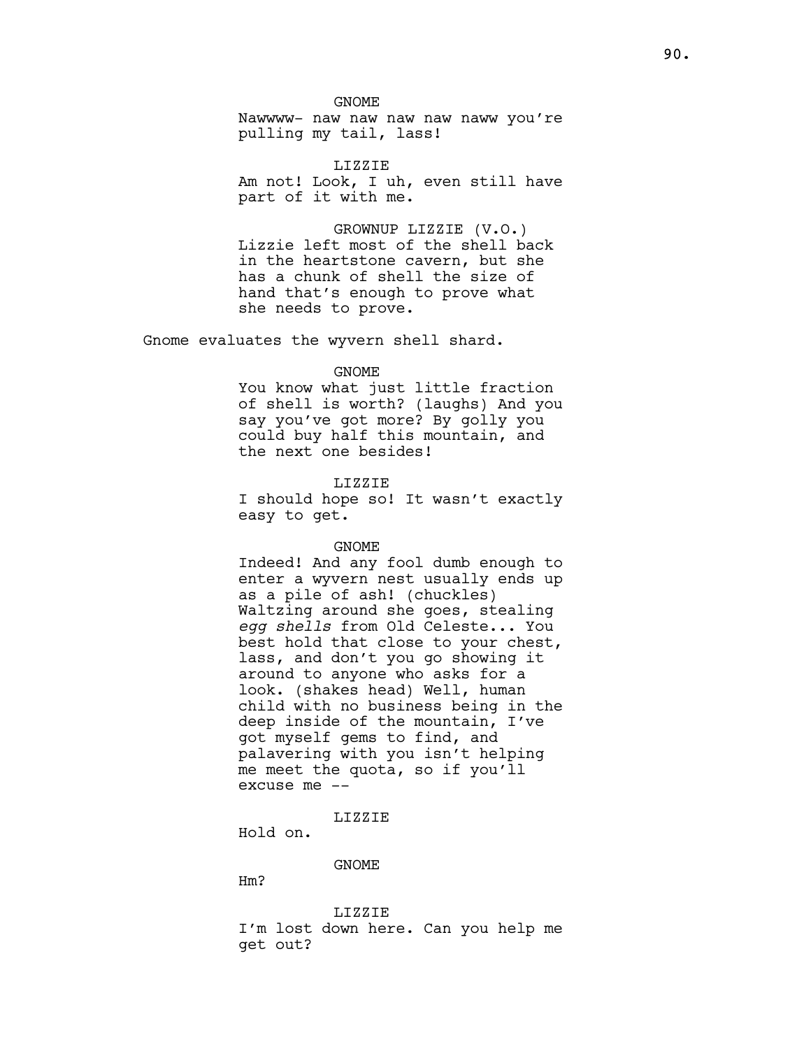GNOME

Nawwww- naw naw naw naw naww you're pulling my tail, lass!

LIZZIE

Am not! Look, I uh, even still have part of it with me.

GROWNUP LIZZIE (V.O.)

Lizzie left most of the shell back in the heartstone cavern, but she has a chunk of shell the size of hand that's enough to prove what she needs to prove.

Gnome evaluates the wyvern shell shard.

GNOME

You know what just little fraction of shell is worth? (laughs) And you say you've got more? By golly you could buy half this mountain, and the next one besides!

LIZZIE

I should hope so! It wasn't exactly easy to get.

GNOME

Indeed! And any fool dumb enough to enter a wyvern nest usually ends up as a pile of ash! (chuckles) Waltzing around she goes, stealing *egg shells* from Old Celeste... You best hold that close to your chest, lass, and don't you go showing it around to anyone who asks for a look. (shakes head) Well, human child with no business being in the deep inside of the mountain, I've got myself gems to find, and palavering with you isn't helping me meet the quota, so if you'll excuse me --

LIZZIE

Hold on.

GNOME

Hm?

LIZZIE

I'm lost down here. Can you help me get out?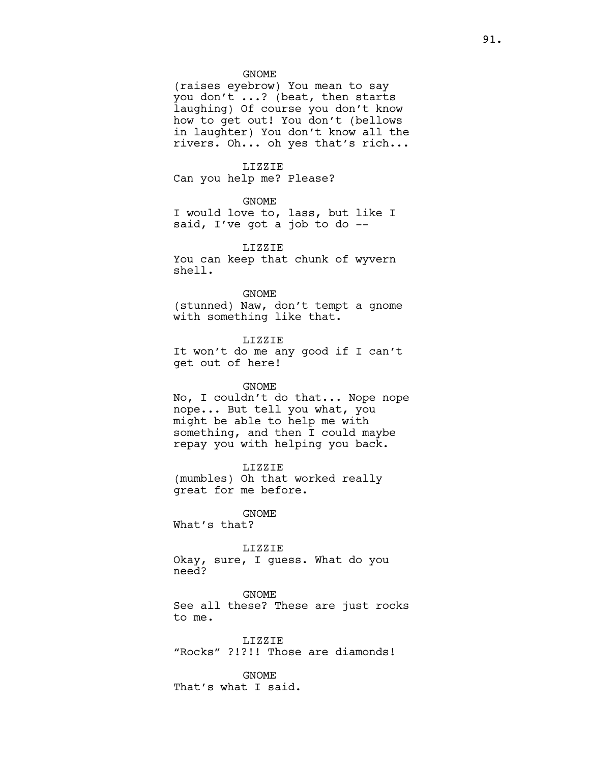GNOME

(raises eyebrow) You mean to say you don't ...? (beat, then starts laughing) Of course you don't know how to get out! You don't (bellows in laughter) You don't know all the rivers. Oh... oh yes that's rich...

LIZZIE

Can you help me? Please?

GNOME

I would love to, lass, but like I said, I've got a job to do --

LIZZIE

You can keep that chunk of wyvern shell.

GNOME

(stunned) Naw, don't tempt a gnome with something like that.

LIZZIE

It won't do me any good if I can't get out of here!

GNOME

No, I couldn't do that... Nope nope nope... But tell you what, you might be able to help me with something, and then I could maybe repay you with helping you back.

LIZZIE

(mumbles) Oh that worked really great for me before.

GNOME

What's that?

LIZZIE

Okay, sure, I guess. What do you need?

GNOME

See all these? These are just rocks to me.

LIZZIE

"Rocks" ?!?!! Those are diamonds!

GNOME

That's what I said.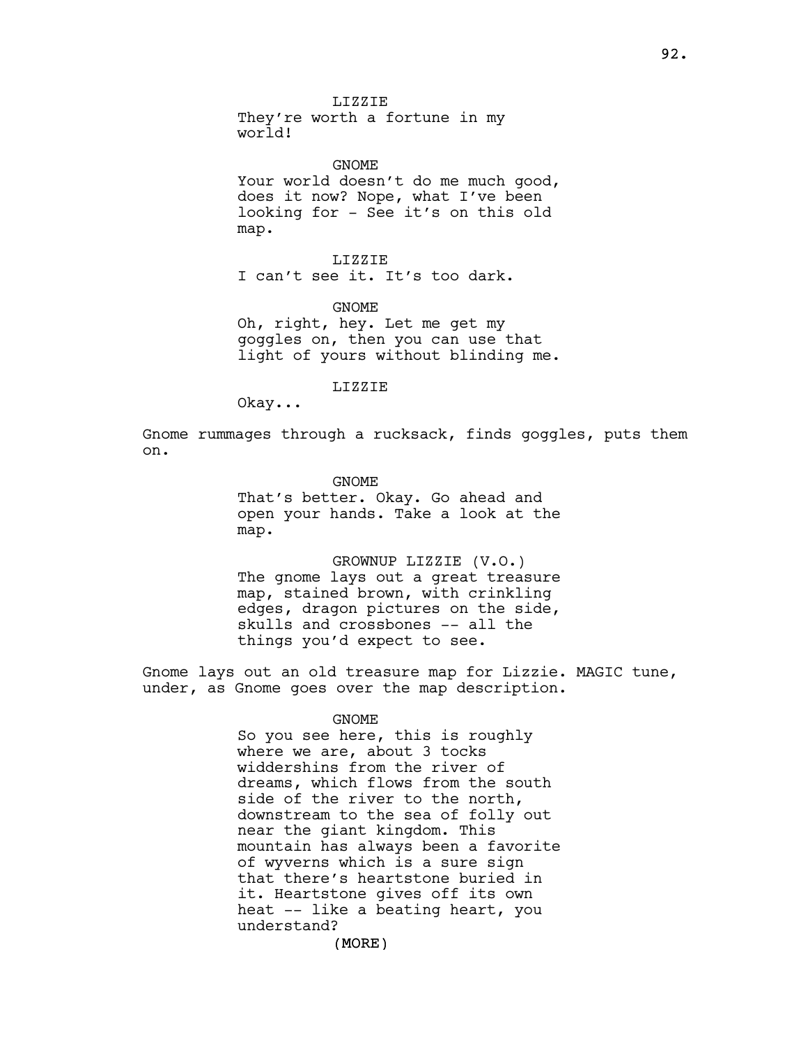LIZZIE
They're worth a fortune in my world!

GNOME
Your world doesn't do me much good, does it now? Nope, what I've been looking for - See it's on this old map.

LIZZIE
I can't see it. It's too dark.

GNOME
Oh, right, hey. Let me get my goggles on, then you can use that light of yours without blinding me.

LIZZIE
Okay...

Gnome rummages through a rucksack, finds goggles, puts them on.

GNOME
That's better. Okay. Go ahead and open your hands. Take a look at the map.

GROWNUP LIZZIE (V.O.)
The gnome lays out a great treasure map, stained brown, with crinkling edges, dragon pictures on the side, skulls and crossbones -- all the things you'd expect to see.

Gnome lays out an old treasure map for Lizzie. MAGIC tune, under, as Gnome goes over the map description.

GNOME
So you see here, this is roughly where we are, about 3 tocks widdershins from the river of dreams, which flows from the south side of the river to the north, downstream to the sea of folly out near the giant kingdom. This mountain has always been a favorite of wyverns which is a sure sign that there's heartstone buried in it. Heartstone gives off its own heat -- like a beating heart, you understand?

(MORE)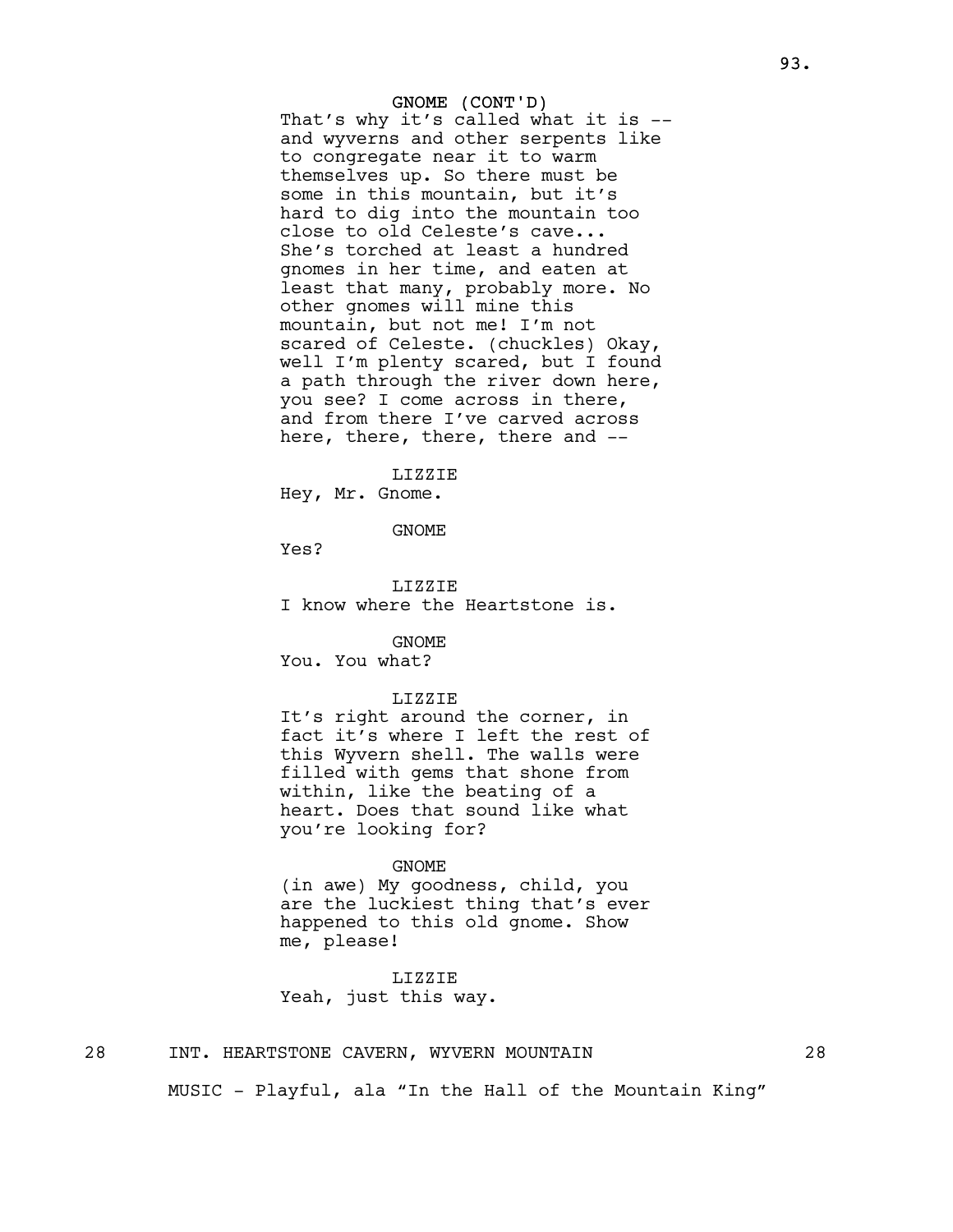GNOME (CONT'D)

That's why it's called what it is -- and wyverns and other serpents like to congregate near it to warm themselves up. So there must be some in this mountain, but it's hard to dig into the mountain too close to old Celeste's cave... She's torched at least a hundred gnomes in her time, and eaten at least that many, probably more. No other gnomes will mine this mountain, but not me! I'm not scared of Celeste. (chuckles) Okay, well I'm plenty scared, but I found a path through the river down here, you see? I come across in there, and from there I've carved across here, there, there, there and --

LIZZIE

Hey, Mr. Gnome.

GNOME

Yes?

LIZZIE

I know where the Heartstone is.

GNOME

You. You what?

LIZZIE

It's right around the corner, in fact it's where I left the rest of this Wyvern shell. The walls were filled with gems that shone from within, like the beating of a heart. Does that sound like what you're looking for?

GNOME

(in awe) My goodness, child, you are the luckiest thing that's ever happened to this old gnome. Show me, please!

LIZZIE

Yeah, just this way.

28 INT. HEARTSTONE CAVERN, WYVERN MOUNTAIN 28

MUSIC - Playful, ala "In the Hall of the Mountain King"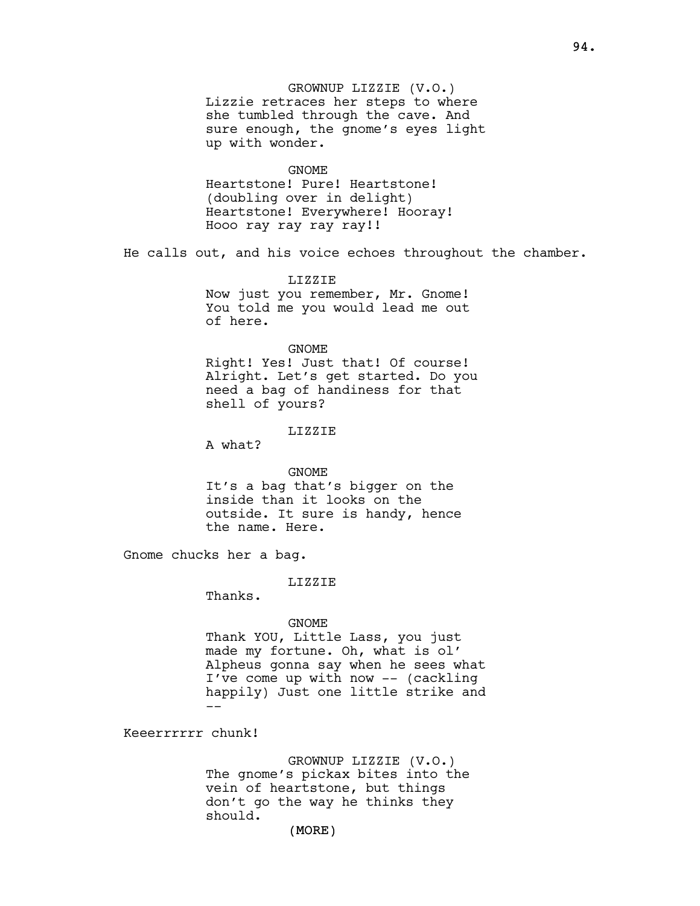GROWNUP LIZZIE (V.O.)
Lizzie retraces her steps to where she tumbled through the cave. And sure enough, the gnome's eyes light up with wonder.

GNOME
Heartstone! Pure! Heartstone!
(doubling over in delight)
Heartstone! Everywhere! Hooray! Hooo ray ray ray ray!!

He calls out, and his voice echoes throughout the chamber.

LIZZIE
Now just you remember, Mr. Gnome! You told me you would lead me out of here.

GNOME
Right! Yes! Just that! Of course! Alright. Let's get started. Do you need a bag of handiness for that shell of yours?

LIZZIE
A what?

GNOME
It's a bag that's bigger on the inside than it looks on the outside. It sure is handy, hence the name. Here.

Gnome chucks her a bag.

LIZZIE
Thanks.

GNOME
Thank YOU, Little Lass, you just made my fortune. Oh, what is ol' Alpheus gonna say when he sees what I've come up with now -- (cackling happily) Just one little strike and --

Keeerrrrrr chunk!

GROWNUP LIZZIE (V.O.)
The gnome's pickax bites into the vein of heartstone, but things don't go the way he thinks they should.
(MORE)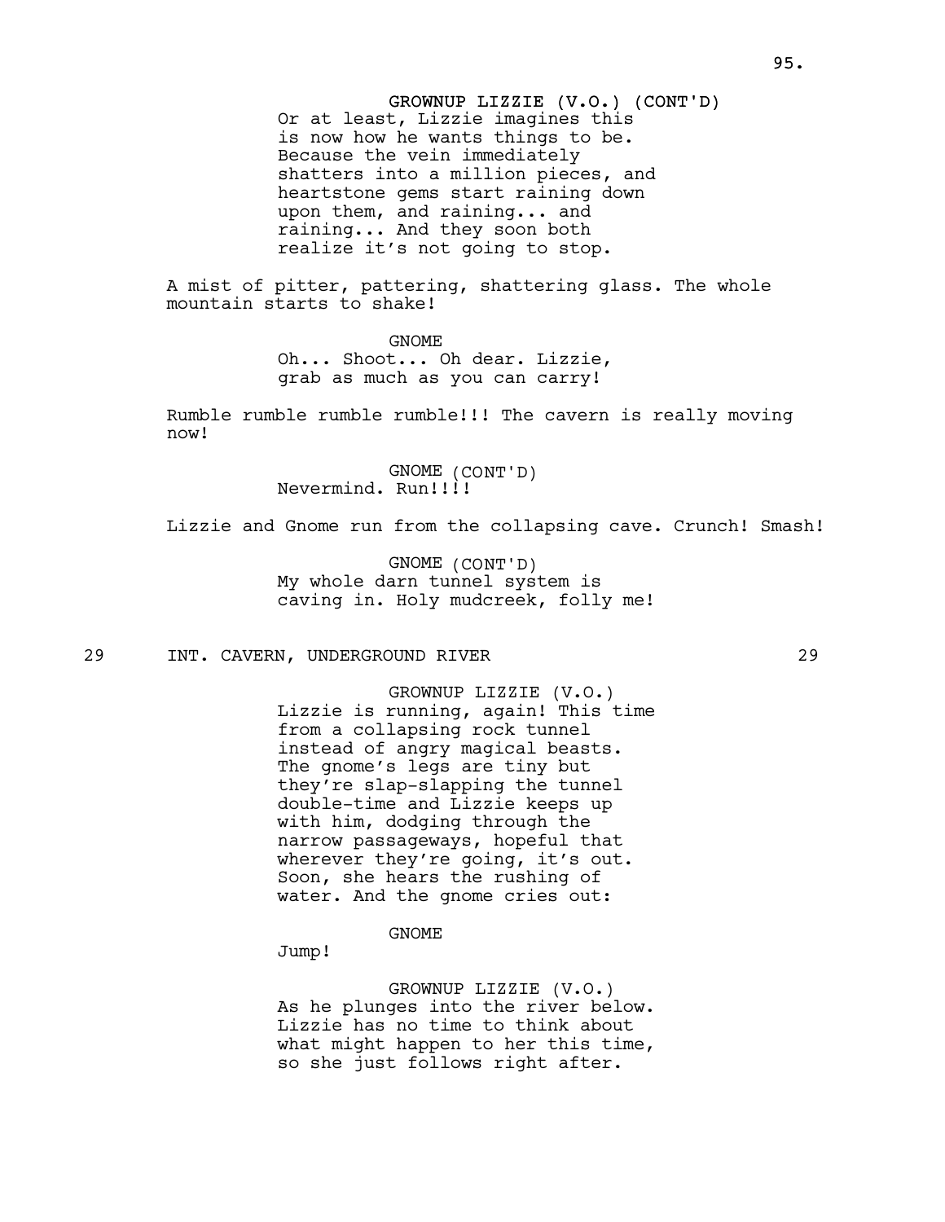GROWNUP LIZZIE (V.O.) (CONT'D)
Or at least, Lizzie imagines this is now how he wants things to be. Because the vein immediately shatters into a million pieces, and heartstone gems start raining down upon them, and raining... and raining... And they soon both realize it's not going to stop.

A mist of pitter, pattering, shattering glass. The whole mountain starts to shake!

GNOME
Oh... Shoot... Oh dear. Lizzie, grab as much as you can carry!

Rumble rumble rumble rumble!!! The cavern is really moving now!

GNOME (CONT'D)
Nevermind. Run!!!!

Lizzie and Gnome run from the collapsing cave. Crunch! Smash!

GNOME (CONT'D)
My whole darn tunnel system is caving in. Holy mudcreek, folly me!

## 29 INT. CAVERN, UNDERGROUND RIVER 29

GROWNUP LIZZIE (V.O.)
Lizzie is running, again! This time from a collapsing rock tunnel instead of angry magical beasts. The gnome's legs are tiny but they're slap-slapping the tunnel double-time and Lizzie keeps up with him, dodging through the narrow passageways, hopeful that wherever they're going, it's out. Soon, she hears the rushing of water. And the gnome cries out:

GNOME
Jump!

GROWNUP LIZZIE (V.O.)
As he plunges into the river below. Lizzie has no time to think about what might happen to her this time, so she just follows right after.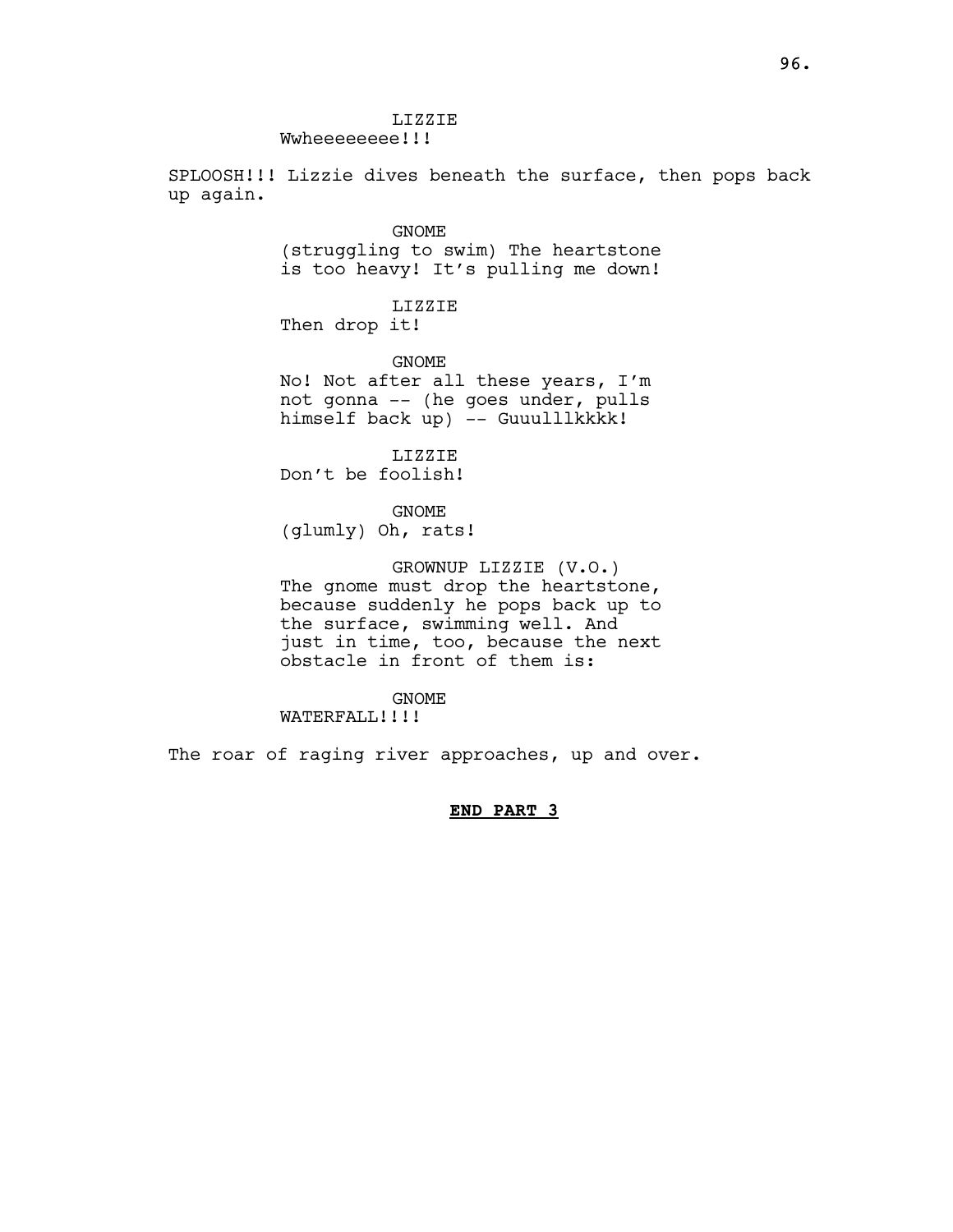LIZZIE
Wwheeeeeeee!!!

SPLOOSH!!! Lizzie dives beneath the surface, then pops back up again.

GNOME
(struggling to swim) The heartstone is too heavy! It's pulling me down!

LIZZIE
Then drop it!

GNOME
No! Not after all these years, I'm not gonna -- (he goes under, pulls himself back up) -- Guuulllkkkk!

LIZZIE
Don't be foolish!

GNOME
(glumly) Oh, rats!

GROWNUP LIZZIE (V.O.)
The gnome must drop the heartstone, because suddenly he pops back up to the surface, swimming well. And just in time, too, because the next obstacle in front of them is:

GNOME
WATERFALL!!!!

The roar of raging river approaches, up and over.

**END PART 3**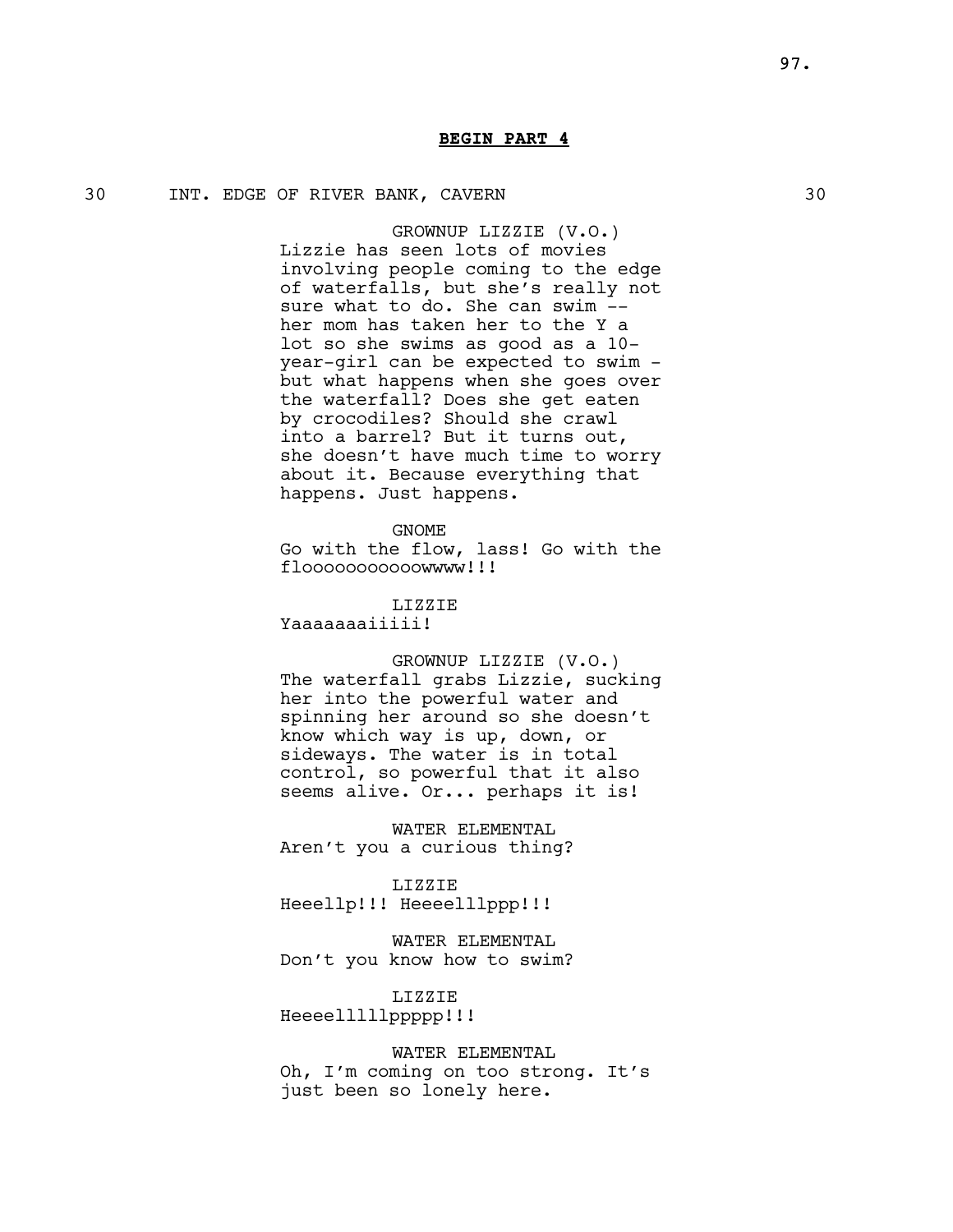**BEGIN PART 4**

30 INT. EDGE OF RIVER BANK, CAVERN 30

GROWNUP LIZZIE (V.O.)
Lizzie has seen lots of movies involving people coming to the edge of waterfalls, but she's really not sure what to do. She can swim -- her mom has taken her to the Y a lot so she swims as good as a 10-year-girl can be expected to swim - but what happens when she goes over the waterfall? Does she get eaten by crocodiles? Should she crawl into a barrel? But it turns out, she doesn't have much time to worry about it. Because everything that happens. Just happens.

GNOME
Go with the flow, lass! Go with the floooooooooooowwww!!!

LIZZIE
Yaaaaaaaiiiii!

GROWNUP LIZZIE (V.O.)
The waterfall grabs Lizzie, sucking her into the powerful water and spinning her around so she doesn't know which way is up, down, or sideways. The water is in total control, so powerful that it also seems alive. Or... perhaps it is!

WATER ELEMENTAL
Aren't you a curious thing?

LIZZIE
Heeellp!!! Heeeelllppp!!!

WATER ELEMENTAL
Don't you know how to swim?

LIZZIE
Heeeellllllppppp!!!

WATER ELEMENTAL
Oh, I'm coming on too strong. It's just been so lonely here.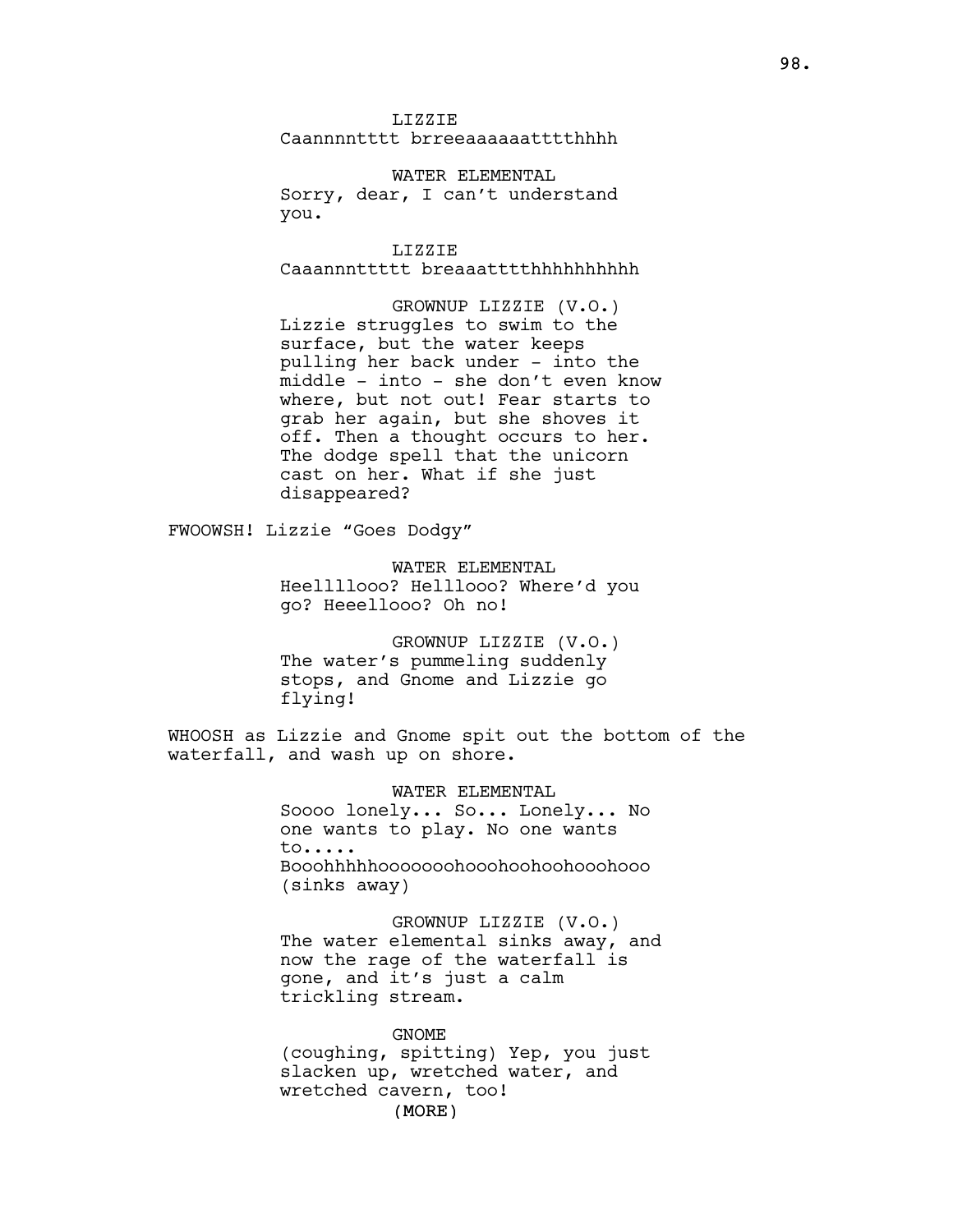LIZZIE
Caannnntttt brreeaaaaaattttthhhh

WATER ELEMENTAL
Sorry, dear, I can't understand you.

LIZZIE
Caaannntttt breaaatttthhhhhhhhhh

GROWNUP LIZZIE (V.O.)
Lizzie struggles to swim to the surface, but the water keeps pulling her back under - into the middle - into - she don't even know where, but not out! Fear starts to grab her again, but she shoves it off. Then a thought occurs to her. The dodge spell that the unicorn cast on her. What if she just disappeared?

FWOOWSH! Lizzie "Goes Dodgy"

WATER ELEMENTAL
Heellllooo? Hellllooo? Where'd you go? Heeellooo? Oh no!

GROWNUP LIZZIE (V.O.)
The water's pummeling suddenly stops, and Gnome and Lizzie go flying!

WHOOSH as Lizzie and Gnome spit out the bottom of the waterfall, and wash up on shore.

WATER ELEMENTAL
Soooo lonely... So... Lonely... No one wants to play. No one wants to.....
Booohhhhhooooooohooohoohoohooohooo
(sinks away)

GROWNUP LIZZIE (V.O.)
The water elemental sinks away, and now the rage of the waterfall is gone, and it's just a calm trickling stream.

GNOME
(coughing, spitting) Yep, you just slacken up, wretched water, and wretched cavern, too!
(MORE)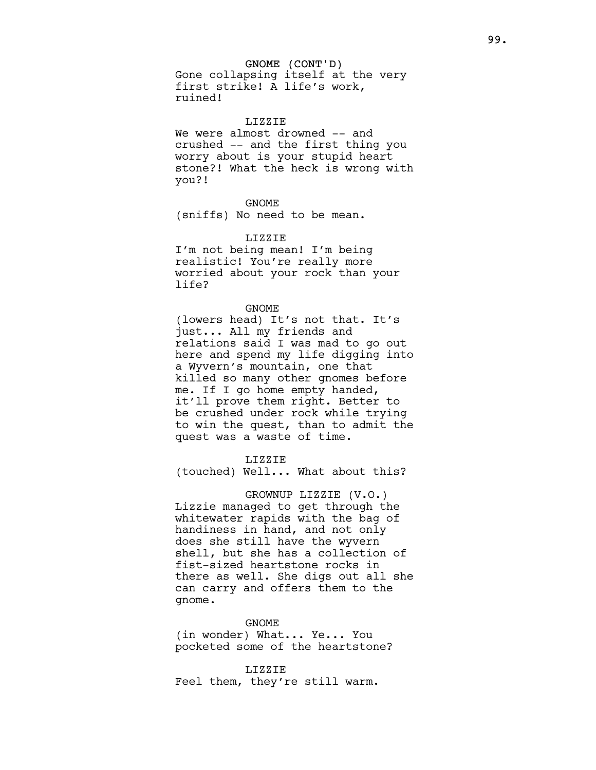GNOME (CONT'D)
Gone collapsing itself at the very first strike! A life's work, ruined!

LIZZIE
We were almost drowned -- and crushed -- and the first thing you worry about is your stupid heart stone?! What the heck is wrong with you?!

GNOME
(sniffs) No need to be mean.

LIZZIE
I'm not being mean! I'm being realistic! You're really more worried about your rock than your life?

GNOME
(lowers head) It's not that. It's just... All my friends and relations said I was mad to go out here and spend my life digging into a Wyvern's mountain, one that killed so many other gnomes before me. If I go home empty handed, it'll prove them right. Better to be crushed under rock while trying to win the quest, than to admit the quest was a waste of time.

LIZZIE
(touched) Well... What about this?

GROWNUP LIZZIE (V.O.)
Lizzie managed to get through the whitewater rapids with the bag of handiness in hand, and not only does she still have the wyvern shell, but she has a collection of fist-sized heartstone rocks in there as well. She digs out all she can carry and offers them to the gnome.

GNOME
(in wonder) What... Ye... You pocketed some of the heartstone?

LIZZIE
Feel them, they're still warm.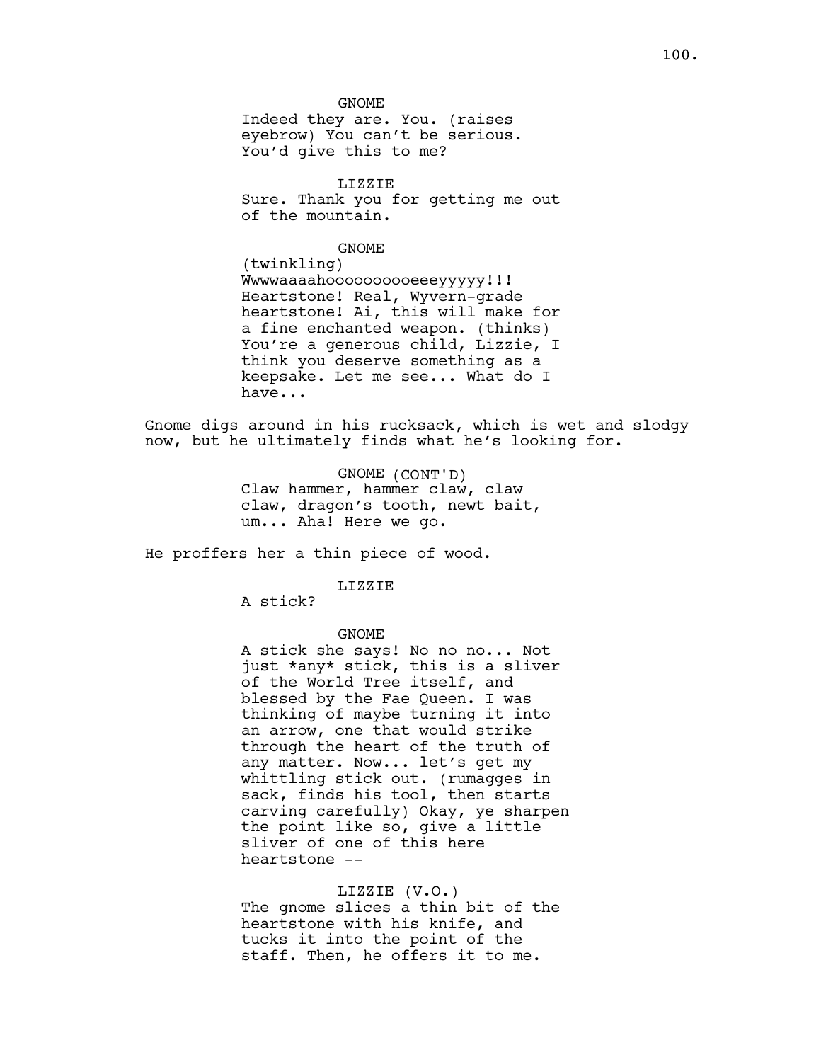GNOME

Indeed they are. You. (raises eyebrow) You can't be serious. You'd give this to me?

LIZZIE

Sure. Thank you for getting me out of the mountain.

GNOME

(twinkling)

Wwwwaaaahoooooooooeeeyyyyy!!! Heartstone! Real, Wyvern-grade heartstone! Ai, this will make for a fine enchanted weapon. (thinks) You're a generous child, Lizzie, I think you deserve something as a keepsake. Let me see... What do I have...

Gnome digs around in his rucksack, which is wet and slodgy now, but he ultimately finds what he's looking for.

GNOME (CONT'D)

Claw hammer, hammer claw, claw claw, dragon's tooth, newt bait, um... Aha! Here we go.

He proffers her a thin piece of wood.

LIZZIE

A stick?

GNOME

A stick she says! No no no... Not just *any* stick, this is a sliver of the World Tree itself, and blessed by the Fae Queen. I was thinking of maybe turning it into an arrow, one that would strike through the heart of the truth of any matter. Now... let's get my whittling stick out. (rumagges in sack, finds his tool, then starts carving carefully) Okay, ye sharpen the point like so, give a little sliver of one of this here heartstone --

LIZZIE (V.O.)

The gnome slices a thin bit of the heartstone with his knife, and tucks it into the point of the staff. Then, he offers it to me.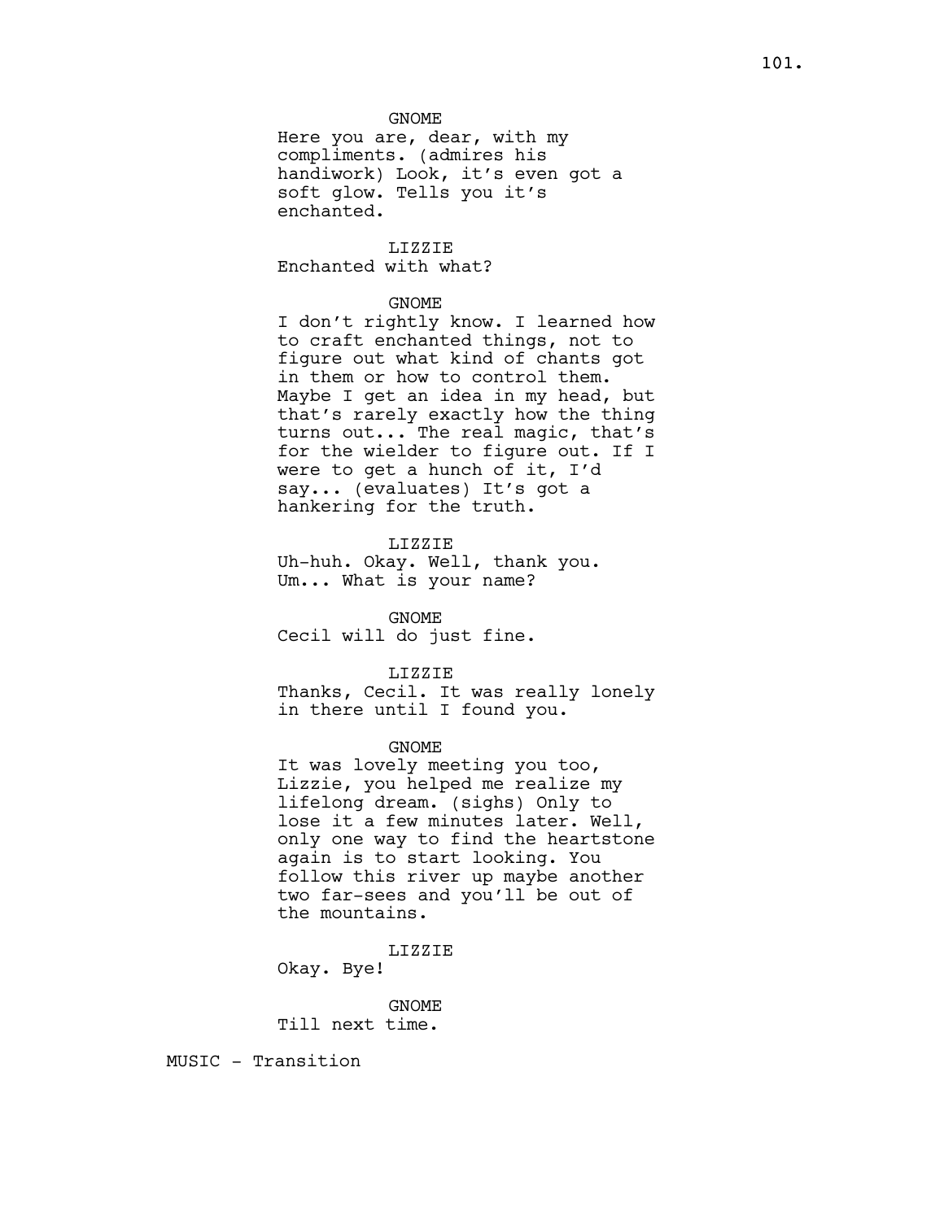GNOME

Here you are, dear, with my compliments. (admires his handiwork) Look, it's even got a soft glow. Tells you it's enchanted.

LIZZIE

Enchanted with what?

GNOME

I don't rightly know. I learned how to craft enchanted things, not to figure out what kind of chants got in them or how to control them. Maybe I get an idea in my head, but that's rarely exactly how the thing turns out... The real magic, that's for the wielder to figure out. If I were to get a hunch of it, I'd say... (evaluates) It's got a hankering for the truth.

LIZZIE

Uh-huh. Okay. Well, thank you. Um... What is your name?

GNOME

Cecil will do just fine.

LIZZIE

Thanks, Cecil. It was really lonely in there until I found you.

GNOME

It was lovely meeting you too, Lizzie, you helped me realize my lifelong dream. (sighs) Only to lose it a few minutes later. Well, only one way to find the heartstone again is to start looking. You follow this river up maybe another two far-sees and you'll be out of the mountains.

LIZZIE

Okay. Bye!

GNOME

Till next time.

MUSIC - Transition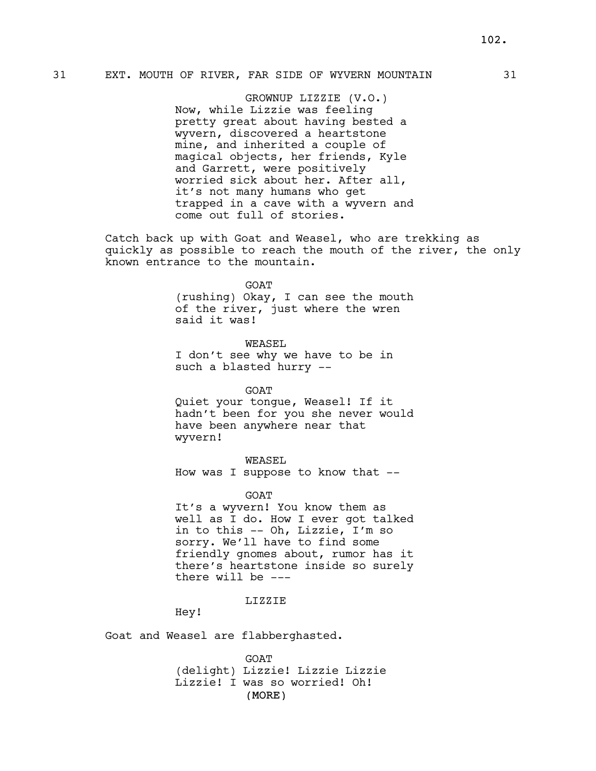31 EXT. MOUTH OF RIVER, FAR SIDE OF WYVERN MOUNTAIN 31

GROWNUP LIZZIE (V.O.)
Now, while Lizzie was feeling pretty great about having bested a wyvern, discovered a heartstone mine, and inherited a couple of magical objects, her friends, Kyle and Garrett, were positively worried sick about her. After all, it's not many humans who get trapped in a cave with a wyvern and come out full of stories.

Catch back up with Goat and Weasel, who are trekking as quickly as possible to reach the mouth of the river, the only known entrance to the mountain.

GOAT
(rushing) Okay, I can see the mouth of the river, just where the wren said it was!

WEASEL
I don't see why we have to be in such a blasted hurry --

GOAT
Quiet your tongue, Weasel! If it hadn't been for you she never would have been anywhere near that wyvern!

WEASEL
How was I suppose to know that --

GOAT
It's a wyvern! You know them as well as I do. How I ever got talked in to this -- Oh, Lizzie, I'm so sorry. We'll have to find some friendly gnomes about, rumor has it there's heartstone inside so surely there will be ---

LIZZIE
Hey!

Goat and Weasel are flabberghasted.

GOAT
(delight) Lizzie! Lizzie Lizzie Lizzie! I was so worried! Oh!
(MORE)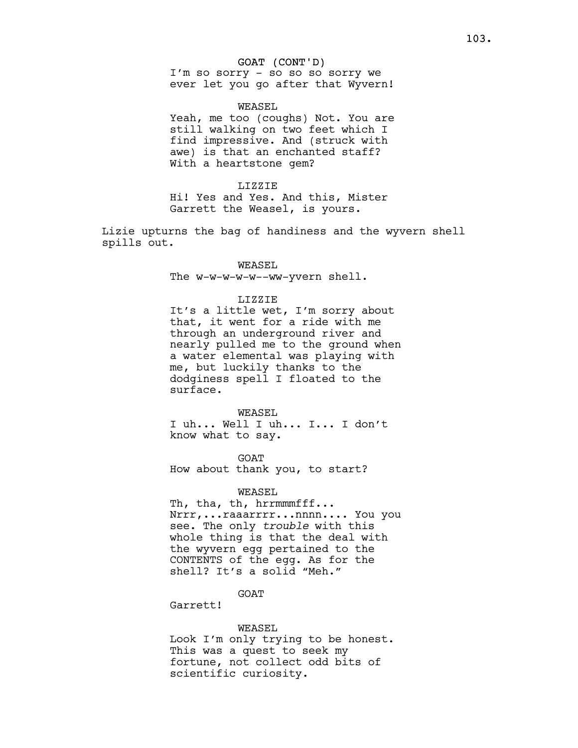GOAT (CONT'D)
I'm so sorry - so so so sorry we ever let you go after that Wyvern!

WEASEL
Yeah, me too (coughs) Not. You are still walking on two feet which I find impressive. And (struck with awe) is that an enchanted staff? With a heartstone gem?

LIZZIE
Hi! Yes and Yes. And this, Mister Garrett the Weasel, is yours.

Lizie upturns the bag of handiness and the wyvern shell spills out.

WEASEL
The w-w-w-w-w--ww-yvern shell.

LIZZIE
It's a little wet, I'm sorry about that, it went for a ride with me through an underground river and nearly pulled me to the ground when a water elemental was playing with me, but luckily thanks to the dodginess spell I floated to the surface.

WEASEL
I uh... Well I uh... I... I don't know what to say.

GOAT
How about thank you, to start?

WEASEL
Th, tha, th, hrrmmmfff... Nrrr,...raaarrrr...nnnn.... You you see. The only *trouble* with this whole thing is that the deal with the wyvern egg pertained to the CONTENTS of the egg. As for the shell? It's a solid "Meh."

GOAT
Garrett!

WEASEL
Look I'm only trying to be honest. This was a quest to seek my fortune, not collect odd bits of scientific curiosity.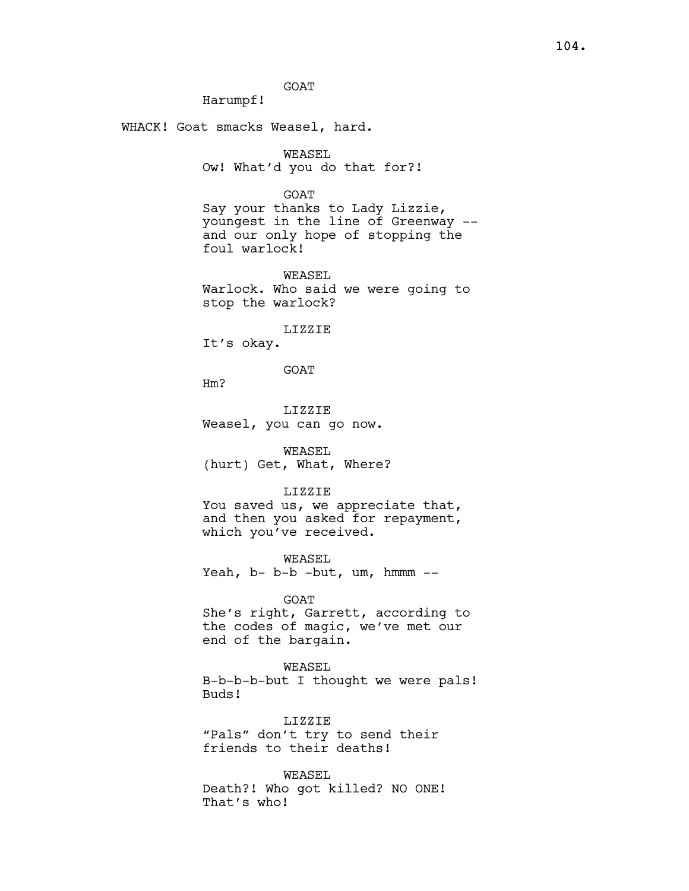GOAT
Harumpf!

WHACK! Goat smacks Weasel, hard.

WEASEL
Ow! What'd you do that for?!

GOAT
Say your thanks to Lady Lizzie, youngest in the line of Greenway -- and our only hope of stopping the foul warlock!

WEASEL
Warlock. Who said we were going to stop the warlock?

LIZZIE
It's okay.

GOAT
Hm?

LIZZIE
Weasel, you can go now.

WEASEL
(hurt) Get, What, Where?

LIZZIE
You saved us, we appreciate that, and then you asked for repayment, which you've received.

WEASEL
Yeah, b- b-b -but, um, hmmm --

GOAT
She's right, Garrett, according to the codes of magic, we've met our end of the bargain.

WEASEL
B-b-b-b-but I thought we were pals! Buds!

LIZZIE
"Pals" don't try to send their friends to their deaths!

WEASEL
Death?! Who got killed? NO ONE! That's who!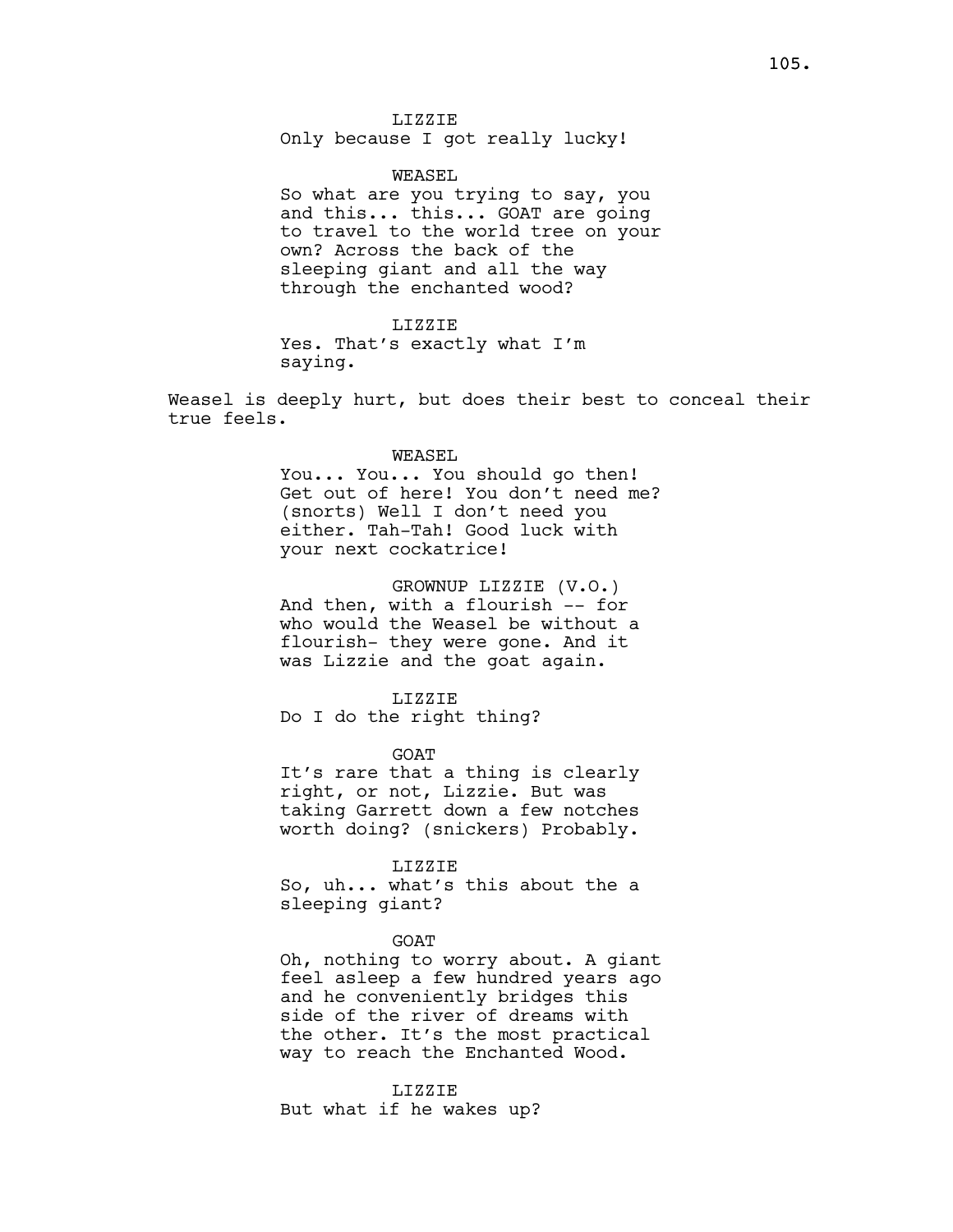LIZZIE
Only because I got really lucky!

WEASEL
So what are you trying to say, you and this... this... GOAT are going to travel to the world tree on your own? Across the back of the sleeping giant and all the way through the enchanted wood?

LIZZIE
Yes. That's exactly what I'm saying.

Weasel is deeply hurt, but does their best to conceal their true feels.

WEASEL
You... You... You should go then! Get out of here! You don't need me? (snorts) Well I don't need you either. Tah-Tah! Good luck with your next cockatrice!

GROWNUP LIZZIE (V.O.)
And then, with a flourish -- for who would the Weasel be without a flourish- they were gone. And it was Lizzie and the goat again.

LIZZIE
Do I do the right thing?

GOAT
It's rare that a thing is clearly right, or not, Lizzie. But was taking Garrett down a few notches worth doing? (snickers) Probably.

LIZZIE
So, uh... what's this about the a sleeping giant?

GOAT
Oh, nothing to worry about. A giant feel asleep a few hundred years ago and he conveniently bridges this side of the river of dreams with the other. It's the most practical way to reach the Enchanted Wood.

LIZZIE
But what if he wakes up?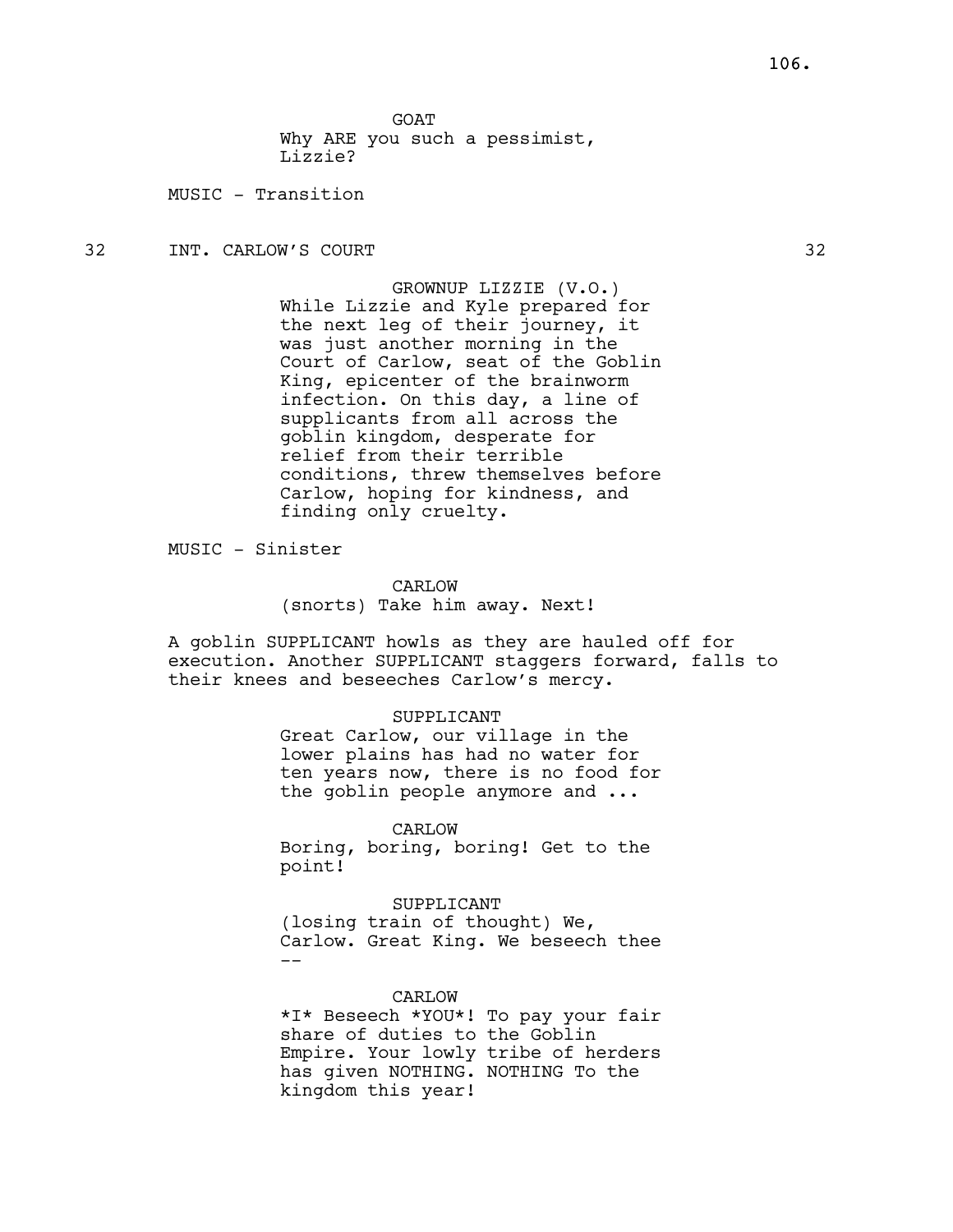GOAT
Why ARE you such a pessimist, Lizzie?

MUSIC - Transition

32 INT. CARLOW'S COURT 32

GROWNUP LIZZIE (V.O.)
While Lizzie and Kyle prepared for the next leg of their journey, it was just another morning in the Court of Carlow, seat of the Goblin King, epicenter of the brainworm infection. On this day, a line of supplicants from all across the goblin kingdom, desperate for relief from their terrible conditions, threw themselves before Carlow, hoping for kindness, and finding only cruelty.

MUSIC - Sinister

CARLOW
(snorts) Take him away. Next!

A goblin SUPPLICANT howls as they are hauled off for execution. Another SUPPLICANT staggers forward, falls to their knees and beseeches Carlow's mercy.

SUPPLICANT
Great Carlow, our village in the lower plains has had no water for ten years now, there is no food for the goblin people anymore and ...

CARLOW
Boring, boring, boring! Get to the point!

SUPPLICANT
(losing train of thought) We, Carlow. Great King. We beseech thee --

CARLOW
*I* Beseech *YOU*! To pay your fair share of duties to the Goblin Empire. Your lowly tribe of herders has given NOTHING. NOTHING To the kingdom this year!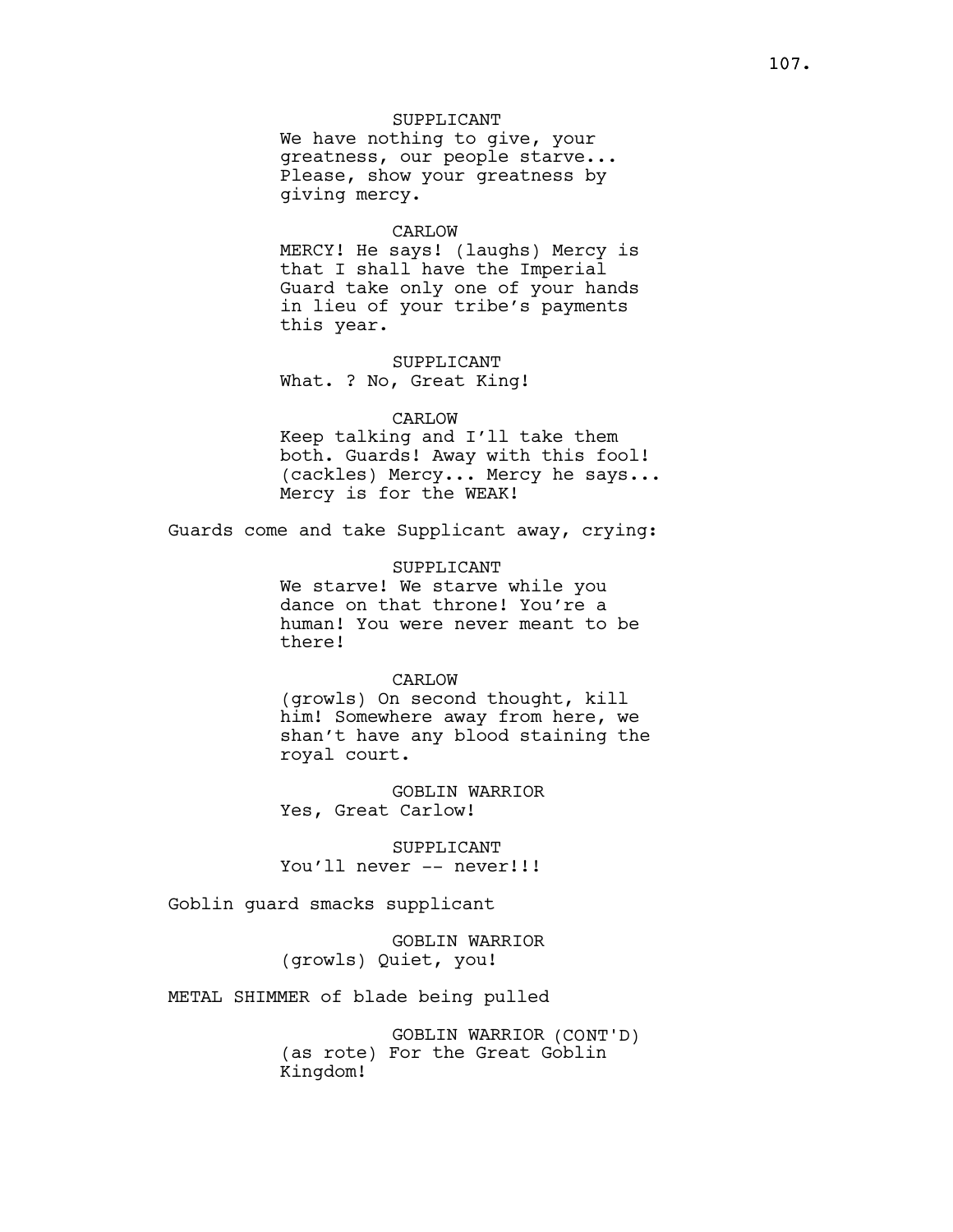SUPPLICANT
We have nothing to give, your greatness, our people starve... Please, show your greatness by giving mercy.

CARLOW
MERCY! He says! (laughs) Mercy is that I shall have the Imperial Guard take only one of your hands in lieu of your tribe's payments this year.

SUPPLICANT
What. ? No, Great King!

CARLOW
Keep talking and I'll take them both. Guards! Away with this fool! (cackles) Mercy... Mercy he says... Mercy is for the WEAK!

Guards come and take Supplicant away, crying:

SUPPLICANT
We starve! We starve while you dance on that throne! You're a human! You were never meant to be there!

CARLOW
(growls) On second thought, kill him! Somewhere away from here, we shan't have any blood staining the royal court.

GOBLIN WARRIOR
Yes, Great Carlow!

SUPPLICANT
You'll never -- never!!!

Goblin guard smacks supplicant

GOBLIN WARRIOR
(growls) Quiet, you!

METAL SHIMMER of blade being pulled

GOBLIN WARRIOR (CONT'D)
(as rote) For the Great Goblin Kingdom!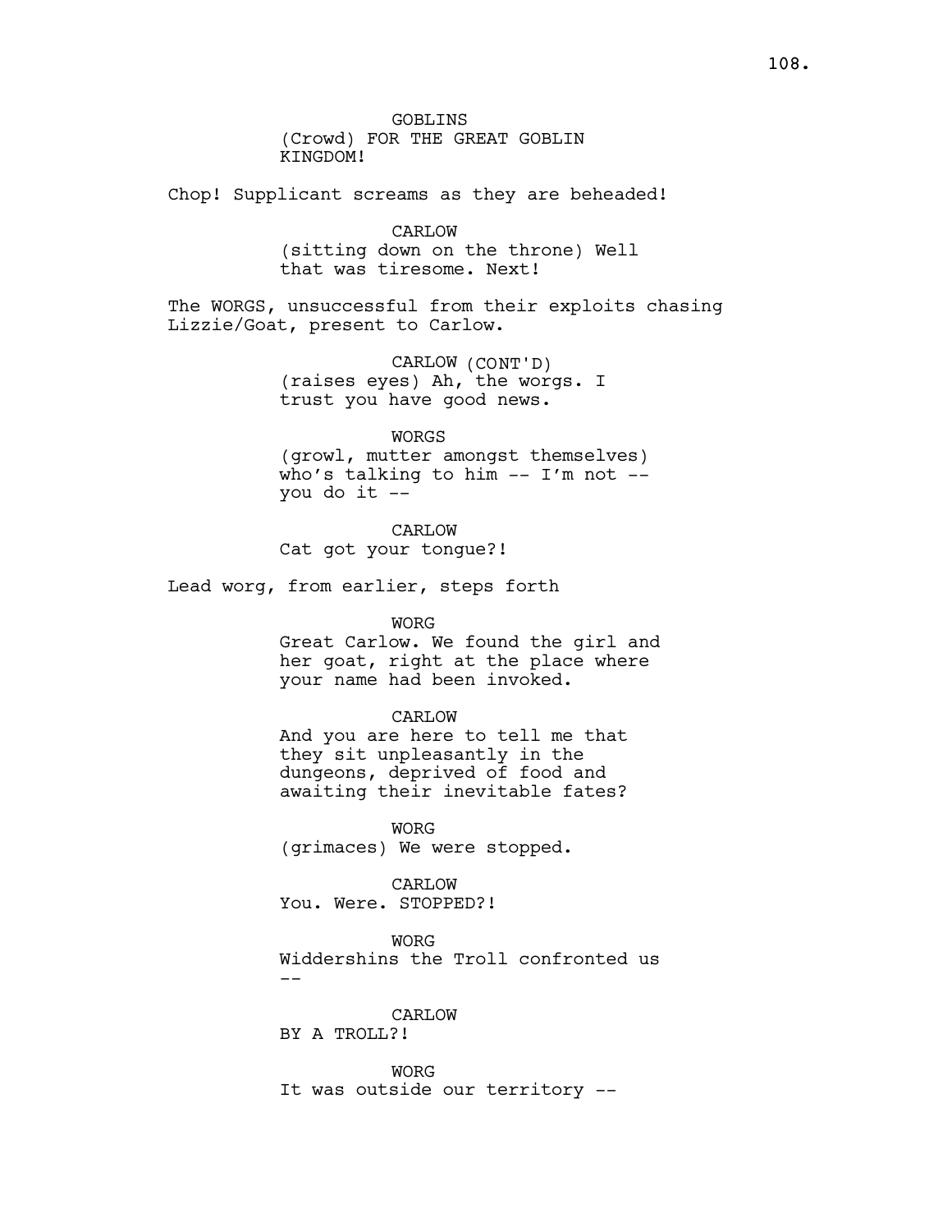GOBLINS
(Crowd) FOR THE GREAT GOBLIN KINGDOM!

Chop! Supplicant screams as they are beheaded!

CARLOW
(sitting down on the throne) Well that was tiresome. Next!

The WORGS, unsuccessful from their exploits chasing Lizzie/Goat, present to Carlow.

CARLOW (CONT'D)
(raises eyes) Ah, the worgs. I trust you have good news.

WORGS
(growl, mutter amongst themselves) who's talking to him -- I'm not -- you do it --

CARLOW
Cat got your tongue?!

Lead worg, from earlier, steps forth

WORG
Great Carlow. We found the girl and her goat, right at the place where your name had been invoked.

CARLOW
And you are here to tell me that they sit unpleasantly in the dungeons, deprived of food and awaiting their inevitable fates?

WORG
(grimaces) We were stopped.

CARLOW
You. Were. STOPPED?!

WORG
Widdershins the Troll confronted us --

CARLOW
BY A TROLL?!

WORG
It was outside our territory --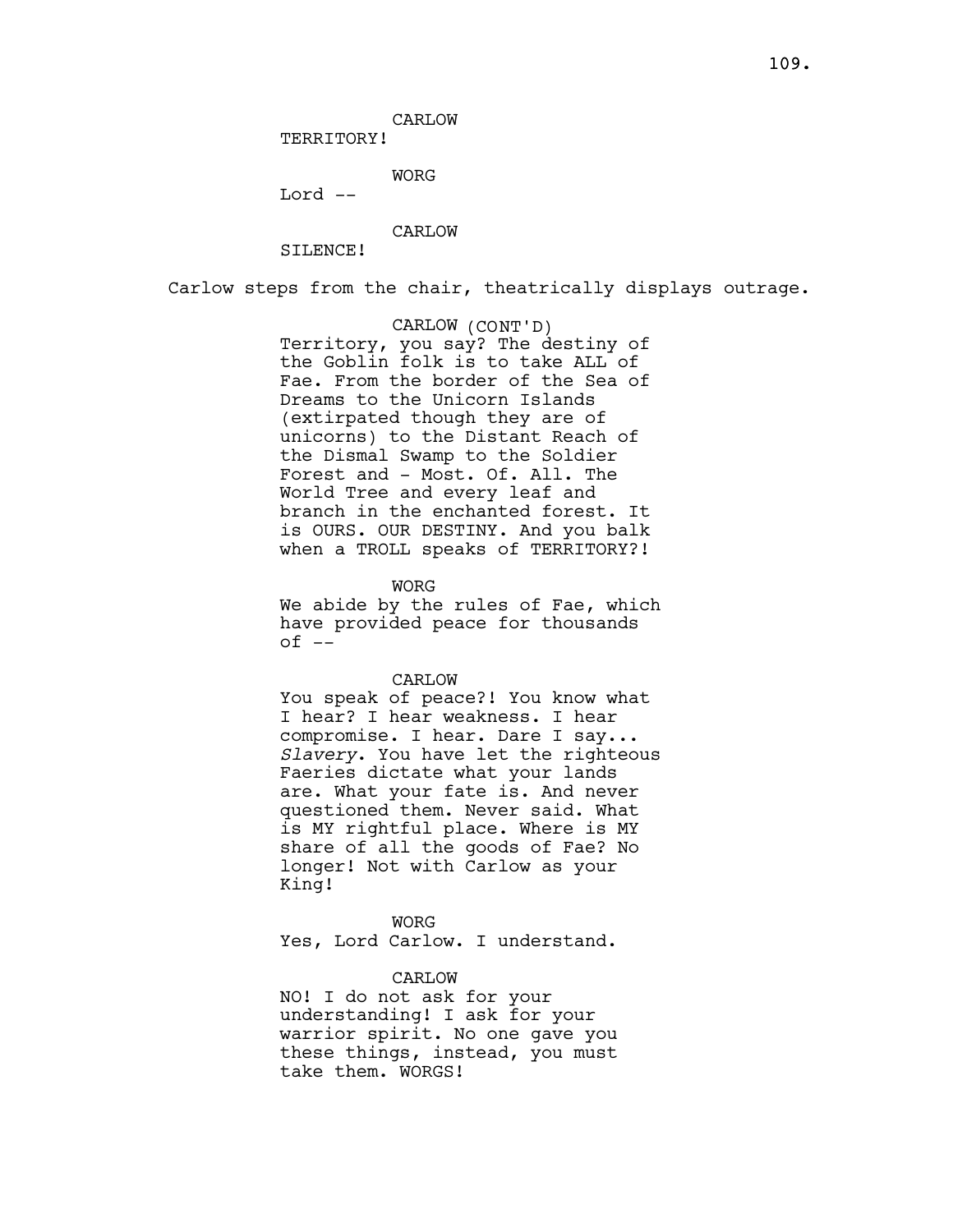CARLOW

TERRITORY!

WORG

Lord --

CARLOW

SILENCE!

Carlow steps from the chair, theatrically displays outrage.

CARLOW (CONT'D)

Territory, you say? The destiny of the Goblin folk is to take ALL of Fae. From the border of the Sea of Dreams to the Unicorn Islands (extirpated though they are of unicorns) to the Distant Reach of the Dismal Swamp to the Soldier Forest and - Most. Of. All. The World Tree and every leaf and branch in the enchanted forest. It is OURS. OUR DESTINY. And you balk when a TROLL speaks of TERRITORY?!

WORG

We abide by the rules of Fae, which have provided peace for thousands of --

CARLOW

You speak of peace?! You know what I hear? I hear weakness. I hear compromise. I hear. Dare I say... *Slavery*. You have let the righteous Faeries dictate what your lands are. What your fate is. And never questioned them. Never said. What is MY rightful place. Where is MY share of all the goods of Fae? No longer! Not with Carlow as your King!

WORG

Yes, Lord Carlow. I understand.

CARLOW

NO! I do not ask for your understanding! I ask for your warrior spirit. No one gave you these things, instead, you must take them. WORGS!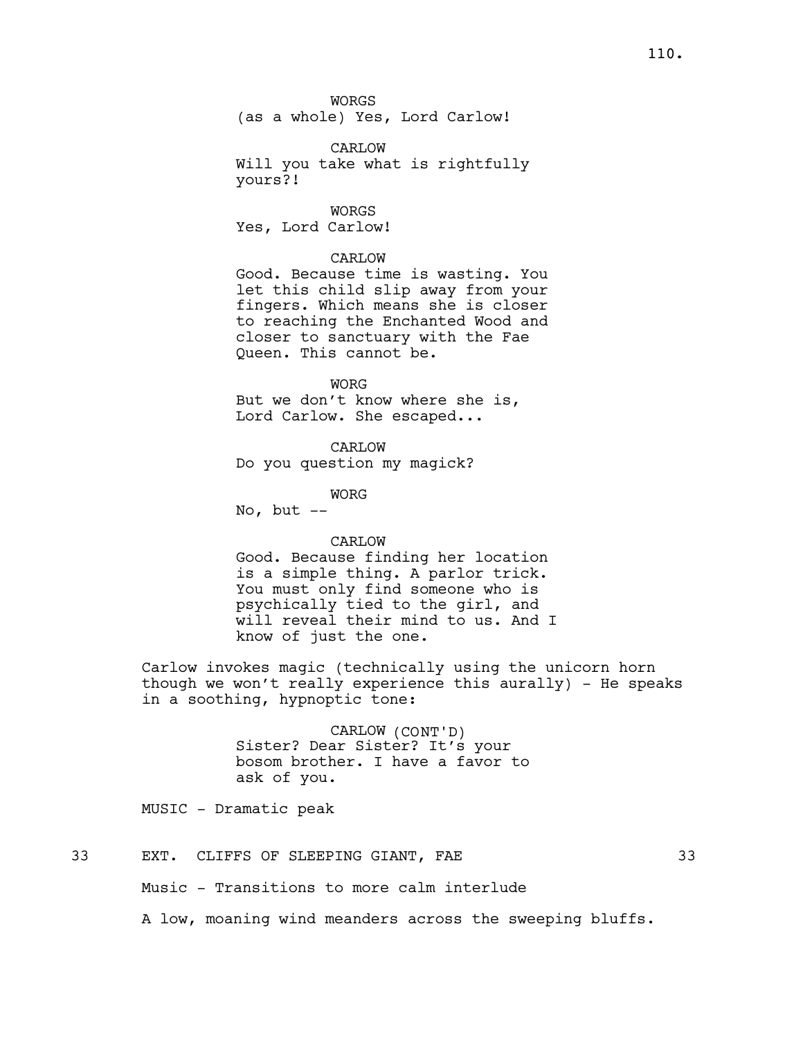WORGS
(as a whole) Yes, Lord Carlow!

CARLOW
Will you take what is rightfully yours?!

WORGS
Yes, Lord Carlow!

CARLOW
Good. Because time is wasting. You let this child slip away from your fingers. Which means she is closer to reaching the Enchanted Wood and closer to sanctuary with the Fae Queen. This cannot be.

WORG
But we don't know where she is, Lord Carlow. She escaped...

CARLOW
Do you question my magick?

WORG
No, but --

CARLOW
Good. Because finding her location is a simple thing. A parlor trick. You must only find someone who is psychically tied to the girl, and will reveal their mind to us. And I know of just the one.

Carlow invokes magic (technically using the unicorn horn though we won't really experience this aurally) - He speaks in a soothing, hypnoptic tone:

CARLOW (CONT'D)
Sister? Dear Sister? It's your bosom brother. I have a favor to ask of you.

MUSIC - Dramatic peak

33 EXT. CLIFFS OF SLEEPING GIANT, FAE 33

Music - Transitions to more calm interlude

A low, moaning wind meanders across the sweeping bluffs.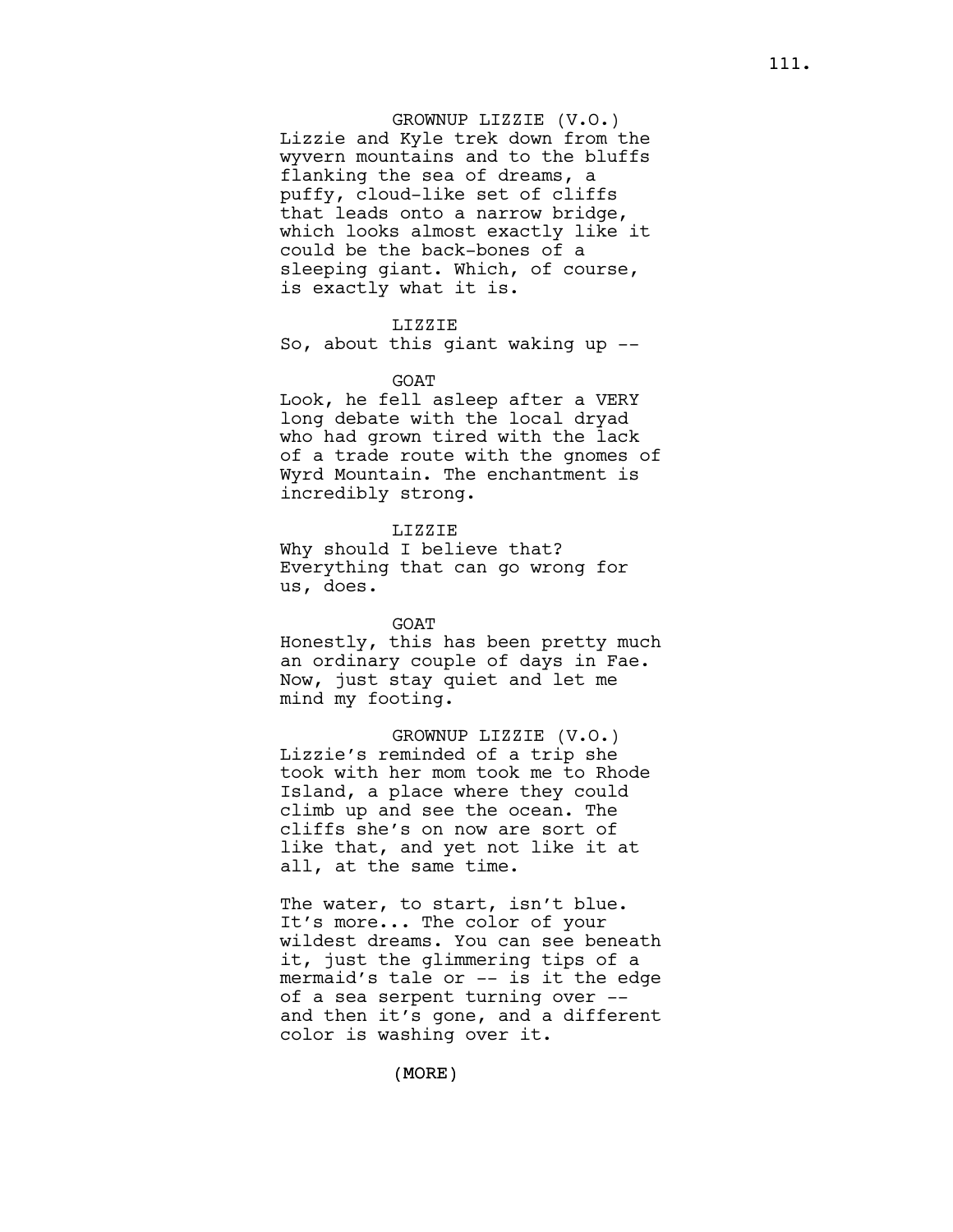GROWNUP LIZZIE (V.O.)
Lizzie and Kyle trek down from the wyvern mountains and to the bluffs flanking the sea of dreams, a puffy, cloud-like set of cliffs that leads onto a narrow bridge, which looks almost exactly like it could be the back-bones of a sleeping giant. Which, of course, is exactly what it is.

LIZZIE
So, about this giant waking up --

GOAT
Look, he fell asleep after a VERY long debate with the local dryad who had grown tired with the lack of a trade route with the gnomes of Wyrd Mountain. The enchantment is incredibly strong.

LIZZIE
Why should I believe that? Everything that can go wrong for us, does.

GOAT
Honestly, this has been pretty much an ordinary couple of days in Fae. Now, just stay quiet and let me mind my footing.

GROWNUP LIZZIE (V.O.)
Lizzie's reminded of a trip she took with her mom took me to Rhode Island, a place where they could climb up and see the ocean. The cliffs she's on now are sort of like that, and yet not like it at all, at the same time.

The water, to start, isn't blue. It's more... The color of your wildest dreams. You can see beneath it, just the glimmering tips of a mermaid's tale or -- is it the edge of a sea serpent turning over -- and then it's gone, and a different color is washing over it.

(MORE)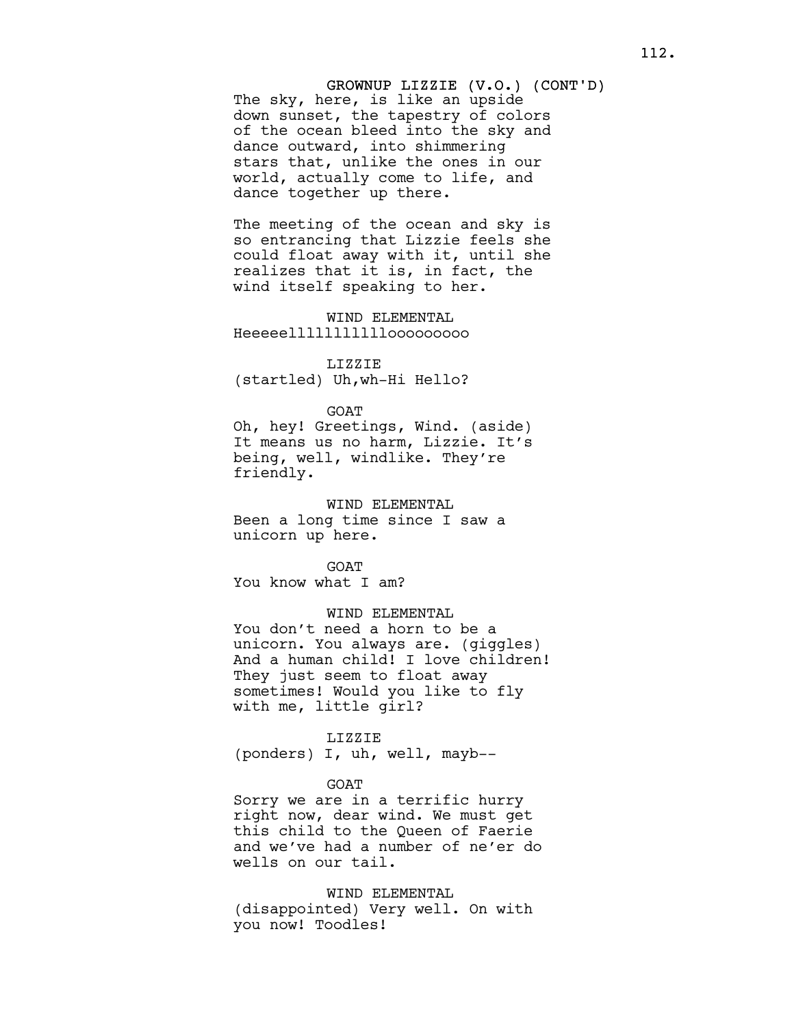GROWNUP LIZZIE (V.O.) (CONT'D)
The sky, here, is like an upside down sunset, the tapestry of colors of the ocean bleed into the sky and dance outward, into shimmering stars that, unlike the ones in our world, actually come to life, and dance together up there.

The meeting of the ocean and sky is so entrancing that Lizzie feels she could float away with it, until she realizes that it is, in fact, the wind itself speaking to her.

WIND ELEMENTAL
Heeeeellllllllllloooooooo

LIZZIE
(startled) Uh,wh-Hi Hello?

GOAT
Oh, hey! Greetings, Wind. (aside) It means us no harm, Lizzie. It's being, well, windlike. They're friendly.

WIND ELEMENTAL
Been a long time since I saw a unicorn up here.

GOAT
You know what I am?

WIND ELEMENTAL
You don't need a horn to be a unicorn. You always are. (giggles) And a human child! I love children! They just seem to float away sometimes! Would you like to fly with me, little girl?

LIZZIE
(ponders) I, uh, well, mayb--

GOAT
Sorry we are in a terrific hurry right now, dear wind. We must get this child to the Queen of Faerie and we've had a number of ne'er do wells on our tail.

WIND ELEMENTAL
(disappointed) Very well. On with you now! Toodles!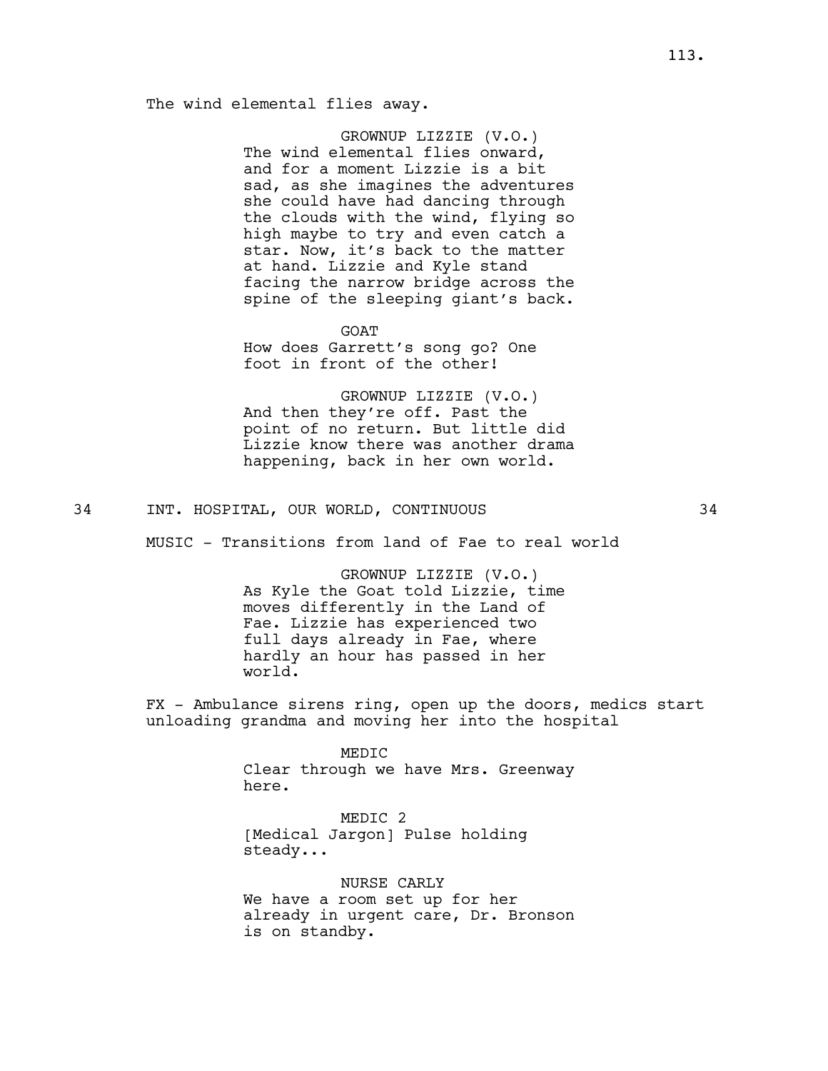The wind elemental flies away.

GROWNUP LIZZIE (V.O.)
The wind elemental flies onward, and for a moment Lizzie is a bit sad, as she imagines the adventures she could have had dancing through the clouds with the wind, flying so high maybe to try and even catch a star. Now, it's back to the matter at hand. Lizzie and Kyle stand facing the narrow bridge across the spine of the sleeping giant's back.

GOAT
How does Garrett's song go? One foot in front of the other!

GROWNUP LIZZIE (V.O.)
And then they're off. Past the point of no return. But little did Lizzie know there was another drama happening, back in her own world.

34 INT. HOSPITAL, OUR WORLD, CONTINUOUS 34

MUSIC - Transitions from land of Fae to real world

GROWNUP LIZZIE (V.O.)
As Kyle the Goat told Lizzie, time moves differently in the Land of Fae. Lizzie has experienced two full days already in Fae, where hardly an hour has passed in her world.

FX - Ambulance sirens ring, open up the doors, medics start unloading grandma and moving her into the hospital

MEDIC
Clear through we have Mrs. Greenway here.

MEDIC 2
[Medical Jargon] Pulse holding steady...

NURSE CARLY
We have a room set up for her already in urgent care, Dr. Bronson is on standby.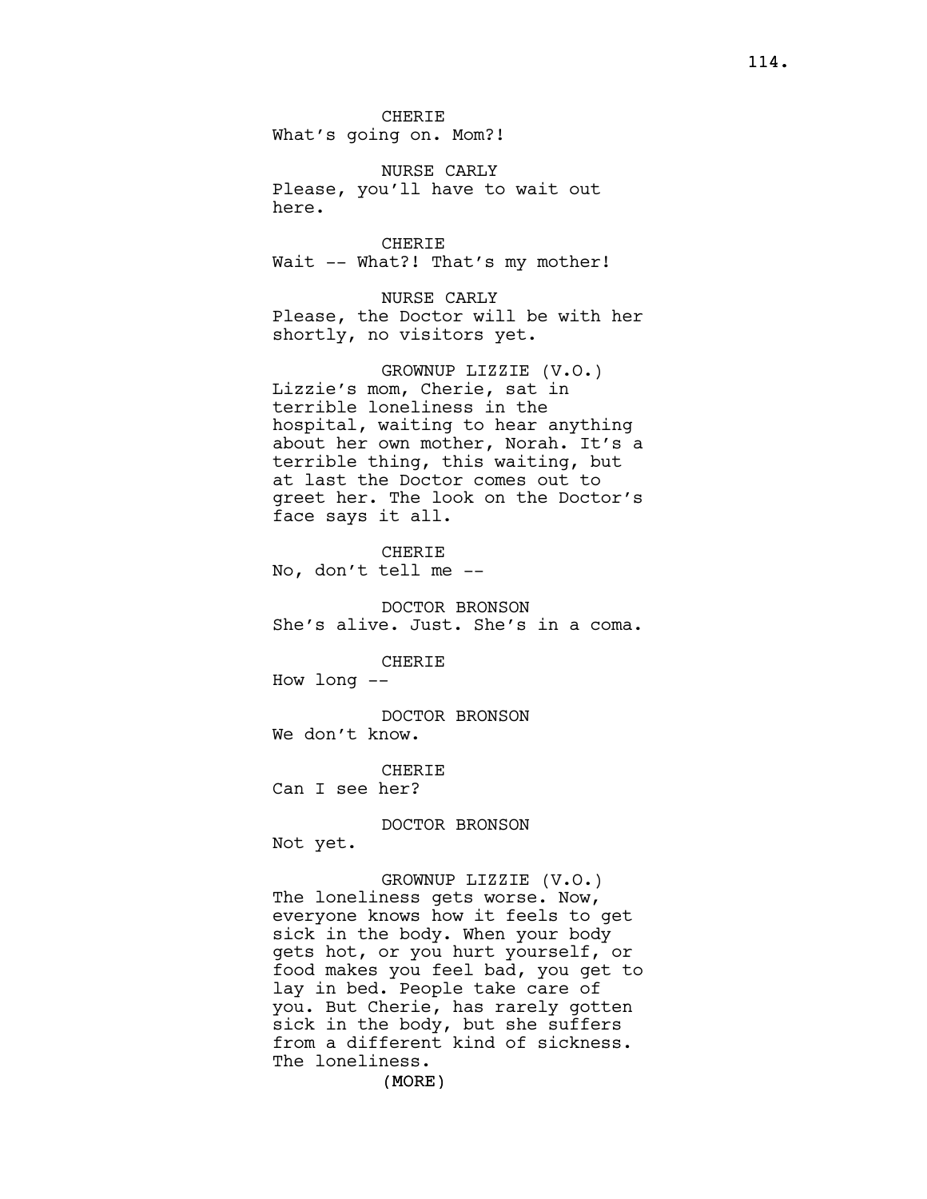CHERIE
What's going on. Mom?!

NURSE CARLY
Please, you'll have to wait out here.

CHERIE
Wait -- What?! That's my mother!

NURSE CARLY
Please, the Doctor will be with her shortly, no visitors yet.

GROWNUP LIZZIE (V.O.)
Lizzie's mom, Cherie, sat in terrible loneliness in the hospital, waiting to hear anything about her own mother, Norah. It's a terrible thing, this waiting, but at last the Doctor comes out to greet her. The look on the Doctor's face says it all.

CHERIE
No, don't tell me --

DOCTOR BRONSON
She's alive. Just. She's in a coma.

CHERIE
How long --

DOCTOR BRONSON
We don't know.

CHERIE
Can I see her?

DOCTOR BRONSON
Not yet.

GROWNUP LIZZIE (V.O.)
The loneliness gets worse. Now, everyone knows how it feels to get sick in the body. When your body gets hot, or you hurt yourself, or food makes you feel bad, you get to lay in bed. People take care of you. But Cherie, has rarely gotten sick in the body, but she suffers from a different kind of sickness. The loneliness.

(MORE)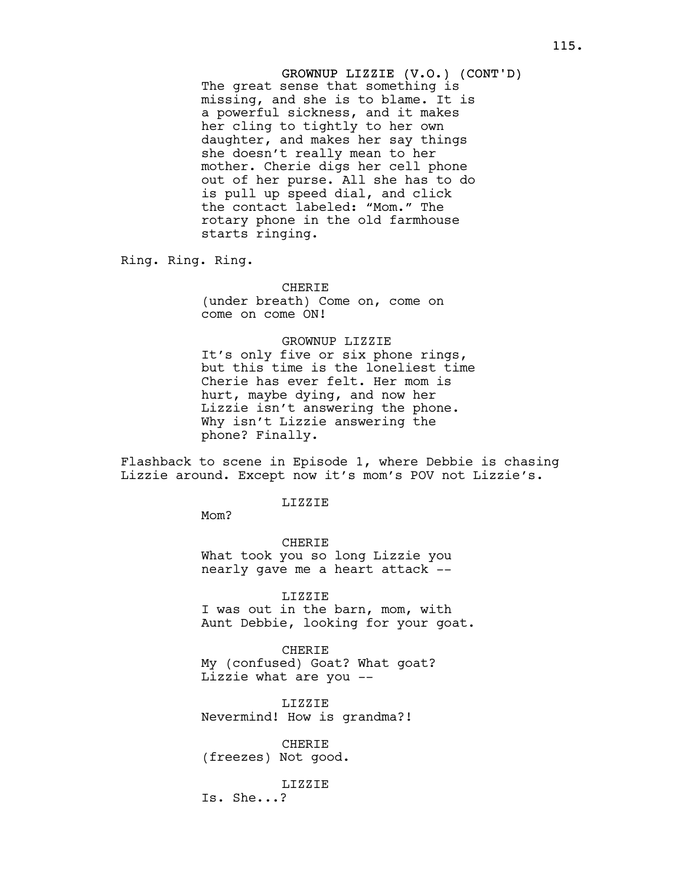GROWNUP LIZZIE (V.O.) (CONT'D)
The great sense that something is missing, and she is to blame. It is a powerful sickness, and it makes her cling to tightly to her own daughter, and makes her say things she doesn't really mean to her mother. Cherie digs her cell phone out of her purse. All she has to do is pull up speed dial, and click the contact labeled: "Mom." The rotary phone in the old farmhouse starts ringing.

Ring. Ring. Ring.

CHERIE
(under breath) Come on, come on come on come ON!

GROWNUP LIZZIE
It's only five or six phone rings, but this time is the loneliest time Cherie has ever felt. Her mom is hurt, maybe dying, and now her Lizzie isn't answering the phone. Why isn't Lizzie answering the phone? Finally.

Flashback to scene in Episode 1, where Debbie is chasing Lizzie around. Except now it's mom's POV not Lizzie's.

LIZZIE
Mom?

CHERIE
What took you so long Lizzie you nearly gave me a heart attack --

LIZZIE
I was out in the barn, mom, with Aunt Debbie, looking for your goat.

CHERIE
My (confused) Goat? What goat? Lizzie what are you --

LIZZIE
Nevermind! How is grandma?!

CHERIE
(freezes) Not good.

LIZZIE
Is. She...?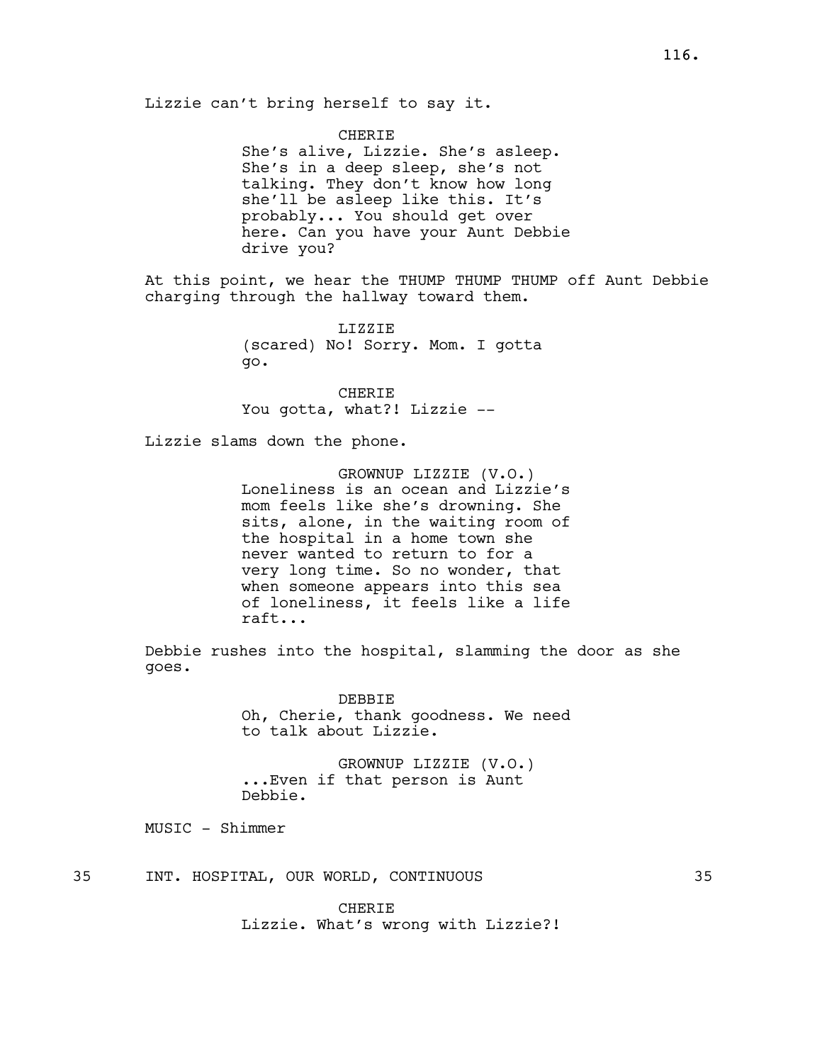Lizzie can't bring herself to say it.

CHERIE
She's alive, Lizzie. She's asleep. She's in a deep sleep, she's not talking. They don't know how long she'll be asleep like this. It's probably... You should get over here. Can you have your Aunt Debbie drive you?

At this point, we hear the THUMP THUMP THUMP off Aunt Debbie charging through the hallway toward them.

LIZZIE
(scared) No! Sorry. Mom. I gotta go.

CHERIE
You gotta, what?! Lizzie --

Lizzie slams down the phone.

GROWNUP LIZZIE (V.O.)
Loneliness is an ocean and Lizzie's mom feels like she's drowning. She sits, alone, in the waiting room of the hospital in a home town she never wanted to return to for a very long time. So no wonder, that when someone appears into this sea of loneliness, it feels like a life raft...

Debbie rushes into the hospital, slamming the door as she goes.

DEBBIE
Oh, Cherie, thank goodness. We need to talk about Lizzie.

GROWNUP LIZZIE (V.O.)
...Even if that person is Aunt Debbie.

MUSIC - Shimmer

35 INT. HOSPITAL, OUR WORLD, CONTINUOUS 35

CHERIE
Lizzie. What's wrong with Lizzie?!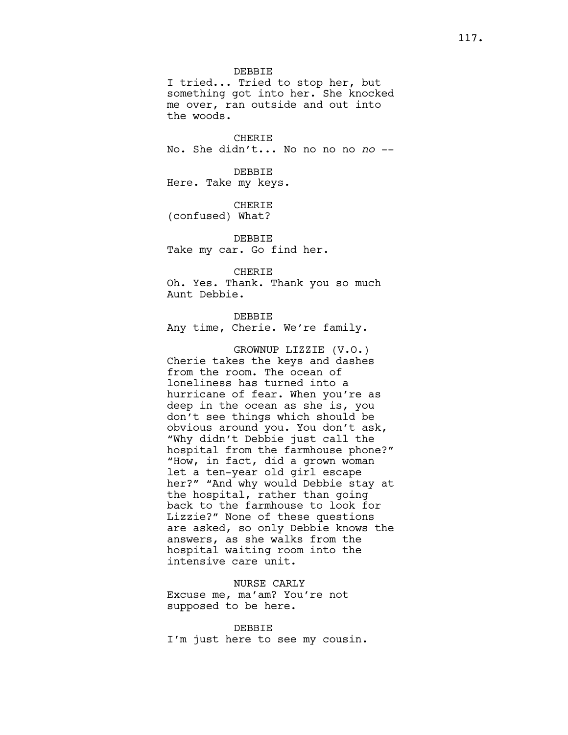DEBBIE
I tried... Tried to stop her, but something got into her. She knocked me over, ran outside and out into the woods.

CHERIE
No. She didn't... No no no no *no* --

DEBBIE
Here. Take my keys.

CHERIE
(confused) What?

DEBBIE
Take my car. Go find her.

CHERIE
Oh. Yes. Thank. Thank you so much Aunt Debbie.

DEBBIE
Any time, Cherie. We're family.

GROWNUP LIZZIE (V.O.)
Cherie takes the keys and dashes from the room. The ocean of loneliness has turned into a hurricane of fear. When you're as deep in the ocean as she is, you don't see things which should be obvious around you. You don't ask, "Why didn't Debbie just call the hospital from the farmhouse phone?" "How, in fact, did a grown woman let a ten-year old girl escape her?" "And why would Debbie stay at the hospital, rather than going back to the farmhouse to look for Lizzie?" None of these questions are asked, so only Debbie knows the answers, as she walks from the hospital waiting room into the intensive care unit.

NURSE CARLY
Excuse me, ma'am? You're not supposed to be here.

DEBBIE
I'm just here to see my cousin.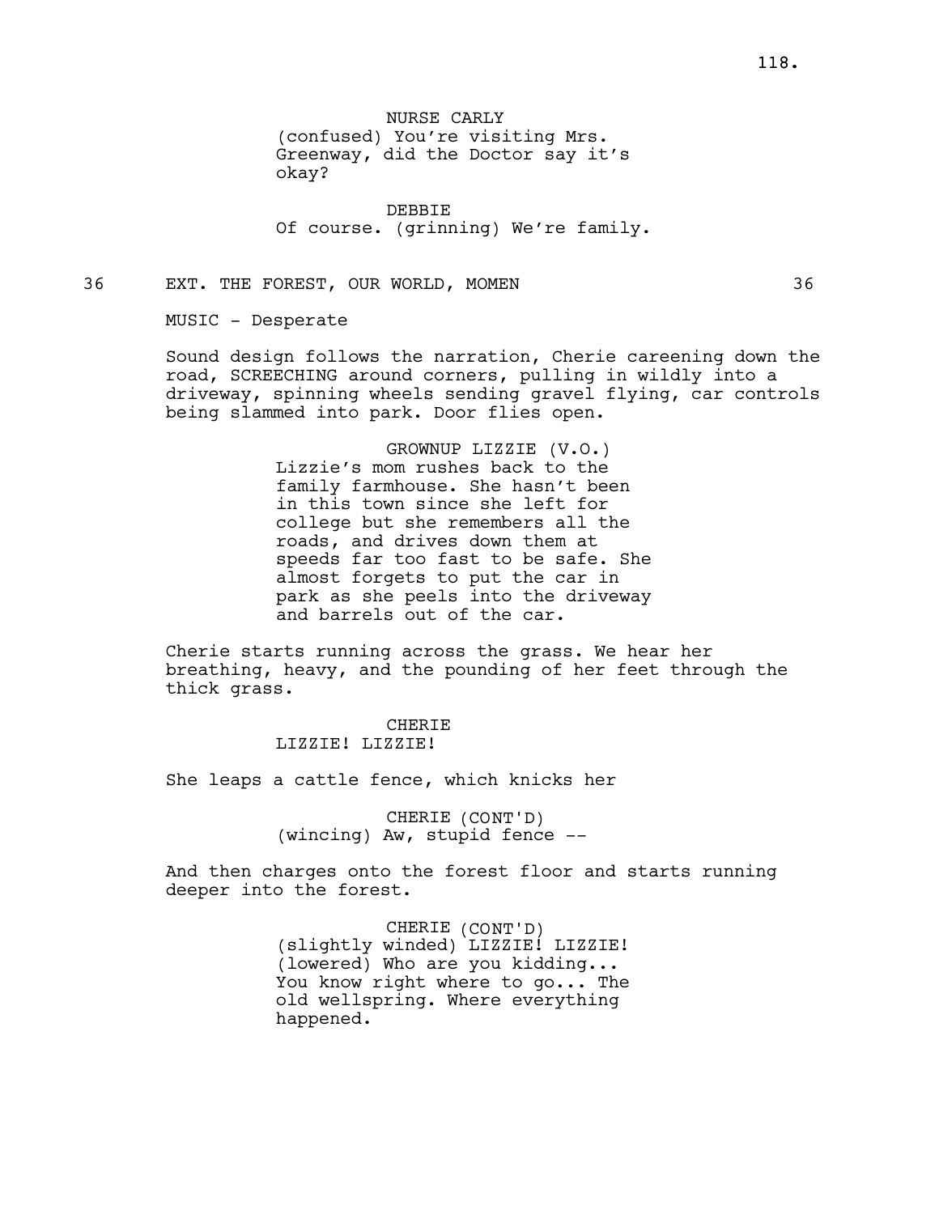NURSE CARLY
(confused) You're visiting Mrs. Greenway, did the Doctor say it's okay?

DEBBIE
Of course. (grinning) We're family.

36 EXT. THE FOREST, OUR WORLD, MOMEN 36

MUSIC - Desperate

Sound design follows the narration, Cherie careening down the road, SCREECHING around corners, pulling in wildly into a driveway, spinning wheels sending gravel flying, car controls being slammed into park. Door flies open.

GROWNUP LIZZIE (V.O.)
Lizzie's mom rushes back to the family farmhouse. She hasn't been in this town since she left for college but she remembers all the roads, and drives down them at speeds far too fast to be safe. She almost forgets to put the car in park as she peels into the driveway and barrels out of the car.

Cherie starts running across the grass. We hear her breathing, heavy, and the pounding of her feet through the thick grass.

CHERIE
LIZZIE! LIZZIE!

She leaps a cattle fence, which knicks her

CHERIE (CONT'D)
(wincing) Aw, stupid fence --

And then charges onto the forest floor and starts running deeper into the forest.

CHERIE (CONT'D)
(slightly winded) LIZZIE! LIZZIE! (lowered) Who are you kidding... You know right where to go... The old wellspring. Where everything happened.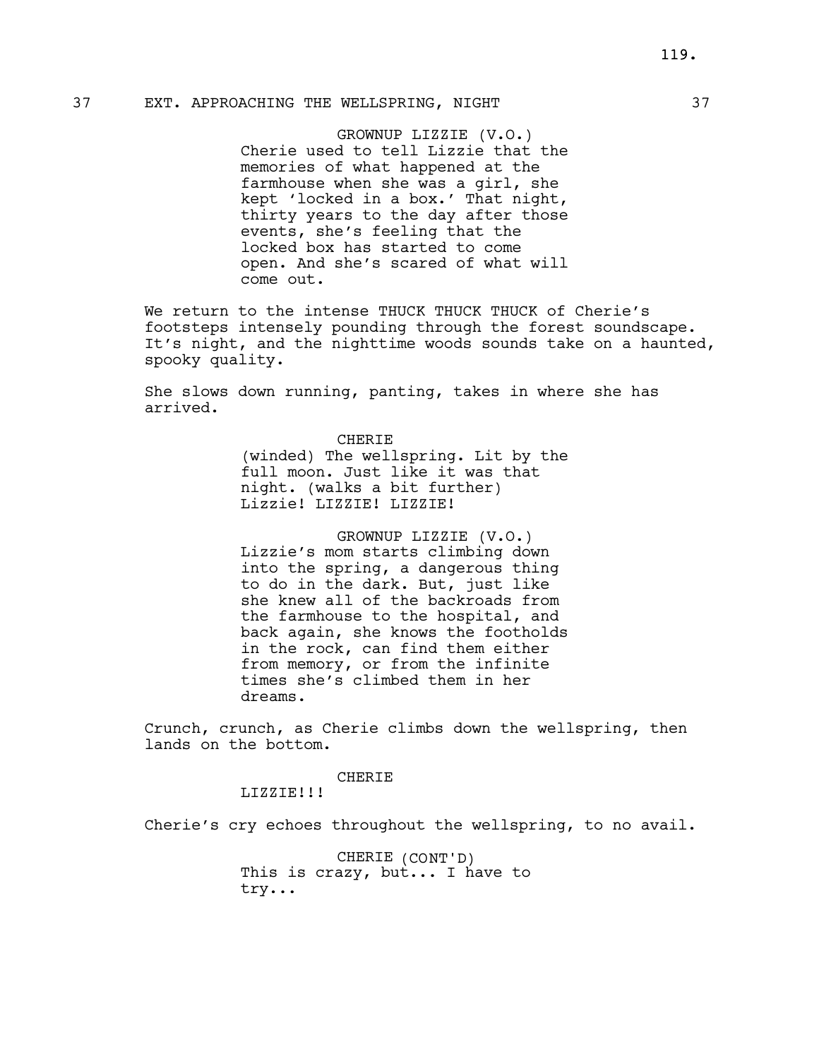37 EXT. APPROACHING THE WELLSPRING, NIGHT 37

GROWNUP LIZZIE (V.O.)
Cherie used to tell Lizzie that the memories of what happened at the farmhouse when she was a girl, she kept 'locked in a box.' That night, thirty years to the day after those events, she's feeling that the locked box has started to come open. And she's scared of what will come out.

We return to the intense THUCK THUCK THUCK of Cherie's footsteps intensely pounding through the forest soundscape. It's night, and the nighttime woods sounds take on a haunted, spooky quality.

She slows down running, panting, takes in where she has arrived.

CHERIE
(winded) The wellspring. Lit by the full moon. Just like it was that night. (walks a bit further) Lizzie! LIZZIE! LIZZIE!

GROWNUP LIZZIE (V.O.)
Lizzie's mom starts climbing down into the spring, a dangerous thing to do in the dark. But, just like she knew all of the backroads from the farmhouse to the hospital, and back again, she knows the footholds in the rock, can find them either from memory, or from the infinite times she's climbed them in her dreams.

Crunch, crunch, as Cherie climbs down the wellspring, then lands on the bottom.

CHERIE
LIZZIE!!!

Cherie's cry echoes throughout the wellspring, to no avail.

CHERIE (CONT'D)
This is crazy, but... I have to try...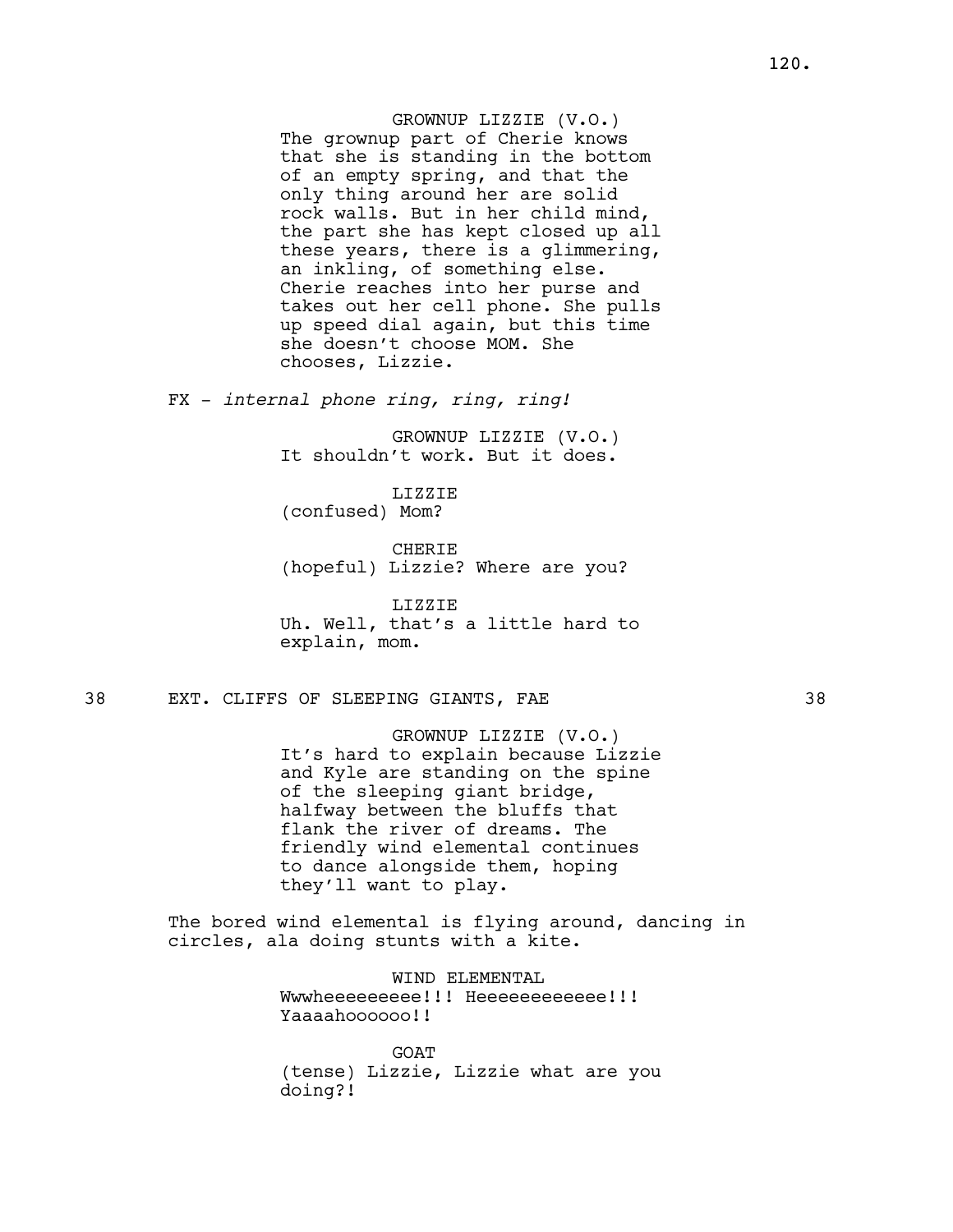GROWNUP LIZZIE (V.O.)
The grownup part of Cherie knows that she is standing in the bottom of an empty spring, and that the only thing around her are solid rock walls. But in her child mind, the part she has kept closed up all these years, there is a glimmering, an inkling, of something else. Cherie reaches into her purse and takes out her cell phone. She pulls up speed dial again, but this time she doesn't choose MOM. She chooses, Lizzie.

FX - *internal phone ring, ring, ring!*

GROWNUP LIZZIE (V.O.)
It shouldn't work. But it does.

LIZZIE
(confused) Mom?

CHERIE
(hopeful) Lizzie? Where are you?

LIZZIE
Uh. Well, that's a little hard to explain, mom.

38 EXT. CLIFFS OF SLEEPING GIANTS, FAE 38

GROWNUP LIZZIE (V.O.)
It's hard to explain because Lizzie and Kyle are standing on the spine of the sleeping giant bridge, halfway between the bluffs that flank the river of dreams. The friendly wind elemental continues to dance alongside them, hoping they'll want to play.

The bored wind elemental is flying around, dancing in circles, ala doing stunts with a kite.

WIND ELEMENTAL
Wwwheeeeeeeee!!! Heeeeeeeeeeee!!! Yaaaahoooooo!!

GOAT
(tense) Lizzie, Lizzie what are you doing?!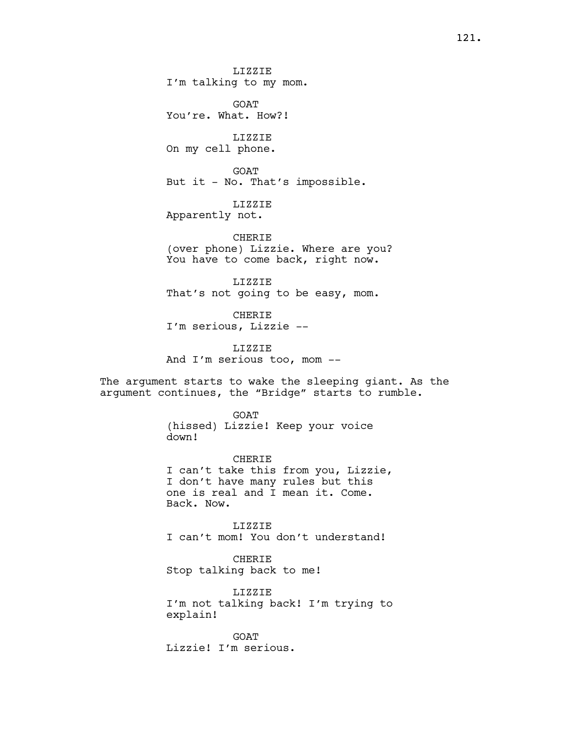LIZZIE
I'm talking to my mom.

GOAT
You're. What. How?!

LIZZIE
On my cell phone.

GOAT
But it - No. That's impossible.

LIZZIE
Apparently not.

CHERIE
(over phone) Lizzie. Where are you? You have to come back, right now.

LIZZIE
That's not going to be easy, mom.

CHERIE
I'm serious, Lizzie --

LIZZIE
And I'm serious too, mom --

The argument starts to wake the sleeping giant. As the argument continues, the "Bridge" starts to rumble.

GOAT
(hissed) Lizzie! Keep your voice down!

CHERIE
I can't take this from you, Lizzie, I don't have many rules but this one is real and I mean it. Come. Back. Now.

LIZZIE
I can't mom! You don't understand!

CHERIE
Stop talking back to me!

LIZZIE
I'm not talking back! I'm trying to explain!

GOAT
Lizzie! I'm serious.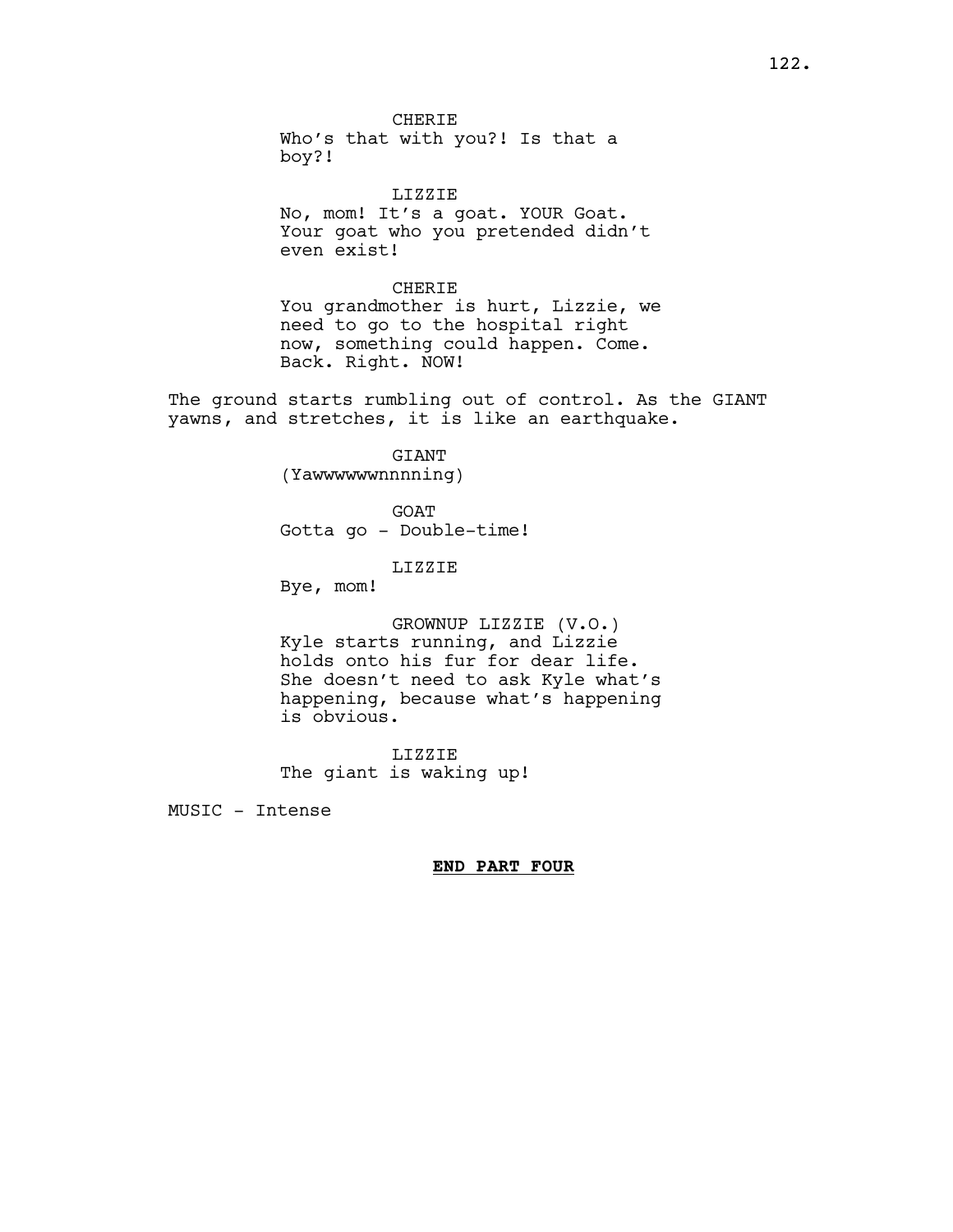CHERIE

Who's that with you?! Is that a boy?!

LIZZIE

No, mom! It's a goat. YOUR Goat. Your goat who you pretended didn't even exist!

CHERIE

You grandmother is hurt, Lizzie, we need to go to the hospital right now, something could happen. Come. Back. Right. NOW!

The ground starts rumbling out of control. As the GIANT yawns, and stretches, it is like an earthquake.

GIANT

(Yawwwwwwnnnning)

GOAT

Gotta go - Double-time!

LIZZIE

Bye, mom!

GROWNUP LIZZIE (V.O.)

Kyle starts running, and Lizzie holds onto his fur for dear life. She doesn't need to ask Kyle what's happening, because what's happening is obvious.

LIZZIE

The giant is waking up!

MUSIC - Intense

**END PART FOUR**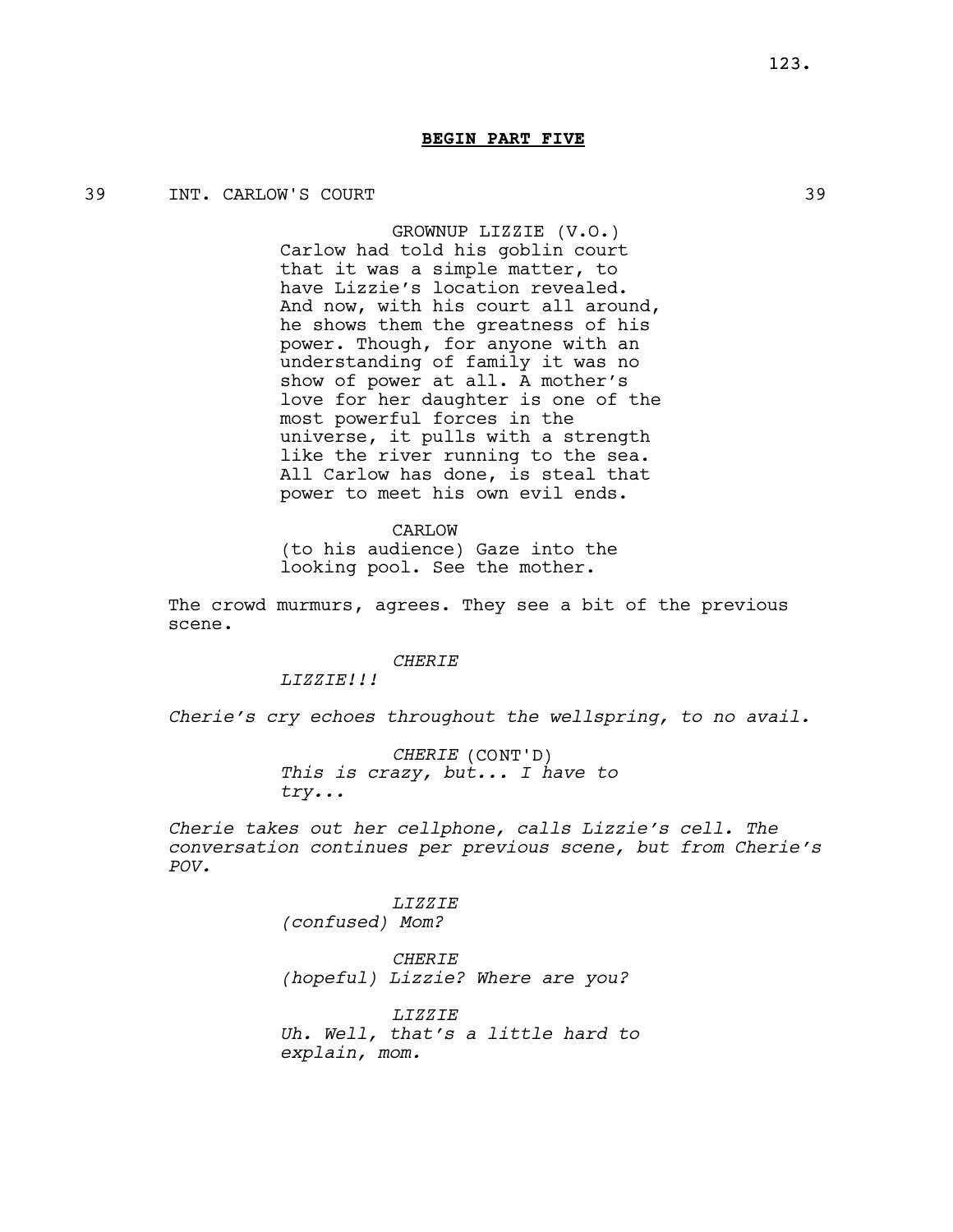**BEGIN PART FIVE**

39 INT. CARLOW'S COURT 39

GROWNUP LIZZIE (V.O.)
Carlow had told his goblin court that it was a simple matter, to have Lizzie's location revealed. And now, with his court all around, he shows them the greatness of his power. Though, for anyone with an understanding of family it was no show of power at all. A mother's love for her daughter is one of the most powerful forces in the universe, it pulls with a strength like the river running to the sea. All Carlow has done, is steal that power to meet his own evil ends.

CARLOW
(to his audience) Gaze into the looking pool. See the mother.

The crowd murmurs, agrees. They see a bit of the previous scene.

*CHERIE*
*LIZZIE!!!*

*Cherie's cry echoes throughout the wellspring, to no avail.*

*CHERIE* (CONT'D)
*This is crazy, but... I have to try...*

*Cherie takes out her cellphone, calls Lizzie's cell. The conversation continues per previous scene, but from Cherie's POV.*

*LIZZIE*
*(confused) Mom?*

*CHERIE*
*(hopeful) Lizzie? Where are you?*

*LIZZIE*
*Uh. Well, that's a little hard to explain, mom.*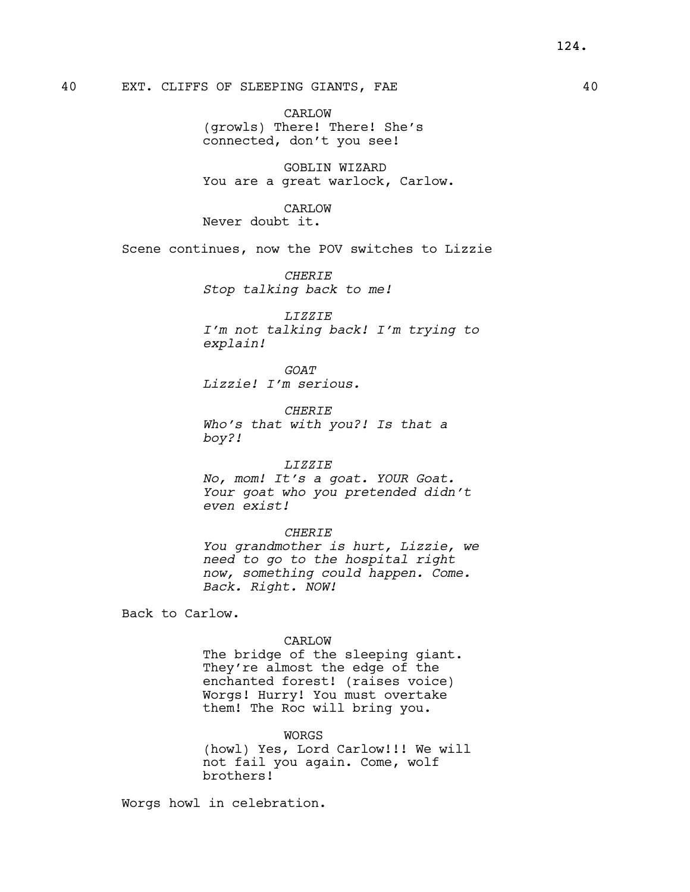40 EXT. CLIFFS OF SLEEPING GIANTS, FAE 40

CARLOW
(growls) There! There! She's connected, don't you see!

GOBLIN WIZARD
You are a great warlock, Carlow.

CARLOW
Never doubt it.

Scene continues, now the POV switches to Lizzie

*CHERIE*
*Stop talking back to me!*

*LIZZIE*
*I'm not talking back! I'm trying to explain!*

*GOAT*
*Lizzie! I'm serious.*

*CHERIE*
*Who's that with you?! Is that a boy?!*

*LIZZIE*
*No, mom! It's a goat. YOUR Goat. Your goat who you pretended didn't even exist!*

*CHERIE*
*You grandmother is hurt, Lizzie, we need to go to the hospital right now, something could happen. Come. Back. Right. NOW!*

Back to Carlow.

CARLOW
The bridge of the sleeping giant. They're almost the edge of the enchanted forest! (raises voice) Worgs! Hurry! You must overtake them! The Roc will bring you.

WORGS
(howl) Yes, Lord Carlow!!! We will not fail you again. Come, wolf brothers!

Worgs howl in celebration.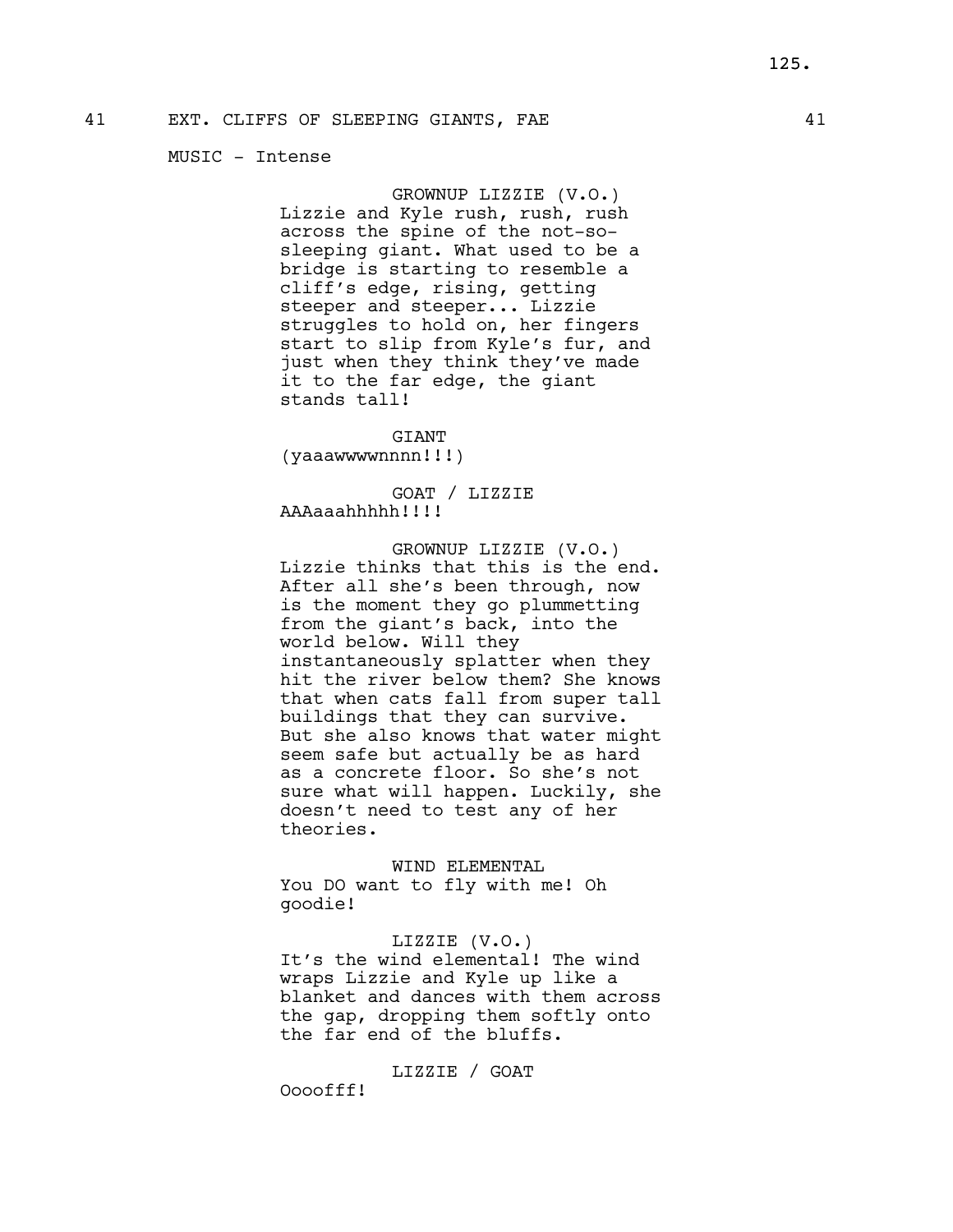41 EXT. CLIFFS OF SLEEPING GIANTS, FAE 41

MUSIC - Intense

GROWNUP LIZZIE (V.O.)
Lizzie and Kyle rush, rush, rush across the spine of the not-so-sleeping giant. What used to be a bridge is starting to resemble a cliff's edge, rising, getting steeper and steeper... Lizzie struggles to hold on, her fingers start to slip from Kyle's fur, and just when they think they've made it to the far edge, the giant stands tall!

GIANT
(yaaawwwwnnnn!!!)

GOAT / LIZZIE
AAAaaahhhhh!!!!

GROWNUP LIZZIE (V.O.)
Lizzie thinks that this is the end. After all she's been through, now is the moment they go plummetting from the giant's back, into the world below. Will they instantaneously splatter when they hit the river below them? She knows that when cats fall from super tall buildings that they can survive. But she also knows that water might seem safe but actually be as hard as a concrete floor. So she's not sure what will happen. Luckily, she doesn't need to test any of her theories.

WIND ELEMENTAL
You DO want to fly with me! Oh goodie!

LIZZIE (V.O.)
It's the wind elemental! The wind wraps Lizzie and Kyle up like a blanket and dances with them across the gap, dropping them softly onto the far end of the bluffs.

LIZZIE / GOAT
Oooofff!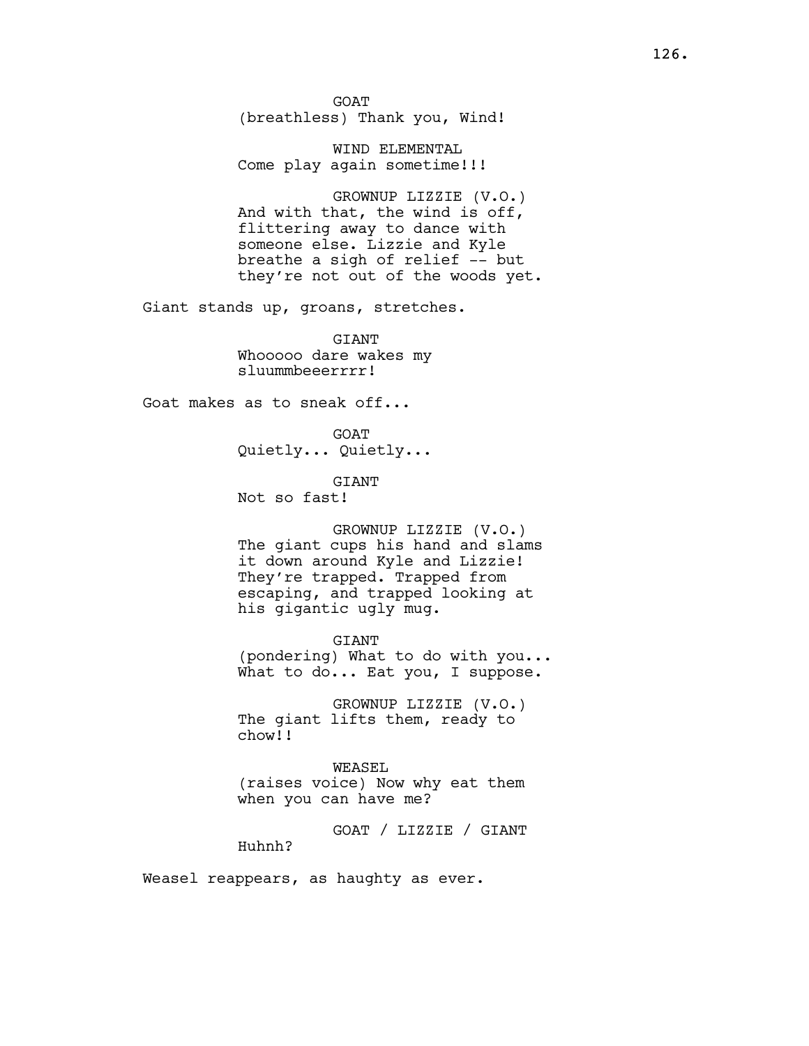GOAT
(breathless) Thank you, Wind!

WIND ELEMENTAL
Come play again sometime!!!

GROWNUP LIZZIE (V.O.)
And with that, the wind is off, flittering away to dance with someone else. Lizzie and Kyle breathe a sigh of relief -- but they're not out of the woods yet.

Giant stands up, groans, stretches.

GIANT
Whooooo dare wakes my sluummbeeerrrr!

Goat makes as to sneak off...

GOAT
Quietly... Quietly...

GIANT
Not so fast!

GROWNUP LIZZIE (V.O.)
The giant cups his hand and slams it down around Kyle and Lizzie! They're trapped. Trapped from escaping, and trapped looking at his gigantic ugly mug.

GIANT
(pondering) What to do with you... What to do... Eat you, I suppose.

GROWNUP LIZZIE (V.O.)
The giant lifts them, ready to chow!!

WEASEL
(raises voice) Now why eat them when you can have me?

GOAT / LIZZIE / GIANT
Huhnh?

Weasel reappears, as haughty as ever.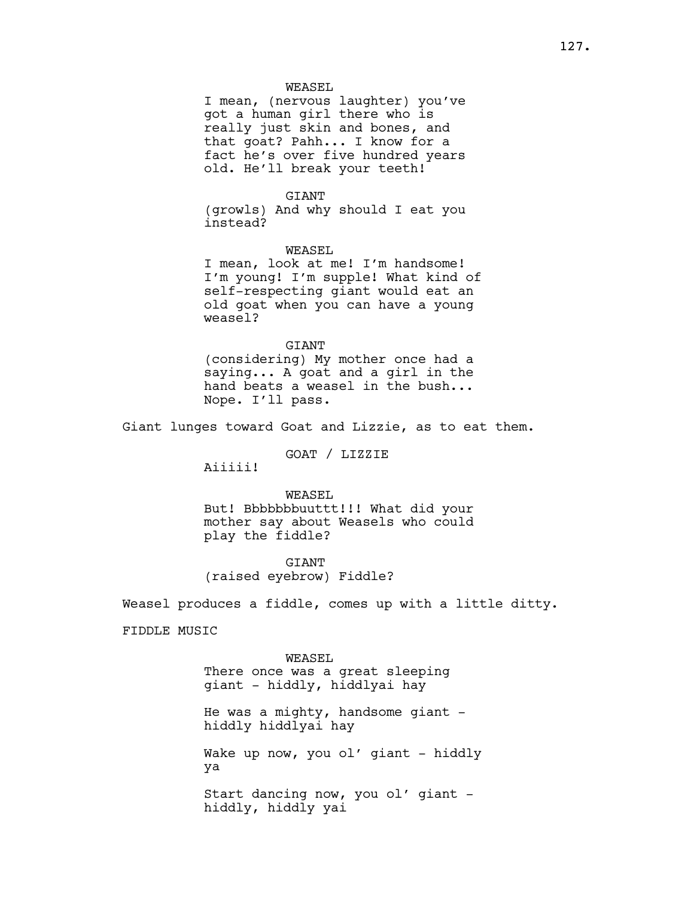WEASEL
I mean, (nervous laughter) you've got a human girl there who is really just skin and bones, and that goat? Pahh... I know for a fact he's over five hundred years old. He'll break your teeth!

GIANT
(growls) And why should I eat you instead?

WEASEL
I mean, look at me! I'm handsome! I'm young! I'm supple! What kind of self-respecting giant would eat an old goat when you can have a young weasel?

GIANT
(considering) My mother once had a saying... A goat and a girl in the hand beats a weasel in the bush... Nope. I'll pass.

Giant lunges toward Goat and Lizzie, as to eat them.

GOAT / LIZZIE
Aiiiii!

WEASEL
But! Bbbbbbbuuttt!!! What did your mother say about Weasels who could play the fiddle?

GIANT
(raised eyebrow) Fiddle?

Weasel produces a fiddle, comes up with a little ditty.

FIDDLE MUSIC

WEASEL
There once was a great sleeping giant - hiddly, hiddlyai hay

He was a mighty, handsome giant - hiddly hiddlyai hay

Wake up now, you ol' giant - hiddly ya

Start dancing now, you ol' giant - hiddly, hiddly yai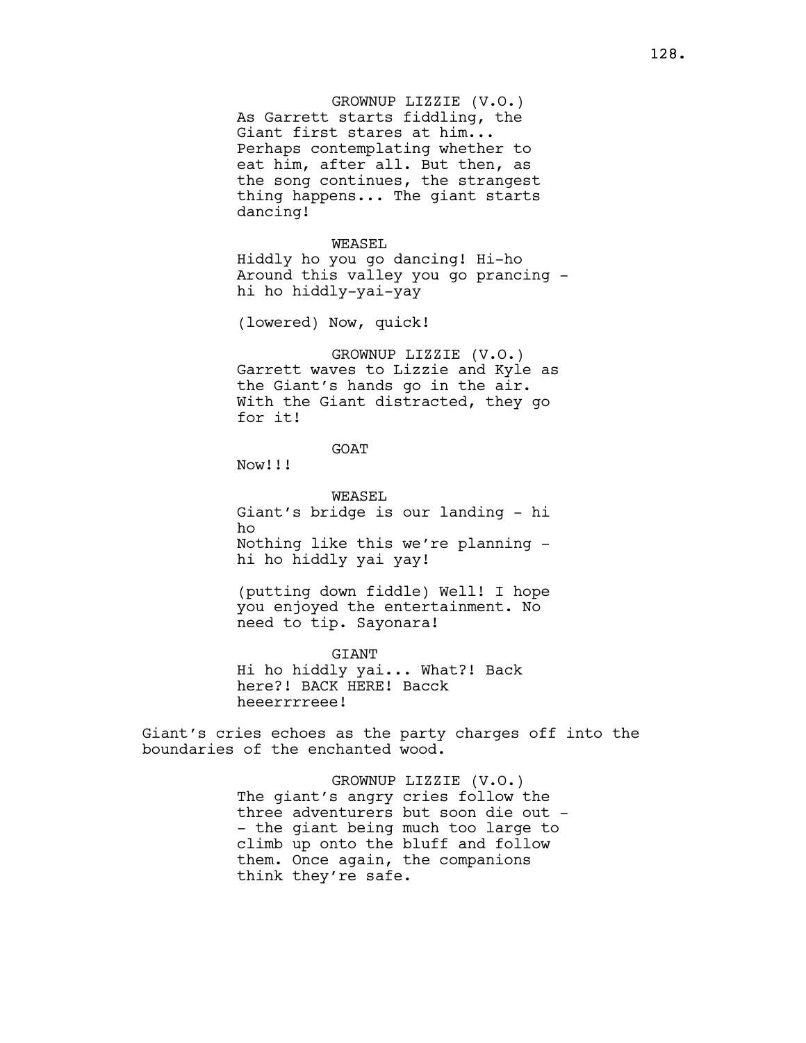GROWNUP LIZZIE (V.O.)
As Garrett starts fiddling, the Giant first stares at him... Perhaps contemplating whether to eat him, after all. But then, as the song continues, the strangest thing happens... The giant starts dancing!

WEASEL
Hiddly ho you go dancing! Hi-ho
Around this valley you go prancing - hi ho hiddly-yai-yay

(lowered) Now, quick!

GROWNUP LIZZIE (V.O.)
Garrett waves to Lizzie and Kyle as the Giant's hands go in the air. With the Giant distracted, they go for it!

GOAT
Now!!!

WEASEL
Giant's bridge is our landing - hi ho
Nothing like this we're planning - hi ho hiddly yai yay!

(putting down fiddle) Well! I hope you enjoyed the entertainment. No need to tip. Sayonara!

GIANT
Hi ho hiddly yai... What?! Back here?! BACK HERE! Bacck heeerrrreee!

Giant's cries echoes as the party charges off into the boundaries of the enchanted wood.

GROWNUP LIZZIE (V.O.)
The giant's angry cries follow the three adventurers but soon die out -- the giant being much too large to climb up onto the bluff and follow them. Once again, the companions think they're safe.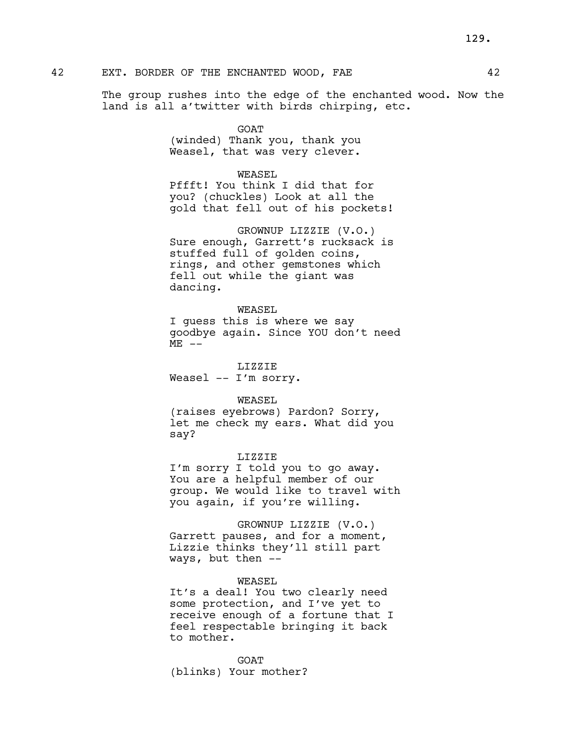42 EXT. BORDER OF THE ENCHANTED WOOD, FAE 42

The group rushes into the edge of the enchanted wood. Now the land is all a'twitter with birds chirping, etc.

GOAT
(winded) Thank you, thank you Weasel, that was very clever.

WEASEL
Pffft! You think I did that for you? (chuckles) Look at all the gold that fell out of his pockets!

GROWNUP LIZZIE (V.O.)
Sure enough, Garrett's rucksack is stuffed full of golden coins, rings, and other gemstones which fell out while the giant was dancing.

WEASEL
I guess this is where we say goodbye again. Since YOU don't need ME --

LIZZIE
Weasel -- I'm sorry.

WEASEL
(raises eyebrows) Pardon? Sorry, let me check my ears. What did you say?

LIZZIE
I'm sorry I told you to go away. You are a helpful member of our group. We would like to travel with you again, if you're willing.

GROWNUP LIZZIE (V.O.)
Garrett pauses, and for a moment, Lizzie thinks they'll still part ways, but then --

WEASEL
It's a deal! You two clearly need some protection, and I've yet to receive enough of a fortune that I feel respectable bringing it back to mother.

GOAT
(blinks) Your mother?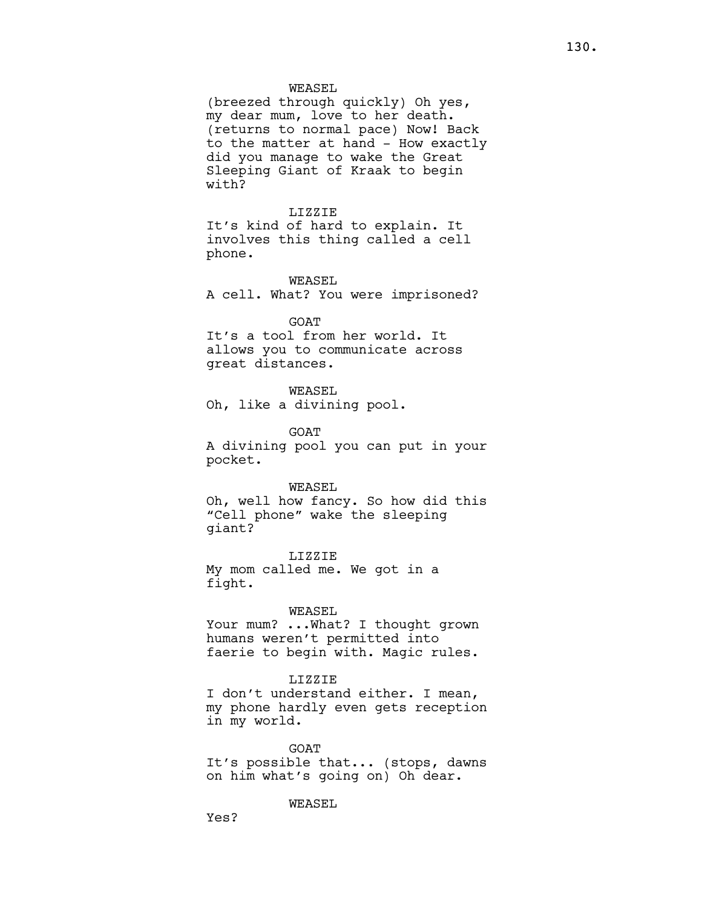WEASEL
(breezed through quickly) Oh yes, my dear mum, love to her death. (returns to normal pace) Now! Back to the matter at hand - How exactly did you manage to wake the Great Sleeping Giant of Kraak to begin with?

LIZZIE
It's kind of hard to explain. It involves this thing called a cell phone.

WEASEL
A cell. What? You were imprisoned?

GOAT
It's a tool from her world. It allows you to communicate across great distances.

WEASEL
Oh, like a divining pool.

GOAT
A divining pool you can put in your pocket.

WEASEL
Oh, well how fancy. So how did this "Cell phone" wake the sleeping giant?

LIZZIE
My mom called me. We got in a fight.

WEASEL
Your mum? ...What? I thought grown humans weren't permitted into faerie to begin with. Magic rules.

LIZZIE
I don't understand either. I mean, my phone hardly even gets reception in my world.

GOAT
It's possible that... (stops, dawns on him what's going on) Oh dear.

WEASEL
Yes?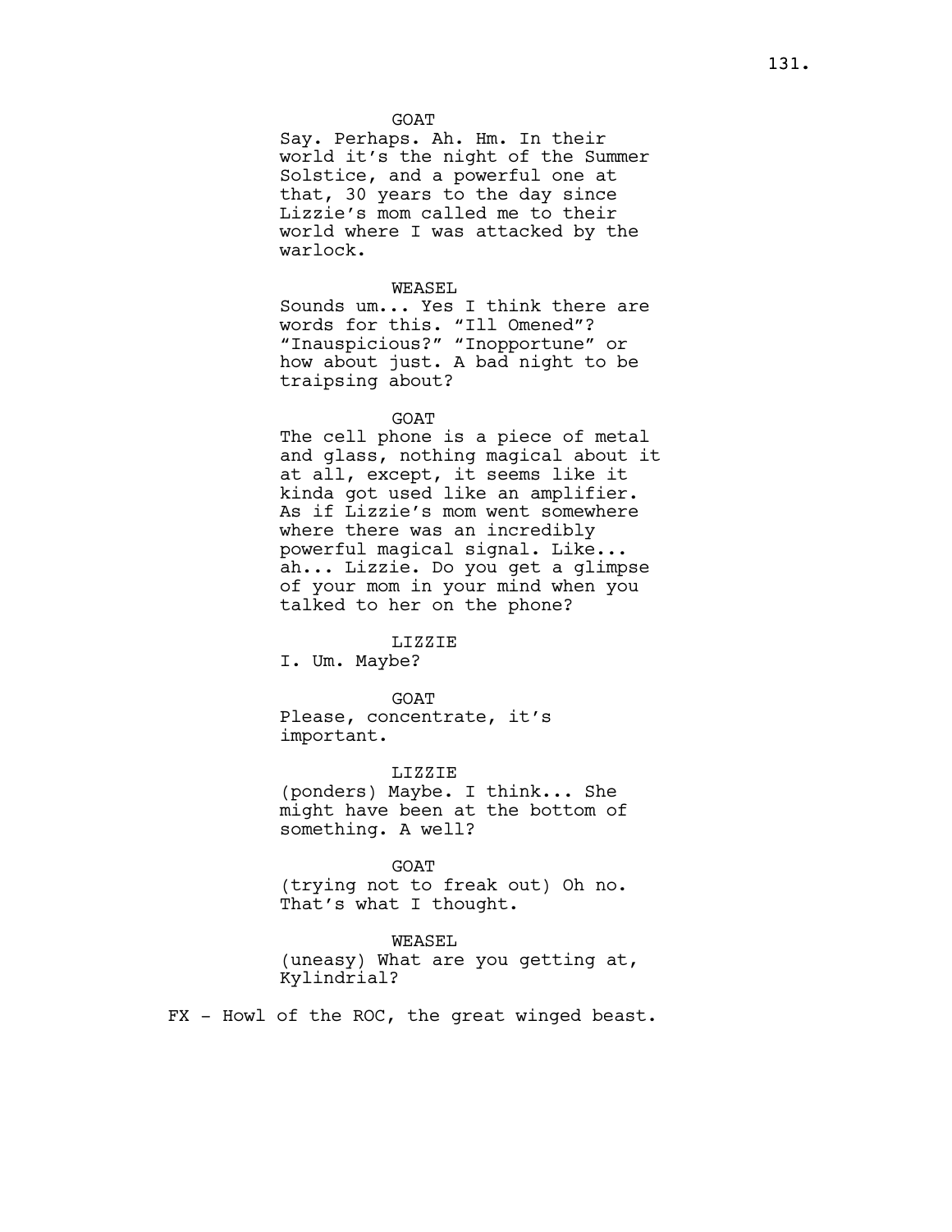GOAT

Say. Perhaps. Ah. Hm. In their world it's the night of the Summer Solstice, and a powerful one at that, 30 years to the day since Lizzie's mom called me to their world where I was attacked by the warlock.

WEASEL

Sounds um... Yes I think there are words for this. "Ill Omened"? "Inauspicious?" "Inopportune" or how about just. A bad night to be traipsing about?

GOAT

The cell phone is a piece of metal and glass, nothing magical about it at all, except, it seems like it kinda got used like an amplifier. As if Lizzie's mom went somewhere where there was an incredibly powerful magical signal. Like... ah... Lizzie. Do you get a glimpse of your mom in your mind when you talked to her on the phone?

LIZZIE

I. Um. Maybe?

GOAT

Please, concentrate, it's important.

LIZZIE

(ponders) Maybe. I think... She might have been at the bottom of something. A well?

GOAT

(trying not to freak out) Oh no. That's what I thought.

WEASEL

(uneasy) What are you getting at, Kylindrial?

FX - Howl of the ROC, the great winged beast.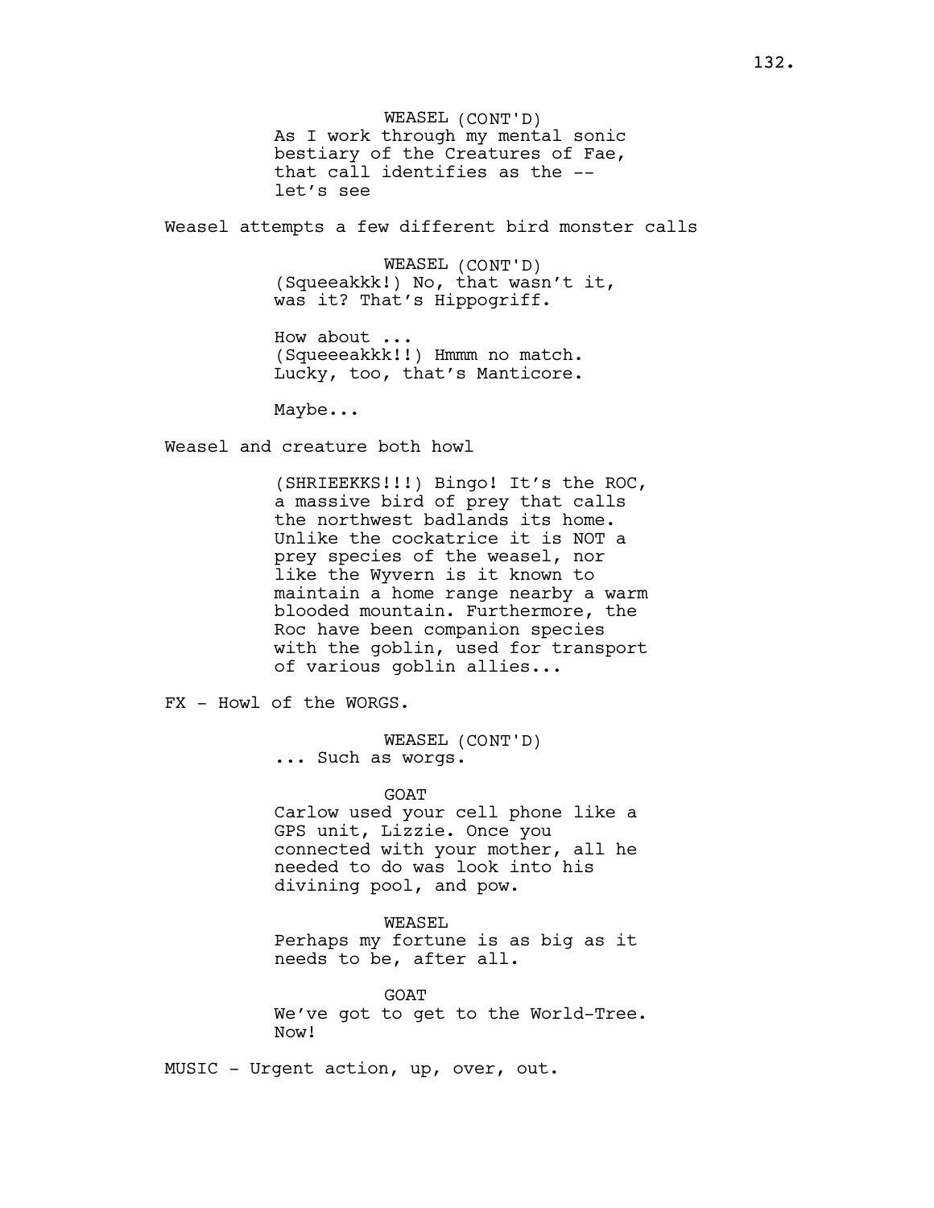WEASEL (CONT'D)
As I work through my mental sonic bestiary of the Creatures of Fae, that call identifies as the -- let's see

Weasel attempts a few different bird monster calls

WEASEL (CONT'D)
(Squeeakkk!) No, that wasn't it, was it? That's Hippogriff.

How about ...
(Squeeeakkk!!) Hmmm no match. Lucky, too, that's Manticore.

Maybe...

Weasel and creature both howl

(SHRIEEKKS!!!) Bingo! It's the ROC, a massive bird of prey that calls the northwest badlands its home. Unlike the cockatrice it is NOT a prey species of the weasel, nor like the Wyvern is it known to maintain a home range nearby a warm blooded mountain. Furthermore, the Roc have been companion species with the goblin, used for transport of various goblin allies...

FX - Howl of the WORGS.

WEASEL (CONT'D)
... Such as worgs.

GOAT
Carlow used your cell phone like a GPS unit, Lizzie. Once you connected with your mother, all he needed to do was look into his divining pool, and pow.

WEASEL
Perhaps my fortune is as big as it needs to be, after all.

GOAT
We've got to get to the World-Tree. Now!

MUSIC - Urgent action, up, over, out.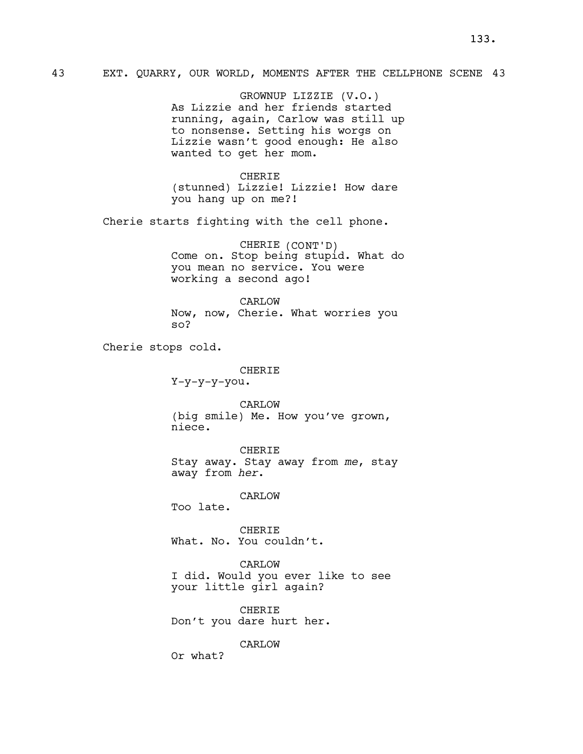43 EXT. QUARRY, OUR WORLD, MOMENTS AFTER THE CELLPHONE SCENE 43

GROWNUP LIZZIE (V.O.)
As Lizzie and her friends started running, again, Carlow was still up to nonsense. Setting his worgs on Lizzie wasn't good enough: He also wanted to get her mom.

CHERIE
(stunned) Lizzie! Lizzie! How dare you hang up on me?!

Cherie starts fighting with the cell phone.

CHERIE (CONT'D)
Come on. Stop being stupid. What do you mean no service. You were working a second ago!

CARLOW
Now, now, Cherie. What worries you so?

Cherie stops cold.

CHERIE
Y-y-y-y-you.

CARLOW
(big smile) Me. How you've grown, niece.

CHERIE
Stay away. Stay away from *me*, stay away from *her*.

CARLOW
Too late.

CHERIE
What. No. You couldn't.

CARLOW
I did. Would you ever like to see your little girl again?

CHERIE
Don't you dare hurt her.

CARLOW
Or what?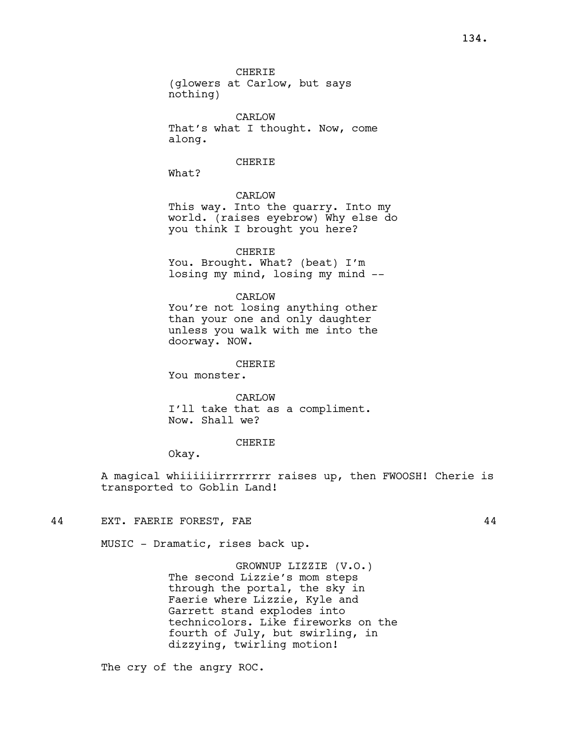CHERIE
(glowers at Carlow, but says nothing)

CARLOW
That's what I thought. Now, come along.

CHERIE
What?

CARLOW
This way. Into the quarry. Into my world. (raises eyebrow) Why else do you think I brought you here?

CHERIE
You. Brought. What? (beat) I'm losing my mind, losing my mind --

CARLOW
You're not losing anything other than your one and only daughter unless you walk with me into the doorway. NOW.

CHERIE
You monster.

CARLOW
I'll take that as a compliment. Now. Shall we?

CHERIE
Okay.

A magical whiiiiiirrrrrrrr raises up, then FWOOSH! Cherie is transported to Goblin Land!

44 EXT. FAERIE FOREST, FAE 44

MUSIC - Dramatic, rises back up.

GROWNUP LIZZIE (V.O.)
The second Lizzie's mom steps through the portal, the sky in Faerie where Lizzie, Kyle and Garrett stand explodes into technicolors. Like fireworks on the fourth of July, but swirling, in dizzying, twirling motion!

The cry of the angry ROC.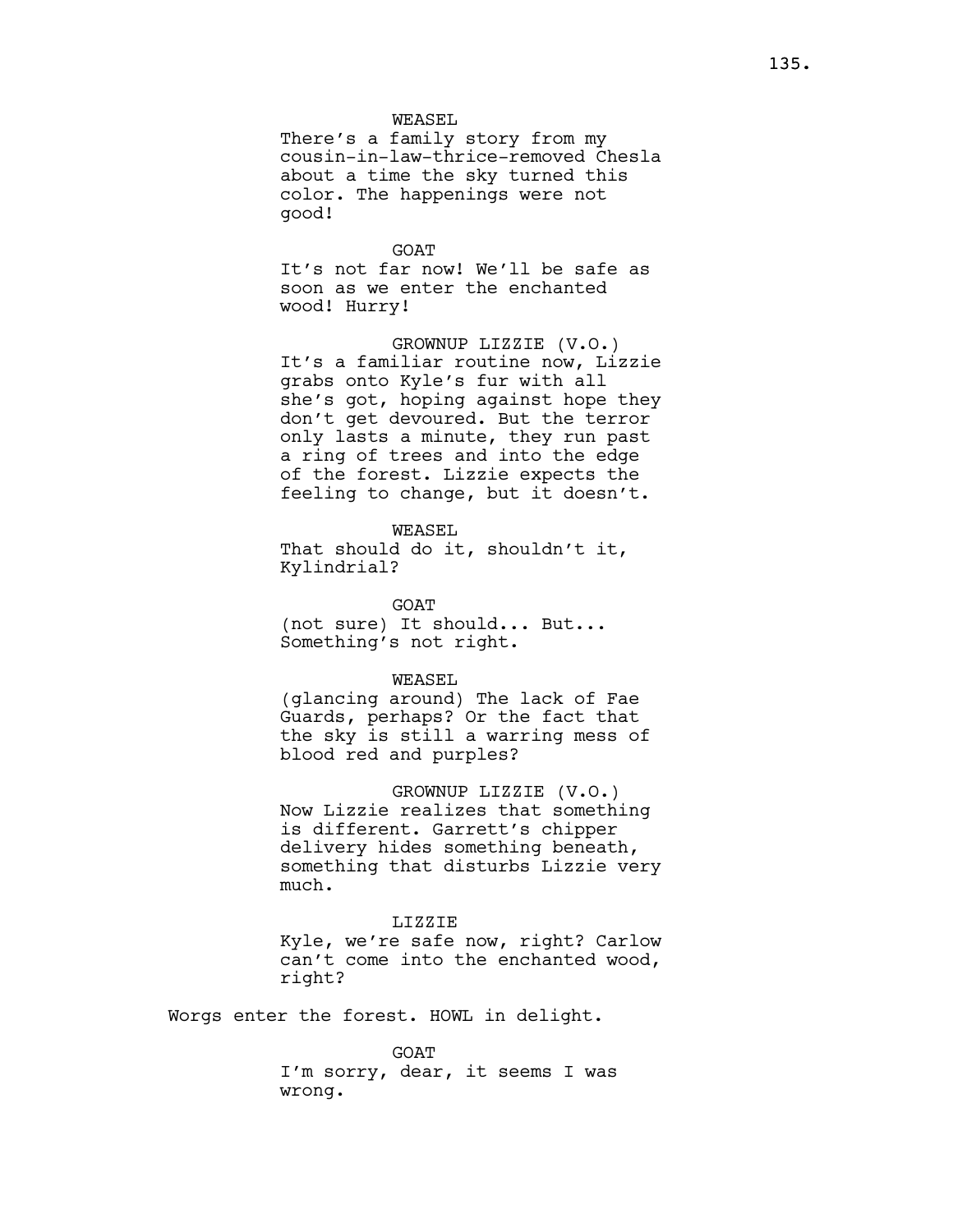WEASEL

There's a family story from my cousin-in-law-thrice-removed Chesla about a time the sky turned this color. The happenings were not good!

GOAT

It's not far now! We'll be safe as soon as we enter the enchanted wood! Hurry!

GROWNUP LIZZIE (V.O.)

It's a familiar routine now, Lizzie grabs onto Kyle's fur with all she's got, hoping against hope they don't get devoured. But the terror only lasts a minute, they run past a ring of trees and into the edge of the forest. Lizzie expects the feeling to change, but it doesn't.

WEASEL

That should do it, shouldn't it, Kylindrial?

GOAT

(not sure) It should... But... Something's not right.

WEASEL

(glancing around) The lack of Fae Guards, perhaps? Or the fact that the sky is still a warring mess of blood red and purples?

GROWNUP LIZZIE (V.O.)

Now Lizzie realizes that something is different. Garrett's chipper delivery hides something beneath, something that disturbs Lizzie very much.

LIZZIE

Kyle, we're safe now, right? Carlow can't come into the enchanted wood, right?

Worgs enter the forest. HOWL in delight.

GOAT

I'm sorry, dear, it seems I was wrong.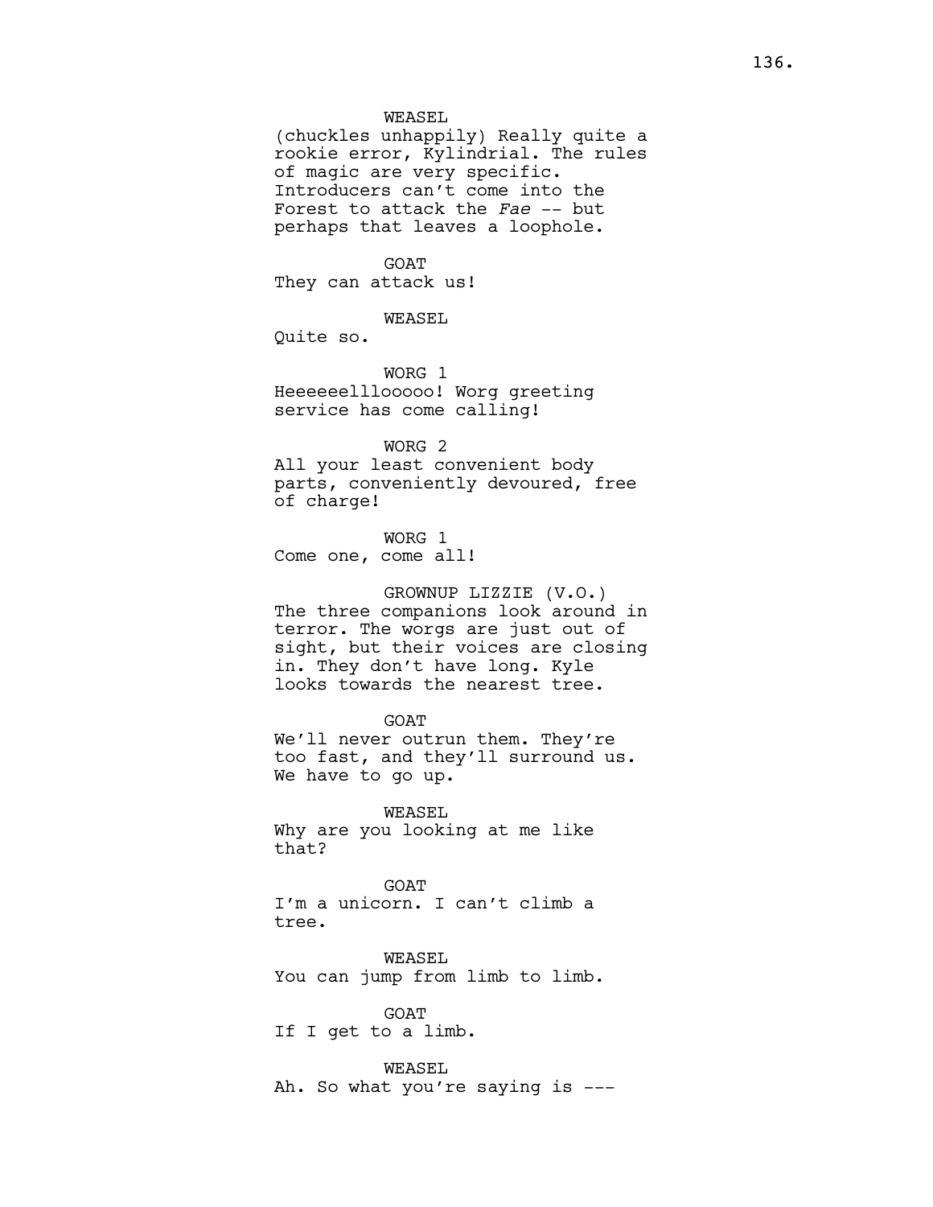WEASEL
(chuckles unhappily) Really quite a rookie error, Kylindrial. The rules of magic are very specific. Introducers can't come into the Forest to attack the *Fae* -- but perhaps that leaves a loophole.

GOAT
They can attack us!

WEASEL
Quite so.

WORG 1
Heeeeeellloooo! Worg greeting service has come calling!

WORG 2
All your least convenient body parts, conveniently devoured, free of charge!

WORG 1
Come one, come all!

GROWNUP LIZZIE (V.O.)
The three companions look around in terror. The worgs are just out of sight, but their voices are closing in. They don't have long. Kyle looks towards the nearest tree.

GOAT
We'll never outrun them. They're too fast, and they'll surround us. We have to go up.

WEASEL
Why are you looking at me like that?

GOAT
I'm a unicorn. I can't climb a tree.

WEASEL
You can jump from limb to limb.

GOAT
If I get to a limb.

WEASEL
Ah. So what you're saying is ---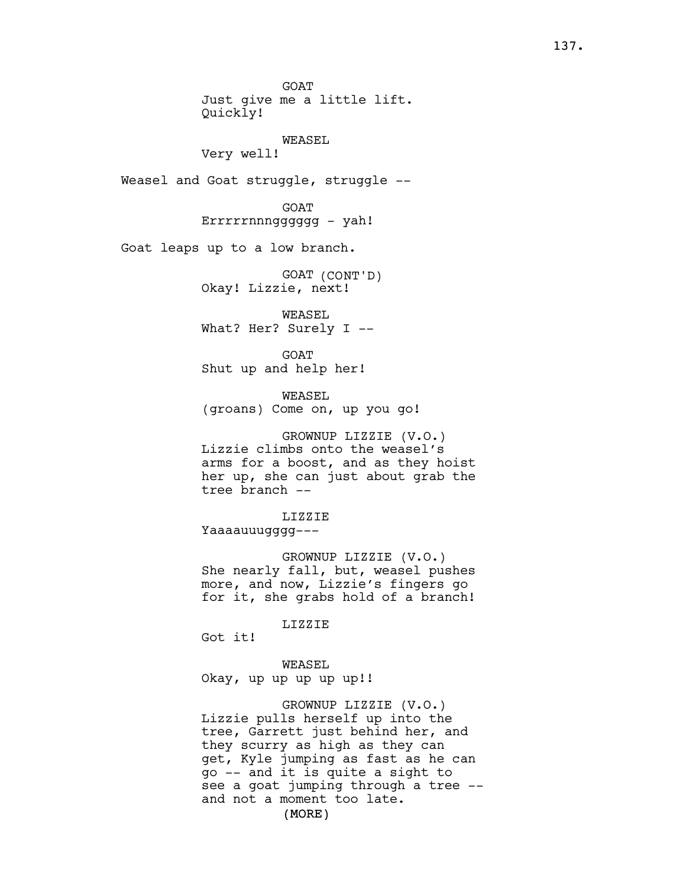GOAT
Just give me a little lift.
Quickly!

WEASEL
Very well!

Weasel and Goat struggle, struggle --

GOAT
Errrrrnnngggggg - yah!

Goat leaps up to a low branch.

GOAT (CONT'D)
Okay! Lizzie, next!

WEASEL
What? Her? Surely I --

GOAT
Shut up and help her!

WEASEL
(groans) Come on, up you go!

GROWNUP LIZZIE (V.O.)
Lizzie climbs onto the weasel's arms for a boost, and as they hoist her up, she can just about grab the tree branch --

LIZZIE
Yaaaauuugggg---

GROWNUP LIZZIE (V.O.)
She nearly fall, but, weasel pushes more, and now, Lizzie's fingers go for it, she grabs hold of a branch!

LIZZIE
Got it!

WEASEL
Okay, up up up up up!!

GROWNUP LIZZIE (V.O.)
Lizzie pulls herself up into the tree, Garrett just behind her, and they scurry as high as they can get, Kyle jumping as fast as he can go -- and it is quite a sight to see a goat jumping through a tree -- and not a moment too late.
(MORE)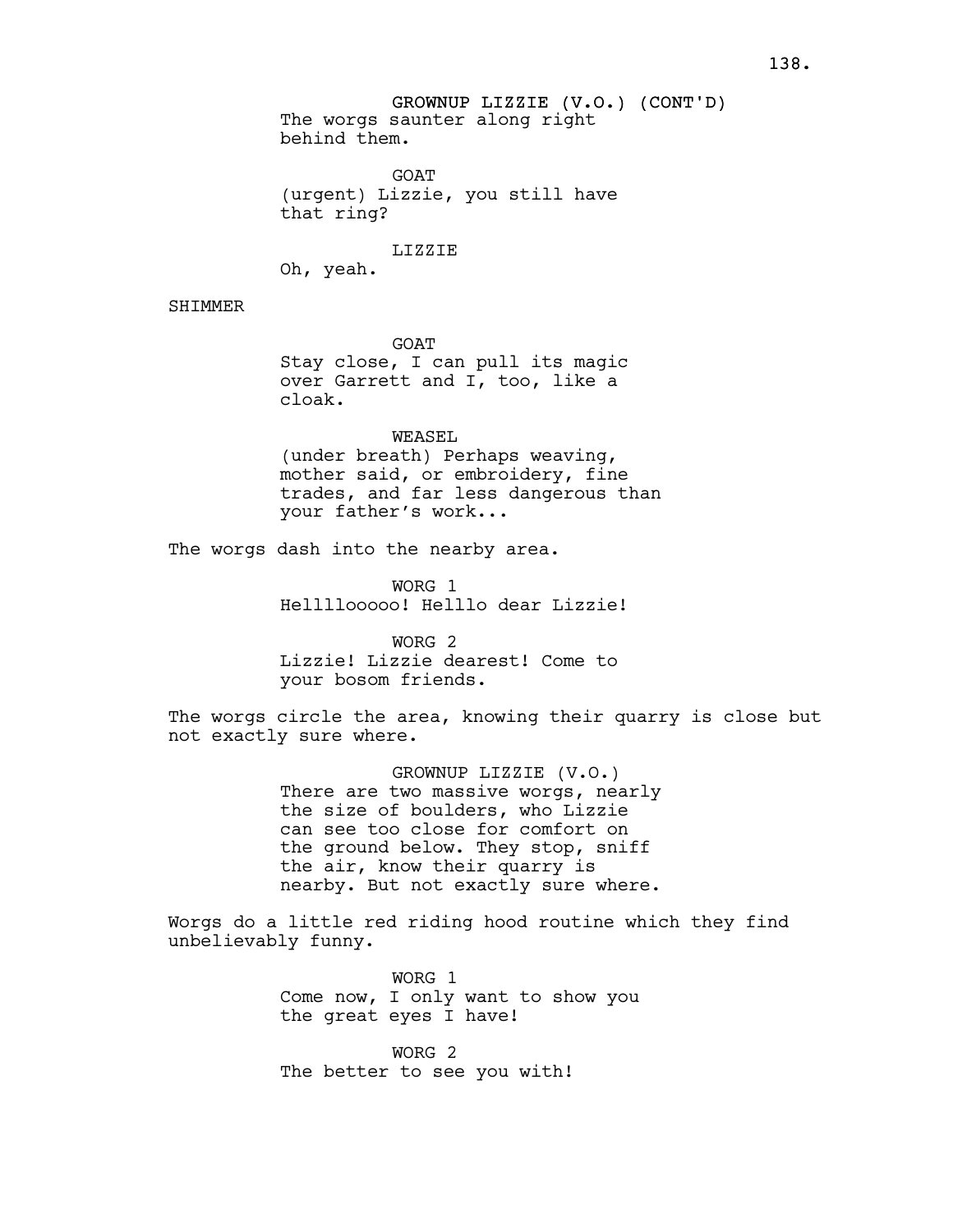GROWNUP LIZZIE (V.O.) (CONT'D)
The worgs saunter along right behind them.

GOAT
(urgent) Lizzie, you still have that ring?

LIZZIE
Oh, yeah.

SHIMMER

GOAT
Stay close, I can pull its magic over Garrett and I, too, like a cloak.

WEASEL
(under breath) Perhaps weaving, mother said, or embroidery, fine trades, and far less dangerous than your father's work...

The worgs dash into the nearby area.

WORG 1
Hellllooooo! Helllo dear Lizzie!

WORG 2
Lizzie! Lizzie dearest! Come to your bosom friends.

The worgs circle the area, knowing their quarry is close but not exactly sure where.

GROWNUP LIZZIE (V.O.)
There are two massive worgs, nearly the size of boulders, who Lizzie can see too close for comfort on the ground below. They stop, sniff the air, know their quarry is nearby. But not exactly sure where.

Worgs do a little red riding hood routine which they find unbelievably funny.

WORG 1
Come now, I only want to show you the great eyes I have!

WORG 2
The better to see you with!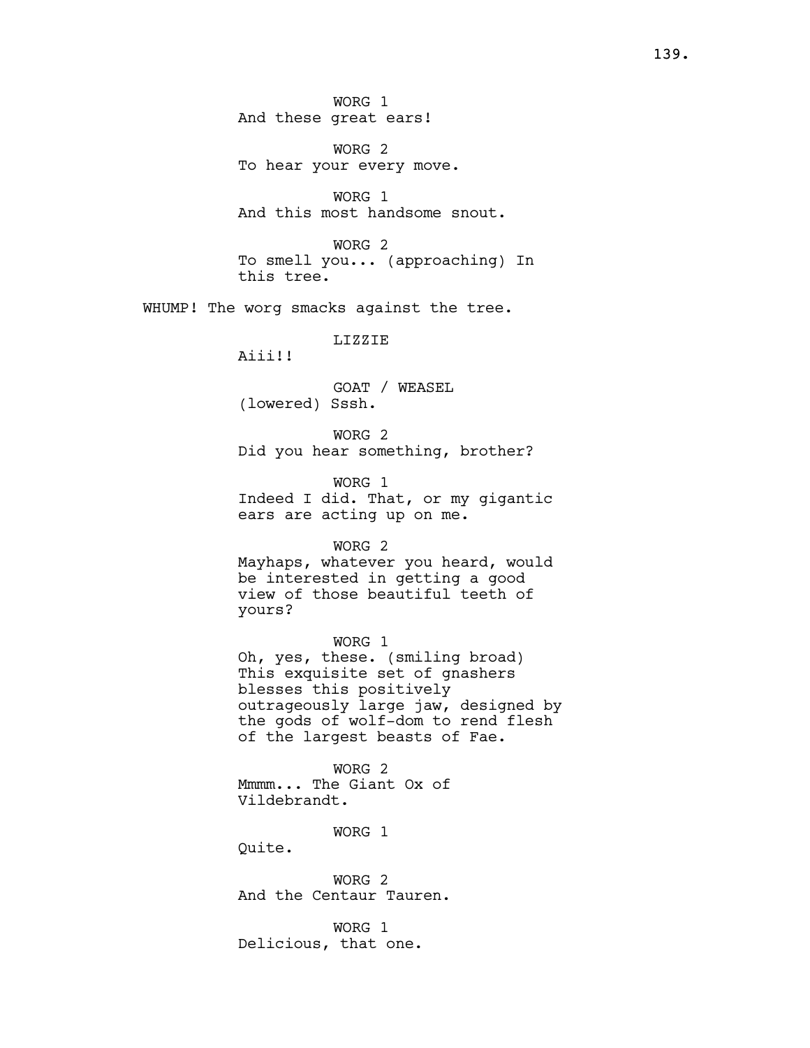WORG 1
And these great ears!

WORG 2
To hear your every move.

WORG 1
And this most handsome snout.

WORG 2
To smell you... (approaching) In this tree.

WHUMP! The worg smacks against the tree.

LIZZIE
Aiii!!

GOAT / WEASEL
(lowered) Sssh.

WORG 2
Did you hear something, brother?

WORG 1
Indeed I did. That, or my gigantic ears are acting up on me.

WORG 2
Mayhaps, whatever you heard, would be interested in getting a good view of those beautiful teeth of yours?

WORG 1
Oh, yes, these. (smiling broad) This exquisite set of gnashers blesses this positively outrageously large jaw, designed by the gods of wolf-dom to rend flesh of the largest beasts of Fae.

WORG 2
Mmmm... The Giant Ox of Vildebrandt.

WORG 1
Quite.

WORG 2
And the Centaur Tauren.

WORG 1
Delicious, that one.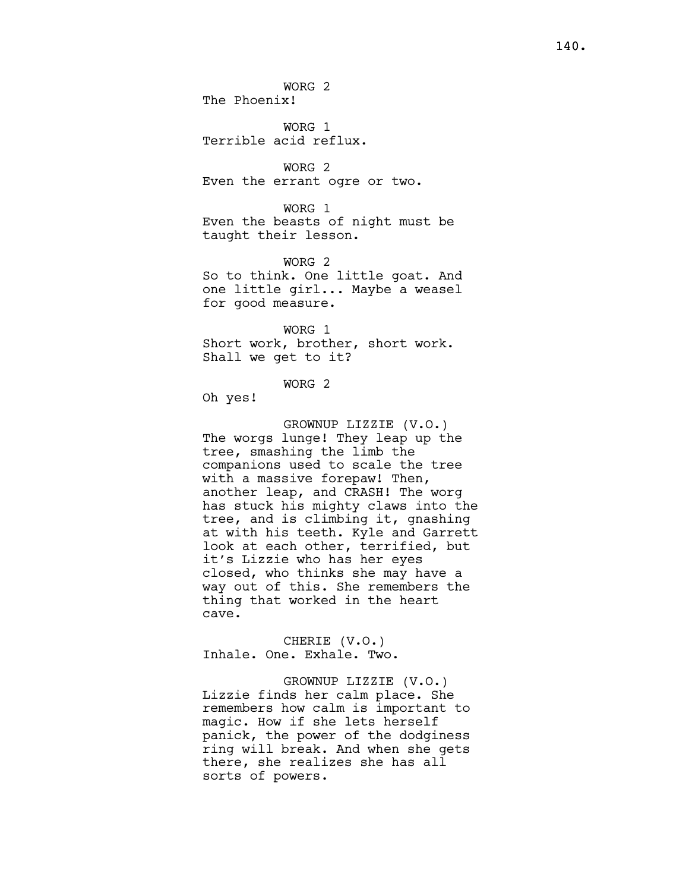WORG 2

The Phoenix!

WORG 1

Terrible acid reflux.

WORG 2

Even the errant ogre or two.

WORG 1

Even the beasts of night must be taught their lesson.

WORG 2

So to think. One little goat. And one little girl... Maybe a weasel for good measure.

WORG 1

Short work, brother, short work. Shall we get to it?

WORG 2

Oh yes!

GROWNUP LIZZIE (V.O.)

The worgs lunge! They leap up the tree, smashing the limb the companions used to scale the tree with a massive forepaw! Then, another leap, and CRASH! The worg has stuck his mighty claws into the tree, and is climbing it, gnashing at with his teeth. Kyle and Garrett look at each other, terrified, but it's Lizzie who has her eyes closed, who thinks she may have a way out of this. She remembers the thing that worked in the heart cave.

CHERIE (V.O.)

Inhale. One. Exhale. Two.

GROWNUP LIZZIE (V.O.)

Lizzie finds her calm place. She remembers how calm is important to magic. How if she lets herself panick, the power of the dodginess ring will break. And when she gets there, she realizes she has all sorts of powers.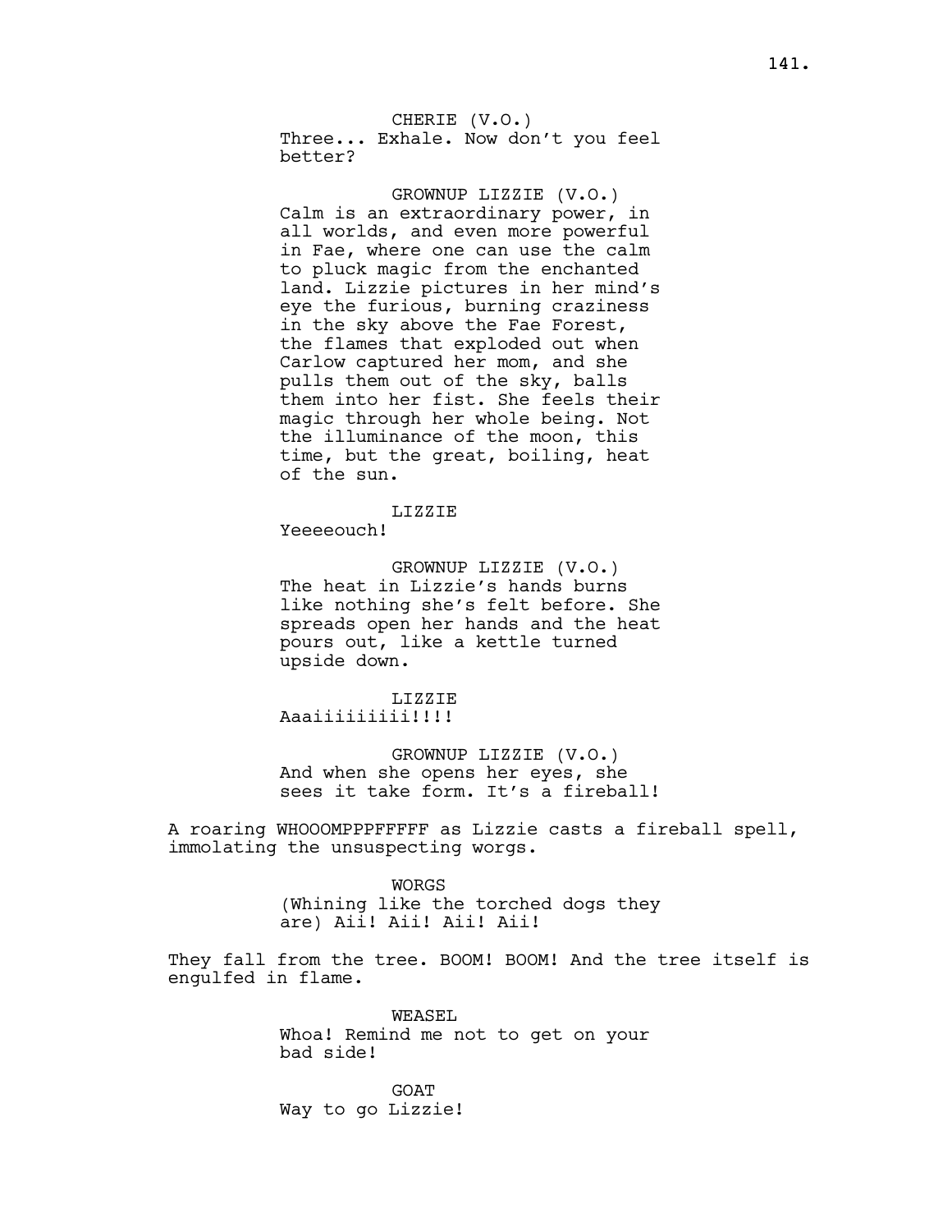CHERIE (V.O.)
Three... Exhale. Now don't you feel better?

GROWNUP LIZZIE (V.O.)
Calm is an extraordinary power, in all worlds, and even more powerful in Fae, where one can use the calm to pluck magic from the enchanted land. Lizzie pictures in her mind's eye the furious, burning craziness in the sky above the Fae Forest, the flames that exploded out when Carlow captured her mom, and she pulls them out of the sky, balls them into her fist. She feels their magic through her whole being. Not the illuminance of the moon, this time, but the great, boiling, heat of the sun.

LIZZIE
Yeeeeouch!

GROWNUP LIZZIE (V.O.)
The heat in Lizzie's hands burns like nothing she's felt before. She spreads open her hands and the heat pours out, like a kettle turned upside down.

LIZZIE
Aaaiiiiiiiii!!!!

GROWNUP LIZZIE (V.O.)
And when she opens her eyes, she sees it take form. It's a fireball!

A roaring WHOOOMPPPFFFFF as Lizzie casts a fireball spell, immolating the unsuspecting worgs.

WORGS
(Whining like the torched dogs they are) Aii! Aii! Aii! Aii!

They fall from the tree. BOOM! BOOM! And the tree itself is engulfed in flame.

WEASEL
Whoa! Remind me not to get on your bad side!

GOAT
Way to go Lizzie!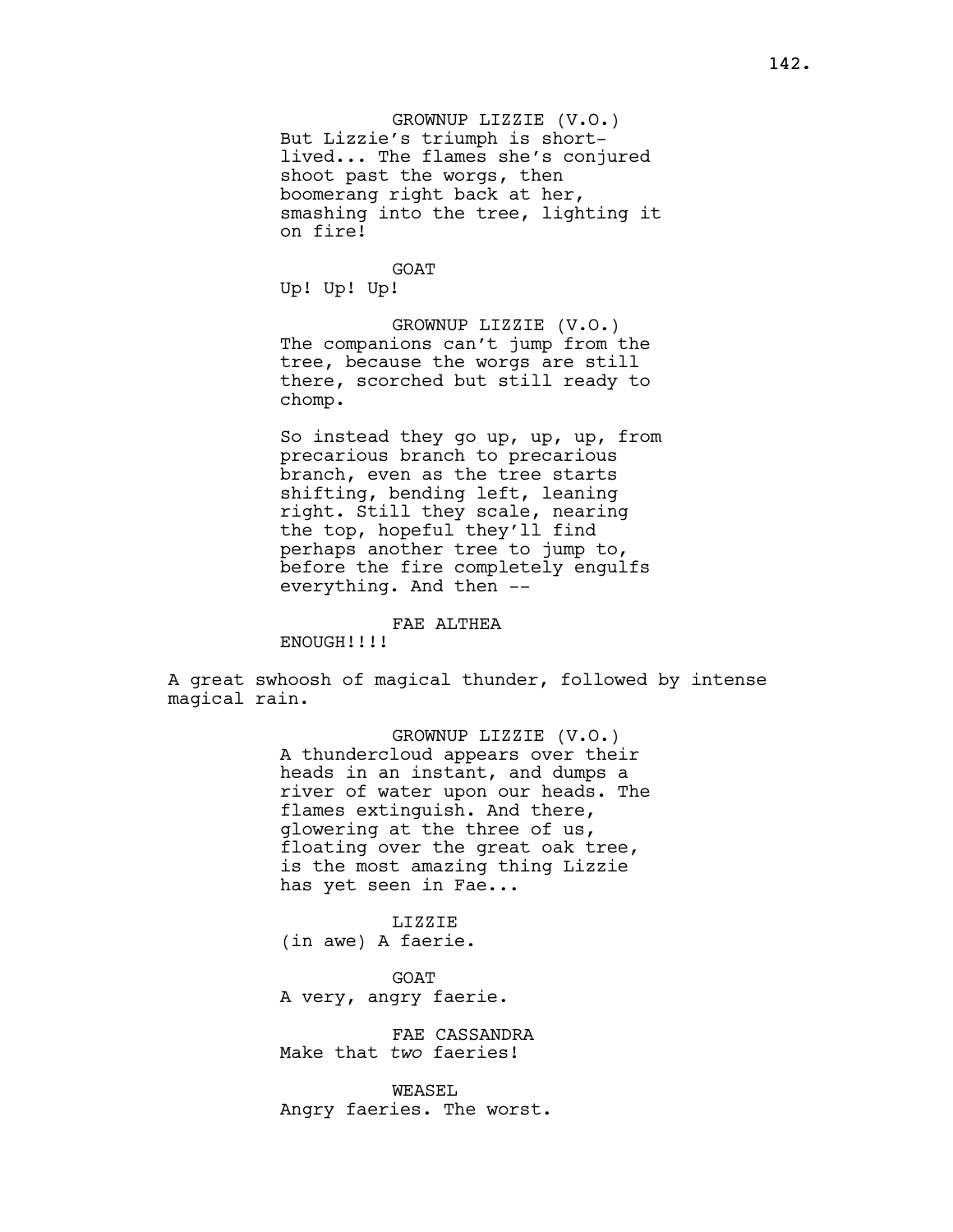GROWNUP LIZZIE (V.O.)
But Lizzie's triumph is short-lived... The flames she's conjured shoot past the worgs, then boomerang right back at her, smashing into the tree, lighting it on fire!

GOAT
Up! Up! Up!

GROWNUP LIZZIE (V.O.)
The companions can't jump from the tree, because the worgs are still there, scorched but still ready to chomp.

So instead they go up, up, up, from precarious branch to precarious branch, even as the tree starts shifting, bending left, leaning right. Still they scale, nearing the top, hopeful they'll find perhaps another tree to jump to, before the fire completely engulfs everything. And then --

FAE ALTHEA
ENOUGH!!!!

A great swhoosh of magical thunder, followed by intense magical rain.

GROWNUP LIZZIE (V.O.)
A thundercloud appears over their heads in an instant, and dumps a river of water upon our heads. The flames extinguish. And there, glowering at the three of us, floating over the great oak tree, is the most amazing thing Lizzie has yet seen in Fae...

LIZZIE
(in awe) A faerie.

GOAT
A very, angry faerie.

FAE CASSANDRA
Make that *two* faeries!

WEASEL
Angry faeries. The worst.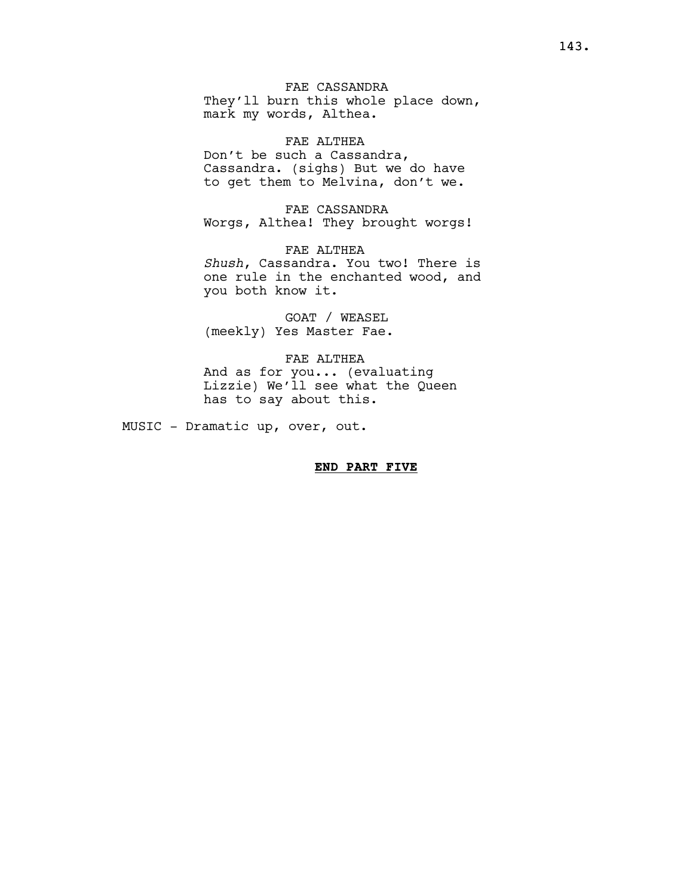FAE CASSANDRA
They'll burn this whole place down, mark my words, Althea.

FAE ALTHEA
Don't be such a Cassandra, Cassandra. (sighs) But we do have to get them to Melvina, don't we.

FAE CASSANDRA
Worgs, Althea! They brought worgs!

FAE ALTHEA
*Shush*, Cassandra. You two! There is one rule in the enchanted wood, and you both know it.

GOAT / WEASEL
(meekly) Yes Master Fae.

FAE ALTHEA
And as for you... (evaluating Lizzie) We'll see what the Queen has to say about this.

MUSIC - Dramatic up, over, out.

**END PART FIVE**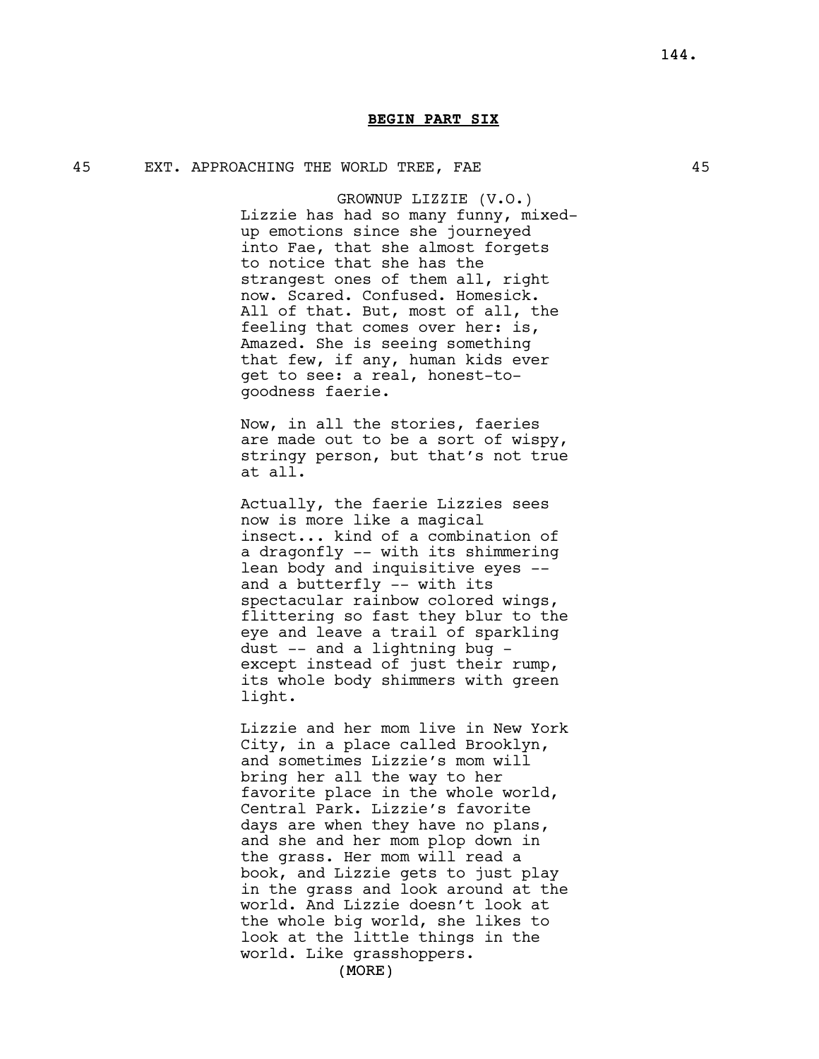**BEGIN PART SIX**

45 EXT. APPROACHING THE WORLD TREE, FAE 45

GROWNUP LIZZIE (V.O.)

Lizzie has had so many funny, mixed-up emotions since she journeyed into Fae, that she almost forgets to notice that she has the strangest ones of them all, right now. Scared. Confused. Homesick. All of that. But, most of all, the feeling that comes over her: is, Amazed. She is seeing something that few, if any, human kids ever get to see: a real, honest-to-goodness faerie.

Now, in all the stories, faeries are made out to be a sort of wispy, stringy person, but that's not true at all.

Actually, the faerie Lizzies sees now is more like a magical insect... kind of a combination of a dragonfly -- with its shimmering lean body and inquisitive eyes -- and a butterfly -- with its spectacular rainbow colored wings, flittering so fast they blur to the eye and leave a trail of sparkling dust -- and a lightning bug - except instead of just their rump, its whole body shimmers with green light.

Lizzie and her mom live in New York City, in a place called Brooklyn, and sometimes Lizzie's mom will bring her all the way to her favorite place in the whole world, Central Park. Lizzie's favorite days are when they have no plans, and she and her mom plop down in the grass. Her mom will read a book, and Lizzie gets to just play in the grass and look around at the world. And Lizzie doesn't look at the whole big world, she likes to look at the little things in the world. Like grasshoppers.

(MORE)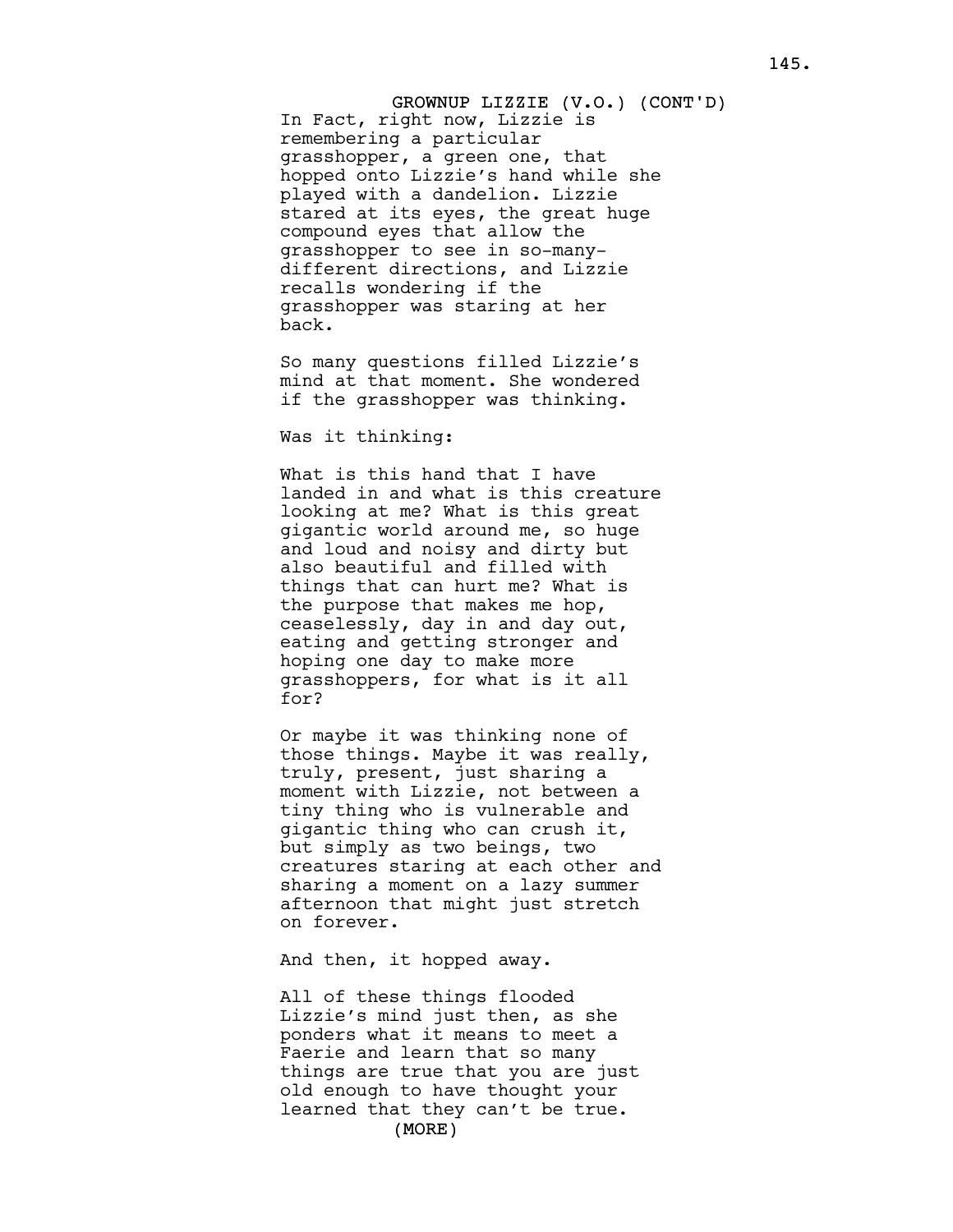GROWNUP LIZZIE (V.O.) (CONT'D)

In Fact, right now, Lizzie is remembering a particular grasshopper, a green one, that hopped onto Lizzie's hand while she played with a dandelion. Lizzie stared at its eyes, the great huge compound eyes that allow the grasshopper to see in so-many-different directions, and Lizzie recalls wondering if the grasshopper was staring at her back.

So many questions filled Lizzie's mind at that moment. She wondered if the grasshopper was thinking.

Was it thinking:

What is this hand that I have landed in and what is this creature looking at me? What is this great gigantic world around me, so huge and loud and noisy and dirty but also beautiful and filled with things that can hurt me? What is the purpose that makes me hop, ceaselessly, day in and day out, eating and getting stronger and hoping one day to make more grasshoppers, for what is it all for?

Or maybe it was thinking none of those things. Maybe it was really, truly, present, just sharing a moment with Lizzie, not between a tiny thing who is vulnerable and gigantic thing who can crush it, but simply as two beings, two creatures staring at each other and sharing a moment on a lazy summer afternoon that might just stretch on forever.

And then, it hopped away.

All of these things flooded Lizzie's mind just then, as she ponders what it means to meet a Faerie and learn that so many things are true that you are just old enough to have thought your learned that they can't be true.

(MORE)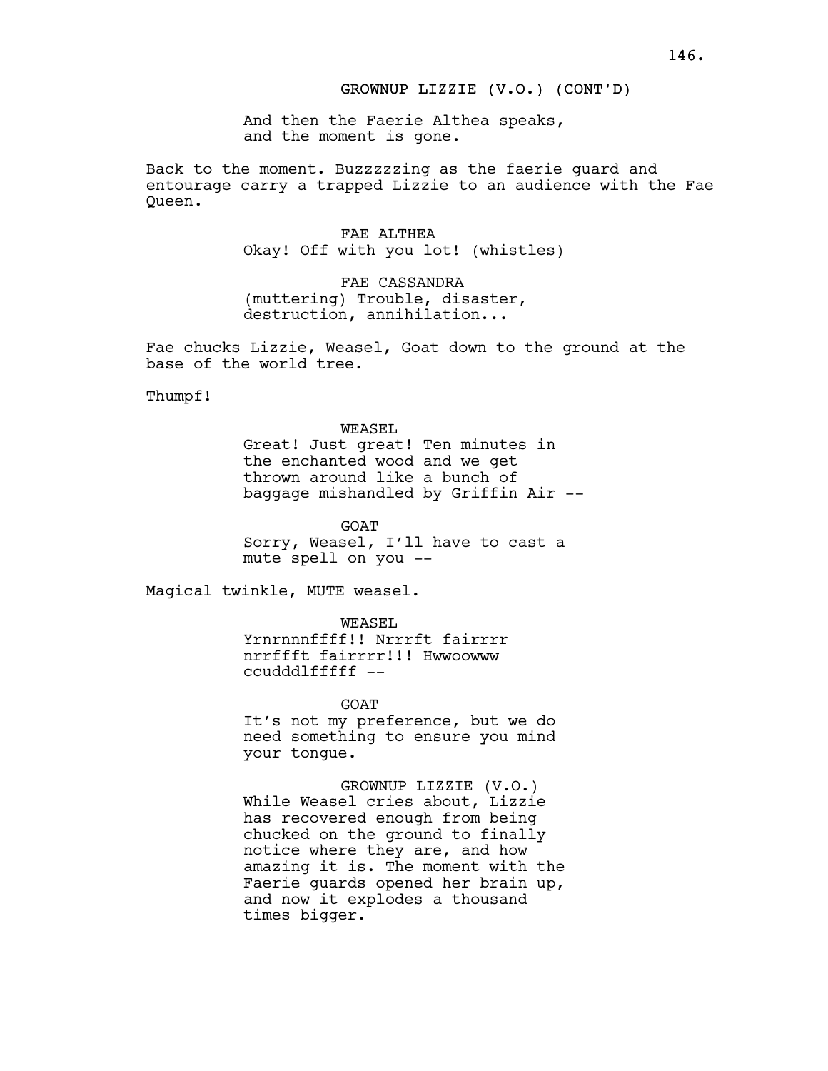GROWNUP LIZZIE (V.O.) (CONT'D)

And then the Faerie Althea speaks, and the moment is gone.

Back to the moment. Buzzzzzing as the faerie guard and entourage carry a trapped Lizzie to an audience with the Fae Queen.

FAE ALTHEA

Okay! Off with you lot! (whistles)

FAE CASSANDRA

(muttering) Trouble, disaster, destruction, annihilation...

Fae chucks Lizzie, Weasel, Goat down to the ground at the base of the world tree.

Thumpf!

WEASEL

Great! Just great! Ten minutes in the enchanted wood and we get thrown around like a bunch of baggage mishandled by Griffin Air --

GOAT

Sorry, Weasel, I'll have to cast a mute spell on you --

Magical twinkle, MUTE weasel.

WEASEL

Yrnrnnnffff!! Nrrrft fairrrr nrrffft fairrrr!!! Hwwoowww ccudddlfffff --

GOAT

It's not my preference, but we do need something to ensure you mind your tongue.

GROWNUP LIZZIE (V.O.)

While Weasel cries about, Lizzie has recovered enough from being chucked on the ground to finally notice where they are, and how amazing it is. The moment with the Faerie guards opened her brain up, and now it explodes a thousand times bigger.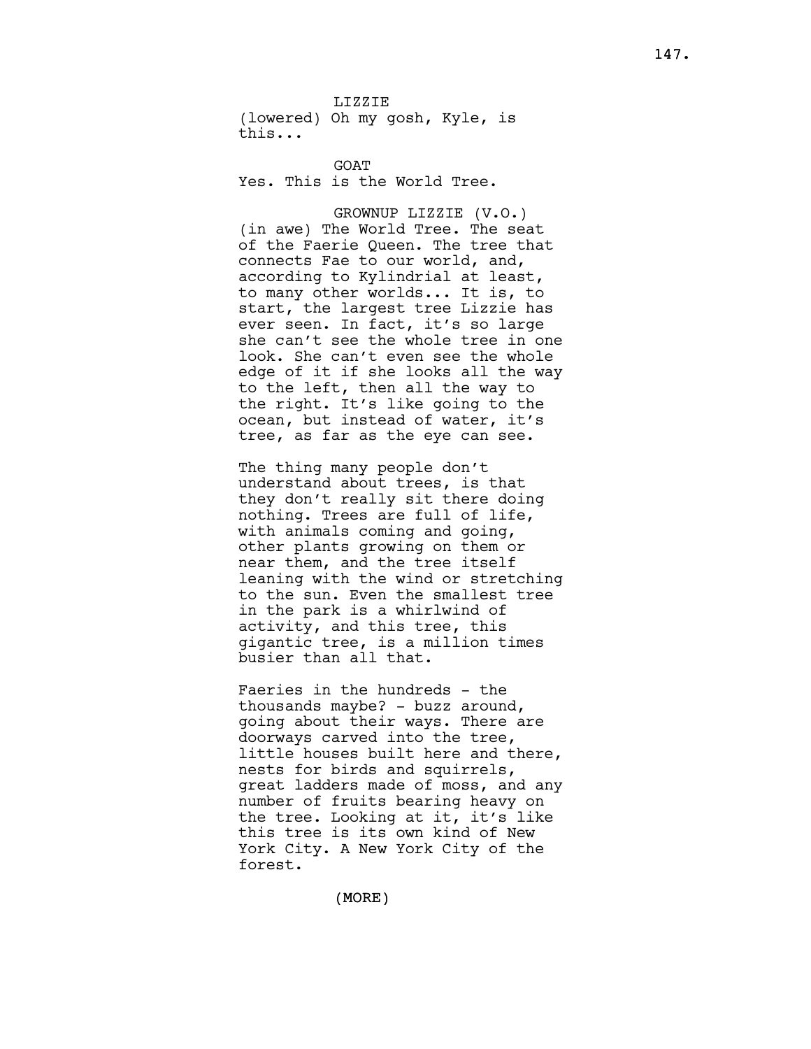LIZZIE

(lowered) Oh my gosh, Kyle, is this...

GOAT

Yes. This is the World Tree.

GROWNUP LIZZIE (V.O.)

(in awe) The World Tree. The seat of the Faerie Queen. The tree that connects Fae to our world, and, according to Kylindrial at least, to many other worlds... It is, to start, the largest tree Lizzie has ever seen. In fact, it's so large she can't see the whole tree in one look. She can't even see the whole edge of it if she looks all the way to the left, then all the way to the right. It's like going to the ocean, but instead of water, it's tree, as far as the eye can see.

The thing many people don't understand about trees, is that they don't really sit there doing nothing. Trees are full of life, with animals coming and going, other plants growing on them or near them, and the tree itself leaning with the wind or stretching to the sun. Even the smallest tree in the park is a whirlwind of activity, and this tree, this gigantic tree, is a million times busier than all that.

Faeries in the hundreds - the thousands maybe? - buzz around, going about their ways. There are doorways carved into the tree, little houses built here and there, nests for birds and squirrels, great ladders made of moss, and any number of fruits bearing heavy on the tree. Looking at it, it's like this tree is its own kind of New York City. A New York City of the forest.

(MORE)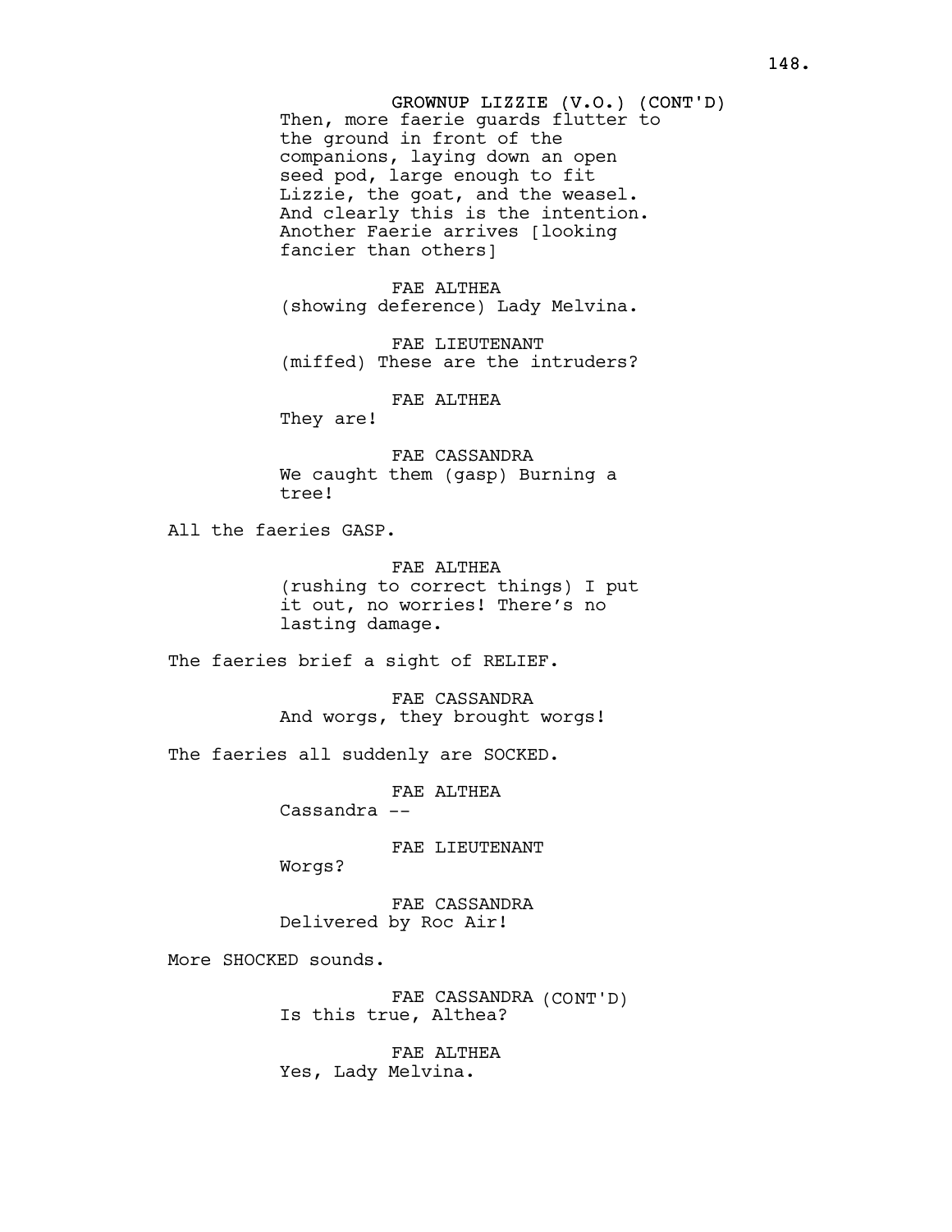GROWNUP LIZZIE (V.O.) (CONT'D)
Then, more faerie guards flutter to the ground in front of the companions, laying down an open seed pod, large enough to fit Lizzie, the goat, and the weasel. And clearly this is the intention. Another Faerie arrives [looking fancier than others]

FAE ALTHEA
(showing deference) Lady Melvina.

FAE LIEUTENANT
(miffed) These are the intruders?

FAE ALTHEA
They are!

FAE CASSANDRA
We caught them (gasp) Burning a tree!

All the faeries GASP.

FAE ALTHEA
(rushing to correct things) I put it out, no worries! There's no lasting damage.

The faeries brief a sight of RELIEF.

FAE CASSANDRA
And worgs, they brought worgs!

The faeries all suddenly are SOCKED.

FAE ALTHEA
Cassandra --

FAE LIEUTENANT
Worgs?

FAE CASSANDRA
Delivered by Roc Air!

More SHOCKED sounds.

FAE CASSANDRA (CONT'D)
Is this true, Althea?

FAE ALTHEA
Yes, Lady Melvina.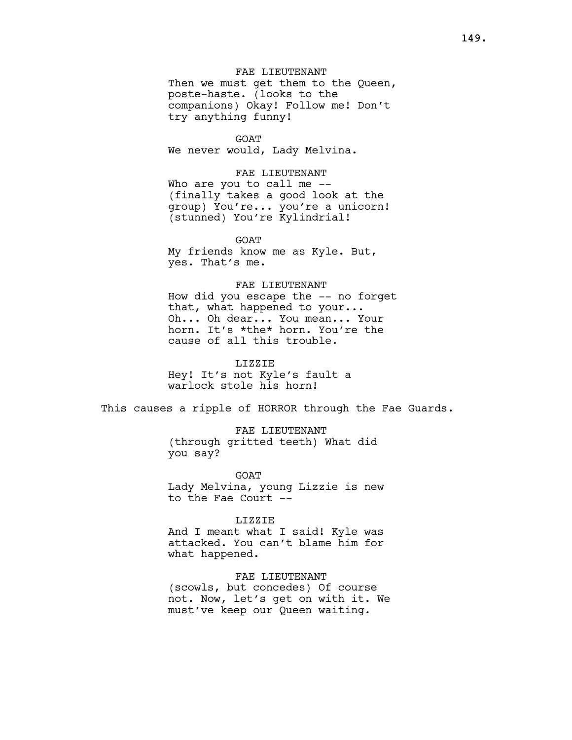FAE LIEUTENANT
Then we must get them to the Queen, poste-haste. (looks to the companions) Okay! Follow me! Don't try anything funny!

GOAT
We never would, Lady Melvina.

FAE LIEUTENANT
Who are you to call me -- (finally takes a good look at the group) You're... you're a unicorn! (stunned) You're Kylindrial!

GOAT
My friends know me as Kyle. But, yes. That's me.

FAE LIEUTENANT
How did you escape the -- no forget that, what happened to your... Oh... Oh dear... You mean... Your horn. It's *the* horn. You're the cause of all this trouble.

LIZZIE
Hey! It's not Kyle's fault a warlock stole his horn!

This causes a ripple of HORROR through the Fae Guards.

FAE LIEUTENANT
(through gritted teeth) What did you say?

GOAT
Lady Melvina, young Lizzie is new to the Fae Court --

LIZZIE
And I meant what I said! Kyle was attacked. You can't blame him for what happened.

FAE LIEUTENANT
(scowls, but concedes) Of course not. Now, let's get on with it. We must've keep our Queen waiting.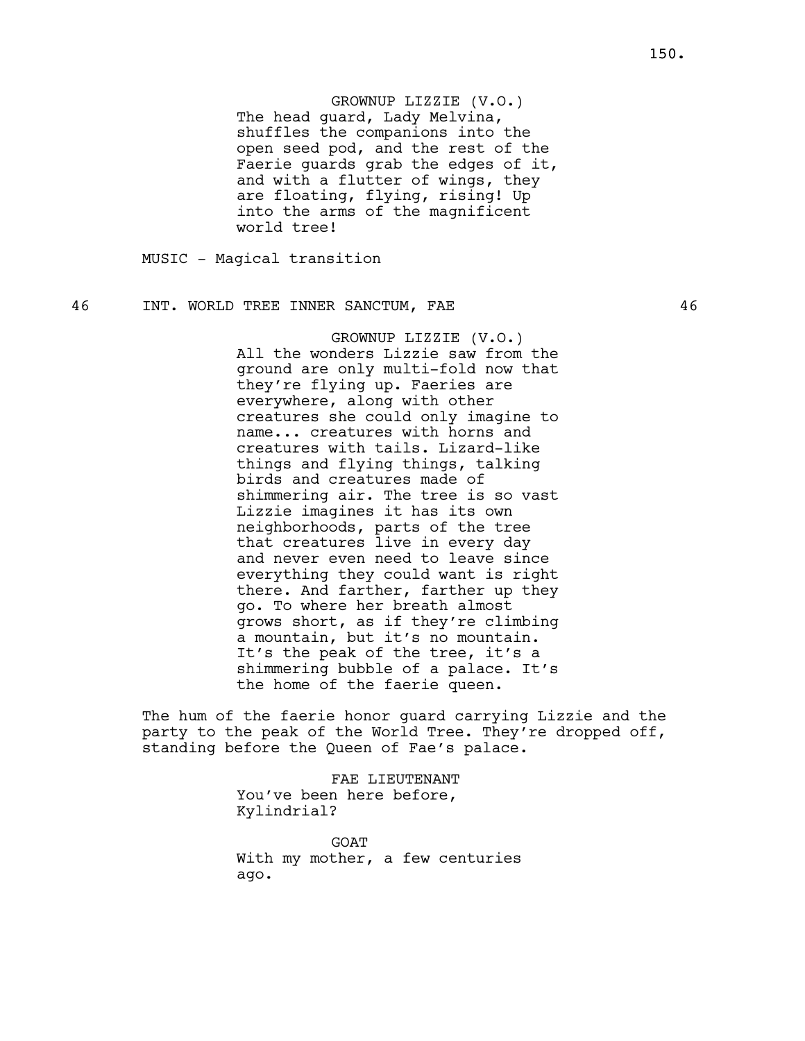GROWNUP LIZZIE (V.O.)
The head guard, Lady Melvina, shuffles the companions into the open seed pod, and the rest of the Faerie guards grab the edges of it, and with a flutter of wings, they are floating, flying, rising! Up into the arms of the magnificent world tree!

MUSIC - Magical transition

46 INT. WORLD TREE INNER SANCTUM, FAE 46

GROWNUP LIZZIE (V.O.)
All the wonders Lizzie saw from the ground are only multi-fold now that they're flying up. Faeries are everywhere, along with other creatures she could only imagine to name... creatures with horns and creatures with tails. Lizard-like things and flying things, talking birds and creatures made of shimmering air. The tree is so vast Lizzie imagines it has its own neighborhoods, parts of the tree that creatures live in every day and never even need to leave since everything they could want is right there. And farther, farther up they go. To where her breath almost grows short, as if they're climbing a mountain, but it's no mountain. It's the peak of the tree, it's a shimmering bubble of a palace. It's the home of the faerie queen.

The hum of the faerie honor guard carrying Lizzie and the party to the peak of the World Tree. They're dropped off, standing before the Queen of Fae's palace.

FAE LIEUTENANT
You've been here before, Kylindrial?

GOAT
With my mother, a few centuries ago.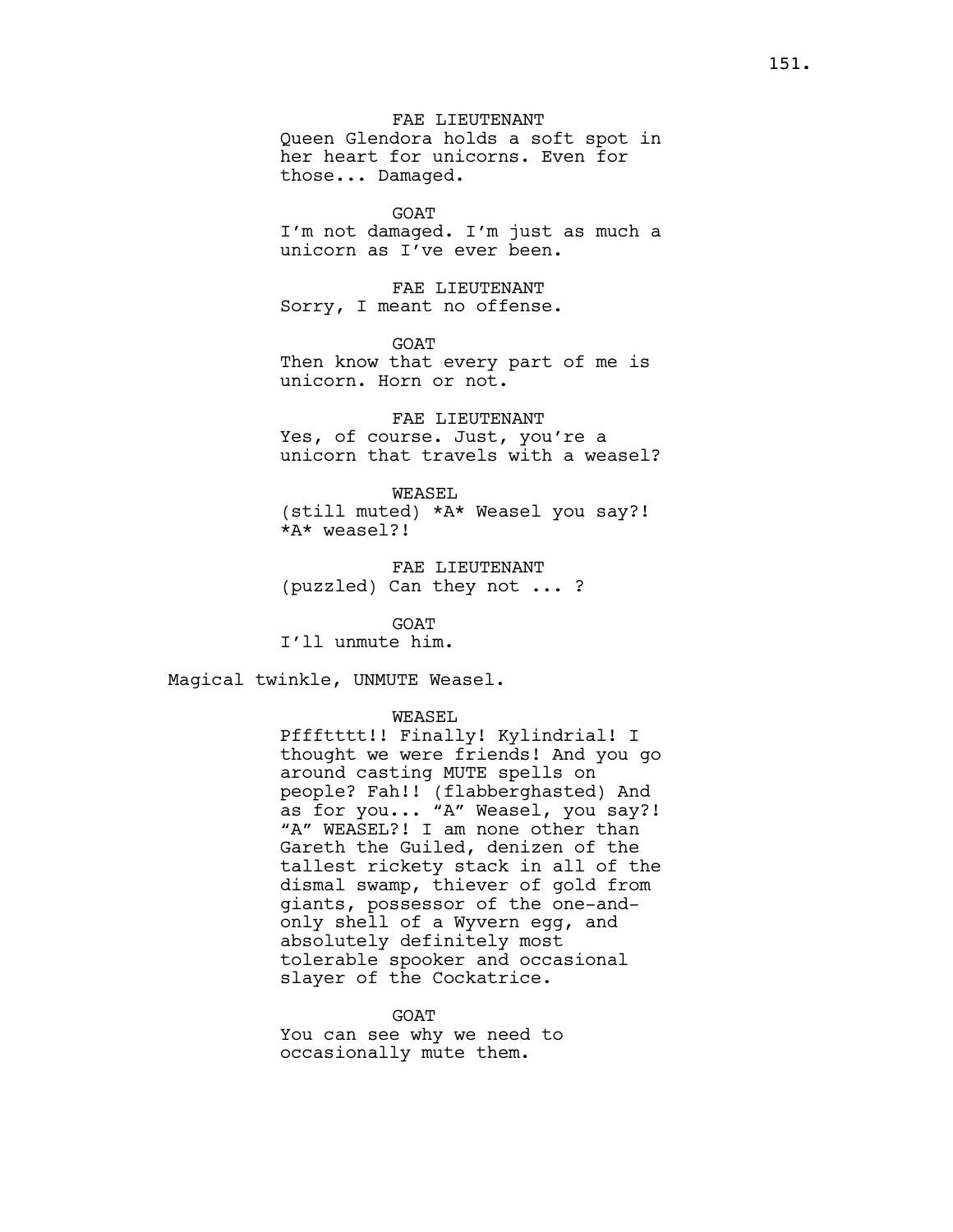FAE LIEUTENANT
Queen Glendora holds a soft spot in her heart for unicorns. Even for those... Damaged.

GOAT
I'm not damaged. I'm just as much a unicorn as I've ever been.

FAE LIEUTENANT
Sorry, I meant no offense.

GOAT
Then know that every part of me is unicorn. Horn or not.

FAE LIEUTENANT
Yes, of course. Just, you're a unicorn that travels with a weasel?

WEASEL
(still muted) *A* Weasel you say?! *A* weasel?!

FAE LIEUTENANT
(puzzled) Can they not ... ?

GOAT
I'll unmute him.

Magical twinkle, UNMUTE Weasel.

WEASEL
Pfffttttt!! Finally! Kylindrial! I thought we were friends! And you go around casting MUTE spells on people? Fah!! (flabberghasted) And as for you... "A" Weasel, you say?! "A" WEASEL?! I am none other than Gareth the Guiled, denizen of the tallest rickety stack in all of the dismal swamp, thiever of gold from giants, possessor of the one-and-only shell of a Wyvern egg, and absolutely definitely most tolerable spooker and occasional slayer of the Cockatrice.

GOAT
You can see why we need to occasionally mute them.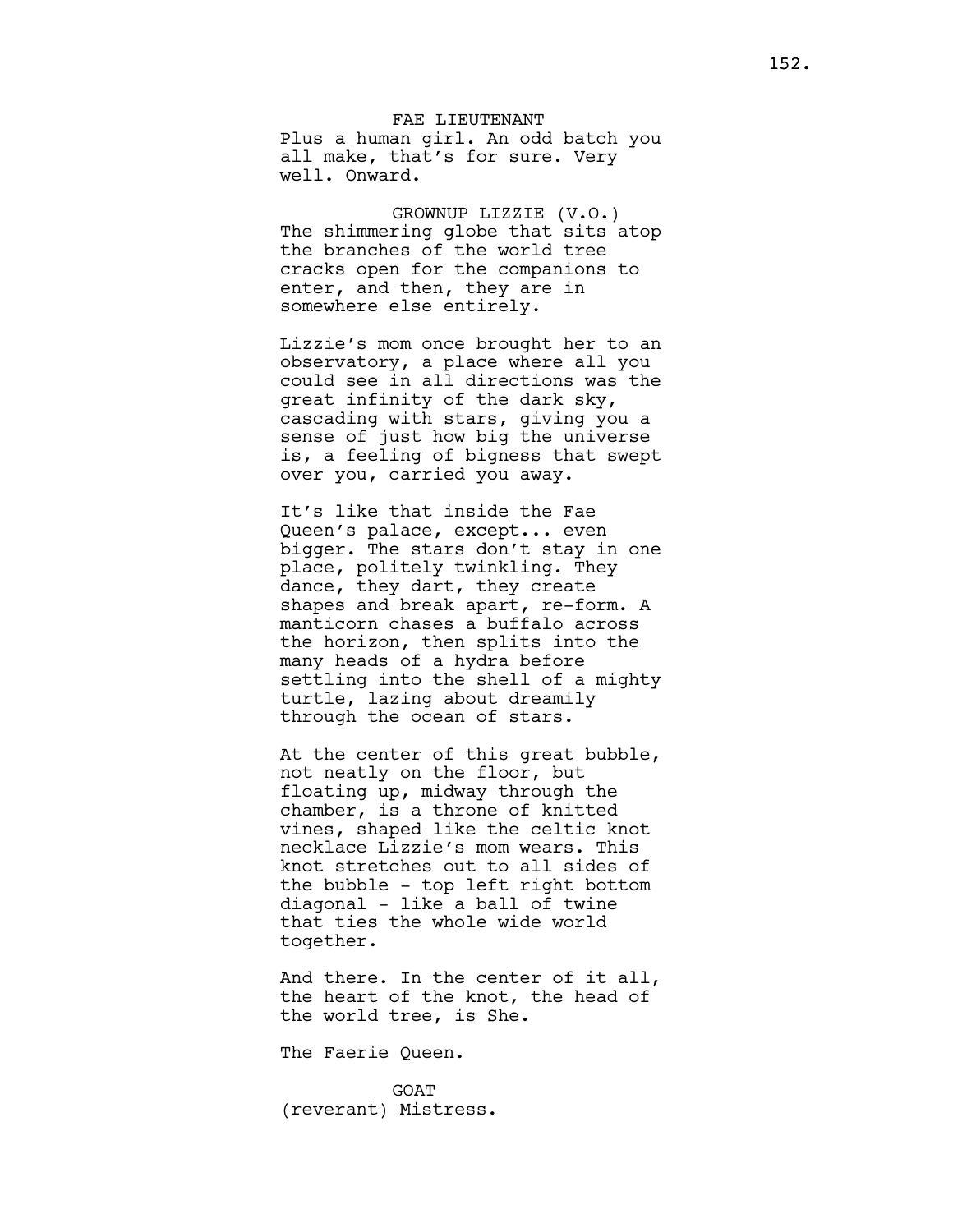FAE LIEUTENANT

Plus a human girl. An odd batch you all make, that's for sure. Very well. Onward.

GROWNUP LIZZIE (V.O.)

The shimmering globe that sits atop the branches of the world tree cracks open for the companions to enter, and then, they are in somewhere else entirely.

Lizzie's mom once brought her to an observatory, a place where all you could see in all directions was the great infinity of the dark sky, cascading with stars, giving you a sense of just how big the universe is, a feeling of bigness that swept over you, carried you away.

It's like that inside the Fae Queen's palace, except... even bigger. The stars don't stay in one place, politely twinkling. They dance, they dart, they create shapes and break apart, re-form. A manticorn chases a buffalo across the horizon, then splits into the many heads of a hydra before settling into the shell of a mighty turtle, lazing about dreamily through the ocean of stars.

At the center of this great bubble, not neatly on the floor, but floating up, midway through the chamber, is a throne of knitted vines, shaped like the celtic knot necklace Lizzie's mom wears. This knot stretches out to all sides of the bubble - top left right bottom diagonal - like a ball of twine that ties the whole wide world together.

And there. In the center of it all, the heart of the knot, the head of the world tree, is She.

The Faerie Queen.

GOAT

(reverant) Mistress.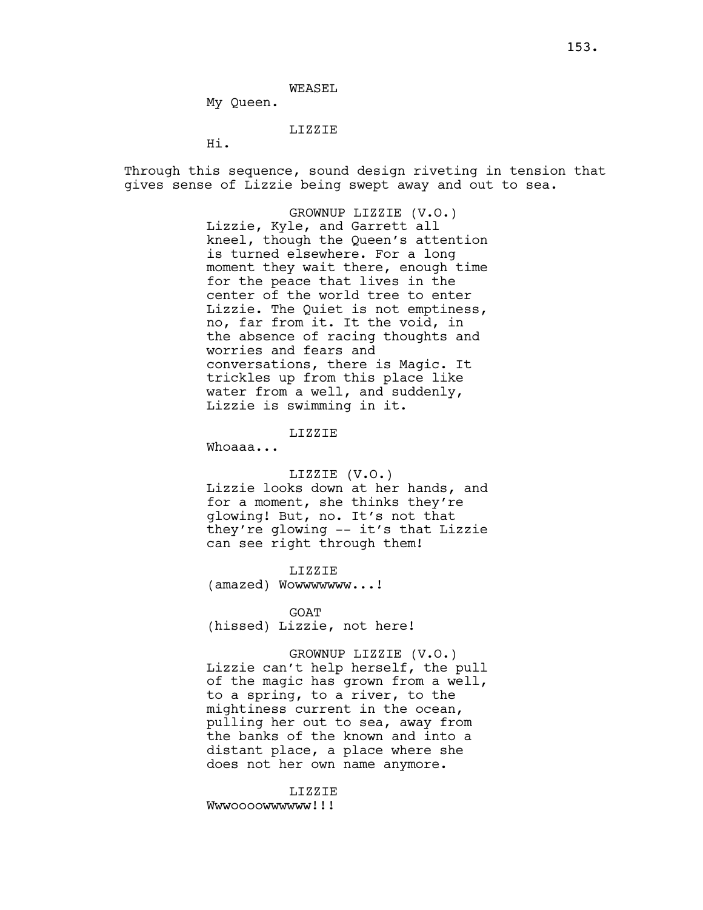WEASEL

My Queen.

LIZZIE

Hi.

Through this sequence, sound design riveting in tension that gives sense of Lizzie being swept away and out to sea.

GROWNUP LIZZIE (V.O.)

Lizzie, Kyle, and Garrett all kneel, though the Queen's attention is turned elsewhere. For a long moment they wait there, enough time for the peace that lives in the center of the world tree to enter Lizzie. The Quiet is not emptiness, no, far from it. It the void, in the absence of racing thoughts and worries and fears and conversations, there is Magic. It trickles up from this place like water from a well, and suddenly, Lizzie is swimming in it.

LIZZIE

Whoaaa...

LIZZIE (V.O.)

Lizzie looks down at her hands, and for a moment, she thinks they're glowing! But, no. It's not that they're glowing -- it's that Lizzie can see right through them!

LIZZIE

(amazed) Wowwwwwww...!

GOAT

(hissed) Lizzie, not here!

GROWNUP LIZZIE (V.O.)

Lizzie can't help herself, the pull of the magic has grown from a well, to a spring, to a river, to the mightiness current in the ocean, pulling her out to sea, away from the banks of the known and into a distant place, a place where she does not her own name anymore.

LIZZIE

Wwwoooowwwwww!!!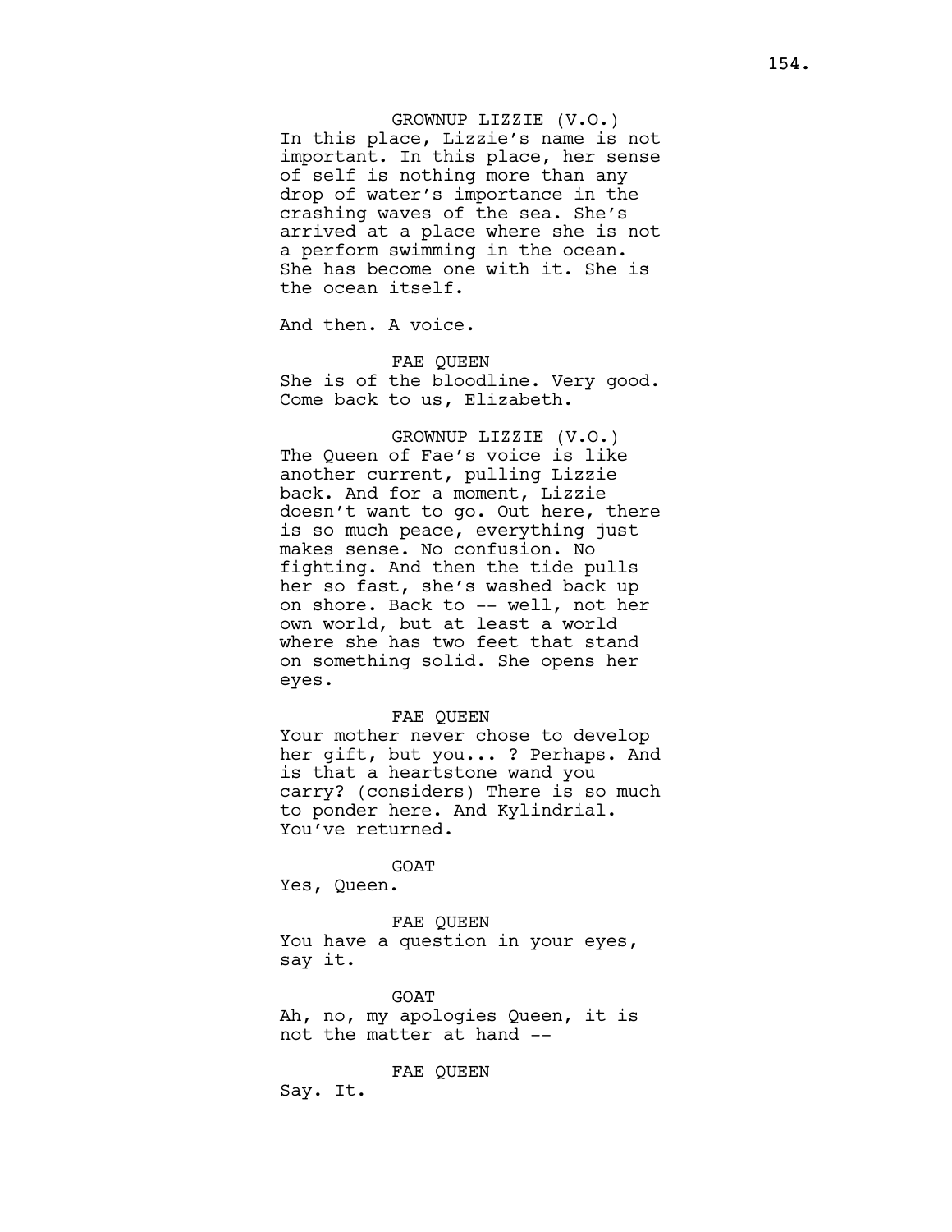GROWNUP LIZZIE (V.O.)
In this place, Lizzie's name is not important. In this place, her sense of self is nothing more than any drop of water's importance in the crashing waves of the sea. She's arrived at a place where she is not a perform swimming in the ocean. She has become one with it. She is the ocean itself.

And then. A voice.

FAE QUEEN
She is of the bloodline. Very good. Come back to us, Elizabeth.

GROWNUP LIZZIE (V.O.)
The Queen of Fae's voice is like another current, pulling Lizzie back. And for a moment, Lizzie doesn't want to go. Out here, there is so much peace, everything just makes sense. No confusion. No fighting. And then the tide pulls her so fast, she's washed back up on shore. Back to -- well, not her own world, but at least a world where she has two feet that stand on something solid. She opens her eyes.

FAE QUEEN
Your mother never chose to develop her gift, but you... ? Perhaps. And is that a heartstone wand you carry? (considers) There is so much to ponder here. And Kylindrial. You've returned.

GOAT
Yes, Queen.

FAE QUEEN
You have a question in your eyes, say it.

GOAT
Ah, no, my apologies Queen, it is not the matter at hand --

FAE QUEEN
Say. It.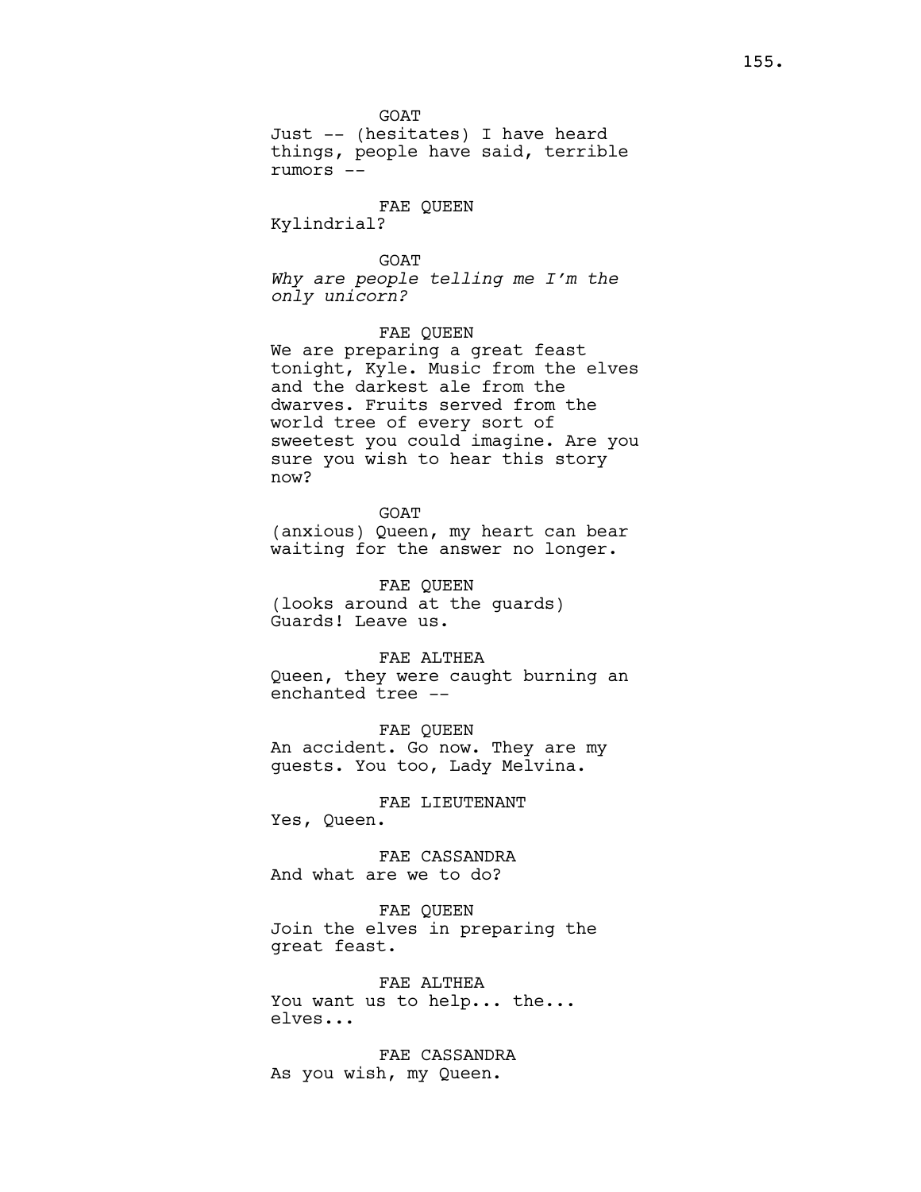GOAT
Just -- (hesitates) I have heard things, people have said, terrible rumors --

FAE QUEEN
Kylindrial?

GOAT
*Why are people telling me I'm the only unicorn?*

FAE QUEEN
We are preparing a great feast tonight, Kyle. Music from the elves and the darkest ale from the dwarves. Fruits served from the world tree of every sort of sweetest you could imagine. Are you sure you wish to hear this story now?

GOAT
(anxious) Queen, my heart can bear waiting for the answer no longer.

FAE QUEEN
(looks around at the guards)
Guards! Leave us.

FAE ALTHEA
Queen, they were caught burning an enchanted tree --

FAE QUEEN
An accident. Go now. They are my guests. You too, Lady Melvina.

FAE LIEUTENANT
Yes, Queen.

FAE CASSANDRA
And what are we to do?

FAE QUEEN
Join the elves in preparing the great feast.

FAE ALTHEA
You want us to help... the... elves...

FAE CASSANDRA
As you wish, my Queen.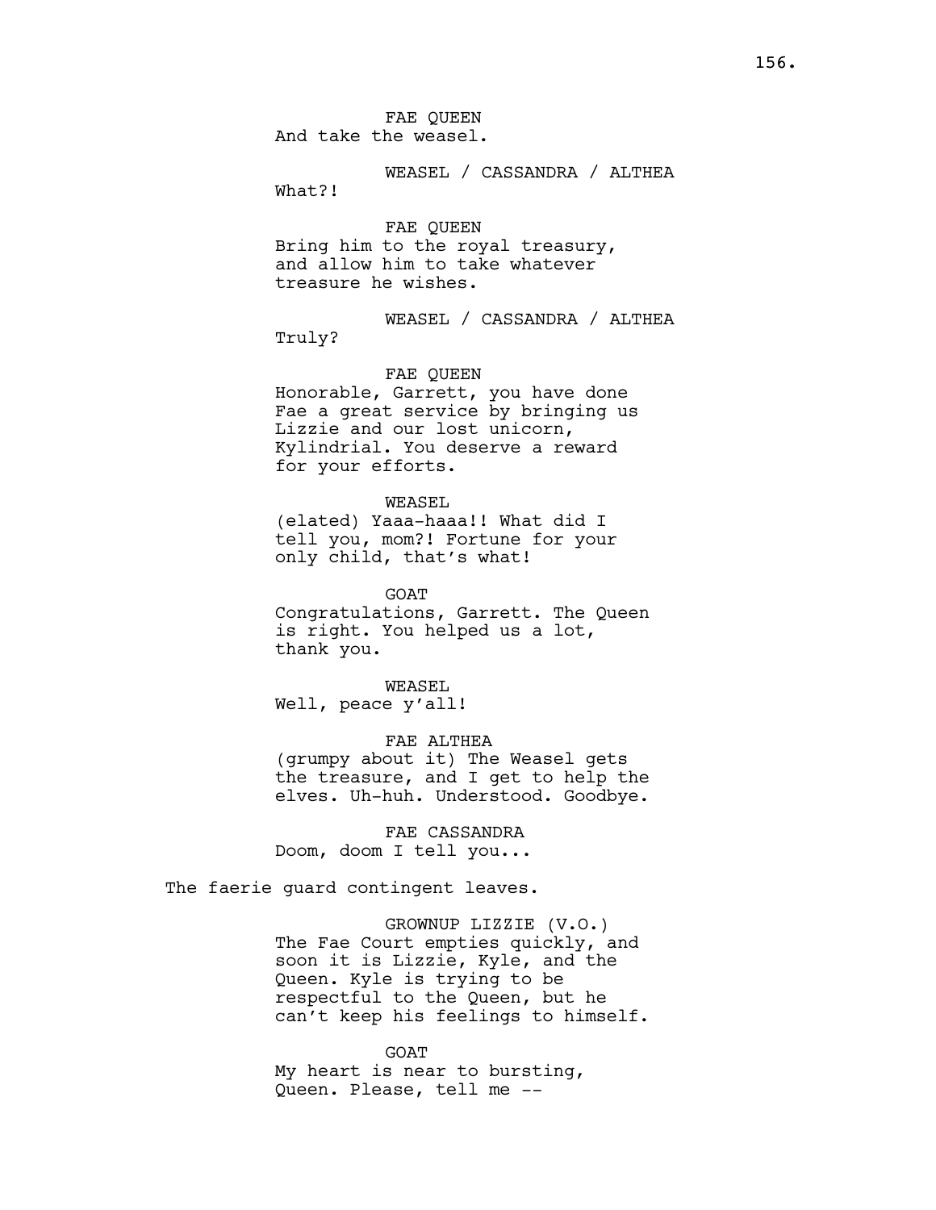FAE QUEEN
And take the weasel.

WEASEL / CASSANDRA / ALTHEA
What?!

FAE QUEEN
Bring him to the royal treasury, and allow him to take whatever treasure he wishes.

WEASEL / CASSANDRA / ALTHEA
Truly?

FAE QUEEN
Honorable, Garrett, you have done Fae a great service by bringing us Lizzie and our lost unicorn, Kylindrial. You deserve a reward for your efforts.

WEASEL
(elated) Yaaa-haaa!! What did I tell you, mom?! Fortune for your only child, that's what!

GOAT
Congratulations, Garrett. The Queen is right. You helped us a lot, thank you.

WEASEL
Well, peace y'all!

FAE ALTHEA
(grumpy about it) The Weasel gets the treasure, and I get to help the elves. Uh-huh. Understood. Goodbye.

FAE CASSANDRA
Doom, doom I tell you...

The faerie guard contingent leaves.

GROWNUP LIZZIE (V.O.)
The Fae Court empties quickly, and soon it is Lizzie, Kyle, and the Queen. Kyle is trying to be respectful to the Queen, but he can't keep his feelings to himself.

GOAT
My heart is near to bursting, Queen. Please, tell me --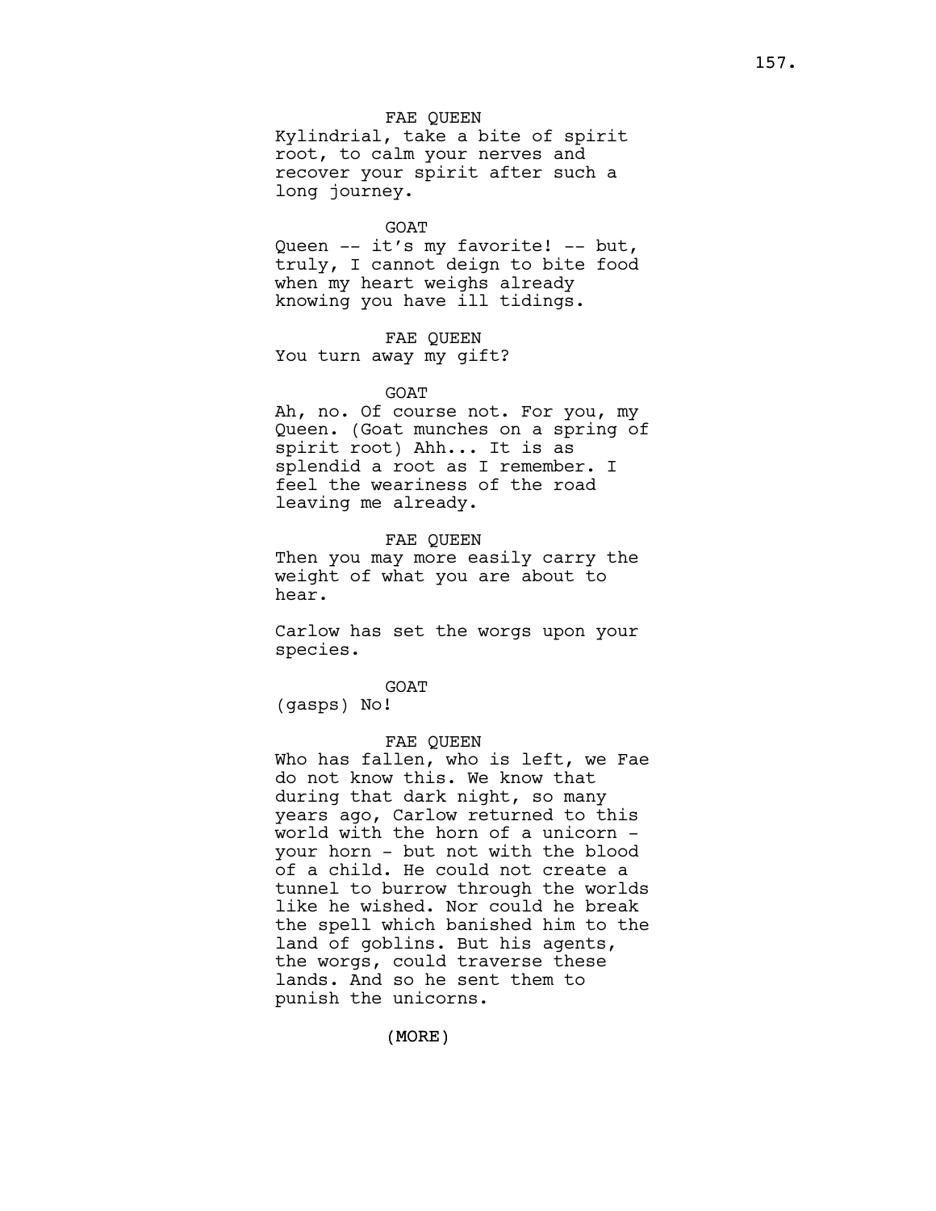FAE QUEEN

Kylindrial, take a bite of spirit root, to calm your nerves and recover your spirit after such a long journey.

GOAT

Queen -- it's my favorite! -- but, truly, I cannot deign to bite food when my heart weighs already knowing you have ill tidings.

FAE QUEEN

You turn away my gift?

GOAT

Ah, no. Of course not. For you, my Queen. (Goat munches on a spring of spirit root) Ahh... It is as splendid a root as I remember. I feel the weariness of the road leaving me already.

FAE QUEEN

Then you may more easily carry the weight of what you are about to hear.

Carlow has set the worgs upon your species.

GOAT

(gasps) No!

FAE QUEEN

Who has fallen, who is left, we Fae do not know this. We know that during that dark night, so many years ago, Carlow returned to this world with the horn of a unicorn - your horn - but not with the blood of a child. He could not create a tunnel to burrow through the worlds like he wished. Nor could he break the spell which banished him to the land of goblins. But his agents, the worgs, could traverse these lands. And so he sent them to punish the unicorns.

(MORE)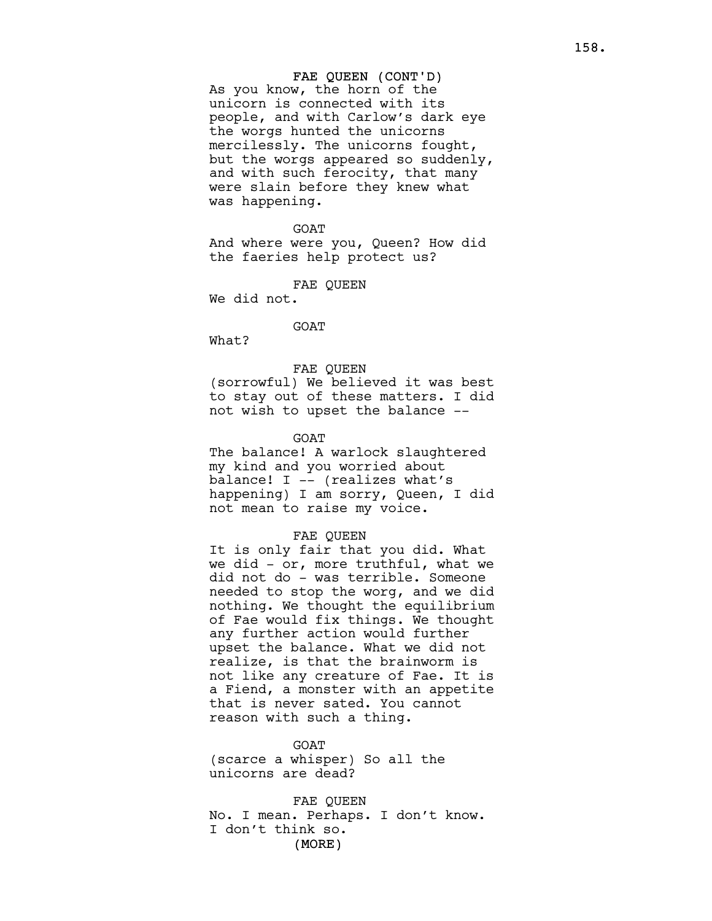FAE QUEEN (CONT'D)
As you know, the horn of the unicorn is connected with its people, and with Carlow's dark eye the worgs hunted the unicorns mercilessly. The unicorns fought, but the worgs appeared so suddenly, and with such ferocity, that many were slain before they knew what was happening.

GOAT
And where were you, Queen? How did the faeries help protect us?

FAE QUEEN
We did not.

GOAT
What?

FAE QUEEN
(sorrowful) We believed it was best to stay out of these matters. I did not wish to upset the balance --

GOAT
The balance! A warlock slaughtered my kind and you worried about balance! I -- (realizes what's happening) I am sorry, Queen, I did not mean to raise my voice.

FAE QUEEN
It is only fair that you did. What we did - or, more truthful, what we did not do - was terrible. Someone needed to stop the worg, and we did nothing. We thought the equilibrium of Fae would fix things. We thought any further action would further upset the balance. What we did not realize, is that the brainworm is not like any creature of Fae. It is a Fiend, a monster with an appetite that is never sated. You cannot reason with such a thing.

GOAT
(scarce a whisper) So all the unicorns are dead?

FAE QUEEN
No. I mean. Perhaps. I don't know. I don't think so.
(MORE)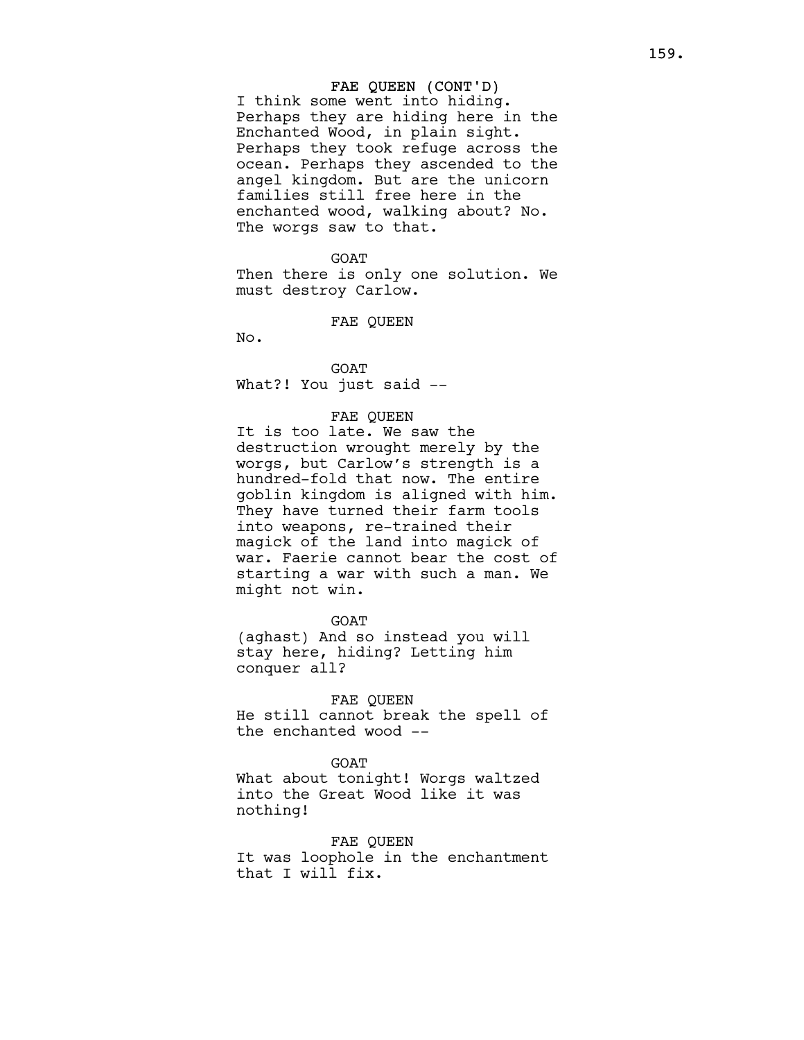FAE QUEEN (CONT'D)
I think some went into hiding. Perhaps they are hiding here in the Enchanted Wood, in plain sight. Perhaps they took refuge across the ocean. Perhaps they ascended to the angel kingdom. But are the unicorn families still free here in the enchanted wood, walking about? No. The worgs saw to that.

GOAT
Then there is only one solution. We must destroy Carlow.

FAE QUEEN
No.

GOAT
What?! You just said --

FAE QUEEN
It is too late. We saw the destruction wrought merely by the worgs, but Carlow's strength is a hundred-fold that now. The entire goblin kingdom is aligned with him. They have turned their farm tools into weapons, re-trained their magick of the land into magick of war. Faerie cannot bear the cost of starting a war with such a man. We might not win.

GOAT
(aghast) And so instead you will stay here, hiding? Letting him conquer all?

FAE QUEEN
He still cannot break the spell of the enchanted wood --

GOAT
What about tonight! Worgs waltzed into the Great Wood like it was nothing!

FAE QUEEN
It was loophole in the enchantment that I will fix.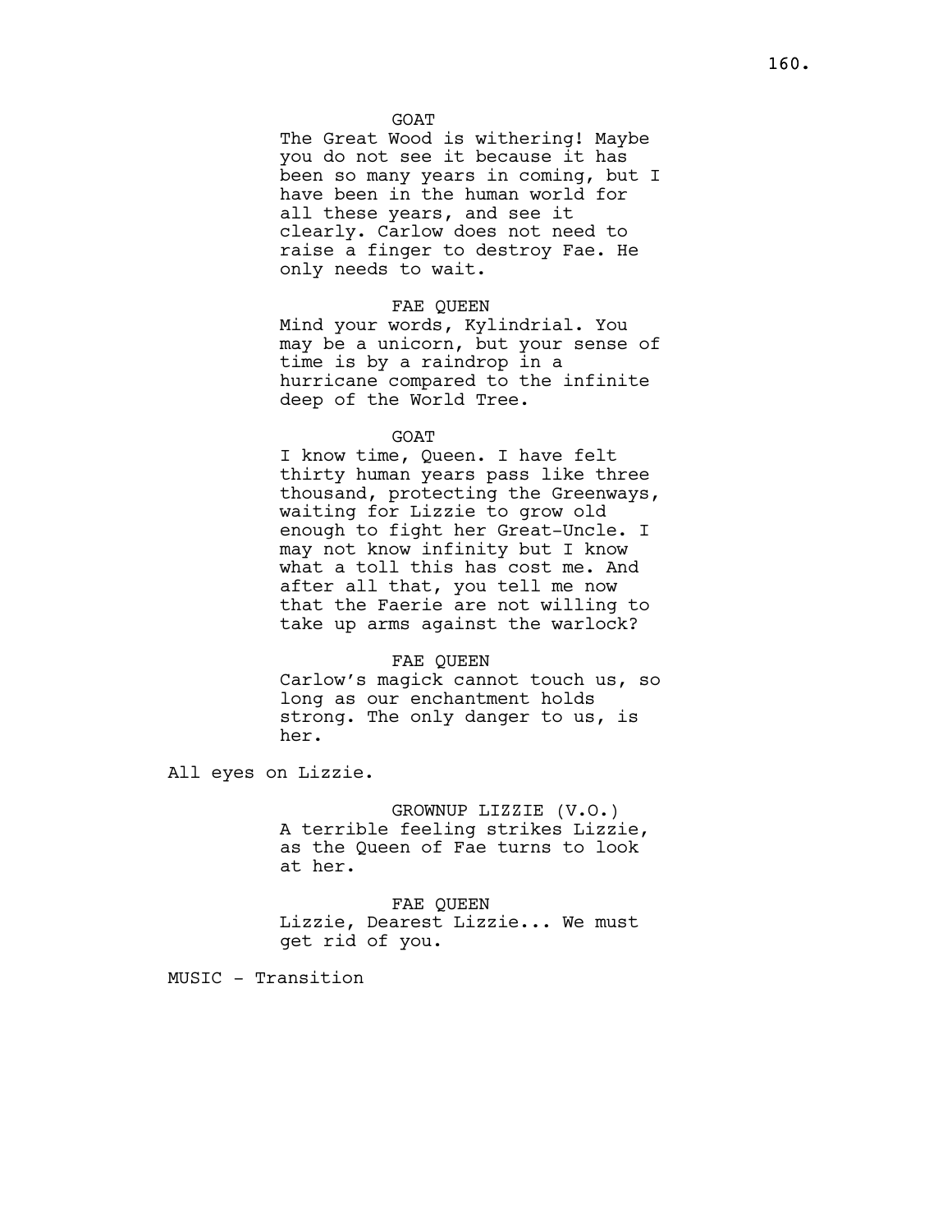GOAT

The Great Wood is withering! Maybe you do not see it because it has been so many years in coming, but I have been in the human world for all these years, and see it clearly. Carlow does not need to raise a finger to destroy Fae. He only needs to wait.

FAE QUEEN

Mind your words, Kylindrial. You may be a unicorn, but your sense of time is by a raindrop in a hurricane compared to the infinite deep of the World Tree.

GOAT

I know time, Queen. I have felt thirty human years pass like three thousand, protecting the Greenways, waiting for Lizzie to grow old enough to fight her Great-Uncle. I may not know infinity but I know what a toll this has cost me. And after all that, you tell me now that the Faerie are not willing to take up arms against the warlock?

FAE QUEEN

Carlow's magick cannot touch us, so long as our enchantment holds strong. The only danger to us, is her.

All eyes on Lizzie.

GROWNUP LIZZIE (V.O.)

A terrible feeling strikes Lizzie, as the Queen of Fae turns to look at her.

FAE QUEEN

Lizzie, Dearest Lizzie... We must get rid of you.

MUSIC - Transition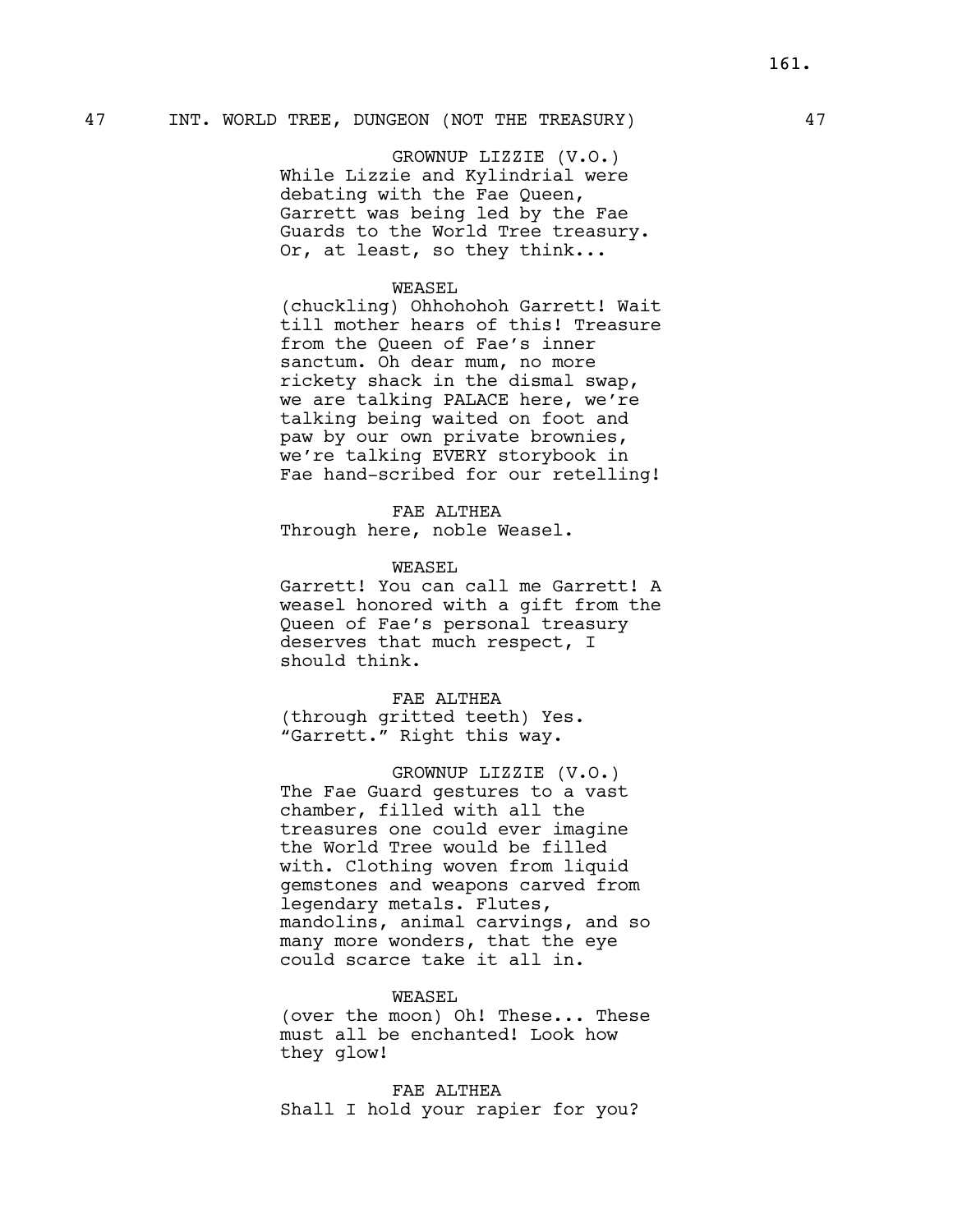## 47 INT. WORLD TREE, DUNGEON (NOT THE TREASURY) 47

GROWNUP LIZZIE (V.O.)
While Lizzie and Kylindrial were debating with the Fae Queen, Garrett was being led by the Fae Guards to the World Tree treasury. Or, at least, so they think...

WEASEL
(chuckling) Ohhohohoh Garrett! Wait till mother hears of this! Treasure from the Queen of Fae's inner sanctum. Oh dear mum, no more rickety shack in the dismal swap, we are talking PALACE here, we're talking being waited on foot and paw by our own private brownies, we're talking EVERY storybook in Fae hand-scribed for our retelling!

FAE ALTHEA
Through here, noble Weasel.

WEASEL
Garrett! You can call me Garrett! A weasel honored with a gift from the Queen of Fae's personal treasury deserves that much respect, I should think.

FAE ALTHEA
(through gritted teeth) Yes. "Garrett." Right this way.

GROWNUP LIZZIE (V.O.)
The Fae Guard gestures to a vast chamber, filled with all the treasures one could ever imagine the World Tree would be filled with. Clothing woven from liquid gemstones and weapons carved from legendary metals. Flutes, mandolins, animal carvings, and so many more wonders, that the eye could scarce take it all in.

WEASEL
(over the moon) Oh! These... These must all be enchanted! Look how they glow!

FAE ALTHEA
Shall I hold your rapier for you?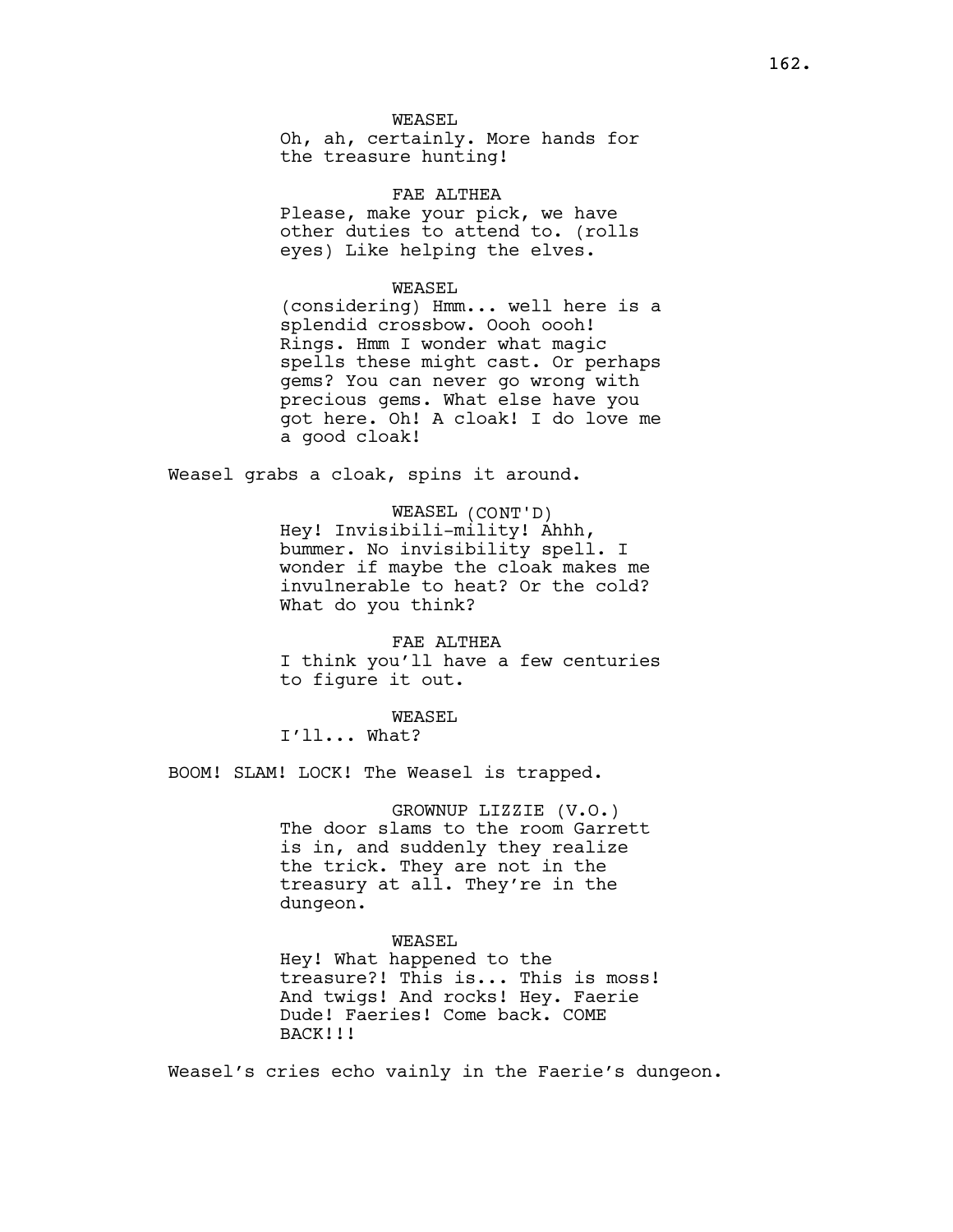WEASEL
Oh, ah, certainly. More hands for the treasure hunting!

FAE ALTHEA
Please, make your pick, we have other duties to attend to. (rolls eyes) Like helping the elves.

WEASEL
(considering) Hmm... well here is a splendid crossbow. Oooh oooh! Rings. Hmm I wonder what magic spells these might cast. Or perhaps gems? You can never go wrong with precious gems. What else have you got here. Oh! A cloak! I do love me a good cloak!

Weasel grabs a cloak, spins it around.

WEASEL (CONT'D)
Hey! Invisibili-mility! Ahhh, bummer. No invisibility spell. I wonder if maybe the cloak makes me invulnerable to heat? Or the cold? What do you think?

FAE ALTHEA
I think you'll have a few centuries to figure it out.

WEASEL
I'll... What?

BOOM! SLAM! LOCK! The Weasel is trapped.

GROWNUP LIZZIE (V.O.)
The door slams to the room Garrett is in, and suddenly they realize the trick. They are not in the treasury at all. They're in the dungeon.

WEASEL
Hey! What happened to the treasure?! This is... This is moss! And twigs! And rocks! Hey. Faerie Dude! Faeries! Come back. COME BACK!!!

Weasel's cries echo vainly in the Faerie's dungeon.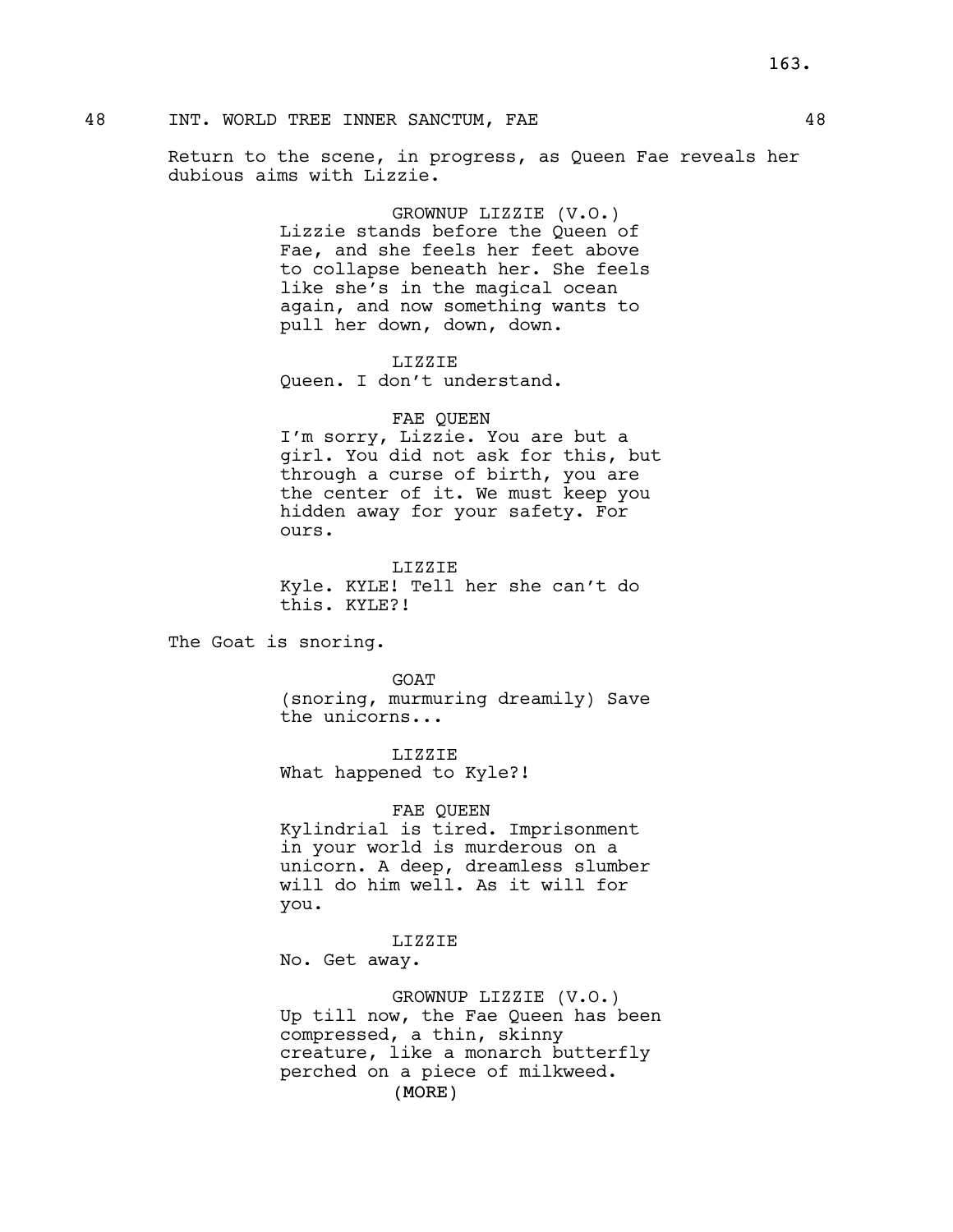48 INT. WORLD TREE INNER SANCTUM, FAE 48

Return to the scene, in progress, as Queen Fae reveals her dubious aims with Lizzie.

GROWNUP LIZZIE (V.O.)
Lizzie stands before the Queen of Fae, and she feels her feet above to collapse beneath her. She feels like she's in the magical ocean again, and now something wants to pull her down, down, down.

LIZZIE
Queen. I don't understand.

FAE QUEEN
I'm sorry, Lizzie. You are but a girl. You did not ask for this, but through a curse of birth, you are the center of it. We must keep you hidden away for your safety. For ours.

LIZZIE
Kyle. KYLE! Tell her she can't do this. KYLE?!

The Goat is snoring.

GOAT
(snoring, murmuring dreamily) Save the unicorns...

LIZZIE
What happened to Kyle?!

FAE QUEEN
Kylindrial is tired. Imprisonment in your world is murderous on a unicorn. A deep, dreamless slumber will do him well. As it will for you.

LIZZIE
No. Get away.

GROWNUP LIZZIE (V.O.)
Up till now, the Fae Queen has been compressed, a thin, skinny creature, like a monarch butterfly perched on a piece of milkweed.
(MORE)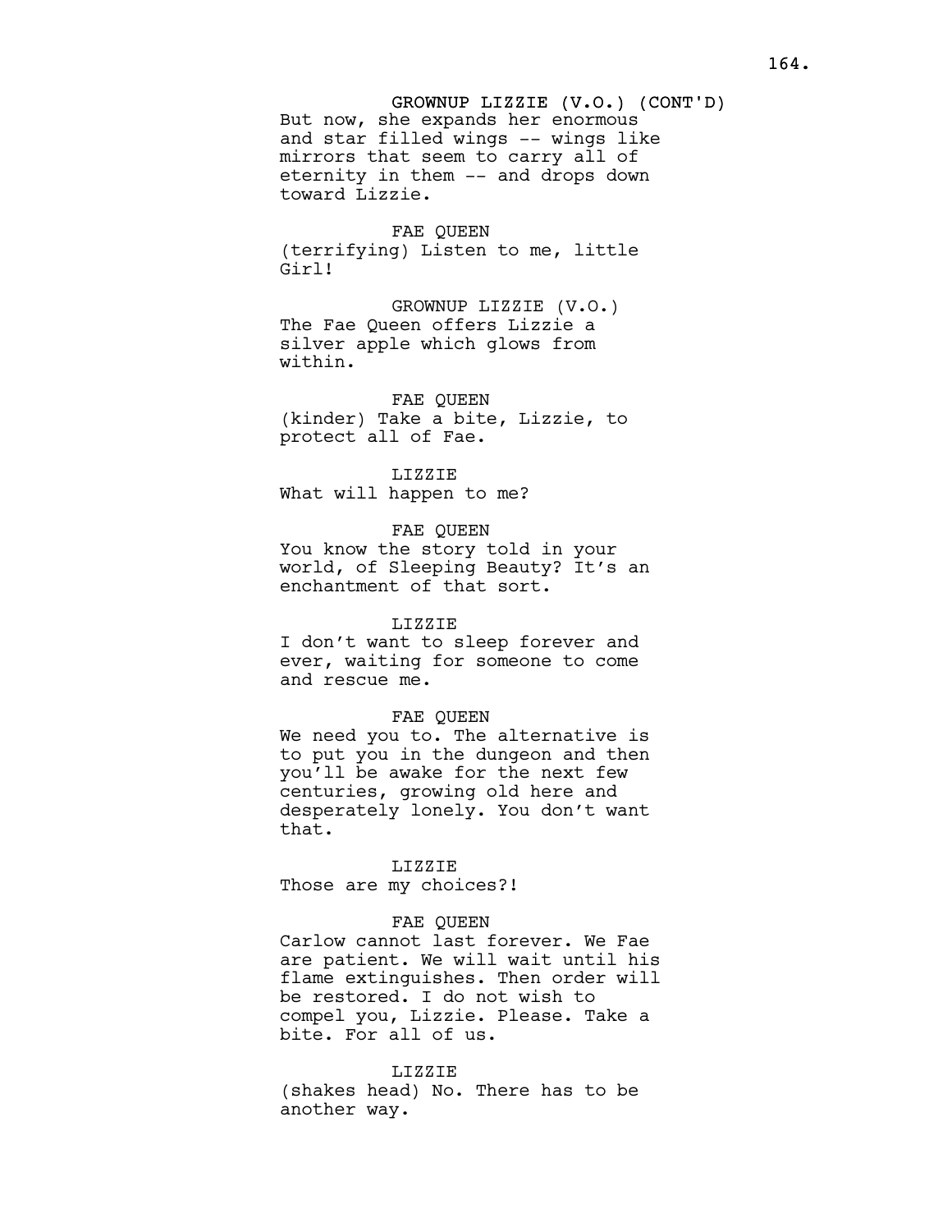GROWNUP LIZZIE (V.O.) (CONT'D)
But now, she expands her enormous and star filled wings -- wings like mirrors that seem to carry all of eternity in them -- and drops down toward Lizzie.

FAE QUEEN
(terrifying) Listen to me, little Girl!

GROWNUP LIZZIE (V.O.)
The Fae Queen offers Lizzie a silver apple which glows from within.

FAE QUEEN
(kinder) Take a bite, Lizzie, to protect all of Fae.

LIZZIE
What will happen to me?

FAE QUEEN
You know the story told in your world, of Sleeping Beauty? It's an enchantment of that sort.

LIZZIE
I don't want to sleep forever and ever, waiting for someone to come and rescue me.

FAE QUEEN
We need you to. The alternative is to put you in the dungeon and then you'll be awake for the next few centuries, growing old here and desperately lonely. You don't want that.

LIZZIE
Those are my choices?!

FAE QUEEN
Carlow cannot last forever. We Fae are patient. We will wait until his flame extinguishes. Then order will be restored. I do not wish to compel you, Lizzie. Please. Take a bite. For all of us.

LIZZIE
(shakes head) No. There has to be another way.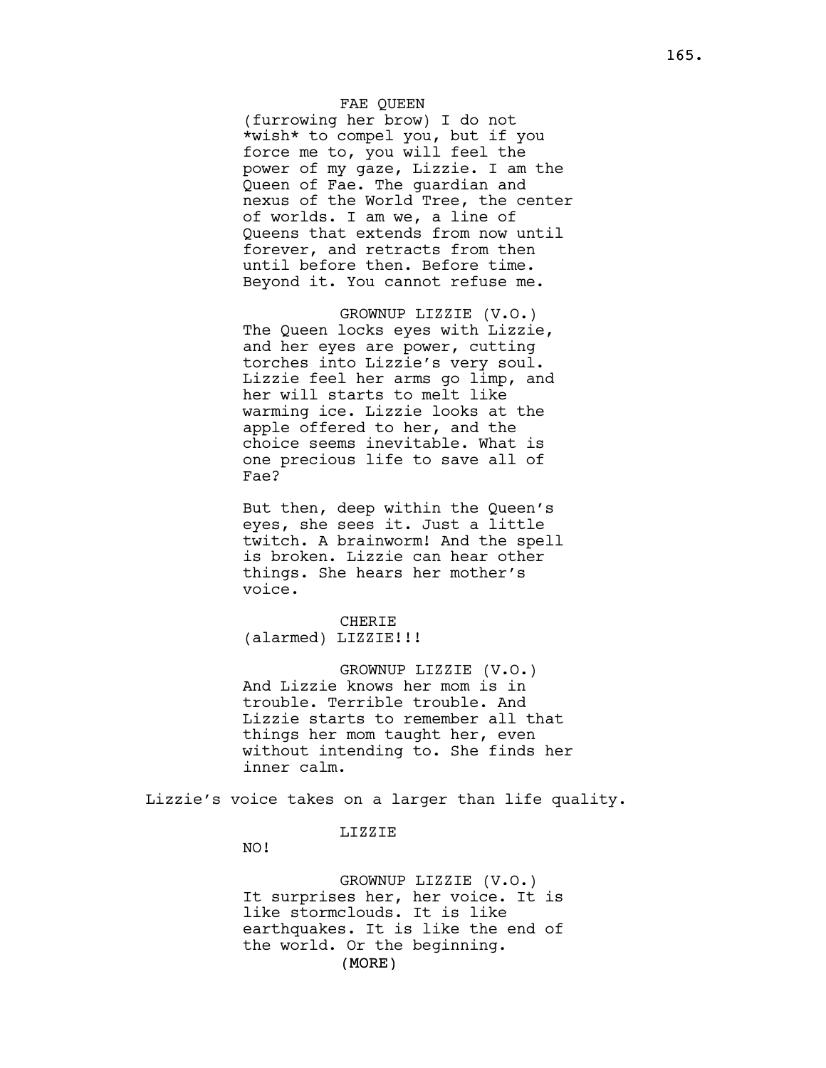FAE QUEEN

(furrowing her brow) I do not *wish* to compel you, but if you force me to, you will feel the power of my gaze, Lizzie. I am the Queen of Fae. The guardian and nexus of the World Tree, the center of worlds. I am we, a line of Queens that extends from now until forever, and retracts from then until before then. Before time. Beyond it. You cannot refuse me.

GROWNUP LIZZIE (V.O.)

The Queen locks eyes with Lizzie, and her eyes are power, cutting torches into Lizzie's very soul. Lizzie feel her arms go limp, and her will starts to melt like warming ice. Lizzie looks at the apple offered to her, and the choice seems inevitable. What is one precious life to save all of Fae?

But then, deep within the Queen's eyes, she sees it. Just a little twitch. A brainworm! And the spell is broken. Lizzie can hear other things. She hears her mother's voice.

CHERIE

(alarmed) LIZZIE!!!

GROWNUP LIZZIE (V.O.)

And Lizzie knows her mom is in trouble. Terrible trouble. And Lizzie starts to remember all that things her mom taught her, even without intending to. She finds her inner calm.

Lizzie's voice takes on a larger than life quality.

LIZZIE

NO!

GROWNUP LIZZIE (V.O.)

It surprises her, her voice. It is like stormclouds. It is like earthquakes. It is like the end of the world. Or the beginning.

(MORE)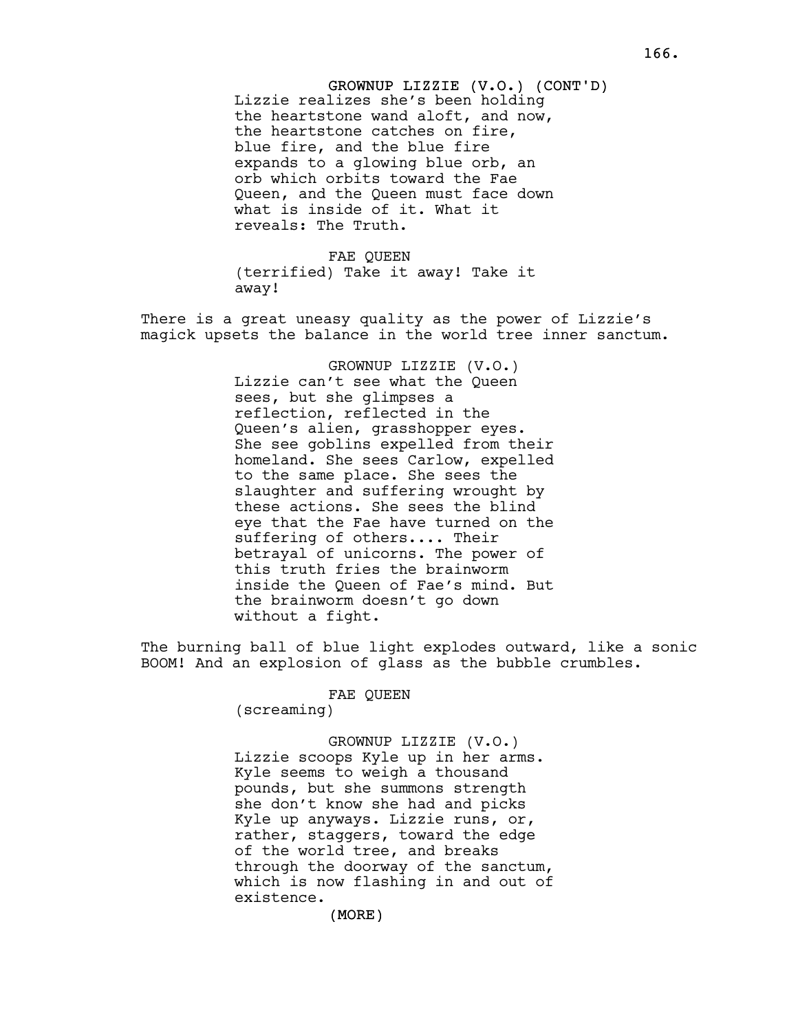GROWNUP LIZZIE (V.O.) (CONT'D)
Lizzie realizes she's been holding the heartstone wand aloft, and now, the heartstone catches on fire, blue fire, and the blue fire expands to a glowing blue orb, an orb which orbits toward the Fae Queen, and the Queen must face down what is inside of it. What it reveals: The Truth.

FAE QUEEN
(terrified) Take it away! Take it away!

There is a great uneasy quality as the power of Lizzie's magick upsets the balance in the world tree inner sanctum.

GROWNUP LIZZIE (V.O.)
Lizzie can't see what the Queen sees, but she glimpses a reflection, reflected in the Queen's alien, grasshopper eyes. She see goblins expelled from their homeland. She sees Carlow, expelled to the same place. She sees the slaughter and suffering wrought by these actions. She sees the blind eye that the Fae have turned on the suffering of others.... Their betrayal of unicorns. The power of this truth fries the brainworm inside the Queen of Fae's mind. But the brainworm doesn't go down without a fight.

The burning ball of blue light explodes outward, like a sonic BOOM! And an explosion of glass as the bubble crumbles.

FAE QUEEN
(screaming)

GROWNUP LIZZIE (V.O.)
Lizzie scoops Kyle up in her arms. Kyle seems to weigh a thousand pounds, but she summons strength she don't know she had and picks Kyle up anyways. Lizzie runs, or, rather, staggers, toward the edge of the world tree, and breaks through the doorway of the sanctum, which is now flashing in and out of existence.
(MORE)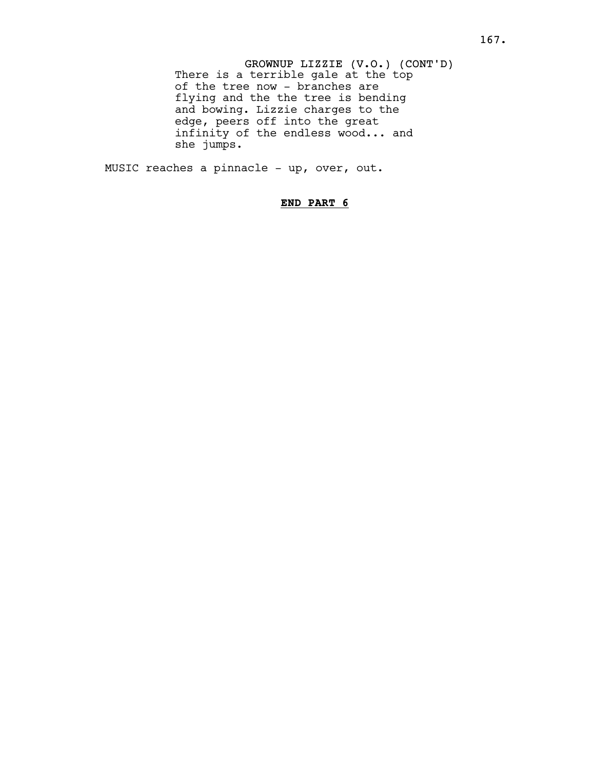GROWNUP LIZZIE (V.O.) (CONT'D)
There is a terrible gale at the top of the tree now - branches are flying and the the tree is bending and bowing. Lizzie charges to the edge, peers off into the great infinity of the endless wood... and she jumps.

MUSIC reaches a pinnacle - up, over, out.

**END PART 6**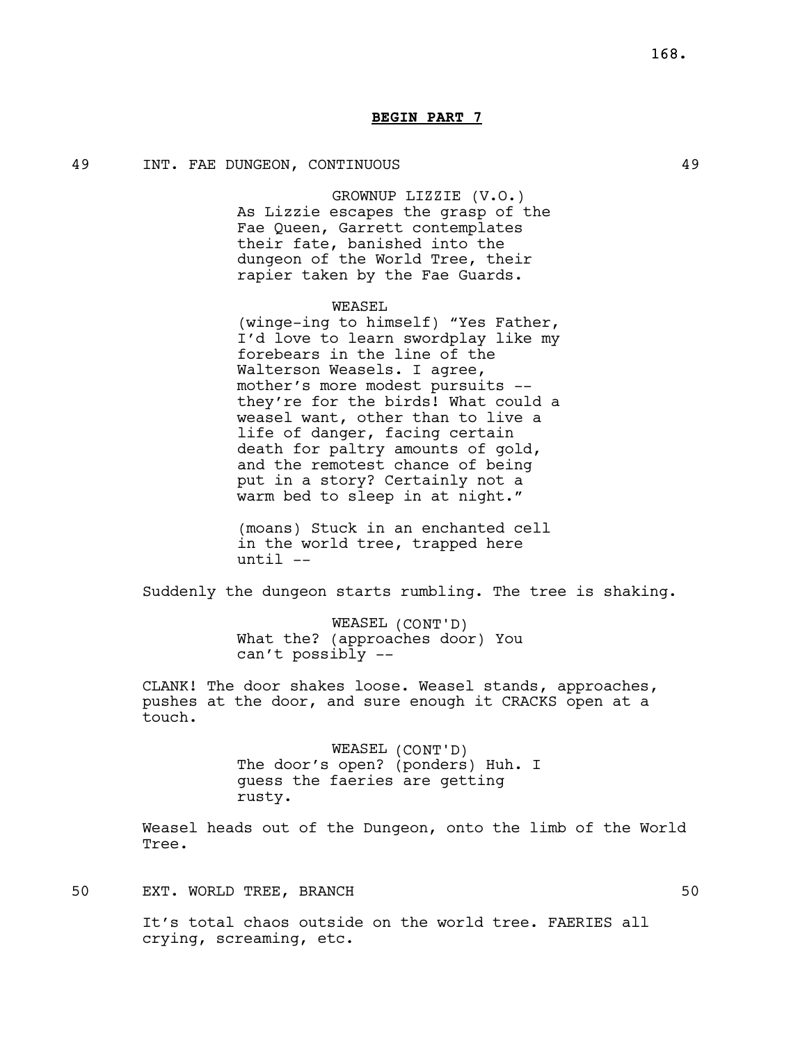**BEGIN PART 7**

49 INT. FAE DUNGEON, CONTINUOUS 49

GROWNUP LIZZIE (V.O.)
As Lizzie escapes the grasp of the Fae Queen, Garrett contemplates their fate, banished into the dungeon of the World Tree, their rapier taken by the Fae Guards.

WEASEL
(winge-ing to himself) "Yes Father, I'd love to learn swordplay like my forebears in the line of the Walterson Weasels. I agree, mother's more modest pursuits -- they're for the birds! What could a weasel want, other than to live a life of danger, facing certain death for paltry amounts of gold, and the remotest chance of being put in a story? Certainly not a warm bed to sleep in at night."

(moans) Stuck in an enchanted cell in the world tree, trapped here until --

Suddenly the dungeon starts rumbling. The tree is shaking.

WEASEL (CONT'D)
What the? (approaches door) You can't possibly --

CLANK! The door shakes loose. Weasel stands, approaches, pushes at the door, and sure enough it CRACKS open at a touch.

WEASEL (CONT'D)
The door's open? (ponders) Huh. I guess the faeries are getting rusty.

Weasel heads out of the Dungeon, onto the limb of the World Tree.

50 EXT. WORLD TREE, BRANCH 50

It's total chaos outside on the world tree. FAERIES all crying, screaming, etc.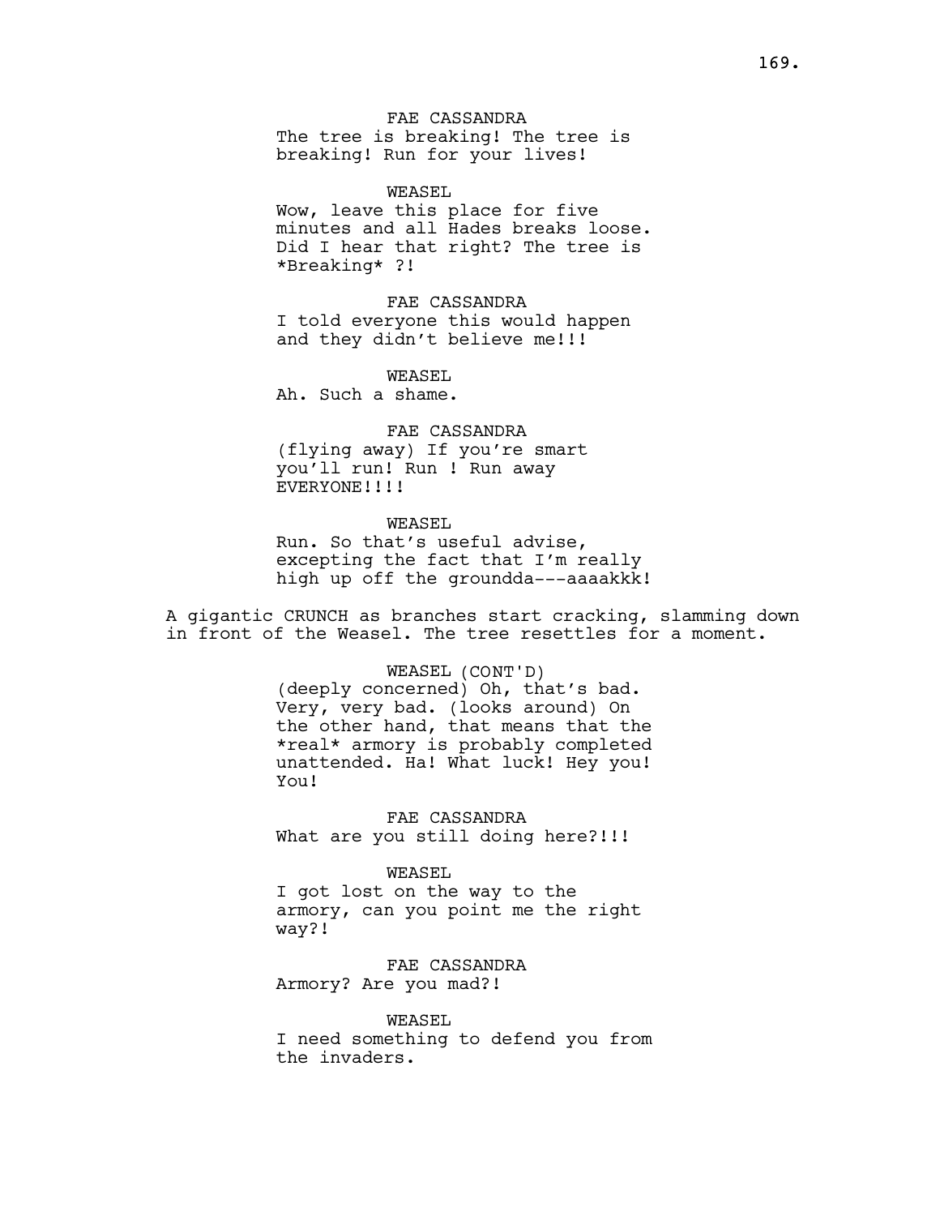FAE CASSANDRA
The tree is breaking! The tree is breaking! Run for your lives!

WEASEL
Wow, leave this place for five minutes and all Hades breaks loose. Did I hear that right? The tree is *Breaking* ?!

FAE CASSANDRA
I told everyone this would happen and they didn't believe me!!!

WEASEL
Ah. Such a shame.

FAE CASSANDRA
(flying away) If you're smart you'll run! Run ! Run away EVERYONE!!!!

WEASEL
Run. So that's useful advise, excepting the fact that I'm really high up off the groundda---aaaakkk!

A gigantic CRUNCH as branches start cracking, slamming down in front of the Weasel. The tree resettles for a moment.

WEASEL (CONT'D)
(deeply concerned) Oh, that's bad. Very, very bad. (looks around) On the other hand, that means that the *real* armory is probably completed unattended. Ha! What luck! Hey you! You!

FAE CASSANDRA
What are you still doing here?!!!

WEASEL
I got lost on the way to the armory, can you point me the right way?!

FAE CASSANDRA
Armory? Are you mad?!

WEASEL
I need something to defend you from the invaders.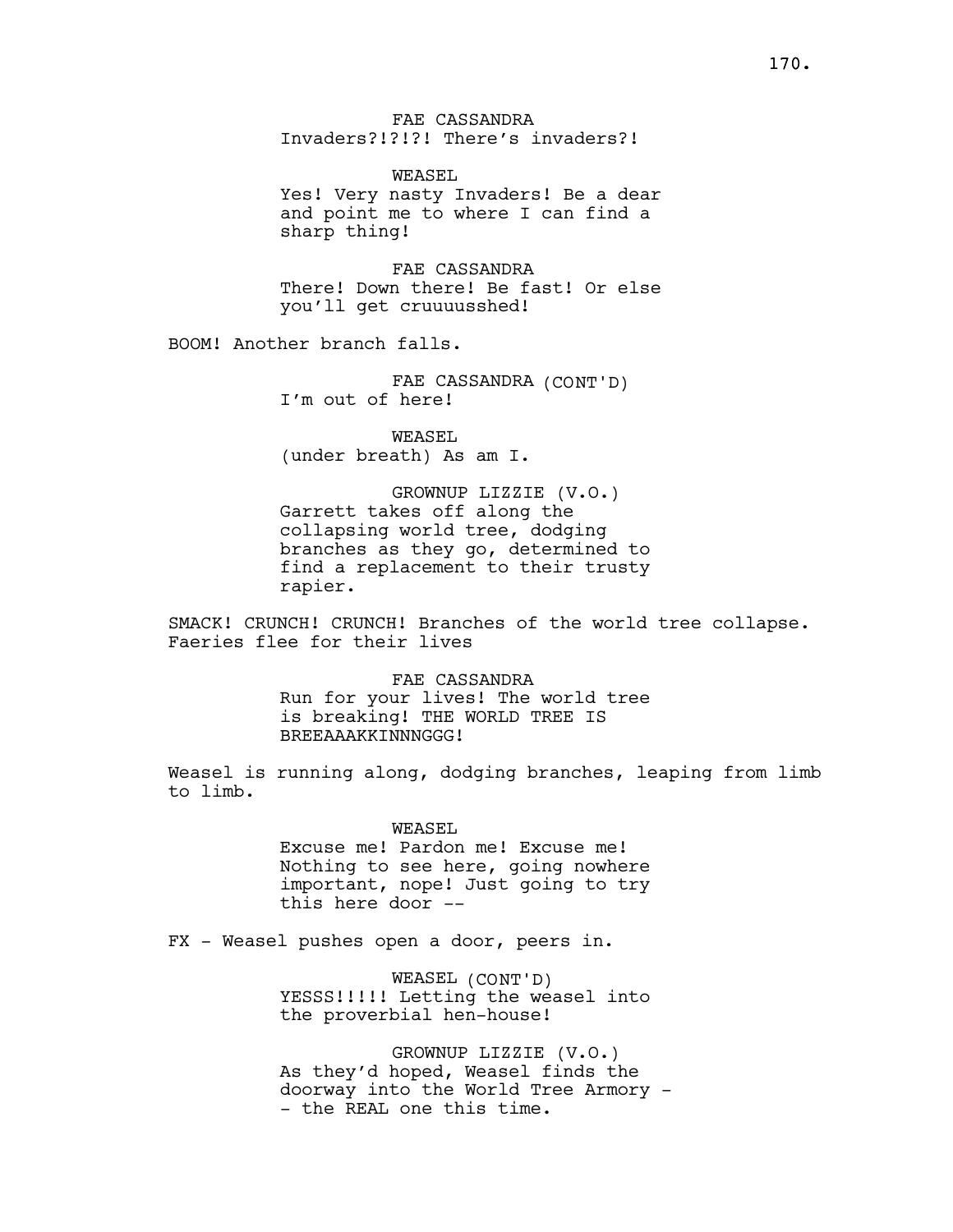FAE CASSANDRA
Invaders?!?!?! There's invaders?!

WEASEL
Yes! Very nasty Invaders! Be a dear and point me to where I can find a sharp thing!

FAE CASSANDRA
There! Down there! Be fast! Or else you'll get cruuuusshed!

BOOM! Another branch falls.

FAE CASSANDRA (CONT'D)
I'm out of here!

WEASEL
(under breath) As am I.

GROWNUP LIZZIE (V.O.)
Garrett takes off along the collapsing world tree, dodging branches as they go, determined to find a replacement to their trusty rapier.

SMACK! CRUNCH! CRUNCH! Branches of the world tree collapse. Faeries flee for their lives

FAE CASSANDRA
Run for your lives! The world tree is breaking! THE WORLD TREE IS BREEAAAKKINNNGGG!

Weasel is running along, dodging branches, leaping from limb to limb.

WEASEL
Excuse me! Pardon me! Excuse me! Nothing to see here, going nowhere important, nope! Just going to try this here door --

FX - Weasel pushes open a door, peers in.

WEASEL (CONT'D)
YESSS!!!!! Letting the weasel into the proverbial hen-house!

GROWNUP LIZZIE (V.O.)
As they'd hoped, Weasel finds the doorway into the World Tree Armory -- the REAL one this time.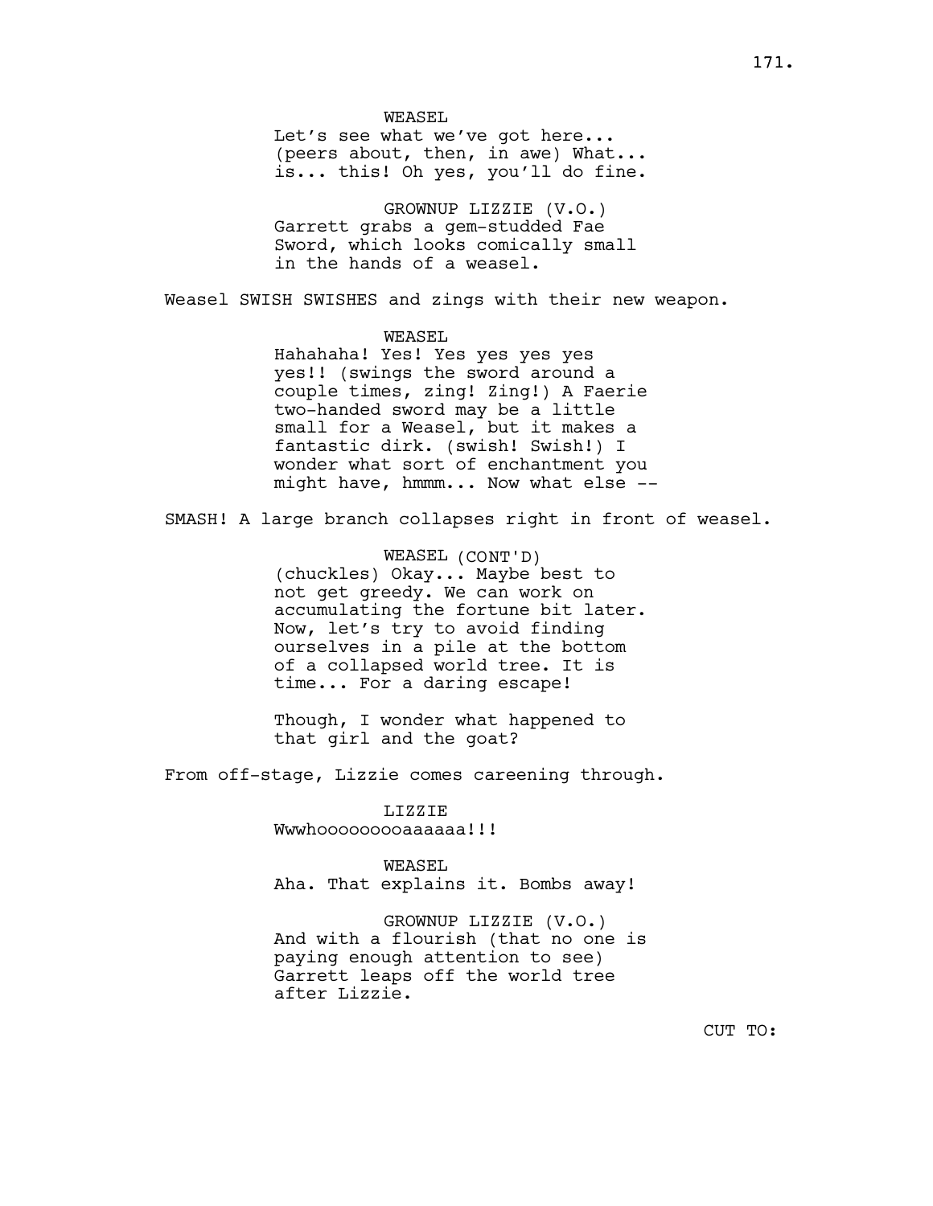WEASEL

Let's see what we've got here... (peers about, then, in awe) What... is... this! Oh yes, you'll do fine.

GROWNUP LIZZIE (V.O.)

Garrett grabs a gem-studded Fae Sword, which looks comically small in the hands of a weasel.

Weasel SWISH SWISHES and zings with their new weapon.

WEASEL

Hahahaha! Yes! Yes yes yes yes yes!! (swings the sword around a couple times, zing! Zing!) A Faerie two-handed sword may be a little small for a Weasel, but it makes a fantastic dirk. (swish! Swish!) I wonder what sort of enchantment you might have, hmmm... Now what else --

SMASH! A large branch collapses right in front of weasel.

WEASEL (CONT'D)

(chuckles) Okay... Maybe best to not get greedy. We can work on accumulating the fortune bit later. Now, let's try to avoid finding ourselves in a pile at the bottom of a collapsed world tree. It is time... For a daring escape!

Though, I wonder what happened to that girl and the goat?

From off-stage, Lizzie comes careening through.

LIZZIE

Wwwhoooooooooaaaaaa!!!

WEASEL

Aha. That explains it. Bombs away!

GROWNUP LIZZIE (V.O.)

And with a flourish (that no one is paying enough attention to see) Garrett leaps off the world tree after Lizzie.

CUT TO: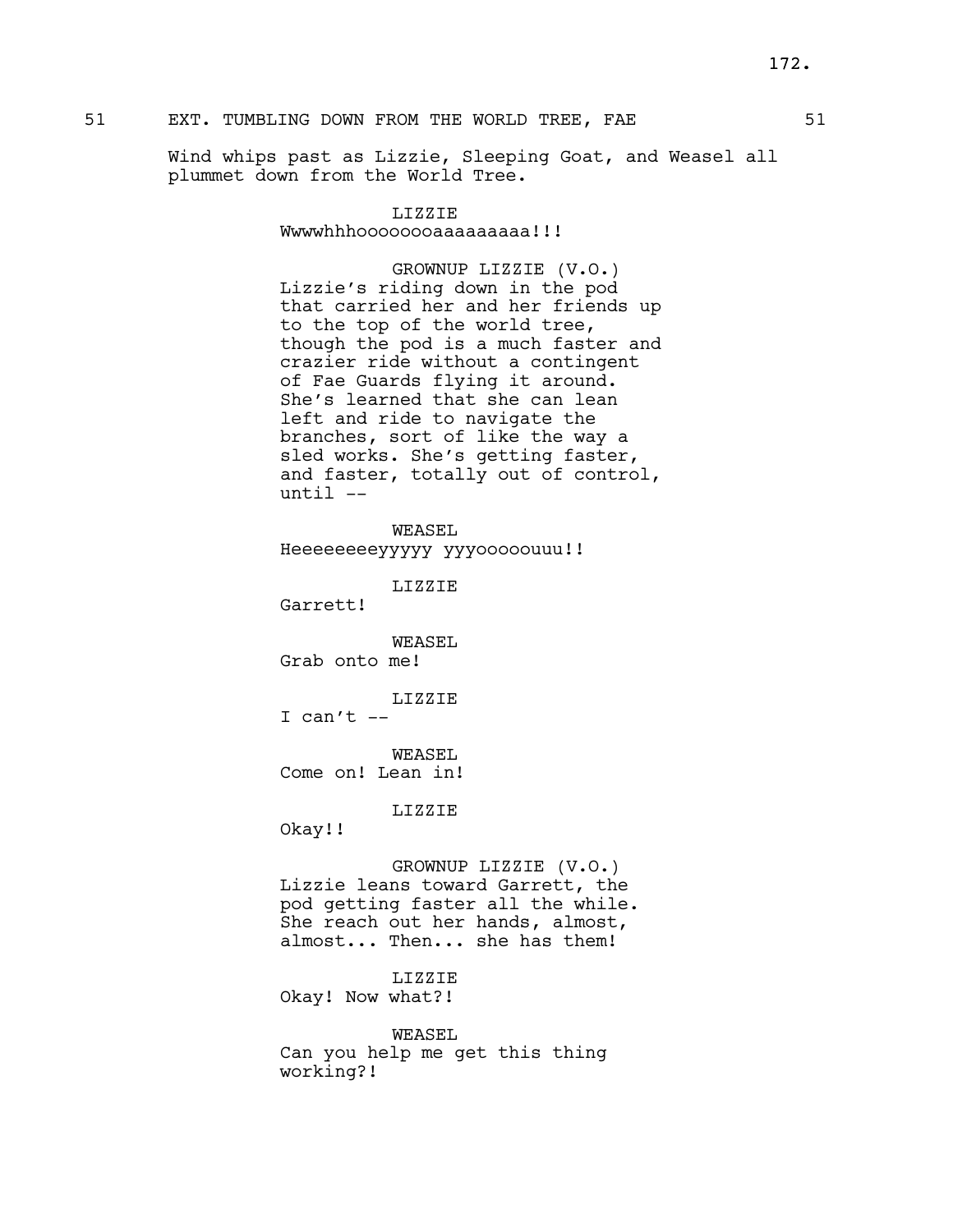51 EXT. TUMBLING DOWN FROM THE WORLD TREE, FAE 51

Wind whips past as Lizzie, Sleeping Goat, and Weasel all plummet down from the World Tree.

LIZZIE
Wwwwhhhoooooooaaaaaaaaa!!!

GROWNUP LIZZIE (V.O.)
Lizzie's riding down in the pod that carried her and her friends up to the top of the world tree, though the pod is a much faster and crazier ride without a contingent of Fae Guards flying it around. She's learned that she can lean left and ride to navigate the branches, sort of like the way a sled works. She's getting faster, and faster, totally out of control, until --

WEASEL
Heeeeeeeeyyyyy yyyoooooouuu!!

LIZZIE
Garrett!

WEASEL
Grab onto me!

LIZZIE
I can't --

WEASEL
Come on! Lean in!

LIZZIE
Okay!!

GROWNUP LIZZIE (V.O.)
Lizzie leans toward Garrett, the pod getting faster all the while. She reach out her hands, almost, almost... Then... she has them!

LIZZIE
Okay! Now what?!

WEASEL
Can you help me get this thing working?!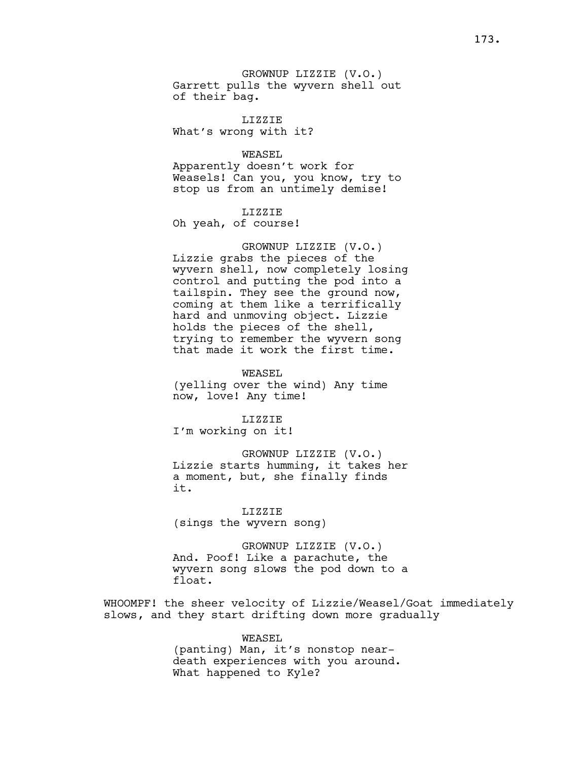GROWNUP LIZZIE (V.O.)
Garrett pulls the wyvern shell out of their bag.

LIZZIE
What's wrong with it?

WEASEL
Apparently doesn't work for Weasels! Can you, you know, try to stop us from an untimely demise!

LIZZIE
Oh yeah, of course!

GROWNUP LIZZIE (V.O.)
Lizzie grabs the pieces of the wyvern shell, now completely losing control and putting the pod into a tailspin. They see the ground now, coming at them like a terrifically hard and unmoving object. Lizzie holds the pieces of the shell, trying to remember the wyvern song that made it work the first time.

WEASEL
(yelling over the wind) Any time now, love! Any time!

LIZZIE
I'm working on it!

GROWNUP LIZZIE (V.O.)
Lizzie starts humming, it takes her a moment, but, she finally finds it.

LIZZIE
(sings the wyvern song)

GROWNUP LIZZIE (V.O.)
And. Poof! Like a parachute, the wyvern song slows the pod down to a float.

WHOOMPF! the sheer velocity of Lizzie/Weasel/Goat immediately slows, and they start drifting down more gradually

WEASEL
(panting) Man, it's nonstop near-death experiences with you around. What happened to Kyle?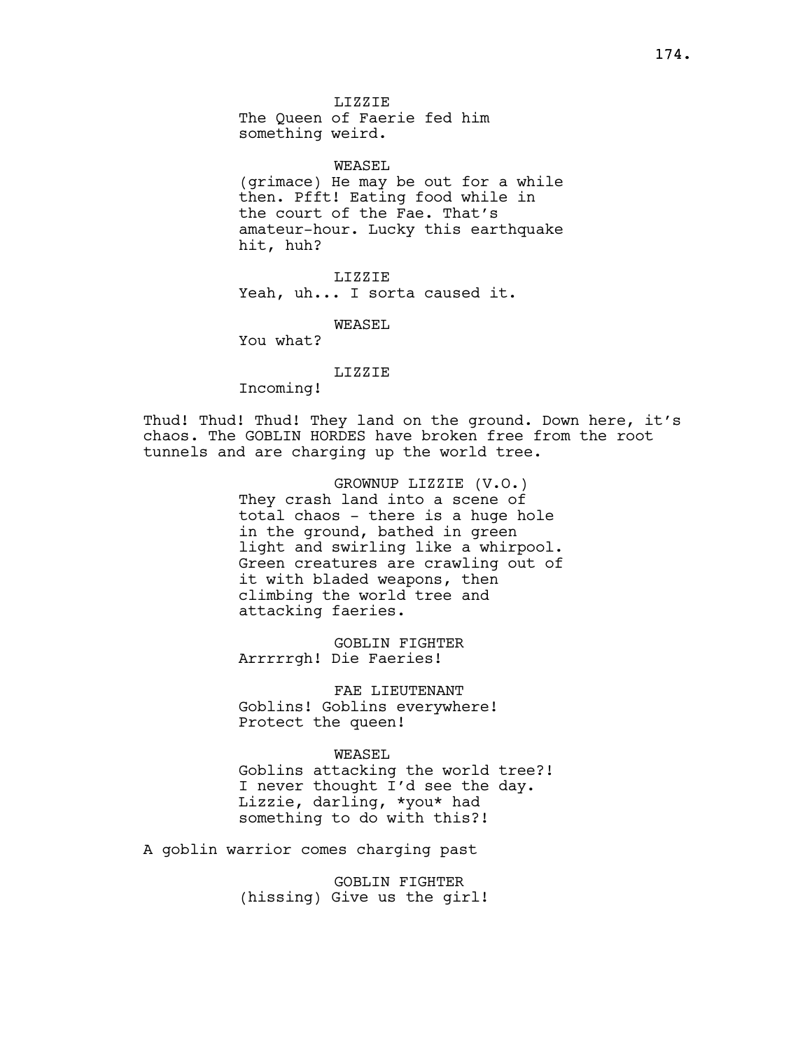LIZZIE
The Queen of Faerie fed him something weird.

WEASEL
(grimace) He may be out for a while then. Pfft! Eating food while in the court of the Fae. That's amateur-hour. Lucky this earthquake hit, huh?

LIZZIE
Yeah, uh... I sorta caused it.

WEASEL
You what?

LIZZIE
Incoming!

Thud! Thud! Thud! They land on the ground. Down here, it's chaos. The GOBLIN HORDES have broken free from the root tunnels and are charging up the world tree.

GROWNUP LIZZIE (V.O.)
They crash land into a scene of total chaos - there is a huge hole in the ground, bathed in green light and swirling like a whirpool. Green creatures are crawling out of it with bladed weapons, then climbing the world tree and attacking faeries.

GOBLIN FIGHTER
Arrrrrgh! Die Faeries!

FAE LIEUTENANT
Goblins! Goblins everywhere! Protect the queen!

WEASEL
Goblins attacking the world tree?! I never thought I'd see the day. Lizzie, darling, *you* had something to do with this?!

A goblin warrior comes charging past

GOBLIN FIGHTER
(hissing) Give us the girl!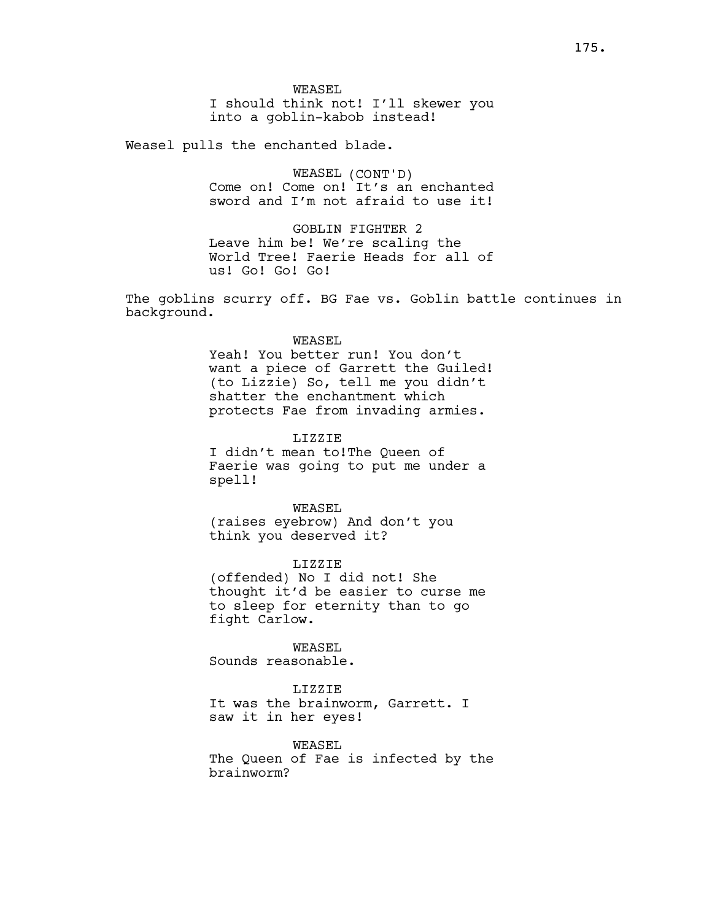WEASEL
I should think not! I'll skewer you into a goblin-kabob instead!

Weasel pulls the enchanted blade.

WEASEL (CONT'D)
Come on! Come on! It's an enchanted sword and I'm not afraid to use it!

GOBLIN FIGHTER 2
Leave him be! We're scaling the World Tree! Faerie Heads for all of us! Go! Go! Go!

The goblins scurry off. BG Fae vs. Goblin battle continues in background.

WEASEL
Yeah! You better run! You don't want a piece of Garrett the Guiled! (to Lizzie) So, tell me you didn't shatter the enchantment which protects Fae from invading armies.

LIZZIE
I didn't mean to!The Queen of Faerie was going to put me under a spell!

WEASEL
(raises eyebrow) And don't you think you deserved it?

LIZZIE
(offended) No I did not! She thought it'd be easier to curse me to sleep for eternity than to go fight Carlow.

WEASEL
Sounds reasonable.

LIZZIE
It was the brainworm, Garrett. I saw it in her eyes!

WEASEL
The Queen of Fae is infected by the brainworm?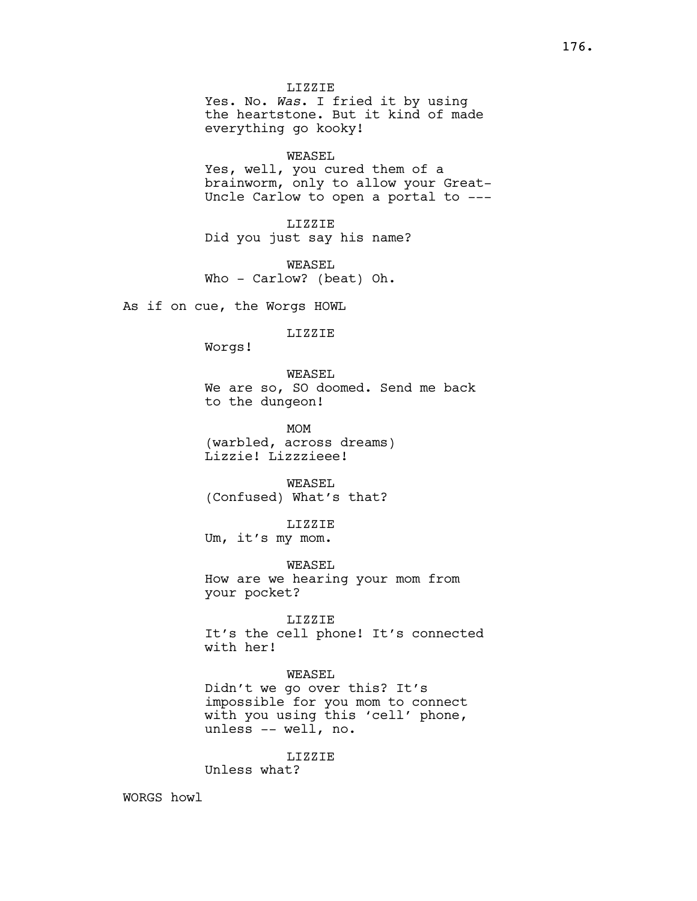LIZZIE
Yes. No. *Was*. I fried it by using the heartstone. But it kind of made everything go kooky!

WEASEL
Yes, well, you cured them of a brainworm, only to allow your Great-Uncle Carlow to open a portal to ---

LIZZIE
Did you just say his name?

WEASEL
Who - Carlow? (beat) Oh.

As if on cue, the Worgs HOWL

LIZZIE
Worgs!

WEASEL
We are so, SO doomed. Send me back to the dungeon!

MOM
(warbled, across dreams)
Lizzie! Lizzzieee!

WEASEL
(Confused) What's that?

LIZZIE
Um, it's my mom.

WEASEL
How are we hearing your mom from your pocket?

LIZZIE
It's the cell phone! It's connected with her!

WEASEL
Didn't we go over this? It's impossible for you mom to connect with you using this 'cell' phone, unless -- well, no.

LIZZIE
Unless what?

WORGS howl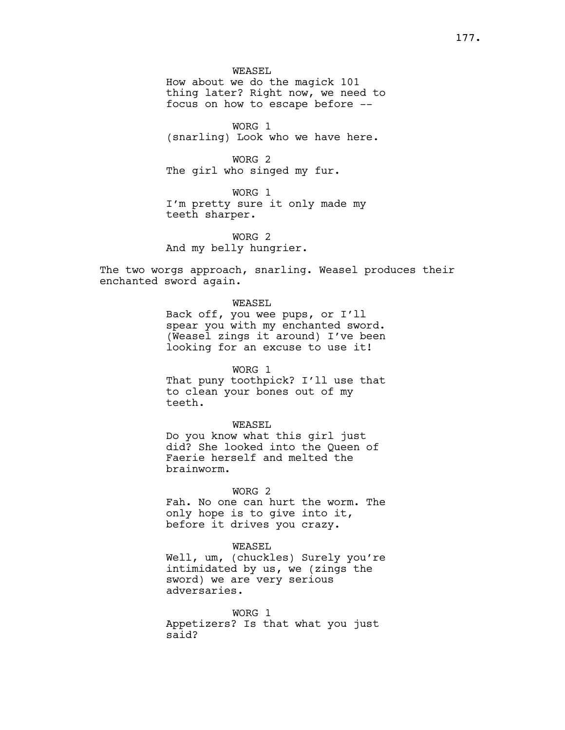WEASEL
How about we do the magick 101 thing later? Right now, we need to focus on how to escape before --

WORG 1
(snarling) Look who we have here.

WORG 2
The girl who singed my fur.

WORG 1
I'm pretty sure it only made my teeth sharper.

WORG 2
And my belly hungrier.

The two worgs approach, snarling. Weasel produces their enchanted sword again.

WEASEL
Back off, you wee pups, or I'll spear you with my enchanted sword. (Weasel zings it around) I've been looking for an excuse to use it!

WORG 1
That puny toothpick? I'll use that to clean your bones out of my teeth.

WEASEL
Do you know what this girl just did? She looked into the Queen of Faerie herself and melted the brainworm.

WORG 2
Fah. No one can hurt the worm. The only hope is to give into it, before it drives you crazy.

WEASEL
Well, um, (chuckles) Surely you're intimidated by us, we (zings the sword) we are very serious adversaries.

WORG 1
Appetizers? Is that what you just said?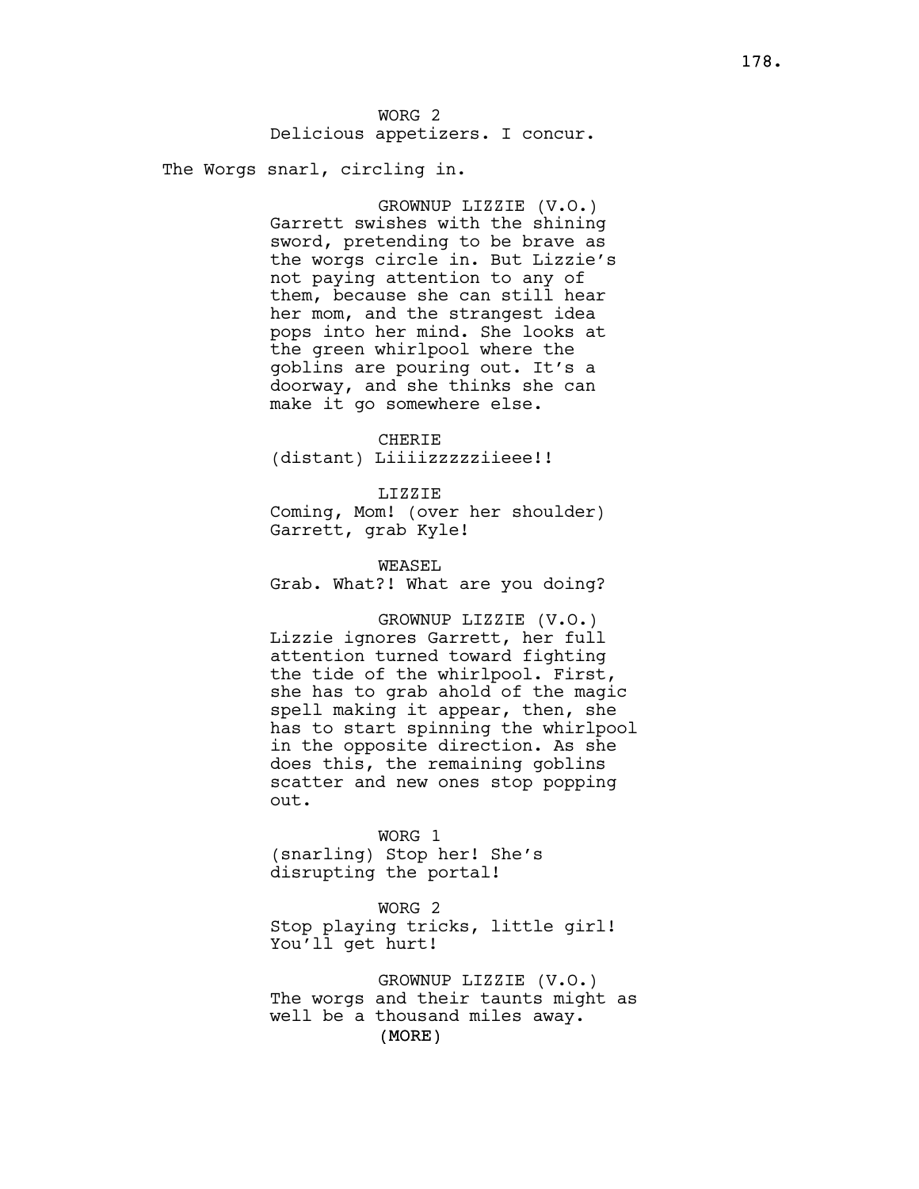WORG 2
Delicious appetizers. I concur.

The Worgs snarl, circling in.

GROWNUP LIZZIE (V.O.)
Garrett swishes with the shining sword, pretending to be brave as the worgs circle in. But Lizzie's not paying attention to any of them, because she can still hear her mom, and the strangest idea pops into her mind. She looks at the green whirlpool where the goblins are pouring out. It's a doorway, and she thinks she can make it go somewhere else.

CHERIE
(distant) Liiiizzzzziieee!!

LIZZIE
Coming, Mom! (over her shoulder) Garrett, grab Kyle!

WEASEL
Grab. What?! What are you doing?

GROWNUP LIZZIE (V.O.)
Lizzie ignores Garrett, her full attention turned toward fighting the tide of the whirlpool. First, she has to grab ahold of the magic spell making it appear, then, she has to start spinning the whirlpool in the opposite direction. As she does this, the remaining goblins scatter and new ones stop popping out.

WORG 1
(snarling) Stop her! She's disrupting the portal!

WORG 2
Stop playing tricks, little girl! You'll get hurt!

GROWNUP LIZZIE (V.O.)
The worgs and their taunts might as well be a thousand miles away.
(MORE)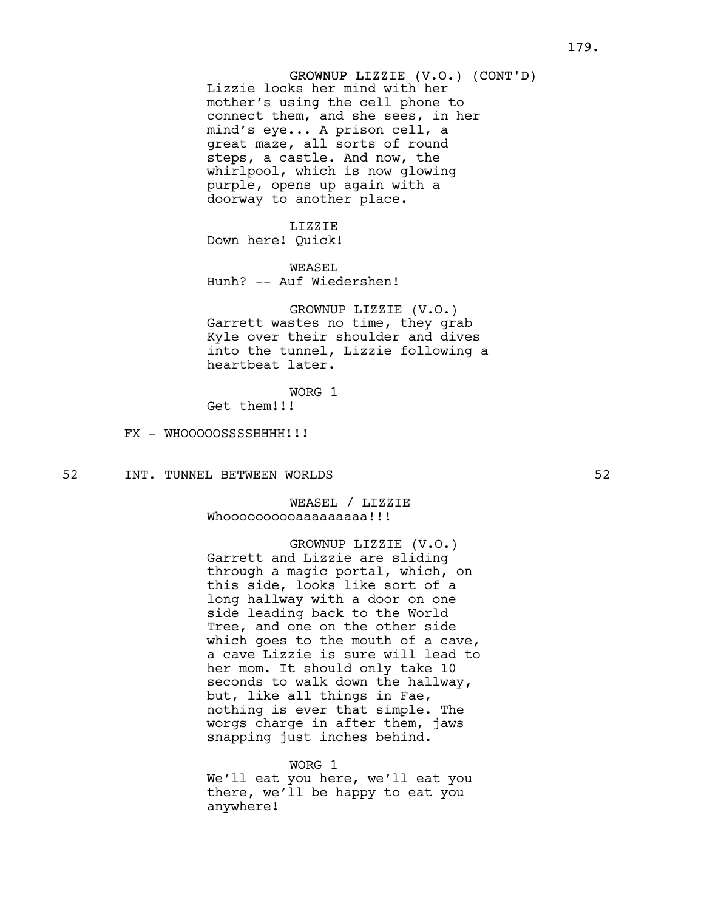GROWNUP LIZZIE (V.O.) (CONT'D)
Lizzie locks her mind with her mother's using the cell phone to connect them, and she sees, in her mind's eye... A prison cell, a great maze, all sorts of round steps, a castle. And now, the whirlpool, which is now glowing purple, opens up again with a doorway to another place.

LIZZIE
Down here! Quick!

WEASEL
Hunh? -- Auf Wiedershen!

GROWNUP LIZZIE (V.O.)
Garrett wastes no time, they grab Kyle over their shoulder and dives into the tunnel, Lizzie following a heartbeat later.

WORG 1
Get them!!!

FX - WHOOOOOSSSSHHHH!!!

52 INT. TUNNEL BETWEEN WORLDS 52

WEASEL / LIZZIE
Whoooooooooaaaaaaaaa!!!

GROWNUP LIZZIE (V.O.)
Garrett and Lizzie are sliding through a magic portal, which, on this side, looks like sort of a long hallway with a door on one side leading back to the World Tree, and one on the other side which goes to the mouth of a cave, a cave Lizzie is sure will lead to her mom. It should only take 10 seconds to walk down the hallway, but, like all things in Fae, nothing is ever that simple. The worgs charge in after them, jaws snapping just inches behind.

WORG 1
We'll eat you here, we'll eat you there, we'll be happy to eat you anywhere!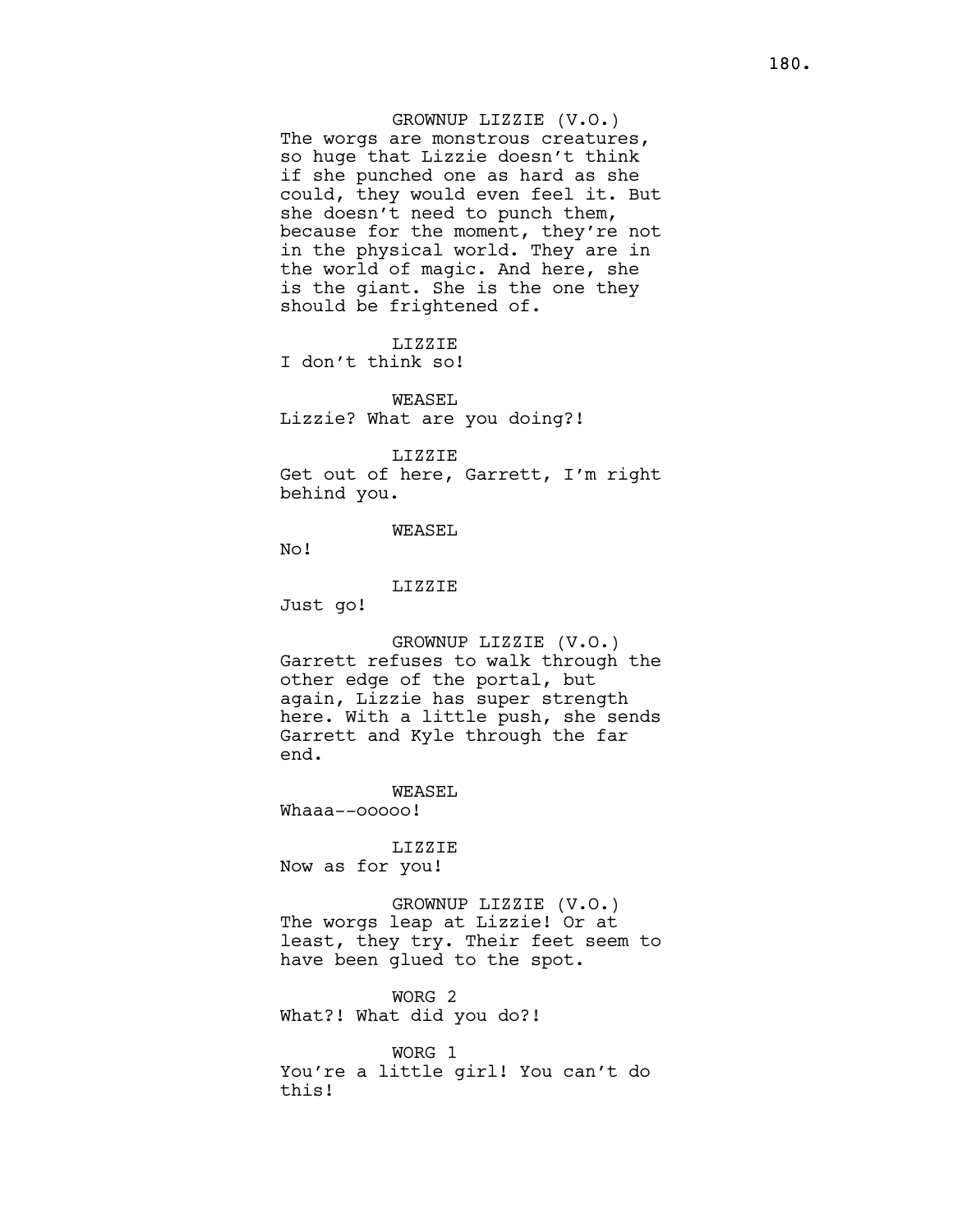GROWNUP LIZZIE (V.O.)
The worgs are monstrous creatures, so huge that Lizzie doesn't think if she punched one as hard as she could, they would even feel it. But she doesn't need to punch them, because for the moment, they're not in the physical world. They are in the world of magic. And here, she is the giant. She is the one they should be frightened of.

LIZZIE
I don't think so!

WEASEL
Lizzie? What are you doing?!

LIZZIE
Get out of here, Garrett, I'm right behind you.

WEASEL
No!

LIZZIE
Just go!

GROWNUP LIZZIE (V.O.)
Garrett refuses to walk through the other edge of the portal, but again, Lizzie has super strength here. With a little push, she sends Garrett and Kyle through the far end.

WEASEL
Whaaa--ooooo!

LIZZIE
Now as for you!

GROWNUP LIZZIE (V.O.)
The worgs leap at Lizzie! Or at least, they try. Their feet seem to have been glued to the spot.

WORG 2
What?! What did you do?!

WORG 1
You're a little girl! You can't do this!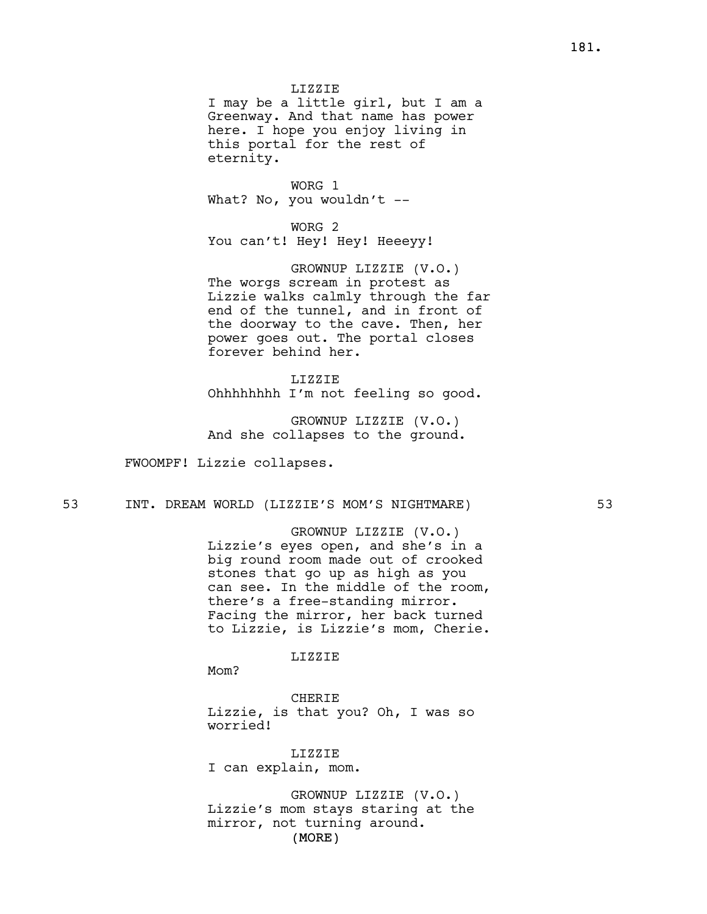LIZZIE

I may be a little girl, but I am a Greenway. And that name has power here. I hope you enjoy living in this portal for the rest of eternity.

WORG 1

What? No, you wouldn't --

WORG 2

You can't! Hey! Hey! Heeeyy!

GROWNUP LIZZIE (V.O.)

The worgs scream in protest as Lizzie walks calmly through the far end of the tunnel, and in front of the doorway to the cave. Then, her power goes out. The portal closes forever behind her.

LIZZIE

Ohhhhhhhh I'm not feeling so good.

GROWNUP LIZZIE (V.O.)

And she collapses to the ground.

FWOOMPF! Lizzie collapses.

53 INT. DREAM WORLD (LIZZIE'S MOM'S NIGHTMARE) 53

GROWNUP LIZZIE (V.O.)

Lizzie's eyes open, and she's in a big round room made out of crooked stones that go up as high as you can see. In the middle of the room, there's a free-standing mirror. Facing the mirror, her back turned to Lizzie, is Lizzie's mom, Cherie.

LIZZIE

Mom?

CHERIE

Lizzie, is that you? Oh, I was so worried!

LIZZIE

I can explain, mom.

GROWNUP LIZZIE (V.O.)

Lizzie's mom stays staring at the mirror, not turning around.

(MORE)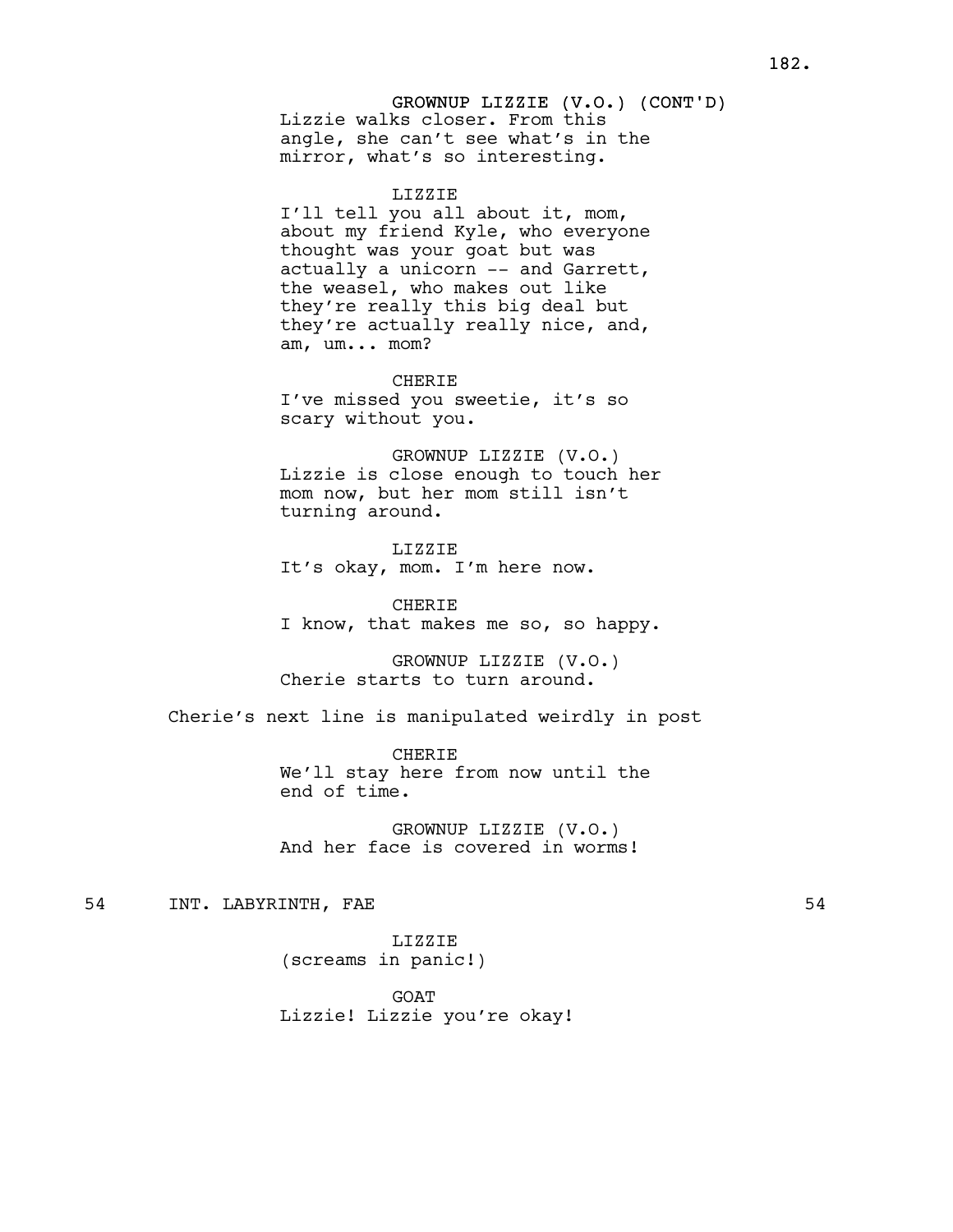GROWNUP LIZZIE (V.O.) (CONT'D)
Lizzie walks closer. From this angle, she can't see what's in the mirror, what's so interesting.

LIZZIE
I'll tell you all about it, mom, about my friend Kyle, who everyone thought was your goat but was actually a unicorn -- and Garrett, the weasel, who makes out like they're really this big deal but they're actually really nice, and, am, um... mom?

CHERIE
I've missed you sweetie, it's so scary without you.

GROWNUP LIZZIE (V.O.)
Lizzie is close enough to touch her mom now, but her mom still isn't turning around.

LIZZIE
It's okay, mom. I'm here now.

CHERIE
I know, that makes me so, so happy.

GROWNUP LIZZIE (V.O.)
Cherie starts to turn around.

Cherie's next line is manipulated weirdly in post

CHERIE
We'll stay here from now until the end of time.

GROWNUP LIZZIE (V.O.)
And her face is covered in worms!

54 INT. LABYRINTH, FAE 54

LIZZIE
(screams in panic!)

GOAT
Lizzie! Lizzie you're okay!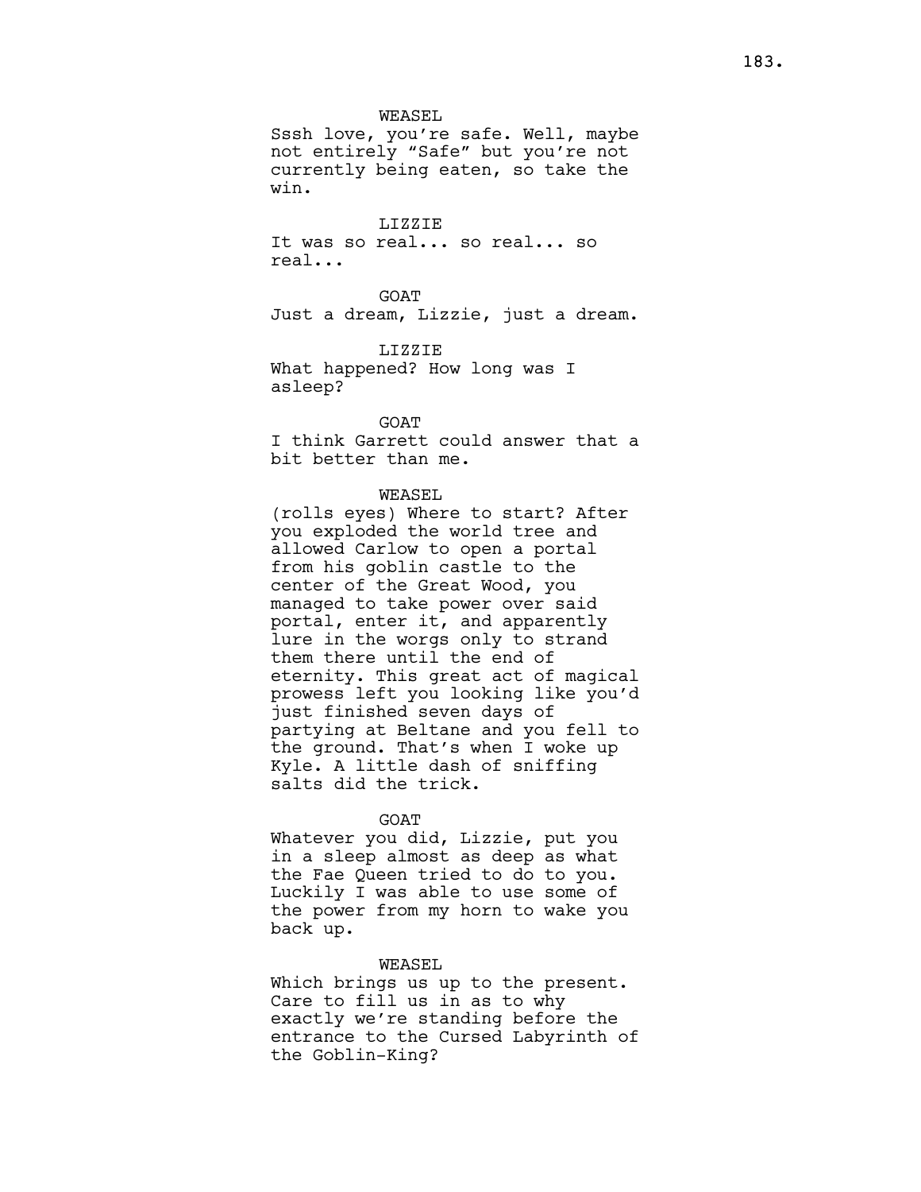WEASEL

Sssh love, you're safe. Well, maybe not entirely "Safe" but you're not currently being eaten, so take the win.

LIZZIE

It was so real... so real... so real...

GOAT

Just a dream, Lizzie, just a dream.

LIZZIE

What happened? How long was I asleep?

GOAT

I think Garrett could answer that a bit better than me.

WEASEL

(rolls eyes) Where to start? After you exploded the world tree and allowed Carlow to open a portal from his goblin castle to the center of the Great Wood, you managed to take power over said portal, enter it, and apparently lure in the worgs only to strand them there until the end of eternity. This great act of magical prowess left you looking like you'd just finished seven days of partying at Beltane and you fell to the ground. That's when I woke up Kyle. A little dash of sniffing salts did the trick.

GOAT

Whatever you did, Lizzie, put you in a sleep almost as deep as what the Fae Queen tried to do to you. Luckily I was able to use some of the power from my horn to wake you back up.

WEASEL

Which brings us up to the present. Care to fill us in as to why exactly we're standing before the entrance to the Cursed Labyrinth of the Goblin-King?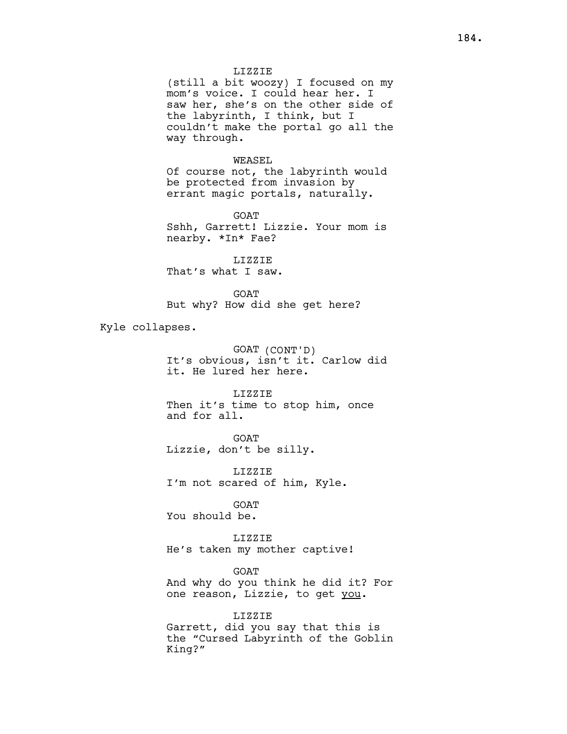LIZZIE
(still a bit woozy) I focused on my mom's voice. I could hear her. I saw her, she's on the other side of the labyrinth, I think, but I couldn't make the portal go all the way through.

WEASEL
Of course not, the labyrinth would be protected from invasion by errant magic portals, naturally.

GOAT
Sshh, Garrett! Lizzie. Your mom is nearby. *In* Fae?

LIZZIE
That's what I saw.

GOAT
But why? How did she get here?

Kyle collapses.

GOAT (CONT'D)
It's obvious, isn't it. Carlow did it. He lured her here.

LIZZIE
Then it's time to stop him, once and for all.

GOAT
Lizzie, don't be silly.

LIZZIE
I'm not scared of him, Kyle.

GOAT
You should be.

LIZZIE
He's taken my mother captive!

GOAT
And why do you think he did it? For one reason, Lizzie, to get <u>you</u>.

LIZZIE
Garrett, did you say that this is the "Cursed Labyrinth of the Goblin King?"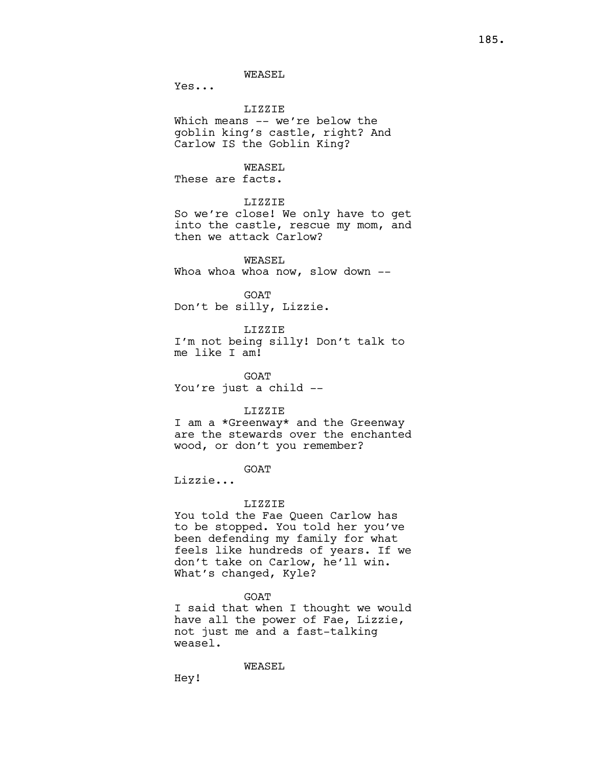WEASEL

Yes...

LIZZIE

Which means -- we're below the goblin king's castle, right? And Carlow IS the Goblin King?

WEASEL

These are facts.

LIZZIE

So we're close! We only have to get into the castle, rescue my mom, and then we attack Carlow?

WEASEL

Whoa whoa whoa now, slow down --

GOAT

Don't be silly, Lizzie.

LIZZIE

I'm not being silly! Don't talk to me like I am!

GOAT

You're just a child --

LIZZIE

I am a *Greenway* and the Greenway are the stewards over the enchanted wood, or don't you remember?

GOAT

Lizzie...

LIZZIE

You told the Fae Queen Carlow has to be stopped. You told her you've been defending my family for what feels like hundreds of years. If we don't take on Carlow, he'll win. What's changed, Kyle?

GOAT

I said that when I thought we would have all the power of Fae, Lizzie, not just me and a fast-talking weasel.

WEASEL

Hey!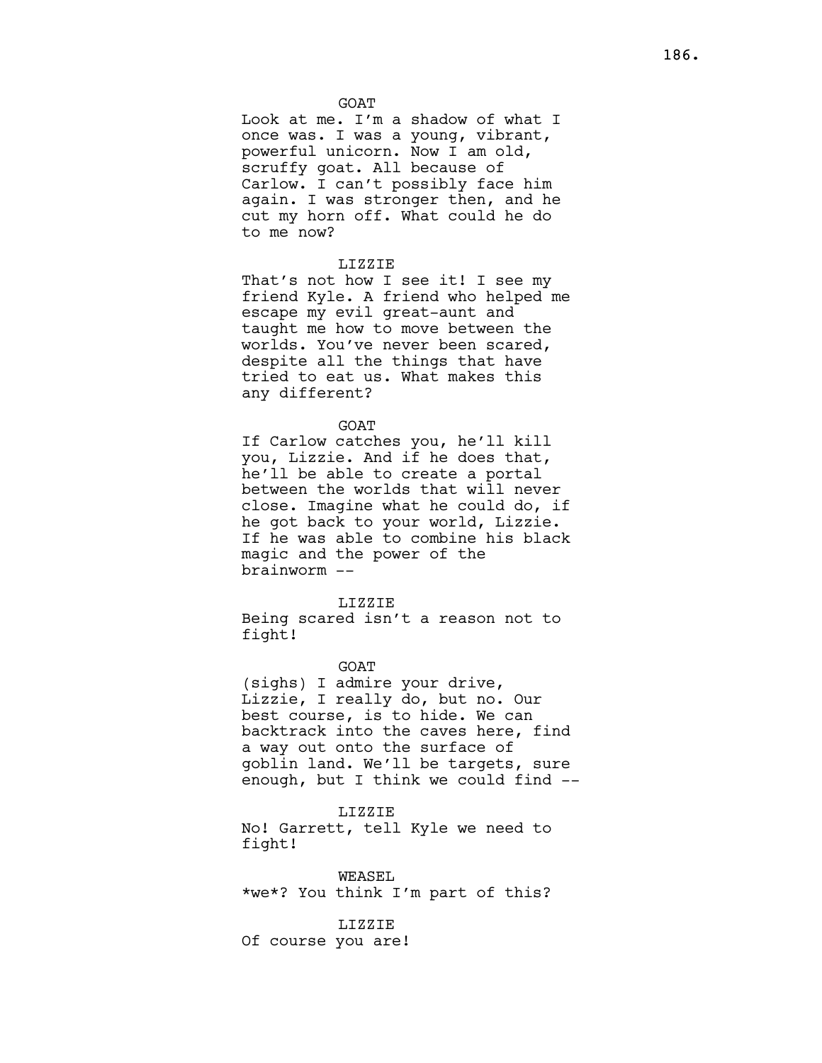GOAT

Look at me. I’m a shadow of what I once was. I was a young, vibrant, powerful unicorn. Now I am old, scruffy goat. All because of Carlow. I can’t possibly face him again. I was stronger then, and he cut my horn off. What could he do to me now?

LIZZIE

That’s not how I see it! I see my friend Kyle. A friend who helped me escape my evil great-aunt and taught me how to move between the worlds. You’ve never been scared, despite all the things that have tried to eat us. What makes this any different?

GOAT

If Carlow catches you, he’ll kill you, Lizzie. And if he does that, he’ll be able to create a portal between the worlds that will never close. Imagine what he could do, if he got back to your world, Lizzie. If he was able to combine his black magic and the power of the brainworm --

LIZZIE

Being scared isn’t a reason not to fight!

GOAT

(sighs) I admire your drive, Lizzie, I really do, but no. Our best course, is to hide. We can backtrack into the caves here, find a way out onto the surface of goblin land. We’ll be targets, sure enough, but I think we could find --

LIZZIE

No! Garrett, tell Kyle we need to fight!

WEASEL

*we*? You think I’m part of this?

LIZZIE

Of course you are!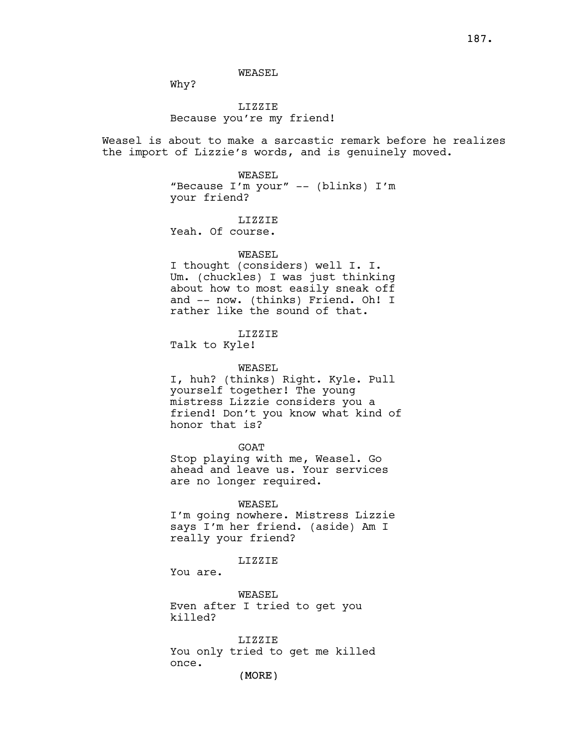WEASEL

Why?

LIZZIE

Because you're my friend!

Weasel is about to make a sarcastic remark before he realizes the import of Lizzie's words, and is genuinely moved.

WEASEL

"Because I'm your" -- (blinks) I'm your friend?

LIZZIE

Yeah. Of course.

WEASEL

I thought (considers) well I. I. Um. (chuckles) I was just thinking about how to most easily sneak off and -- now. (thinks) Friend. Oh! I rather like the sound of that.

LIZZIE

Talk to Kyle!

WEASEL

I, huh? (thinks) Right. Kyle. Pull yourself together! The young mistress Lizzie considers you a friend! Don't you know what kind of honor that is?

GOAT

Stop playing with me, Weasel. Go ahead and leave us. Your services are no longer required.

WEASEL

I'm going nowhere. Mistress Lizzie says I'm her friend. (aside) Am I really your friend?

LIZZIE

You are.

WEASEL

Even after I tried to get you killed?

LIZZIE

You only tried to get me killed once.

(MORE)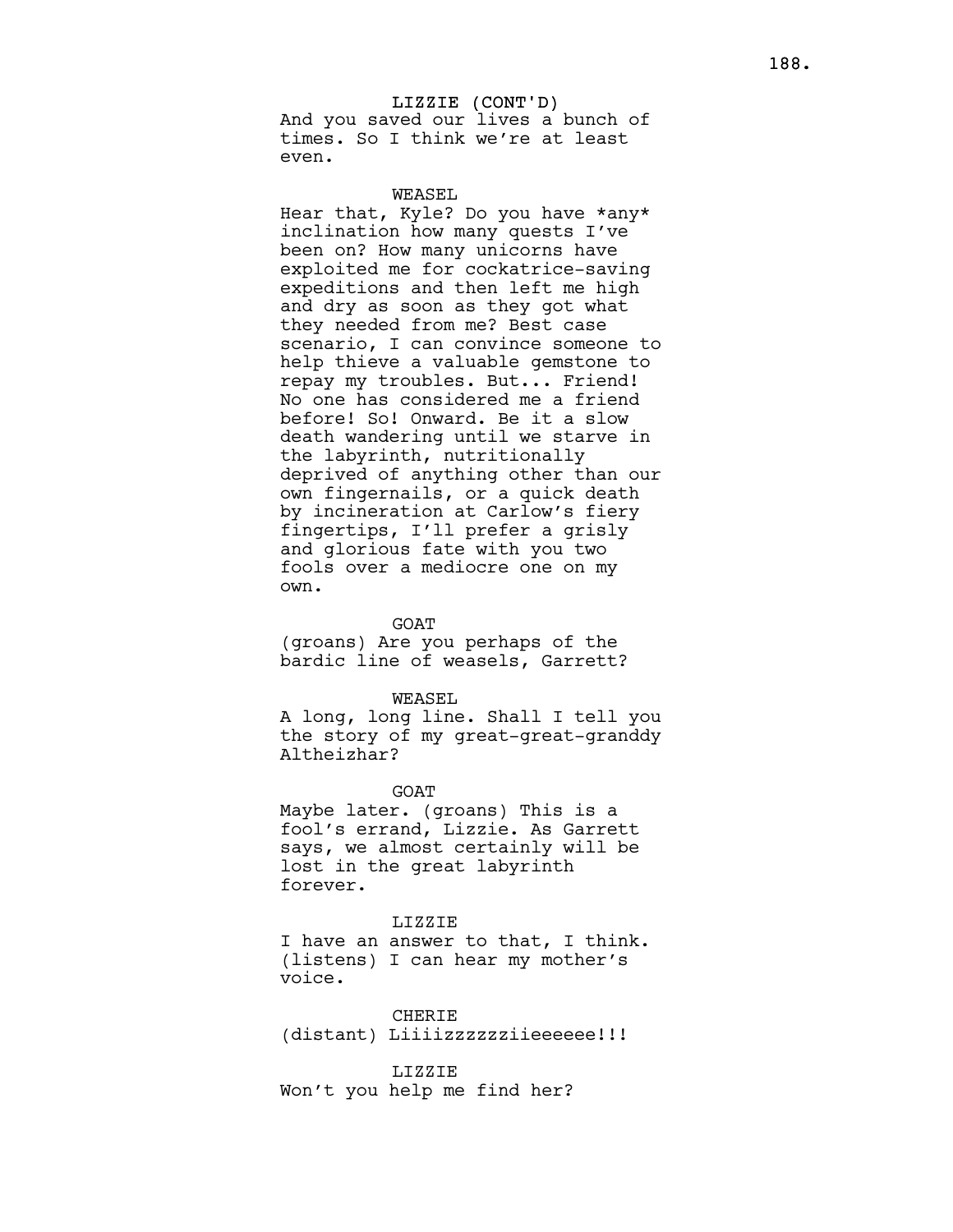LIZZIE (CONT'D)

And you saved our lives a bunch of times. So I think we're at least even.

WEASEL

Hear that, Kyle? Do you have *any* inclination how many quests I've been on? How many unicorns have exploited me for cockatrice-saving expeditions and then left me high and dry as soon as they got what they needed from me? Best case scenario, I can convince someone to help thieve a valuable gemstone to repay my troubles. But... Friend! No one has considered me a friend before! So! Onward. Be it a slow death wandering until we starve in the labyrinth, nutritionally deprived of anything other than our own fingernails, or a quick death by incineration at Carlow's fiery fingertips, I'll prefer a grisly and glorious fate with you two fools over a mediocre one on my own.

GOAT

(groans) Are you perhaps of the bardic line of weasels, Garrett?

WEASEL

A long, long line. Shall I tell you the story of my great-great-granddy Altheizhar?

GOAT

Maybe later. (groans) This is a fool's errand, Lizzie. As Garrett says, we almost certainly will be lost in the great labyrinth forever.

LIZZIE

I have an answer to that, I think. (listens) I can hear my mother's voice.

CHERIE

(distant) Liiiizzzzzziieeeeee!!!

LIZZIE

Won't you help me find her?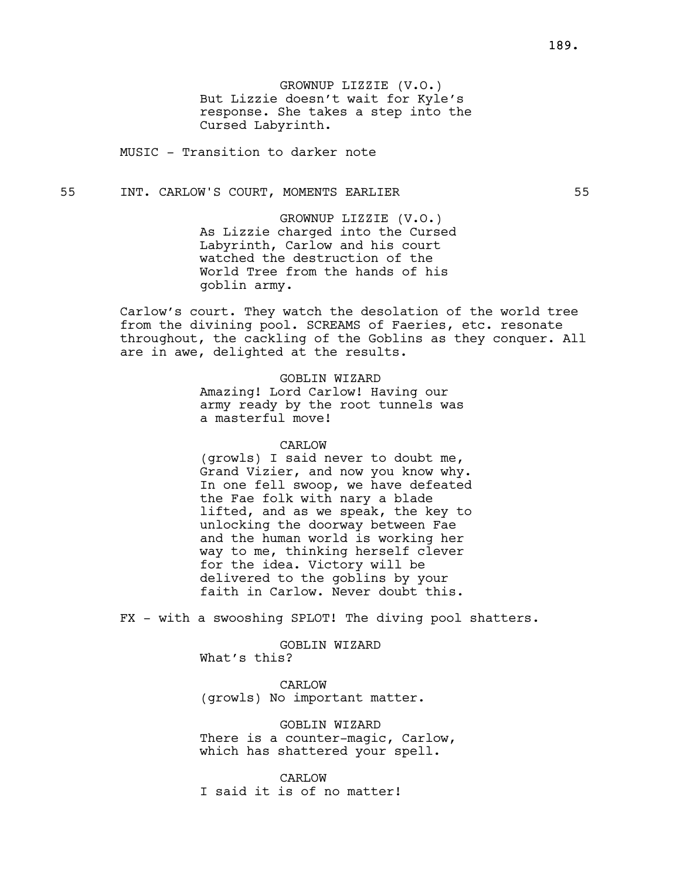GROWNUP LIZZIE (V.O.)
But Lizzie doesn't wait for Kyle's response. She takes a step into the Cursed Labyrinth.

MUSIC - Transition to darker note

55 INT. CARLOW'S COURT, MOMENTS EARLIER 55

GROWNUP LIZZIE (V.O.)
As Lizzie charged into the Cursed Labyrinth, Carlow and his court watched the destruction of the World Tree from the hands of his goblin army.

Carlow's court. They watch the desolation of the world tree from the divining pool. SCREAMS of Faeries, etc. resonate throughout, the cackling of the Goblins as they conquer. All are in awe, delighted at the results.

GOBLIN WIZARD
Amazing! Lord Carlow! Having our army ready by the root tunnels was a masterful move!

CARLOW
(growls) I said never to doubt me, Grand Vizier, and now you know why. In one fell swoop, we have defeated the Fae folk with nary a blade lifted, and as we speak, the key to unlocking the doorway between Fae and the human world is working her way to me, thinking herself clever for the idea. Victory will be delivered to the goblins by your faith in Carlow. Never doubt this.

FX - with a swooshing SPLOT! The diving pool shatters.

GOBLIN WIZARD
What's this?

CARLOW
(growls) No important matter.

GOBLIN WIZARD
There is a counter-magic, Carlow, which has shattered your spell.

CARLOW
I said it is of no matter!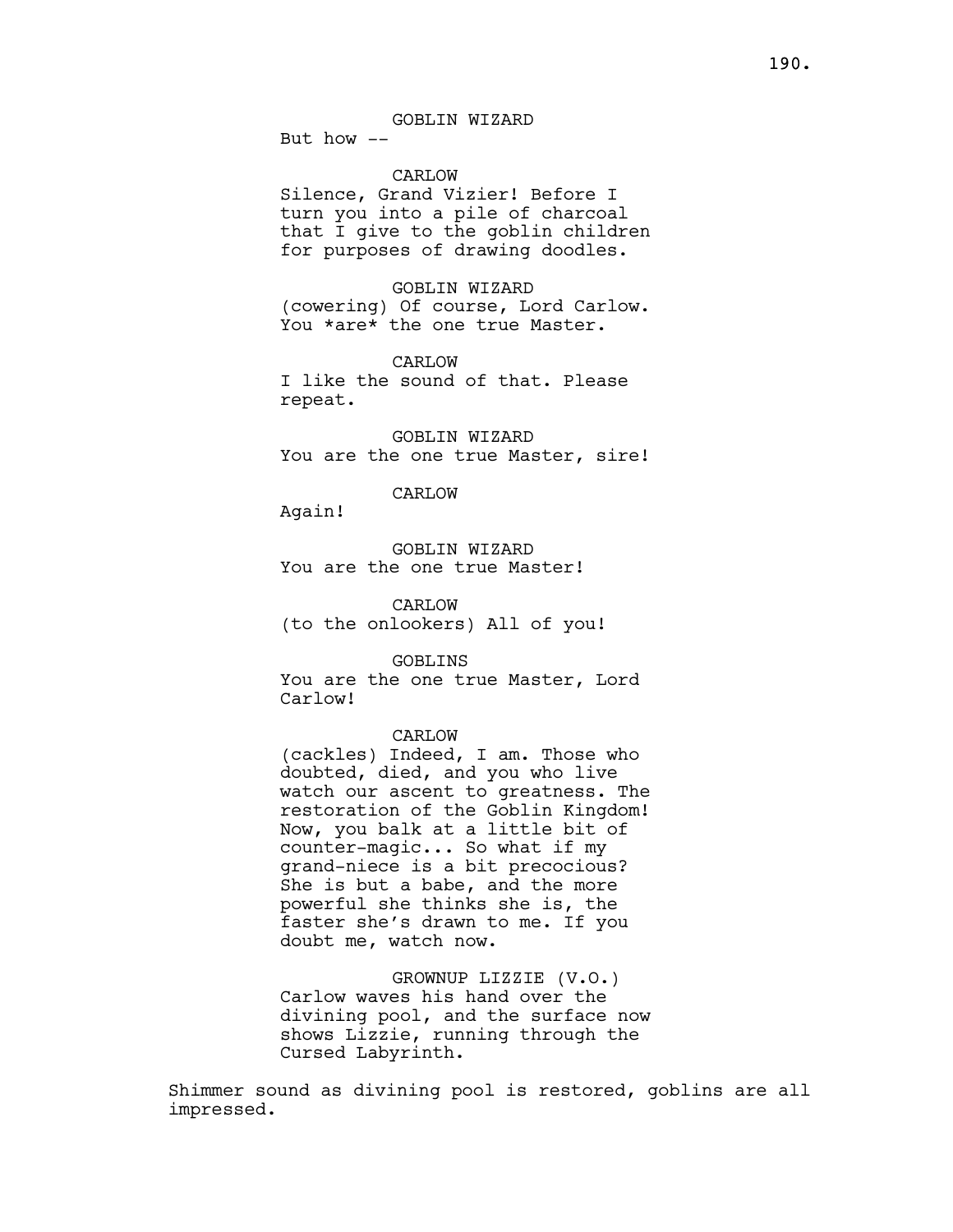GOBLIN WIZARD

But how --

CARLOW

Silence, Grand Vizier! Before I turn you into a pile of charcoal that I give to the goblin children for purposes of drawing doodles.

GOBLIN WIZARD

(cowering) Of course, Lord Carlow. You *are* the one true Master.

CARLOW

I like the sound of that. Please repeat.

GOBLIN WIZARD

You are the one true Master, sire!

CARLOW

Again!

GOBLIN WIZARD

You are the one true Master!

CARLOW

(to the onlookers) All of you!

GOBLINS

You are the one true Master, Lord Carlow!

CARLOW

(cackles) Indeed, I am. Those who doubted, died, and you who live watch our ascent to greatness. The restoration of the Goblin Kingdom! Now, you balk at a little bit of counter-magic... So what if my grand-niece is a bit precocious? She is but a babe, and the more powerful she thinks she is, the faster she's drawn to me. If you doubt me, watch now.

GROWNUP LIZZIE (V.O.)

Carlow waves his hand over the divining pool, and the surface now shows Lizzie, running through the Cursed Labyrinth.

Shimmer sound as divining pool is restored, goblins are all impressed.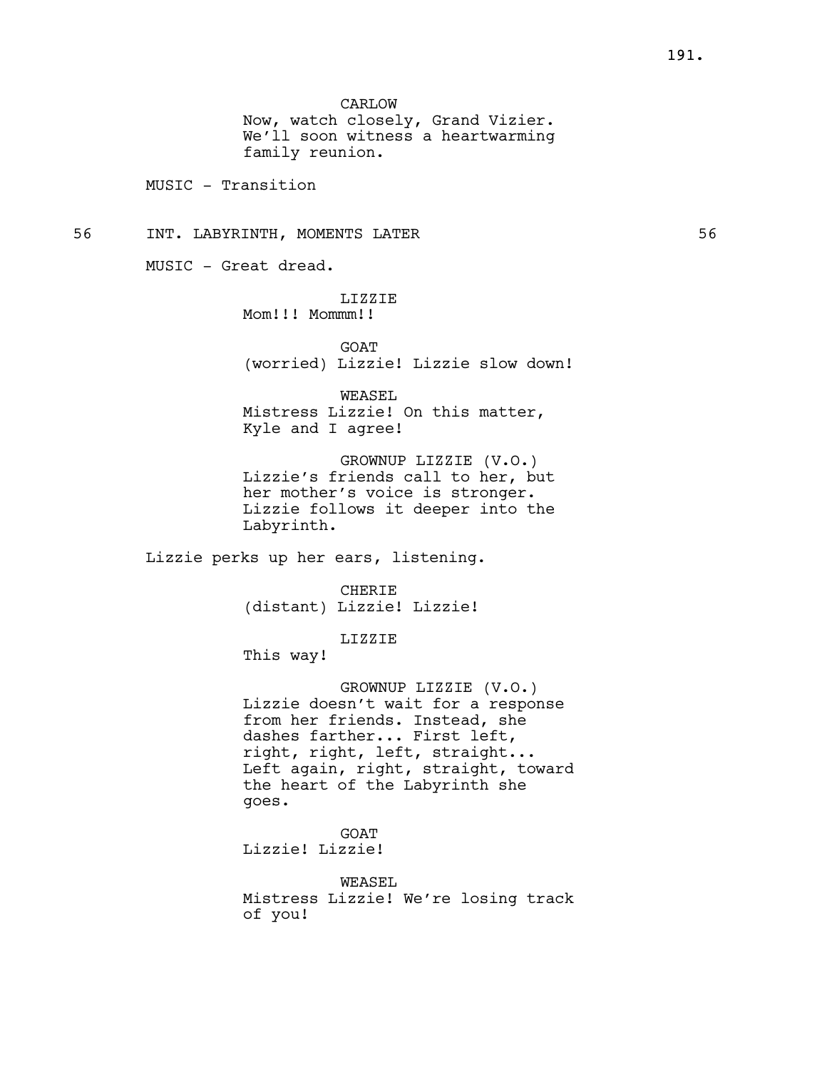CARLOW
Now, watch closely, Grand Vizier. We'll soon witness a heartwarming family reunion.

MUSIC - Transition

56 INT. LABYRINTH, MOMENTS LATER 56

MUSIC - Great dread.

LIZZIE
Mom!!! Mommm!!

GOAT
(worried) Lizzie! Lizzie slow down!

WEASEL
Mistress Lizzie! On this matter, Kyle and I agree!

GROWNUP LIZZIE (V.O.)
Lizzie's friends call to her, but her mother's voice is stronger. Lizzie follows it deeper into the Labyrinth.

Lizzie perks up her ears, listening.

CHERIE
(distant) Lizzie! Lizzie!

LIZZIE
This way!

GROWNUP LIZZIE (V.O.)
Lizzie doesn't wait for a response from her friends. Instead, she dashes farther... First left, right, right, left, straight... Left again, right, straight, toward the heart of the Labyrinth she goes.

GOAT
Lizzie! Lizzie!

WEASEL
Mistress Lizzie! We're losing track of you!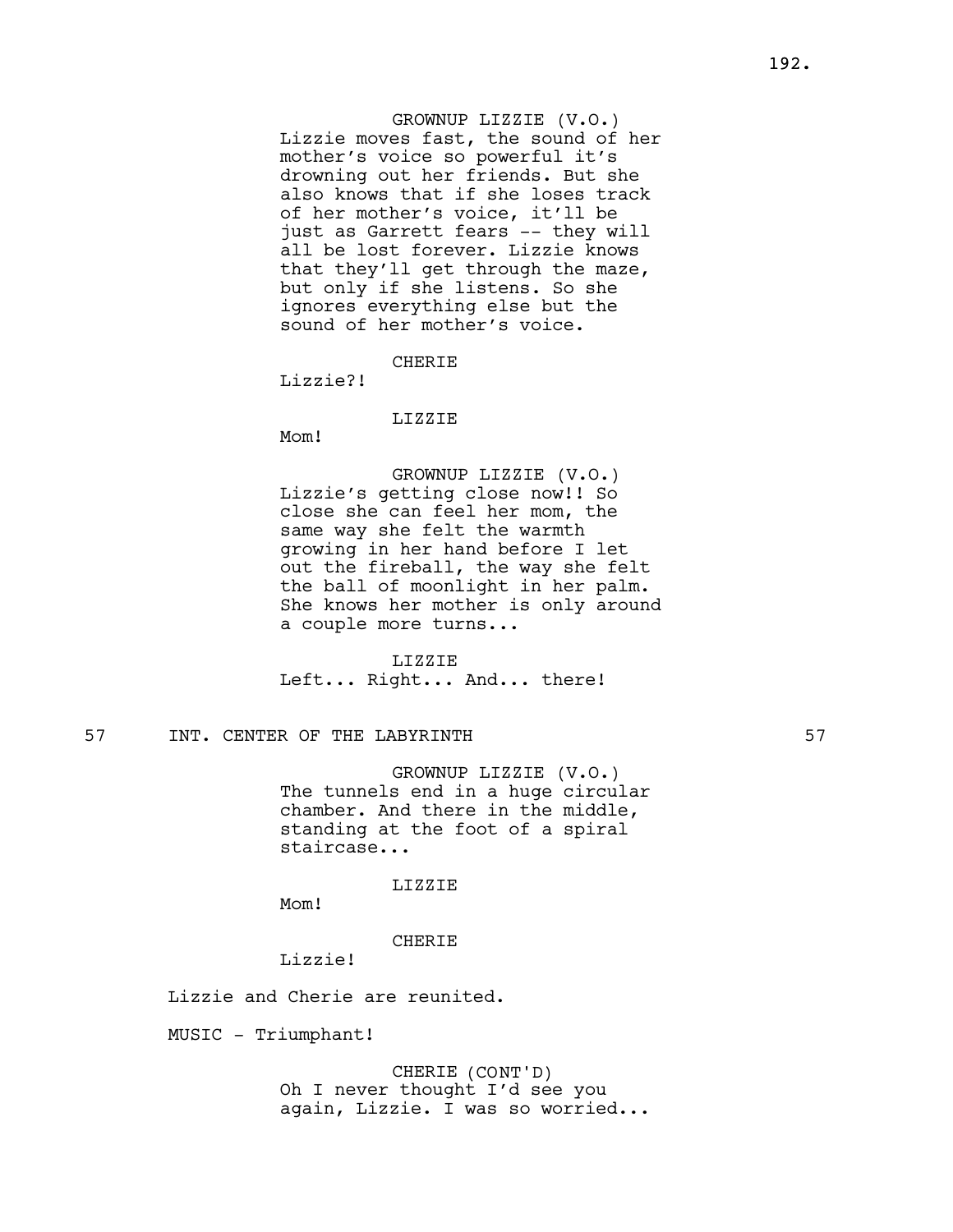GROWNUP LIZZIE (V.O.)
Lizzie moves fast, the sound of her mother's voice so powerful it's drowning out her friends. But she also knows that if she loses track of her mother's voice, it'll be just as Garrett fears -- they will all be lost forever. Lizzie knows that they'll get through the maze, but only if she listens. So she ignores everything else but the sound of her mother's voice.

CHERIE
Lizzie?!

LIZZIE
Mom!

GROWNUP LIZZIE (V.O.)
Lizzie's getting close now!! So close she can feel her mom, the same way she felt the warmth growing in her hand before I let out the fireball, the way she felt the ball of moonlight in her palm. She knows her mother is only around a couple more turns...

LIZZIE
Left... Right... And... there!

57 INT. CENTER OF THE LABYRINTH 57

GROWNUP LIZZIE (V.O.)
The tunnels end in a huge circular chamber. And there in the middle, standing at the foot of a spiral staircase...

LIZZIE
Mom!

CHERIE
Lizzie!

Lizzie and Cherie are reunited.

MUSIC - Triumphant!

CHERIE (CONT'D)
Oh I never thought I'd see you again, Lizzie. I was so worried...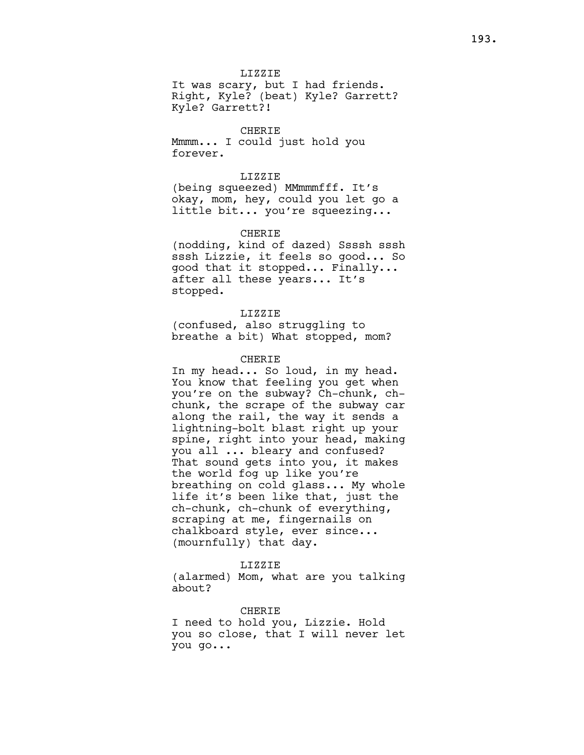LIZZIE

It was scary, but I had friends. Right, Kyle? (beat) Kyle? Garrett? Kyle? Garrett?!

CHERIE

Mmmm... I could just hold you forever.

LIZZIE

(being squeezed) MMmmmfff. It's okay, mom, hey, could you let go a little bit... you're squeezing...

CHERIE

(nodding, kind of dazed) Ssssh sssh sssh Lizzie, it feels so good... So good that it stopped... Finally... after all these years... It's stopped.

LIZZIE

(confused, also struggling to breathe a bit) What stopped, mom?

CHERIE

In my head... So loud, in my head. You know that feeling you get when you're on the subway? Ch-chunk, ch-chunk, the scrape of the subway car along the rail, the way it sends a lightning-bolt blast right up your spine, right into your head, making you all ... bleary and confused? That sound gets into you, it makes the world fog up like you're breathing on cold glass... My whole life it's been like that, just the ch-chunk, ch-chunk of everything, scraping at me, fingernails on chalkboard style, ever since... (mournfully) that day.

LIZZIE

(alarmed) Mom, what are you talking about?

CHERIE

I need to hold you, Lizzie. Hold you so close, that I will never let you go...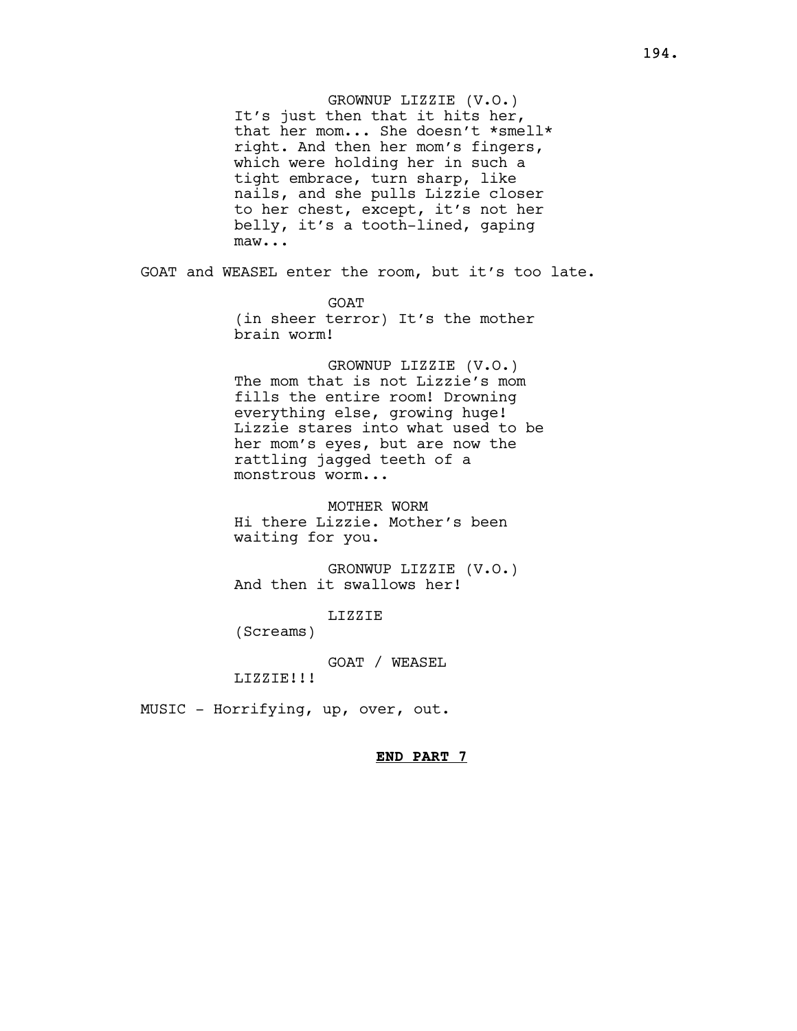GROWNUP LIZZIE (V.O.)
It's just then that it hits her, that her mom... She doesn't *smell* right. And then her mom's fingers, which were holding her in such a tight embrace, turn sharp, like nails, and she pulls Lizzie closer to her chest, except, it's not her belly, it's a tooth-lined, gaping maw...

GOAT and WEASEL enter the room, but it's too late.

GOAT
(in sheer terror) It's the mother brain worm!

GROWNUP LIZZIE (V.O.)
The mom that is not Lizzie's mom fills the entire room! Drowning everything else, growing huge! Lizzie stares into what used to be her mom's eyes, but are now the rattling jagged teeth of a monstrous worm...

MOTHER WORM
Hi there Lizzie. Mother's been waiting for you.

GRONWUP LIZZIE (V.O.)
And then it swallows her!

LIZZIE
(Screams)

GOAT / WEASEL
LIZZIE!!!

MUSIC - Horrifying, up, over, out.

**END PART 7**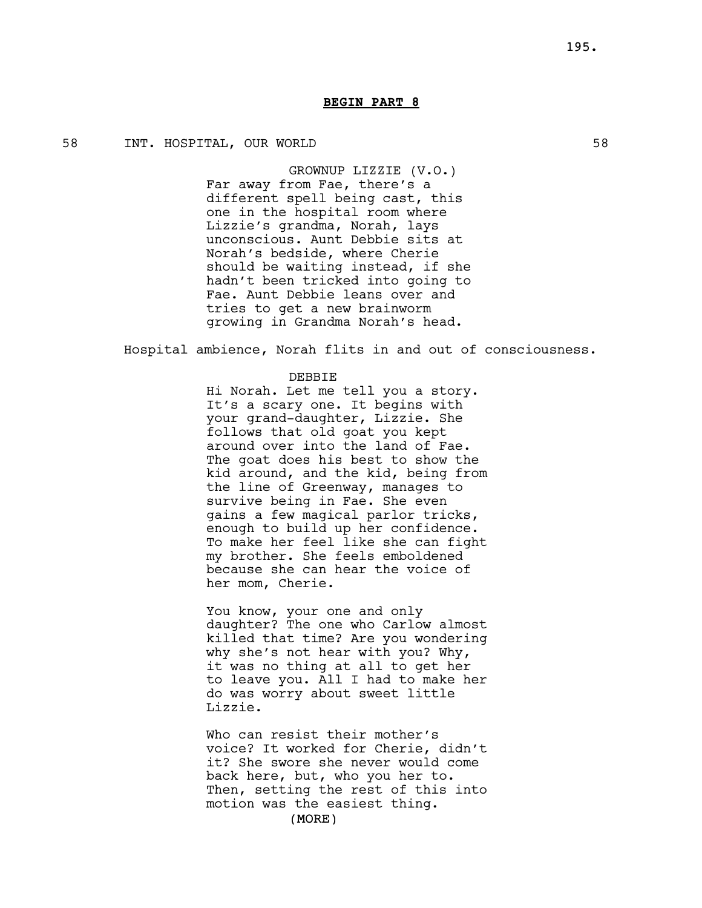**BEGIN PART 8**

58 INT. HOSPITAL, OUR WORLD 58

GROWNUP LIZZIE (V.O.)
Far away from Fae, there's a different spell being cast, this one in the hospital room where Lizzie's grandma, Norah, lays unconscious. Aunt Debbie sits at Norah's bedside, where Cherie should be waiting instead, if she hadn't been tricked into going to Fae. Aunt Debbie leans over and tries to get a new brainworm growing in Grandma Norah's head.

Hospital ambience, Norah flits in and out of consciousness.

DEBBIE
Hi Norah. Let me tell you a story. It's a scary one. It begins with your grand-daughter, Lizzie. She follows that old goat you kept around over into the land of Fae. The goat does his best to show the kid around, and the kid, being from the line of Greenway, manages to survive being in Fae. She even gains a few magical parlor tricks, enough to build up her confidence. To make her feel like she can fight my brother. She feels emboldened because she can hear the voice of her mom, Cherie.

You know, your one and only daughter? The one who Carlow almost killed that time? Are you wondering why she's not hear with you? Why, it was no thing at all to get her to leave you. All I had to make her do was worry about sweet little Lizzie.

Who can resist their mother's voice? It worked for Cherie, didn't it? She swore she never would come back here, but, who you her to. Then, setting the rest of this into motion was the easiest thing.

(MORE)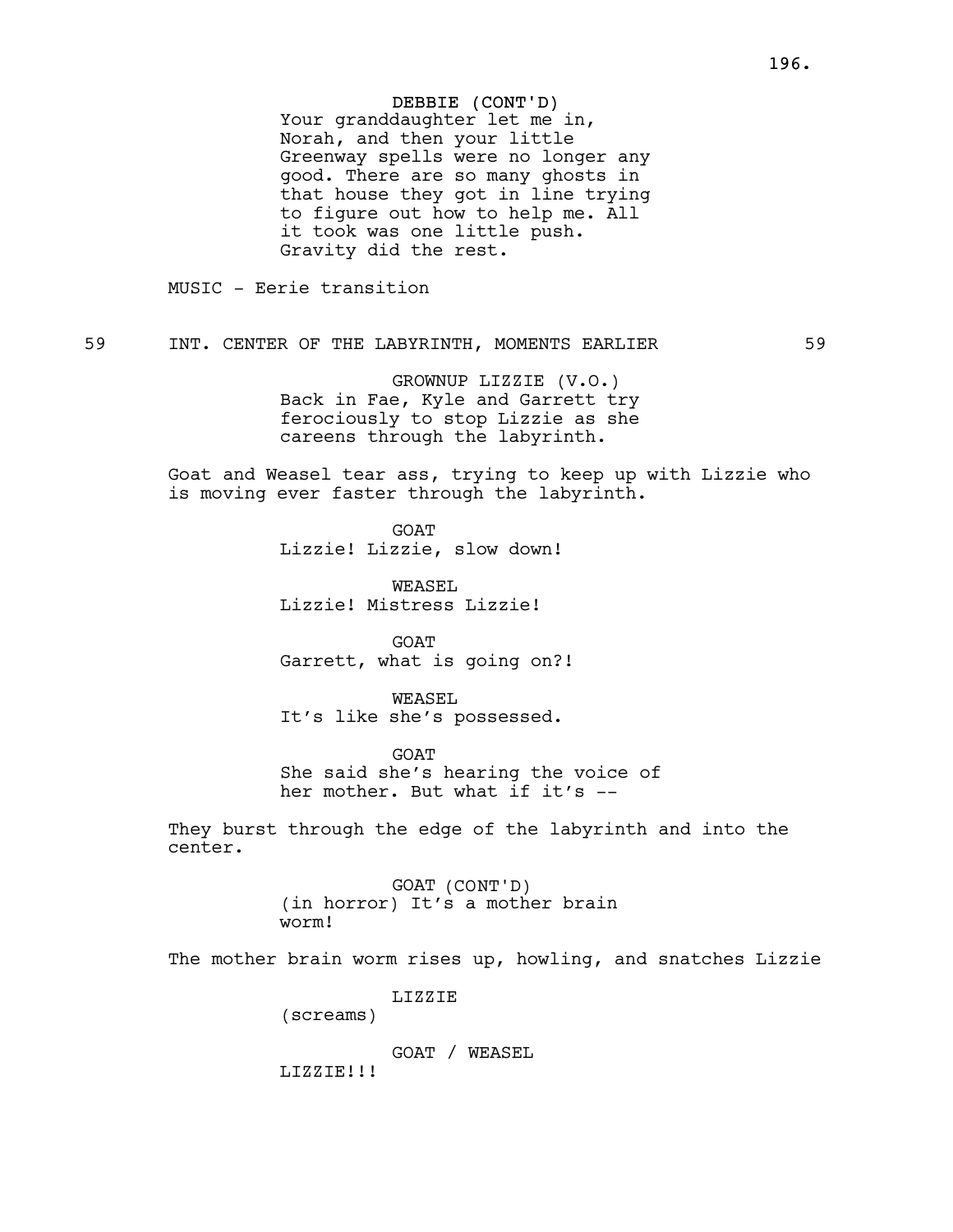DEBBIE (CONT'D)
Your granddaughter let me in, Norah, and then your little Greenway spells were no longer any good. There are so many ghosts in that house they got in line trying to figure out how to help me. All it took was one little push. Gravity did the rest.

MUSIC - Eerie transition

59 INT. CENTER OF THE LABYRINTH, MOMENTS EARLIER 59

GROWNUP LIZZIE (V.O.)
Back in Fae, Kyle and Garrett try ferociously to stop Lizzie as she careens through the labyrinth.

Goat and Weasel tear ass, trying to keep up with Lizzie who is moving ever faster through the labyrinth.

GOAT
Lizzie! Lizzie, slow down!

WEASEL
Lizzie! Mistress Lizzie!

GOAT
Garrett, what is going on?!

WEASEL
It's like she's possessed.

GOAT
She said she's hearing the voice of her mother. But what if it's --

They burst through the edge of the labyrinth and into the center.

GOAT (CONT'D)
(in horror) It's a mother brain worm!

The mother brain worm rises up, howling, and snatches Lizzie

LIZZIE
(screams)

GOAT / WEASEL
LIZZIE!!!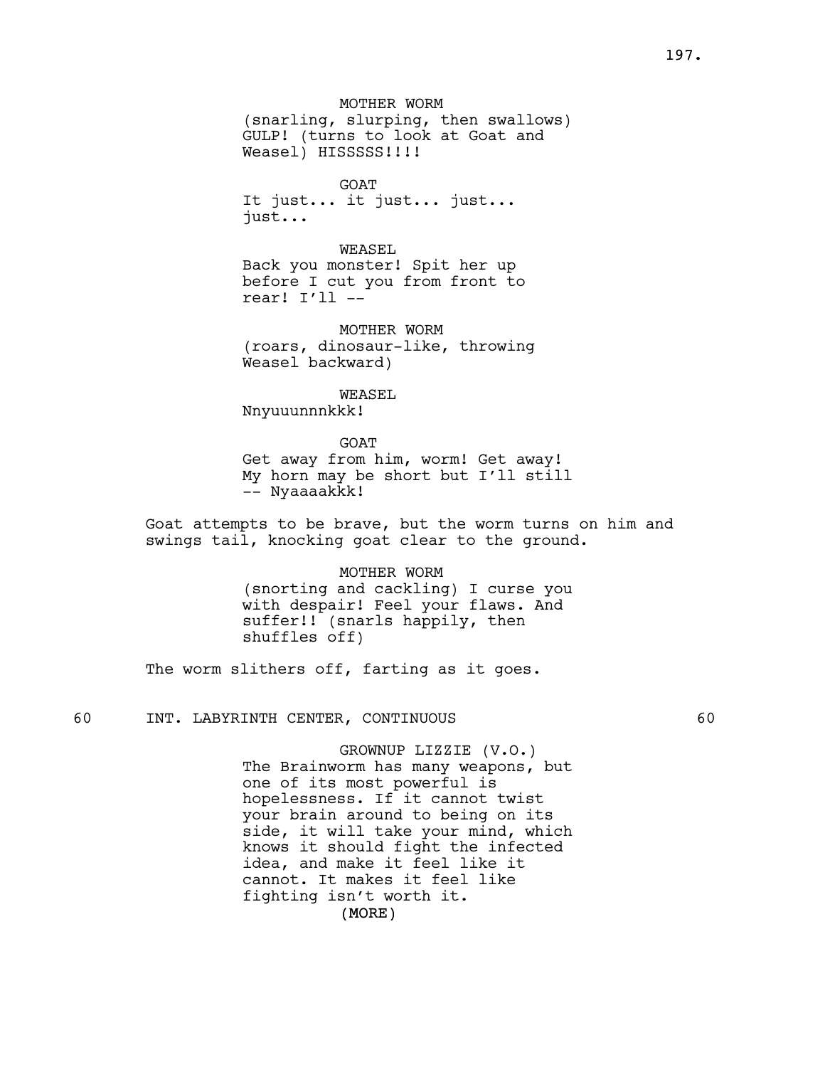MOTHER WORM
(snarling, slurping, then swallows) GULP! (turns to look at Goat and Weasel) HISSSSS!!!!

GOAT
It just... it just... just... just...

WEASEL
Back you monster! Spit her up before I cut you from front to rear! I'll --

MOTHER WORM
(roars, dinosaur-like, throwing Weasel backward)

WEASEL
Nnyuuunnnkkk!

GOAT
Get away from him, worm! Get away! My horn may be short but I'll still -- Nyaaaakkk!

Goat attempts to be brave, but the worm turns on him and swings tail, knocking goat clear to the ground.

MOTHER WORM
(snorting and cackling) I curse you with despair! Feel your flaws. And suffer!! (snarls happily, then shuffles off)

The worm slithers off, farting as it goes.

## 60 INT. LABYRINTH CENTER, CONTINUOUS 60

GROWNUP LIZZIE (V.O.)
The Brainworm has many weapons, but one of its most powerful is hopelessness. If it cannot twist your brain around to being on its side, it will take your mind, which knows it should fight the infected idea, and make it feel like it cannot. It makes it feel like fighting isn't worth it.
(MORE)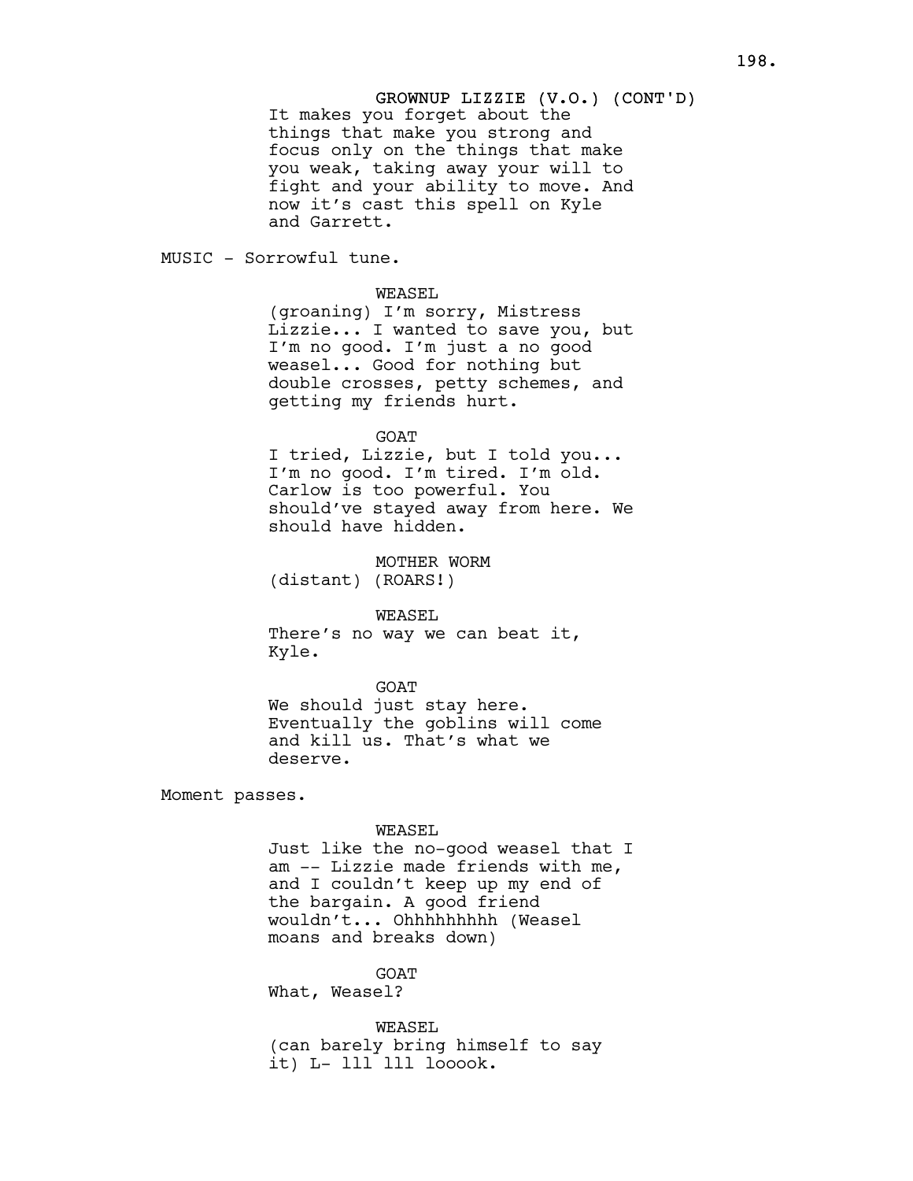GROWNUP LIZZIE (V.O.) (CONT'D)
It makes you forget about the things that make you strong and focus only on the things that make you weak, taking away your will to fight and your ability to move. And now it's cast this spell on Kyle and Garrett.

MUSIC - Sorrowful tune.

WEASEL
(groaning) I'm sorry, Mistress Lizzie... I wanted to save you, but I'm no good. I'm just a no good weasel... Good for nothing but double crosses, petty schemes, and getting my friends hurt.

GOAT
I tried, Lizzie, but I told you... I'm no good. I'm tired. I'm old. Carlow is too powerful. You should've stayed away from here. We should have hidden.

MOTHER WORM
(distant) (ROARS!)

WEASEL
There's no way we can beat it, Kyle.

GOAT
We should just stay here. Eventually the goblins will come and kill us. That's what we deserve.

Moment passes.

WEASEL
Just like the no-good weasel that I am -- Lizzie made friends with me, and I couldn't keep up my end of the bargain. A good friend wouldn't... Ohhhhhhhhh (Weasel moans and breaks down)

GOAT
What, Weasel?

WEASEL
(can barely bring himself to say it) L- lll lll looook.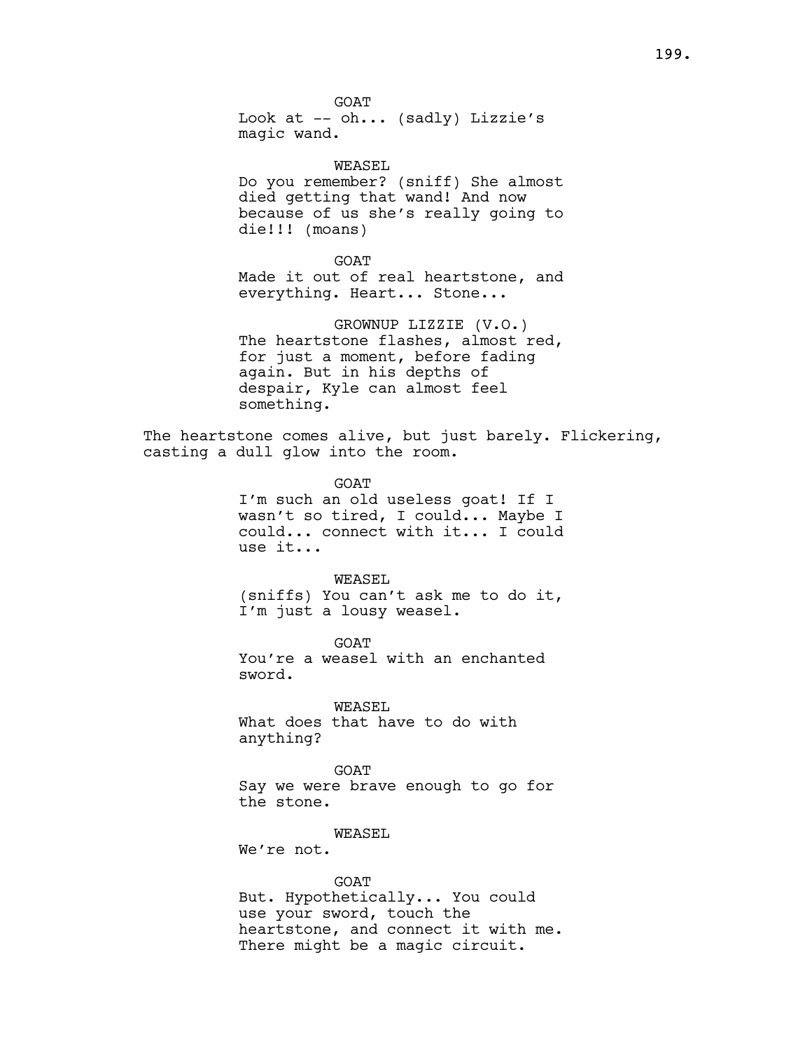GOAT
Look at -- oh... (sadly) Lizzie's magic wand.

WEASEL
Do you remember? (sniff) She almost died getting that wand! And now because of us she's really going to die!!! (moans)

GOAT
Made it out of real heartstone, and everything. Heart... Stone...

GROWNUP LIZZIE (V.O.)
The heartstone flashes, almost red, for just a moment, before fading again. But in his depths of despair, Kyle can almost feel something.

The heartstone comes alive, but just barely. Flickering, casting a dull glow into the room.

GOAT
I'm such an old useless goat! If I wasn't so tired, I could... Maybe I could... connect with it... I could use it...

WEASEL
(sniffs) You can't ask me to do it, I'm just a lousy weasel.

GOAT
You're a weasel with an enchanted sword.

WEASEL
What does that have to do with anything?

GOAT
Say we were brave enough to go for the stone.

WEASEL
We're not.

GOAT
But. Hypothetically... You could use your sword, touch the heartstone, and connect it with me. There might be a magic circuit.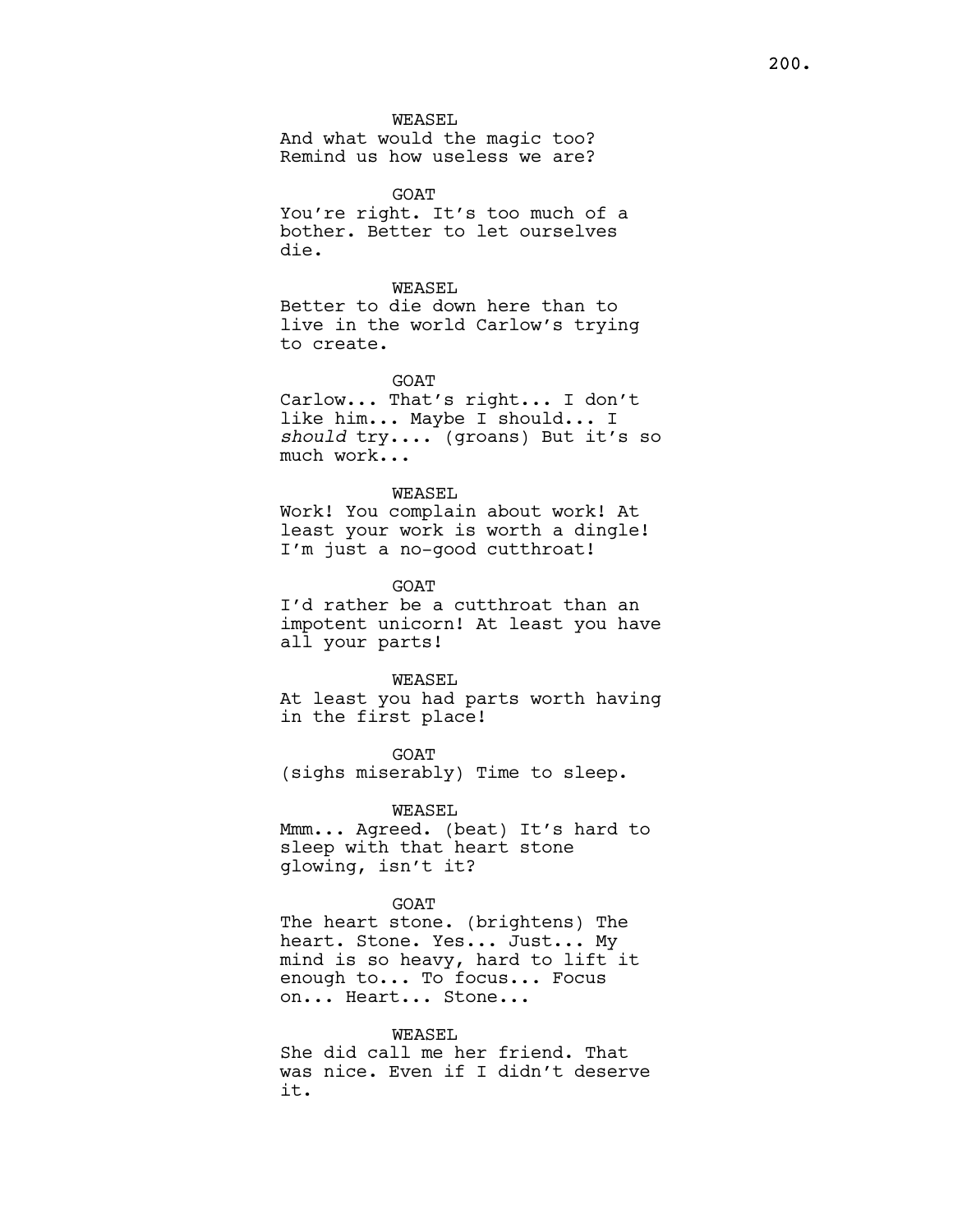WEASEL
And what would the magic too? Remind us how useless we are?

GOAT
You're right. It's too much of a bother. Better to let ourselves die.

WEASEL
Better to die down here than to live in the world Carlow's trying to create.

GOAT
Carlow... That's right... I don't like him... Maybe I should... I *should* try.... (groans) But it's so much work...

WEASEL
Work! You complain about work! At least your work is worth a dingle! I'm just a no-good cutthroat!

GOAT
I'd rather be a cutthroat than an impotent unicorn! At least you have all your parts!

WEASEL
At least you had parts worth having in the first place!

GOAT
(sighs miserably) Time to sleep.

WEASEL
Mmm... Agreed. (beat) It's hard to sleep with that heart stone glowing, isn't it?

GOAT
The heart stone. (brightens) The heart. Stone. Yes... Just... My mind is so heavy, hard to lift it enough to... To focus... Focus on... Heart... Stone...

WEASEL
She did call me her friend. That was nice. Even if I didn't deserve it.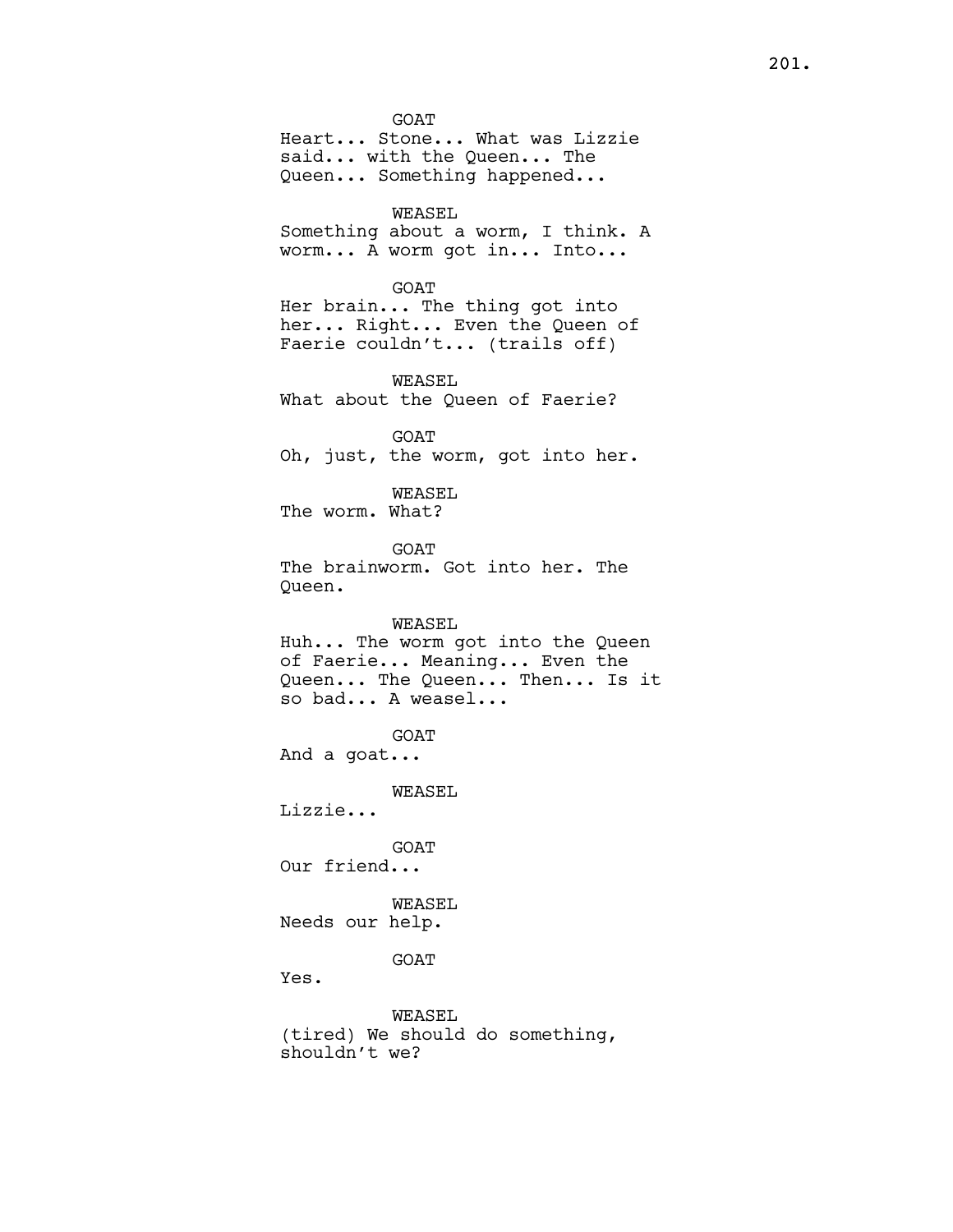GOAT

Heart... Stone... What was Lizzie said... with the Queen... The Queen... Something happened...

WEASEL

Something about a worm, I think. A worm... A worm got in... Into...

GOAT

Her brain... The thing got into her... Right... Even the Queen of Faerie couldn't... (trails off)

WEASEL

What about the Queen of Faerie?

GOAT

Oh, just, the worm, got into her.

WEASEL

The worm. What?

GOAT

The brainworm. Got into her. The Queen.

WEASEL

Huh... The worm got into the Queen of Faerie... Meaning... Even the Queen... The Queen... Then... Is it so bad... A weasel...

GOAT

And a goat...

WEASEL

Lizzie...

GOAT

Our friend...

WEASEL

Needs our help.

GOAT

Yes.

WEASEL

(tired) We should do something, shouldn't we?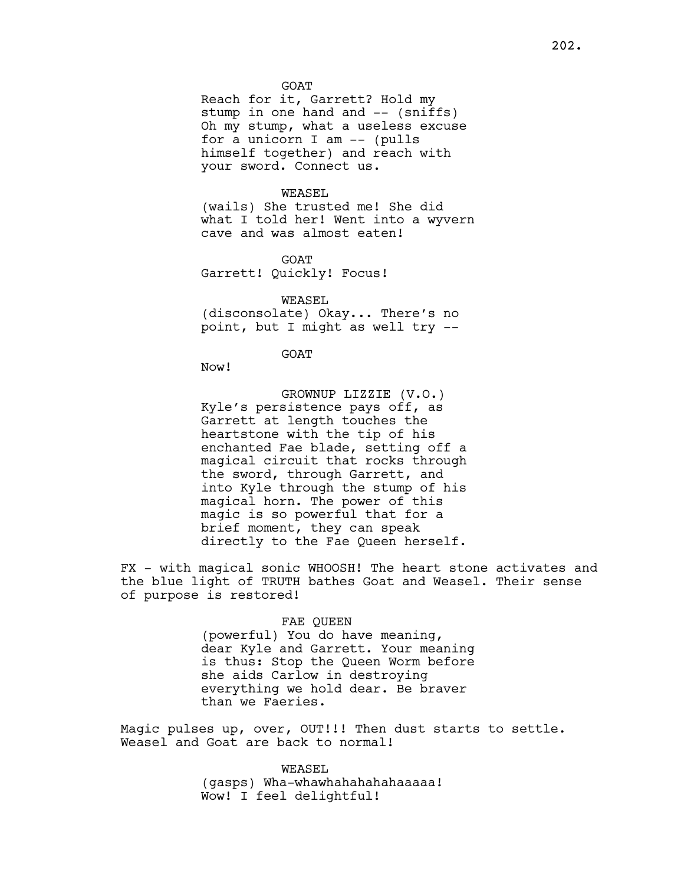GOAT

Reach for it, Garrett? Hold my stump in one hand and -- (sniffs) Oh my stump, what a useless excuse for a unicorn I am -- (pulls himself together) and reach with your sword. Connect us.

WEASEL

(wails) She trusted me! She did what I told her! Went into a wyvern cave and was almost eaten!

GOAT

Garrett! Quickly! Focus!

WEASEL

(disconsolate) Okay... There's no point, but I might as well try --

GOAT

Now!

GROWNUP LIZZIE (V.O.)

Kyle's persistence pays off, as Garrett at length touches the heartstone with the tip of his enchanted Fae blade, setting off a magical circuit that rocks through the sword, through Garrett, and into Kyle through the stump of his magical horn. The power of this magic is so powerful that for a brief moment, they can speak directly to the Fae Queen herself.

FX - with magical sonic WHOOSH! The heart stone activates and the blue light of TRUTH bathes Goat and Weasel. Their sense of purpose is restored!

FAE QUEEN

(powerful) You do have meaning, dear Kyle and Garrett. Your meaning is thus: Stop the Queen Worm before she aids Carlow in destroying everything we hold dear. Be braver than we Faeries.

Magic pulses up, over, OUT!!! Then dust starts to settle. Weasel and Goat are back to normal!

WEASEL

(gasps) Wha-whawhahahahahaaaaa! Wow! I feel delightful!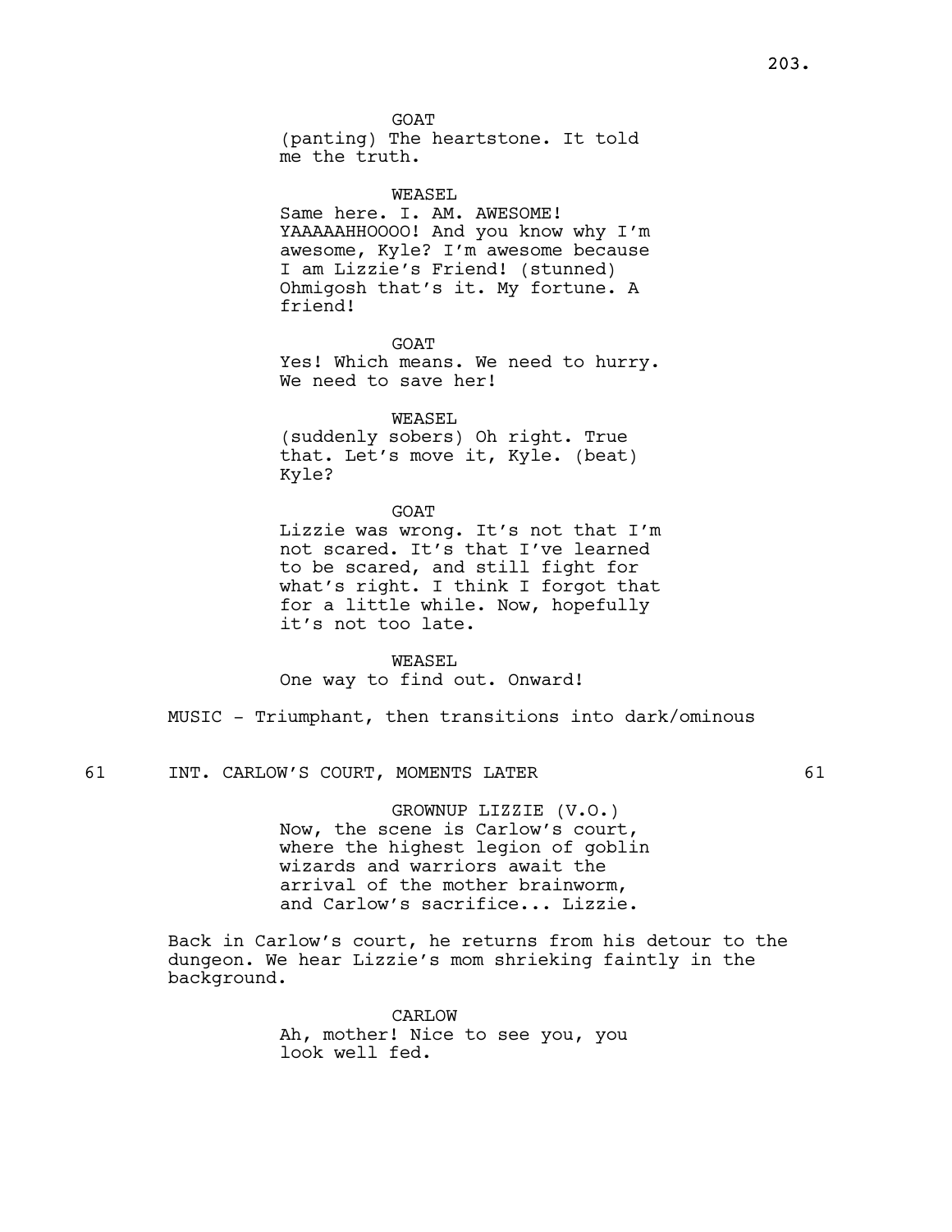GOAT
(panting) The heartstone. It told me the truth.

WEASEL
Same here. I. AM. AWESOME! YAAAAAHHOOOO! And you know why I'm awesome, Kyle? I'm awesome because I am Lizzie's Friend! (stunned) Ohmigosh that's it. My fortune. A friend!

GOAT
Yes! Which means. We need to hurry. We need to save her!

WEASEL
(suddenly sobers) Oh right. True that. Let's move it, Kyle. (beat) Kyle?

GOAT
Lizzie was wrong. It's not that I'm not scared. It's that I've learned to be scared, and still fight for what's right. I think I forgot that for a little while. Now, hopefully it's not too late.

WEASEL
One way to find out. Onward!

MUSIC - Triumphant, then transitions into dark/ominous

61 INT. CARLOW'S COURT, MOMENTS LATER 61

GROWNUP LIZZIE (V.O.)
Now, the scene is Carlow's court, where the highest legion of goblin wizards and warriors await the arrival of the mother brainworm, and Carlow's sacrifice... Lizzie.

Back in Carlow's court, he returns from his detour to the dungeon. We hear Lizzie's mom shrieking faintly in the background.

CARLOW
Ah, mother! Nice to see you, you look well fed.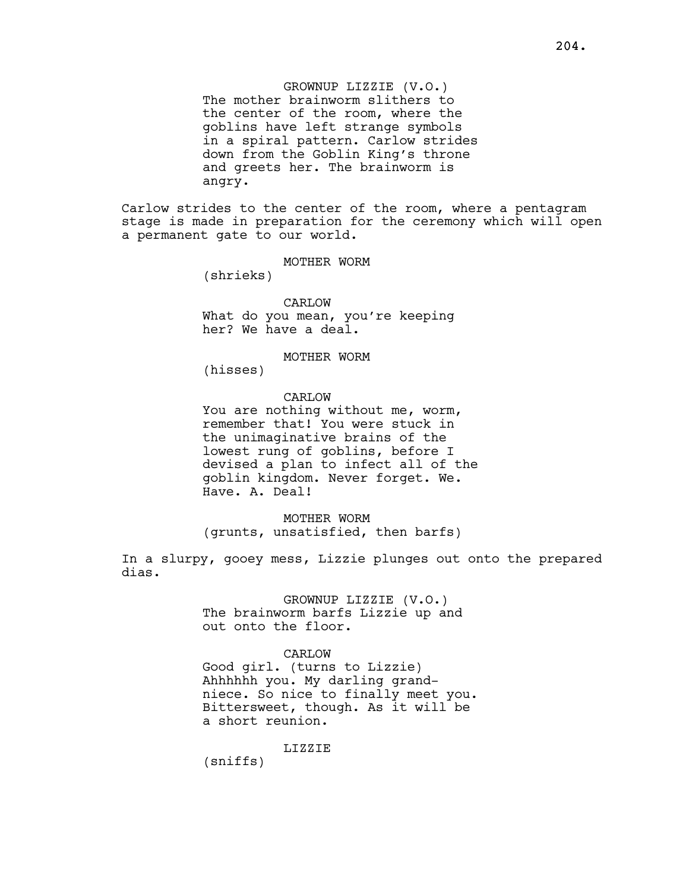GROWNUP LIZZIE (V.O.)
The mother brainworm slithers to the center of the room, where the goblins have left strange symbols in a spiral pattern. Carlow strides down from the Goblin King's throne and greets her. The brainworm is angry.

Carlow strides to the center of the room, where a pentagram stage is made in preparation for the ceremony which will open a permanent gate to our world.

MOTHER WORM
(shrieks)

CARLOW
What do you mean, you're keeping her? We have a deal.

MOTHER WORM
(hisses)

CARLOW
You are nothing without me, worm, remember that! You were stuck in the unimaginative brains of the lowest rung of goblins, before I devised a plan to infect all of the goblin kingdom. Never forget. We. Have. A. Deal!

MOTHER WORM
(grunts, unsatisfied, then barfs)

In a slurpy, gooey mess, Lizzie plunges out onto the prepared dias.

GROWNUP LIZZIE (V.O.)
The brainworm barfs Lizzie up and out onto the floor.

CARLOW
Good girl. (turns to Lizzie) Ahhhhhh you. My darling grand-niece. So nice to finally meet you. Bittersweet, though. As it will be a short reunion.

LIZZIE
(sniffs)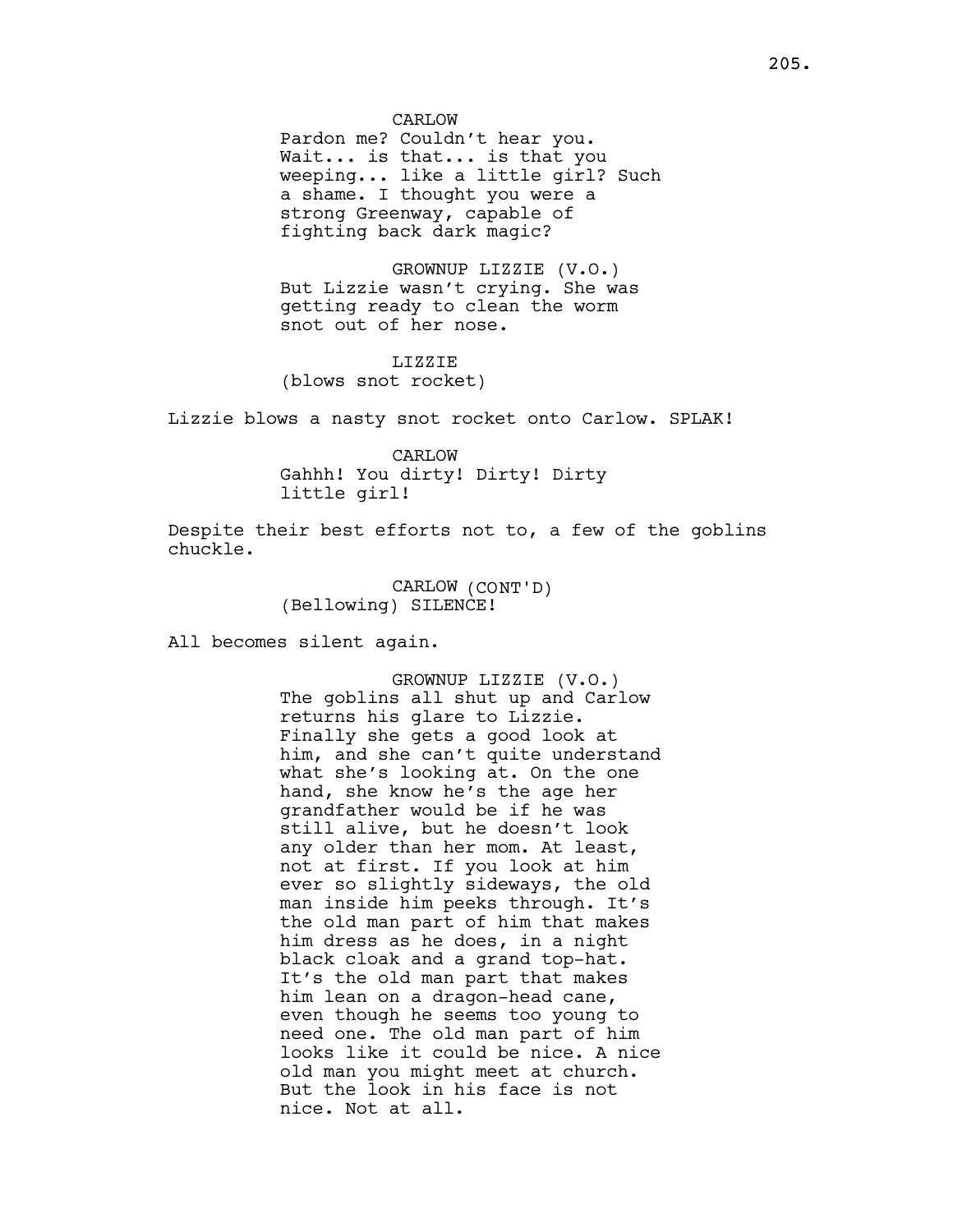CARLOW
Pardon me? Couldn't hear you. Wait... is that... is that you weeping... like a little girl? Such a shame. I thought you were a strong Greenway, capable of fighting back dark magic?

GROWNUP LIZZIE (V.O.)
But Lizzie wasn't crying. She was getting ready to clean the worm snot out of her nose.

LIZZIE
(blows snot rocket)

Lizzie blows a nasty snot rocket onto Carlow. SPLAK!

CARLOW
Gahhh! You dirty! Dirty! Dirty little girl!

Despite their best efforts not to, a few of the goblins chuckle.

CARLOW (CONT'D)
(Bellowing) SILENCE!

All becomes silent again.

GROWNUP LIZZIE (V.O.)
The goblins all shut up and Carlow returns his glare to Lizzie. Finally she gets a good look at him, and she can't quite understand what she's looking at. On the one hand, she know he's the age her grandfather would be if he was still alive, but he doesn't look any older than her mom. At least, not at first. If you look at him ever so slightly sideways, the old man inside him peeks through. It's the old man part of him that makes him dress as he does, in a night black cloak and a grand top-hat. It's the old man part that makes him lean on a dragon-head cane, even though he seems too young to need one. The old man part of him looks like it could be nice. A nice old man you might meet at church. But the look in his face is not nice. Not at all.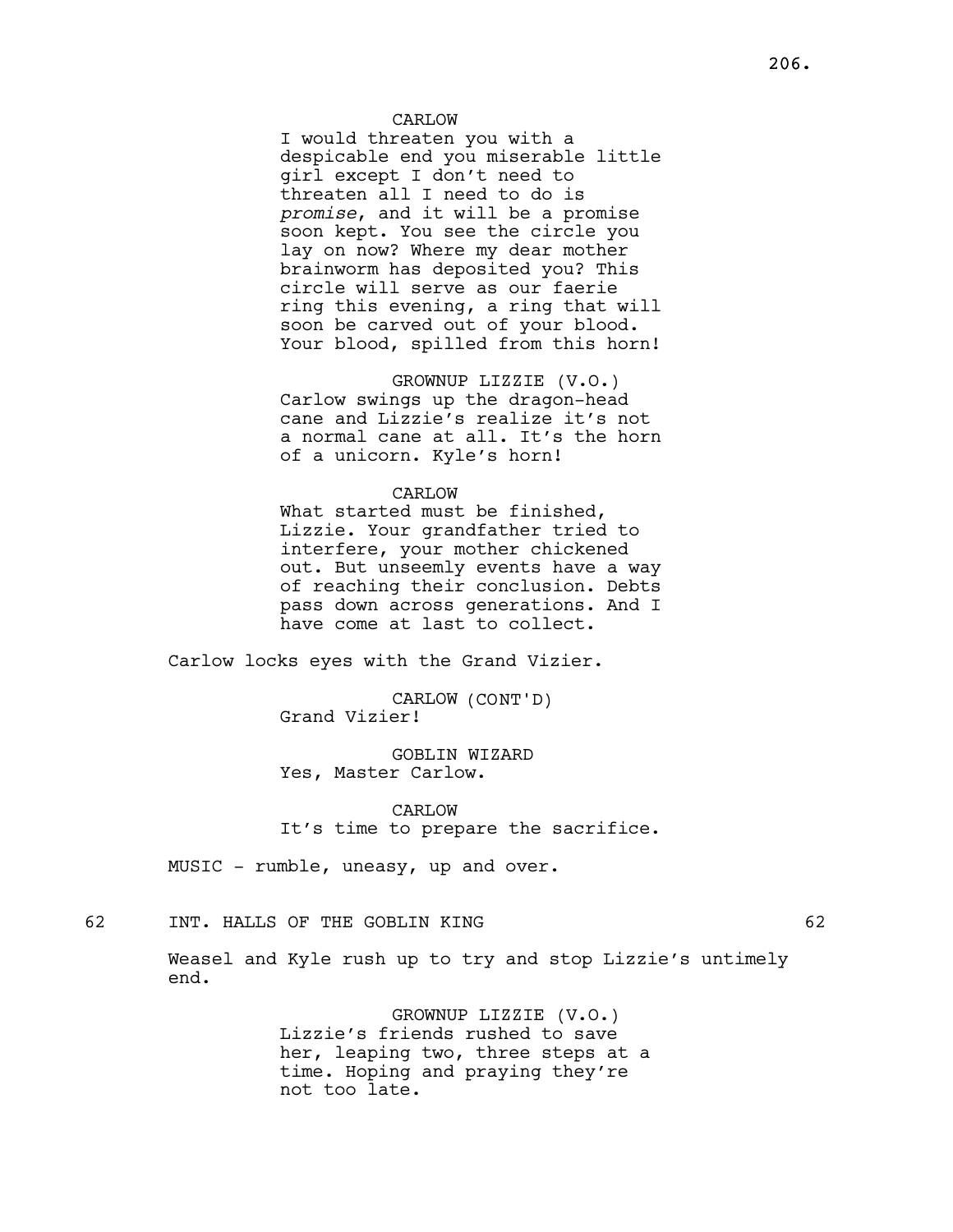CARLOW

I would threaten you with a despicable end you miserable little girl except I don't need to threaten all I need to do is *promise*, and it will be a promise soon kept. You see the circle you lay on now? Where my dear mother brainworm has deposited you? This circle will serve as our faerie ring this evening, a ring that will soon be carved out of your blood. Your blood, spilled from this horn!

GROWNUP LIZZIE (V.O.)

Carlow swings up the dragon-head cane and Lizzie's realize it's not a normal cane at all. It's the horn of a unicorn. Kyle's horn!

CARLOW

What started must be finished, Lizzie. Your grandfather tried to interfere, your mother chickened out. But unseemly events have a way of reaching their conclusion. Debts pass down across generations. And I have come at last to collect.

Carlow locks eyes with the Grand Vizier.

CARLOW (CONT'D)

Grand Vizier!

GOBLIN WIZARD

Yes, Master Carlow.

CARLOW

It's time to prepare the sacrifice.

MUSIC - rumble, uneasy, up and over.

62 INT. HALLS OF THE GOBLIN KING 62

Weasel and Kyle rush up to try and stop Lizzie's untimely end.

GROWNUP LIZZIE (V.O.)

Lizzie's friends rushed to save her, leaping two, three steps at a time. Hoping and praying they're not too late.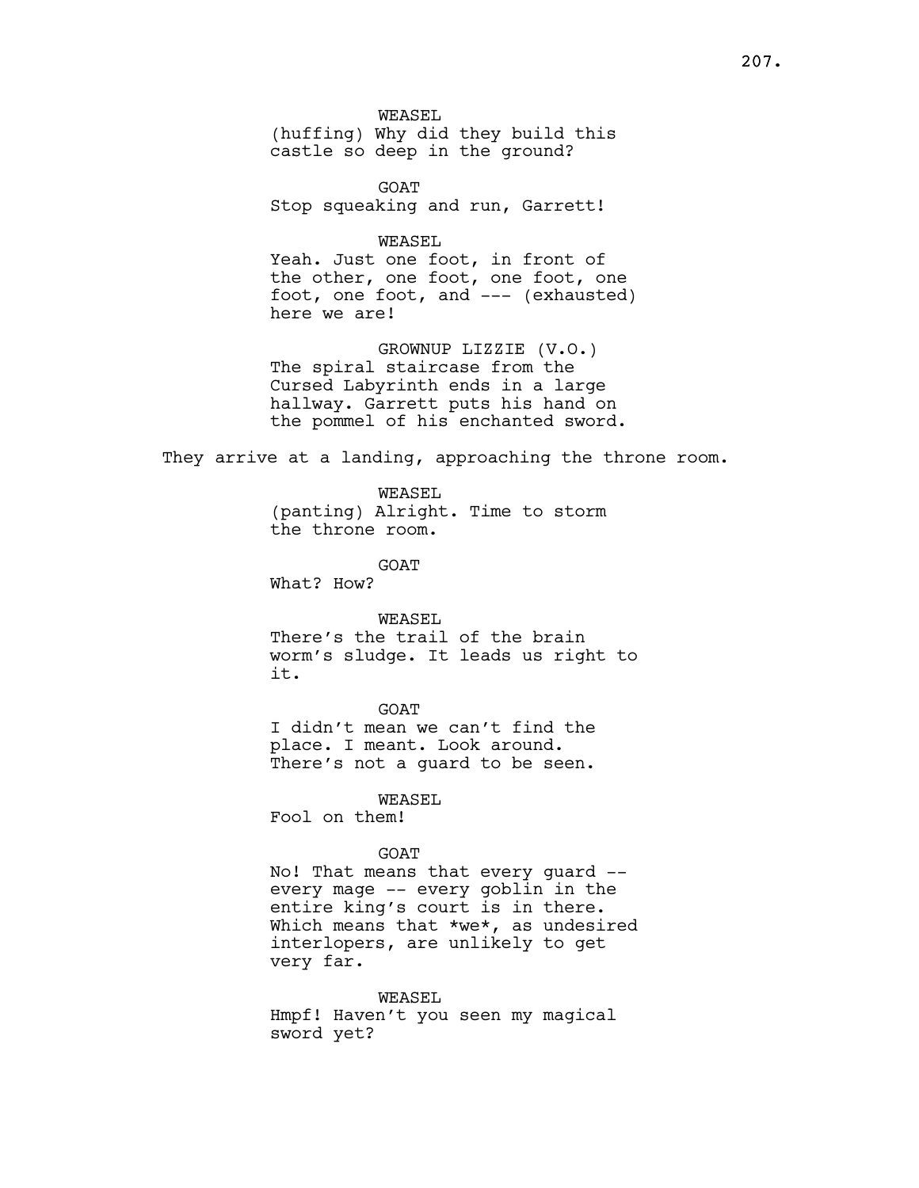WEASEL
(huffing) Why did they build this castle so deep in the ground?

GOAT
Stop squeaking and run, Garrett!

WEASEL
Yeah. Just one foot, in front of the other, one foot, one foot, one foot, one foot, and --- (exhausted) here we are!

GROWNUP LIZZIE (V.O.)
The spiral staircase from the Cursed Labyrinth ends in a large hallway. Garrett puts his hand on the pommel of his enchanted sword.

They arrive at a landing, approaching the throne room.

WEASEL
(panting) Alright. Time to storm the throne room.

GOAT
What? How?

WEASEL
There's the trail of the brain worm's sludge. It leads us right to it.

GOAT
I didn't mean we can't find the place. I meant. Look around. There's not a guard to be seen.

WEASEL
Fool on them!

GOAT
No! That means that every guard -- every mage -- every goblin in the entire king's court is in there. Which means that *we*, as undesired interlopers, are unlikely to get very far.

WEASEL
Hmpf! Haven't you seen my magical sword yet?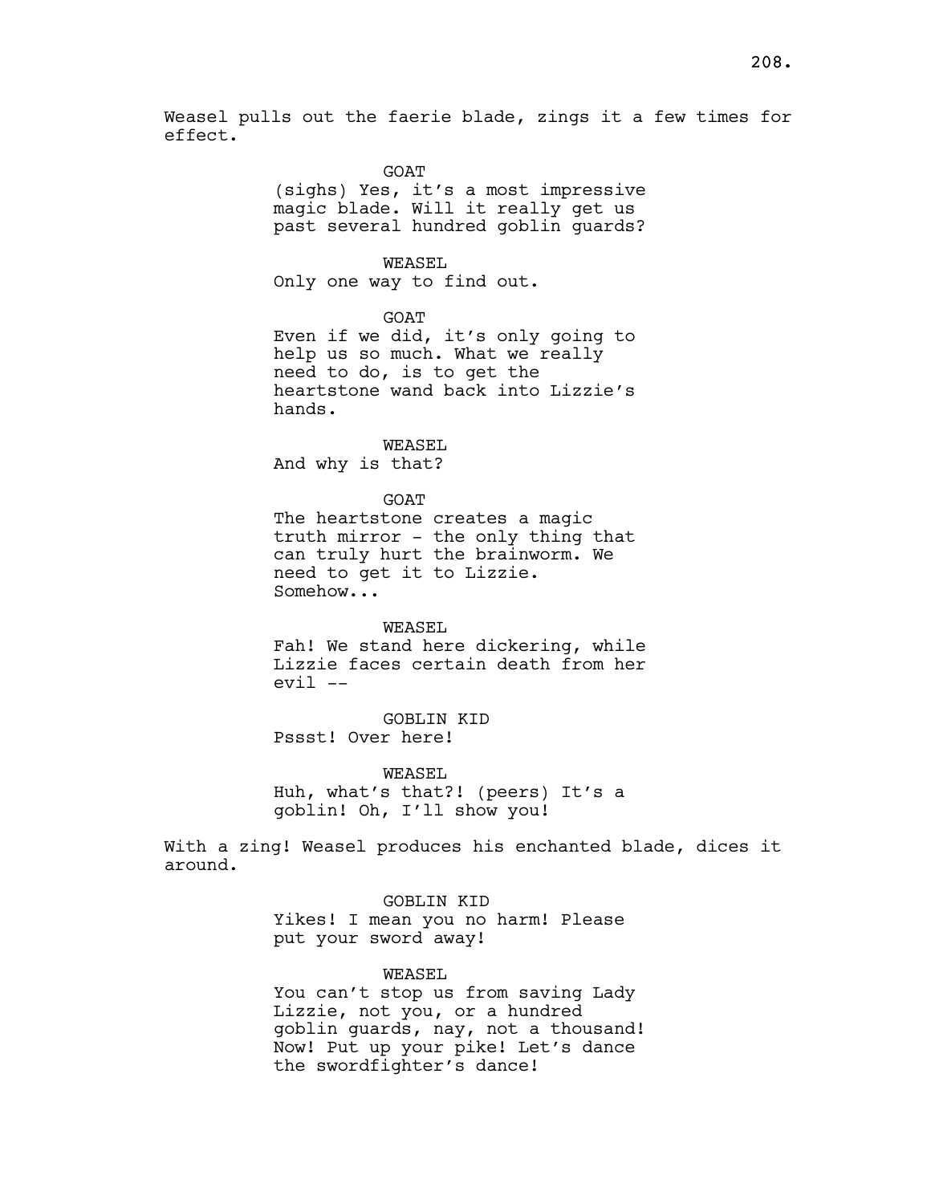Weasel pulls out the faerie blade, zings it a few times for effect.

GOAT
(sighs) Yes, it's a most impressive magic blade. Will it really get us past several hundred goblin guards?

WEASEL
Only one way to find out.

GOAT
Even if we did, it's only going to help us so much. What we really need to do, is to get the heartstone wand back into Lizzie's hands.

WEASEL
And why is that?

GOAT
The heartstone creates a magic truth mirror - the only thing that can truly hurt the brainworm. We need to get it to Lizzie. Somehow...

WEASEL
Fah! We stand here dickering, while Lizzie faces certain death from her evil --

GOBLIN KID
Pssst! Over here!

WEASEL
Huh, what's that?! (peers) It's a goblin! Oh, I'll show you!

With a zing! Weasel produces his enchanted blade, dices it around.

GOBLIN KID
Yikes! I mean you no harm! Please put your sword away!

WEASEL
You can't stop us from saving Lady Lizzie, not you, or a hundred goblin guards, nay, not a thousand! Now! Put up your pike! Let's dance the swordfighter's dance!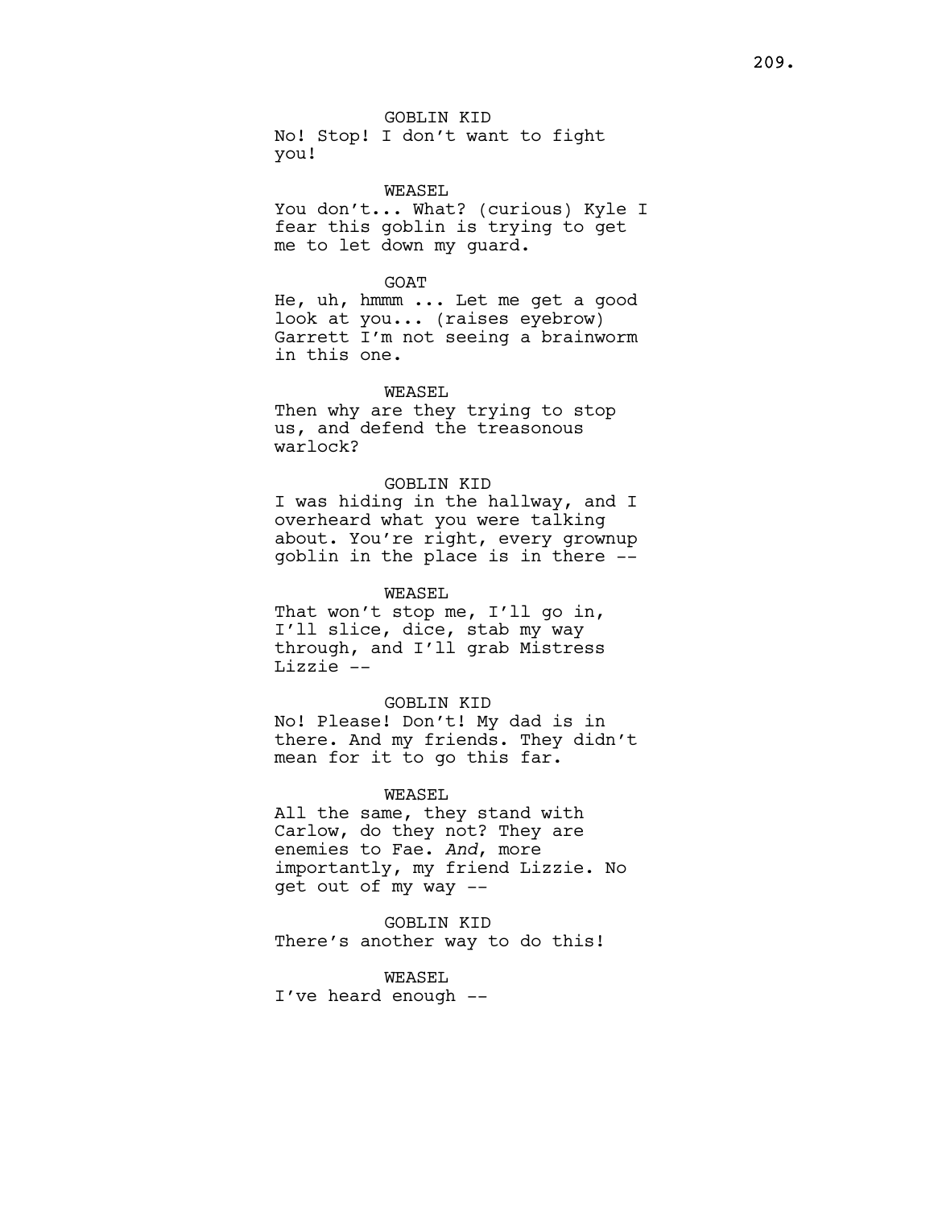GOBLIN KID

No! Stop! I don't want to fight you!

WEASEL

You don't... What? (curious) Kyle I fear this goblin is trying to get me to let down my guard.

GOAT

He, uh, hmmm ... Let me get a good look at you... (raises eyebrow) Garrett I'm not seeing a brainworm in this one.

WEASEL

Then why are they trying to stop us, and defend the treasonous warlock?

GOBLIN KID

I was hiding in the hallway, and I overheard what you were talking about. You're right, every grownup goblin in the place is in there --

WEASEL

That won't stop me, I'll go in, I'll slice, dice, stab my way through, and I'll grab Mistress Lizzie --

GOBLIN KID

No! Please! Don't! My dad is in there. And my friends. They didn't mean for it to go this far.

WEASEL

All the same, they stand with Carlow, do they not? They are enemies to Fae. *And*, more importantly, my friend Lizzie. No get out of my way --

GOBLIN KID

There's another way to do this!

WEASEL

I've heard enough --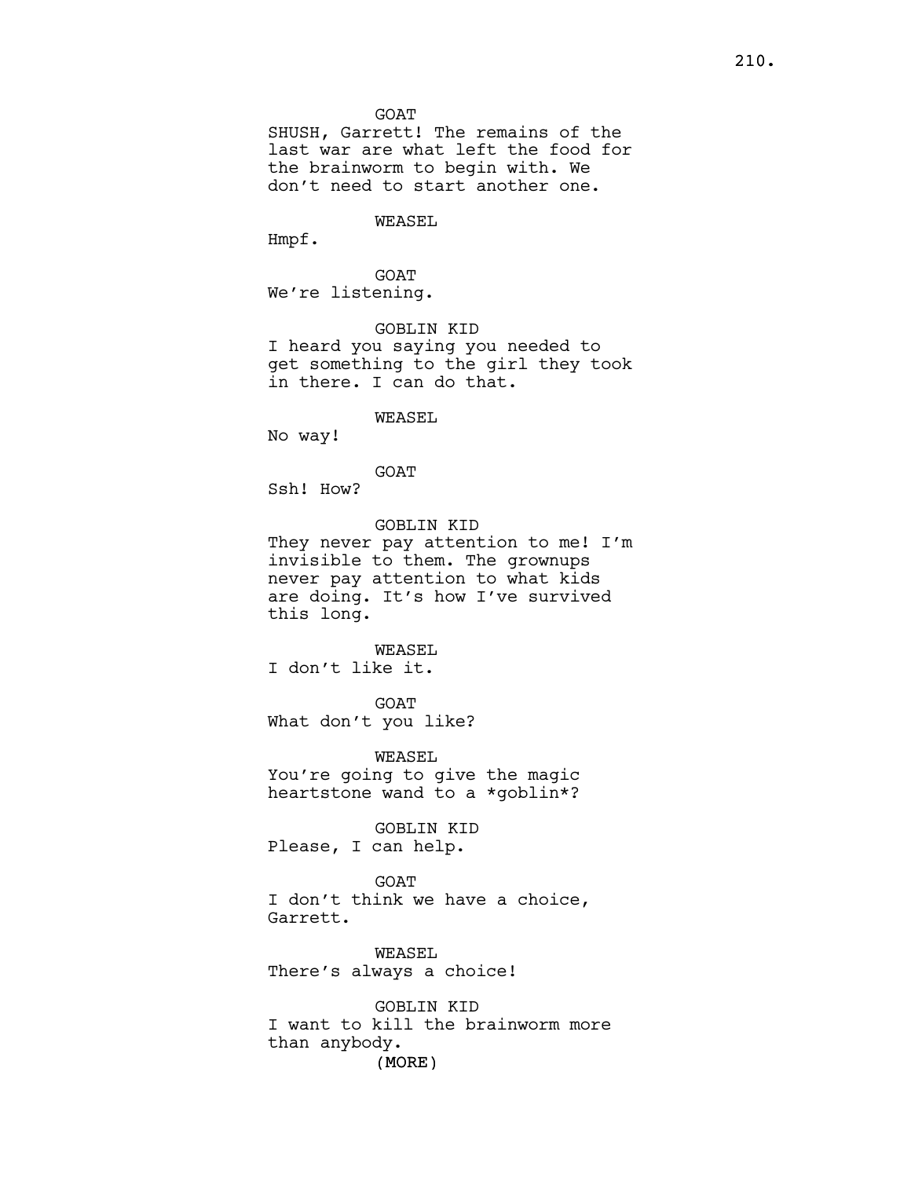GOAT
SHUSH, Garrett! The remains of the last war are what left the food for the brainworm to begin with. We don't need to start another one.

WEASEL
Hmpf.

GOAT
We're listening.

GOBLIN KID
I heard you saying you needed to get something to the girl they took in there. I can do that.

WEASEL
No way!

GOAT
Ssh! How?

GOBLIN KID
They never pay attention to me! I'm invisible to them. The grownups never pay attention to what kids are doing. It's how I've survived this long.

WEASEL
I don't like it.

GOAT
What don't you like?

WEASEL
You're going to give the magic heartstone wand to a *goblin*?

GOBLIN KID
Please, I can help.

GOAT
I don't think we have a choice, Garrett.

WEASEL
There's always a choice!

GOBLIN KID
I want to kill the brainworm more than anybody.
(MORE)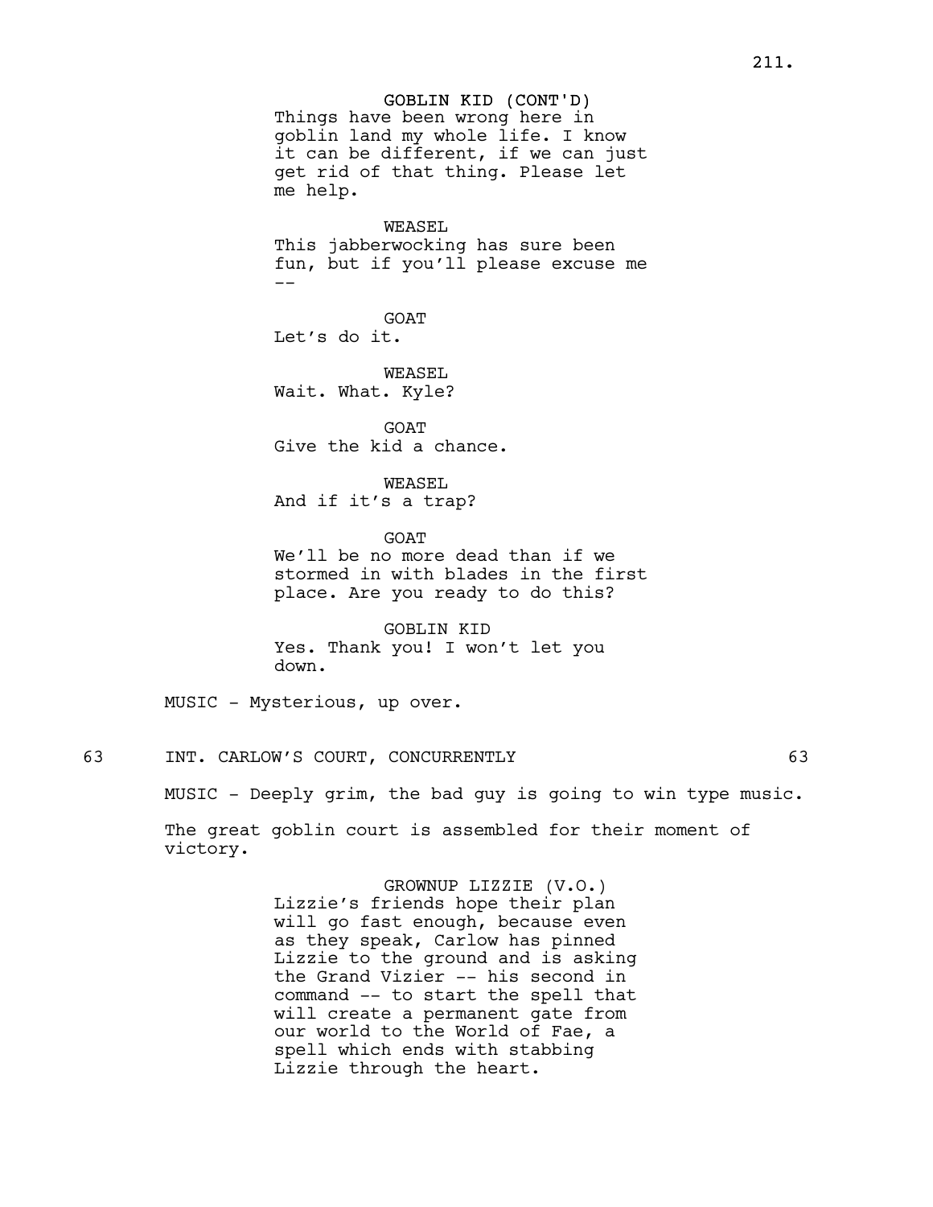GOBLIN KID (CONT'D)
Things have been wrong here in goblin land my whole life. I know it can be different, if we can just get rid of that thing. Please let me help.

WEASEL
This jabberwocking has sure been fun, but if you'll please excuse me --

GOAT
Let's do it.

WEASEL
Wait. What. Kyle?

GOAT
Give the kid a chance.

WEASEL
And if it's a trap?

GOAT
We'll be no more dead than if we stormed in with blades in the first place. Are you ready to do this?

GOBLIN KID
Yes. Thank you! I won't let you down.

MUSIC - Mysterious, up over.

63 INT. CARLOW'S COURT, CONCURRENTLY 63

MUSIC - Deeply grim, the bad guy is going to win type music.

The great goblin court is assembled for their moment of victory.

GROWNUP LIZZIE (V.O.)
Lizzie's friends hope their plan will go fast enough, because even as they speak, Carlow has pinned Lizzie to the ground and is asking the Grand Vizier -- his second in command -- to start the spell that will create a permanent gate from our world to the World of Fae, a spell which ends with stabbing Lizzie through the heart.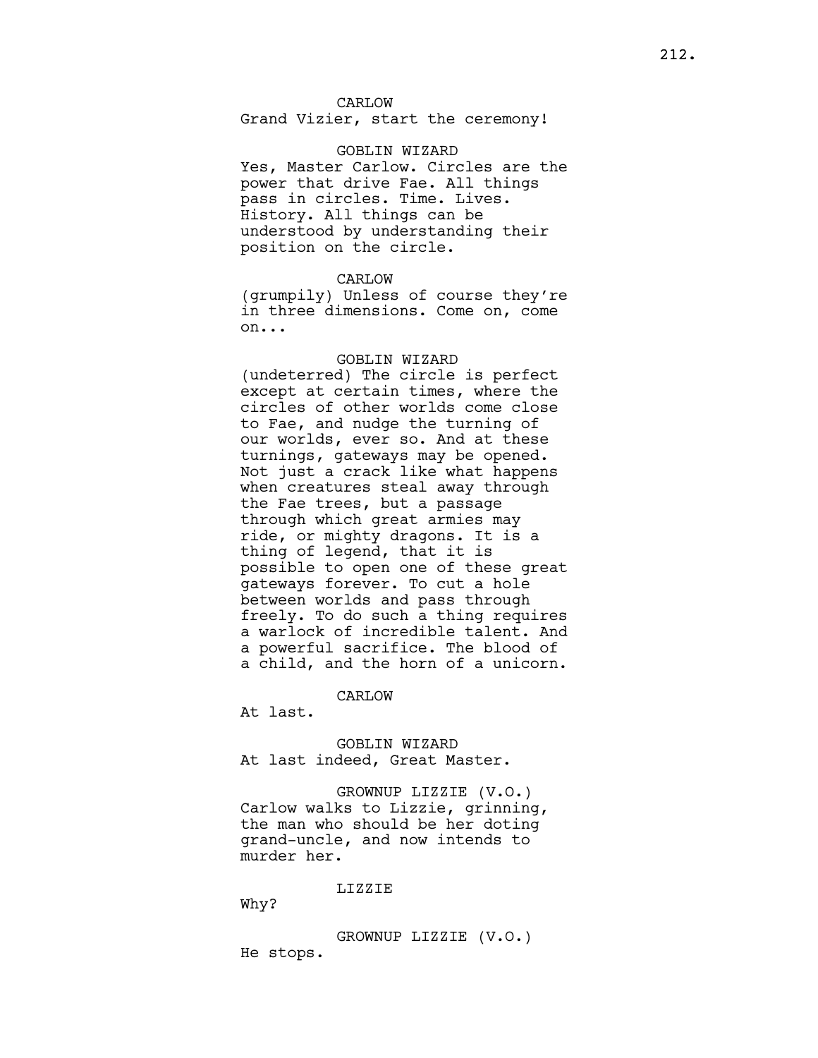CARLOW

Grand Vizier, start the ceremony!

GOBLIN WIZARD

Yes, Master Carlow. Circles are the power that drive Fae. All things pass in circles. Time. Lives. History. All things can be understood by understanding their position on the circle.

CARLOW

(grumpily) Unless of course they're in three dimensions. Come on, come on...

GOBLIN WIZARD

(undeterred) The circle is perfect except at certain times, where the circles of other worlds come close to Fae, and nudge the turning of our worlds, ever so. And at these turnings, gateways may be opened. Not just a crack like what happens when creatures steal away through the Fae trees, but a passage through which great armies may ride, or mighty dragons. It is a thing of legend, that it is possible to open one of these great gateways forever. To cut a hole between worlds and pass through freely. To do such a thing requires a warlock of incredible talent. And a powerful sacrifice. The blood of a child, and the horn of a unicorn.

CARLOW

At last.

GOBLIN WIZARD

At last indeed, Great Master.

GROWNUP LIZZIE (V.O.)

Carlow walks to Lizzie, grinning, the man who should be her doting grand-uncle, and now intends to murder her.

LIZZIE

Why?

GROWNUP LIZZIE (V.O.)

He stops.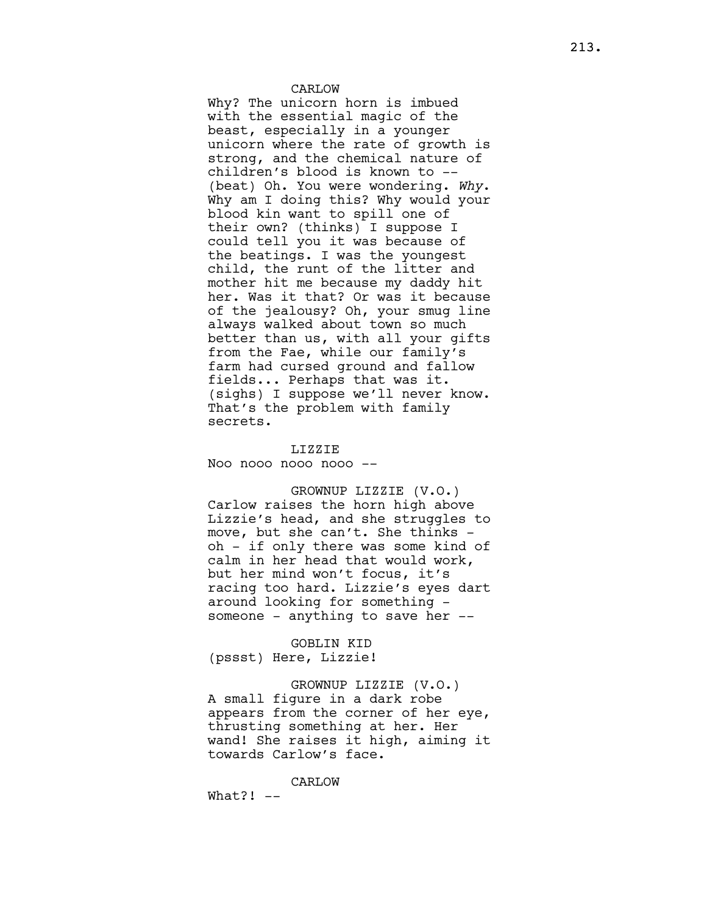CARLOW

Why? The unicorn horn is imbued with the essential magic of the beast, especially in a younger unicorn where the rate of growth is strong, and the chemical nature of children's blood is known to -- (beat) Oh. You were wondering. *Why*. Why am I doing this? Why would your blood kin want to spill one of their own? (thinks) I suppose I could tell you it was because of the beatings. I was the youngest child, the runt of the litter and mother hit me because my daddy hit her. Was it that? Or was it because of the jealousy? Oh, your smug line always walked about town so much better than us, with all your gifts from the Fae, while our family's farm had cursed ground and fallow fields... Perhaps that was it. (sighs) I suppose we'll never know. That's the problem with family secrets.

LIZZIE

Noo nooo nooo nooo --

GROWNUP LIZZIE (V.O.)

Carlow raises the horn high above Lizzie's head, and she struggles to move, but she can't. She thinks - oh - if only there was some kind of calm in her head that would work, but her mind won't focus, it's racing too hard. Lizzie's eyes dart around looking for something - someone - anything to save her --

GOBLIN KID

(pssst) Here, Lizzie!

GROWNUP LIZZIE (V.O.)

A small figure in a dark robe appears from the corner of her eye, thrusting something at her. Her wand! She raises it high, aiming it towards Carlow's face.

CARLOW

What?! --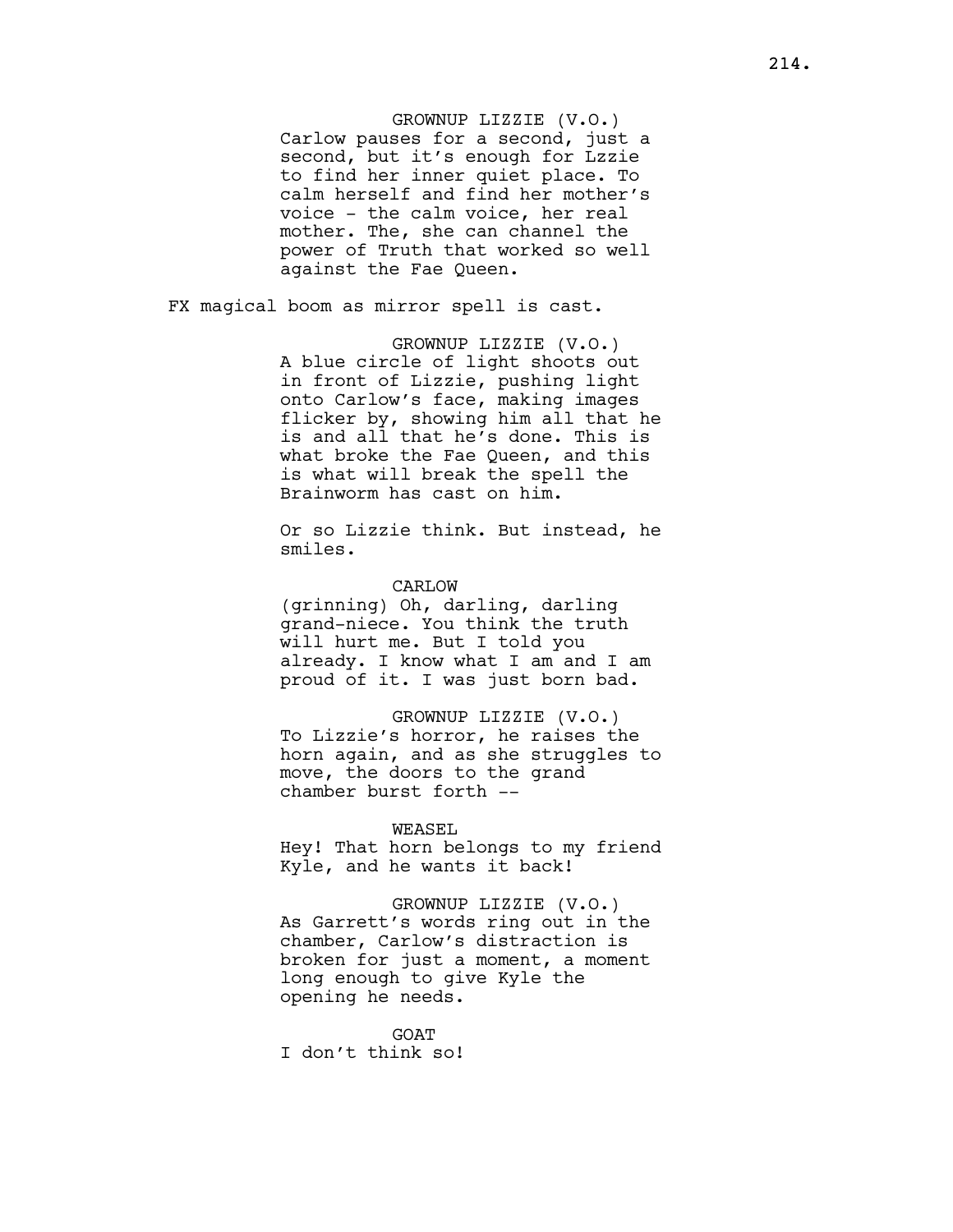GROWNUP LIZZIE (V.O.)
Carlow pauses for a second, just a second, but it's enough for Lzzie to find her inner quiet place. To calm herself and find her mother's voice - the calm voice, her real mother. The, she can channel the power of Truth that worked so well against the Fae Queen.

FX magical boom as mirror spell is cast.

GROWNUP LIZZIE (V.O.)
A blue circle of light shoots out in front of Lizzie, pushing light onto Carlow's face, making images flicker by, showing him all that he is and all that he's done. This is what broke the Fae Queen, and this is what will break the spell the Brainworm has cast on him.

Or so Lizzie think. But instead, he smiles.

CARLOW
(grinning) Oh, darling, darling grand-niece. You think the truth will hurt me. But I told you already. I know what I am and I am proud of it. I was just born bad.

GROWNUP LIZZIE (V.O.)
To Lizzie's horror, he raises the horn again, and as she struggles to move, the doors to the grand chamber burst forth --

WEASEL
Hey! That horn belongs to my friend Kyle, and he wants it back!

GROWNUP LIZZIE (V.O.)
As Garrett's words ring out in the chamber, Carlow's distraction is broken for just a moment, a moment long enough to give Kyle the opening he needs.

GOAT
I don't think so!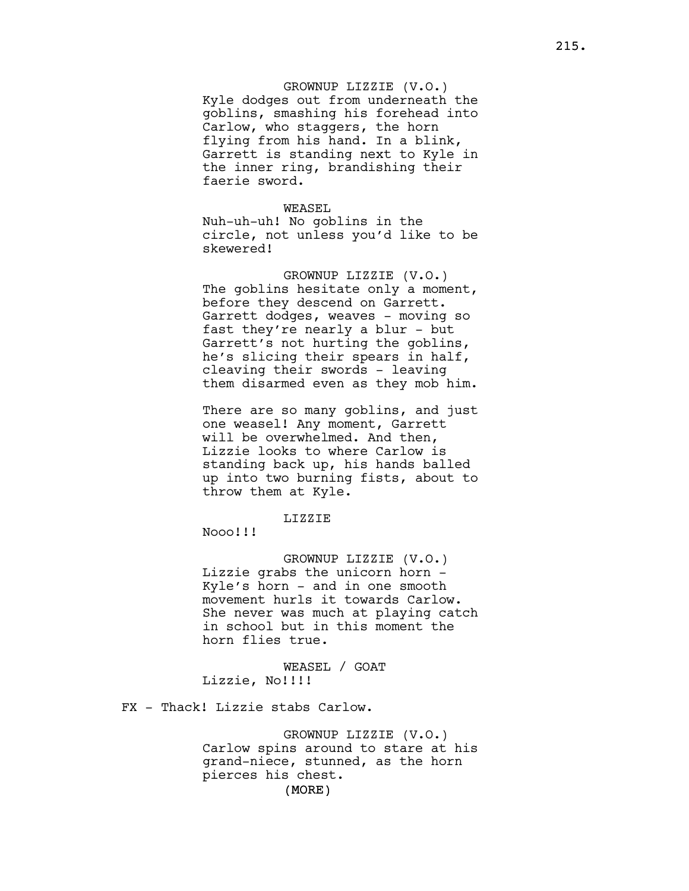GROWNUP LIZZIE (V.O.)
Kyle dodges out from underneath the goblins, smashing his forehead into Carlow, who staggers, the horn flying from his hand. In a blink, Garrett is standing next to Kyle in the inner ring, brandishing their faerie sword.

WEASEL
Nuh-uh-uh! No goblins in the circle, not unless you'd like to be skewered!

GROWNUP LIZZIE (V.O.)
The goblins hesitate only a moment, before they descend on Garrett. Garrett dodges, weaves - moving so fast they're nearly a blur - but Garrett's not hurting the goblins, he's slicing their spears in half, cleaving their swords - leaving them disarmed even as they mob him.

There are so many goblins, and just one weasel! Any moment, Garrett will be overwhelmed. And then, Lizzie looks to where Carlow is standing back up, his hands balled up into two burning fists, about to throw them at Kyle.

LIZZIE
Nooo!!!

GROWNUP LIZZIE (V.O.)
Lizzie grabs the unicorn horn - Kyle's horn - and in one smooth movement hurls it towards Carlow. She never was much at playing catch in school but in this moment the horn flies true.

WEASEL / GOAT
Lizzie, No!!!!

FX - Thack! Lizzie stabs Carlow.

GROWNUP LIZZIE (V.O.)
Carlow spins around to stare at his grand-niece, stunned, as the horn pierces his chest.
(MORE)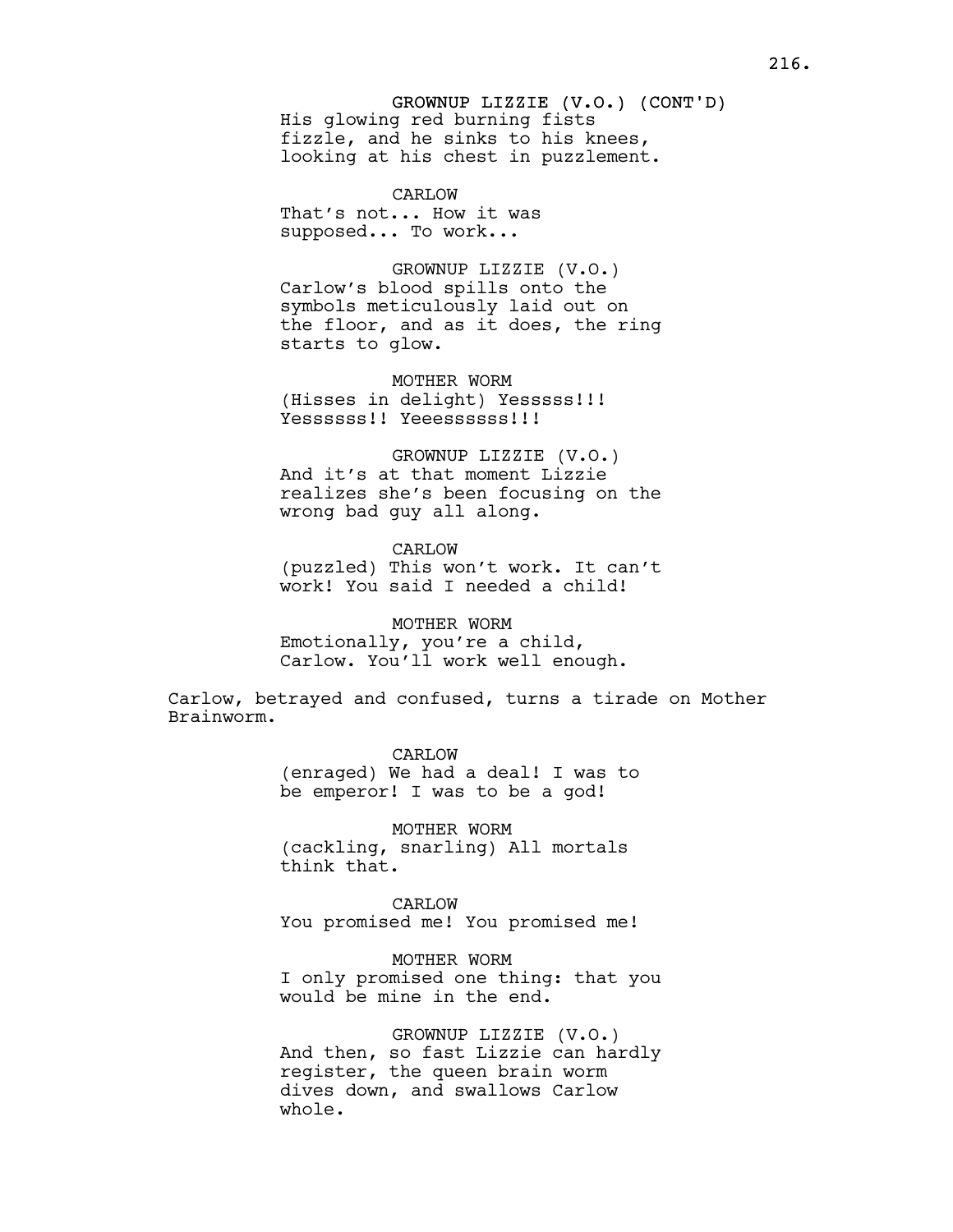GROWNUP LIZZIE (V.O.) (CONT'D)
His glowing red burning fists fizzle, and he sinks to his knees, looking at his chest in puzzlement.

CARLOW
That's not... How it was supposed... To work...

GROWNUP LIZZIE (V.O.)
Carlow's blood spills onto the symbols meticulously laid out on the floor, and as it does, the ring starts to glow.

MOTHER WORM
(Hisses in delight) Yesssss!!! Yessssss!! Yeeessssss!!!

GROWNUP LIZZIE (V.O.)
And it's at that moment Lizzie realizes she's been focusing on the wrong bad guy all along.

CARLOW
(puzzled) This won't work. It can't work! You said I needed a child!

MOTHER WORM
Emotionally, you're a child, Carlow. You'll work well enough.

Carlow, betrayed and confused, turns a tirade on Mother Brainworm.

CARLOW
(enraged) We had a deal! I was to be emperor! I was to be a god!

MOTHER WORM
(cackling, snarling) All mortals think that.

CARLOW
You promised me! You promised me!

MOTHER WORM
I only promised one thing: that you would be mine in the end.

GROWNUP LIZZIE (V.O.)
And then, so fast Lizzie can hardly register, the queen brain worm dives down, and swallows Carlow whole.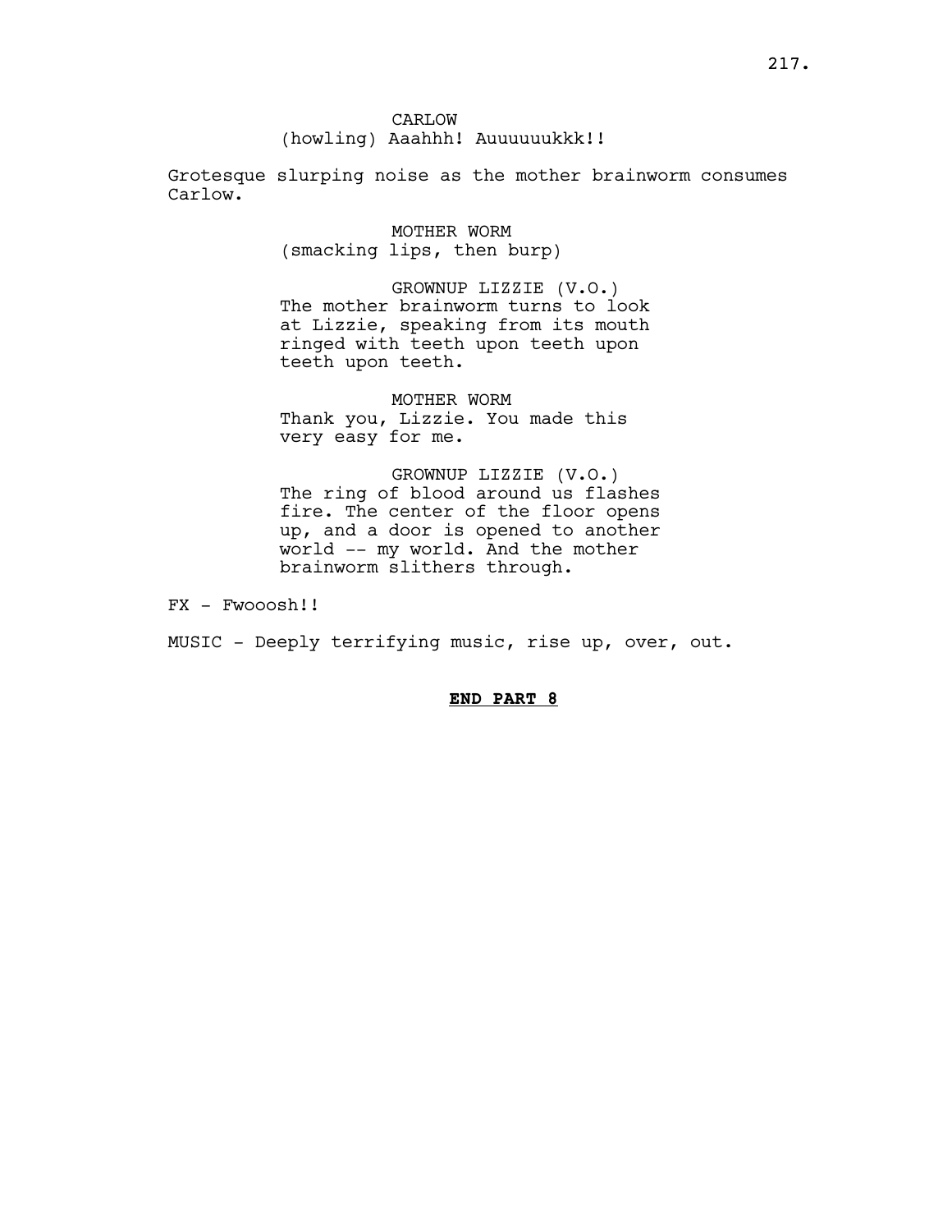CARLOW
(howling) Aaahhh! Auuuuuukkk!!

Grotesque slurping noise as the mother brainworm consumes Carlow.

MOTHER WORM
(smacking lips, then burp)

GROWNUP LIZZIE (V.O.)
The mother brainworm turns to look at Lizzie, speaking from its mouth ringed with teeth upon teeth upon teeth upon teeth.

MOTHER WORM
Thank you, Lizzie. You made this very easy for me.

GROWNUP LIZZIE (V.O.)
The ring of blood around us flashes fire. The center of the floor opens up, and a door is opened to another world -- my world. And the mother brainworm slithers through.

FX - Fwooosh!!

MUSIC - Deeply terrifying music, rise up, over, out.

**END PART 8**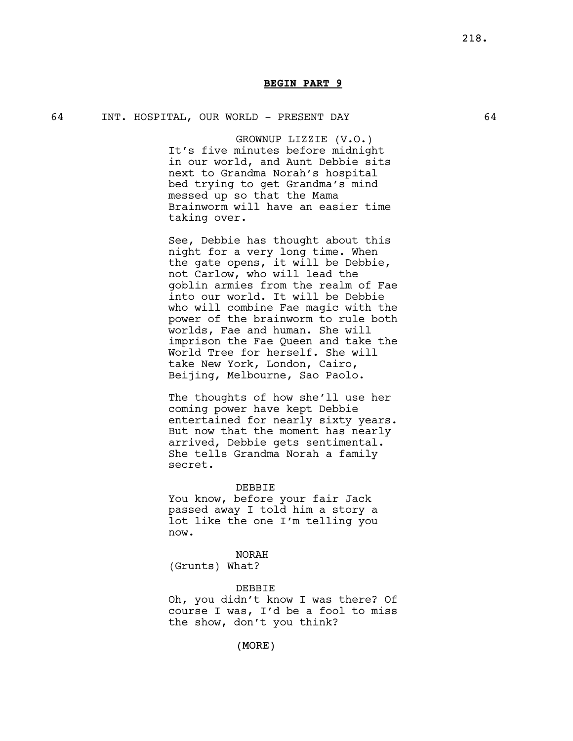**BEGIN PART 9**

64 INT. HOSPITAL, OUR WORLD - PRESENT DAY 64

GROWNUP LIZZIE (V.O.)
It's five minutes before midnight in our world, and Aunt Debbie sits next to Grandma Norah's hospital bed trying to get Grandma's mind messed up so that the Mama Brainworm will have an easier time taking over.

See, Debbie has thought about this night for a very long time. When the gate opens, it will be Debbie, not Carlow, who will lead the goblin armies from the realm of Fae into our world. It will be Debbie who will combine Fae magic with the power of the brainworm to rule both worlds, Fae and human. She will imprison the Fae Queen and take the World Tree for herself. She will take New York, London, Cairo, Beijing, Melbourne, Sao Paolo.

The thoughts of how she'll use her coming power have kept Debbie entertained for nearly sixty years. But now that the moment has nearly arrived, Debbie gets sentimental. She tells Grandma Norah a family secret.

DEBBIE
You know, before your fair Jack passed away I told him a story a lot like the one I'm telling you now.

NORAH
(Grunts) What?

DEBBIE
Oh, you didn't know I was there? Of course I was, I'd be a fool to miss the show, don't you think?

(MORE)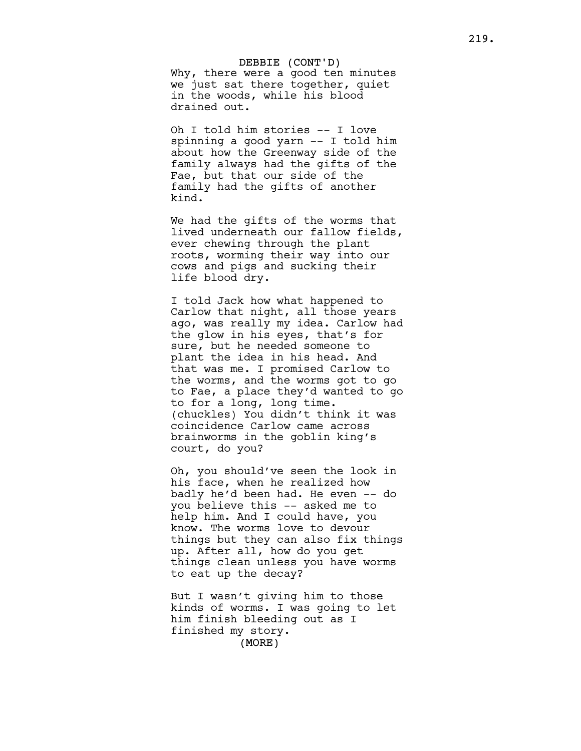DEBBIE (CONT'D)

Why, there were a good ten minutes we just sat there together, quiet in the woods, while his blood drained out.

Oh I told him stories -- I love spinning a good yarn -- I told him about how the Greenway side of the family always had the gifts of the Fae, but that our side of the family had the gifts of another kind.

We had the gifts of the worms that lived underneath our fallow fields, ever chewing through the plant roots, worming their way into our cows and pigs and sucking their life blood dry.

I told Jack how what happened to Carlow that night, all those years ago, was really my idea. Carlow had the glow in his eyes, that's for sure, but he needed someone to plant the idea in his head. And that was me. I promised Carlow to the worms, and the worms got to go to Fae, a place they'd wanted to go to for a long, long time. (chuckles) You didn't think it was coincidence Carlow came across brainworms in the goblin king's court, do you?

Oh, you should've seen the look in his face, when he realized how badly he'd been had. He even -- do you believe this -- asked me to help him. And I could have, you know. The worms love to devour things but they can also fix things up. After all, how do you get things clean unless you have worms to eat up the decay?

But I wasn't giving him to those kinds of worms. I was going to let him finish bleeding out as I finished my story.

(MORE)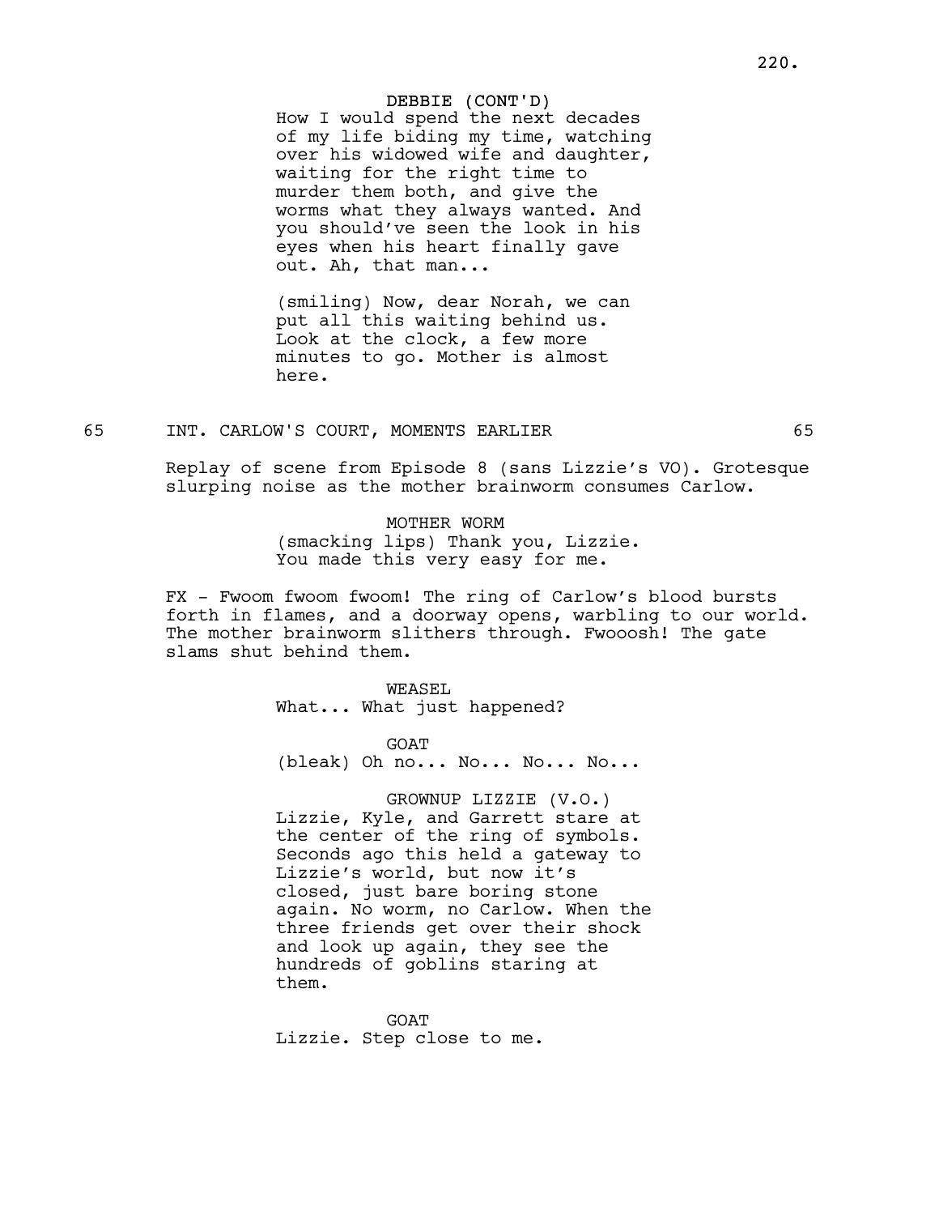DEBBIE (CONT'D)
How I would spend the next decades of my life biding my time, watching over his widowed wife and daughter, waiting for the right time to murder them both, and give the worms what they always wanted. And you should've seen the look in his eyes when his heart finally gave out. Ah, that man...

(smiling) Now, dear Norah, we can put all this waiting behind us. Look at the clock, a few more minutes to go. Mother is almost here.

65 INT. CARLOW'S COURT, MOMENTS EARLIER 65

Replay of scene from Episode 8 (sans Lizzie's VO). Grotesque slurping noise as the mother brainworm consumes Carlow.

MOTHER WORM
(smacking lips) Thank you, Lizzie. You made this very easy for me.

FX - Fwoom fwoom fwoom! The ring of Carlow's blood bursts forth in flames, and a doorway opens, warbling to our world. The mother brainworm slithers through. Fwooosh! The gate slams shut behind them.

WEASEL
What... What just happened?

GOAT
(bleak) Oh no... No... No... No...

GROWNUP LIZZIE (V.O.)
Lizzie, Kyle, and Garrett stare at the center of the ring of symbols. Seconds ago this held a gateway to Lizzie's world, but now it's closed, just bare boring stone again. No worm, no Carlow. When the three friends get over their shock and look up again, they see the hundreds of goblins staring at them.

GOAT
Lizzie. Step close to me.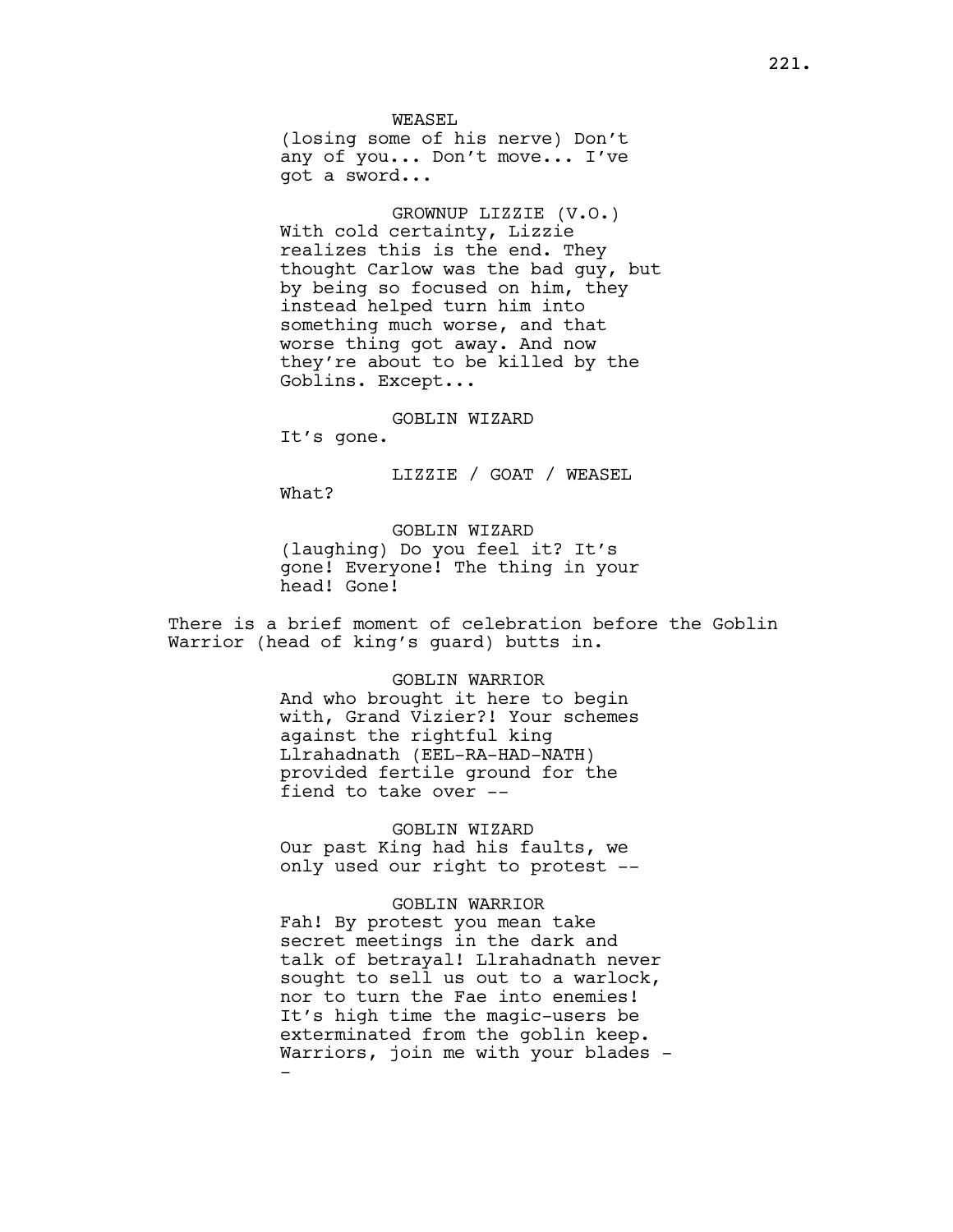WEASEL
(losing some of his nerve) Don't any of you... Don't move... I've got a sword...

GROWNUP LIZZIE (V.O.)
With cold certainty, Lizzie realizes this is the end. They thought Carlow was the bad guy, but by being so focused on him, they instead helped turn him into something much worse, and that worse thing got away. And now they're about to be killed by the Goblins. Except...

GOBLIN WIZARD
It's gone.

LIZZIE / GOAT / WEASEL
What?

GOBLIN WIZARD
(laughing) Do you feel it? It's gone! Everyone! The thing in your head! Gone!

There is a brief moment of celebration before the Goblin Warrior (head of king's guard) butts in.

GOBLIN WARRIOR
And who brought it here to begin with, Grand Vizier?! Your schemes against the rightful king Llrahadnath (EEL-RA-HAD-NATH) provided fertile ground for the fiend to take over --

GOBLIN WIZARD
Our past King had his faults, we only used our right to protest --

GOBLIN WARRIOR
Fah! By protest you mean take secret meetings in the dark and talk of betrayal! Llrahadnath never sought to sell us out to a warlock, nor to turn the Fae into enemies! It's high time the magic-users be exterminated from the goblin keep. Warriors, join me with your blades --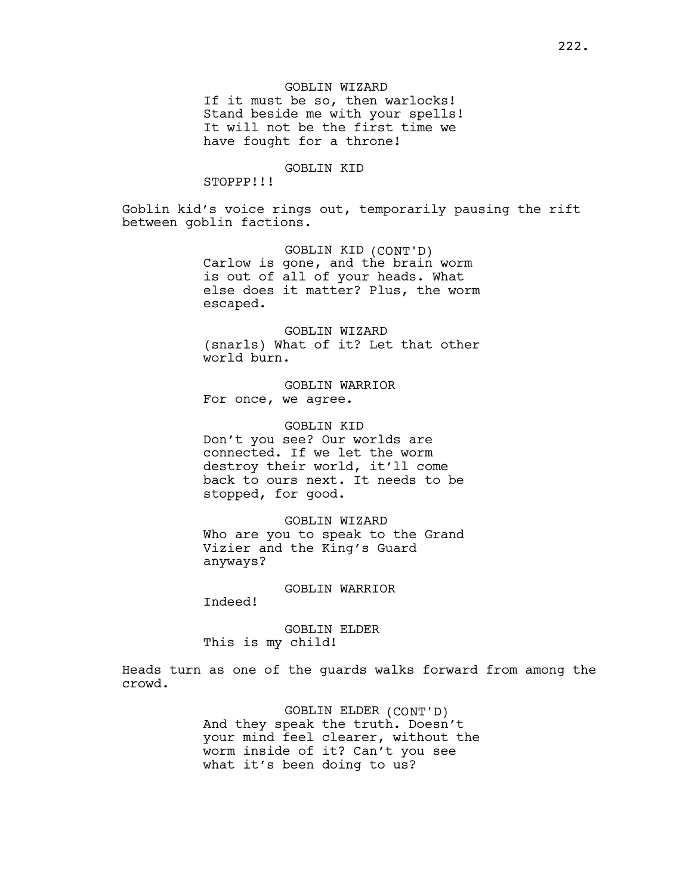GOBLIN WIZARD
If it must be so, then warlocks! Stand beside me with your spells! It will not be the first time we have fought for a throne!

GOBLIN KID
STOPPP!!!

Goblin kid's voice rings out, temporarily pausing the rift between goblin factions.

GOBLIN KID (CONT'D)
Carlow is gone, and the brain worm is out of all of your heads. What else does it matter? Plus, the worm escaped.

GOBLIN WIZARD
(snarls) What of it? Let that other world burn.

GOBLIN WARRIOR
For once, we agree.

GOBLIN KID
Don't you see? Our worlds are connected. If we let the worm destroy their world, it'll come back to ours next. It needs to be stopped, for good.

GOBLIN WIZARD
Who are you to speak to the Grand Vizier and the King's Guard anyways?

GOBLIN WARRIOR
Indeed!

GOBLIN ELDER
This is my child!

Heads turn as one of the guards walks forward from among the crowd.

GOBLIN ELDER (CONT'D)
And they speak the truth. Doesn't your mind feel clearer, without the worm inside of it? Can't you see what it's been doing to us?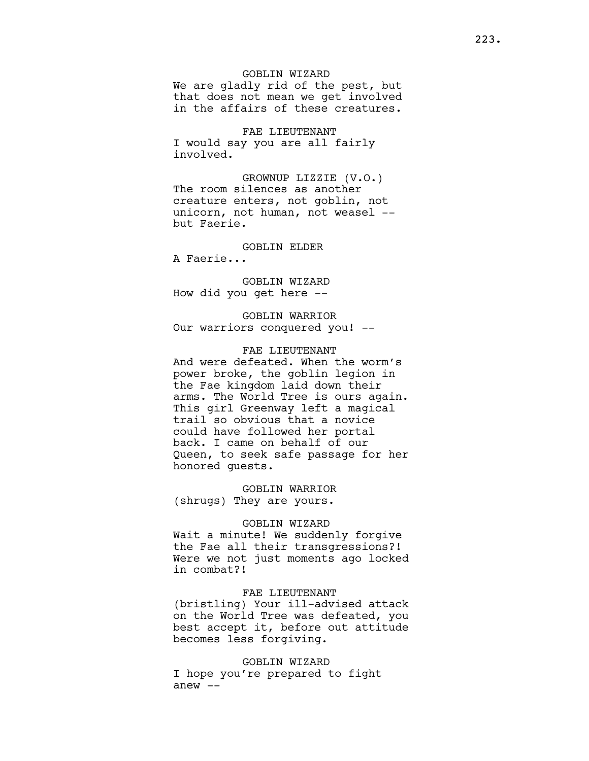GOBLIN WIZARD
We are gladly rid of the pest, but that does not mean we get involved in the affairs of these creatures.

FAE LIEUTENANT
I would say you are all fairly involved.

GROWNUP LIZZIE (V.O.)
The room silences as another creature enters, not goblin, not unicorn, not human, not weasel -- but Faerie.

GOBLIN ELDER
A Faerie...

GOBLIN WIZARD
How did you get here --

GOBLIN WARRIOR
Our warriors conquered you! --

FAE LIEUTENANT
And were defeated. When the worm's power broke, the goblin legion in the Fae kingdom laid down their arms. The World Tree is ours again. This girl Greenway left a magical trail so obvious that a novice could have followed her portal back. I came on behalf of our Queen, to seek safe passage for her honored guests.

GOBLIN WARRIOR
(shrugs) They are yours.

GOBLIN WIZARD
Wait a minute! We suddenly forgive the Fae all their transgressions?! Were we not just moments ago locked in combat?!

FAE LIEUTENANT
(bristling) Your ill-advised attack on the World Tree was defeated, you best accept it, before out attitude becomes less forgiving.

GOBLIN WIZARD
I hope you're prepared to fight anew --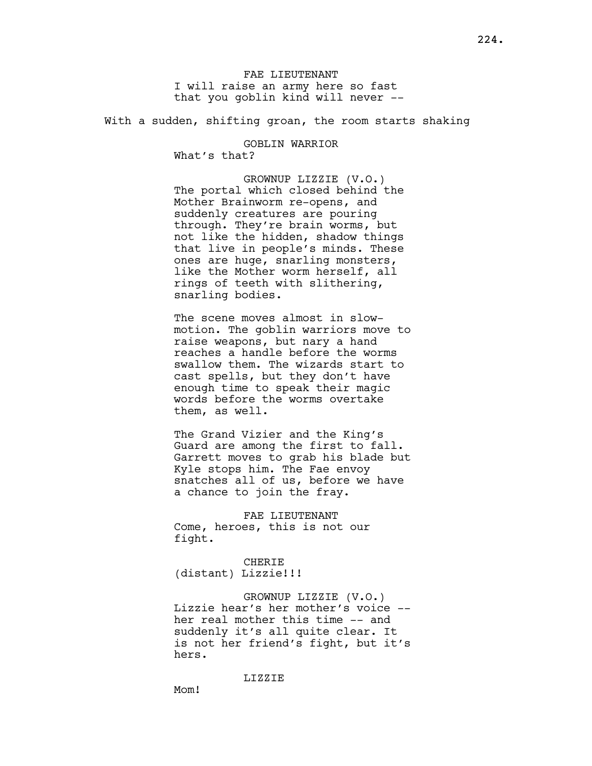FAE LIEUTENANT
I will raise an army here so fast that you goblin kind will never --

With a sudden, shifting groan, the room starts shaking

GOBLIN WARRIOR
What's that?

GROWNUP LIZZIE (V.O.)
The portal which closed behind the Mother Brainworm re-opens, and suddenly creatures are pouring through. They're brain worms, but not like the hidden, shadow things that live in people's minds. These ones are huge, snarling monsters, like the Mother worm herself, all rings of teeth with slithering, snarling bodies.

The scene moves almost in slow-motion. The goblin warriors move to raise weapons, but nary a hand reaches a handle before the worms swallow them. The wizards start to cast spells, but they don't have enough time to speak their magic words before the worms overtake them, as well.

The Grand Vizier and the King's Guard are among the first to fall. Garrett moves to grab his blade but Kyle stops him. The Fae envoy snatches all of us, before we have a chance to join the fray.

FAE LIEUTENANT
Come, heroes, this is not our fight.

CHERIE
(distant) Lizzie!!!

GROWNUP LIZZIE (V.O.)
Lizzie hear's her mother's voice -- her real mother this time -- and suddenly it's all quite clear. It is not her friend's fight, but it's hers.

LIZZIE
Mom!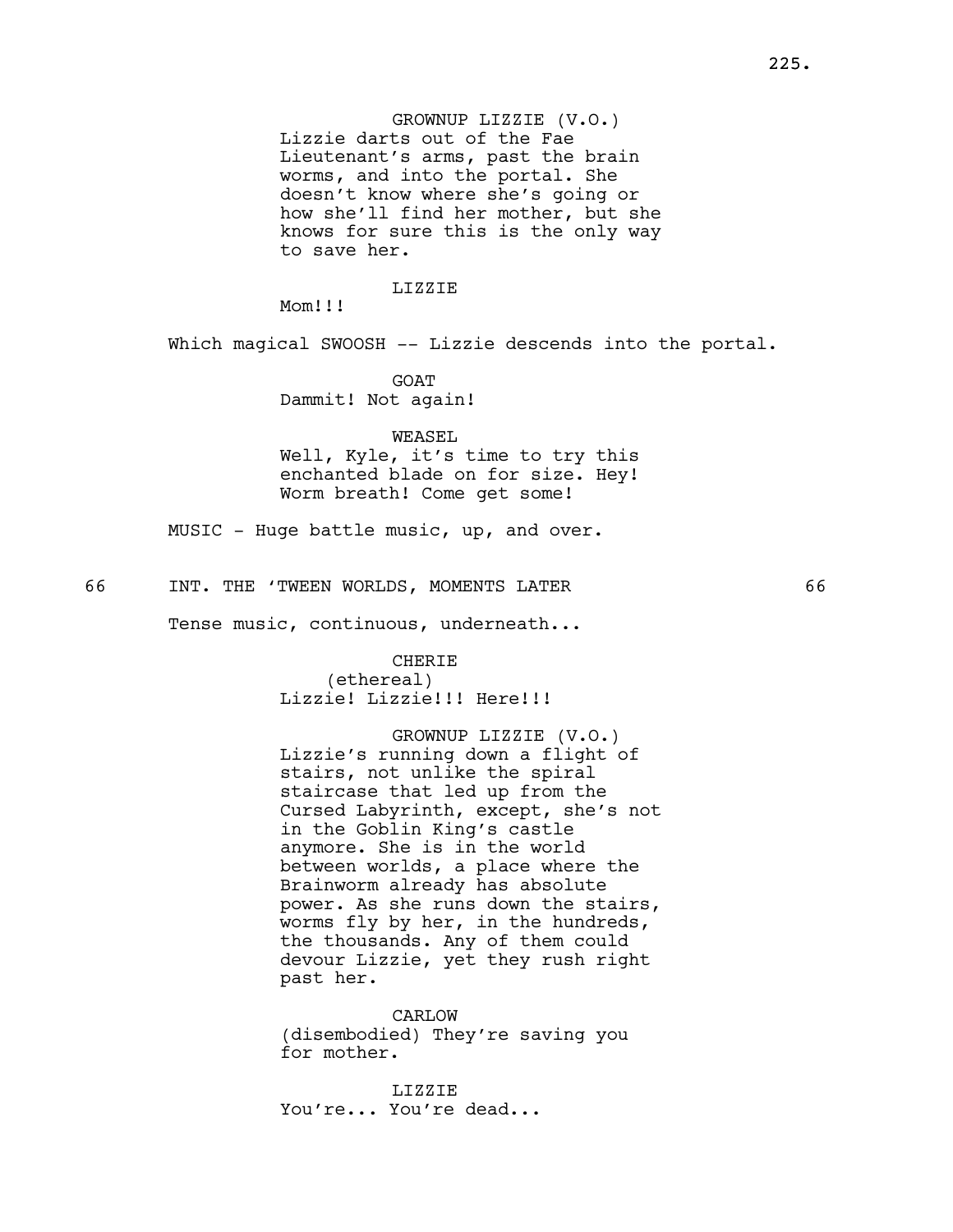GROWNUP LIZZIE (V.O.)
Lizzie darts out of the Fae Lieutenant's arms, past the brain worms, and into the portal. She doesn't know where she's going or how she'll find her mother, but she knows for sure this is the only way to save her.

LIZZIE
Mom!!!

Which magical SWOOSH -- Lizzie descends into the portal.

GOAT
Dammit! Not again!

WEASEL
Well, Kyle, it's time to try this enchanted blade on for size. Hey! Worm breath! Come get some!

MUSIC - Huge battle music, up, and over.

66 INT. THE 'TWEEN WORLDS, MOMENTS LATER 66

Tense music, continuous, underneath...

CHERIE
(ethereal)
Lizzie! Lizzie!!! Here!!!

GROWNUP LIZZIE (V.O.)
Lizzie's running down a flight of stairs, not unlike the spiral staircase that led up from the Cursed Labyrinth, except, she's not in the Goblin King's castle anymore. She is in the world between worlds, a place where the Brainworm already has absolute power. As she runs down the stairs, worms fly by her, in the hundreds, the thousands. Any of them could devour Lizzie, yet they rush right past her.

CARLOW
(disembodied) They're saving you for mother.

LIZZIE
You're... You're dead...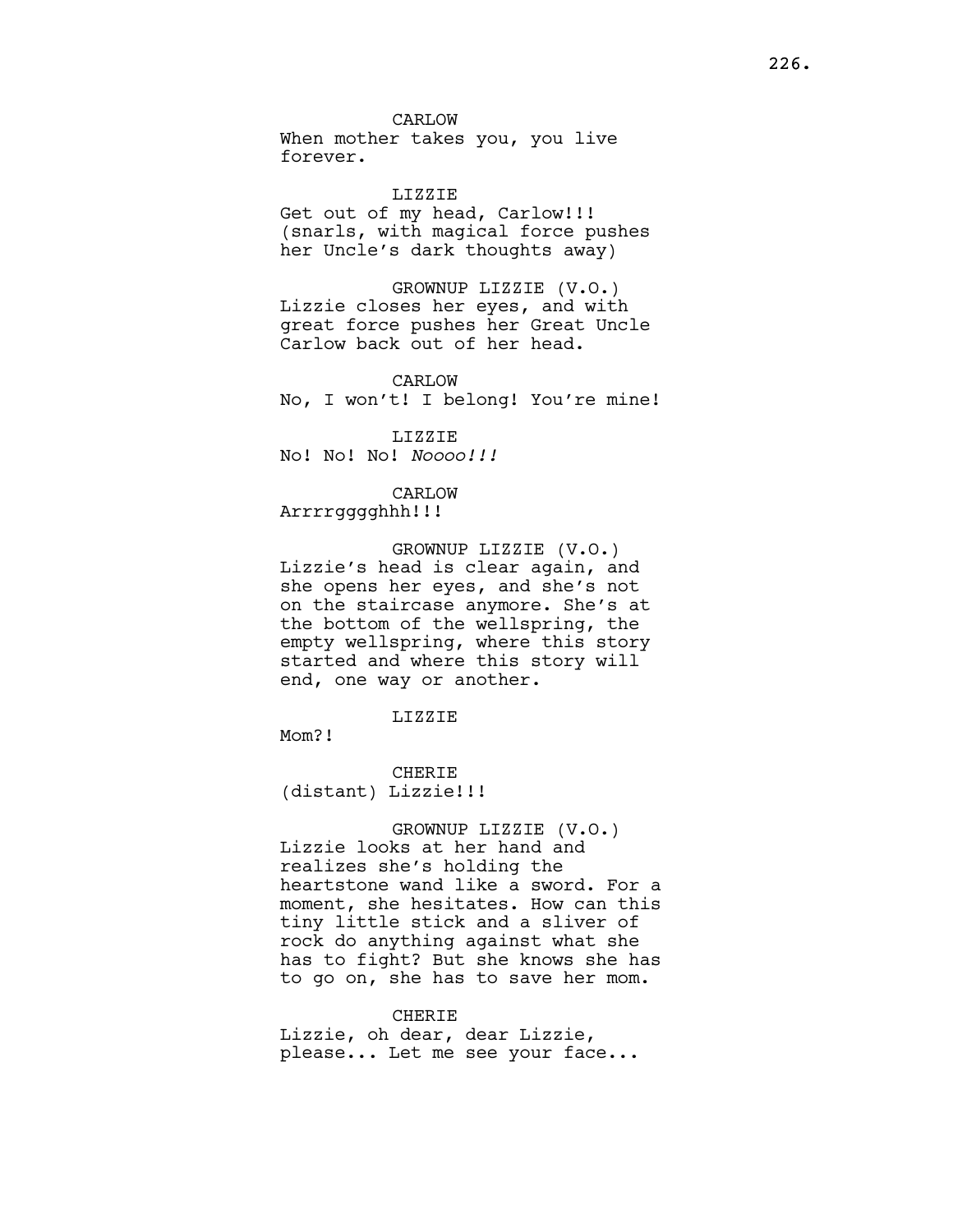CARLOW
When mother takes you, you live forever.

LIZZIE
Get out of my head, Carlow!!!
(snarls, with magical force pushes her Uncle's dark thoughts away)

GROWNUP LIZZIE (V.O.)
Lizzie closes her eyes, and with great force pushes her Great Uncle Carlow back out of her head.

CARLOW
No, I won't! I belong! You're mine!

LIZZIE
No! No! No! *Noooo!!!*

CARLOW
Arrrrgggghhh!!!

GROWNUP LIZZIE (V.O.)
Lizzie's head is clear again, and she opens her eyes, and she's not on the staircase anymore. She's at the bottom of the wellspring, the empty wellspring, where this story started and where this story will end, one way or another.

LIZZIE
Mom?!

CHERIE
(distant) Lizzie!!!

GROWNUP LIZZIE (V.O.)
Lizzie looks at her hand and realizes she's holding the heartstone wand like a sword. For a moment, she hesitates. How can this tiny little stick and a sliver of rock do anything against what she has to fight? But she knows she has to go on, she has to save her mom.

CHERIE
Lizzie, oh dear, dear Lizzie, please... Let me see your face...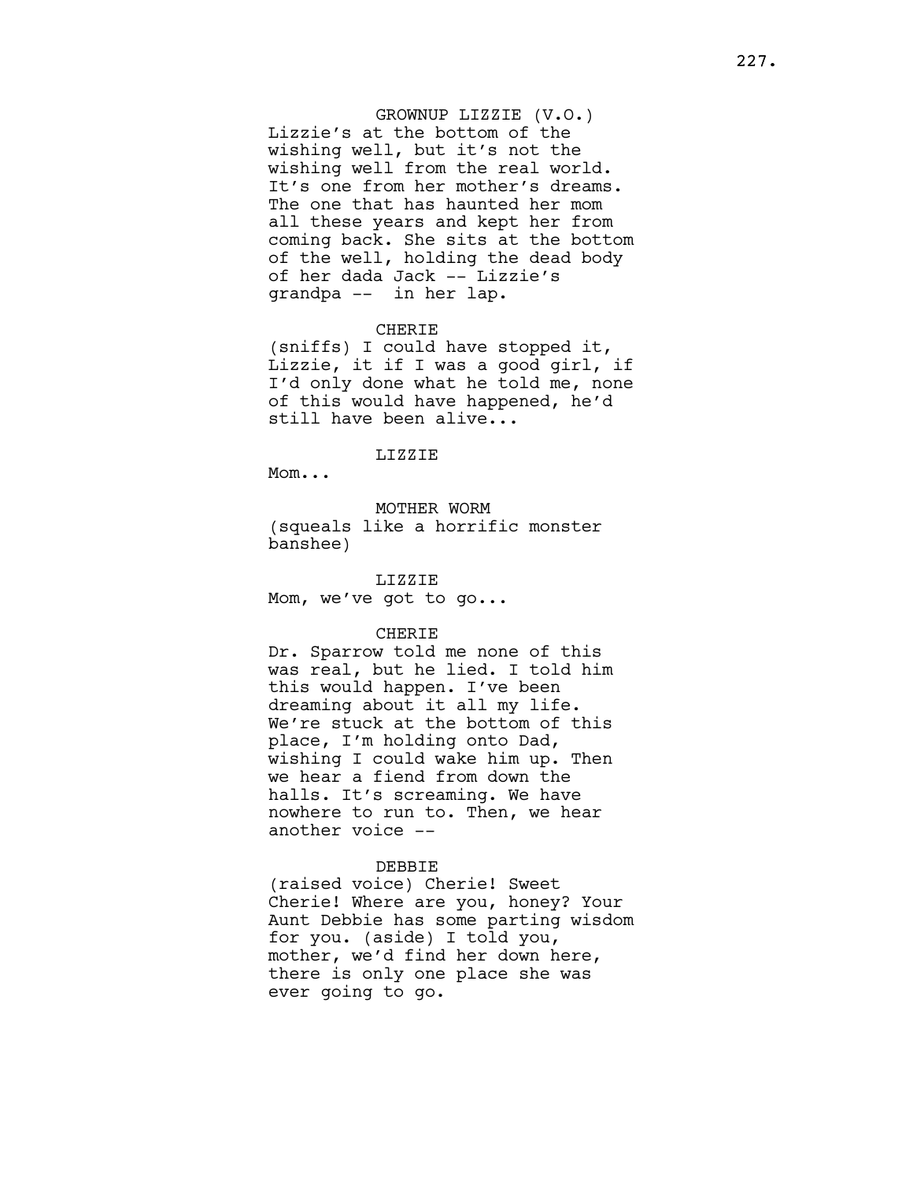GROWNUP LIZZIE (V.O.)
Lizzie's at the bottom of the wishing well, but it's not the wishing well from the real world. It's one from her mother's dreams. The one that has haunted her mom all these years and kept her from coming back. She sits at the bottom of the well, holding the dead body of her dada Jack -- Lizzie's grandpa -- in her lap.

CHERIE
(sniffs) I could have stopped it, Lizzie, it if I was a good girl, if I'd only done what he told me, none of this would have happened, he'd still have been alive...

LIZZIE
Mom...

MOTHER WORM
(squeals like a horrific monster banshee)

LIZZIE
Mom, we've got to go...

CHERIE
Dr. Sparrow told me none of this was real, but he lied. I told him this would happen. I've been dreaming about it all my life. We're stuck at the bottom of this place, I'm holding onto Dad, wishing I could wake him up. Then we hear a fiend from down the halls. It's screaming. We have nowhere to run to. Then, we hear another voice --

DEBBIE
(raised voice) Cherie! Sweet Cherie! Where are you, honey? Your Aunt Debbie has some parting wisdom for you. (aside) I told you, mother, we'd find her down here, there is only one place she was ever going to go.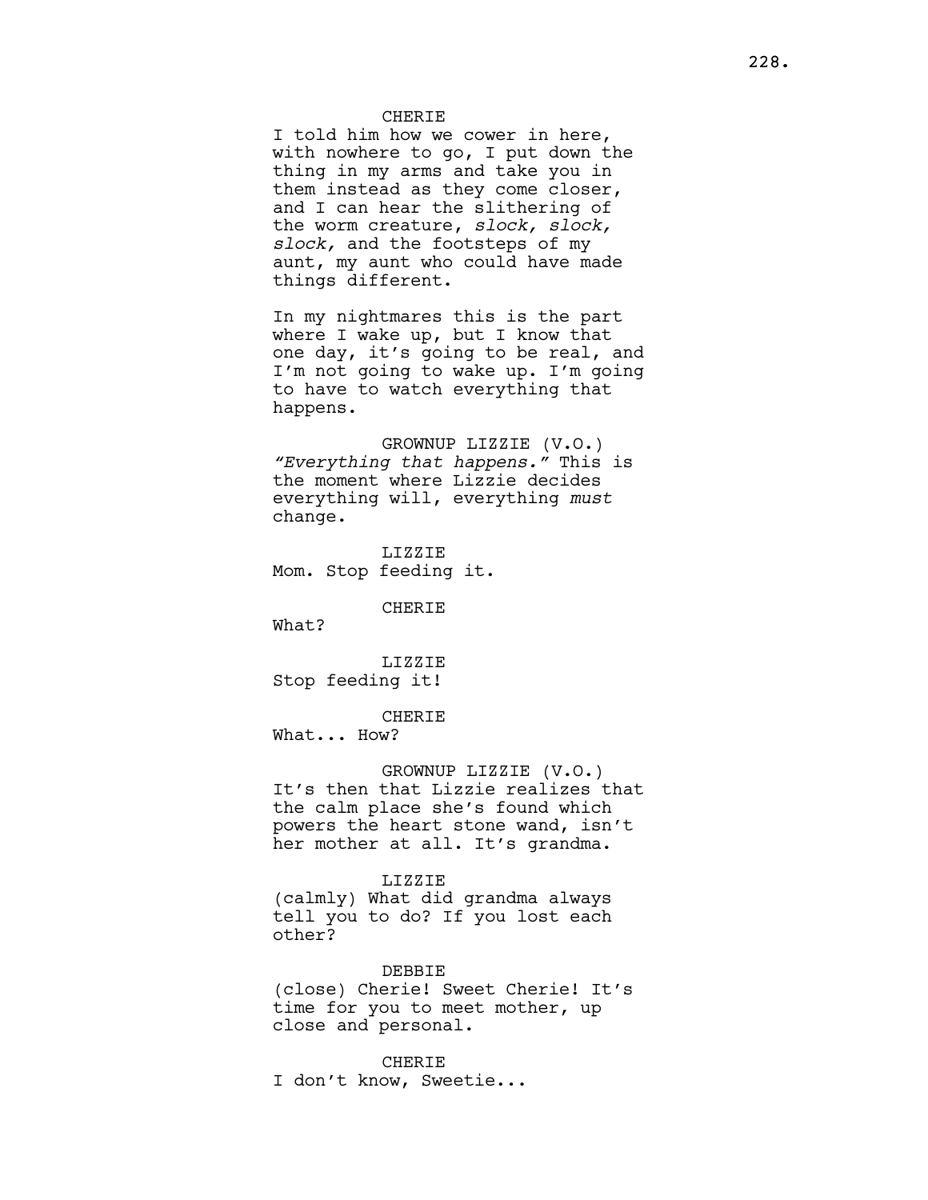CHERIE

I told him how we cower in here, with nowhere to go, I put down the thing in my arms and take you in them instead as they come closer, and I can hear the slithering of the worm creature, *slock, slock, slock,* and the footsteps of my aunt, my aunt who could have made things different.

In my nightmares this is the part where I wake up, but I know that one day, it's going to be real, and I'm not going to wake up. I'm going to have to watch everything that happens.

GROWNUP LIZZIE (V.O.)

*"Everything that happens."* This is the moment where Lizzie decides everything will, everything *must* change.

LIZZIE

Mom. Stop feeding it.

CHERIE

What?

LIZZIE

Stop feeding it!

CHERIE

What... How?

GROWNUP LIZZIE (V.O.)

It's then that Lizzie realizes that the calm place she's found which powers the heart stone wand, isn't her mother at all. It's grandma.

LIZZIE

(calmly) What did grandma always tell you to do? If you lost each other?

DEBBIE

(close) Cherie! Sweet Cherie! It's time for you to meet mother, up close and personal.

CHERIE

I don't know, Sweetie...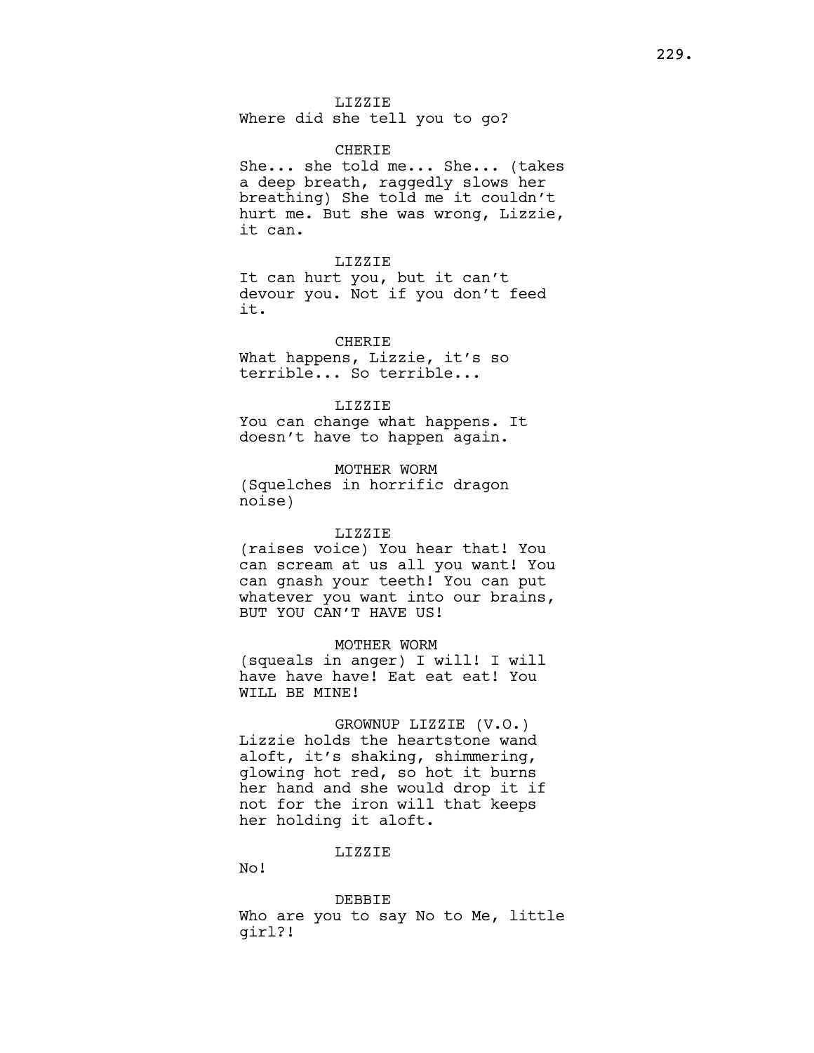LIZZIE
Where did she tell you to go?

CHERIE
She... she told me... She... (takes a deep breath, raggedly slows her breathing) She told me it couldn't hurt me. But she was wrong, Lizzie, it can.

LIZZIE
It can hurt you, but it can't devour you. Not if you don't feed it.

CHERIE
What happens, Lizzie, it's so terrible... So terrible...

LIZZIE
You can change what happens. It doesn't have to happen again.

MOTHER WORM
(Squelches in horrific dragon noise)

LIZZIE
(raises voice) You hear that! You can scream at us all you want! You can gnash your teeth! You can put whatever you want into our brains, BUT YOU CAN'T HAVE US!

MOTHER WORM
(squeals in anger) I will! I will have have have! Eat eat eat! You WILL BE MINE!

GROWNUP LIZZIE (V.O.)
Lizzie holds the heartstone wand aloft, it's shaking, shimmering, glowing hot red, so hot it burns her hand and she would drop it if not for the iron will that keeps her holding it aloft.

LIZZIE
No!

DEBBIE
Who are you to say No to Me, little girl?!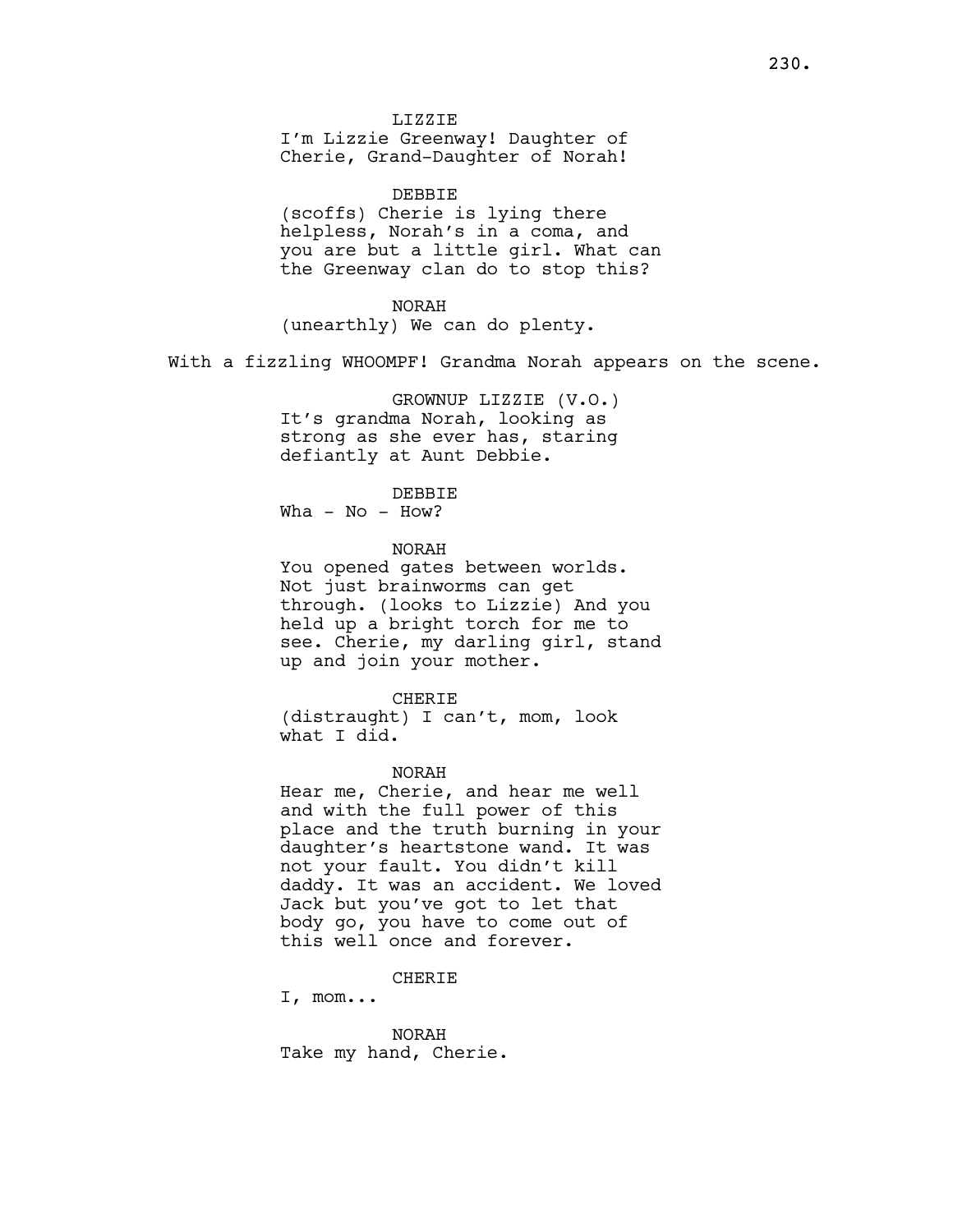LIZZIE
I'm Lizzie Greenway! Daughter of Cherie, Grand-Daughter of Norah!

DEBBIE
(scoffs) Cherie is lying there helpless, Norah's in a coma, and you are but a little girl. What can the Greenway clan do to stop this?

NORAH
(unearthly) We can do plenty.

With a fizzling WHOOMPF! Grandma Norah appears on the scene.

GROWNUP LIZZIE (V.O.)
It's grandma Norah, looking as strong as she ever has, staring defiantly at Aunt Debbie.

DEBBIE
Wha - No - How?

NORAH
You opened gates between worlds. Not just brainworms can get through. (looks to Lizzie) And you held up a bright torch for me to see. Cherie, my darling girl, stand up and join your mother.

CHERIE
(distraught) I can't, mom, look what I did.

NORAH
Hear me, Cherie, and hear me well and with the full power of this place and the truth burning in your daughter's heartstone wand. It was not your fault. You didn't kill daddy. It was an accident. We loved Jack but you've got to let that body go, you have to come out of this well once and forever.

CHERIE
I, mom...

NORAH
Take my hand, Cherie.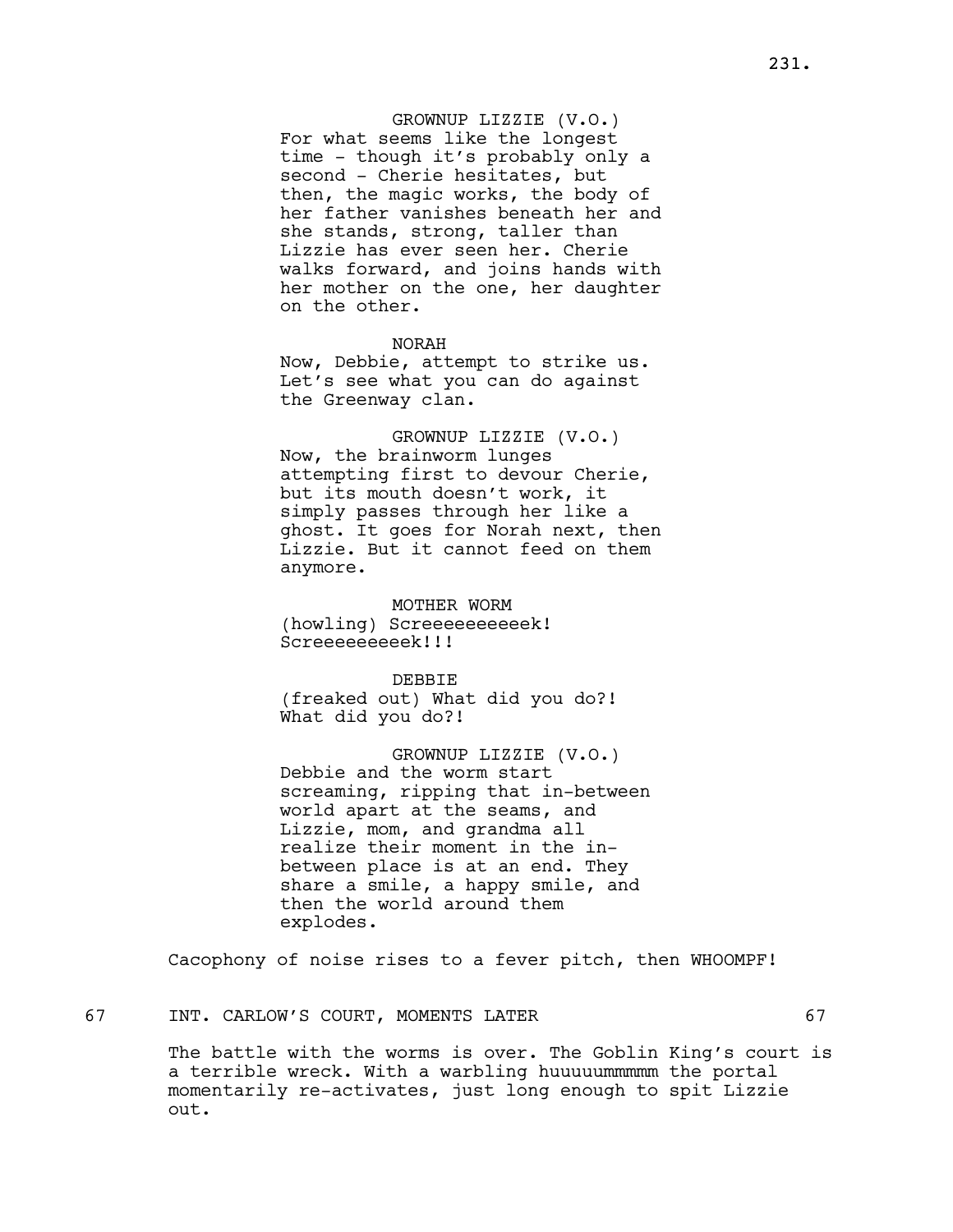GROWNUP LIZZIE (V.O.)
For what seems like the longest time - though it's probably only a second - Cherie hesitates, but then, the magic works, the body of her father vanishes beneath her and she stands, strong, taller than Lizzie has ever seen her. Cherie walks forward, and joins hands with her mother on the one, her daughter on the other.

NORAH
Now, Debbie, attempt to strike us. Let's see what you can do against the Greenway clan.

GROWNUP LIZZIE (V.O.)
Now, the brainworm lunges attempting first to devour Cherie, but its mouth doesn't work, it simply passes through her like a ghost. It goes for Norah next, then Lizzie. But it cannot feed on them anymore.

MOTHER WORM
(howling) Screeeeeeeeeek! Screeeeeeeeek!!!

DEBBIE
(freaked out) What did you do?! What did you do?!

GROWNUP LIZZIE (V.O.)
Debbie and the worm start screaming, ripping that in-between world apart at the seams, and Lizzie, mom, and grandma all realize their moment in the in-between place is at an end. They share a smile, a happy smile, and then the world around them explodes.

Cacophony of noise rises to a fever pitch, then WHOOMPF!

67 INT. CARLOW'S COURT, MOMENTS LATER 67

The battle with the worms is over. The Goblin King's court is a terrible wreck. With a warbling huuuuummmmm the portal momentarily re-activates, just long enough to spit Lizzie out.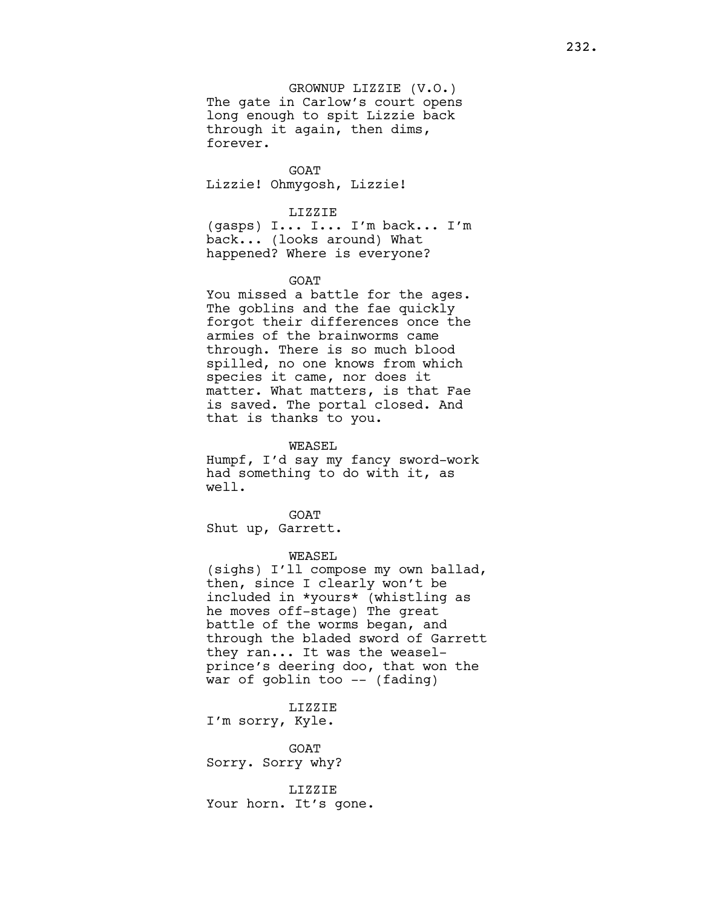GROWNUP LIZZIE (V.O.)
The gate in Carlow's court opens long enough to spit Lizzie back through it again, then dims, forever.

GOAT
Lizzie! Ohmygosh, Lizzie!

LIZZIE
(gasps) I... I... I'm back... I'm back... (looks around) What happened? Where is everyone?

GOAT
You missed a battle for the ages. The goblins and the fae quickly forgot their differences once the armies of the brainworms came through. There is so much blood spilled, no one knows from which species it came, nor does it matter. What matters, is that Fae is saved. The portal closed. And that is thanks to you.

WEASEL
Humpf, I'd say my fancy sword-work had something to do with it, as well.

GOAT
Shut up, Garrett.

WEASEL
(sighs) I'll compose my own ballad, then, since I clearly won't be included in *yours* (whistling as he moves off-stage) The great battle of the worms began, and through the bladed sword of Garrett they ran... It was the weasel-prince's deering doo, that won the war of goblin too -- (fading)

LIZZIE
I'm sorry, Kyle.

GOAT
Sorry. Sorry why?

LIZZIE
Your horn. It's gone.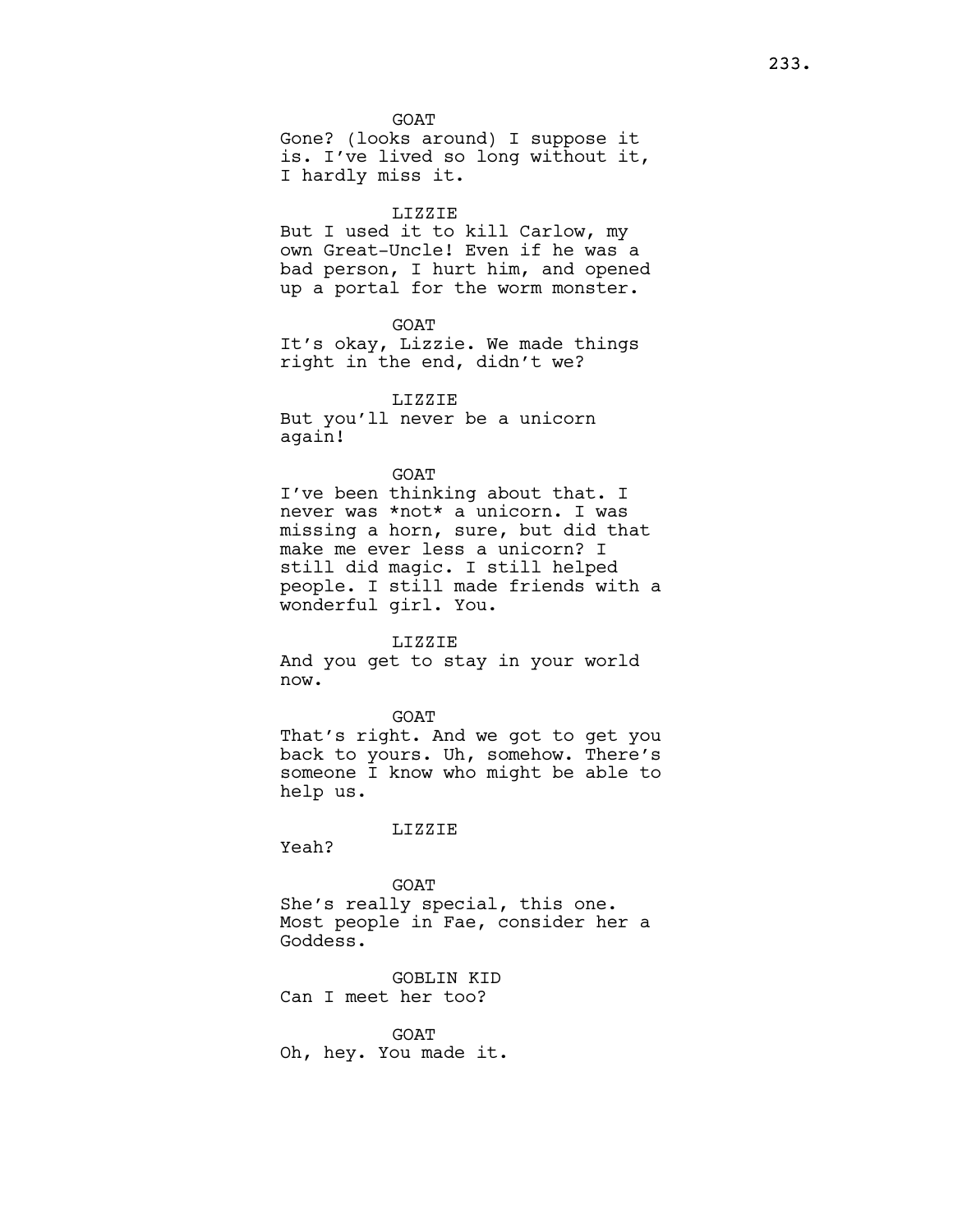GOAT
Gone? (looks around) I suppose it is. I've lived so long without it, I hardly miss it.

LIZZIE
But I used it to kill Carlow, my own Great-Uncle! Even if he was a bad person, I hurt him, and opened up a portal for the worm monster.

GOAT
It's okay, Lizzie. We made things right in the end, didn't we?

LIZZIE
But you'll never be a unicorn again!

GOAT
I've been thinking about that. I never was *not* a unicorn. I was missing a horn, sure, but did that make me ever less a unicorn? I still did magic. I still helped people. I still made friends with a wonderful girl. You.

LIZZIE
And you get to stay in your world now.

GOAT
That's right. And we got to get you back to yours. Uh, somehow. There's someone I know who might be able to help us.

LIZZIE
Yeah?

GOAT
She's really special, this one. Most people in Fae, consider her a Goddess.

GOBLIN KID
Can I meet her too?

GOAT
Oh, hey. You made it.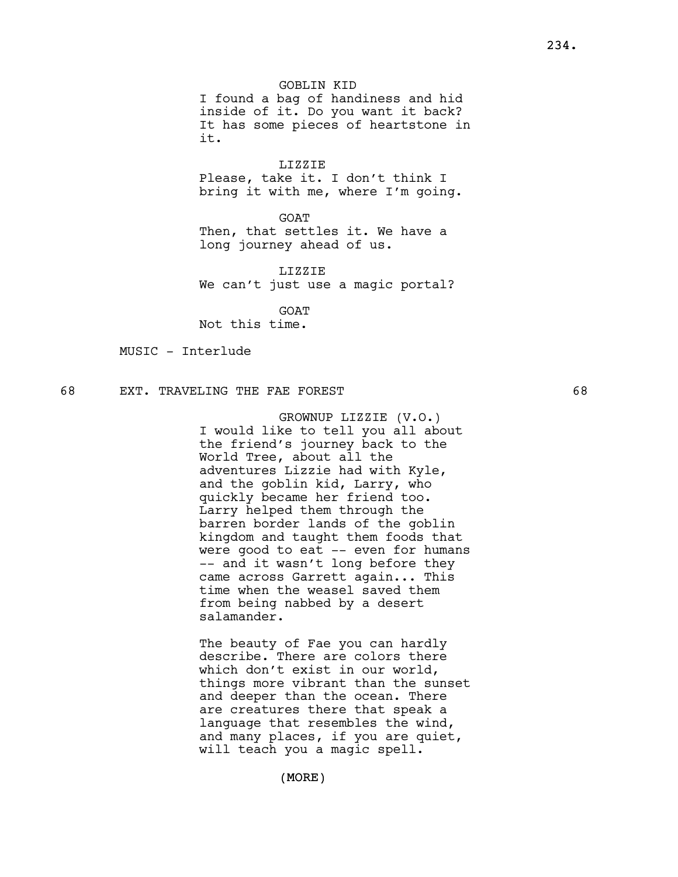GOBLIN KID
I found a bag of handiness and hid inside of it. Do you want it back? It has some pieces of heartstone in it.

LIZZIE
Please, take it. I don't think I bring it with me, where I'm going.

GOAT
Then, that settles it. We have a long journey ahead of us.

LIZZIE
We can't just use a magic portal?

GOAT
Not this time.

MUSIC - Interlude

68 EXT. TRAVELING THE FAE FOREST 68

GROWNUP LIZZIE (V.O.)
I would like to tell you all about the friend's journey back to the World Tree, about all the adventures Lizzie had with Kyle, and the goblin kid, Larry, who quickly became her friend too. Larry helped them through the barren border lands of the goblin kingdom and taught them foods that were good to eat -- even for humans -- and it wasn't long before they came across Garrett again... This time when the weasel saved them from being nabbed by a desert salamander.

The beauty of Fae you can hardly describe. There are colors there which don't exist in our world, things more vibrant than the sunset and deeper than the ocean. There are creatures there that speak a language that resembles the wind, and many places, if you are quiet, will teach you a magic spell.

(MORE)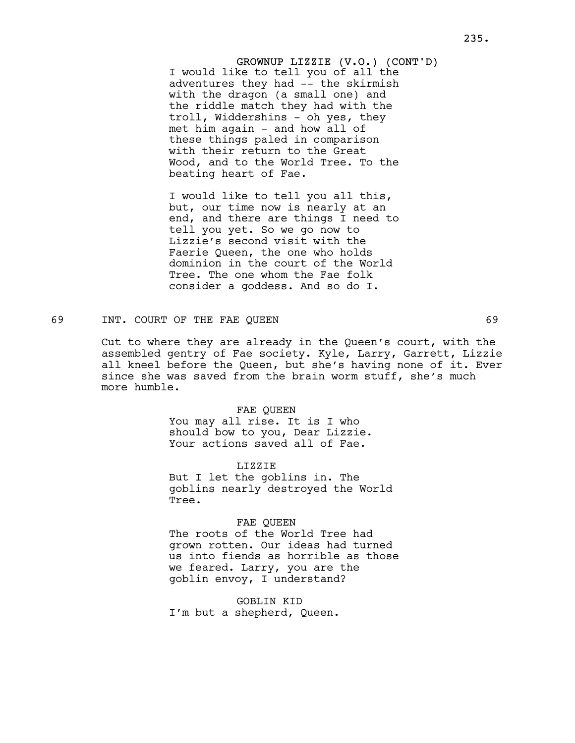GROWNUP LIZZIE (V.O.) (CONT'D)
I would like to tell you of all the adventures they had -- the skirmish with the dragon (a small one) and the riddle match they had with the troll, Widdershins - oh yes, they met him again - and how all of these things paled in comparison with their return to the Great Wood, and to the World Tree. To the beating heart of Fae.

I would like to tell you all this, but, our time now is nearly at an end, and there are things I need to tell you yet. So we go now to Lizzie's second visit with the Faerie Queen, the one who holds dominion in the court of the World Tree. The one whom the Fae folk consider a goddess. And so do I.

69 INT. COURT OF THE FAE QUEEN 69

Cut to where they are already in the Queen's court, with the assembled gentry of Fae society. Kyle, Larry, Garrett, Lizzie all kneel before the Queen, but she's having none of it. Ever since she was saved from the brain worm stuff, she's much more humble.

FAE QUEEN
You may all rise. It is I who should bow to you, Dear Lizzie. Your actions saved all of Fae.

LIZZIE
But I let the goblins in. The goblins nearly destroyed the World Tree.

FAE QUEEN
The roots of the World Tree had grown rotten. Our ideas had turned us into fiends as horrible as those we feared. Larry, you are the goblin envoy, I understand?

GOBLIN KID
I'm but a shepherd, Queen.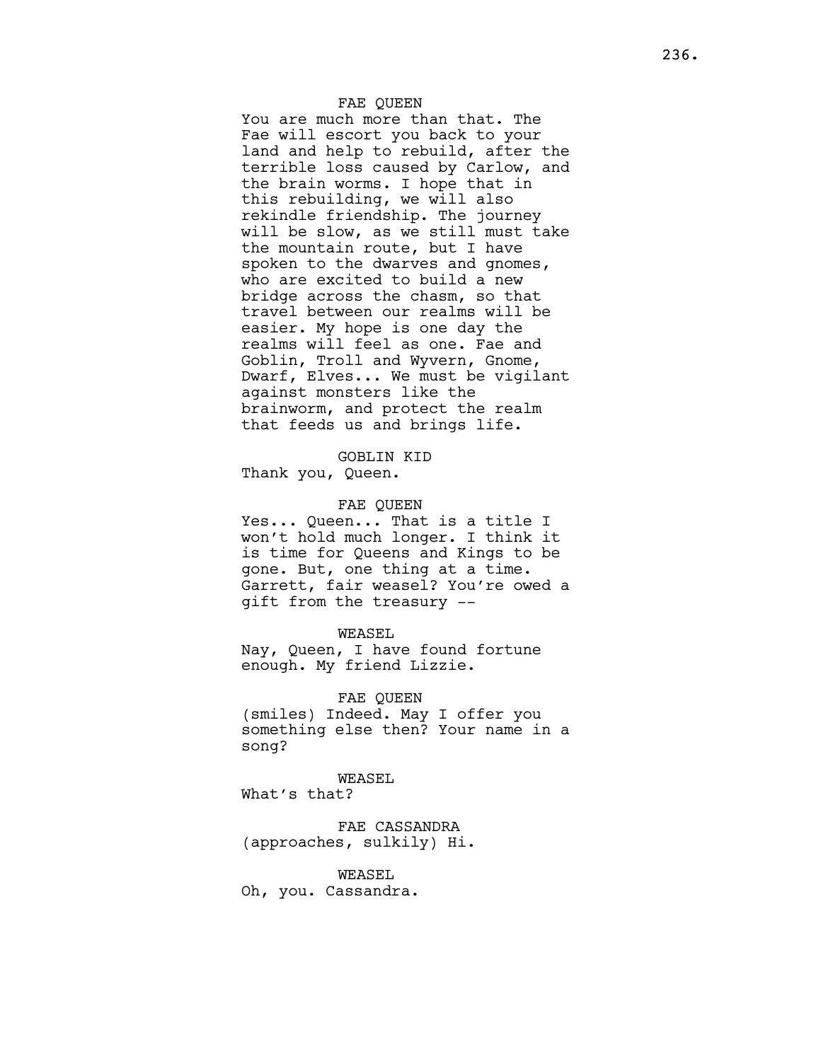FAE QUEEN

You are much more than that. The Fae will escort you back to your land and help to rebuild, after the terrible loss caused by Carlow, and the brain worms. I hope that in this rebuilding, we will also rekindle friendship. The journey will be slow, as we still must take the mountain route, but I have spoken to the dwarves and gnomes, who are excited to build a new bridge across the chasm, so that travel between our realms will be easier. My hope is one day the realms will feel as one. Fae and Goblin, Troll and Wyvern, Gnome, Dwarf, Elves... We must be vigilant against monsters like the brainworm, and protect the realm that feeds us and brings life.

GOBLIN KID

Thank you, Queen.

FAE QUEEN

Yes... Queen... That is a title I won't hold much longer. I think it is time for Queens and Kings to be gone. But, one thing at a time. Garrett, fair weasel? You're owed a gift from the treasury --

WEASEL

Nay, Queen, I have found fortune enough. My friend Lizzie.

FAE QUEEN

(smiles) Indeed. May I offer you something else then? Your name in a song?

WEASEL

What's that?

FAE CASSANDRA

(approaches, sulkily) Hi.

WEASEL

Oh, you. Cassandra.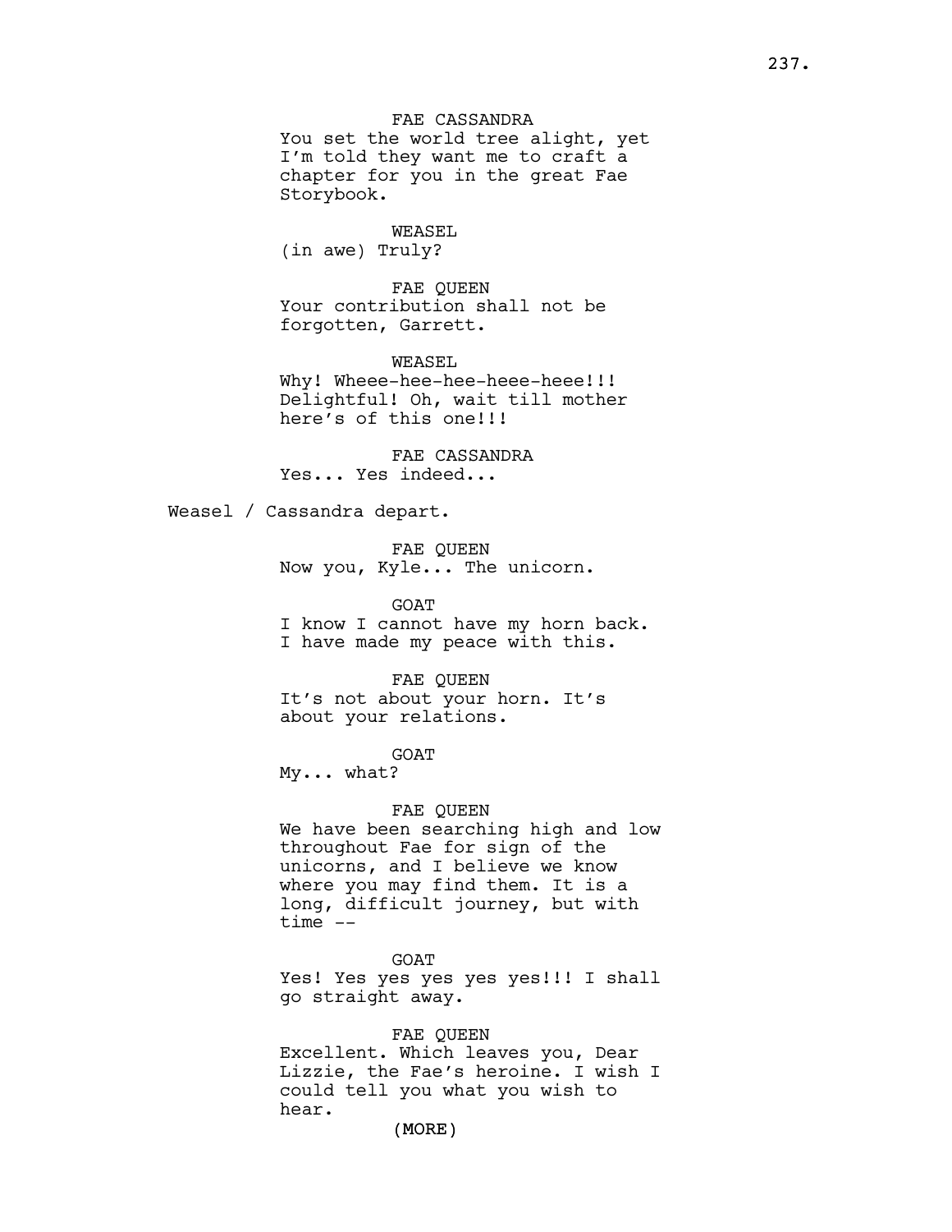FAE CASSANDRA
You set the world tree alight, yet I'm told they want me to craft a chapter for you in the great Fae Storybook.

WEASEL
(in awe) Truly?

FAE QUEEN
Your contribution shall not be forgotten, Garrett.

WEASEL
Why! Wheee-hee-hee-heee-heee!!! Delightful! Oh, wait till mother here's of this one!!!

FAE CASSANDRA
Yes... Yes indeed...

Weasel / Cassandra depart.

FAE QUEEN
Now you, Kyle... The unicorn.

GOAT
I know I cannot have my horn back. I have made my peace with this.

FAE QUEEN
It's not about your horn. It's about your relations.

GOAT
My... what?

FAE QUEEN
We have been searching high and low throughout Fae for sign of the unicorns, and I believe we know where you may find them. It is a long, difficult journey, but with time --

GOAT
Yes! Yes yes yes yes yes!!! I shall go straight away.

FAE QUEEN
Excellent. Which leaves you, Dear Lizzie, the Fae's heroine. I wish I could tell you what you wish to hear.

(MORE)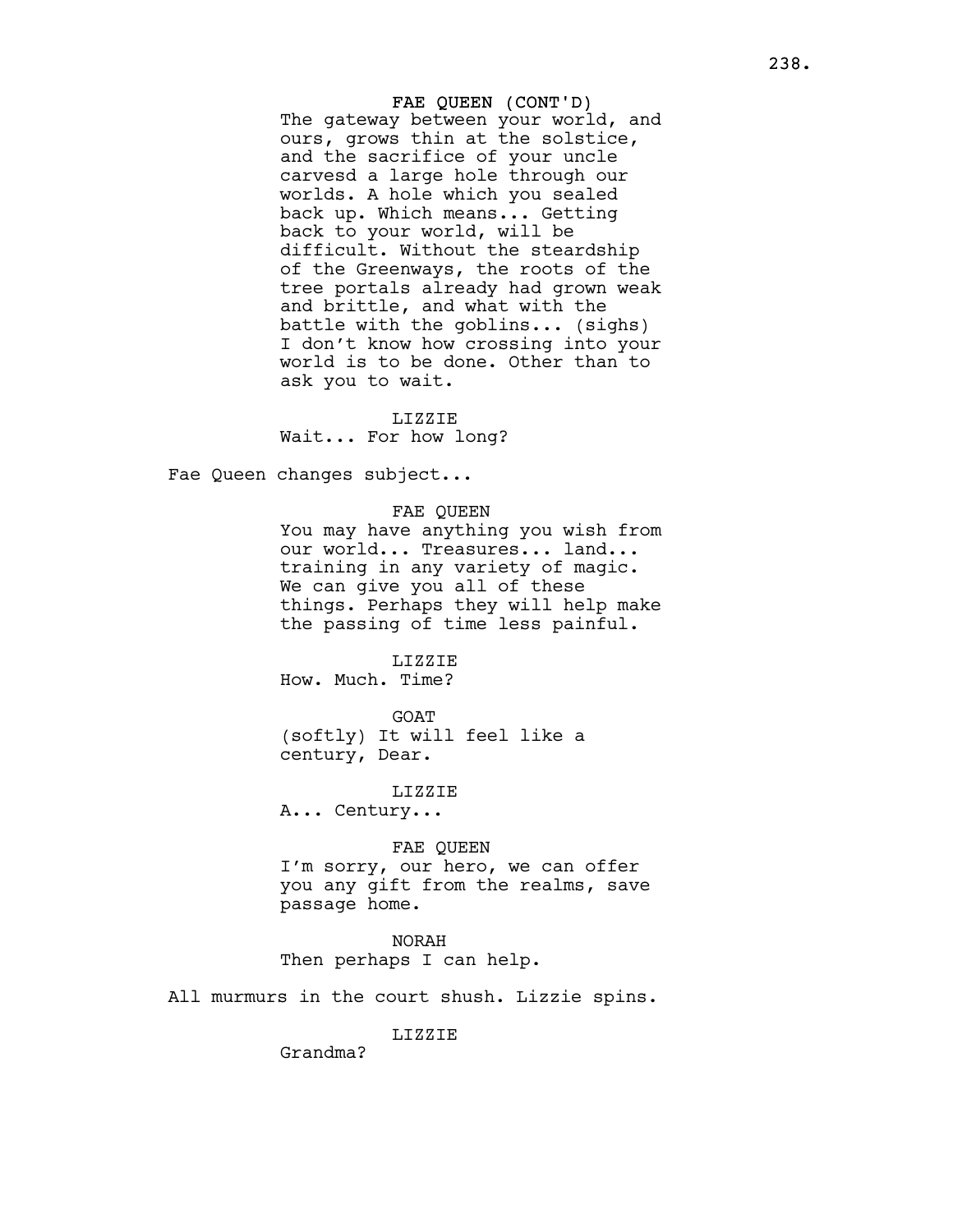FAE QUEEN (CONT'D)

The gateway between your world, and ours, grows thin at the solstice, and the sacrifice of your uncle carvesd a large hole through our worlds. A hole which you sealed back up. Which means... Getting back to your world, will be difficult. Without the steardship of the Greenways, the roots of the tree portals already had grown weak and brittle, and what with the battle with the goblins... (sighs) I don't know how crossing into your world is to be done. Other than to ask you to wait.

LIZZIE

Wait... For how long?

Fae Queen changes subject...

FAE QUEEN

You may have anything you wish from our world... Treasures... land... training in any variety of magic. We can give you all of these things. Perhaps they will help make the passing of time less painful.

LIZZIE

How. Much. Time?

GOAT

(softly) It will feel like a century, Dear.

LIZZIE

A... Century...

FAE QUEEN

I'm sorry, our hero, we can offer you any gift from the realms, save passage home.

NORAH

Then perhaps I can help.

All murmurs in the court shush. Lizzie spins.

LIZZIE

Grandma?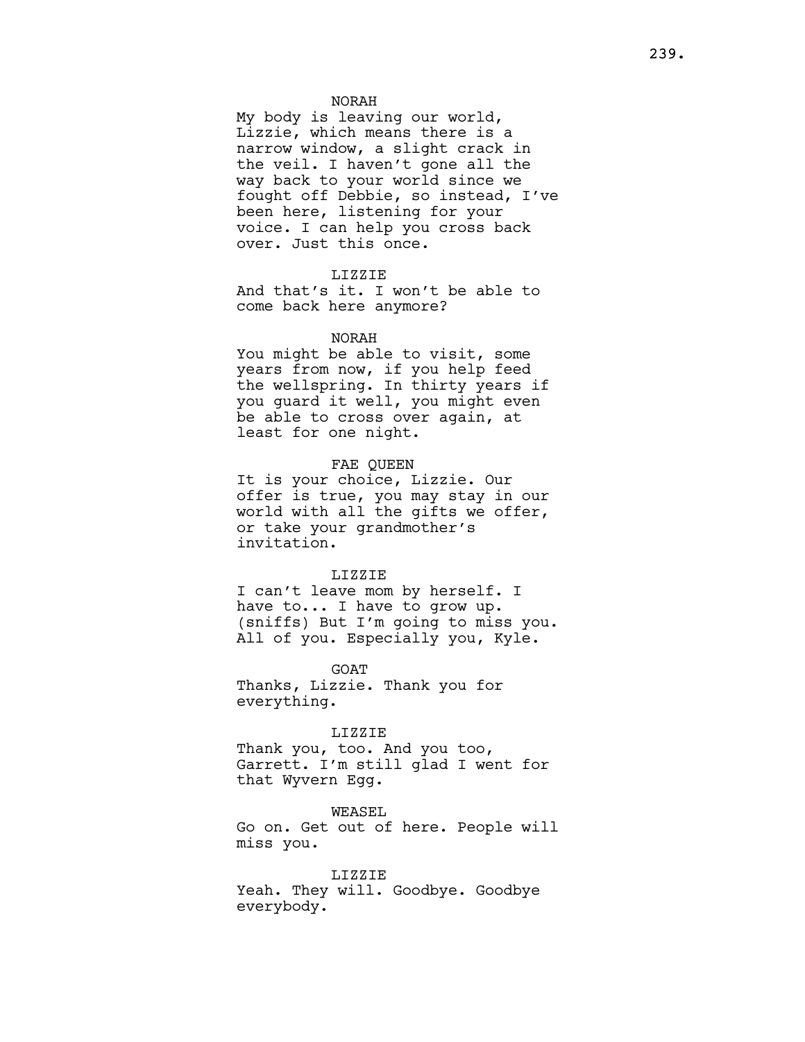NORAH

My body is leaving our world, Lizzie, which means there is a narrow window, a slight crack in the veil. I haven't gone all the way back to your world since we fought off Debbie, so instead, I've been here, listening for your voice. I can help you cross back over. Just this once.

LIZZIE

And that's it. I won't be able to come back here anymore?

NORAH

You might be able to visit, some years from now, if you help feed the wellspring. In thirty years if you guard it well, you might even be able to cross over again, at least for one night.

FAE QUEEN

It is your choice, Lizzie. Our offer is true, you may stay in our world with all the gifts we offer, or take your grandmother's invitation.

LIZZIE

I can't leave mom by herself. I have to... I have to grow up. (sniffs) But I'm going to miss you. All of you. Especially you, Kyle.

GOAT

Thanks, Lizzie. Thank you for everything.

LIZZIE

Thank you, too. And you too, Garrett. I'm still glad I went for that Wyvern Egg.

WEASEL

Go on. Get out of here. People will miss you.

LIZZIE

Yeah. They will. Goodbye. Goodbye everybody.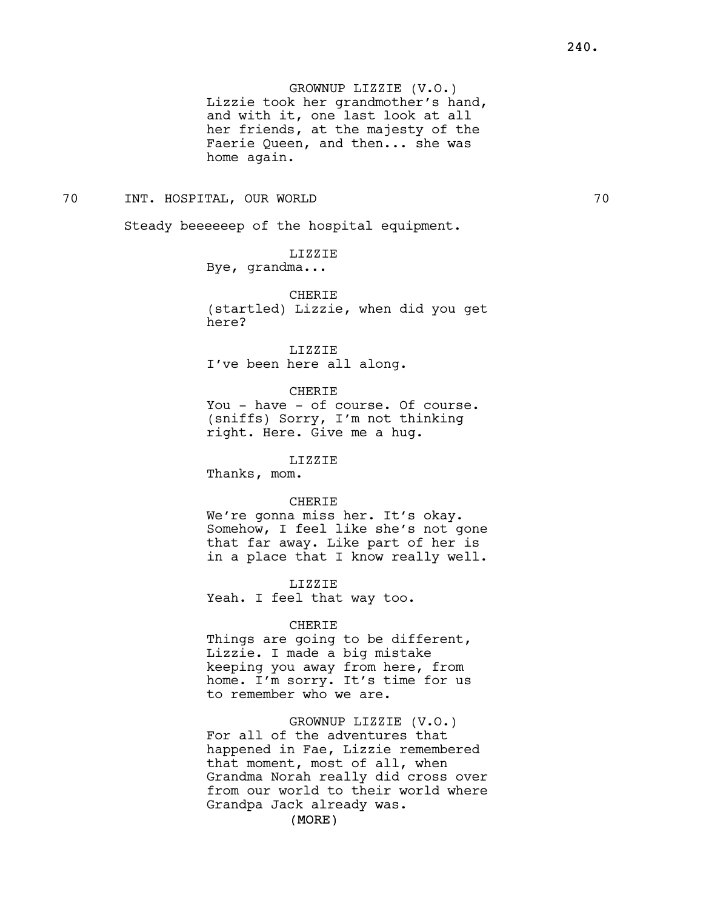GROWNUP LIZZIE (V.O.)
Lizzie took her grandmother's hand, and with it, one last look at all her friends, at the majesty of the Faerie Queen, and then... she was home again.

70 INT. HOSPITAL, OUR WORLD 70

Steady beeeeeep of the hospital equipment.

LIZZIE
Bye, grandma...

CHERIE
(startled) Lizzie, when did you get here?

LIZZIE
I've been here all along.

CHERIE
You - have - of course. Of course. (sniffs) Sorry, I'm not thinking right. Here. Give me a hug.

LIZZIE
Thanks, mom.

CHERIE
We're gonna miss her. It's okay. Somehow, I feel like she's not gone that far away. Like part of her is in a place that I know really well.

LIZZIE
Yeah. I feel that way too.

CHERIE
Things are going to be different, Lizzie. I made a big mistake keeping you away from here, from home. I'm sorry. It's time for us to remember who we are.

GROWNUP LIZZIE (V.O.)
For all of the adventures that happened in Fae, Lizzie remembered that moment, most of all, when Grandma Norah really did cross over from our world to their world where Grandpa Jack already was.
(MORE)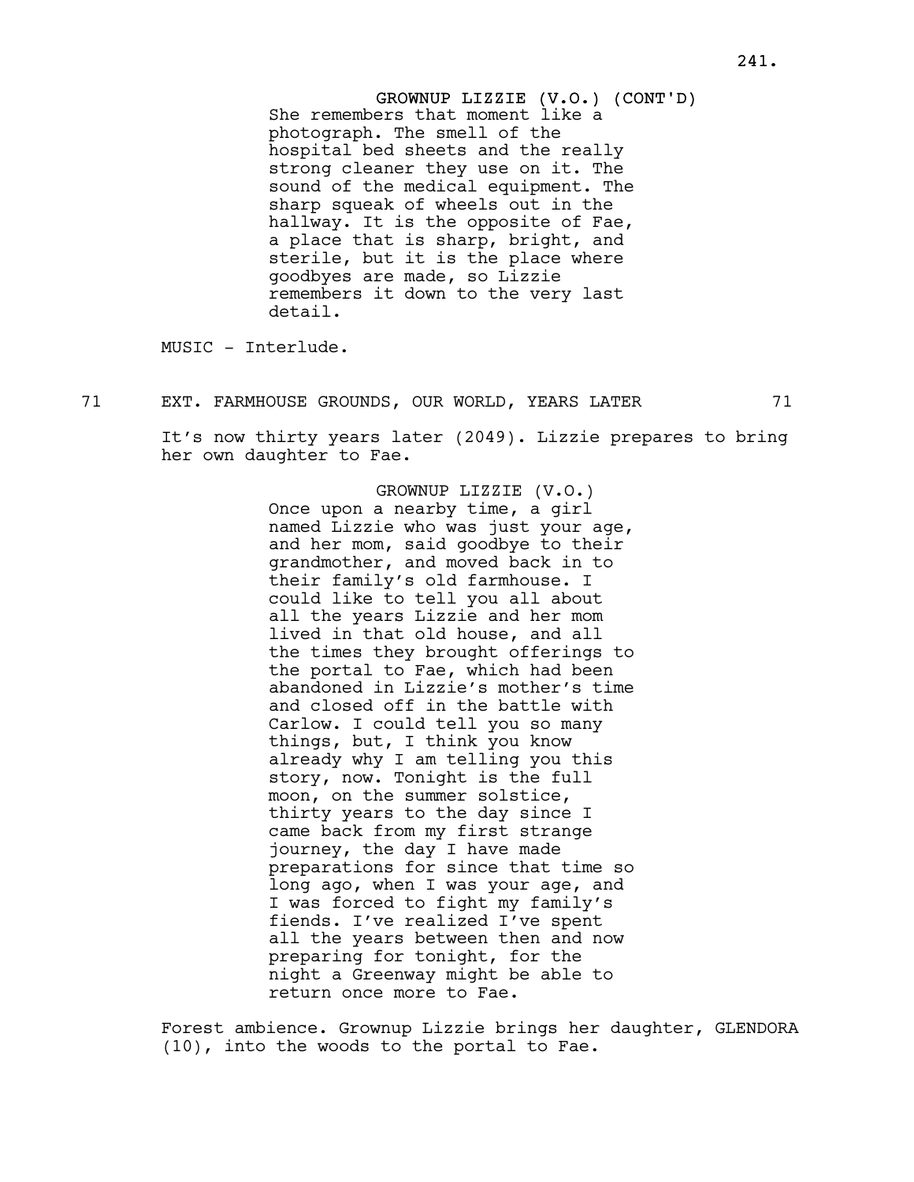GROWNUP LIZZIE (V.O.) (CONT'D)

She remembers that moment like a photograph. The smell of the hospital bed sheets and the really strong cleaner they use on it. The sound of the medical equipment. The sharp squeak of wheels out in the hallway. It is the opposite of Fae, a place that is sharp, bright, and sterile, but it is the place where goodbyes are made, so Lizzie remembers it down to the very last detail.

MUSIC - Interlude.

71 EXT. FARMHOUSE GROUNDS, OUR WORLD, YEARS LATER 71

It’s now thirty years later (2049). Lizzie prepares to bring her own daughter to Fae.

GROWNUP LIZZIE (V.O.)

Once upon a nearby time, a girl named Lizzie who was just your age, and her mom, said goodbye to their grandmother, and moved back in to their family’s old farmhouse. I could like to tell you all about all the years Lizzie and her mom lived in that old house, and all the times they brought offerings to the portal to Fae, which had been abandoned in Lizzie’s mother’s time and closed off in the battle with Carlow. I could tell you so many things, but, I think you know already why I am telling you this story, now. Tonight is the full moon, on the summer solstice, thirty years to the day since I came back from my first strange journey, the day I have made preparations for since that time so long ago, when I was your age, and I was forced to fight my family’s fiends. I’ve realized I’ve spent all the years between then and now preparing for tonight, for the night a Greenway might be able to return once more to Fae.

Forest ambience. Grownup Lizzie brings her daughter, GLENDORA (10), into the woods to the portal to Fae.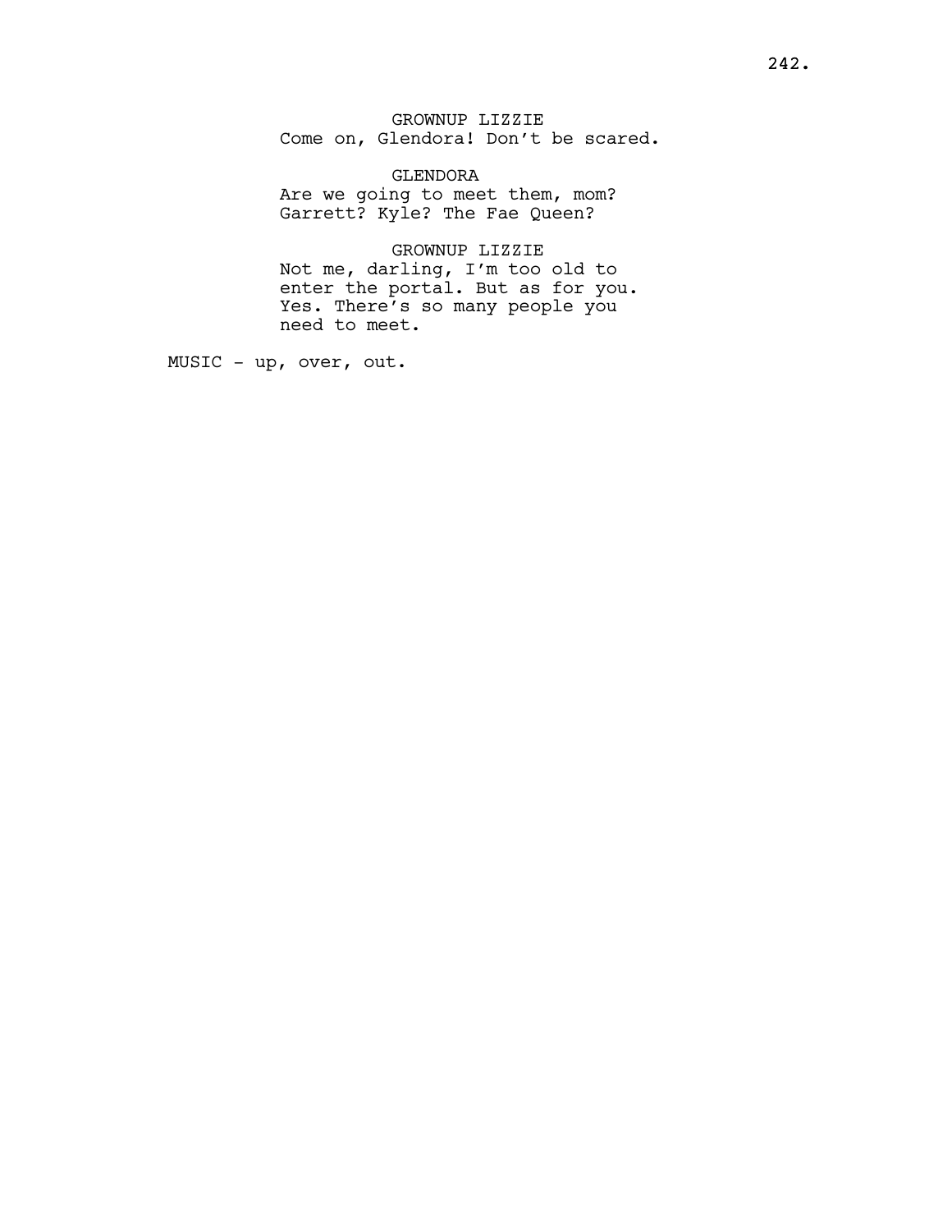GROWNUP LIZZIE
Come on, Glendora! Don't be scared.

GLENDORA
Are we going to meet them, mom? Garrett? Kyle? The Fae Queen?

GROWNUP LIZZIE
Not me, darling, I'm too old to enter the portal. But as for you. Yes. There's so many people you need to meet.

MUSIC - up, over, out.